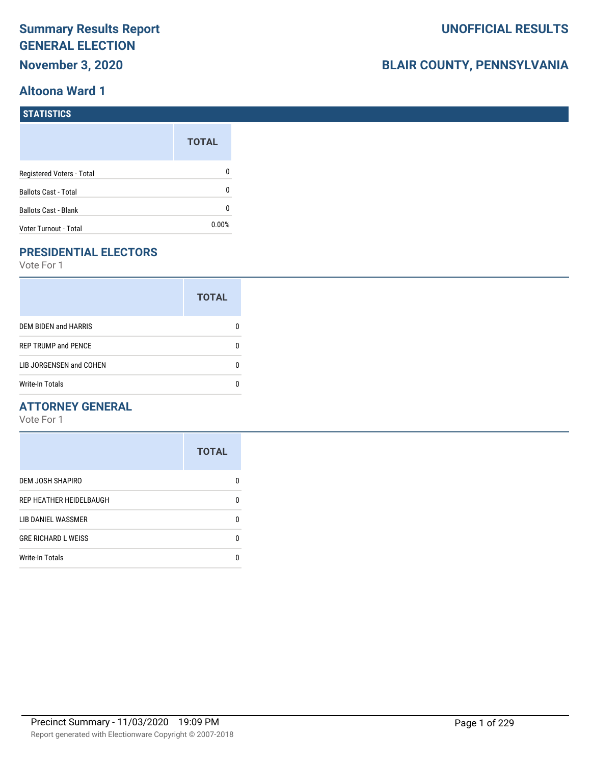# Summary Results Report
# GENERAL ELECTION
# November 3, 2020

**UNOFFICIAL RESULTS**

**BLAIR COUNTY, PENNSYLVANIA**

## Altoona Ward 1

### STATISTICS

| | TOTAL |
|---|---|
| Registered Voters - Total | 0 |
| Ballots Cast - Total | 0 |
| Ballots Cast - Blank | 0 |
| Voter Turnout - Total | 0.00% |

### PRESIDENTIAL ELECTORS

Vote For 1

| | TOTAL |
|---|---|
| DEM BIDEN and HARRIS | 0 |
| REP TRUMP and PENCE | 0 |
| LIB JORGENSEN and COHEN | 0 |
| Write-In Totals | 0 |

### ATTORNEY GENERAL

Vote For 1

| | TOTAL |
|---|---|
| DEM JOSH SHAPIRO | 0 |
| REP HEATHER HEIDELBAUGH | 0 |
| LIB DANIEL WASSMER | 0 |
| GRE RICHARD L WEISS | 0 |
| Write-In Totals | 0 |

Precinct Summary - 11/03/2020 19:09 PM

Report generated with Electionware Copyright © 2007-2018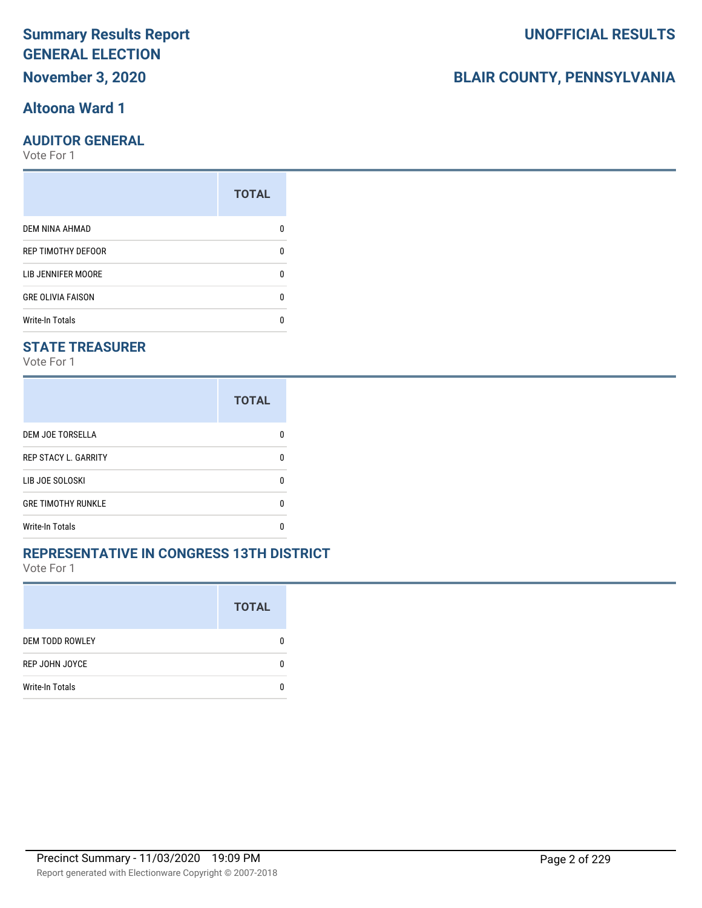# Summary Results Report
# GENERAL ELECTION
# November 3, 2020

# UNOFFICIAL RESULTS

# BLAIR COUNTY, PENNSYLVANIA

## Altoona Ward 1

### AUDITOR GENERAL

Vote For 1

| | TOTAL |
|---|---|
| DEM NINA AHMAD | 0 |
| REP TIMOTHY DEFOOR | 0 |
| LIB JENNIFER MOORE | 0 |
| GRE OLIVIA FAISON | 0 |
| Write-In Totals | 0 |

### STATE TREASURER

Vote For 1

| | TOTAL |
|---|---|
| DEM JOE TORSELLA | 0 |
| REP STACY L. GARRITY | 0 |
| LIB JOE SOLOSKI | 0 |
| GRE TIMOTHY RUNKLE | 0 |
| Write-In Totals | 0 |

### REPRESENTATIVE IN CONGRESS 13TH DISTRICT

Vote For 1

| | TOTAL |
|---|---|
| DEM TODD ROWLEY | 0 |
| REP JOHN JOYCE | 0 |
| Write-In Totals | 0 |

Precinct Summary - 11/03/2020 19:09 PM

Report generated with Electionware Copyright © 2007-2018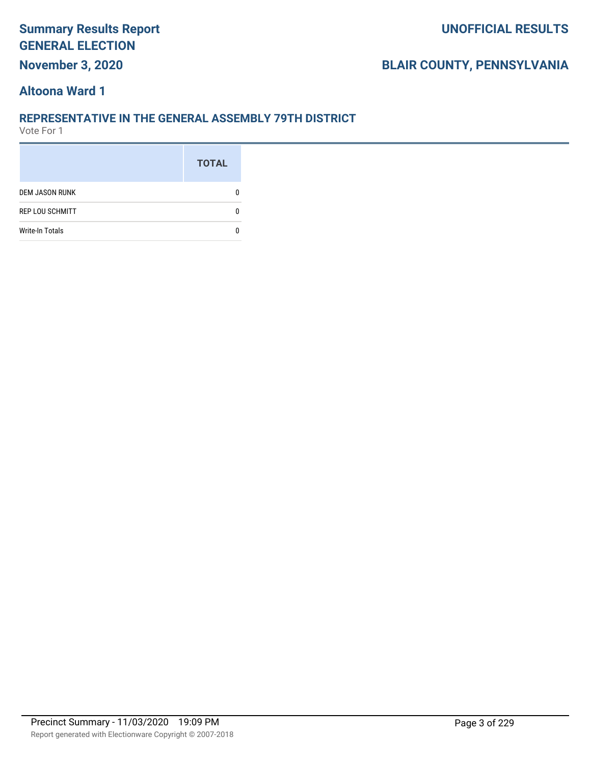# Summary Results Report
# GENERAL ELECTION
## November 3, 2020

## UNOFFICIAL RESULTS

## BLAIR COUNTY, PENNSYLVANIA

### Altoona Ward 1

### REPRESENTATIVE IN THE GENERAL ASSEMBLY 79TH DISTRICT
Vote For 1

| | TOTAL |
|---|---|
| DEM JASON RUNK | 0 |
| REP LOU SCHMITT | 0 |
| Write-In Totals | 0 |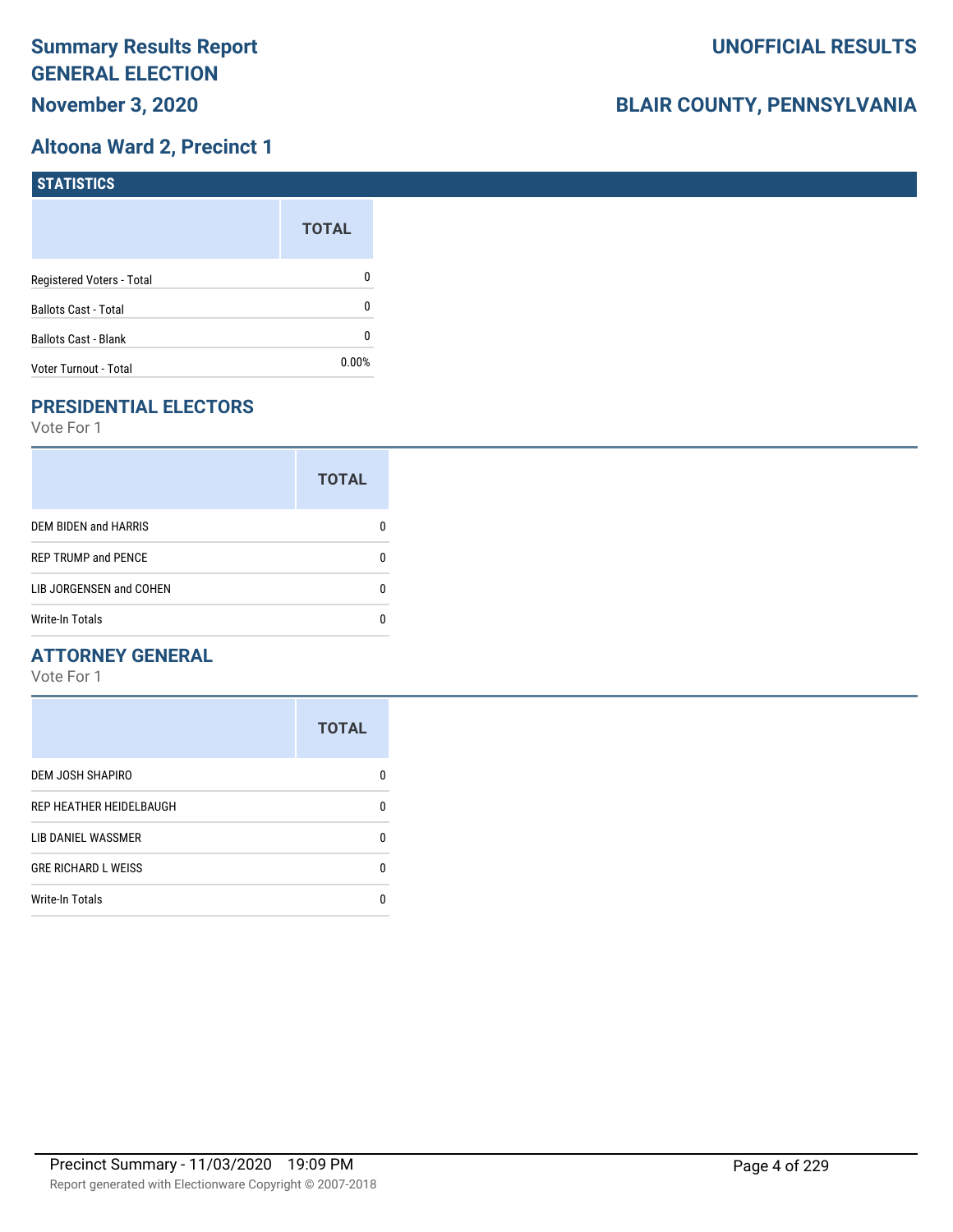# Summary Results Report
# GENERAL ELECTION
## November 3, 2020

**UNOFFICIAL RESULTS**

**BLAIR COUNTY, PENNSYLVANIA**

## Altoona Ward 2, Precinct 1

### STATISTICS

| | TOTAL |
|---|---|
| Registered Voters - Total | 0 |
| Ballots Cast - Total | 0 |
| Ballots Cast - Blank | 0 |
| Voter Turnout - Total | 0.00% |

### PRESIDENTIAL ELECTORS

Vote For 1

| | TOTAL |
|---|---|
| DEM BIDEN and HARRIS | 0 |
| REP TRUMP and PENCE | 0 |
| LIB JORGENSEN and COHEN | 0 |
| Write-In Totals | 0 |

### ATTORNEY GENERAL

Vote For 1

| | TOTAL |
|---|---|
| DEM JOSH SHAPIRO | 0 |
| REP HEATHER HEIDELBAUGH | 0 |
| LIB DANIEL WASSMER | 0 |
| GRE RICHARD L WEISS | 0 |
| Write-In Totals | 0 |

Precinct Summary - 11/03/2020 19:09 PM

Report generated with Electionware Copyright © 2007-2018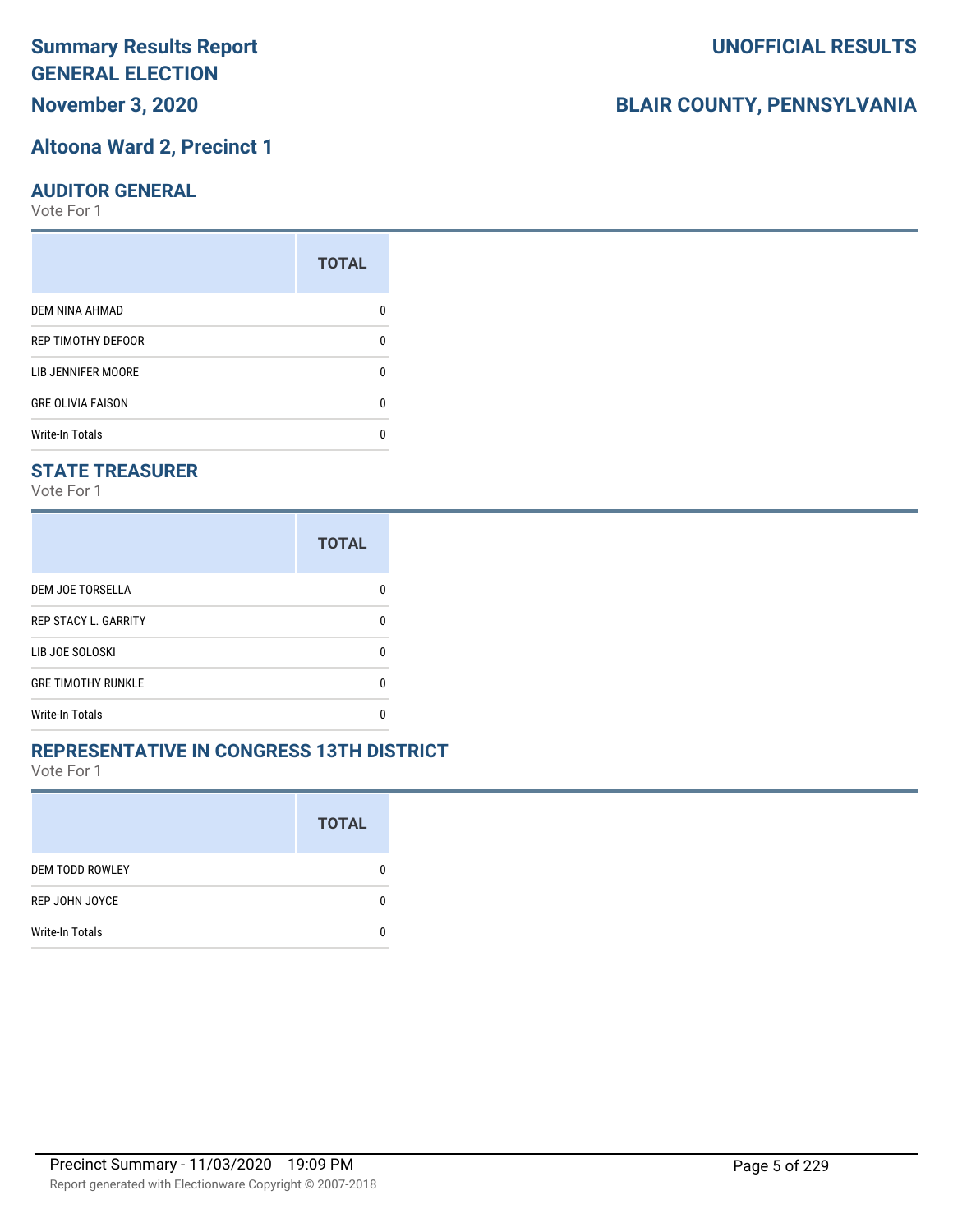# Summary Results Report GENERAL ELECTION

**November 3, 2020**

**UNOFFICIAL RESULTS**

**BLAIR COUNTY, PENNSYLVANIA**

## Altoona Ward 2, Precinct 1

### AUDITOR GENERAL

Vote For 1

| | TOTAL |
|---|---|
| DEM NINA AHMAD | 0 |
| REP TIMOTHY DEFOOR | 0 |
| LIB JENNIFER MOORE | 0 |
| GRE OLIVIA FAISON | 0 |
| Write-In Totals | 0 |

### STATE TREASURER

Vote For 1

| | TOTAL |
|---|---|
| DEM JOE TORSELLA | 0 |
| REP STACY L. GARRITY | 0 |
| LIB JOE SOLOSKI | 0 |
| GRE TIMOTHY RUNKLE | 0 |
| Write-In Totals | 0 |

### REPRESENTATIVE IN CONGRESS 13TH DISTRICT

Vote For 1

| | TOTAL |
|---|---|
| DEM TODD ROWLEY | 0 |
| REP JOHN JOYCE | 0 |
| Write-In Totals | 0 |

Precinct Summary - 11/03/2020 19:09 PM

Report generated with Electionware Copyright © 2007-2018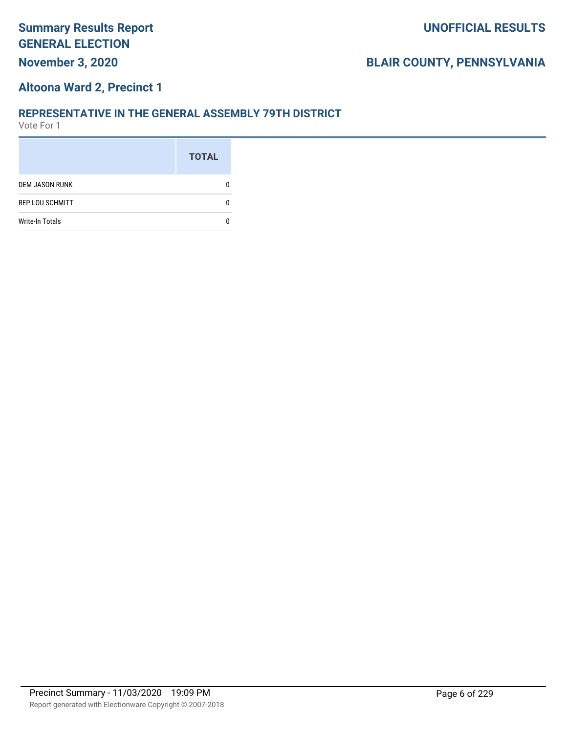# Summary Results Report
# GENERAL ELECTION
## November 3, 2020

## UNOFFICIAL RESULTS

## BLAIR COUNTY, PENNSYLVANIA

## Altoona Ward 2, Precinct 1

### REPRESENTATIVE IN THE GENERAL ASSEMBLY 79TH DISTRICT
Vote For 1

| | TOTAL |
|---|---|
| DEM JASON RUNK | 0 |
| REP LOU SCHMITT | 0 |
| Write-In Totals | 0 |

Precinct Summary - 11/03/2020 19:09 PM

Report generated with Electionware Copyright © 2007-2018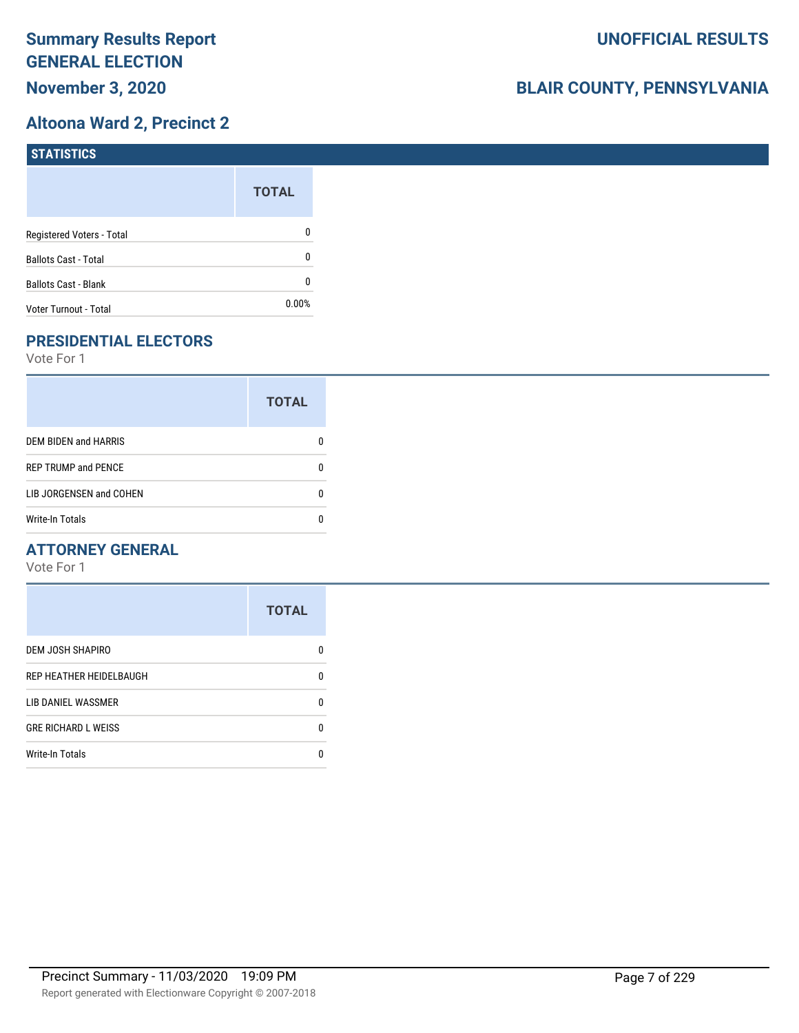# Summary Results Report GENERAL ELECTION

**November 3, 2020**

**UNOFFICIAL RESULTS**

**BLAIR COUNTY, PENNSYLVANIA**

## Altoona Ward 2, Precinct 2

### STATISTICS

| | TOTAL |
|---|---|
| Registered Voters - Total | 0 |
| Ballots Cast - Total | 0 |
| Ballots Cast - Blank | 0 |
| Voter Turnout - Total | 0.00% |

### PRESIDENTIAL ELECTORS

Vote For 1

| | TOTAL |
|---|---|
| DEM BIDEN and HARRIS | 0 |
| REP TRUMP and PENCE | 0 |
| LIB JORGENSEN and COHEN | 0 |
| Write-In Totals | 0 |

### ATTORNEY GENERAL

Vote For 1

| | TOTAL |
|---|---|
| DEM JOSH SHAPIRO | 0 |
| REP HEATHER HEIDELBAUGH | 0 |
| LIB DANIEL WASSMER | 0 |
| GRE RICHARD L WEISS | 0 |
| Write-In Totals | 0 |

Precinct Summary - 11/03/2020 19:09 PM

Report generated with Electionware Copyright © 2007-2018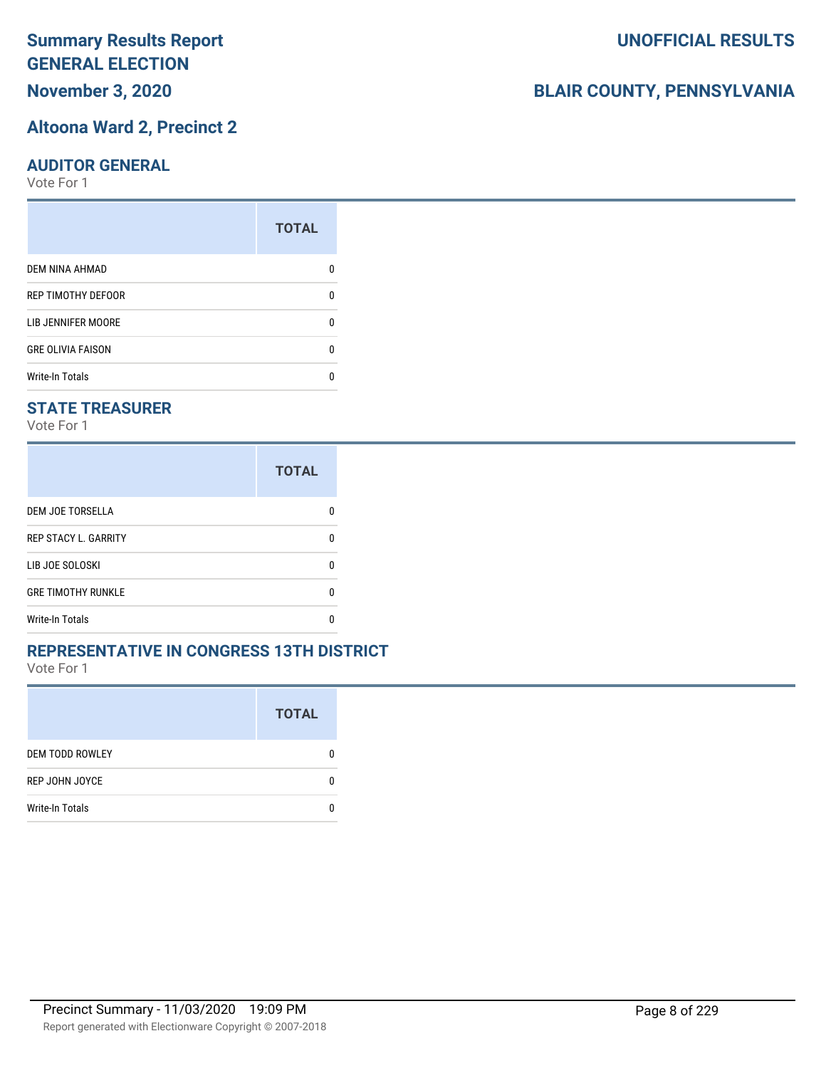# Summary Results Report
# GENERAL ELECTION
## November 3, 2020

## UNOFFICIAL RESULTS

## BLAIR COUNTY, PENNSYLVANIA

## Altoona Ward 2, Precinct 2

### AUDITOR GENERAL

Vote For 1

| | TOTAL |
|---|---|
| DEM NINA AHMAD | 0 |
| REP TIMOTHY DEFOOR | 0 |
| LIB JENNIFER MOORE | 0 |
| GRE OLIVIA FAISON | 0 |
| Write-In Totals | 0 |

### STATE TREASURER

Vote For 1

| | TOTAL |
|---|---|
| DEM JOE TORSELLA | 0 |
| REP STACY L. GARRITY | 0 |
| LIB JOE SOLOSKI | 0 |
| GRE TIMOTHY RUNKLE | 0 |
| Write-In Totals | 0 |

### REPRESENTATIVE IN CONGRESS 13TH DISTRICT

Vote For 1

| | TOTAL |
|---|---|
| DEM TODD ROWLEY | 0 |
| REP JOHN JOYCE | 0 |
| Write-In Totals | 0 |

Precinct Summary - 11/03/2020 19:09 PM

Report generated with Electionware Copyright © 2007-2018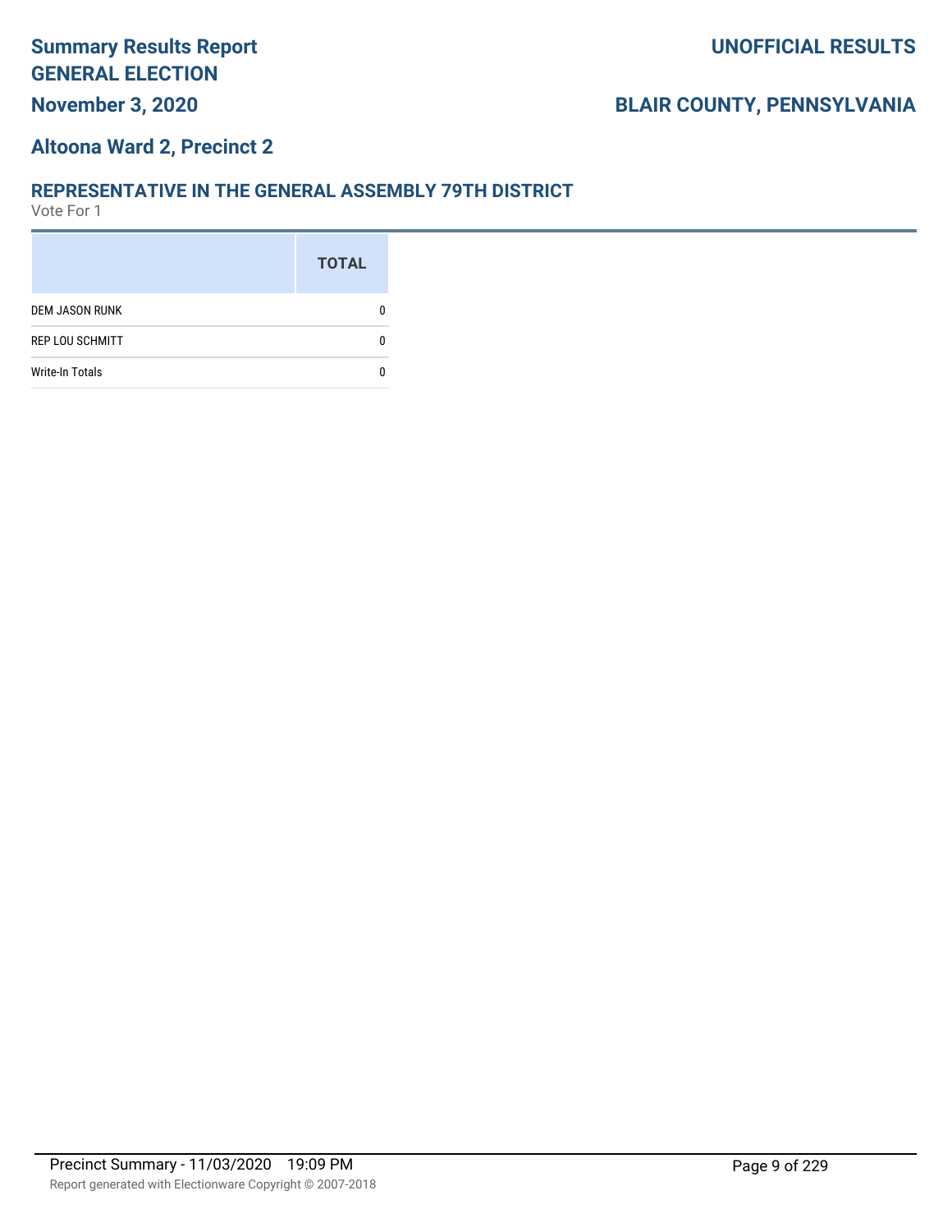# Summary Results Report
# GENERAL ELECTION
## November 3, 2020

## UNOFFICIAL RESULTS

## BLAIR COUNTY, PENNSYLVANIA

## Altoona Ward 2, Precinct 2

### REPRESENTATIVE IN THE GENERAL ASSEMBLY 79TH DISTRICT
Vote For 1

| | TOTAL |
|---|---|
| DEM JASON RUNK | 0 |
| REP LOU SCHMITT | 0 |
| Write-In Totals | 0 |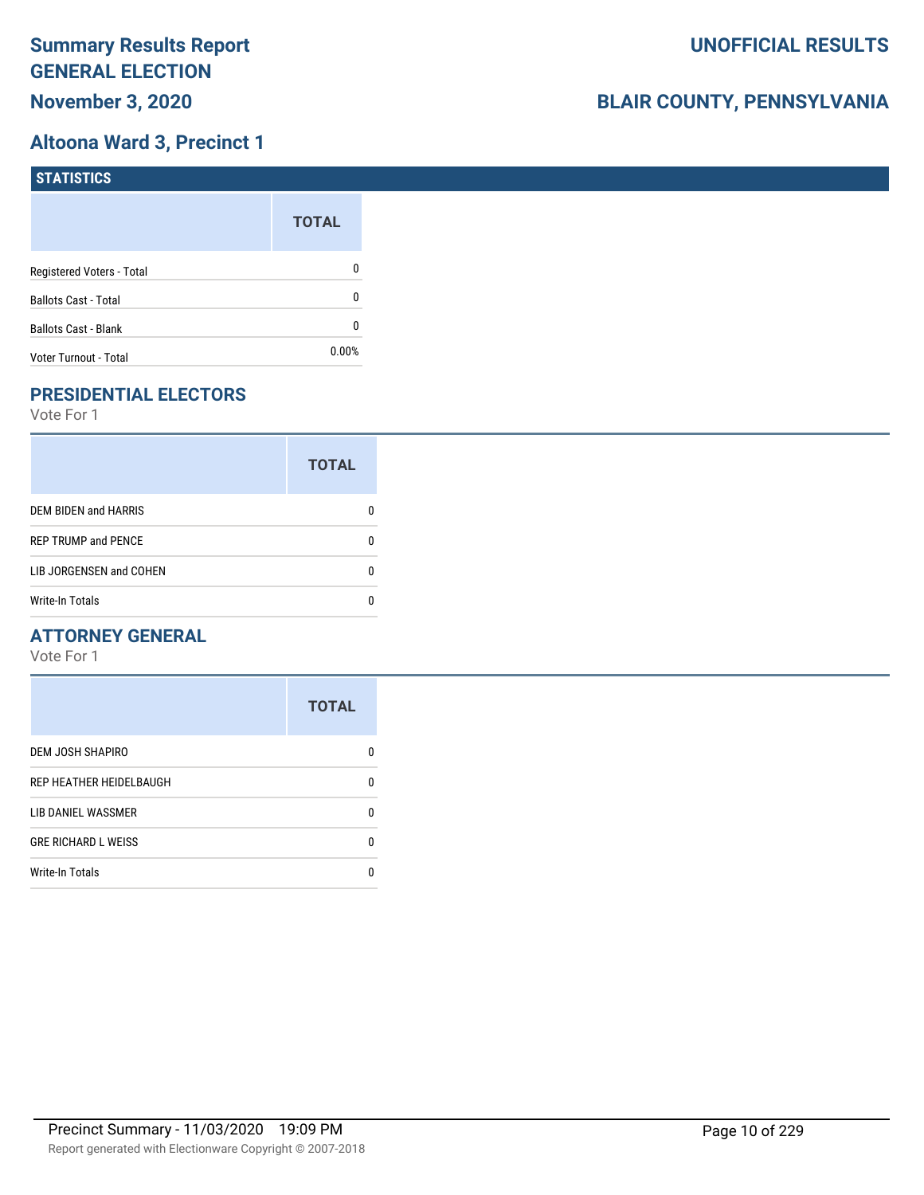# Summary Results Report
# GENERAL ELECTION
## November 3, 2020

**UNOFFICIAL RESULTS**

**BLAIR COUNTY, PENNSYLVANIA**

## Altoona Ward 3, Precinct 1

### STATISTICS

| | TOTAL |
|---|---|
| Registered Voters - Total | 0 |
| Ballots Cast - Total | 0 |
| Ballots Cast - Blank | 0 |
| Voter Turnout - Total | 0.00% |

### PRESIDENTIAL ELECTORS

Vote For 1

| | TOTAL |
|---|---|
| DEM BIDEN and HARRIS | 0 |
| REP TRUMP and PENCE | 0 |
| LIB JORGENSEN and COHEN | 0 |
| Write-In Totals | 0 |

### ATTORNEY GENERAL

Vote For 1

| | TOTAL |
|---|---|
| DEM JOSH SHAPIRO | 0 |
| REP HEATHER HEIDELBAUGH | 0 |
| LIB DANIEL WASSMER | 0 |
| GRE RICHARD L WEISS | 0 |
| Write-In Totals | 0 |

Precinct Summary - 11/03/2020 19:09 PM

Report generated with Electionware Copyright © 2007-2018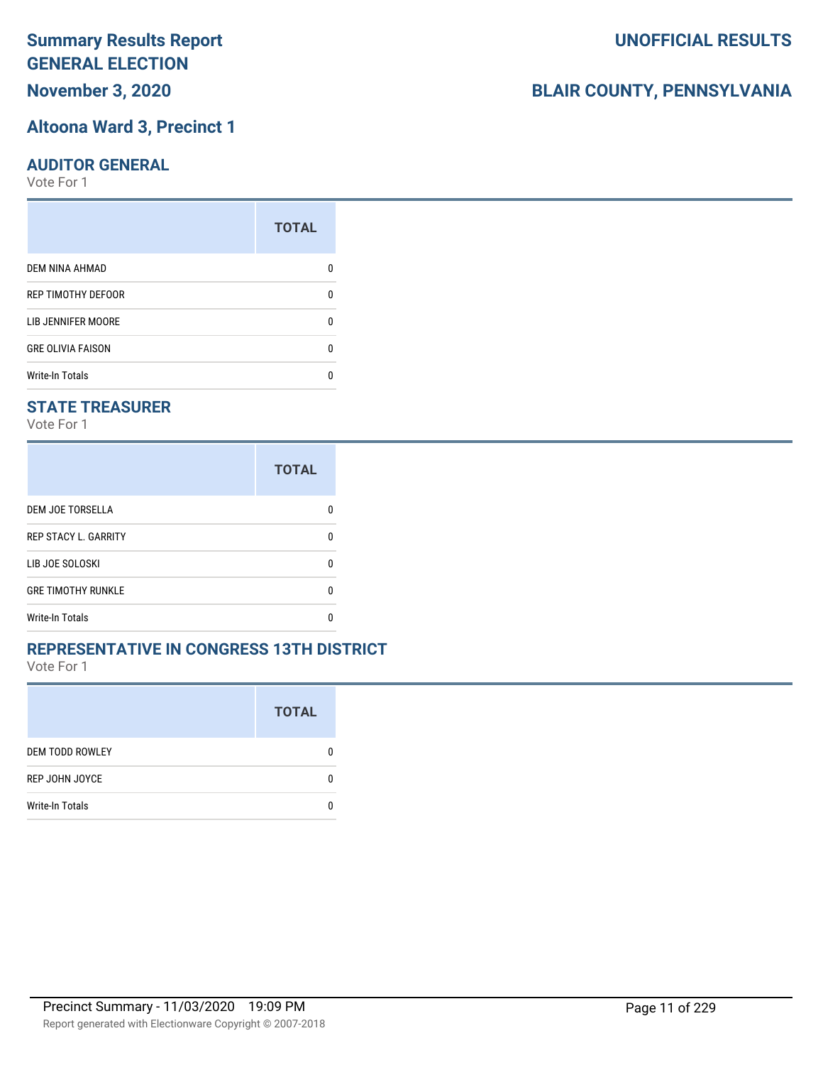# Summary Results Report
# GENERAL ELECTION
## November 3, 2020

**UNOFFICIAL RESULTS**

**BLAIR COUNTY, PENNSYLVANIA**

## Altoona Ward 3, Precinct 1

### AUDITOR GENERAL

Vote For 1

| | TOTAL |
|---|---|
| DEM NINA AHMAD | 0 |
| REP TIMOTHY DEFOOR | 0 |
| LIB JENNIFER MOORE | 0 |
| GRE OLIVIA FAISON | 0 |
| Write-In Totals | 0 |

### STATE TREASURER

Vote For 1

| | TOTAL |
|---|---|
| DEM JOE TORSELLA | 0 |
| REP STACY L. GARRITY | 0 |
| LIB JOE SOLOSKI | 0 |
| GRE TIMOTHY RUNKLE | 0 |
| Write-In Totals | 0 |

### REPRESENTATIVE IN CONGRESS 13TH DISTRICT

Vote For 1

| | TOTAL |
|---|---|
| DEM TODD ROWLEY | 0 |
| REP JOHN JOYCE | 0 |
| Write-In Totals | 0 |

Precinct Summary - 11/03/2020 19:09 PM

Report generated with Electionware Copyright © 2007-2018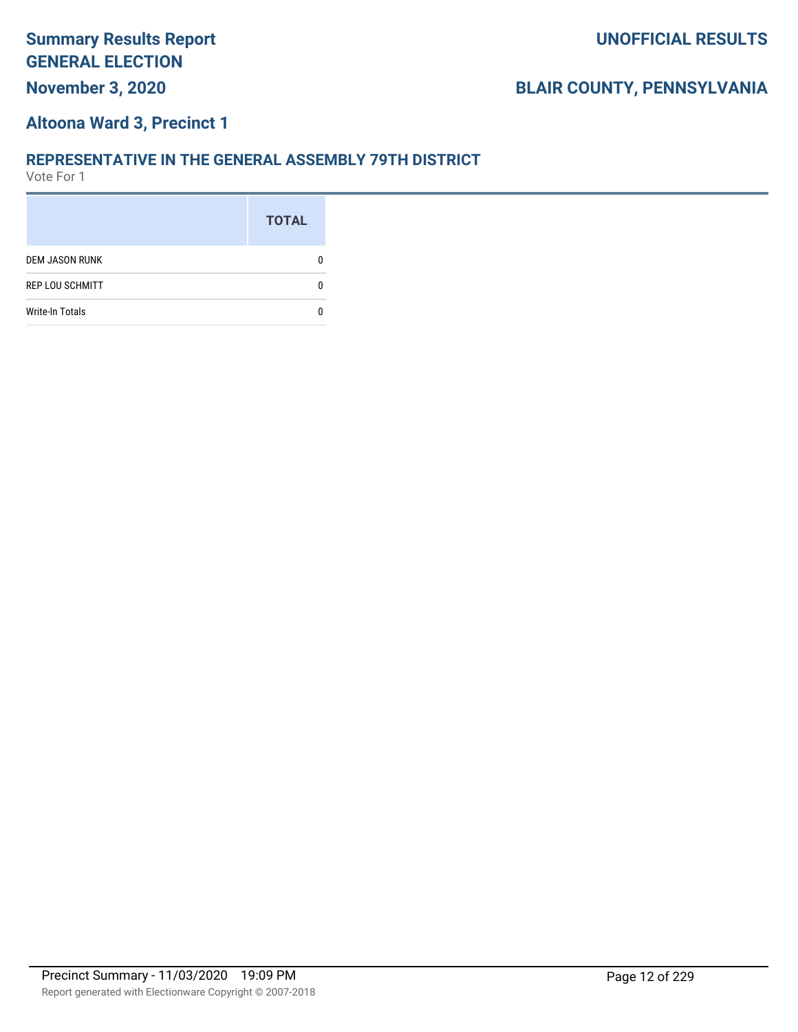# Summary Results Report
# GENERAL ELECTION
## November 3, 2020

**UNOFFICIAL RESULTS**

**BLAIR COUNTY, PENNSYLVANIA**

## Altoona Ward 3, Precinct 1

### REPRESENTATIVE IN THE GENERAL ASSEMBLY 79TH DISTRICT
Vote For 1

| | TOTAL |
|---|---|
| DEM JASON RUNK | 0 |
| REP LOU SCHMITT | 0 |
| Write-In Totals | 0 |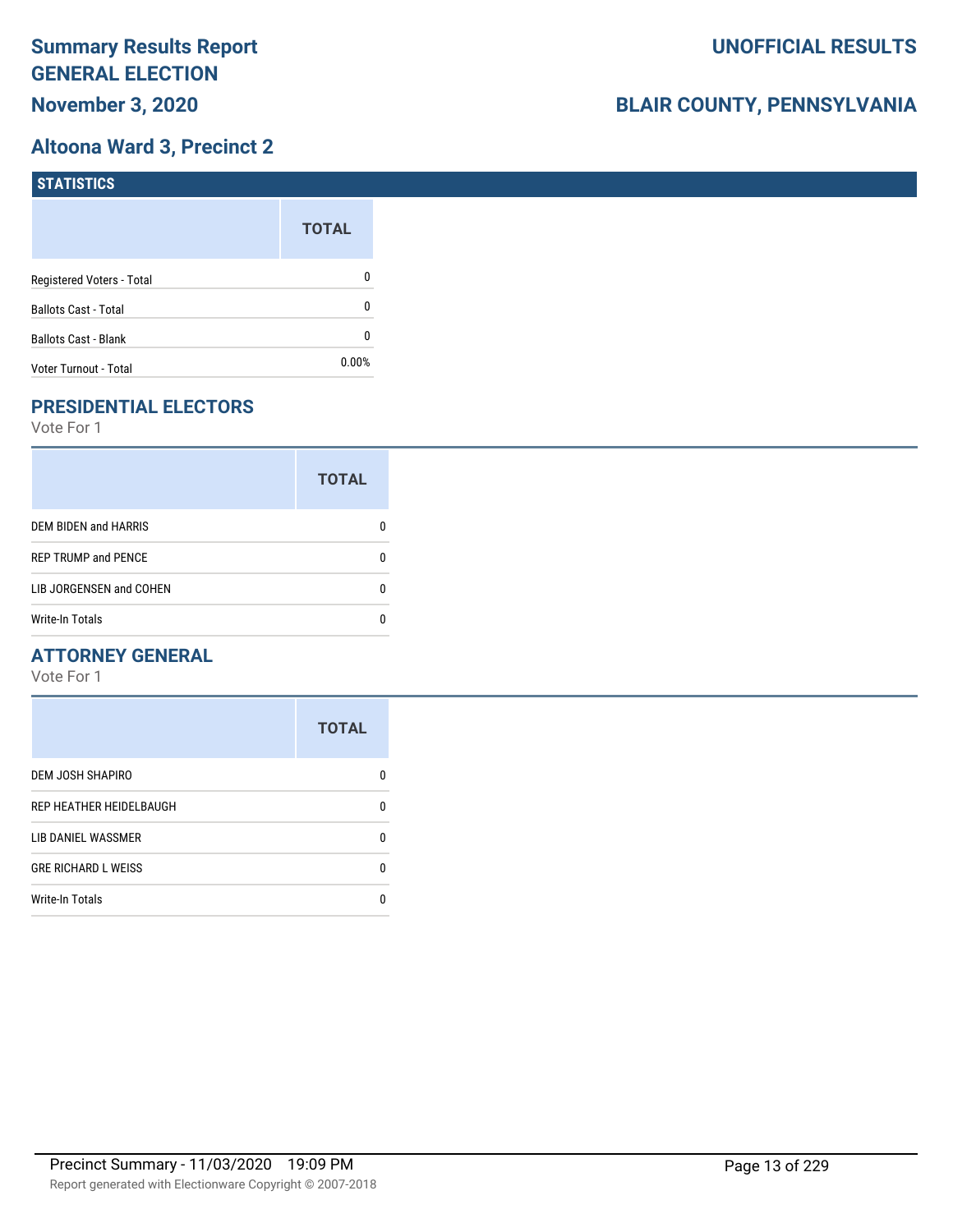# Summary Results Report
# GENERAL ELECTION
## November 3, 2020

**UNOFFICIAL RESULTS**

**BLAIR COUNTY, PENNSYLVANIA**

## Altoona Ward 3, Precinct 2

### STATISTICS

| | TOTAL |
|---|---|
| Registered Voters - Total | 0 |
| Ballots Cast - Total | 0 |
| Ballots Cast - Blank | 0 |
| Voter Turnout - Total | 0.00% |

### PRESIDENTIAL ELECTORS

Vote For 1

| | TOTAL |
|---|---|
| DEM BIDEN and HARRIS | 0 |
| REP TRUMP and PENCE | 0 |
| LIB JORGENSEN and COHEN | 0 |
| Write-In Totals | 0 |

### ATTORNEY GENERAL

Vote For 1

| | TOTAL |
|---|---|
| DEM JOSH SHAPIRO | 0 |
| REP HEATHER HEIDELBAUGH | 0 |
| LIB DANIEL WASSMER | 0 |
| GRE RICHARD L WEISS | 0 |
| Write-In Totals | 0 |

Precinct Summary - 11/03/2020 19:09 PM

Report generated with Electionware Copyright © 2007-2018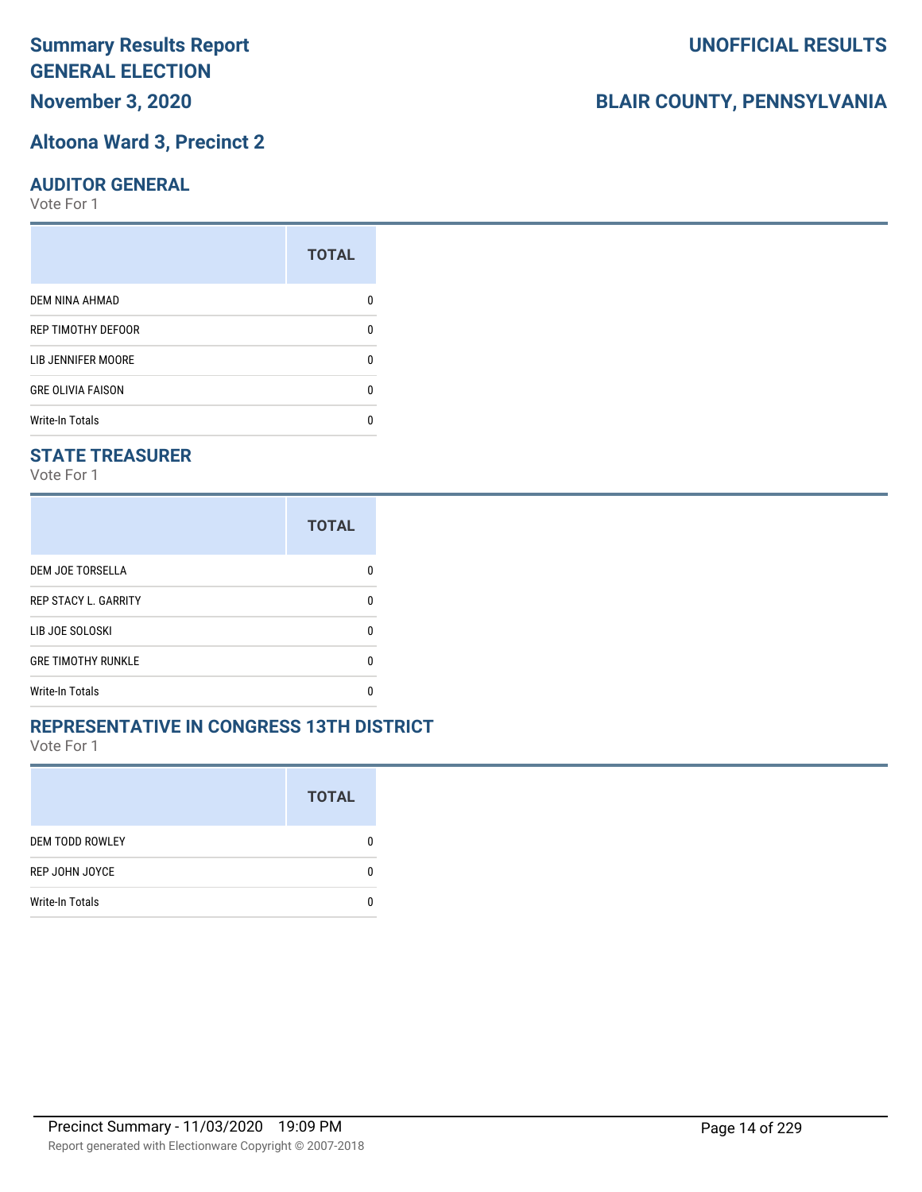# Summary Results Report GENERAL ELECTION

**UNOFFICIAL RESULTS**

**November 3, 2020**

**BLAIR COUNTY, PENNSYLVANIA**

## Altoona Ward 3, Precinct 2

### AUDITOR GENERAL

Vote For 1

| | TOTAL |
|---|---|
| DEM NINA AHMAD | 0 |
| REP TIMOTHY DEFOOR | 0 |
| LIB JENNIFER MOORE | 0 |
| GRE OLIVIA FAISON | 0 |
| Write-In Totals | 0 |

### STATE TREASURER

Vote For 1

| | TOTAL |
|---|---|
| DEM JOE TORSELLA | 0 |
| REP STACY L. GARRITY | 0 |
| LIB JOE SOLOSKI | 0 |
| GRE TIMOTHY RUNKLE | 0 |
| Write-In Totals | 0 |

### REPRESENTATIVE IN CONGRESS 13TH DISTRICT

Vote For 1

| | TOTAL |
|---|---|
| DEM TODD ROWLEY | 0 |
| REP JOHN JOYCE | 0 |
| Write-In Totals | 0 |

Precinct Summary - 11/03/2020 19:09 PM

Report generated with Electionware Copyright © 2007-2018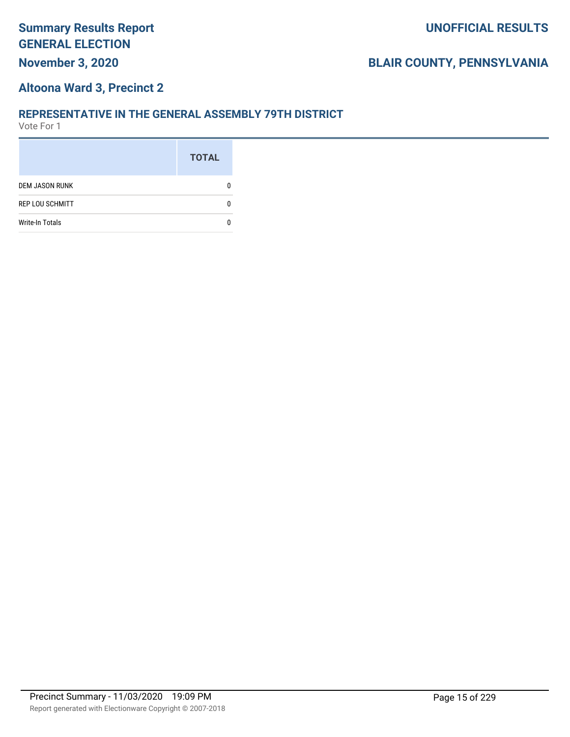# Summary Results Report
# GENERAL ELECTION

**November 3, 2020**

**UNOFFICIAL RESULTS**

**BLAIR COUNTY, PENNSYLVANIA**

## Altoona Ward 3, Precinct 2

### REPRESENTATIVE IN THE GENERAL ASSEMBLY 79TH DISTRICT

Vote For 1

| | TOTAL |
|---|---|
| DEM JASON RUNK | 0 |
| REP LOU SCHMITT | 0 |
| Write-In Totals | 0 |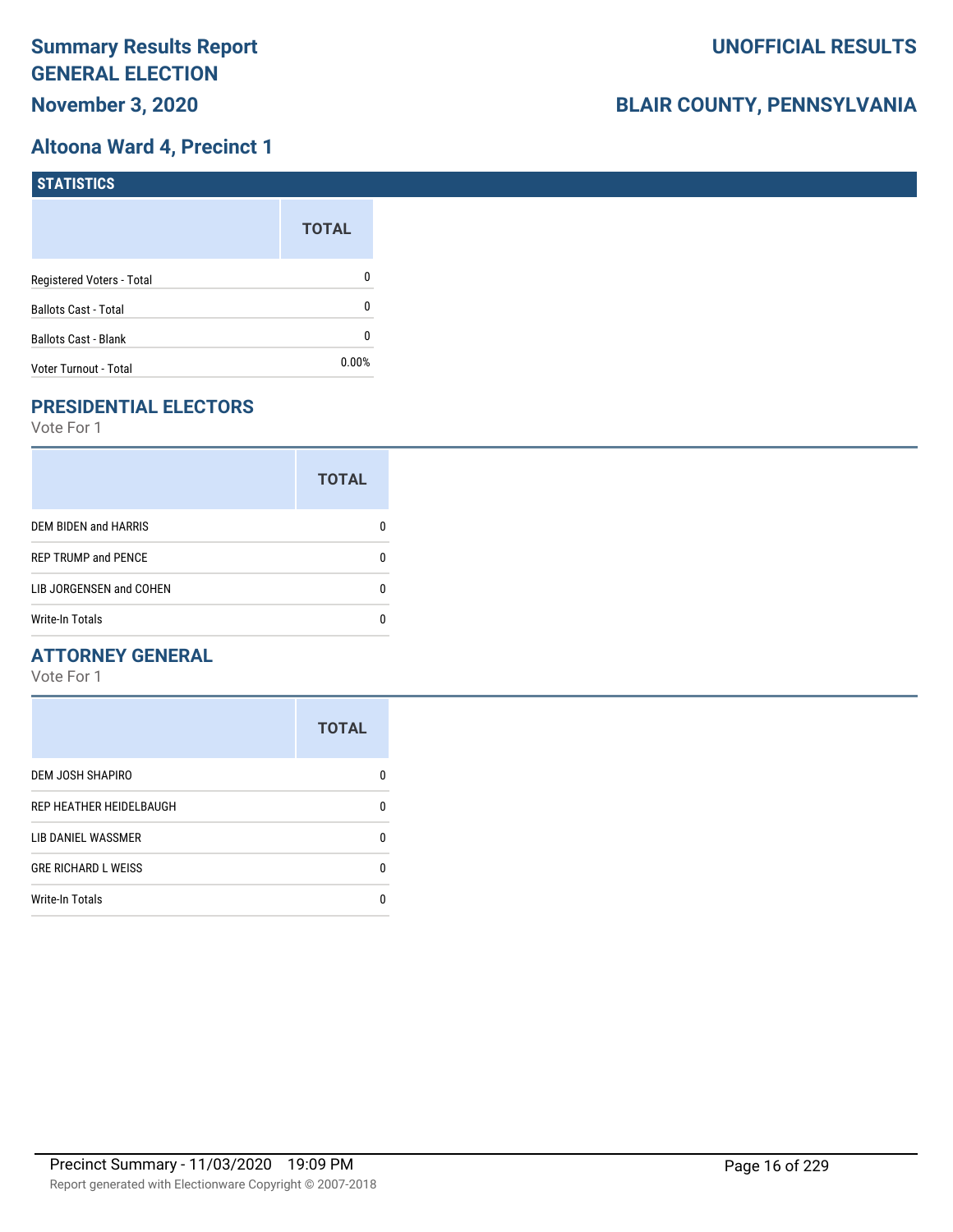# Summary Results Report
# GENERAL ELECTION
# November 3, 2020

**UNOFFICIAL RESULTS**

**BLAIR COUNTY, PENNSYLVANIA**

## Altoona Ward 4, Precinct 1

### STATISTICS

| | TOTAL |
|---|---|
| Registered Voters - Total | 0 |
| Ballots Cast - Total | 0 |
| Ballots Cast - Blank | 0 |
| Voter Turnout - Total | 0.00% |

### PRESIDENTIAL ELECTORS

Vote For 1

| | TOTAL |
|---|---|
| DEM BIDEN and HARRIS | 0 |
| REP TRUMP and PENCE | 0 |
| LIB JORGENSEN and COHEN | 0 |
| Write-In Totals | 0 |

### ATTORNEY GENERAL

Vote For 1

| | TOTAL |
|---|---|
| DEM JOSH SHAPIRO | 0 |
| REP HEATHER HEIDELBAUGH | 0 |
| LIB DANIEL WASSMER | 0 |
| GRE RICHARD L WEISS | 0 |
| Write-In Totals | 0 |

Precinct Summary - 11/03/2020 19:09 PM

Report generated with Electionware Copyright © 2007-2018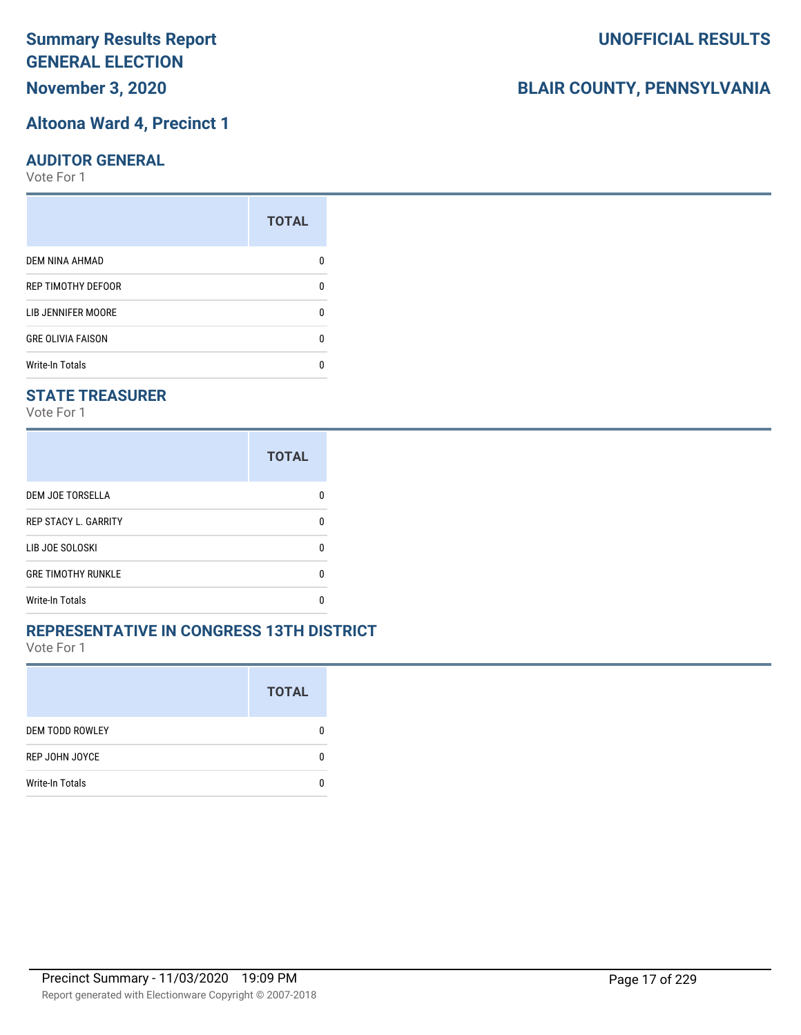# Summary Results Report GENERAL ELECTION

**November 3, 2020**

**UNOFFICIAL RESULTS**

**BLAIR COUNTY, PENNSYLVANIA**

## Altoona Ward 4, Precinct 1

### AUDITOR GENERAL

Vote For 1

| | TOTAL |
|---|---|
| DEM NINA AHMAD | 0 |
| REP TIMOTHY DEFOOR | 0 |
| LIB JENNIFER MOORE | 0 |
| GRE OLIVIA FAISON | 0 |
| Write-In Totals | 0 |

### STATE TREASURER

Vote For 1

| | TOTAL |
|---|---|
| DEM JOE TORSELLA | 0 |
| REP STACY L. GARRITY | 0 |
| LIB JOE SOLOSKI | 0 |
| GRE TIMOTHY RUNKLE | 0 |
| Write-In Totals | 0 |

### REPRESENTATIVE IN CONGRESS 13TH DISTRICT

Vote For 1

| | TOTAL |
|---|---|
| DEM TODD ROWLEY | 0 |
| REP JOHN JOYCE | 0 |
| Write-In Totals | 0 |

Precinct Summary - 11/03/2020 19:09 PM

Report generated with Electionware Copyright © 2007-2018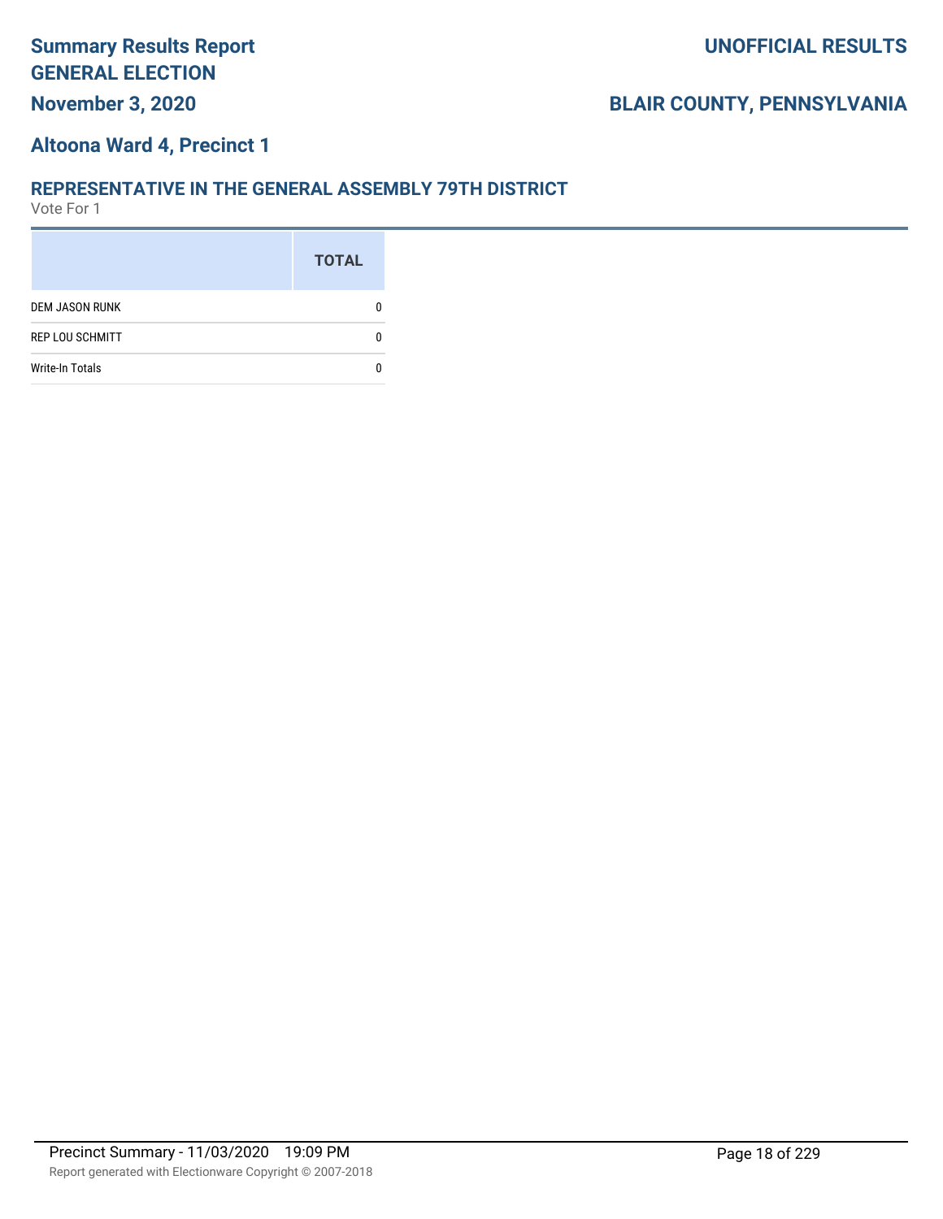# Summary Results Report
# GENERAL ELECTION
**November 3, 2020**

**UNOFFICIAL RESULTS**

**BLAIR COUNTY, PENNSYLVANIA**

## Altoona Ward 4, Precinct 1

### REPRESENTATIVE IN THE GENERAL ASSEMBLY 79TH DISTRICT
Vote For 1

| | TOTAL |
|---|---|
| DEM JASON RUNK | 0 |
| REP LOU SCHMITT | 0 |
| Write-In Totals | 0 |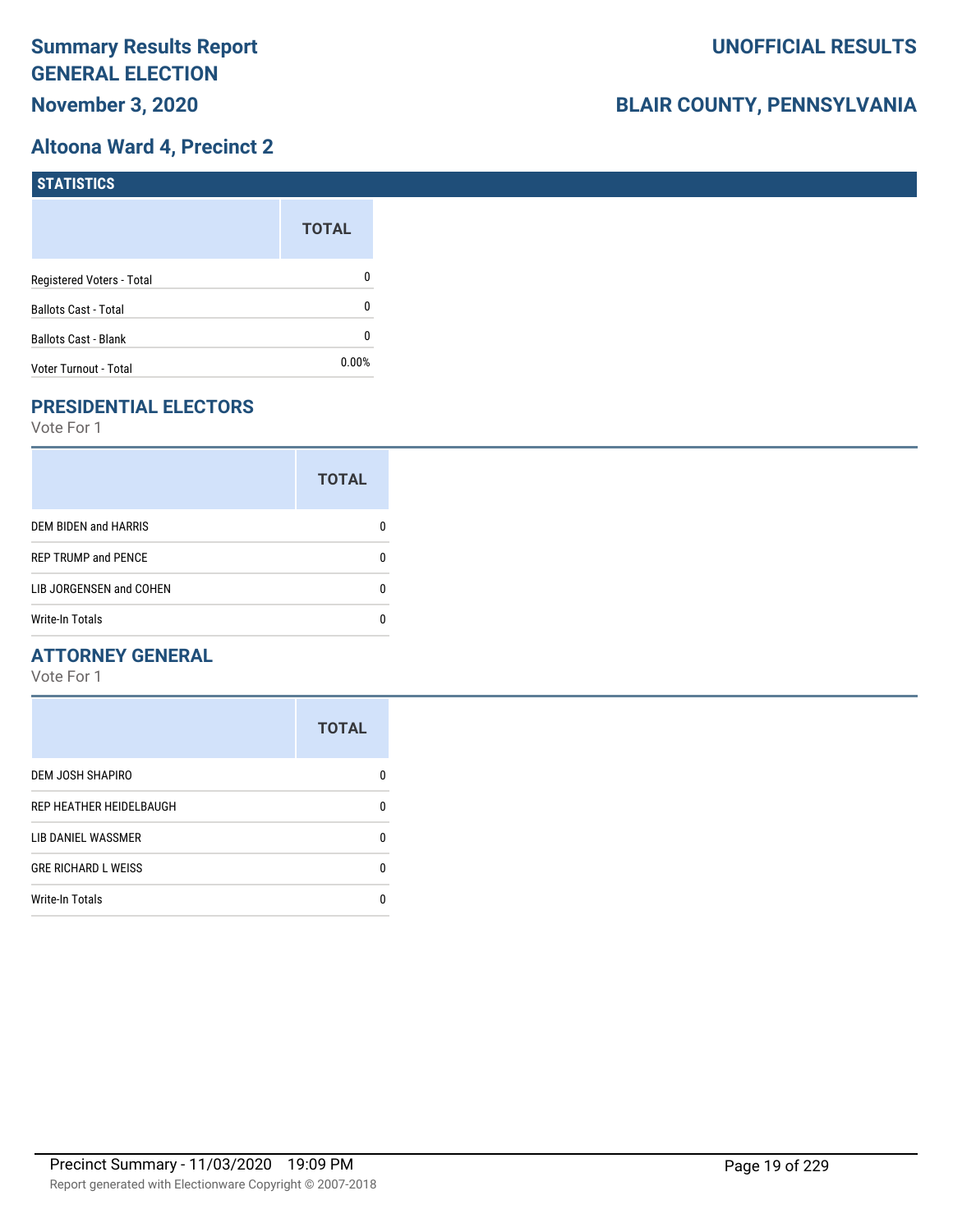# Summary Results Report
# GENERAL ELECTION
## November 3, 2020

## UNOFFICIAL RESULTS

## BLAIR COUNTY, PENNSYLVANIA

## Altoona Ward 4, Precinct 2

### STATISTICS

| | TOTAL |
|---|---|
| Registered Voters - Total | 0 |
| Ballots Cast - Total | 0 |
| Ballots Cast - Blank | 0 |
| Voter Turnout - Total | 0.00% |

### PRESIDENTIAL ELECTORS

Vote For 1

| | TOTAL |
|---|---|
| DEM BIDEN and HARRIS | 0 |
| REP TRUMP and PENCE | 0 |
| LIB JORGENSEN and COHEN | 0 |
| Write-In Totals | 0 |

### ATTORNEY GENERAL

Vote For 1

| | TOTAL |
|---|---|
| DEM JOSH SHAPIRO | 0 |
| REP HEATHER HEIDELBAUGH | 0 |
| LIB DANIEL WASSMER | 0 |
| GRE RICHARD L WEISS | 0 |
| Write-In Totals | 0 |

Precinct Summary - 11/03/2020 19:09 PM

Report generated with Electionware Copyright © 2007-2018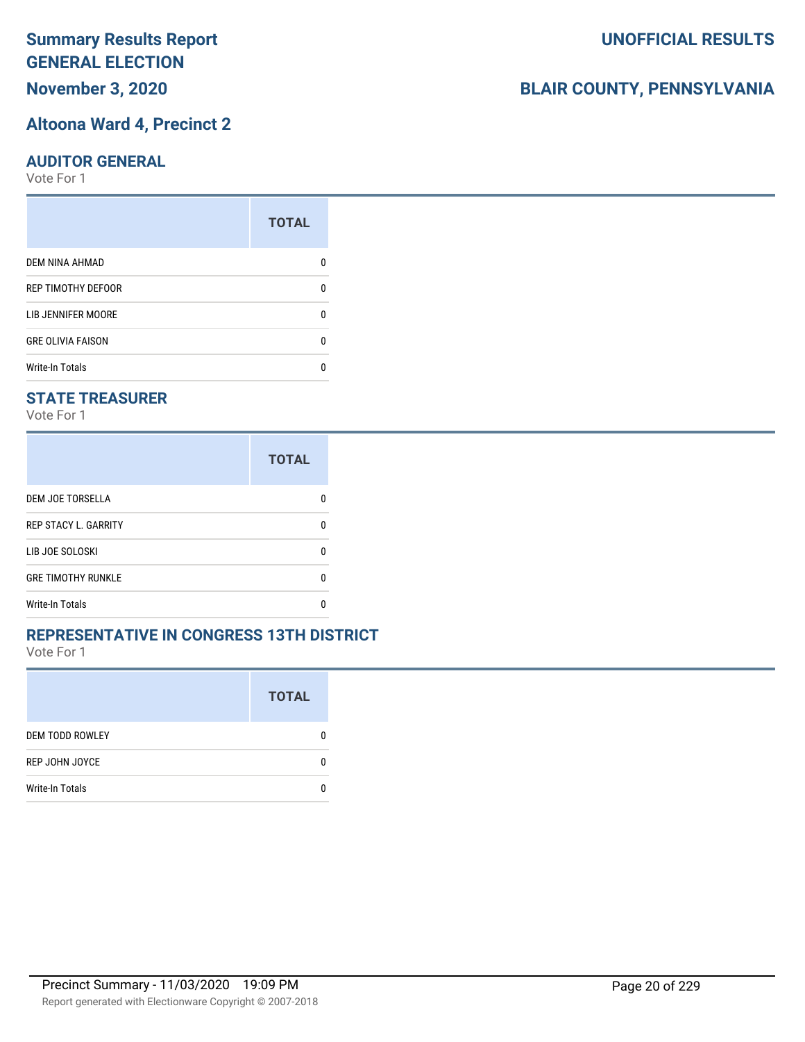# Summary Results Report GENERAL ELECTION

**UNOFFICIAL RESULTS**

**November 3, 2020**

**BLAIR COUNTY, PENNSYLVANIA**

## Altoona Ward 4, Precinct 2

### AUDITOR GENERAL

Vote For 1

| | TOTAL |
|---|---|
| DEM NINA AHMAD | 0 |
| REP TIMOTHY DEFOOR | 0 |
| LIB JENNIFER MOORE | 0 |
| GRE OLIVIA FAISON | 0 |
| Write-In Totals | 0 |

### STATE TREASURER

Vote For 1

| | TOTAL |
|---|---|
| DEM JOE TORSELLA | 0 |
| REP STACY L. GARRITY | 0 |
| LIB JOE SOLOSKI | 0 |
| GRE TIMOTHY RUNKLE | 0 |
| Write-In Totals | 0 |

### REPRESENTATIVE IN CONGRESS 13TH DISTRICT

Vote For 1

| | TOTAL |
|---|---|
| DEM TODD ROWLEY | 0 |
| REP JOHN JOYCE | 0 |
| Write-In Totals | 0 |

Precinct Summary - 11/03/2020 19:09 PM

Report generated with Electionware Copyright © 2007-2018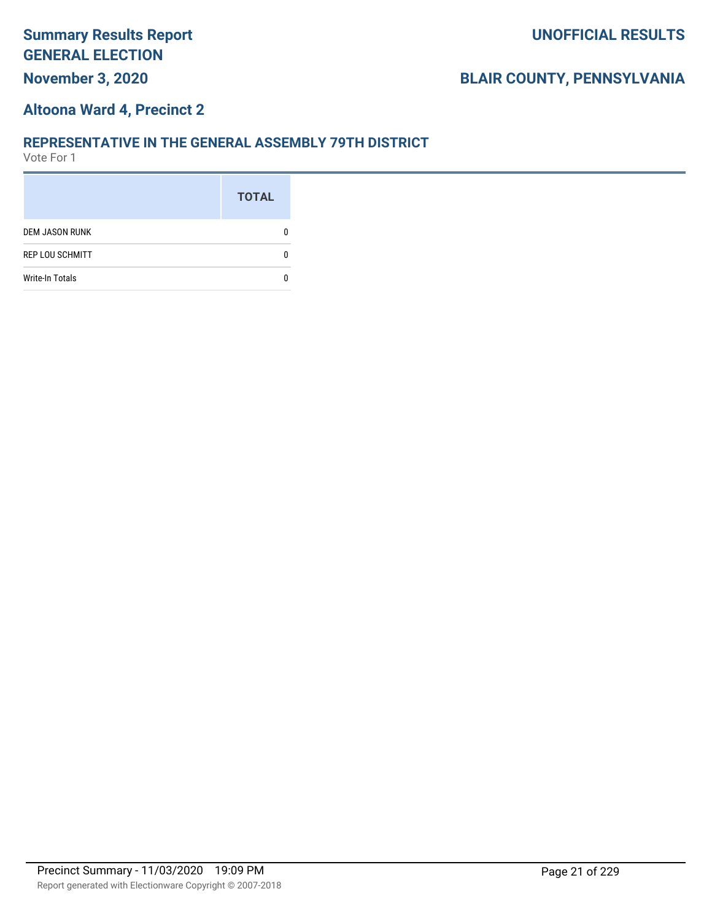# Summary Results Report GENERAL ELECTION

**November 3, 2020**

**UNOFFICIAL RESULTS**

**BLAIR COUNTY, PENNSYLVANIA**

## Altoona Ward 4, Precinct 2

### REPRESENTATIVE IN THE GENERAL ASSEMBLY 79TH DISTRICT

Vote For 1

| | TOTAL |
|---|---|
| DEM JASON RUNK | 0 |
| REP LOU SCHMITT | 0 |
| Write-In Totals | 0 |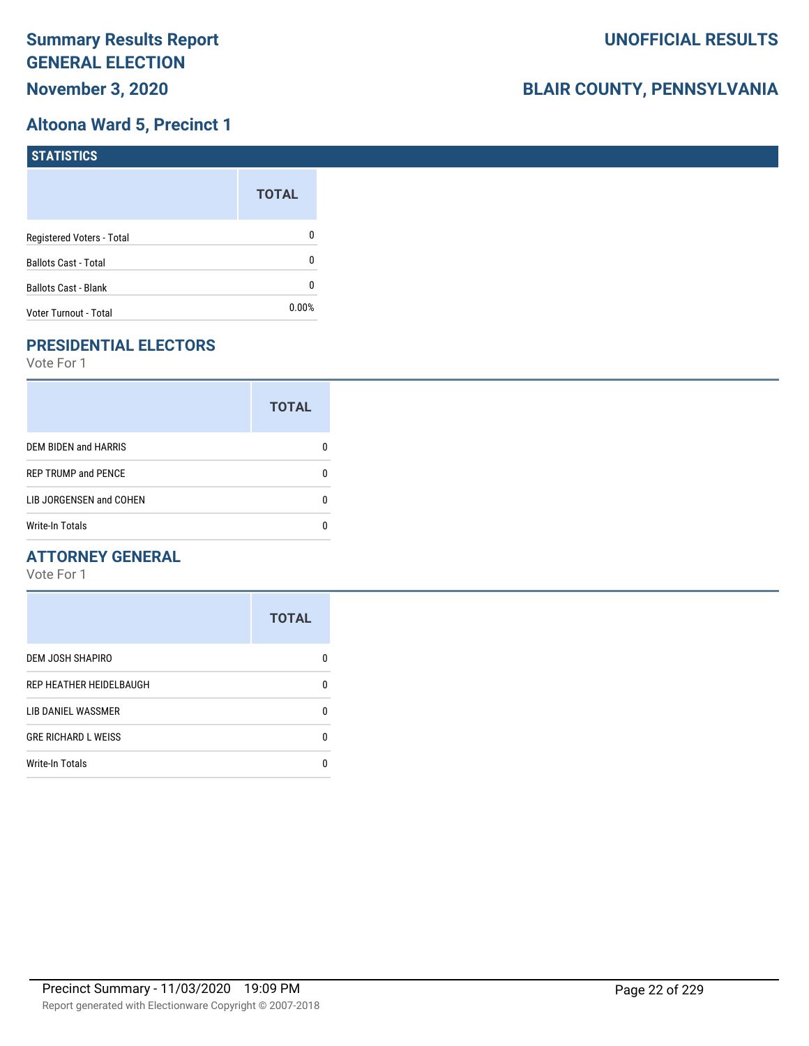# Summary Results Report
# GENERAL ELECTION
## November 3, 2020

# UNOFFICIAL RESULTS

# BLAIR COUNTY, PENNSYLVANIA

## Altoona Ward 5, Precinct 1

### STATISTICS

| | TOTAL |
|---|---|
| Registered Voters - Total | 0 |
| Ballots Cast - Total | 0 |
| Ballots Cast - Blank | 0 |
| Voter Turnout - Total | 0.00% |

### PRESIDENTIAL ELECTORS

Vote For 1

| | TOTAL |
|---|---|
| DEM BIDEN and HARRIS | 0 |
| REP TRUMP and PENCE | 0 |
| LIB JORGENSEN and COHEN | 0 |
| Write-In Totals | 0 |

### ATTORNEY GENERAL

Vote For 1

| | TOTAL |
|---|---|
| DEM JOSH SHAPIRO | 0 |
| REP HEATHER HEIDELBAUGH | 0 |
| LIB DANIEL WASSMER | 0 |
| GRE RICHARD L WEISS | 0 |
| Write-In Totals | 0 |

Precinct Summary - 11/03/2020 19:09 PM

Report generated with Electionware Copyright © 2007-2018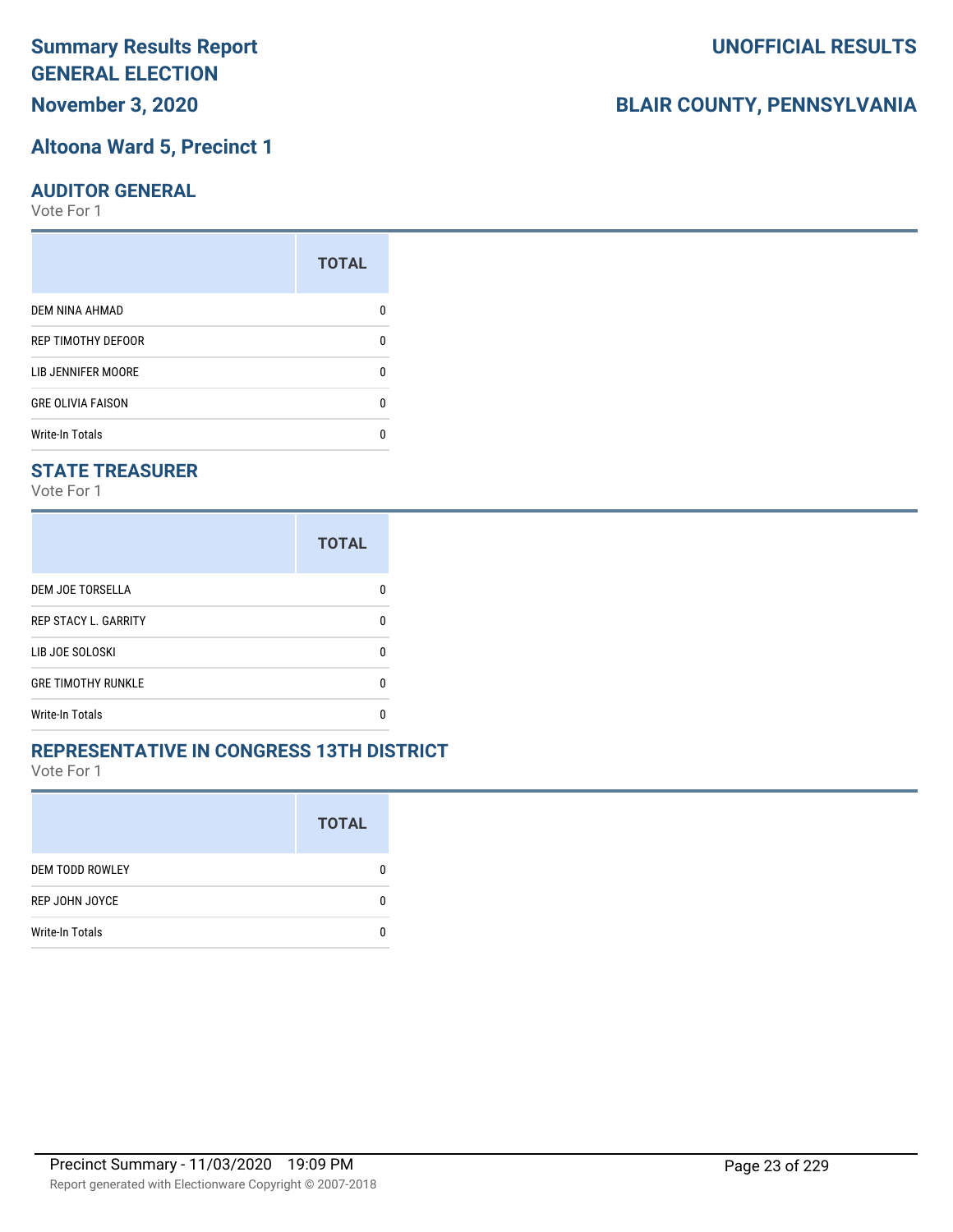# Summary Results Report
# GENERAL ELECTION
## November 3, 2020

**UNOFFICIAL RESULTS**

**BLAIR COUNTY, PENNSYLVANIA**

## Altoona Ward 5, Precinct 1

### AUDITOR GENERAL

Vote For 1

| | TOTAL |
|---|---|
| DEM NINA AHMAD | 0 |
| REP TIMOTHY DEFOOR | 0 |
| LIB JENNIFER MOORE | 0 |
| GRE OLIVIA FAISON | 0 |
| Write-In Totals | 0 |

### STATE TREASURER

Vote For 1

| | TOTAL |
|---|---|
| DEM JOE TORSELLA | 0 |
| REP STACY L. GARRITY | 0 |
| LIB JOE SOLOSKI | 0 |
| GRE TIMOTHY RUNKLE | 0 |
| Write-In Totals | 0 |

### REPRESENTATIVE IN CONGRESS 13TH DISTRICT

Vote For 1

| | TOTAL |
|---|---|
| DEM TODD ROWLEY | 0 |
| REP JOHN JOYCE | 0 |
| Write-In Totals | 0 |

Precinct Summary - 11/03/2020 19:09 PM

Report generated with Electionware Copyright © 2007-2018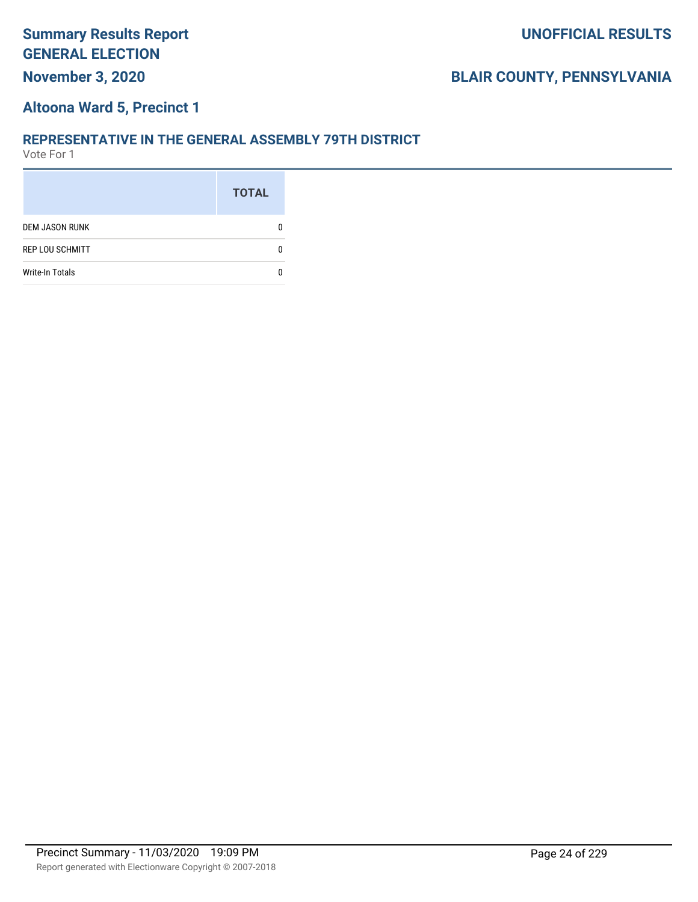**Summary Results Report**
**GENERAL ELECTION**
**November 3, 2020**

**UNOFFICIAL RESULTS**

**BLAIR COUNTY, PENNSYLVANIA**

## Altoona Ward 5, Precinct 1

### REPRESENTATIVE IN THE GENERAL ASSEMBLY 79TH DISTRICT

Vote For 1

| | TOTAL |
|---|---|
| DEM JASON RUNK | 0 |
| REP LOU SCHMITT | 0 |
| Write-In Totals | 0 |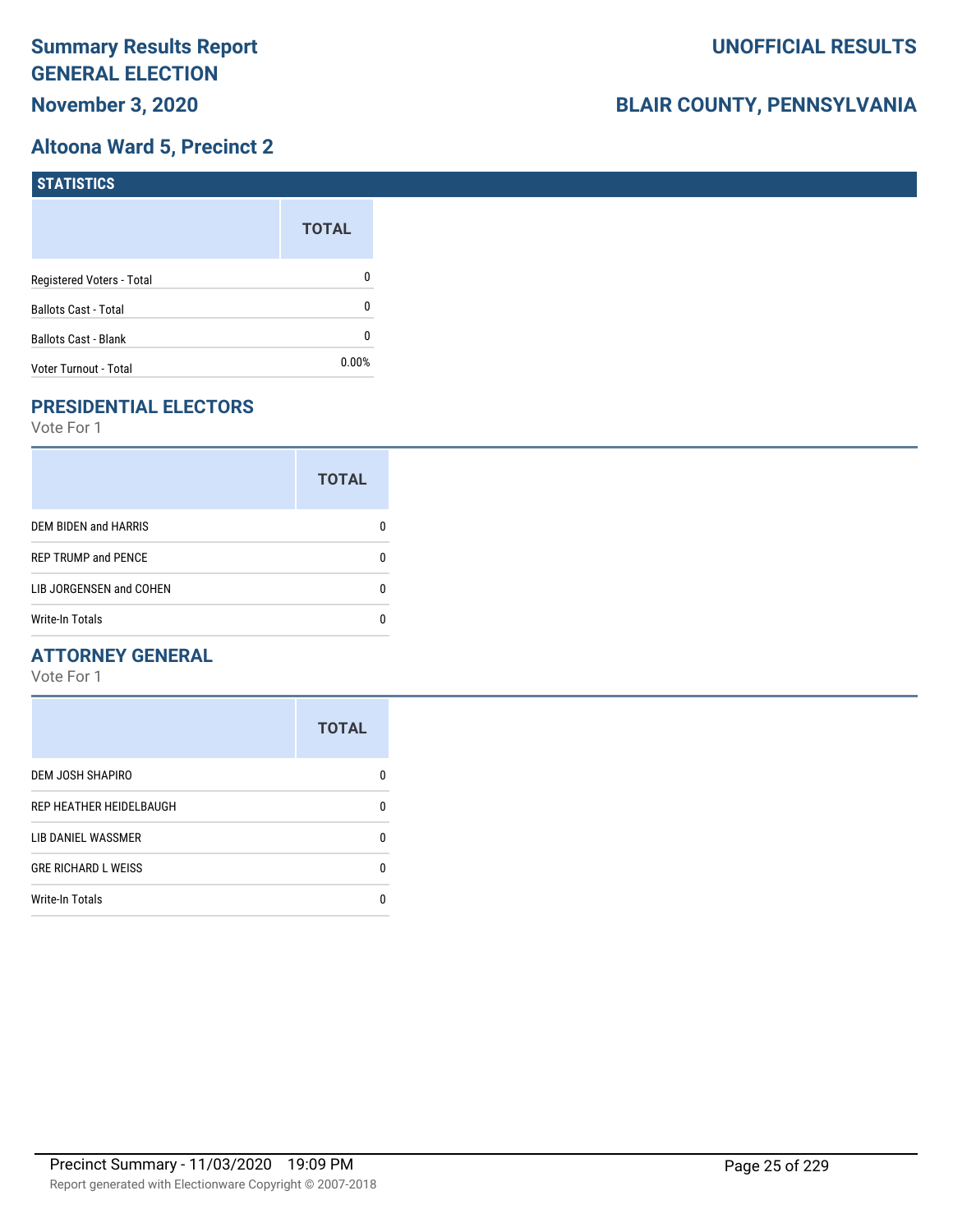# Summary Results Report
# GENERAL ELECTION
## November 3, 2020

**UNOFFICIAL RESULTS**

**BLAIR COUNTY, PENNSYLVANIA**

## Altoona Ward 5, Precinct 2

### STATISTICS

| | TOTAL |
|---|---|
| Registered Voters - Total | 0 |
| Ballots Cast - Total | 0 |
| Ballots Cast - Blank | 0 |
| Voter Turnout - Total | 0.00% |

### PRESIDENTIAL ELECTORS

Vote For 1

| | TOTAL |
|---|---|
| DEM BIDEN and HARRIS | 0 |
| REP TRUMP and PENCE | 0 |
| LIB JORGENSEN and COHEN | 0 |
| Write-In Totals | 0 |

### ATTORNEY GENERAL

Vote For 1

| | TOTAL |
|---|---|
| DEM JOSH SHAPIRO | 0 |
| REP HEATHER HEIDELBAUGH | 0 |
| LIB DANIEL WASSMER | 0 |
| GRE RICHARD L WEISS | 0 |
| Write-In Totals | 0 |

Precinct Summary - 11/03/2020 19:09 PM

Report generated with Electionware Copyright © 2007-2018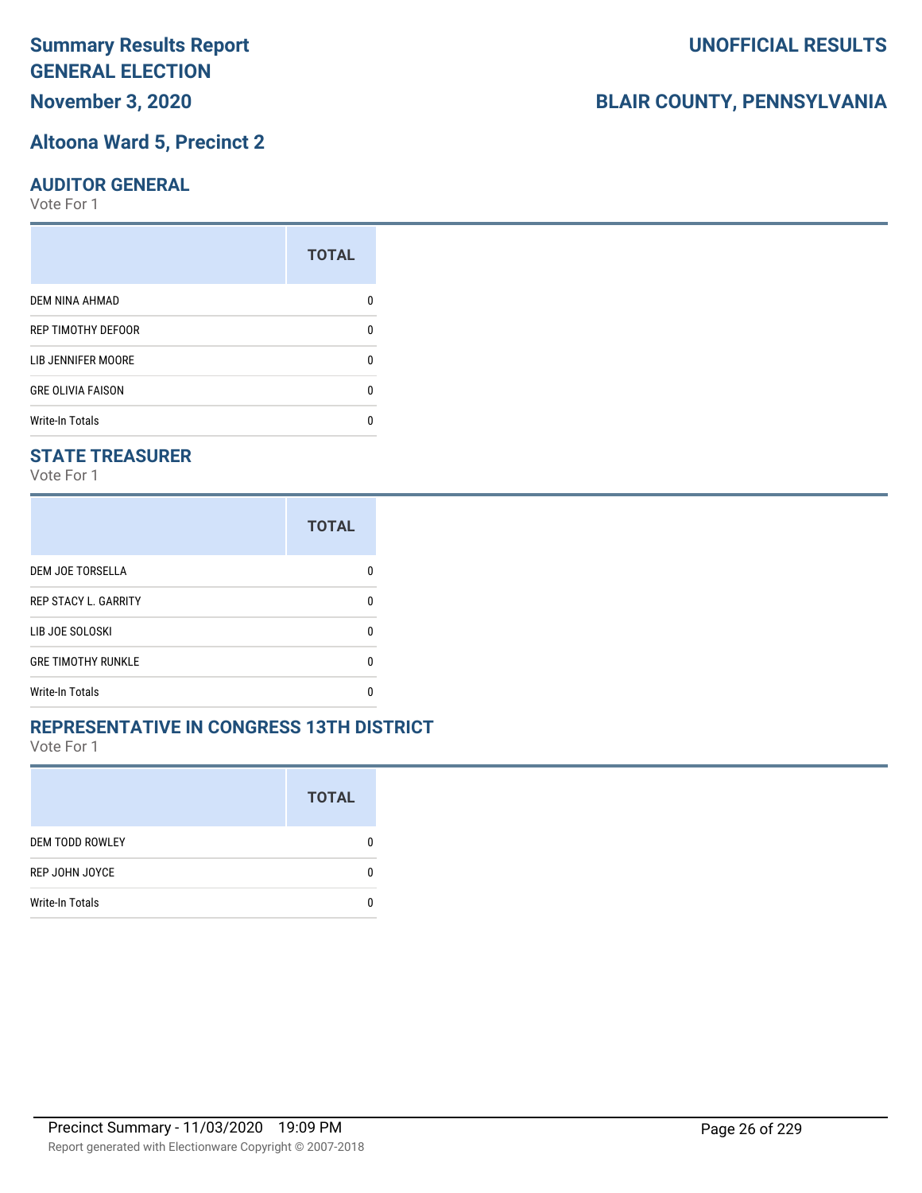# Summary Results Report
# GENERAL ELECTION
**November 3, 2020**

**UNOFFICIAL RESULTS**

**BLAIR COUNTY, PENNSYLVANIA**

## Altoona Ward 5, Precinct 2

### AUDITOR GENERAL
Vote For 1

| | TOTAL |
|---|---|
| DEM NINA AHMAD | 0 |
| REP TIMOTHY DEFOOR | 0 |
| LIB JENNIFER MOORE | 0 |
| GRE OLIVIA FAISON | 0 |
| Write-In Totals | 0 |

### STATE TREASURER
Vote For 1

| | TOTAL |
|---|---|
| DEM JOE TORSELLA | 0 |
| REP STACY L. GARRITY | 0 |
| LIB JOE SOLOSKI | 0 |
| GRE TIMOTHY RUNKLE | 0 |
| Write-In Totals | 0 |

### REPRESENTATIVE IN CONGRESS 13TH DISTRICT
Vote For 1

| | TOTAL |
|---|---|
| DEM TODD ROWLEY | 0 |
| REP JOHN JOYCE | 0 |
| Write-In Totals | 0 |

Precinct Summary - 11/03/2020 19:09 PM

Report generated with Electionware Copyright © 2007-2018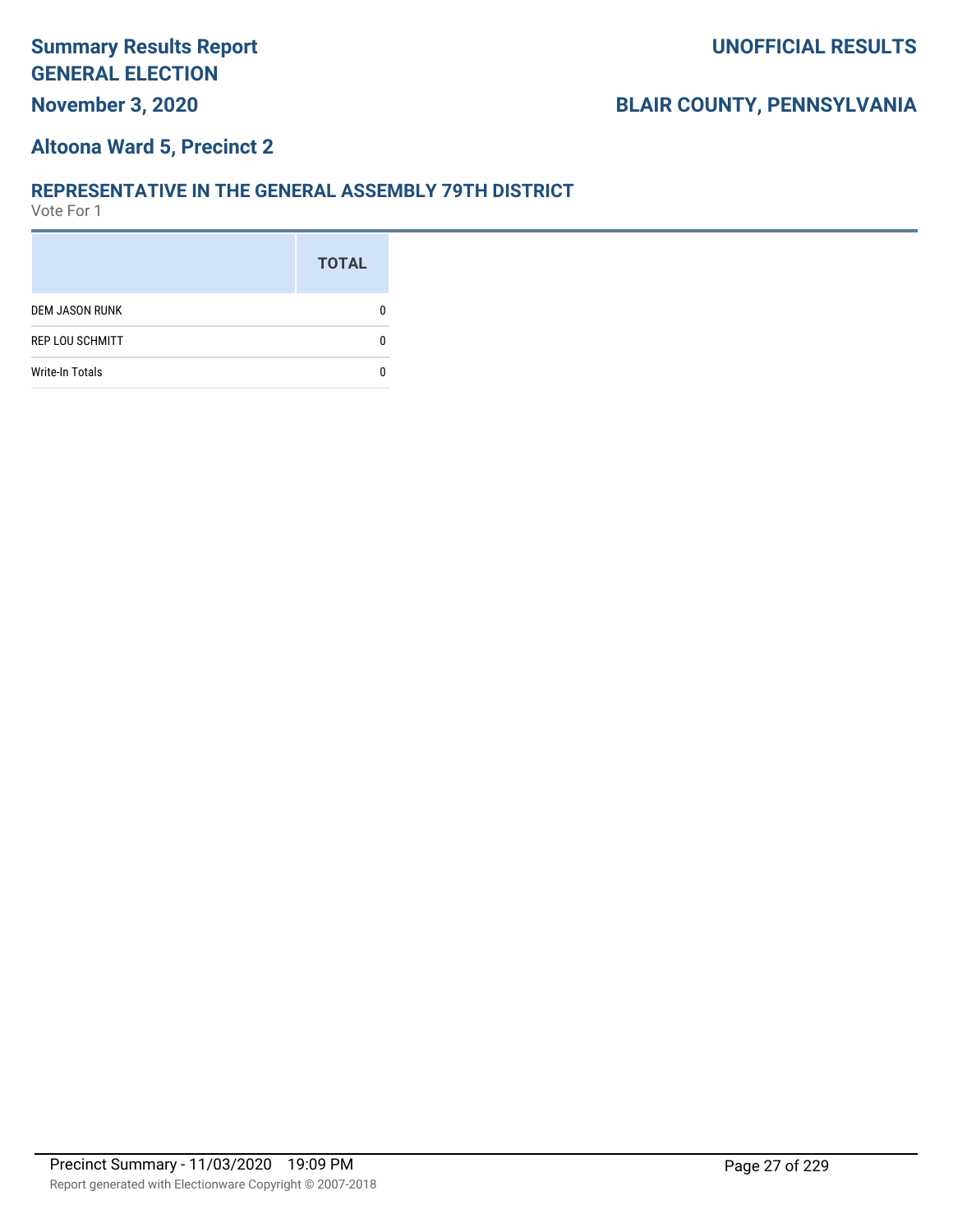# Summary Results Report GENERAL ELECTION

**November 3, 2020**

**UNOFFICIAL RESULTS**

**BLAIR COUNTY, PENNSYLVANIA**

## Altoona Ward 5, Precinct 2

### REPRESENTATIVE IN THE GENERAL ASSEMBLY 79TH DISTRICT

Vote For 1

| | TOTAL |
|---|---|
| DEM JASON RUNK | 0 |
| REP LOU SCHMITT | 0 |
| Write-In Totals | 0 |

Precinct Summary - 11/03/2020 19:09 PM

Report generated with Electionware Copyright © 2007-2018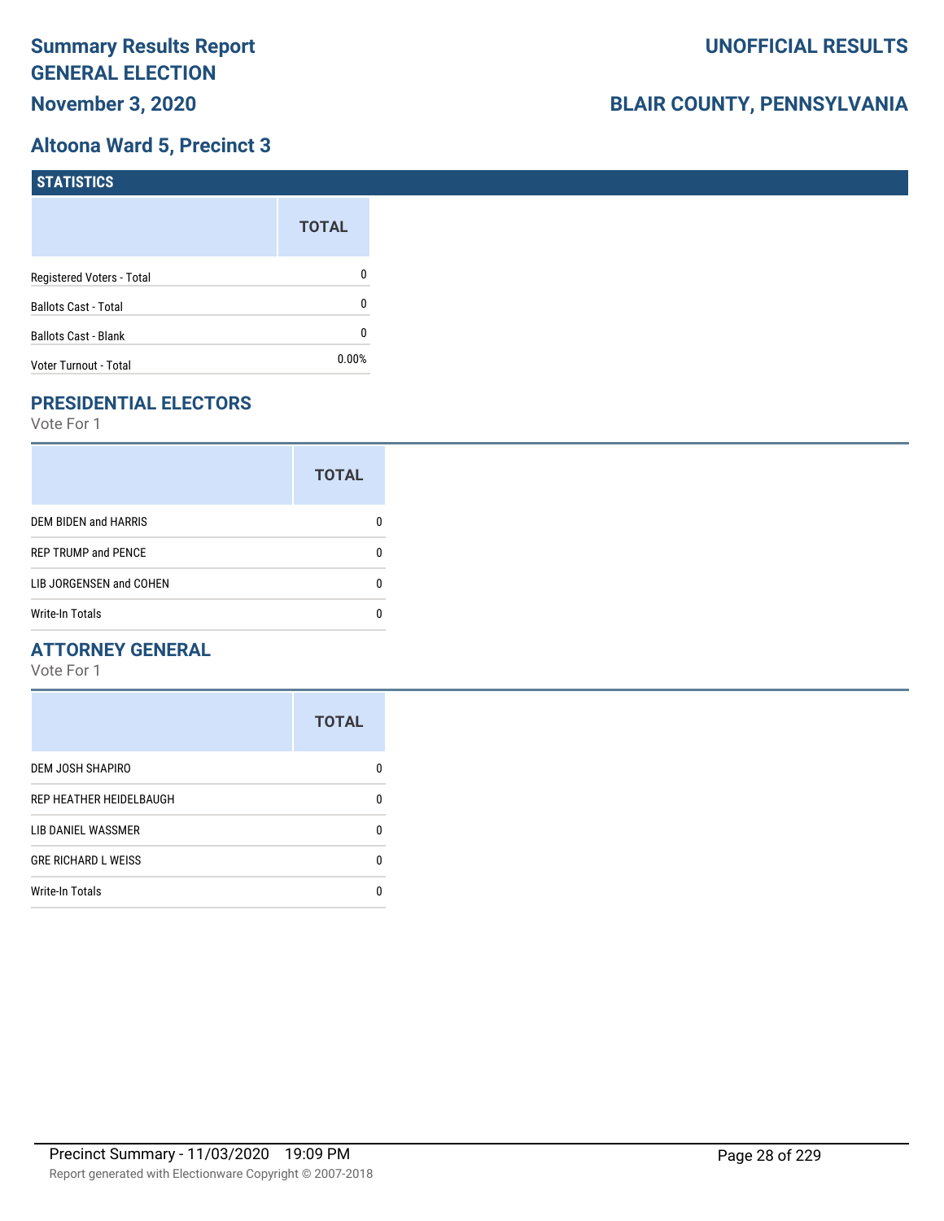# Summary Results Report GENERAL ELECTION

**November 3, 2020**

**UNOFFICIAL RESULTS**

**BLAIR COUNTY, PENNSYLVANIA**

## Altoona Ward 5, Precinct 3

### STATISTICS

| | TOTAL |
|---|---|
| Registered Voters - Total | 0 |
| Ballots Cast - Total | 0 |
| Ballots Cast - Blank | 0 |
| Voter Turnout - Total | 0.00% |

### PRESIDENTIAL ELECTORS

Vote For 1

| | TOTAL |
|---|---|
| DEM BIDEN and HARRIS | 0 |
| REP TRUMP and PENCE | 0 |
| LIB JORGENSEN and COHEN | 0 |
| Write-In Totals | 0 |

### ATTORNEY GENERAL

Vote For 1

| | TOTAL |
|---|---|
| DEM JOSH SHAPIRO | 0 |
| REP HEATHER HEIDELBAUGH | 0 |
| LIB DANIEL WASSMER | 0 |
| GRE RICHARD L WEISS | 0 |
| Write-In Totals | 0 |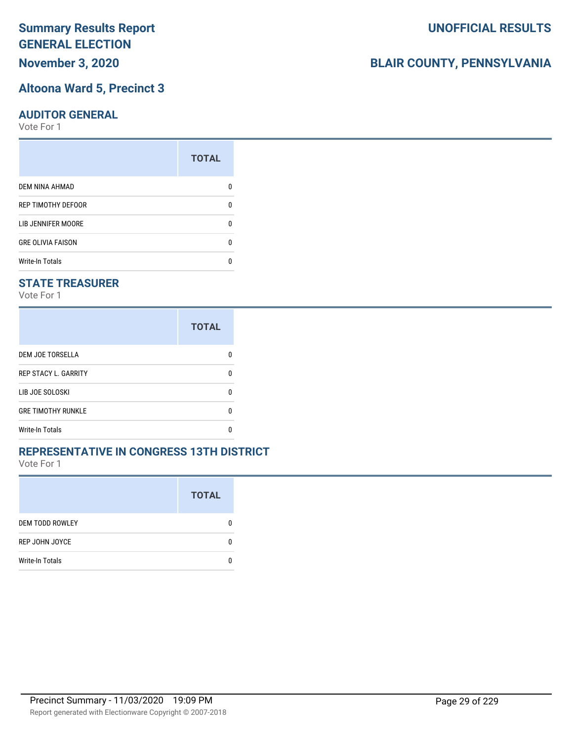# Summary Results Report GENERAL ELECTION

**UNOFFICIAL RESULTS**

**November 3, 2020**

**BLAIR COUNTY, PENNSYLVANIA**

## Altoona Ward 5, Precinct 3

### AUDITOR GENERAL

Vote For 1

| | TOTAL |
|---|---|
| DEM NINA AHMAD | 0 |
| REP TIMOTHY DEFOOR | 0 |
| LIB JENNIFER MOORE | 0 |
| GRE OLIVIA FAISON | 0 |
| Write-In Totals | 0 |

### STATE TREASURER

Vote For 1

| | TOTAL |
|---|---|
| DEM JOE TORSELLA | 0 |
| REP STACY L. GARRITY | 0 |
| LIB JOE SOLOSKI | 0 |
| GRE TIMOTHY RUNKLE | 0 |
| Write-In Totals | 0 |

### REPRESENTATIVE IN CONGRESS 13TH DISTRICT

Vote For 1

| | TOTAL |
|---|---|
| DEM TODD ROWLEY | 0 |
| REP JOHN JOYCE | 0 |
| Write-In Totals | 0 |

Precinct Summary - 11/03/2020 19:09 PM

Report generated with Electionware Copyright © 2007-2018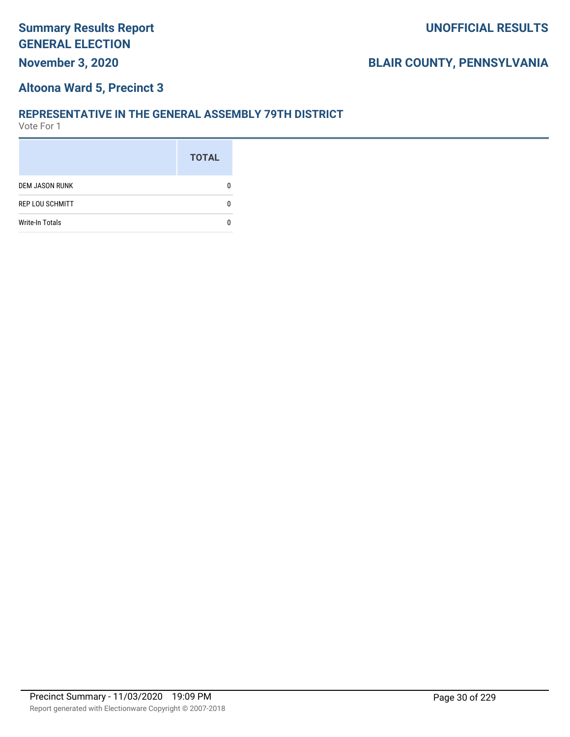# Summary Results Report
# GENERAL ELECTION
**November 3, 2020**

**UNOFFICIAL RESULTS**

**BLAIR COUNTY, PENNSYLVANIA**

## Altoona Ward 5, Precinct 3

### REPRESENTATIVE IN THE GENERAL ASSEMBLY 79TH DISTRICT
Vote For 1

| | TOTAL |
|---|---|
| DEM JASON RUNK | 0 |
| REP LOU SCHMITT | 0 |
| Write-In Totals | 0 |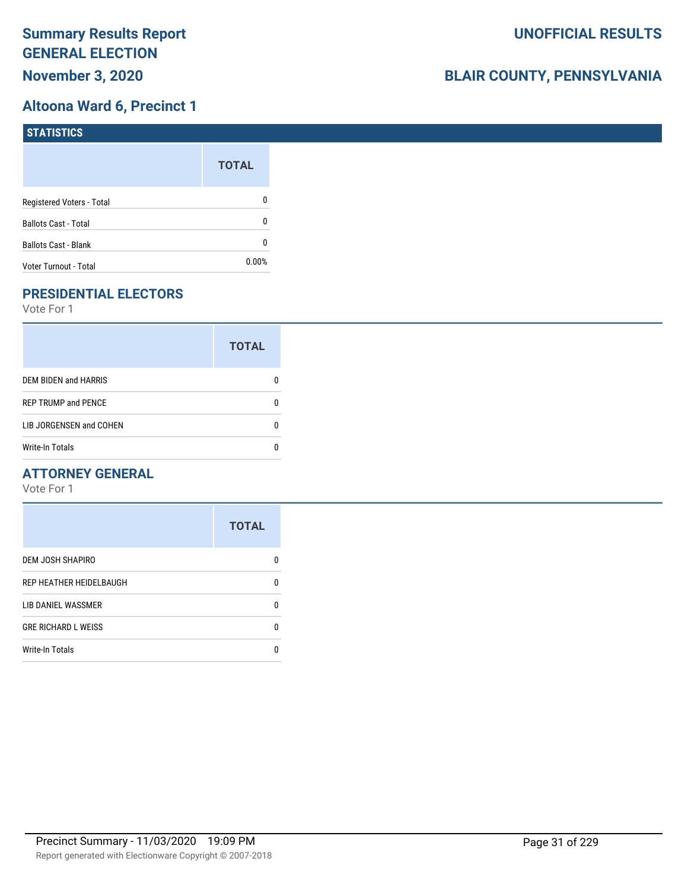# Summary Results Report
## GENERAL ELECTION
## November 3, 2020

**UNOFFICIAL RESULTS**

**BLAIR COUNTY, PENNSYLVANIA**

## Altoona Ward 6, Precinct 1

### STATISTICS

| | TOTAL |
|---|---|
| Registered Voters - Total | 0 |
| Ballots Cast - Total | 0 |
| Ballots Cast - Blank | 0 |
| Voter Turnout - Total | 0.00% |

### PRESIDENTIAL ELECTORS

Vote For 1

| | TOTAL |
|---|---|
| DEM BIDEN and HARRIS | 0 |
| REP TRUMP and PENCE | 0 |
| LIB JORGENSEN and COHEN | 0 |
| Write-In Totals | 0 |

### ATTORNEY GENERAL

Vote For 1

| | TOTAL |
|---|---|
| DEM JOSH SHAPIRO | 0 |
| REP HEATHER HEIDELBAUGH | 0 |
| LIB DANIEL WASSMER | 0 |
| GRE RICHARD L WEISS | 0 |
| Write-In Totals | 0 |

Precinct Summary - 11/03/2020 19:09 PM

Report generated with Electionware Copyright © 2007-2018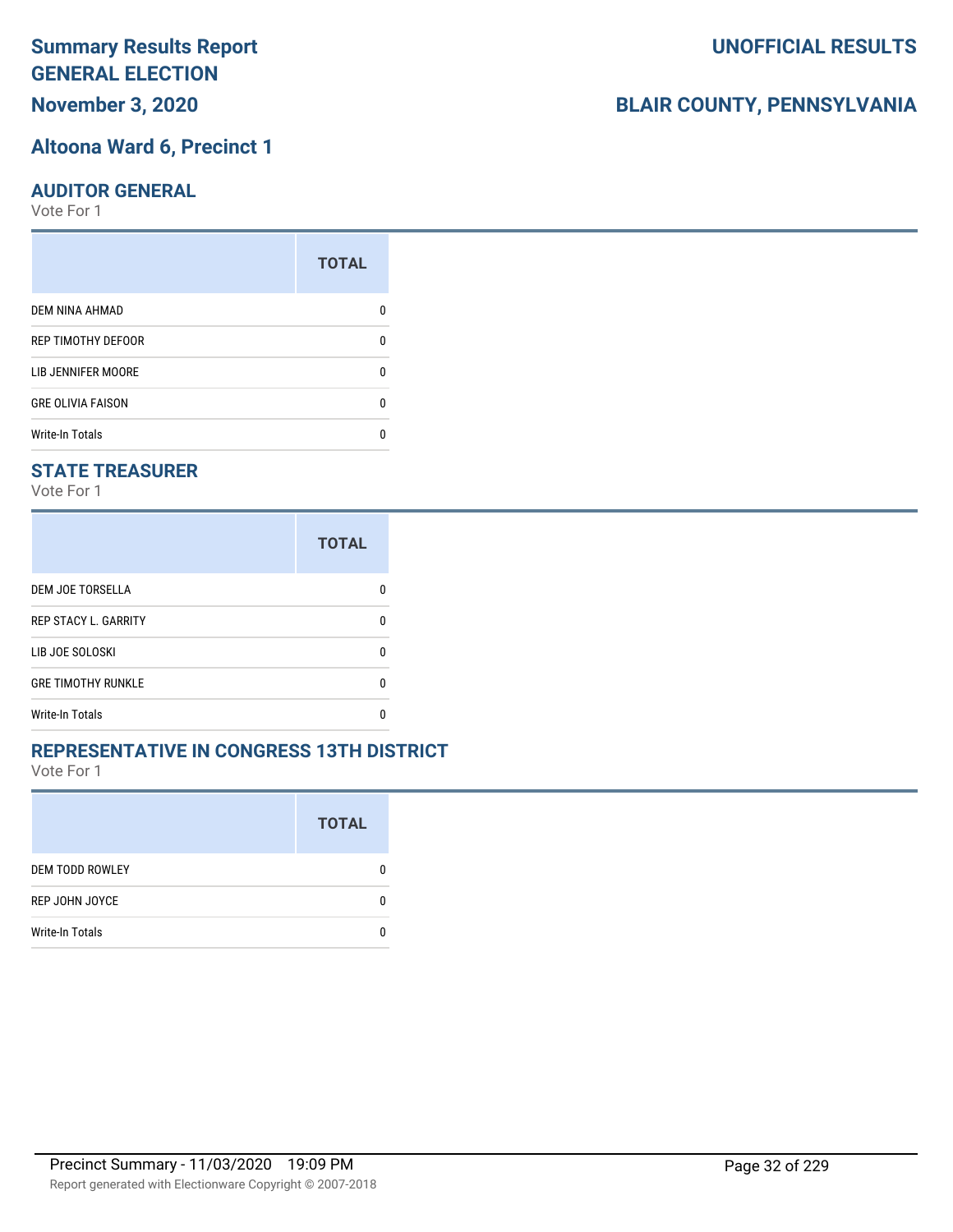# Summary Results Report
# GENERAL ELECTION
# November 3, 2020

# UNOFFICIAL RESULTS

# BLAIR COUNTY, PENNSYLVANIA

## Altoona Ward 6, Precinct 1

### AUDITOR GENERAL

Vote For 1

| | TOTAL |
|---|---|
| DEM NINA AHMAD | 0 |
| REP TIMOTHY DEFOOR | 0 |
| LIB JENNIFER MOORE | 0 |
| GRE OLIVIA FAISON | 0 |
| Write-In Totals | 0 |

### STATE TREASURER

Vote For 1

| | TOTAL |
|---|---|
| DEM JOE TORSELLA | 0 |
| REP STACY L. GARRITY | 0 |
| LIB JOE SOLOSKI | 0 |
| GRE TIMOTHY RUNKLE | 0 |
| Write-In Totals | 0 |

### REPRESENTATIVE IN CONGRESS 13TH DISTRICT

Vote For 1

| | TOTAL |
|---|---|
| DEM TODD ROWLEY | 0 |
| REP JOHN JOYCE | 0 |
| Write-In Totals | 0 |

Precinct Summary - 11/03/2020 19:09 PM

Report generated with Electionware Copyright © 2007-2018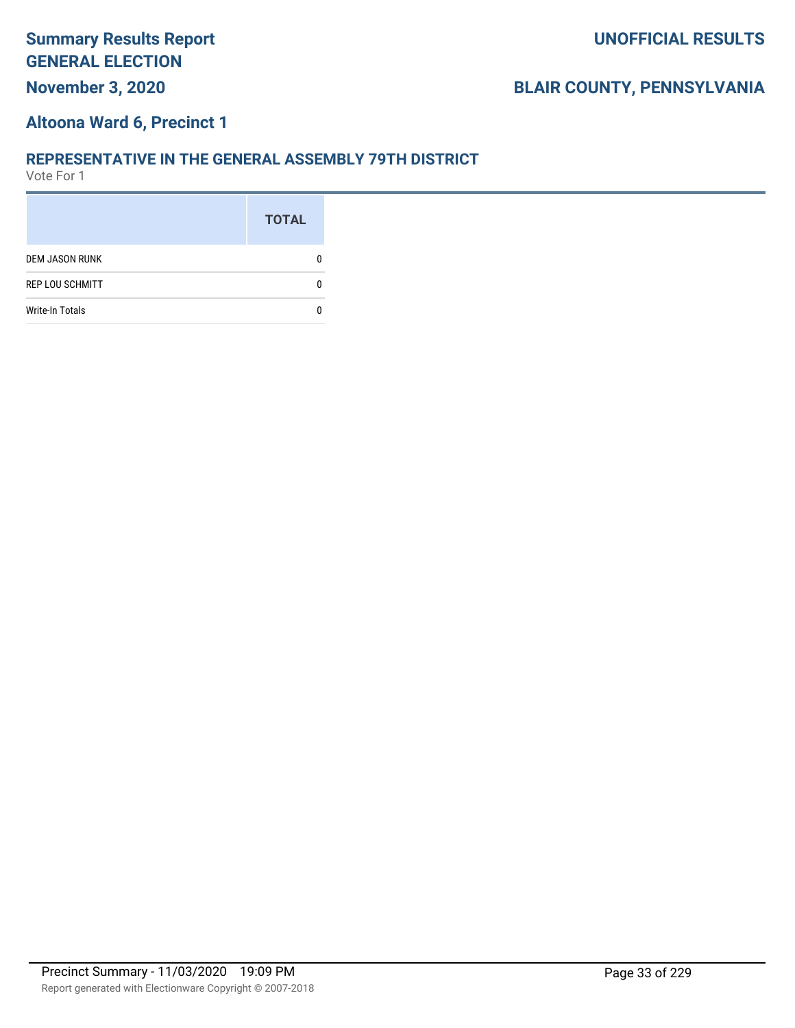# Summary Results Report
# GENERAL ELECTION
## November 3, 2020

## UNOFFICIAL RESULTS

## BLAIR COUNTY, PENNSYLVANIA

## Altoona Ward 6, Precinct 1

### REPRESENTATIVE IN THE GENERAL ASSEMBLY 79TH DISTRICT
Vote For 1

| | TOTAL |
|---|---|
| DEM JASON RUNK | 0 |
| REP LOU SCHMITT | 0 |
| Write-In Totals | 0 |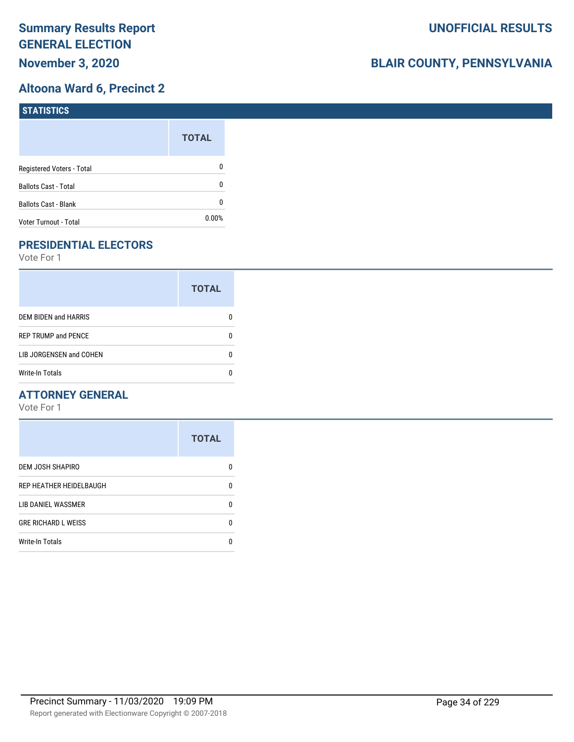# Summary Results Report
# GENERAL ELECTION
## November 3, 2020

**UNOFFICIAL RESULTS**

**BLAIR COUNTY, PENNSYLVANIA**

## Altoona Ward 6, Precinct 2

### STATISTICS

| | TOTAL |
|---|---|
| Registered Voters - Total | 0 |
| Ballots Cast - Total | 0 |
| Ballots Cast - Blank | 0 |
| Voter Turnout - Total | 0.00% |

### PRESIDENTIAL ELECTORS

Vote For 1

| | TOTAL |
|---|---|
| DEM BIDEN and HARRIS | 0 |
| REP TRUMP and PENCE | 0 |
| LIB JORGENSEN and COHEN | 0 |
| Write-In Totals | 0 |

### ATTORNEY GENERAL

Vote For 1

| | TOTAL |
|---|---|
| DEM JOSH SHAPIRO | 0 |
| REP HEATHER HEIDELBAUGH | 0 |
| LIB DANIEL WASSMER | 0 |
| GRE RICHARD L WEISS | 0 |
| Write-In Totals | 0 |

Precinct Summary - 11/03/2020 19:09 PM

Report generated with Electionware Copyright © 2007-2018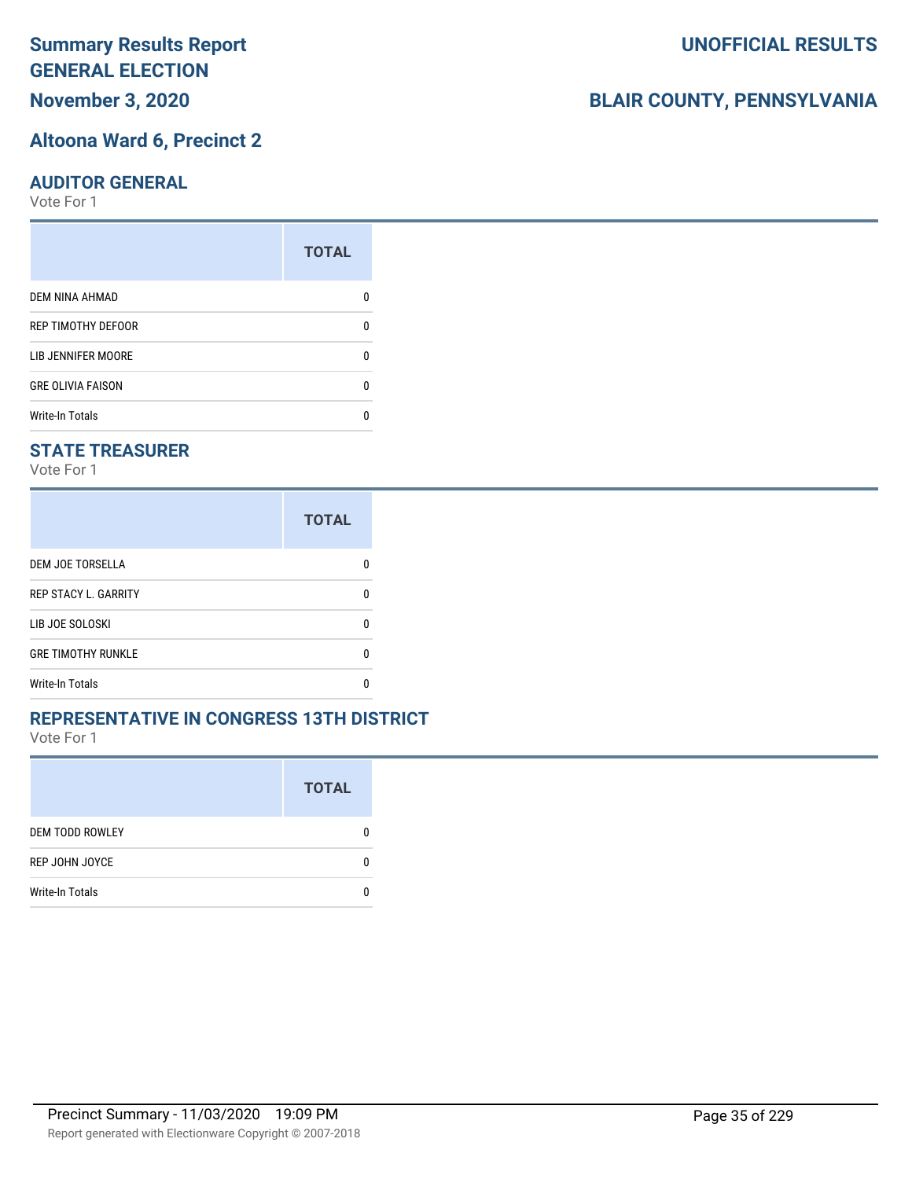# Summary Results Report
## GENERAL ELECTION
## November 3, 2020

**UNOFFICIAL RESULTS**

**BLAIR COUNTY, PENNSYLVANIA**

## Altoona Ward 6, Precinct 2

### AUDITOR GENERAL
Vote For 1

| | TOTAL |
|---|---|
| DEM NINA AHMAD | 0 |
| REP TIMOTHY DEFOOR | 0 |
| LIB JENNIFER MOORE | 0 |
| GRE OLIVIA FAISON | 0 |
| Write-In Totals | 0 |

### STATE TREASURER
Vote For 1

| | TOTAL |
|---|---|
| DEM JOE TORSELLA | 0 |
| REP STACY L. GARRITY | 0 |
| LIB JOE SOLOSKI | 0 |
| GRE TIMOTHY RUNKLE | 0 |
| Write-In Totals | 0 |

### REPRESENTATIVE IN CONGRESS 13TH DISTRICT
Vote For 1

| | TOTAL |
|---|---|
| DEM TODD ROWLEY | 0 |
| REP JOHN JOYCE | 0 |
| Write-In Totals | 0 |

Precinct Summary - 11/03/2020 19:09 PM

Report generated with Electionware Copyright © 2007-2018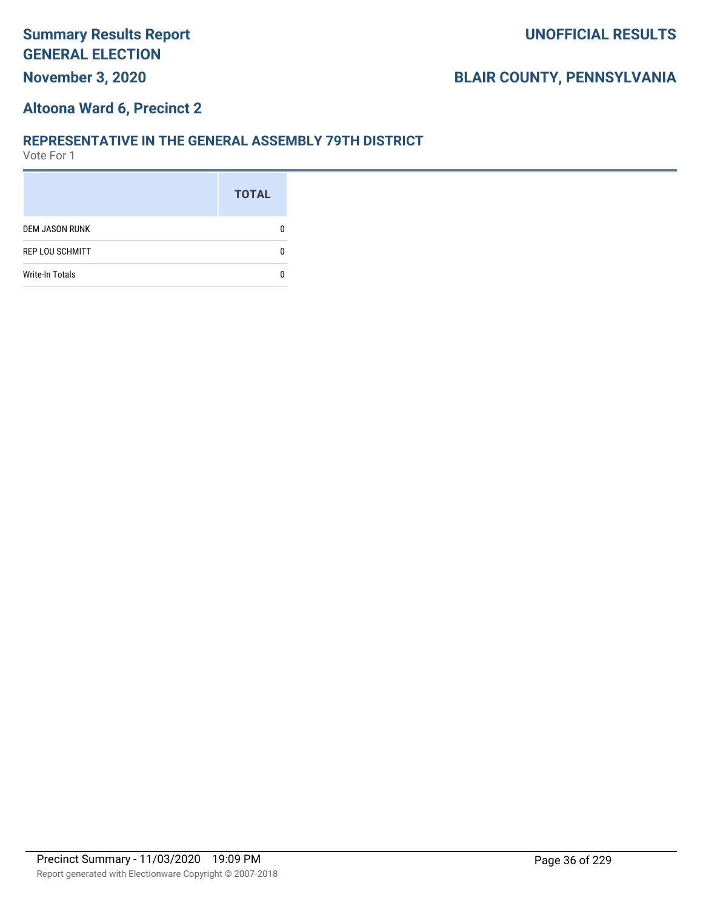## Altoona Ward 6, Precinct 2

### REPRESENTATIVE IN THE GENERAL ASSEMBLY 79TH DISTRICT

Vote For 1

| | TOTAL |
|---|---|
| DEM JASON RUNK | 0 |
| REP LOU SCHMITT | 0 |
| Write-In Totals | 0 |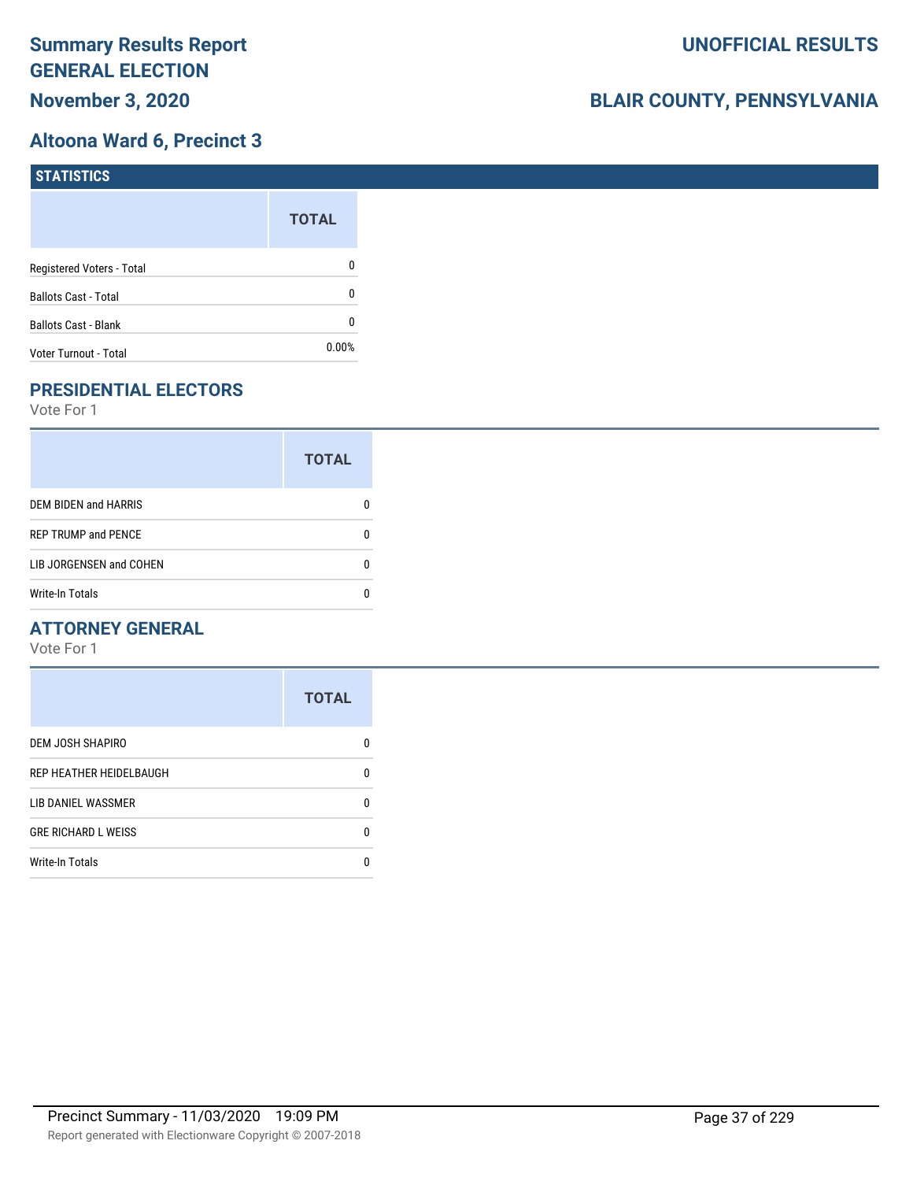# Summary Results Report GENERAL ELECTION

**November 3, 2020**

**UNOFFICIAL RESULTS**

**BLAIR COUNTY, PENNSYLVANIA**

## Altoona Ward 6, Precinct 3

### STATISTICS

| | TOTAL |
|---|---|
| Registered Voters - Total | 0 |
| Ballots Cast - Total | 0 |
| Ballots Cast - Blank | 0 |
| Voter Turnout - Total | 0.00% |

### PRESIDENTIAL ELECTORS

Vote For 1

| | TOTAL |
|---|---|
| DEM BIDEN and HARRIS | 0 |
| REP TRUMP and PENCE | 0 |
| LIB JORGENSEN and COHEN | 0 |
| Write-In Totals | 0 |

### ATTORNEY GENERAL

Vote For 1

| | TOTAL |
|---|---|
| DEM JOSH SHAPIRO | 0 |
| REP HEATHER HEIDELBAUGH | 0 |
| LIB DANIEL WASSMER | 0 |
| GRE RICHARD L WEISS | 0 |
| Write-In Totals | 0 |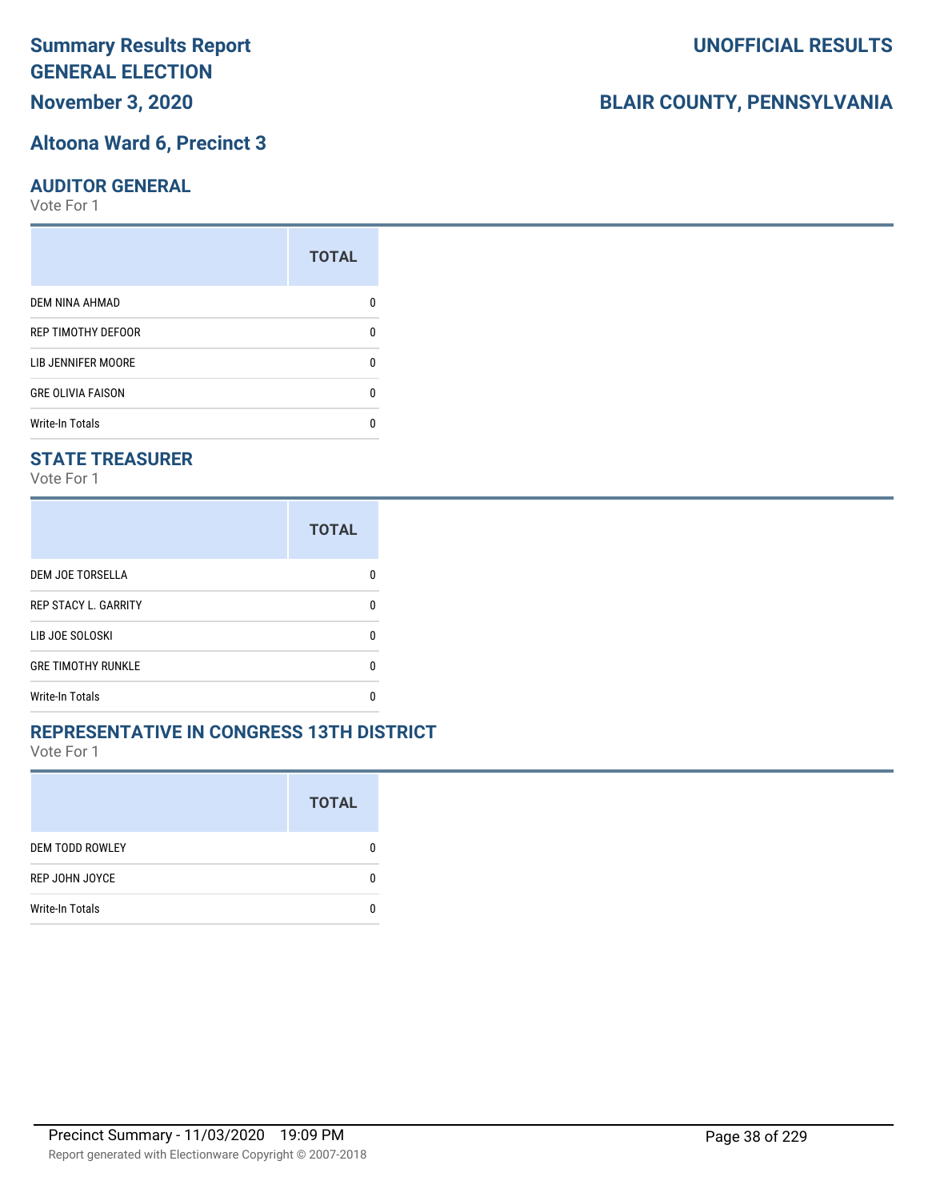# Summary Results Report
# GENERAL ELECTION
## November 3, 2020

## UNOFFICIAL RESULTS

## BLAIR COUNTY, PENNSYLVANIA

## Altoona Ward 6, Precinct 3

### AUDITOR GENERAL

Vote For 1

| | TOTAL |
|---|---|
| DEM NINA AHMAD | 0 |
| REP TIMOTHY DEFOOR | 0 |
| LIB JENNIFER MOORE | 0 |
| GRE OLIVIA FAISON | 0 |
| Write-In Totals | 0 |

### STATE TREASURER

Vote For 1

| | TOTAL |
|---|---|
| DEM JOE TORSELLA | 0 |
| REP STACY L. GARRITY | 0 |
| LIB JOE SOLOSKI | 0 |
| GRE TIMOTHY RUNKLE | 0 |
| Write-In Totals | 0 |

### REPRESENTATIVE IN CONGRESS 13TH DISTRICT

Vote For 1

| | TOTAL |
|---|---|
| DEM TODD ROWLEY | 0 |
| REP JOHN JOYCE | 0 |
| Write-In Totals | 0 |

Precinct Summary - 11/03/2020 19:09 PM

Report generated with Electionware Copyright © 2007-2018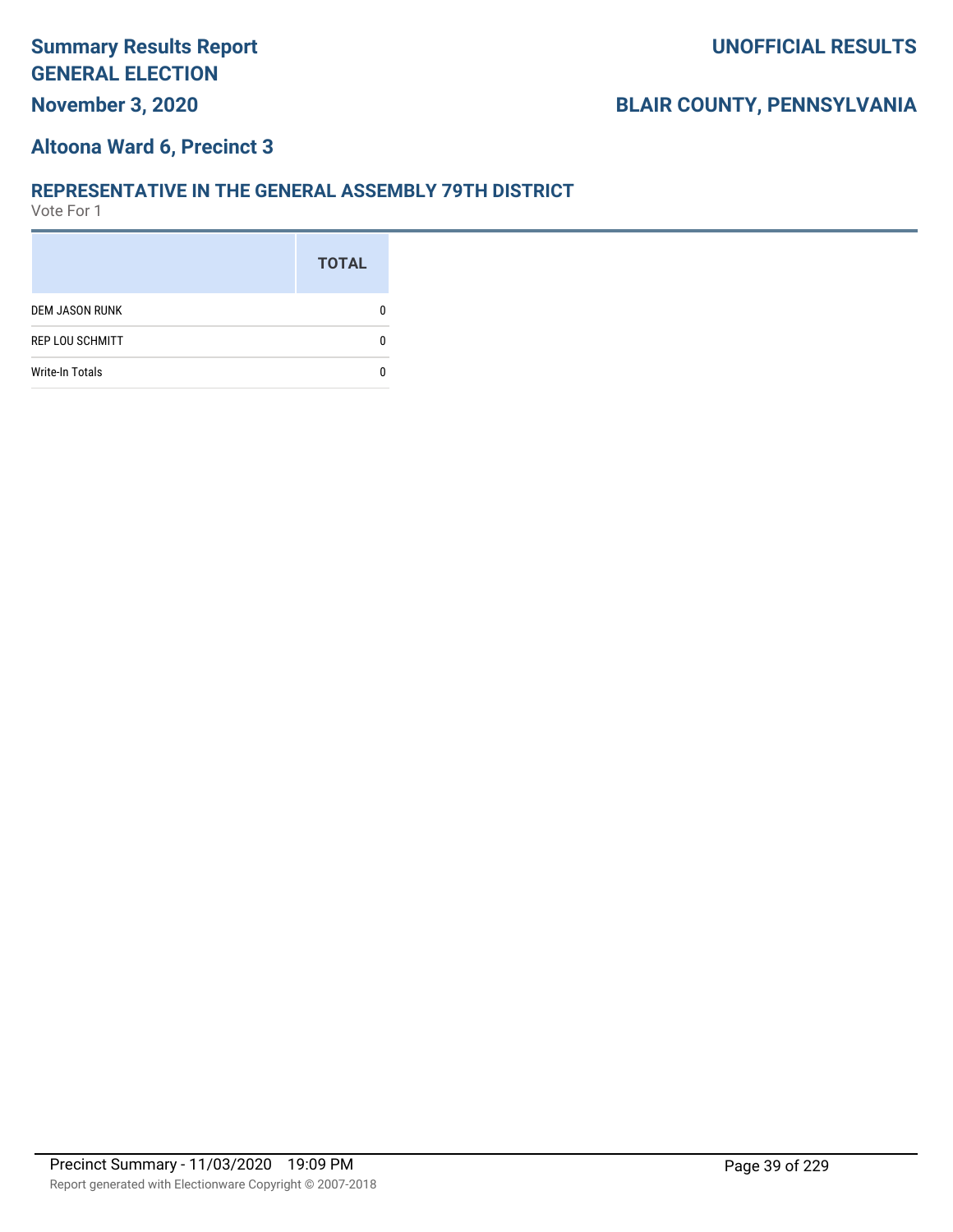# Summary Results Report
# GENERAL ELECTION

**UNOFFICIAL RESULTS**

**November 3, 2020**

**BLAIR COUNTY, PENNSYLVANIA**

## Altoona Ward 6, Precinct 3

### REPRESENTATIVE IN THE GENERAL ASSEMBLY 79TH DISTRICT

Vote For 1

| | TOTAL |
|---|---|
| DEM JASON RUNK | 0 |
| REP LOU SCHMITT | 0 |
| Write-In Totals | 0 |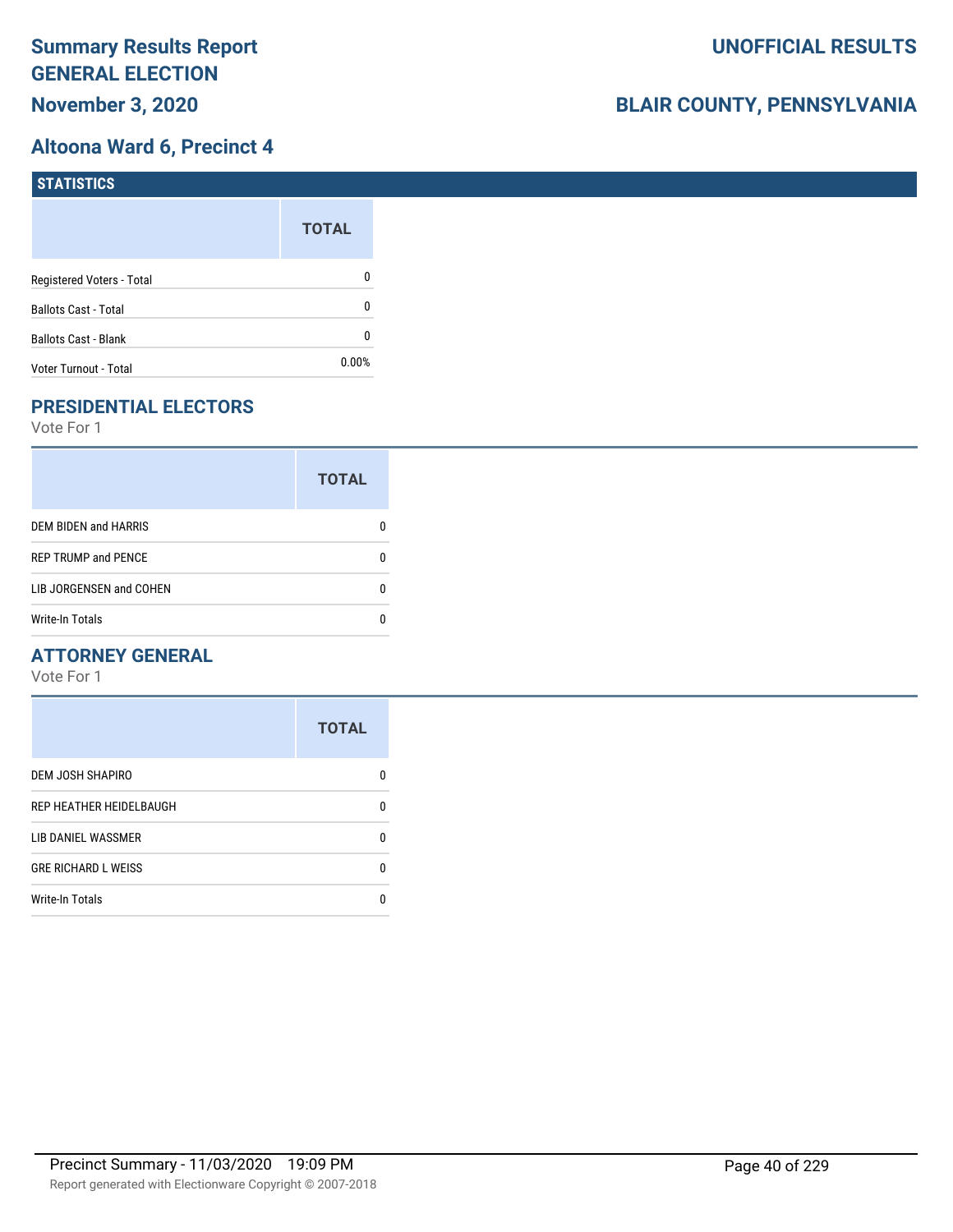# Summary Results Report GENERAL ELECTION

**November 3, 2020**

**UNOFFICIAL RESULTS**

**BLAIR COUNTY, PENNSYLVANIA**

## Altoona Ward 6, Precinct 4

### STATISTICS

| | TOTAL |
|---|---|
| Registered Voters - Total | 0 |
| Ballots Cast - Total | 0 |
| Ballots Cast - Blank | 0 |
| Voter Turnout - Total | 0.00% |

### PRESIDENTIAL ELECTORS

Vote For 1

| | TOTAL |
|---|---|
| DEM BIDEN and HARRIS | 0 |
| REP TRUMP and PENCE | 0 |
| LIB JORGENSEN and COHEN | 0 |
| Write-In Totals | 0 |

### ATTORNEY GENERAL

Vote For 1

| | TOTAL |
|---|---|
| DEM JOSH SHAPIRO | 0 |
| REP HEATHER HEIDELBAUGH | 0 |
| LIB DANIEL WASSMER | 0 |
| GRE RICHARD L WEISS | 0 |
| Write-In Totals | 0 |

Precinct Summary - 11/03/2020 19:09 PM

Report generated with Electionware Copyright © 2007-2018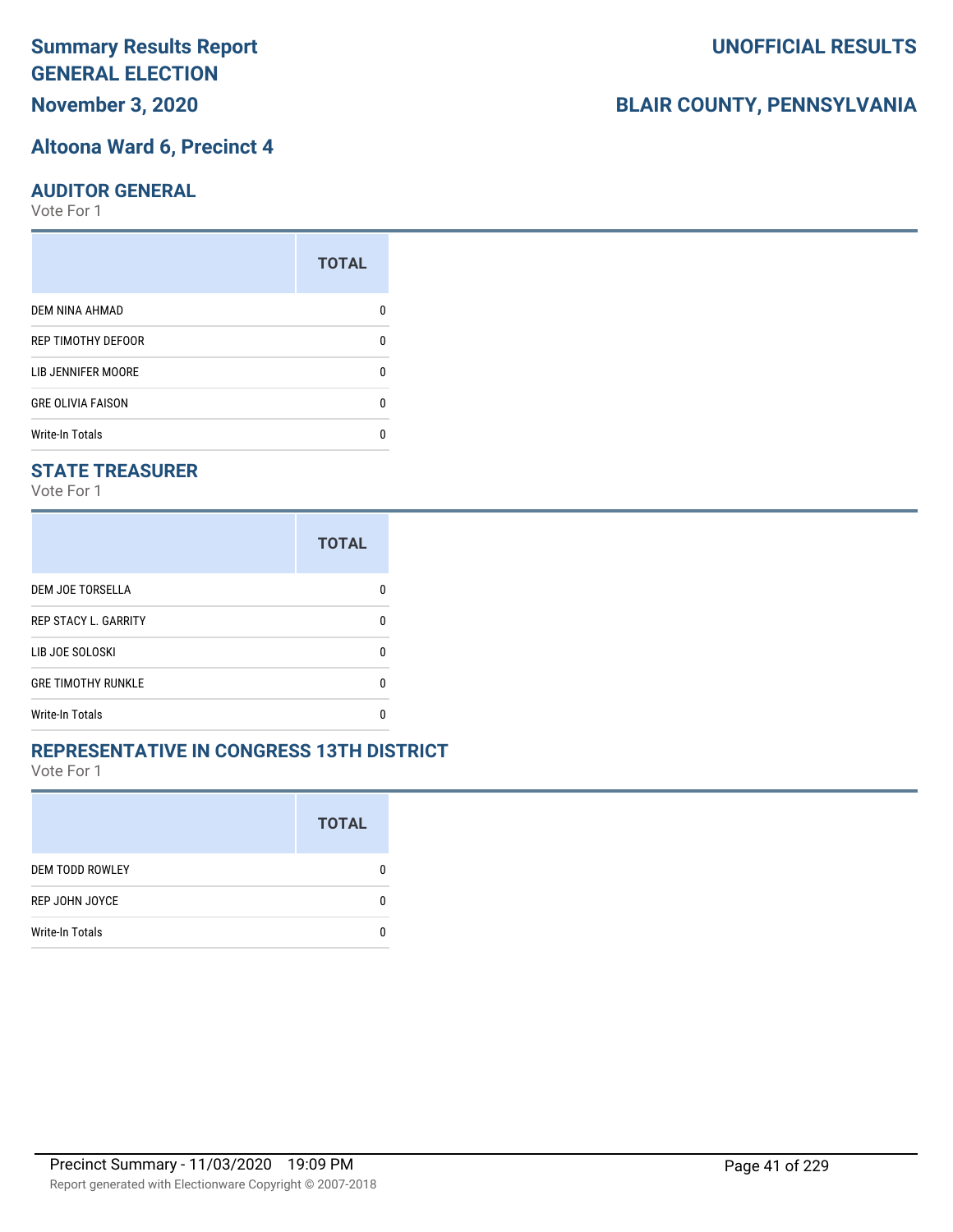# Summary Results Report GENERAL ELECTION

**November 3, 2020**

**UNOFFICIAL RESULTS**

**BLAIR COUNTY, PENNSYLVANIA**

## Altoona Ward 6, Precinct 4

### AUDITOR GENERAL

Vote For 1

| | TOTAL |
|---|---|
| DEM NINA AHMAD | 0 |
| REP TIMOTHY DEFOOR | 0 |
| LIB JENNIFER MOORE | 0 |
| GRE OLIVIA FAISON | 0 |
| Write-In Totals | 0 |

### STATE TREASURER

Vote For 1

| | TOTAL |
|---|---|
| DEM JOE TORSELLA | 0 |
| REP STACY L. GARRITY | 0 |
| LIB JOE SOLOSKI | 0 |
| GRE TIMOTHY RUNKLE | 0 |
| Write-In Totals | 0 |

### REPRESENTATIVE IN CONGRESS 13TH DISTRICT

Vote For 1

| | TOTAL |
|---|---|
| DEM TODD ROWLEY | 0 |
| REP JOHN JOYCE | 0 |
| Write-In Totals | 0 |

Precinct Summary - 11/03/2020 19:09 PM

Report generated with Electionware Copyright © 2007-2018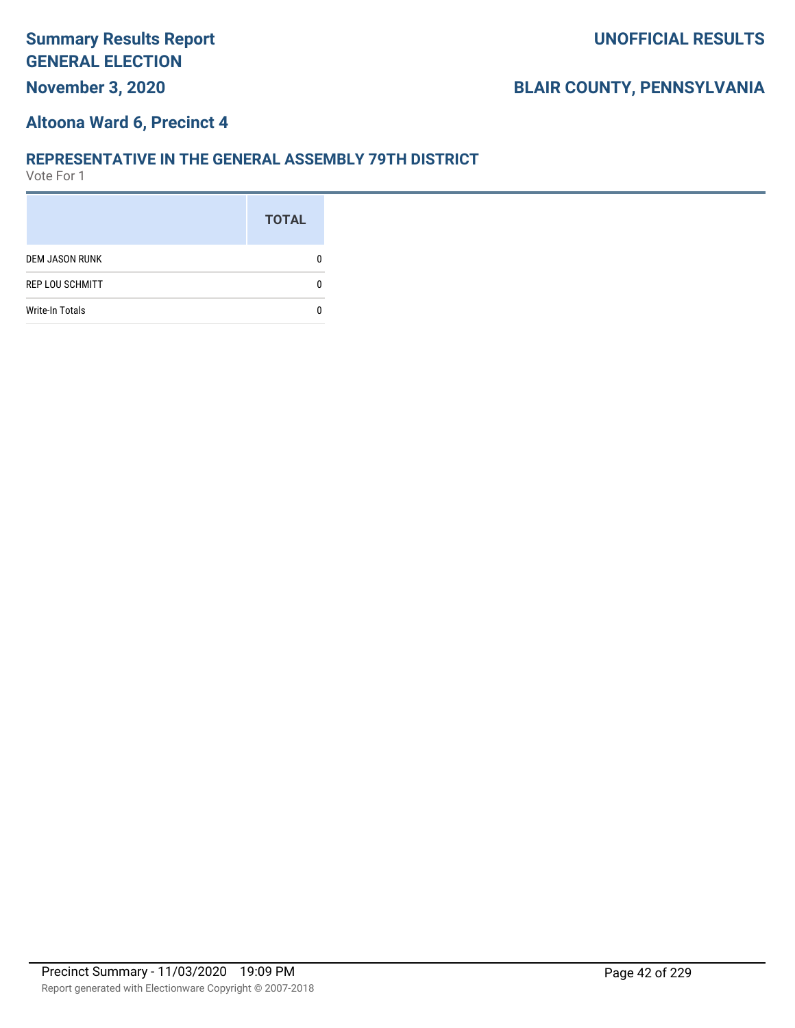# Summary Results Report GENERAL ELECTION

**November 3, 2020**

**UNOFFICIAL RESULTS**

**BLAIR COUNTY, PENNSYLVANIA**

## Altoona Ward 6, Precinct 4

### REPRESENTATIVE IN THE GENERAL ASSEMBLY 79TH DISTRICT

Vote For 1

| | TOTAL |
|---|---|
| DEM JASON RUNK | 0 |
| REP LOU SCHMITT | 0 |
| Write-In Totals | 0 |

Precinct Summary - 11/03/2020 19:09 PM

Report generated with Electionware Copyright © 2007-2018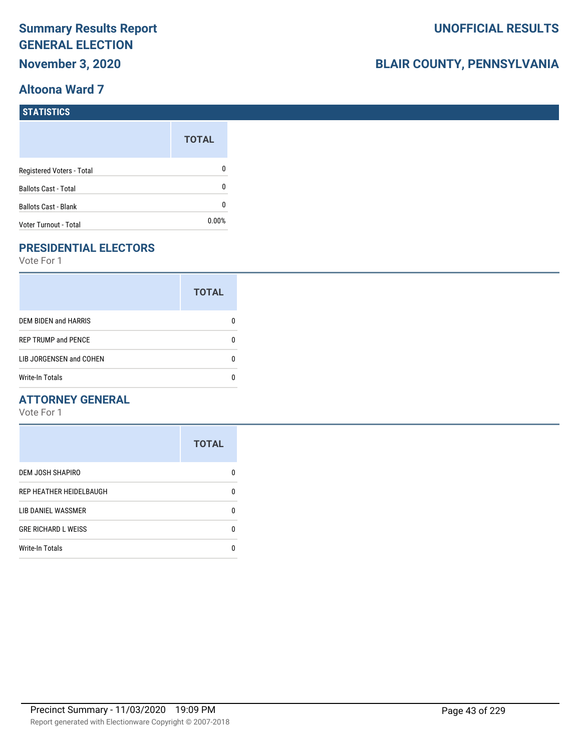# Summary Results Report GENERAL ELECTION

**November 3, 2020**

**UNOFFICIAL RESULTS**

**BLAIR COUNTY, PENNSYLVANIA**

## Altoona Ward 7

### STATISTICS

| | TOTAL |
|---|---|
| Registered Voters - Total | 0 |
| Ballots Cast - Total | 0 |
| Ballots Cast - Blank | 0 |
| Voter Turnout - Total | 0.00% |

### PRESIDENTIAL ELECTORS

Vote For 1

| | TOTAL |
|---|---|
| DEM BIDEN and HARRIS | 0 |
| REP TRUMP and PENCE | 0 |
| LIB JORGENSEN and COHEN | 0 |
| Write-In Totals | 0 |

### ATTORNEY GENERAL

Vote For 1

| | TOTAL |
|---|---|
| DEM JOSH SHAPIRO | 0 |
| REP HEATHER HEIDELBAUGH | 0 |
| LIB DANIEL WASSMER | 0 |
| GRE RICHARD L WEISS | 0 |
| Write-In Totals | 0 |

Precinct Summary - 11/03/2020 19:09 PM

Report generated with Electionware Copyright © 2007-2018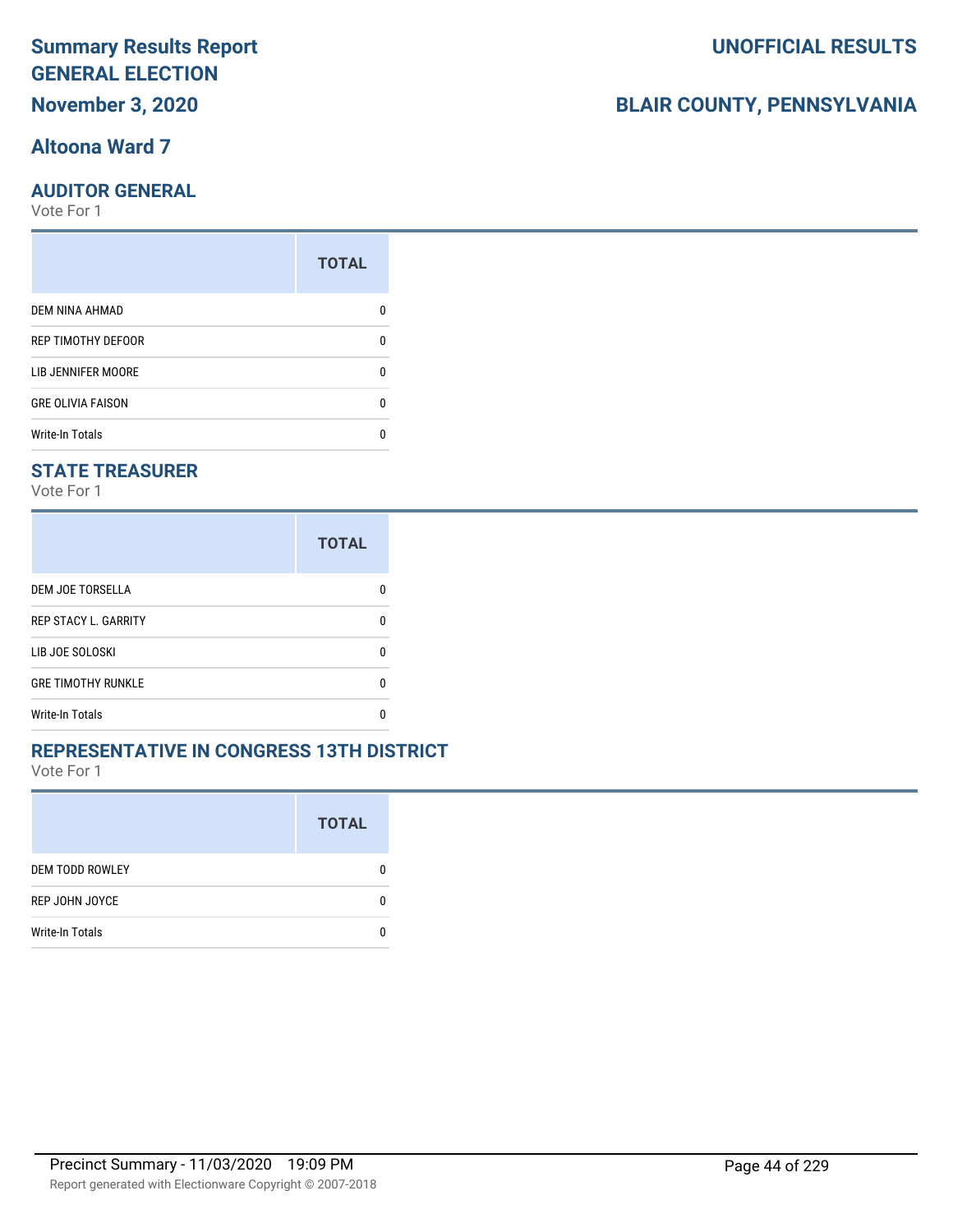# Summary Results Report
# GENERAL ELECTION

**November 3, 2020**

**UNOFFICIAL RESULTS**

**BLAIR COUNTY, PENNSYLVANIA**

## Altoona Ward 7

### AUDITOR GENERAL

Vote For 1

| | TOTAL |
|---|---|
| DEM NINA AHMAD | 0 |
| REP TIMOTHY DEFOOR | 0 |
| LIB JENNIFER MOORE | 0 |
| GRE OLIVIA FAISON | 0 |
| Write-In Totals | 0 |

### STATE TREASURER

Vote For 1

| | TOTAL |
|---|---|
| DEM JOE TORSELLA | 0 |
| REP STACY L. GARRITY | 0 |
| LIB JOE SOLOSKI | 0 |
| GRE TIMOTHY RUNKLE | 0 |
| Write-In Totals | 0 |

### REPRESENTATIVE IN CONGRESS 13TH DISTRICT

Vote For 1

| | TOTAL |
|---|---|
| DEM TODD ROWLEY | 0 |
| REP JOHN JOYCE | 0 |
| Write-In Totals | 0 |

Precinct Summary - 11/03/2020 19:09 PM

Report generated with Electionware Copyright © 2007-2018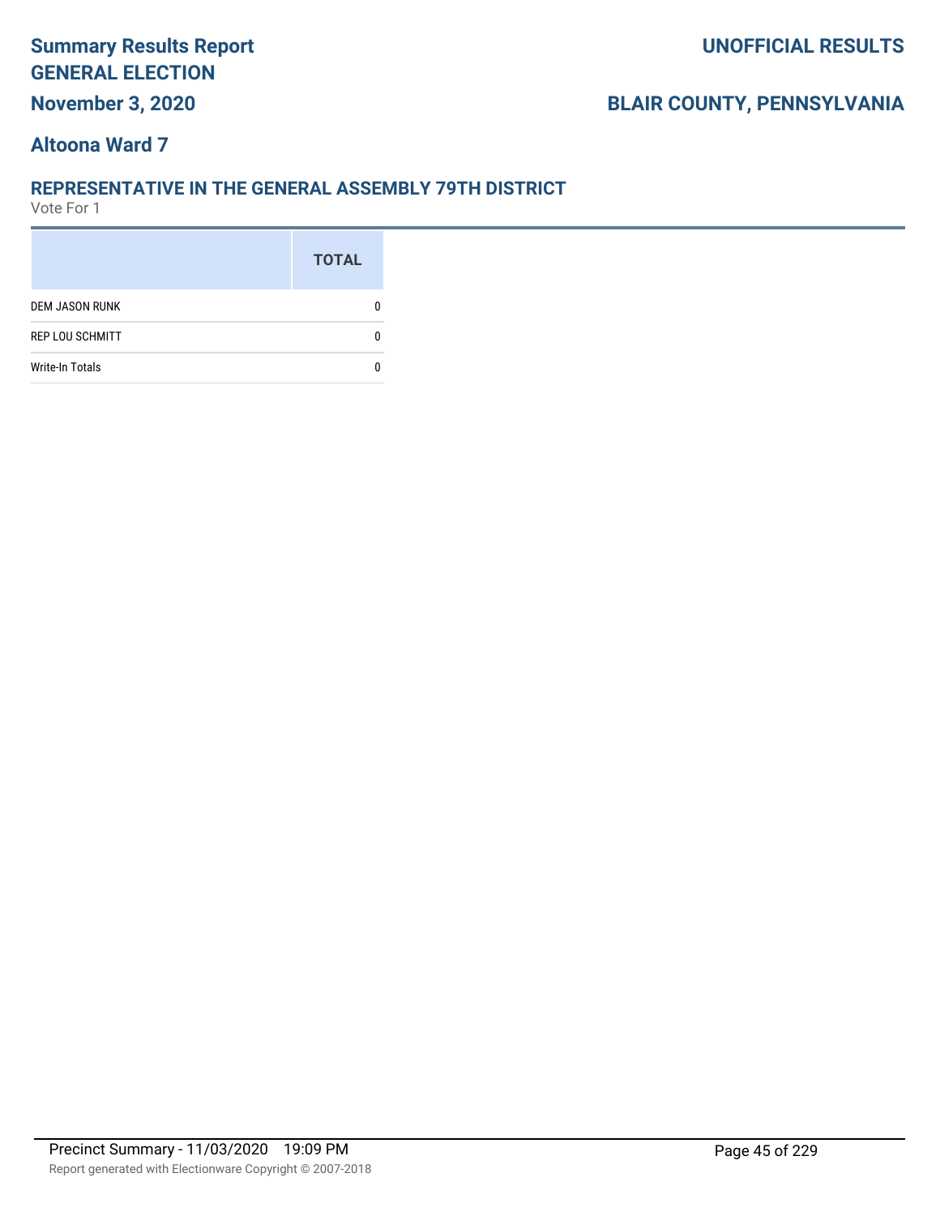# Summary Results Report GENERAL ELECTION

**November 3, 2020**

**UNOFFICIAL RESULTS**

**BLAIR COUNTY, PENNSYLVANIA**

## Altoona Ward 7

### REPRESENTATIVE IN THE GENERAL ASSEMBLY 79TH DISTRICT

Vote For 1

| | TOTAL |
|---|---|
| DEM JASON RUNK | 0 |
| REP LOU SCHMITT | 0 |
| Write-In Totals | 0 |

Precinct Summary - 11/03/2020 19:09 PM

Report generated with Electionware Copyright © 2007-2018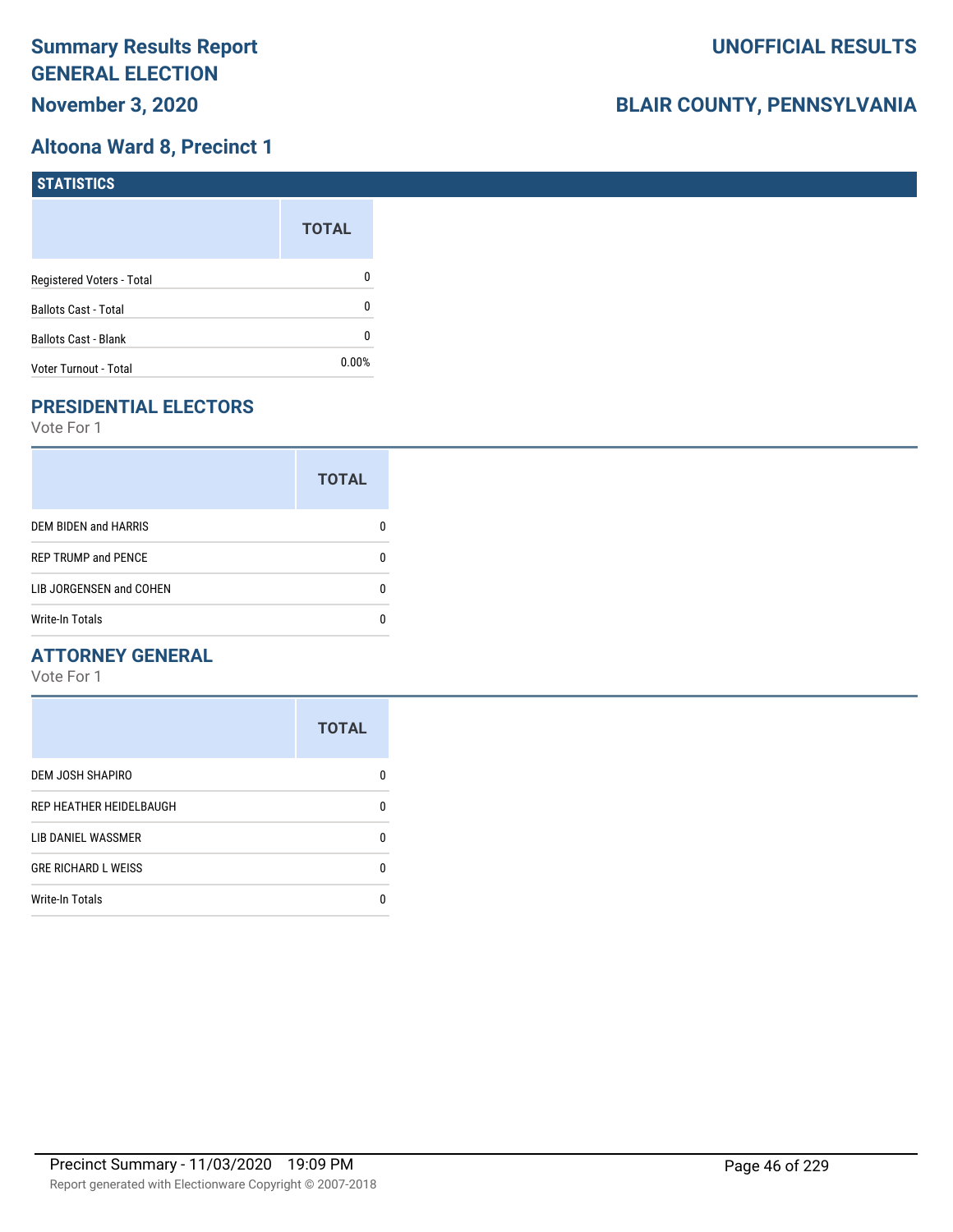# Summary Results Report GENERAL ELECTION

**November 3, 2020**

**UNOFFICIAL RESULTS**

**BLAIR COUNTY, PENNSYLVANIA**

## Altoona Ward 8, Precinct 1

### STATISTICS

| | TOTAL |
|---|---|
| Registered Voters - Total | 0 |
| Ballots Cast - Total | 0 |
| Ballots Cast - Blank | 0 |
| Voter Turnout - Total | 0.00% |

### PRESIDENTIAL ELECTORS

Vote For 1

| | TOTAL |
|---|---|
| DEM BIDEN and HARRIS | 0 |
| REP TRUMP and PENCE | 0 |
| LIB JORGENSEN and COHEN | 0 |
| Write-In Totals | 0 |

### ATTORNEY GENERAL

Vote For 1

| | TOTAL |
|---|---|
| DEM JOSH SHAPIRO | 0 |
| REP HEATHER HEIDELBAUGH | 0 |
| LIB DANIEL WASSMER | 0 |
| GRE RICHARD L WEISS | 0 |
| Write-In Totals | 0 |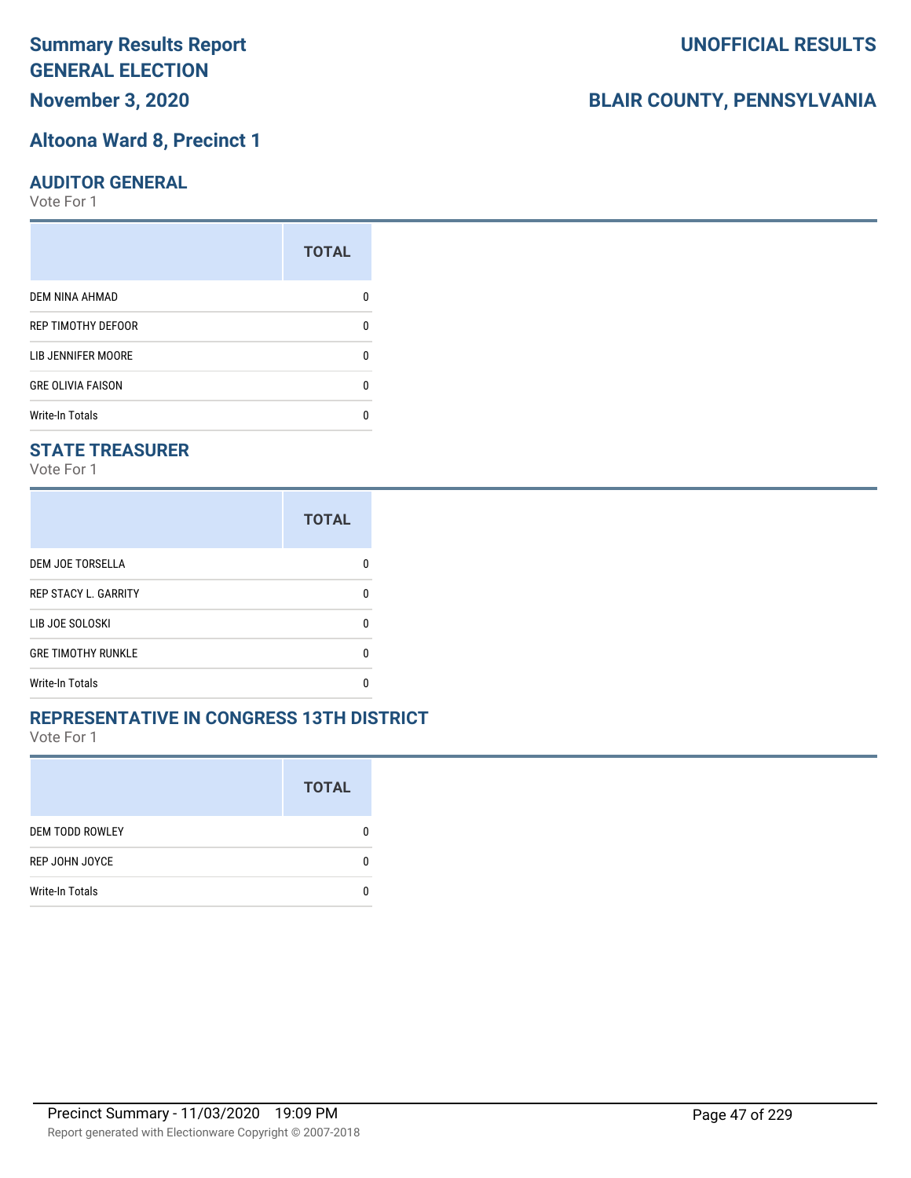# Summary Results Report
# GENERAL ELECTION
## November 3, 2020

# UNOFFICIAL RESULTS

# BLAIR COUNTY, PENNSYLVANIA

## Altoona Ward 8, Precinct 1

### AUDITOR GENERAL
Vote For 1

| | TOTAL |
|---|---|
| DEM NINA AHMAD | 0 |
| REP TIMOTHY DEFOOR | 0 |
| LIB JENNIFER MOORE | 0 |
| GRE OLIVIA FAISON | 0 |
| Write-In Totals | 0 |

### STATE TREASURER
Vote For 1

| | TOTAL |
|---|---|
| DEM JOE TORSELLA | 0 |
| REP STACY L. GARRITY | 0 |
| LIB JOE SOLOSKI | 0 |
| GRE TIMOTHY RUNKLE | 0 |
| Write-In Totals | 0 |

### REPRESENTATIVE IN CONGRESS 13TH DISTRICT
Vote For 1

| | TOTAL |
|---|---|
| DEM TODD ROWLEY | 0 |
| REP JOHN JOYCE | 0 |
| Write-In Totals | 0 |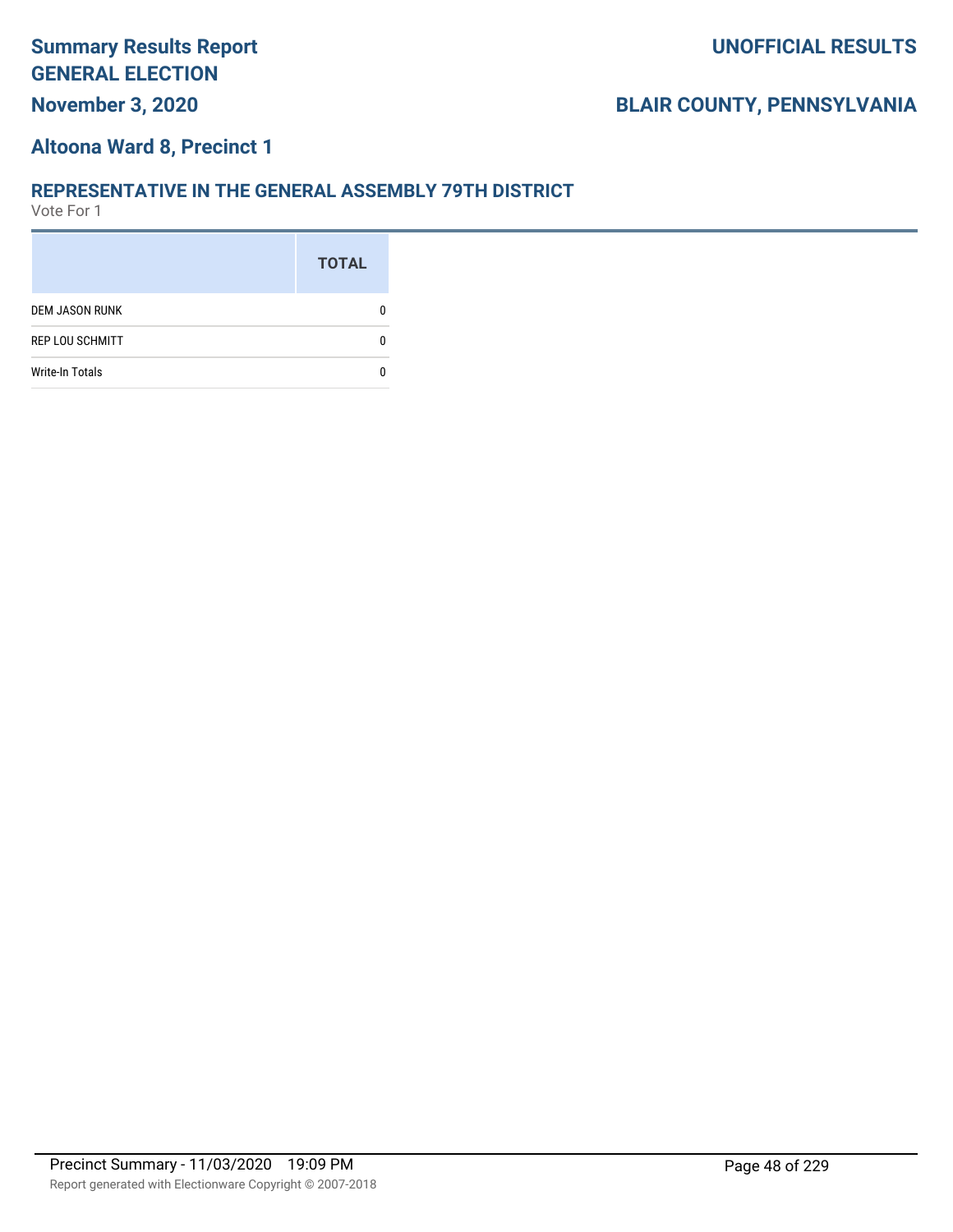# Summary Results Report GENERAL ELECTION

**November 3, 2020**

**UNOFFICIAL RESULTS**

**BLAIR COUNTY, PENNSYLVANIA**

## Altoona Ward 8, Precinct 1

### REPRESENTATIVE IN THE GENERAL ASSEMBLY 79TH DISTRICT

Vote For 1

| | TOTAL |
|---|---|
| DEM JASON RUNK | 0 |
| REP LOU SCHMITT | 0 |
| Write-In Totals | 0 |

Precinct Summary - 11/03/2020 19:09 PM

Report generated with Electionware Copyright © 2007-2018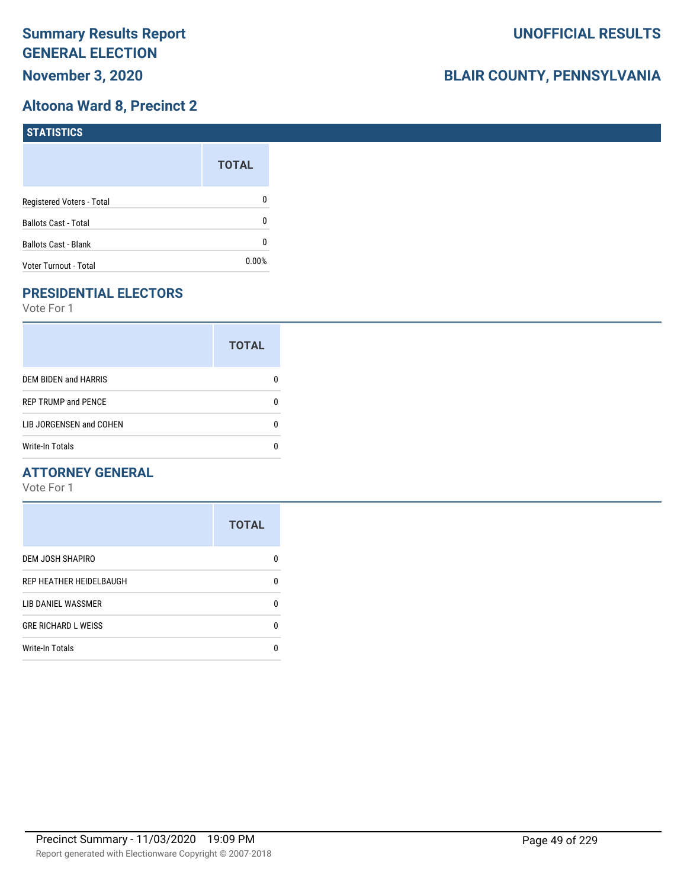# Summary Results Report
# GENERAL ELECTION
# November 3, 2020

**UNOFFICIAL RESULTS**

**BLAIR COUNTY, PENNSYLVANIA**

## Altoona Ward 8, Precinct 2

### STATISTICS

| | TOTAL |
|---|---|
| Registered Voters - Total | 0 |
| Ballots Cast - Total | 0 |
| Ballots Cast - Blank | 0 |
| Voter Turnout - Total | 0.00% |

### PRESIDENTIAL ELECTORS

Vote For 1

| | TOTAL |
|---|---|
| DEM BIDEN and HARRIS | 0 |
| REP TRUMP and PENCE | 0 |
| LIB JORGENSEN and COHEN | 0 |
| Write-In Totals | 0 |

### ATTORNEY GENERAL

Vote For 1

| | TOTAL |
|---|---|
| DEM JOSH SHAPIRO | 0 |
| REP HEATHER HEIDELBAUGH | 0 |
| LIB DANIEL WASSMER | 0 |
| GRE RICHARD L WEISS | 0 |
| Write-In Totals | 0 |

Precinct Summary - 11/03/2020 19:09 PM

Report generated with Electionware Copyright © 2007-2018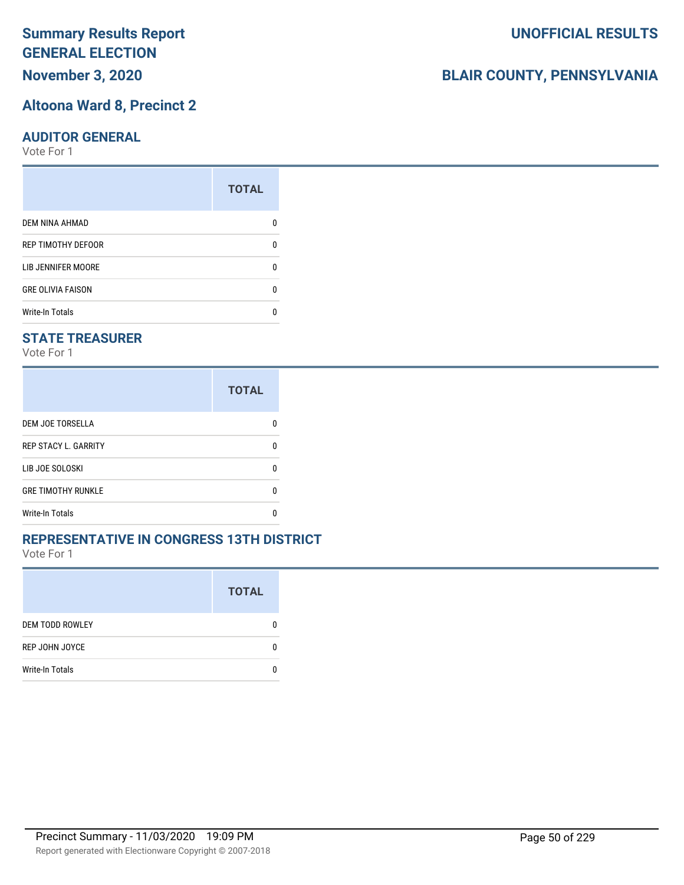# Summary Results Report
# GENERAL ELECTION
**November 3, 2020**

**UNOFFICIAL RESULTS**

**BLAIR COUNTY, PENNSYLVANIA**

## Altoona Ward 8, Precinct 2

### AUDITOR GENERAL
Vote For 1

| | TOTAL |
|---|---|
| DEM NINA AHMAD | 0 |
| REP TIMOTHY DEFOOR | 0 |
| LIB JENNIFER MOORE | 0 |
| GRE OLIVIA FAISON | 0 |
| Write-In Totals | 0 |

### STATE TREASURER
Vote For 1

| | TOTAL |
|---|---|
| DEM JOE TORSELLA | 0 |
| REP STACY L. GARRITY | 0 |
| LIB JOE SOLOSKI | 0 |
| GRE TIMOTHY RUNKLE | 0 |
| Write-In Totals | 0 |

### REPRESENTATIVE IN CONGRESS 13TH DISTRICT
Vote For 1

| | TOTAL |
|---|---|
| DEM TODD ROWLEY | 0 |
| REP JOHN JOYCE | 0 |
| Write-In Totals | 0 |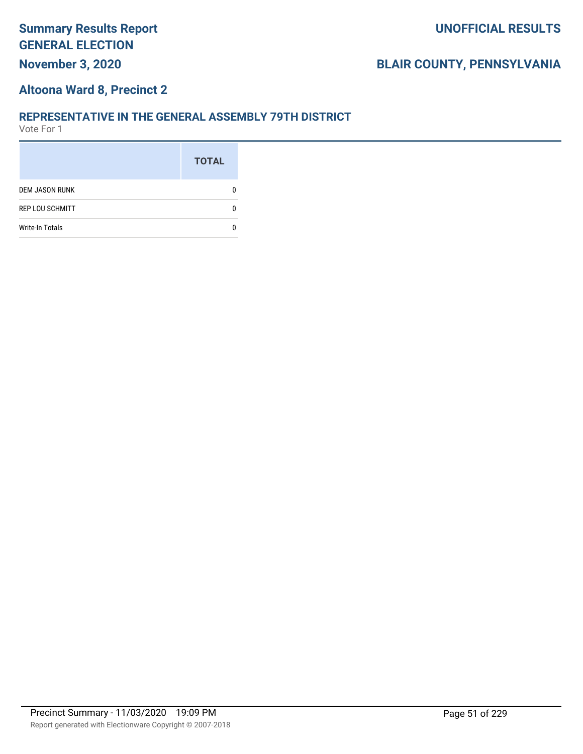# Summary Results Report GENERAL ELECTION

**UNOFFICIAL RESULTS**

**November 3, 2020**

**BLAIR COUNTY, PENNSYLVANIA**

## Altoona Ward 8, Precinct 2

### REPRESENTATIVE IN THE GENERAL ASSEMBLY 79TH DISTRICT

Vote For 1

| | TOTAL |
|---|---|
| DEM JASON RUNK | 0 |
| REP LOU SCHMITT | 0 |
| Write-In Totals | 0 |

Precinct Summary - 11/03/2020 19:09 PM

Report generated with Electionware Copyright © 2007-2018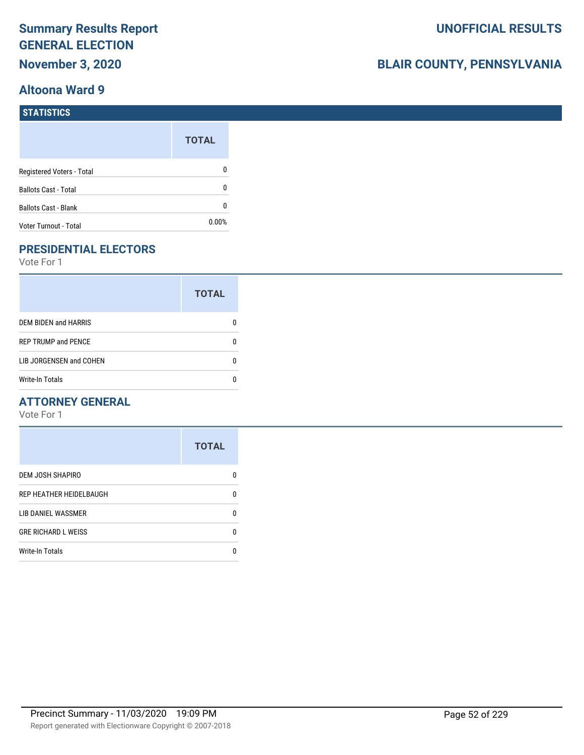# Summary Results Report
# GENERAL ELECTION
## November 3, 2020

**UNOFFICIAL RESULTS**

**BLAIR COUNTY, PENNSYLVANIA**

## Altoona Ward 9

### STATISTICS

| | TOTAL |
|---|---|
| Registered Voters - Total | 0 |
| Ballots Cast - Total | 0 |
| Ballots Cast - Blank | 0 |
| Voter Turnout - Total | 0.00% |

### PRESIDENTIAL ELECTORS

Vote For 1

| | TOTAL |
|---|---|
| DEM BIDEN and HARRIS | 0 |
| REP TRUMP and PENCE | 0 |
| LIB JORGENSEN and COHEN | 0 |
| Write-In Totals | 0 |

### ATTORNEY GENERAL

Vote For 1

| | TOTAL |
|---|---|
| DEM JOSH SHAPIRO | 0 |
| REP HEATHER HEIDELBAUGH | 0 |
| LIB DANIEL WASSMER | 0 |
| GRE RICHARD L WEISS | 0 |
| Write-In Totals | 0 |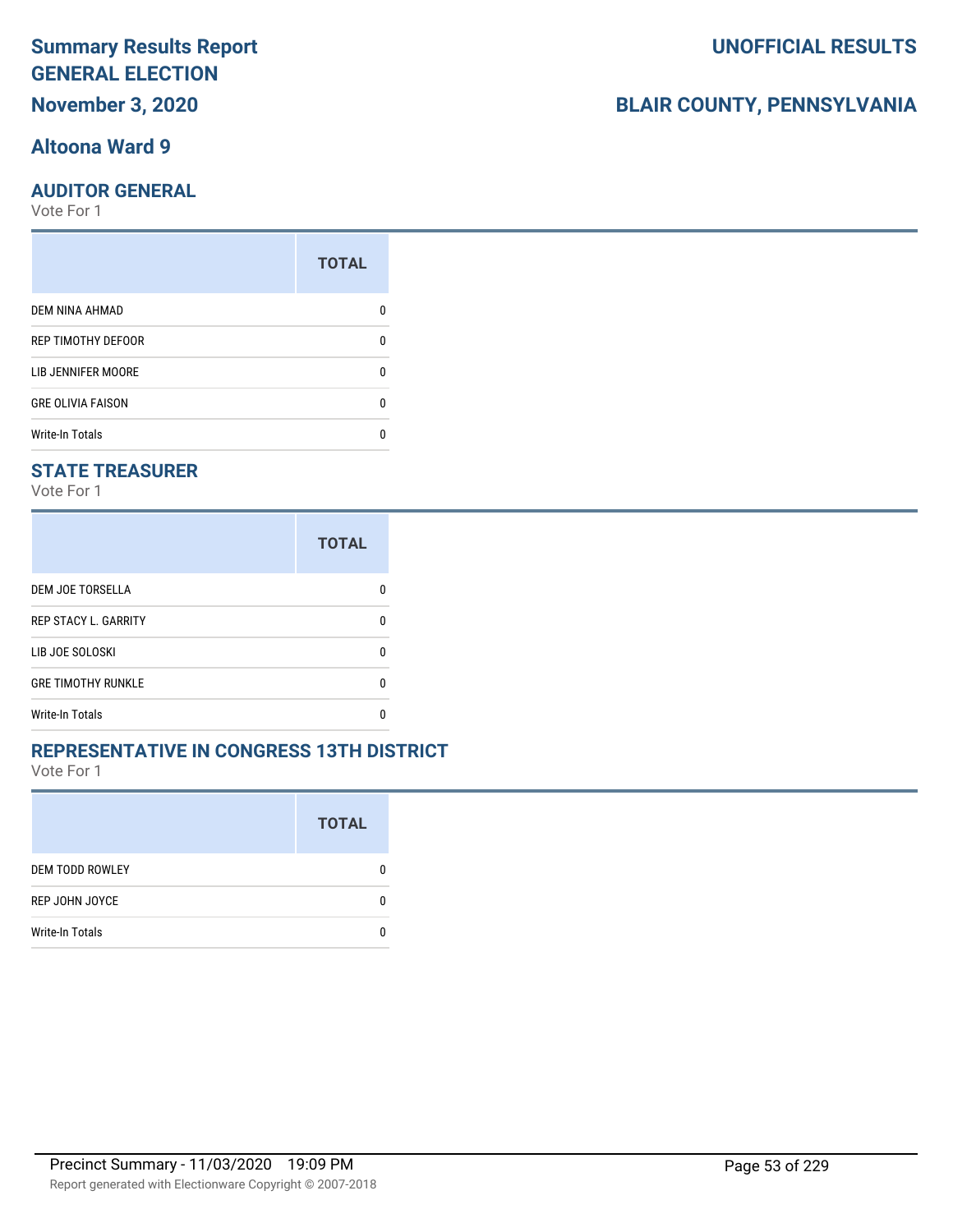# Summary Results Report
# GENERAL ELECTION

**November 3, 2020**

**UNOFFICIAL RESULTS**

**BLAIR COUNTY, PENNSYLVANIA**

## Altoona Ward 9

### AUDITOR GENERAL

Vote For 1

| | TOTAL |
|---|---|
| DEM NINA AHMAD | 0 |
| REP TIMOTHY DEFOOR | 0 |
| LIB JENNIFER MOORE | 0 |
| GRE OLIVIA FAISON | 0 |
| Write-In Totals | 0 |

### STATE TREASURER

Vote For 1

| | TOTAL |
|---|---|
| DEM JOE TORSELLA | 0 |
| REP STACY L. GARRITY | 0 |
| LIB JOE SOLOSKI | 0 |
| GRE TIMOTHY RUNKLE | 0 |
| Write-In Totals | 0 |

### REPRESENTATIVE IN CONGRESS 13TH DISTRICT

Vote For 1

| | TOTAL |
|---|---|
| DEM TODD ROWLEY | 0 |
| REP JOHN JOYCE | 0 |
| Write-In Totals | 0 |

Precinct Summary - 11/03/2020 19:09 PM

Report generated with Electionware Copyright © 2007-2018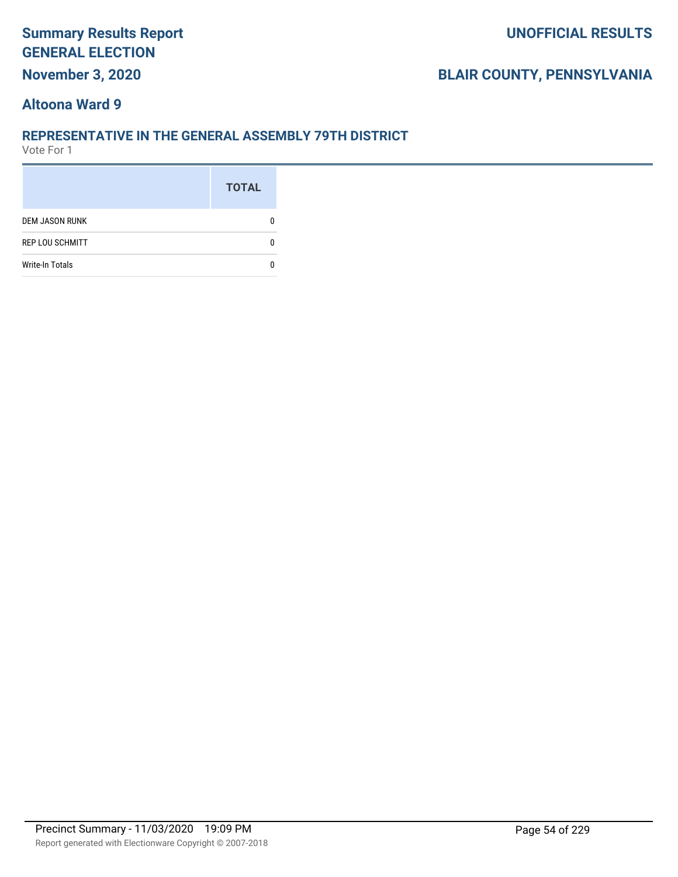# Summary Results Report
# GENERAL ELECTION
## November 3, 2020

**UNOFFICIAL RESULTS**

**BLAIR COUNTY, PENNSYLVANIA**

### Altoona Ward 9

### REPRESENTATIVE IN THE GENERAL ASSEMBLY 79TH DISTRICT

Vote For 1

| | TOTAL |
|---|---|
| DEM JASON RUNK | 0 |
| REP LOU SCHMITT | 0 |
| Write-In Totals | 0 |

Precinct Summary - 11/03/2020 19:09 PM

Report generated with Electionware Copyright © 2007-2018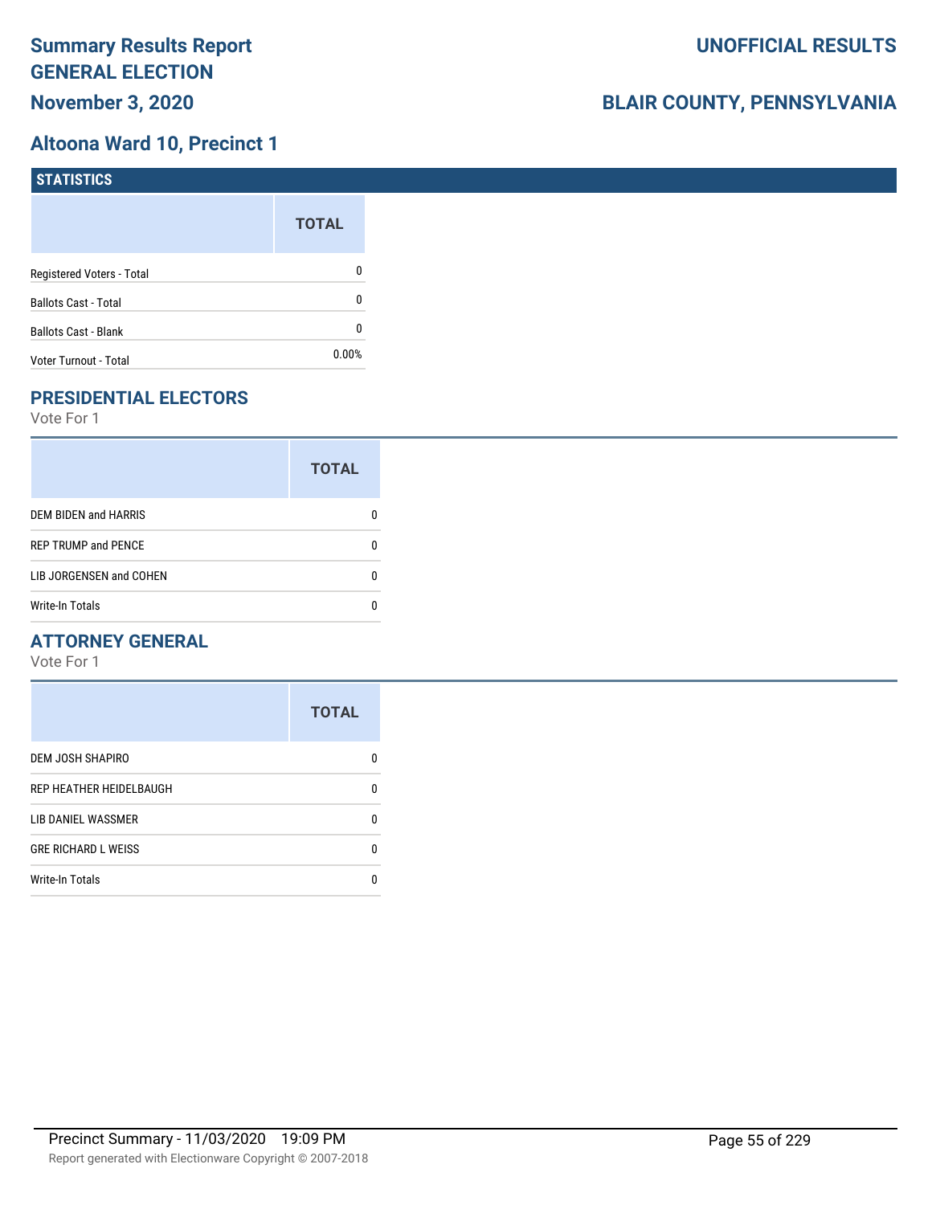# Summary Results Report GENERAL ELECTION

**November 3, 2020**

**UNOFFICIAL RESULTS**

**BLAIR COUNTY, PENNSYLVANIA**

## Altoona Ward 10, Precinct 1

### STATISTICS

| | TOTAL |
|---|---|
| Registered Voters - Total | 0 |
| Ballots Cast - Total | 0 |
| Ballots Cast - Blank | 0 |
| Voter Turnout - Total | 0.00% |

### PRESIDENTIAL ELECTORS

Vote For 1

| | TOTAL |
|---|---|
| DEM BIDEN and HARRIS | 0 |
| REP TRUMP and PENCE | 0 |
| LIB JORGENSEN and COHEN | 0 |
| Write-In Totals | 0 |

### ATTORNEY GENERAL

Vote For 1

| | TOTAL |
|---|---|
| DEM JOSH SHAPIRO | 0 |
| REP HEATHER HEIDELBAUGH | 0 |
| LIB DANIEL WASSMER | 0 |
| GRE RICHARD L WEISS | 0 |
| Write-In Totals | 0 |

Precinct Summary - 11/03/2020 19:09 PM

Report generated with Electionware Copyright © 2007-2018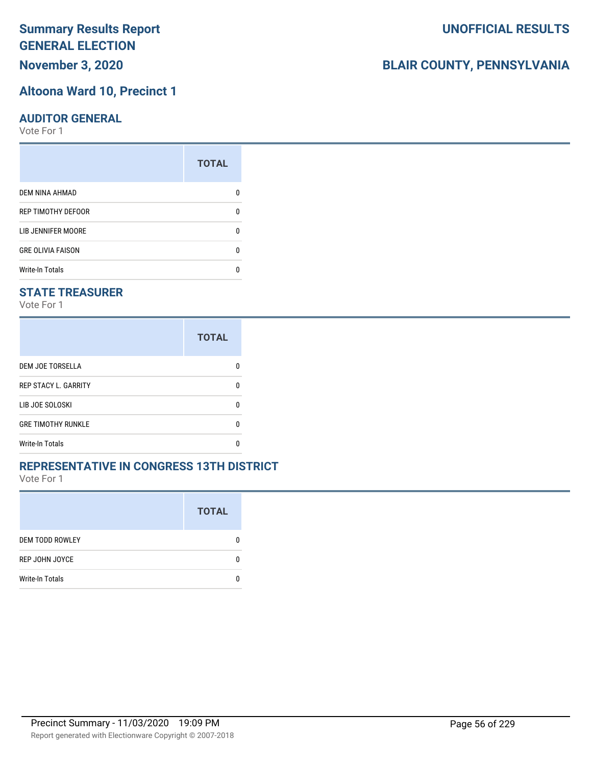# Summary Results Report GENERAL ELECTION

**November 3, 2020**

**UNOFFICIAL RESULTS**

**BLAIR COUNTY, PENNSYLVANIA**

## Altoona Ward 10, Precinct 1

### AUDITOR GENERAL

Vote For 1

| | TOTAL |
|---|---|
| DEM NINA AHMAD | 0 |
| REP TIMOTHY DEFOOR | 0 |
| LIB JENNIFER MOORE | 0 |
| GRE OLIVIA FAISON | 0 |
| Write-In Totals | 0 |

### STATE TREASURER

Vote For 1

| | TOTAL |
|---|---|
| DEM JOE TORSELLA | 0 |
| REP STACY L. GARRITY | 0 |
| LIB JOE SOLOSKI | 0 |
| GRE TIMOTHY RUNKLE | 0 |
| Write-In Totals | 0 |

### REPRESENTATIVE IN CONGRESS 13TH DISTRICT

Vote For 1

| | TOTAL |
|---|---|
| DEM TODD ROWLEY | 0 |
| REP JOHN JOYCE | 0 |
| Write-In Totals | 0 |

Precinct Summary - 11/03/2020 19:09 PM

Report generated with Electionware Copyright © 2007-2018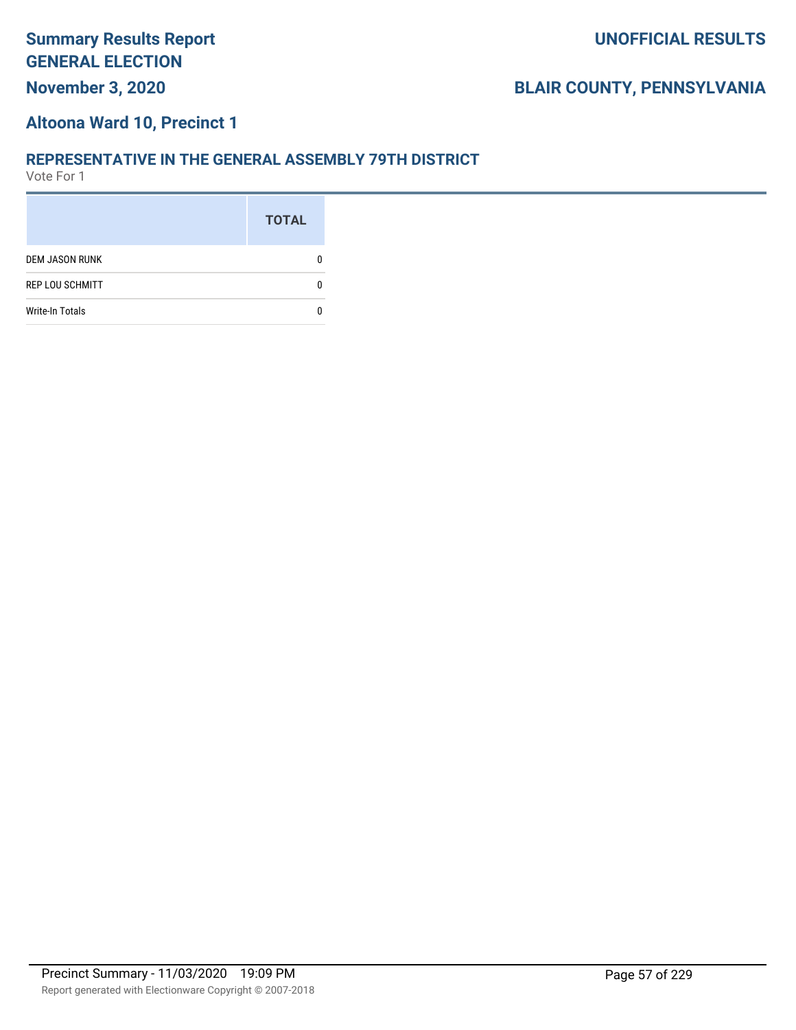# Summary Results Report GENERAL ELECTION

**November 3, 2020**

**UNOFFICIAL RESULTS**

**BLAIR COUNTY, PENNSYLVANIA**

## Altoona Ward 10, Precinct 1

### REPRESENTATIVE IN THE GENERAL ASSEMBLY 79TH DISTRICT

Vote For 1

| | TOTAL |
|---|---|
| DEM JASON RUNK | 0 |
| REP LOU SCHMITT | 0 |
| Write-In Totals | 0 |

Precinct Summary - 11/03/2020 19:09 PM

Report generated with Electionware Copyright © 2007-2018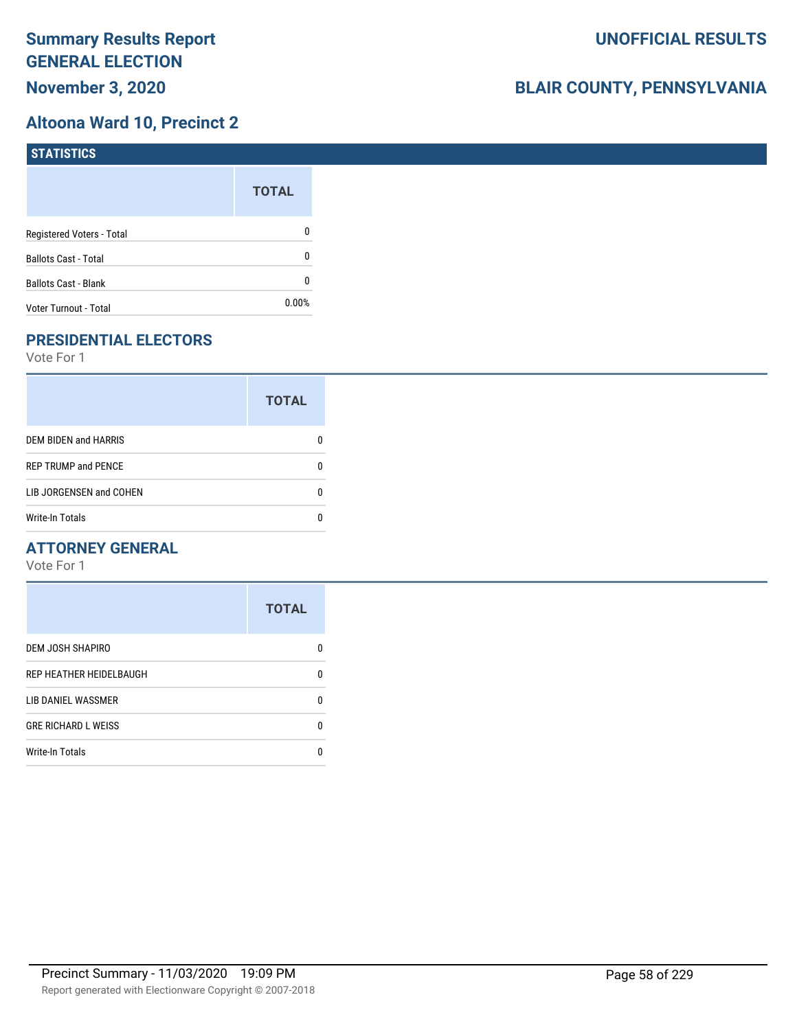# Summary Results Report
# GENERAL ELECTION
## November 3, 2020

# UNOFFICIAL RESULTS

# BLAIR COUNTY, PENNSYLVANIA

## Altoona Ward 10, Precinct 2

### STATISTICS

| | TOTAL |
|---|---|
| Registered Voters - Total | 0 |
| Ballots Cast - Total | 0 |
| Ballots Cast - Blank | 0 |
| Voter Turnout - Total | 0.00% |

### PRESIDENTIAL ELECTORS

Vote For 1

| | TOTAL |
|---|---|
| DEM BIDEN and HARRIS | 0 |
| REP TRUMP and PENCE | 0 |
| LIB JORGENSEN and COHEN | 0 |
| Write-In Totals | 0 |

### ATTORNEY GENERAL

Vote For 1

| | TOTAL |
|---|---|
| DEM JOSH SHAPIRO | 0 |
| REP HEATHER HEIDELBAUGH | 0 |
| LIB DANIEL WASSMER | 0 |
| GRE RICHARD L WEISS | 0 |
| Write-In Totals | 0 |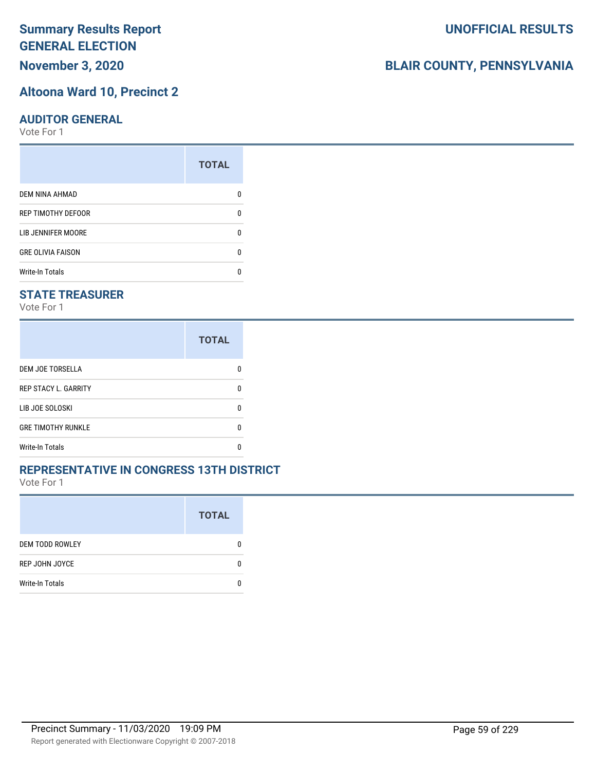# Summary Results Report
## GENERAL ELECTION
## November 3, 2020

## UNOFFICIAL RESULTS
## BLAIR COUNTY, PENNSYLVANIA

## Altoona Ward 10, Precinct 2

### AUDITOR GENERAL

Vote For 1

| | TOTAL |
|---|---|
| DEM NINA AHMAD | 0 |
| REP TIMOTHY DEFOOR | 0 |
| LIB JENNIFER MOORE | 0 |
| GRE OLIVIA FAISON | 0 |
| Write-In Totals | 0 |

### STATE TREASURER

Vote For 1

| | TOTAL |
|---|---|
| DEM JOE TORSELLA | 0 |
| REP STACY L. GARRITY | 0 |
| LIB JOE SOLOSKI | 0 |
| GRE TIMOTHY RUNKLE | 0 |
| Write-In Totals | 0 |

### REPRESENTATIVE IN CONGRESS 13TH DISTRICT

Vote For 1

| | TOTAL |
|---|---|
| DEM TODD ROWLEY | 0 |
| REP JOHN JOYCE | 0 |
| Write-In Totals | 0 |

Precinct Summary - 11/03/2020 19:09 PM

Report generated with Electionware Copyright © 2007-2018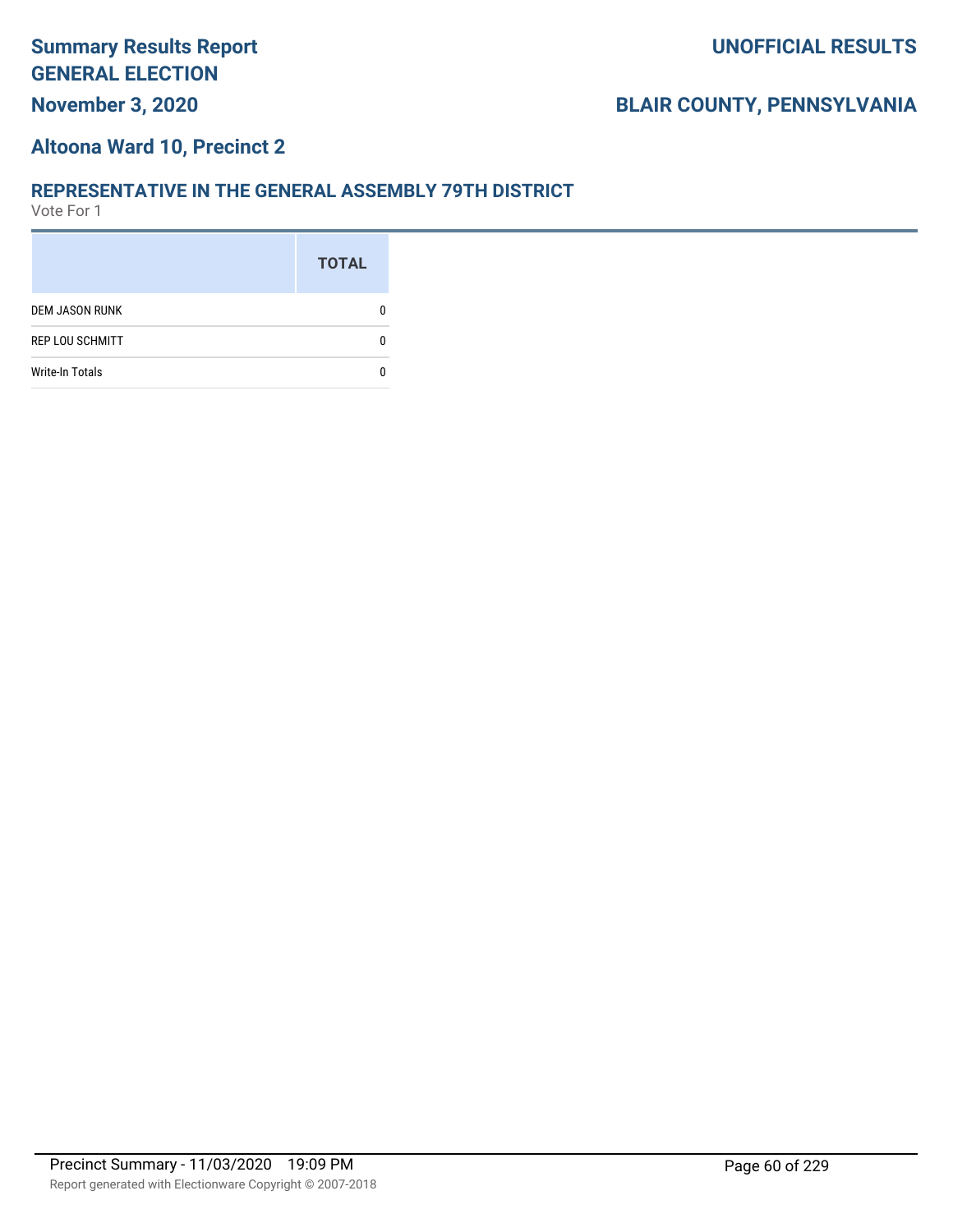# Summary Results Report
## GENERAL ELECTION

**November 3, 2020**

**UNOFFICIAL RESULTS**

**BLAIR COUNTY, PENNSYLVANIA**

### Altoona Ward 10, Precinct 2

### REPRESENTATIVE IN THE GENERAL ASSEMBLY 79TH DISTRICT

Vote For 1

| | TOTAL |
|---|---|
| DEM JASON RUNK | 0 |
| REP LOU SCHMITT | 0 |
| Write-In Totals | 0 |

Precinct Summary - 11/03/2020 19:09 PM

Report generated with Electionware Copyright © 2007-2018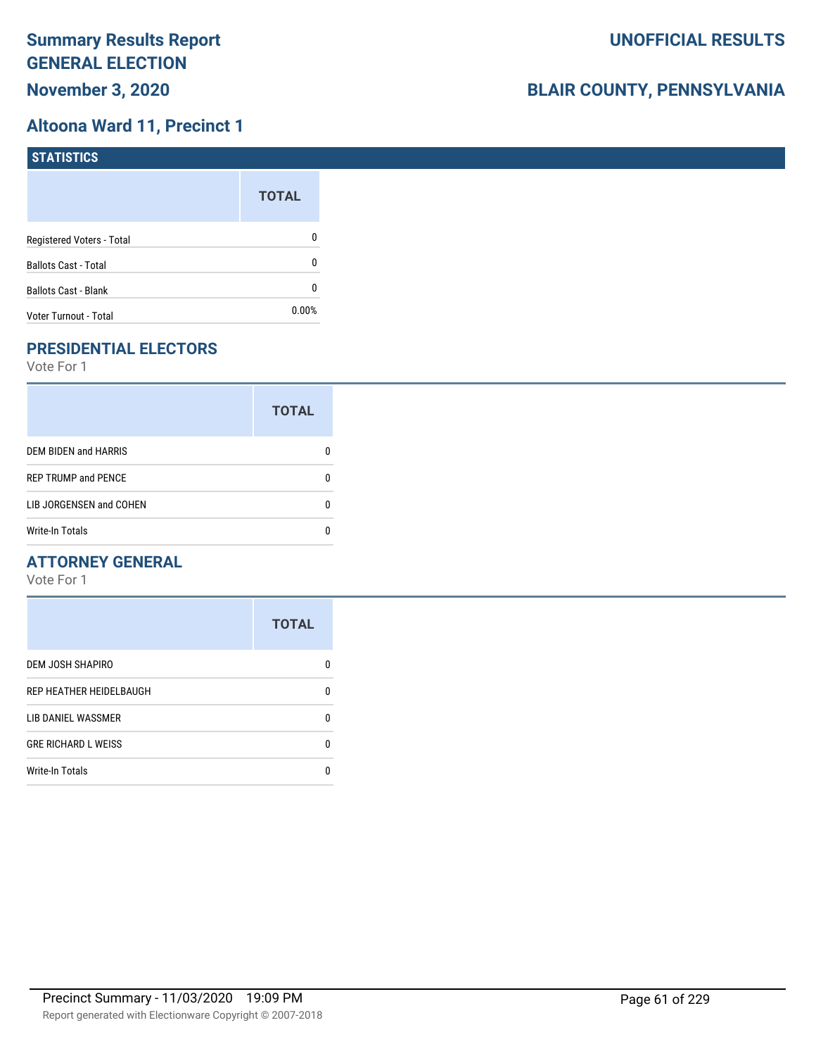# Summary Results Report
## GENERAL ELECTION
### November 3, 2020

**UNOFFICIAL RESULTS**

**BLAIR COUNTY, PENNSYLVANIA**

## Altoona Ward 11, Precinct 1

### STATISTICS

| | TOTAL |
|---|---|
| Registered Voters - Total | 0 |
| Ballots Cast - Total | 0 |
| Ballots Cast - Blank | 0 |
| Voter Turnout - Total | 0.00% |

### PRESIDENTIAL ELECTORS

Vote For 1

| | TOTAL |
|---|---|
| DEM BIDEN and HARRIS | 0 |
| REP TRUMP and PENCE | 0 |
| LIB JORGENSEN and COHEN | 0 |
| Write-In Totals | 0 |

### ATTORNEY GENERAL

Vote For 1

| | TOTAL |
|---|---|
| DEM JOSH SHAPIRO | 0 |
| REP HEATHER HEIDELBAUGH | 0 |
| LIB DANIEL WASSMER | 0 |
| GRE RICHARD L WEISS | 0 |
| Write-In Totals | 0 |

Precinct Summary - 11/03/2020 19:09 PM

Report generated with Electionware Copyright © 2007-2018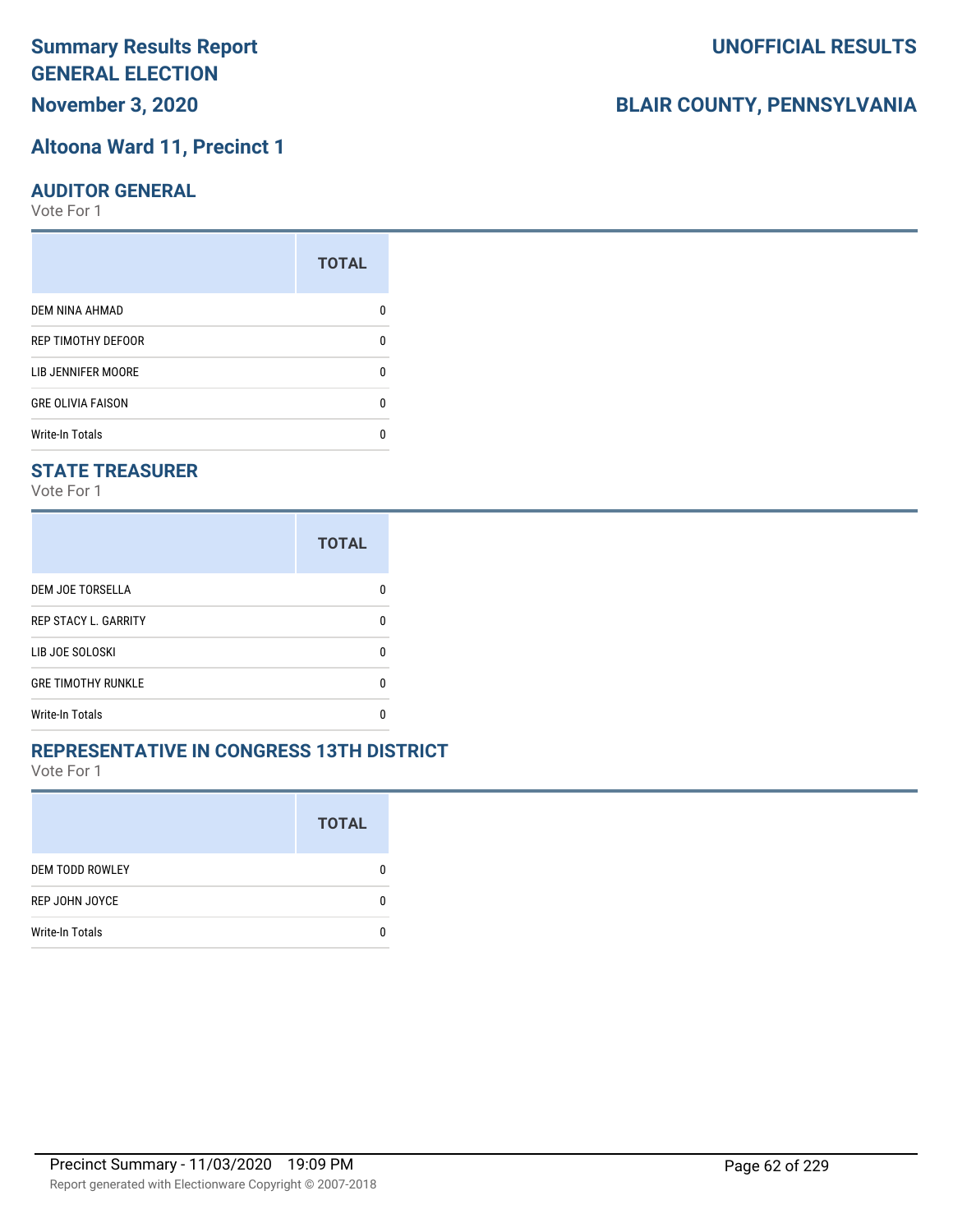# Summary Results Report
# GENERAL ELECTION
## November 3, 2020

**UNOFFICIAL RESULTS**

**BLAIR COUNTY, PENNSYLVANIA**

## Altoona Ward 11, Precinct 1

### AUDITOR GENERAL

Vote For 1

| | TOTAL |
|---|---|
| DEM NINA AHMAD | 0 |
| REP TIMOTHY DEFOOR | 0 |
| LIB JENNIFER MOORE | 0 |
| GRE OLIVIA FAISON | 0 |
| Write-In Totals | 0 |

### STATE TREASURER

Vote For 1

| | TOTAL |
|---|---|
| DEM JOE TORSELLA | 0 |
| REP STACY L. GARRITY | 0 |
| LIB JOE SOLOSKI | 0 |
| GRE TIMOTHY RUNKLE | 0 |
| Write-In Totals | 0 |

### REPRESENTATIVE IN CONGRESS 13TH DISTRICT

Vote For 1

| | TOTAL |
|---|---|
| DEM TODD ROWLEY | 0 |
| REP JOHN JOYCE | 0 |
| Write-In Totals | 0 |

Precinct Summary - 11/03/2020 19:09 PM

Report generated with Electionware Copyright © 2007-2018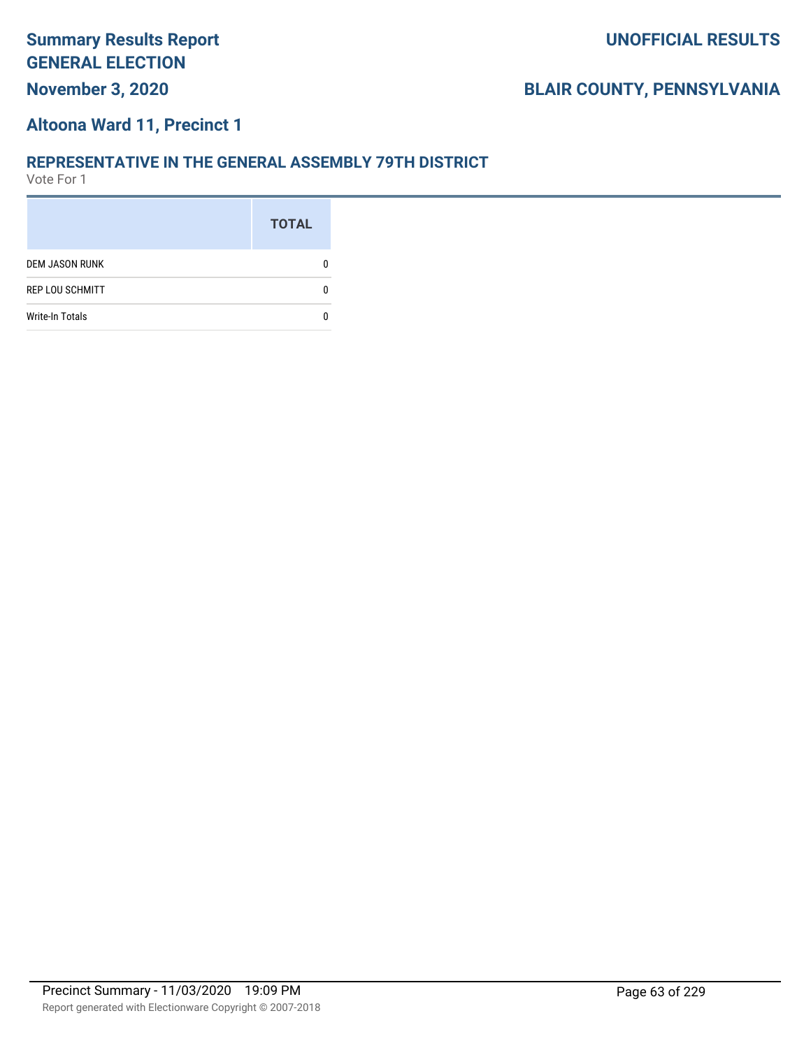# Summary Results Report
# GENERAL ELECTION
**November 3, 2020**

**UNOFFICIAL RESULTS**

**BLAIR COUNTY, PENNSYLVANIA**

## Altoona Ward 11, Precinct 1

### REPRESENTATIVE IN THE GENERAL ASSEMBLY 79TH DISTRICT
Vote For 1

| | TOTAL |
|---|---|
| DEM JASON RUNK | 0 |
| REP LOU SCHMITT | 0 |
| Write-In Totals | 0 |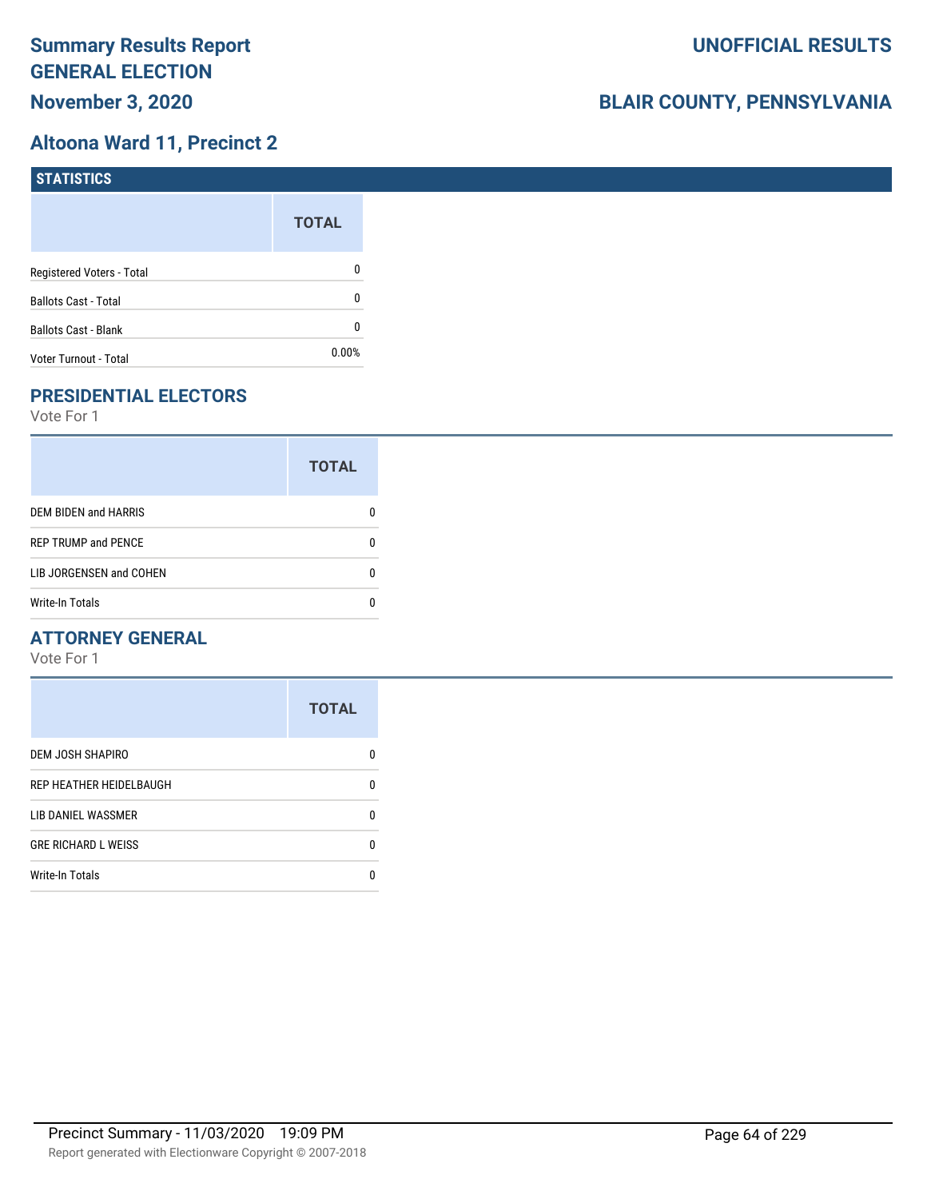# Summary Results Report GENERAL ELECTION

**November 3, 2020**

**UNOFFICIAL RESULTS**

**BLAIR COUNTY, PENNSYLVANIA**

## Altoona Ward 11, Precinct 2

### STATISTICS

| | TOTAL |
|---|---|
| Registered Voters - Total | 0 |
| Ballots Cast - Total | 0 |
| Ballots Cast - Blank | 0 |
| Voter Turnout - Total | 0.00% |

### PRESIDENTIAL ELECTORS

Vote For 1

| | TOTAL |
|---|---|
| DEM BIDEN and HARRIS | 0 |
| REP TRUMP and PENCE | 0 |
| LIB JORGENSEN and COHEN | 0 |
| Write-In Totals | 0 |

### ATTORNEY GENERAL

Vote For 1

| | TOTAL |
|---|---|
| DEM JOSH SHAPIRO | 0 |
| REP HEATHER HEIDELBAUGH | 0 |
| LIB DANIEL WASSMER | 0 |
| GRE RICHARD L WEISS | 0 |
| Write-In Totals | 0 |

Precinct Summary - 11/03/2020 19:09 PM

Report generated with Electionware Copyright © 2007-2018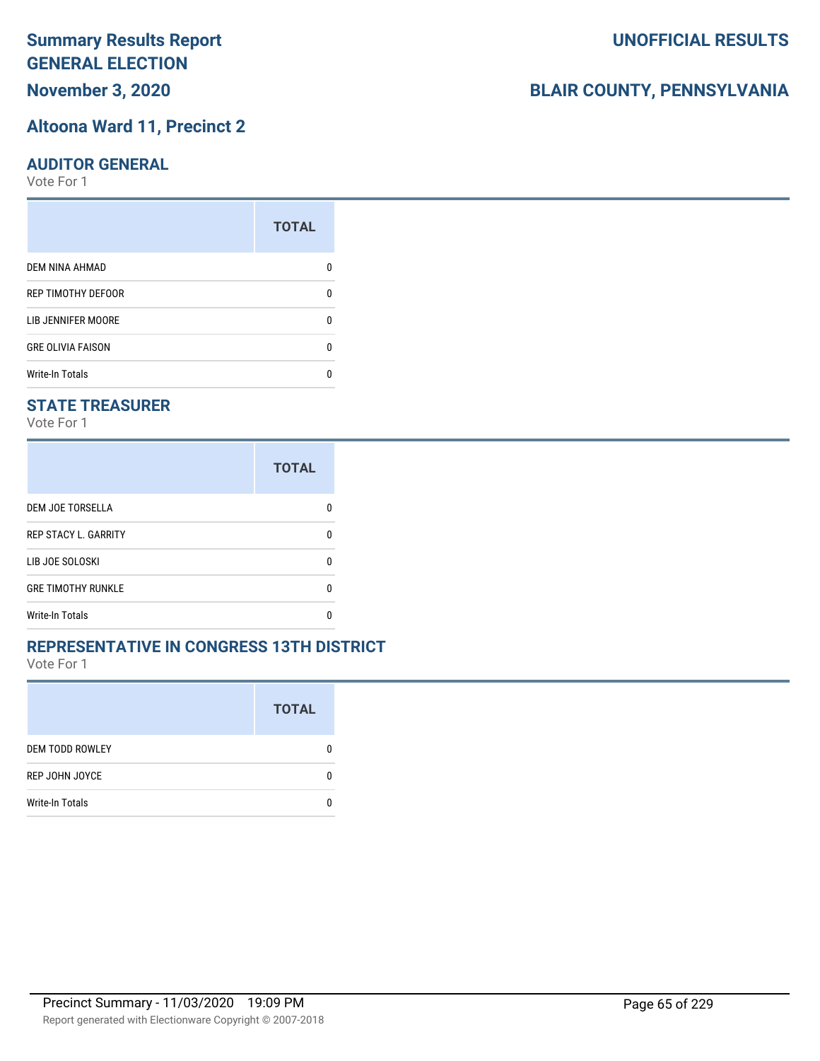# Summary Results Report GENERAL ELECTION

**UNOFFICIAL RESULTS**

**November 3, 2020**

**BLAIR COUNTY, PENNSYLVANIA**

## Altoona Ward 11, Precinct 2

### AUDITOR GENERAL

Vote For 1

| | TOTAL |
|---|---|
| DEM NINA AHMAD | 0 |
| REP TIMOTHY DEFOOR | 0 |
| LIB JENNIFER MOORE | 0 |
| GRE OLIVIA FAISON | 0 |
| Write-In Totals | 0 |

### STATE TREASURER

Vote For 1

| | TOTAL |
|---|---|
| DEM JOE TORSELLA | 0 |
| REP STACY L. GARRITY | 0 |
| LIB JOE SOLOSKI | 0 |
| GRE TIMOTHY RUNKLE | 0 |
| Write-In Totals | 0 |

### REPRESENTATIVE IN CONGRESS 13TH DISTRICT

Vote For 1

| | TOTAL |
|---|---|
| DEM TODD ROWLEY | 0 |
| REP JOHN JOYCE | 0 |
| Write-In Totals | 0 |

Precinct Summary - 11/03/2020 19:09 PM

Report generated with Electionware Copyright © 2007-2018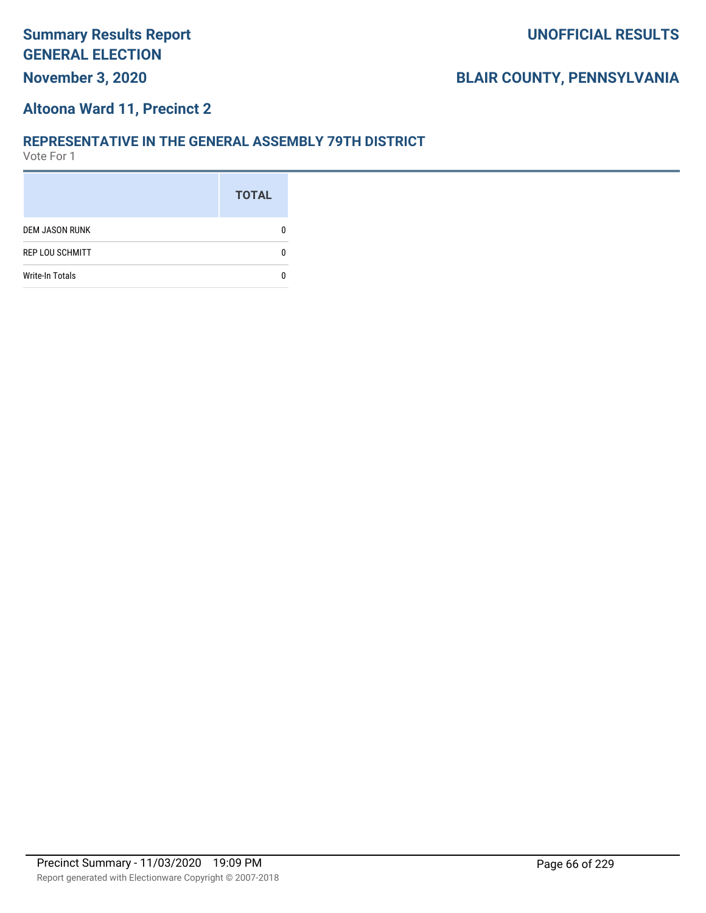# Summary Results Report
# GENERAL ELECTION

**November 3, 2020**

**UNOFFICIAL RESULTS**

**BLAIR COUNTY, PENNSYLVANIA**

## Altoona Ward 11, Precinct 2

### REPRESENTATIVE IN THE GENERAL ASSEMBLY 79TH DISTRICT

Vote For 1

| | TOTAL |
|---|---|
| DEM JASON RUNK | 0 |
| REP LOU SCHMITT | 0 |
| Write-In Totals | 0 |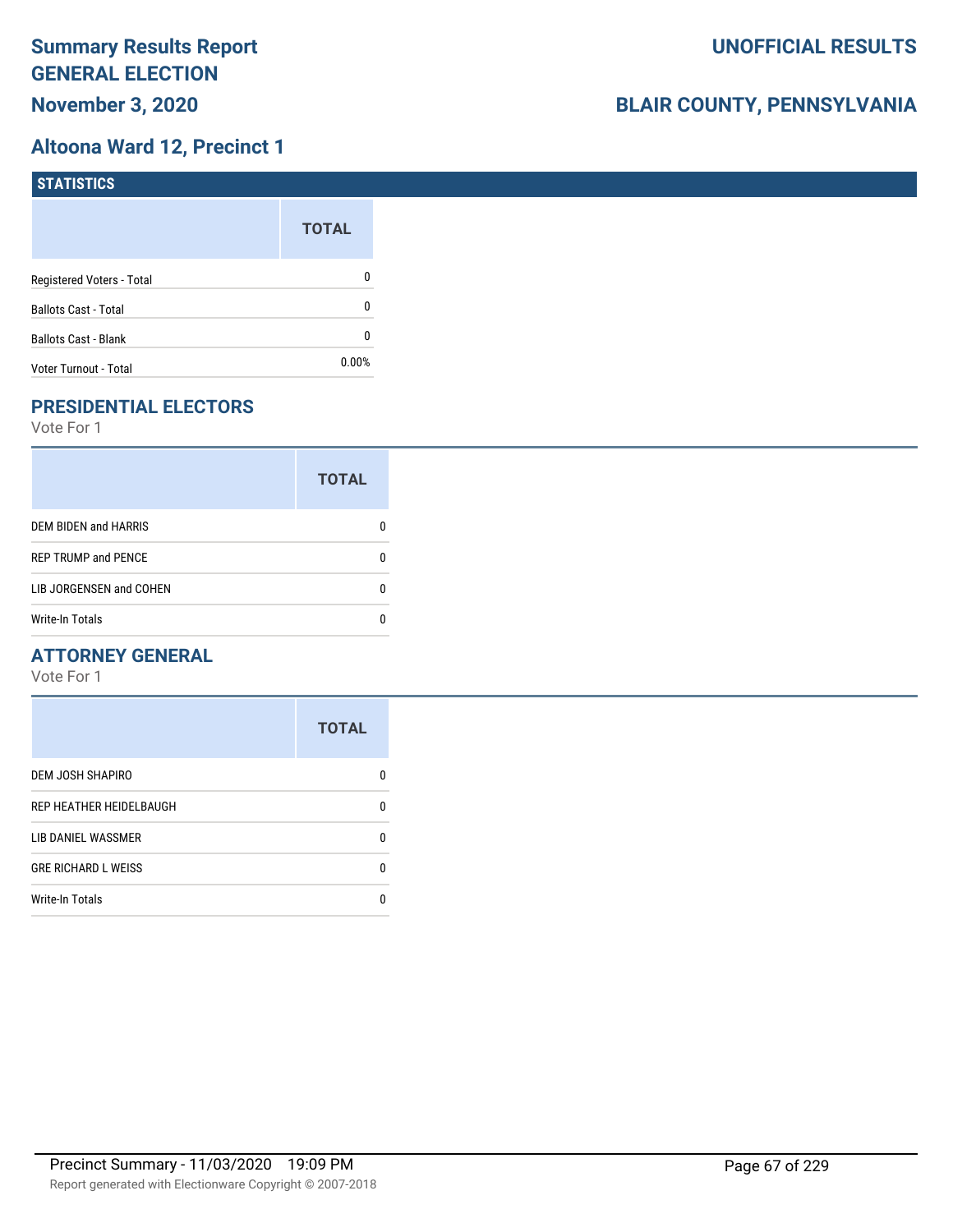# Summary Results Report
# GENERAL ELECTION
# November 3, 2020

## UNOFFICIAL RESULTS

## BLAIR COUNTY, PENNSYLVANIA

## Altoona Ward 12, Precinct 1

### STATISTICS

| | TOTAL |
|---|---|
| Registered Voters - Total | 0 |
| Ballots Cast - Total | 0 |
| Ballots Cast - Blank | 0 |
| Voter Turnout - Total | 0.00% |

### PRESIDENTIAL ELECTORS

Vote For 1

| | TOTAL |
|---|---|
| DEM BIDEN and HARRIS | 0 |
| REP TRUMP and PENCE | 0 |
| LIB JORGENSEN and COHEN | 0 |
| Write-In Totals | 0 |

### ATTORNEY GENERAL

Vote For 1

| | TOTAL |
|---|---|
| DEM JOSH SHAPIRO | 0 |
| REP HEATHER HEIDELBAUGH | 0 |
| LIB DANIEL WASSMER | 0 |
| GRE RICHARD L WEISS | 0 |
| Write-In Totals | 0 |

Precinct Summary - 11/03/2020 19:09 PM

Report generated with Electionware Copyright © 2007-2018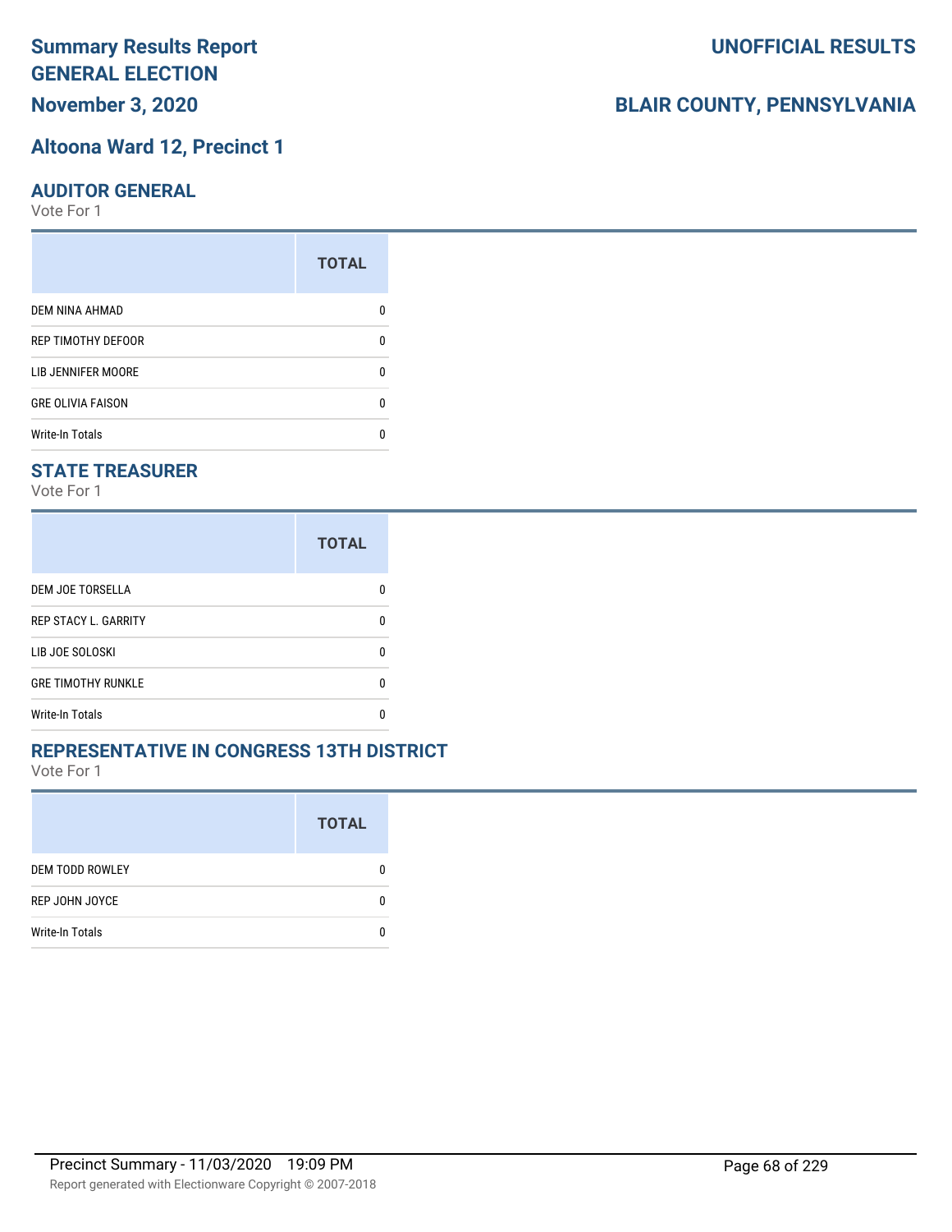# Summary Results Report
## GENERAL ELECTION
## November 3, 2020

## UNOFFICIAL RESULTS

## BLAIR COUNTY, PENNSYLVANIA

## Altoona Ward 12, Precinct 1

### AUDITOR GENERAL
Vote For 1

| | TOTAL |
|---|---|
| DEM NINA AHMAD | 0 |
| REP TIMOTHY DEFOOR | 0 |
| LIB JENNIFER MOORE | 0 |
| GRE OLIVIA FAISON | 0 |
| Write-In Totals | 0 |

### STATE TREASURER
Vote For 1

| | TOTAL |
|---|---|
| DEM JOE TORSELLA | 0 |
| REP STACY L. GARRITY | 0 |
| LIB JOE SOLOSKI | 0 |
| GRE TIMOTHY RUNKLE | 0 |
| Write-In Totals | 0 |

### REPRESENTATIVE IN CONGRESS 13TH DISTRICT
Vote For 1

| | TOTAL |
|---|---|
| DEM TODD ROWLEY | 0 |
| REP JOHN JOYCE | 0 |
| Write-In Totals | 0 |

Precinct Summary - 11/03/2020 19:09 PM

Report generated with Electionware Copyright © 2007-2018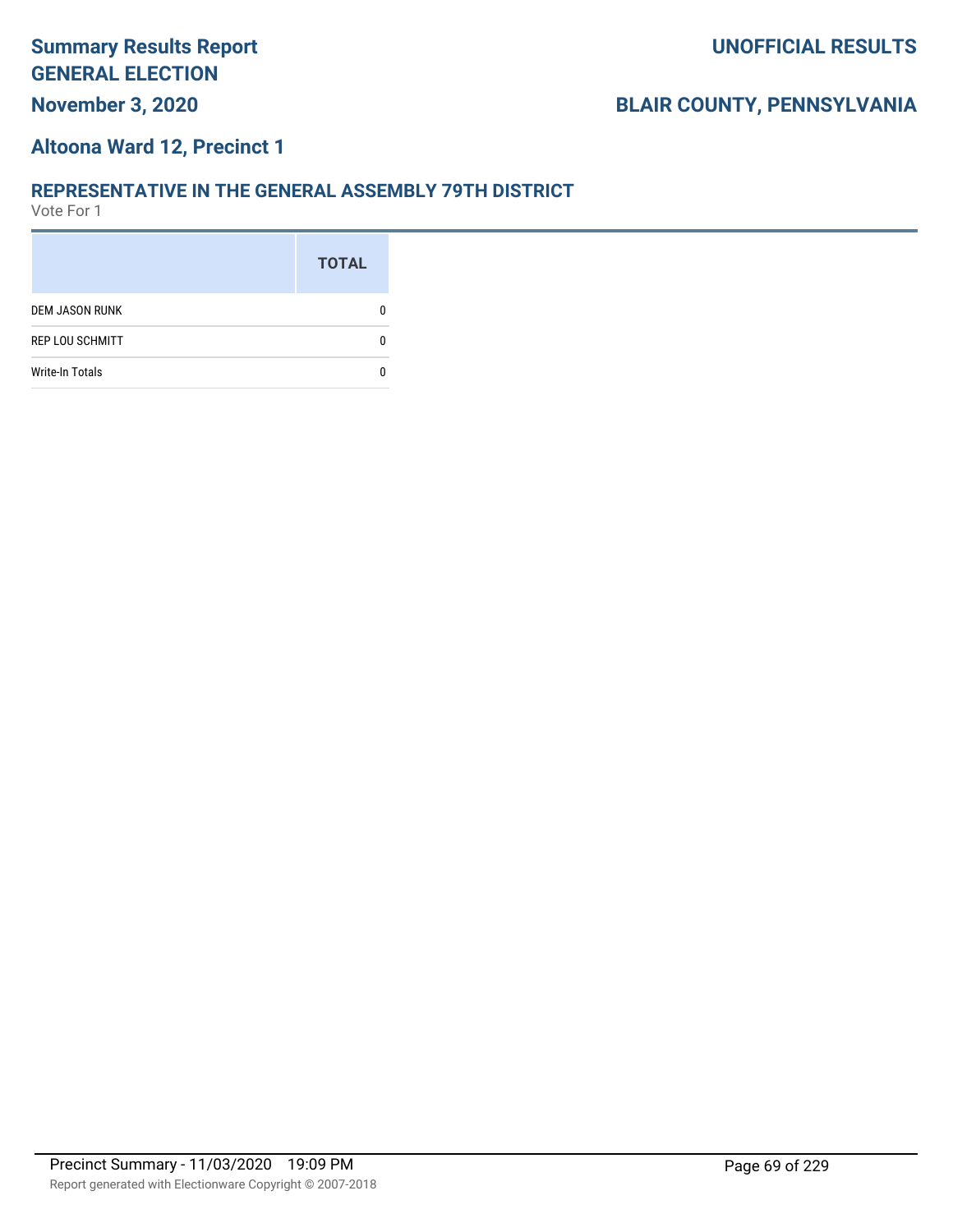## Altoona Ward 12, Precinct 1

### REPRESENTATIVE IN THE GENERAL ASSEMBLY 79TH DISTRICT

Vote For 1

| | TOTAL |
|---|---|
| DEM JASON RUNK | 0 |
| REP LOU SCHMITT | 0 |
| Write-In Totals | 0 |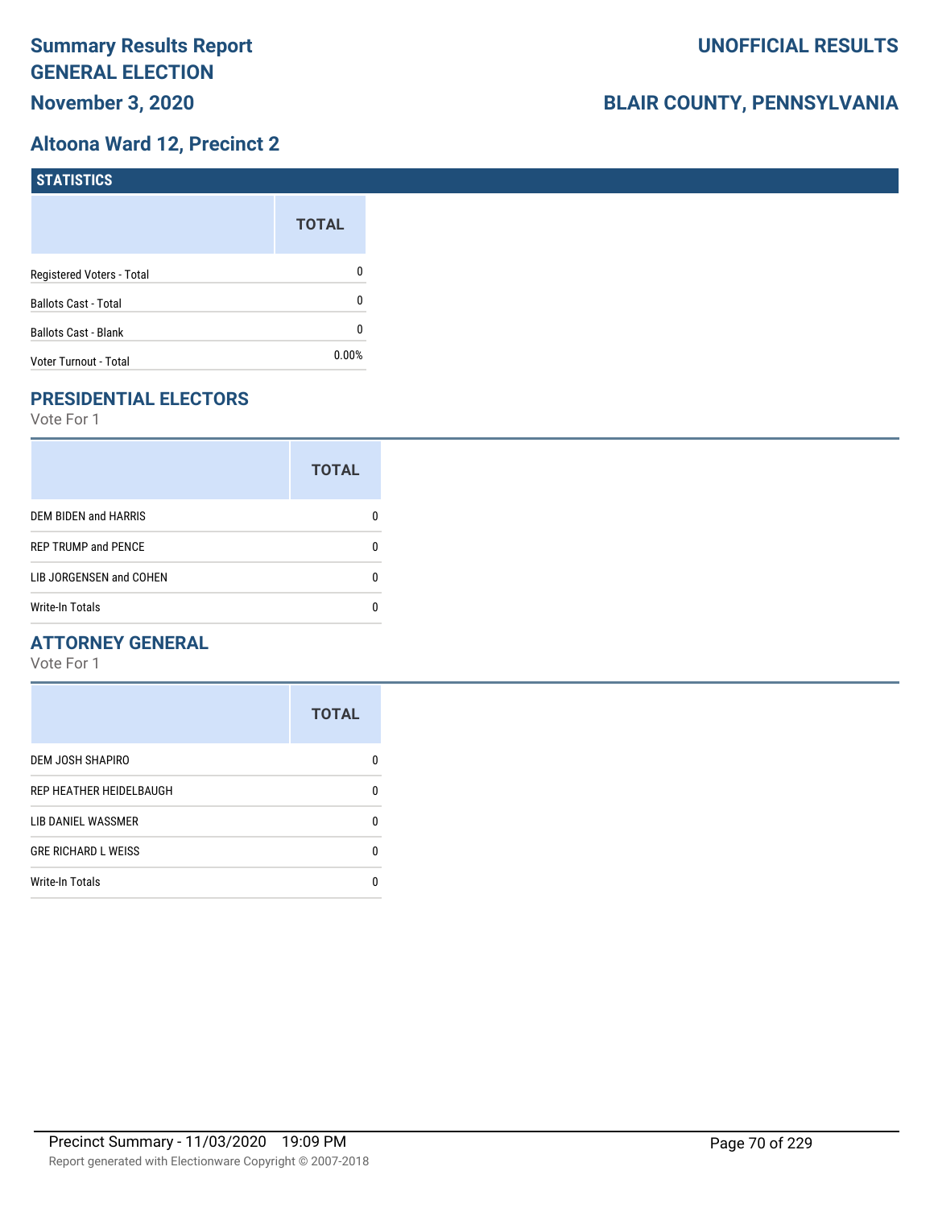# Summary Results Report GENERAL ELECTION

**November 3, 2020**

**UNOFFICIAL RESULTS**

**BLAIR COUNTY, PENNSYLVANIA**

## Altoona Ward 12, Precinct 2

### STATISTICS

| | TOTAL |
|---|---|
| Registered Voters - Total | 0 |
| Ballots Cast - Total | 0 |
| Ballots Cast - Blank | 0 |
| Voter Turnout - Total | 0.00% |

### PRESIDENTIAL ELECTORS

Vote For 1

| | TOTAL |
|---|---|
| DEM BIDEN and HARRIS | 0 |
| REP TRUMP and PENCE | 0 |
| LIB JORGENSEN and COHEN | 0 |
| Write-In Totals | 0 |

### ATTORNEY GENERAL

Vote For 1

| | TOTAL |
|---|---|
| DEM JOSH SHAPIRO | 0 |
| REP HEATHER HEIDELBAUGH | 0 |
| LIB DANIEL WASSMER | 0 |
| GRE RICHARD L WEISS | 0 |
| Write-In Totals | 0 |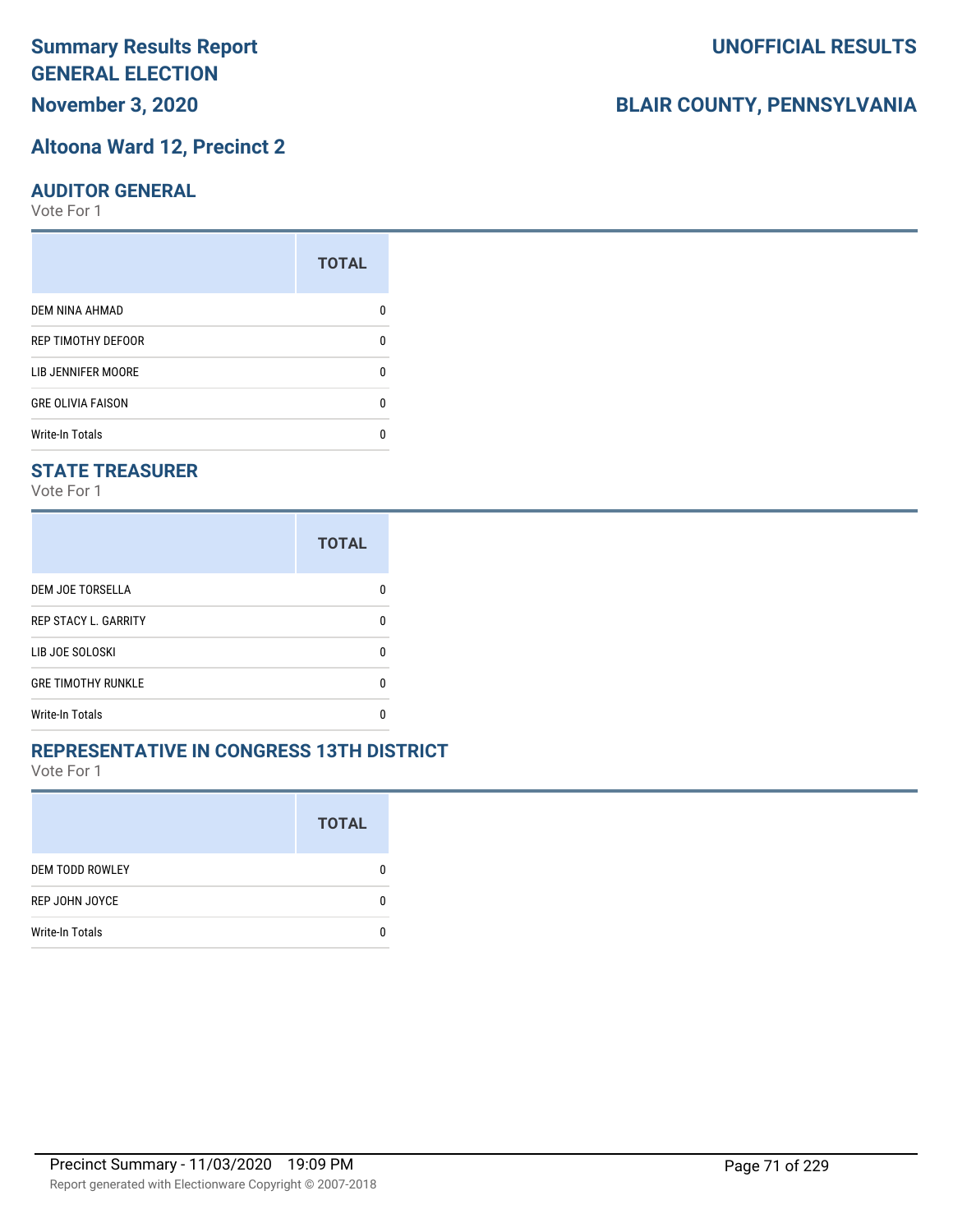# Summary Results Report
# GENERAL ELECTION
## November 3, 2020

**UNOFFICIAL RESULTS**

**BLAIR COUNTY, PENNSYLVANIA**

## Altoona Ward 12, Precinct 2

### AUDITOR GENERAL

Vote For 1

| | TOTAL |
|---|---|
| DEM NINA AHMAD | 0 |
| REP TIMOTHY DEFOOR | 0 |
| LIB JENNIFER MOORE | 0 |
| GRE OLIVIA FAISON | 0 |
| Write-In Totals | 0 |

### STATE TREASURER

Vote For 1

| | TOTAL |
|---|---|
| DEM JOE TORSELLA | 0 |
| REP STACY L. GARRITY | 0 |
| LIB JOE SOLOSKI | 0 |
| GRE TIMOTHY RUNKLE | 0 |
| Write-In Totals | 0 |

### REPRESENTATIVE IN CONGRESS 13TH DISTRICT

Vote For 1

| | TOTAL |
|---|---|
| DEM TODD ROWLEY | 0 |
| REP JOHN JOYCE | 0 |
| Write-In Totals | 0 |

Precinct Summary - 11/03/2020 19:09 PM

Report generated with Electionware Copyright © 2007-2018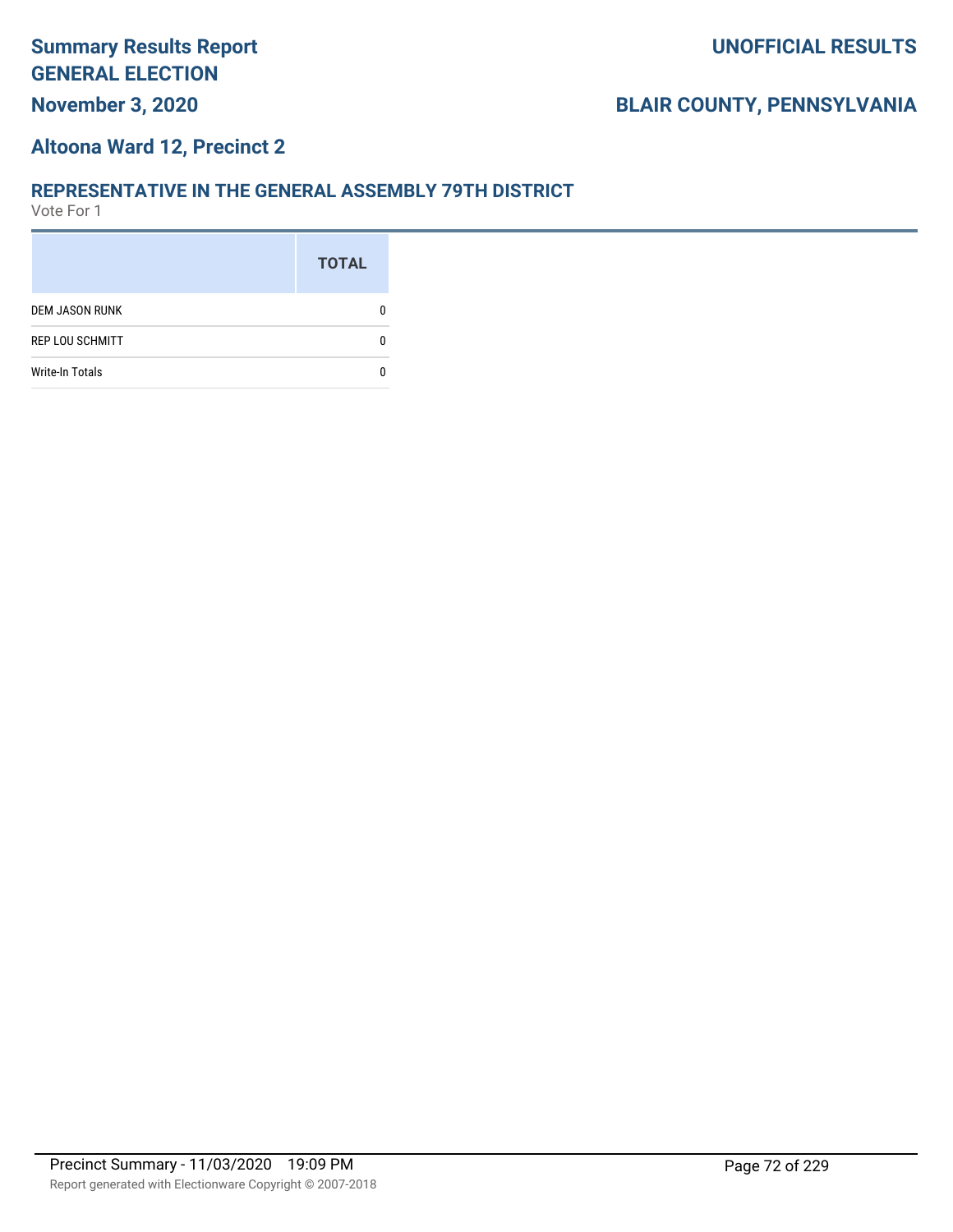# Summary Results Report
# GENERAL ELECTION

**November 3, 2020**

**UNOFFICIAL RESULTS**

**BLAIR COUNTY, PENNSYLVANIA**

## Altoona Ward 12, Precinct 2

### REPRESENTATIVE IN THE GENERAL ASSEMBLY 79TH DISTRICT

Vote For 1

| | TOTAL |
|---|---|
| DEM JASON RUNK | 0 |
| REP LOU SCHMITT | 0 |
| Write-In Totals | 0 |

Precinct Summary - 11/03/2020 19:09 PM

Report generated with Electionware Copyright © 2007-2018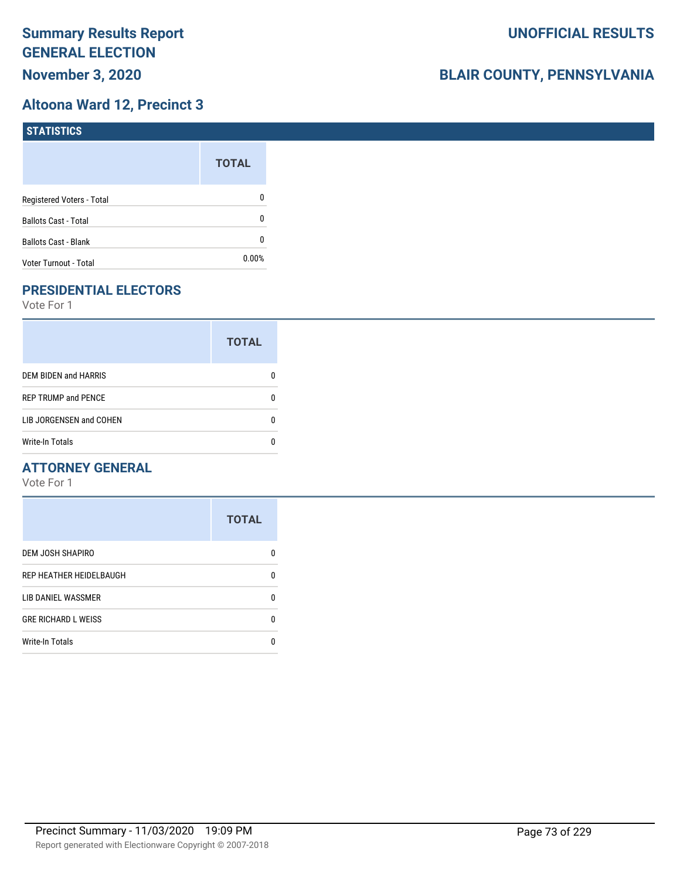# Summary Results Report

**GENERAL ELECTION**

**November 3, 2020**

**UNOFFICIAL RESULTS**

**BLAIR COUNTY, PENNSYLVANIA**

## Altoona Ward 12, Precinct 3

### STATISTICS

| | TOTAL |
|---|---|
| Registered Voters - Total | 0 |
| Ballots Cast - Total | 0 |
| Ballots Cast - Blank | 0 |
| Voter Turnout - Total | 0.00% |

### PRESIDENTIAL ELECTORS

Vote For 1

| | TOTAL |
|---|---|
| DEM BIDEN and HARRIS | 0 |
| REP TRUMP and PENCE | 0 |
| LIB JORGENSEN and COHEN | 0 |
| Write-In Totals | 0 |

### ATTORNEY GENERAL

Vote For 1

| | TOTAL |
|---|---|
| DEM JOSH SHAPIRO | 0 |
| REP HEATHER HEIDELBAUGH | 0 |
| LIB DANIEL WASSMER | 0 |
| GRE RICHARD L WEISS | 0 |
| Write-In Totals | 0 |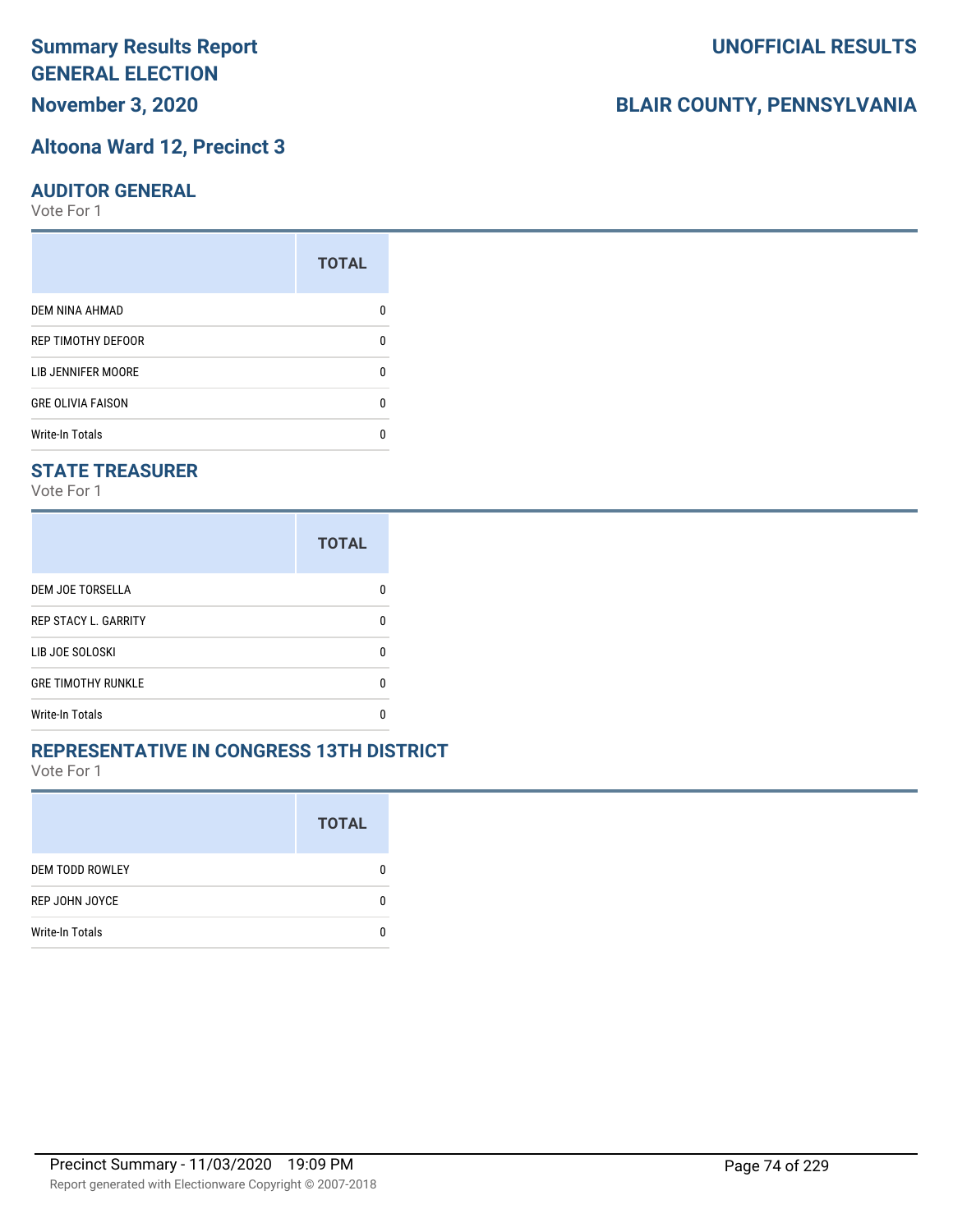# Summary Results Report
# GENERAL ELECTION
## November 3, 2020

# UNOFFICIAL RESULTS

# BLAIR COUNTY, PENNSYLVANIA

## Altoona Ward 12, Precinct 3

### AUDITOR GENERAL

Vote For 1

| | TOTAL |
|---|---|
| DEM NINA AHMAD | 0 |
| REP TIMOTHY DEFOOR | 0 |
| LIB JENNIFER MOORE | 0 |
| GRE OLIVIA FAISON | 0 |
| Write-In Totals | 0 |

### STATE TREASURER

Vote For 1

| | TOTAL |
|---|---|
| DEM JOE TORSELLA | 0 |
| REP STACY L. GARRITY | 0 |
| LIB JOE SOLOSKI | 0 |
| GRE TIMOTHY RUNKLE | 0 |
| Write-In Totals | 0 |

### REPRESENTATIVE IN CONGRESS 13TH DISTRICT

Vote For 1

| | TOTAL |
|---|---|
| DEM TODD ROWLEY | 0 |
| REP JOHN JOYCE | 0 |
| Write-In Totals | 0 |

Precinct Summary - 11/03/2020 19:09 PM

Report generated with Electionware Copyright © 2007-2018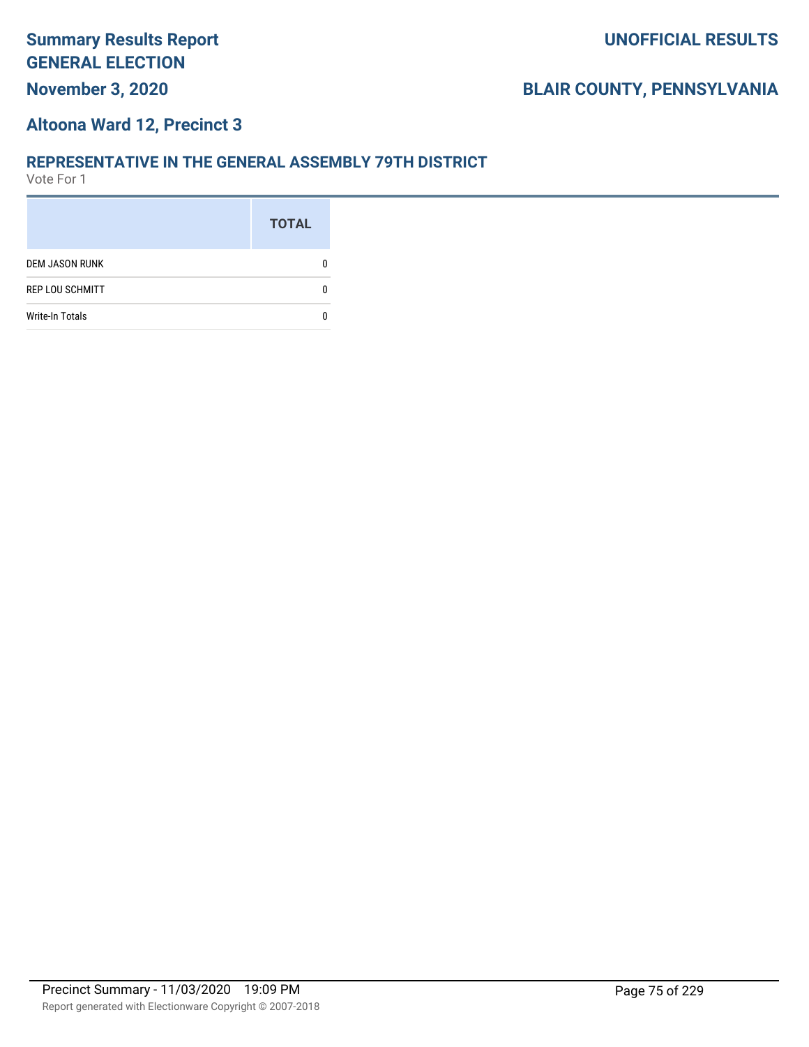# Summary Results Report GENERAL ELECTION

**November 3, 2020**

**UNOFFICIAL RESULTS**

**BLAIR COUNTY, PENNSYLVANIA**

## Altoona Ward 12, Precinct 3

### REPRESENTATIVE IN THE GENERAL ASSEMBLY 79TH DISTRICT

Vote For 1

| | TOTAL |
|---|---|
| DEM JASON RUNK | 0 |
| REP LOU SCHMITT | 0 |
| Write-In Totals | 0 |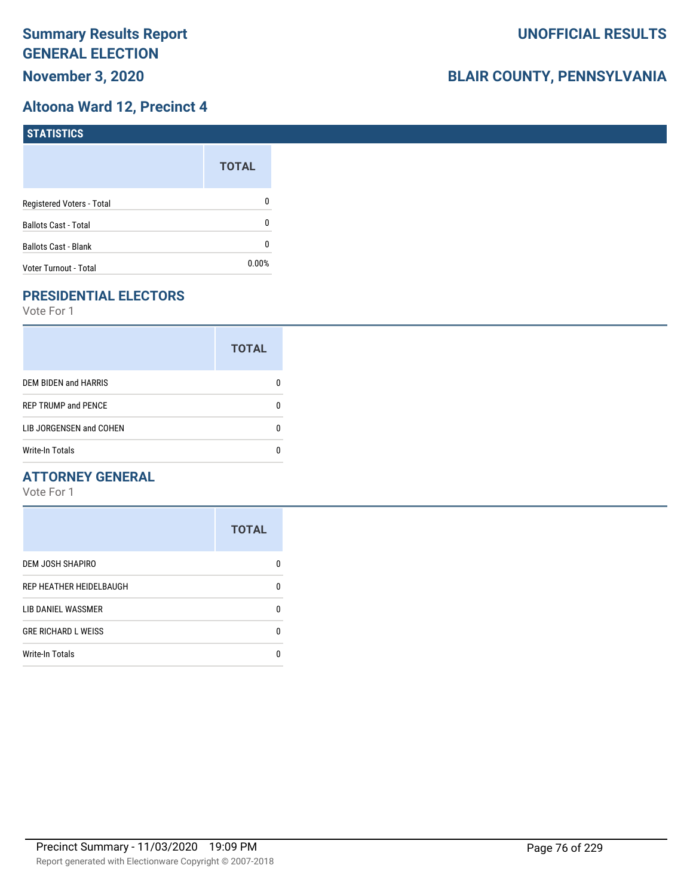# Summary Results Report
# GENERAL ELECTION
# November 3, 2020

# UNOFFICIAL RESULTS

# BLAIR COUNTY, PENNSYLVANIA

## Altoona Ward 12, Precinct 4

### STATISTICS

| | TOTAL |
|---|---|
| Registered Voters - Total | 0 |
| Ballots Cast - Total | 0 |
| Ballots Cast - Blank | 0 |
| Voter Turnout - Total | 0.00% |

### PRESIDENTIAL ELECTORS

Vote For 1

| | TOTAL |
|---|---|
| DEM BIDEN and HARRIS | 0 |
| REP TRUMP and PENCE | 0 |
| LIB JORGENSEN and COHEN | 0 |
| Write-In Totals | 0 |

### ATTORNEY GENERAL

Vote For 1

| | TOTAL |
|---|---|
| DEM JOSH SHAPIRO | 0 |
| REP HEATHER HEIDELBAUGH | 0 |
| LIB DANIEL WASSMER | 0 |
| GRE RICHARD L WEISS | 0 |
| Write-In Totals | 0 |

Precinct Summary - 11/03/2020 19:09 PM

Report generated with Electionware Copyright © 2007-2018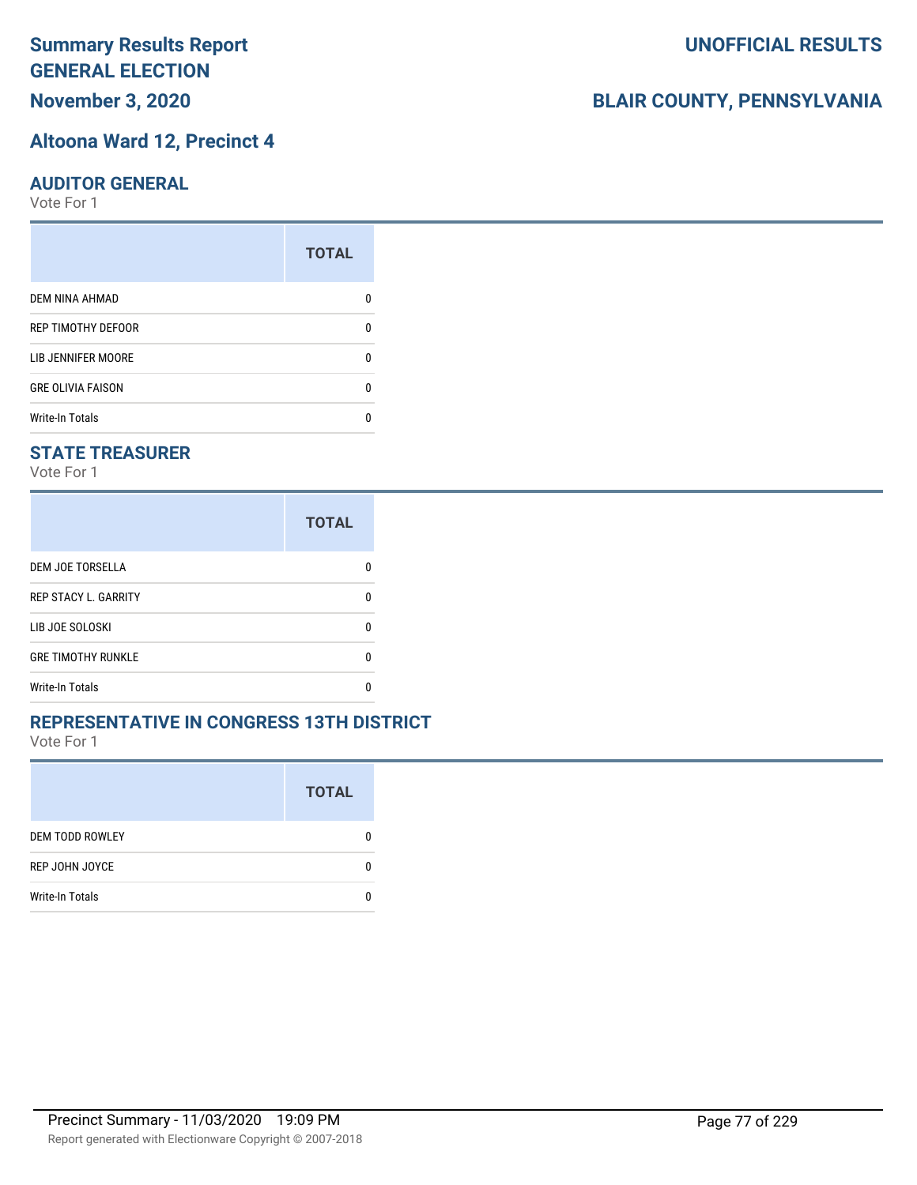# Summary Results Report
# GENERAL ELECTION
# November 3, 2020

## UNOFFICIAL RESULTS

## BLAIR COUNTY, PENNSYLVANIA

## Altoona Ward 12, Precinct 4

### AUDITOR GENERAL

Vote For 1

| | TOTAL |
|---|---|
| DEM NINA AHMAD | 0 |
| REP TIMOTHY DEFOOR | 0 |
| LIB JENNIFER MOORE | 0 |
| GRE OLIVIA FAISON | 0 |
| Write-In Totals | 0 |

### STATE TREASURER

Vote For 1

| | TOTAL |
|---|---|
| DEM JOE TORSELLA | 0 |
| REP STACY L. GARRITY | 0 |
| LIB JOE SOLOSKI | 0 |
| GRE TIMOTHY RUNKLE | 0 |
| Write-In Totals | 0 |

### REPRESENTATIVE IN CONGRESS 13TH DISTRICT

Vote For 1

| | TOTAL |
|---|---|
| DEM TODD ROWLEY | 0 |
| REP JOHN JOYCE | 0 |
| Write-In Totals | 0 |

Precinct Summary - 11/03/2020 19:09 PM

Report generated with Electionware Copyright © 2007-2018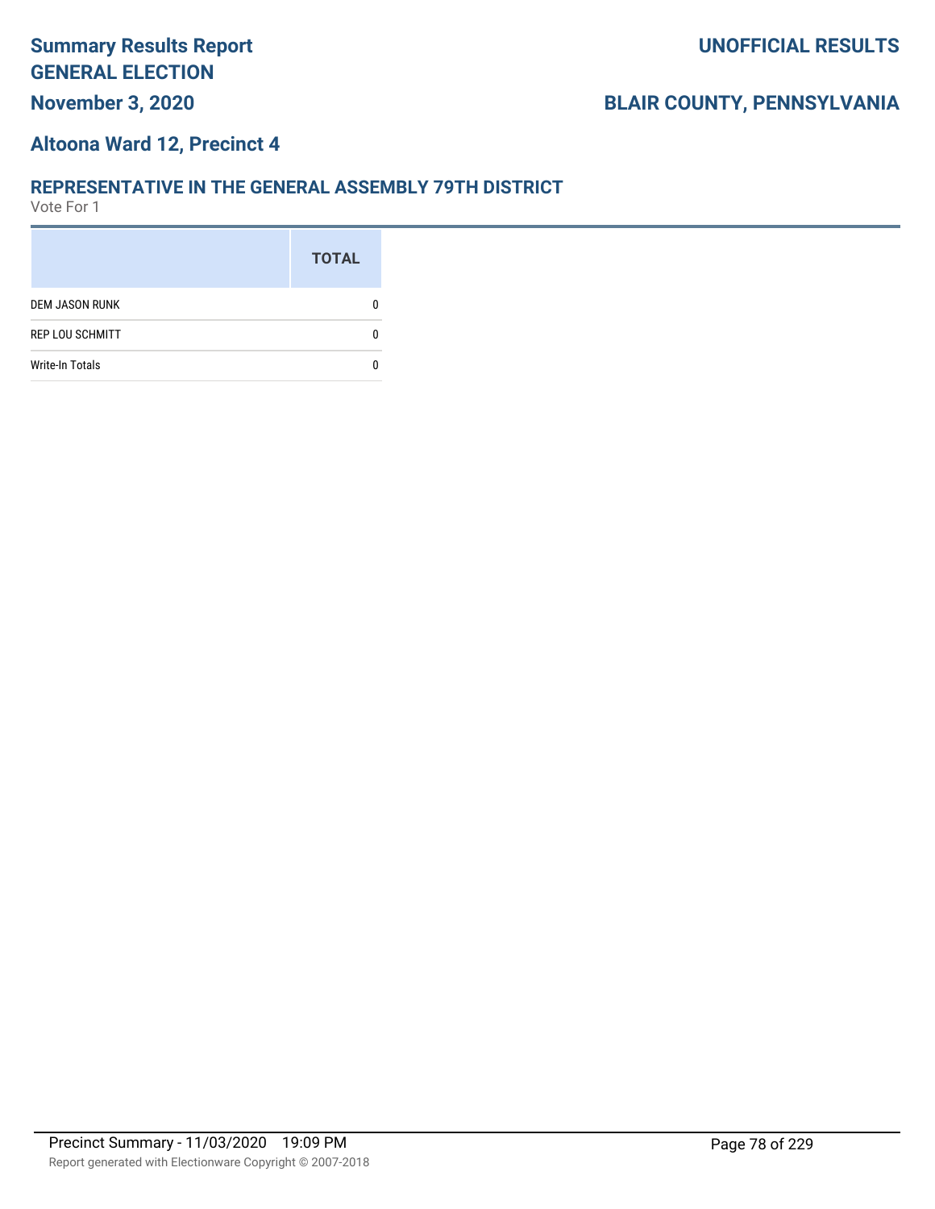# Summary Results Report
# GENERAL ELECTION
## November 3, 2020

**UNOFFICIAL RESULTS**

**BLAIR COUNTY, PENNSYLVANIA**

## Altoona Ward 12, Precinct 4

### REPRESENTATIVE IN THE GENERAL ASSEMBLY 79TH DISTRICT
Vote For 1

| | TOTAL |
|---|---|
| DEM JASON RUNK | 0 |
| REP LOU SCHMITT | 0 |
| Write-In Totals | 0 |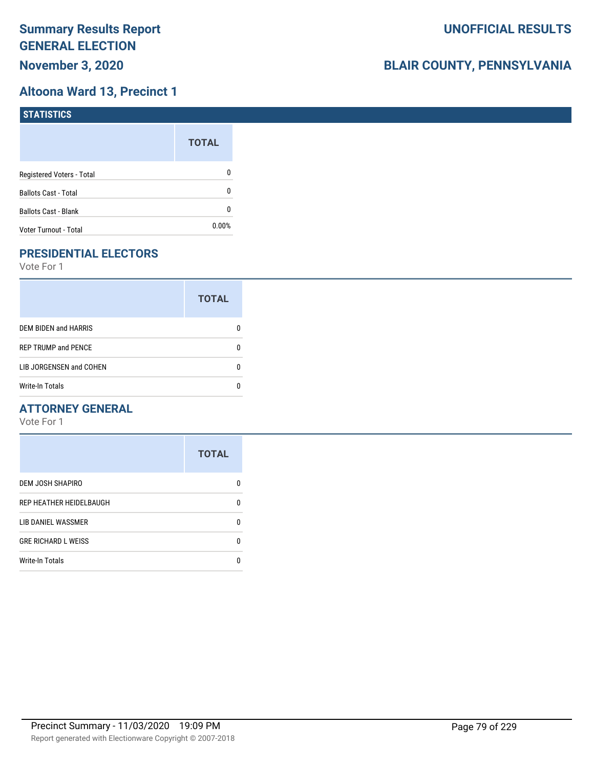# Summary Results Report GENERAL ELECTION

**UNOFFICIAL RESULTS**

**November 3, 2020**

**BLAIR COUNTY, PENNSYLVANIA**

## Altoona Ward 13, Precinct 1

### STATISTICS

| | TOTAL |
|---|---|
| Registered Voters - Total | 0 |
| Ballots Cast - Total | 0 |
| Ballots Cast - Blank | 0 |
| Voter Turnout - Total | 0.00% |

### PRESIDENTIAL ELECTORS

Vote For 1

| | TOTAL |
|---|---|
| DEM BIDEN and HARRIS | 0 |
| REP TRUMP and PENCE | 0 |
| LIB JORGENSEN and COHEN | 0 |
| Write-In Totals | 0 |

### ATTORNEY GENERAL

Vote For 1

| | TOTAL |
|---|---|
| DEM JOSH SHAPIRO | 0 |
| REP HEATHER HEIDELBAUGH | 0 |
| LIB DANIEL WASSMER | 0 |
| GRE RICHARD L WEISS | 0 |
| Write-In Totals | 0 |

Precinct Summary - 11/03/2020 19:09 PM

Report generated with Electionware Copyright © 2007-2018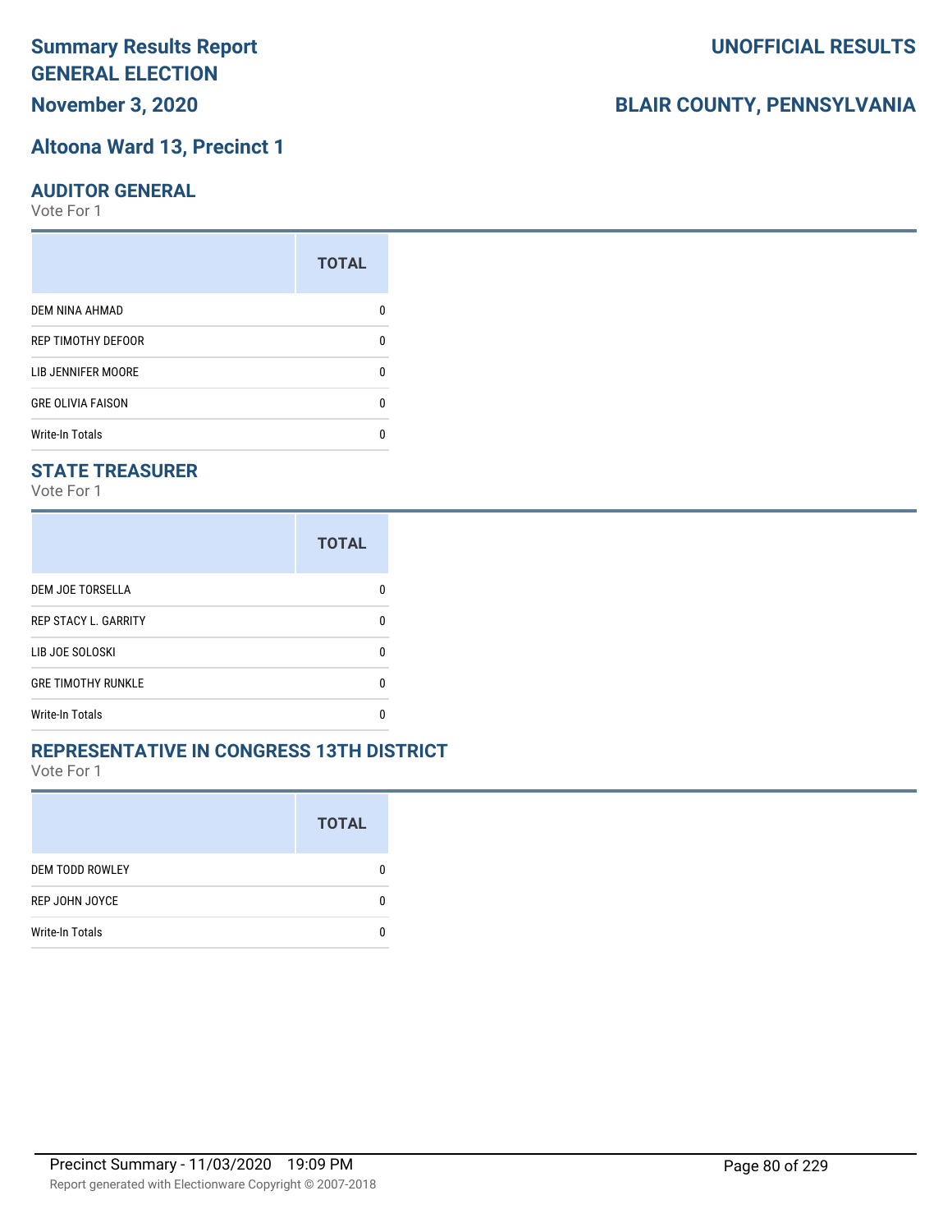# Summary Results Report GENERAL ELECTION

**November 3, 2020**

**UNOFFICIAL RESULTS**

**BLAIR COUNTY, PENNSYLVANIA**

## Altoona Ward 13, Precinct 1

### AUDITOR GENERAL

Vote For 1

| | TOTAL |
|---|---|
| DEM NINA AHMAD | 0 |
| REP TIMOTHY DEFOOR | 0 |
| LIB JENNIFER MOORE | 0 |
| GRE OLIVIA FAISON | 0 |
| Write-In Totals | 0 |

### STATE TREASURER

Vote For 1

| | TOTAL |
|---|---|
| DEM JOE TORSELLA | 0 |
| REP STACY L. GARRITY | 0 |
| LIB JOE SOLOSKI | 0 |
| GRE TIMOTHY RUNKLE | 0 |
| Write-In Totals | 0 |

### REPRESENTATIVE IN CONGRESS 13TH DISTRICT

Vote For 1

| | TOTAL |
|---|---|
| DEM TODD ROWLEY | 0 |
| REP JOHN JOYCE | 0 |
| Write-In Totals | 0 |

Precinct Summary - 11/03/2020 19:09 PM

Report generated with Electionware Copyright © 2007-2018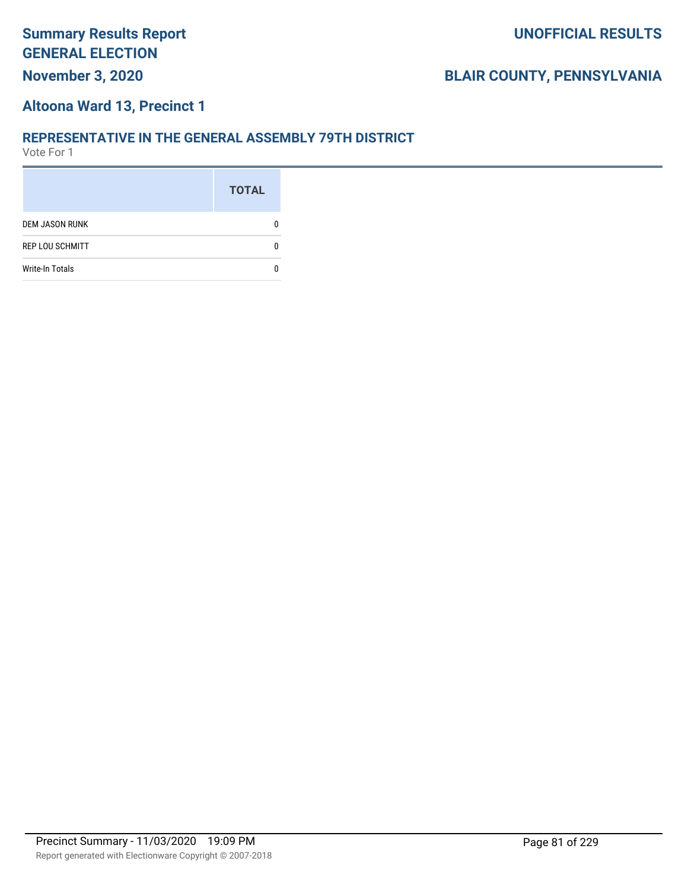## Altoona Ward 13, Precinct 1

### REPRESENTATIVE IN THE GENERAL ASSEMBLY 79TH DISTRICT

Vote For 1

| | TOTAL |
|---|---|
| DEM JASON RUNK | 0 |
| REP LOU SCHMITT | 0 |
| Write-In Totals | 0 |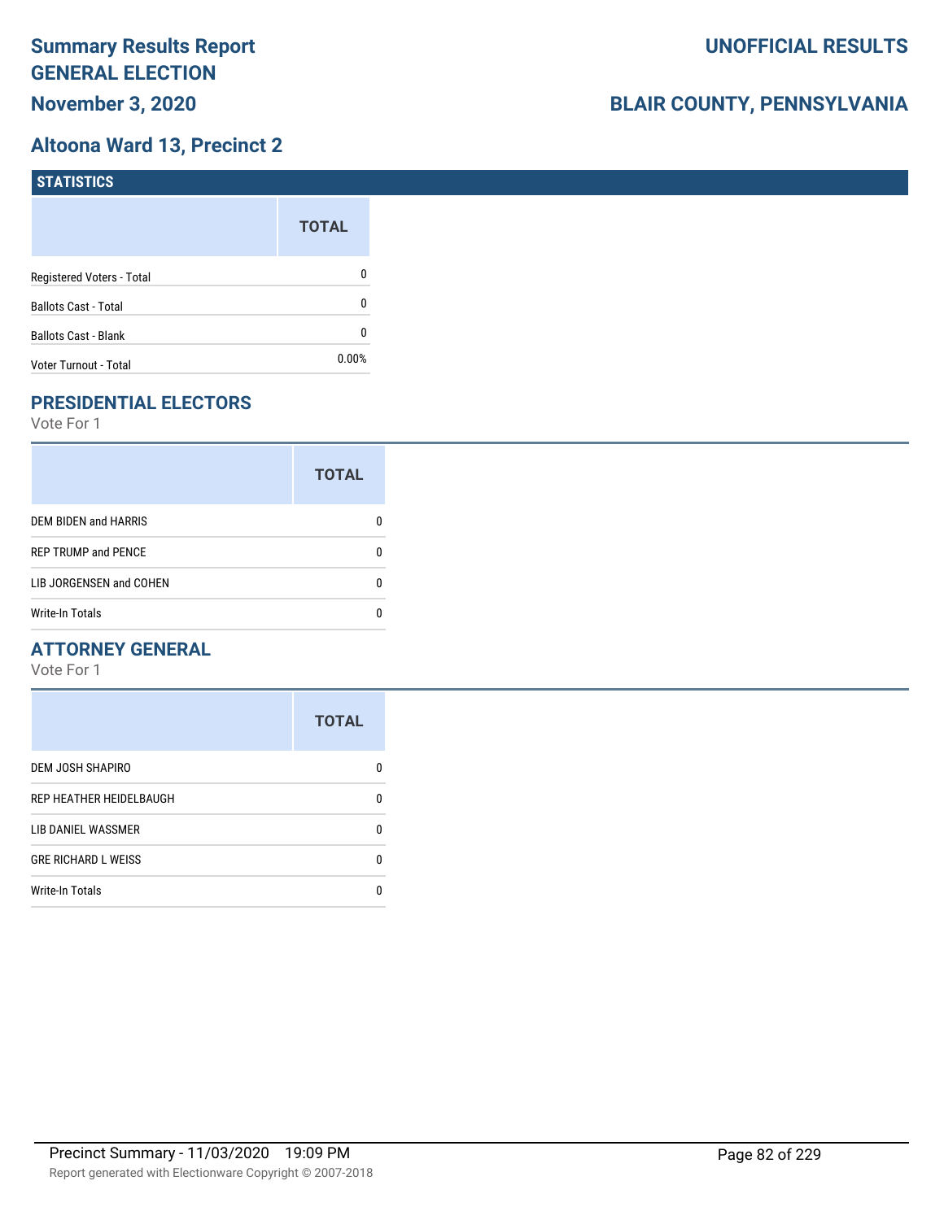# Summary Results Report
# GENERAL ELECTION
## November 3, 2020

**UNOFFICIAL RESULTS**

**BLAIR COUNTY, PENNSYLVANIA**

## Altoona Ward 13, Precinct 2

### STATISTICS

| | TOTAL |
|---|---|
| Registered Voters - Total | 0 |
| Ballots Cast - Total | 0 |
| Ballots Cast - Blank | 0 |
| Voter Turnout - Total | 0.00% |

### PRESIDENTIAL ELECTORS

Vote For 1

| | TOTAL |
|---|---|
| DEM BIDEN and HARRIS | 0 |
| REP TRUMP and PENCE | 0 |
| LIB JORGENSEN and COHEN | 0 |
| Write-In Totals | 0 |

### ATTORNEY GENERAL

Vote For 1

| | TOTAL |
|---|---|
| DEM JOSH SHAPIRO | 0 |
| REP HEATHER HEIDELBAUGH | 0 |
| LIB DANIEL WASSMER | 0 |
| GRE RICHARD L WEISS | 0 |
| Write-In Totals | 0 |

Precinct Summary - 11/03/2020 19:09 PM

Report generated with Electionware Copyright © 2007-2018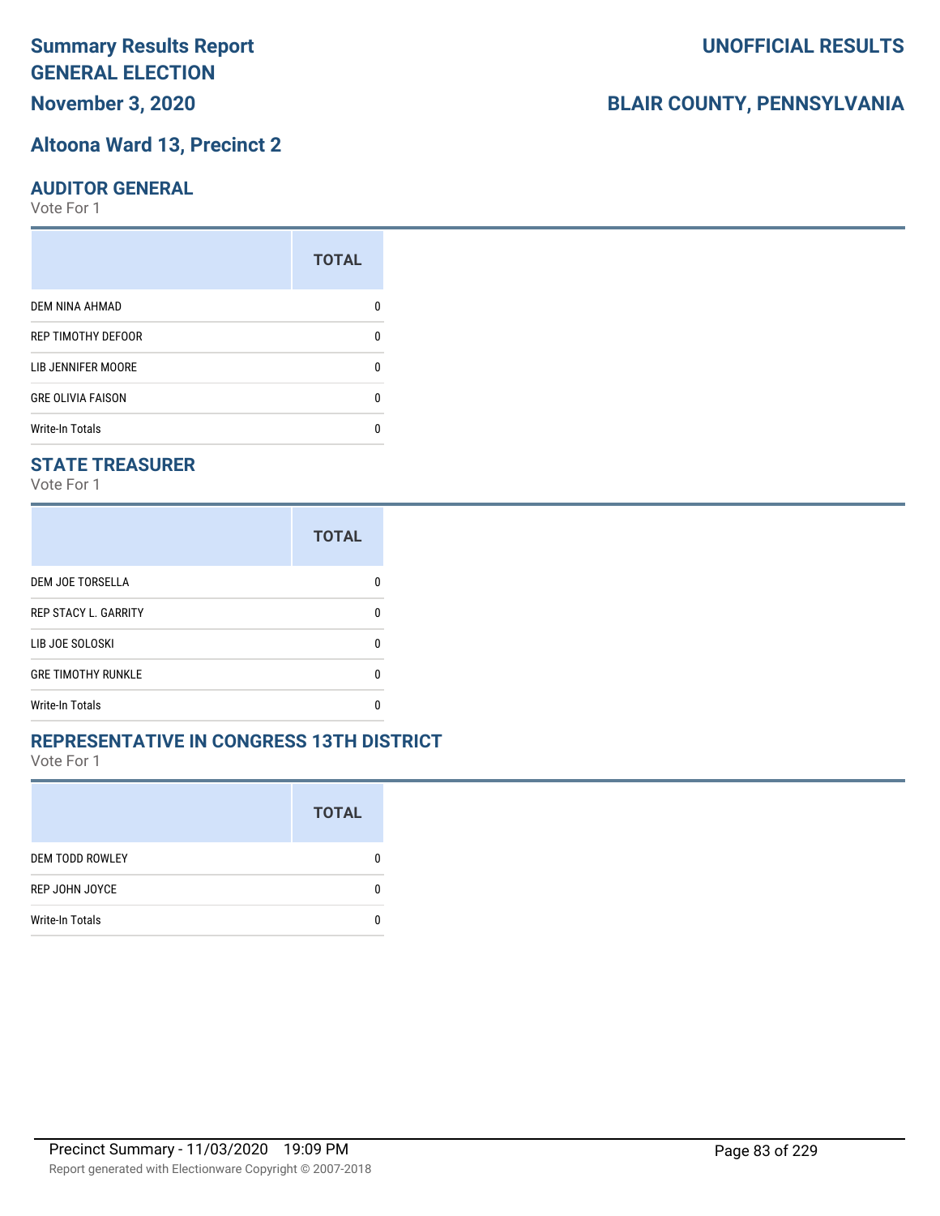# Summary Results Report GENERAL ELECTION

**UNOFFICIAL RESULTS**

**November 3, 2020**

**BLAIR COUNTY, PENNSYLVANIA**

## Altoona Ward 13, Precinct 2

### AUDITOR GENERAL

Vote For 1

| | TOTAL |
|---|---|
| DEM NINA AHMAD | 0 |
| REP TIMOTHY DEFOOR | 0 |
| LIB JENNIFER MOORE | 0 |
| GRE OLIVIA FAISON | 0 |
| Write-In Totals | 0 |

### STATE TREASURER

Vote For 1

| | TOTAL |
|---|---|
| DEM JOE TORSELLA | 0 |
| REP STACY L. GARRITY | 0 |
| LIB JOE SOLOSKI | 0 |
| GRE TIMOTHY RUNKLE | 0 |
| Write-In Totals | 0 |

### REPRESENTATIVE IN CONGRESS 13TH DISTRICT

Vote For 1

| | TOTAL |
|---|---|
| DEM TODD ROWLEY | 0 |
| REP JOHN JOYCE | 0 |
| Write-In Totals | 0 |

Precinct Summary - 11/03/2020 19:09 PM

Report generated with Electionware Copyright © 2007-2018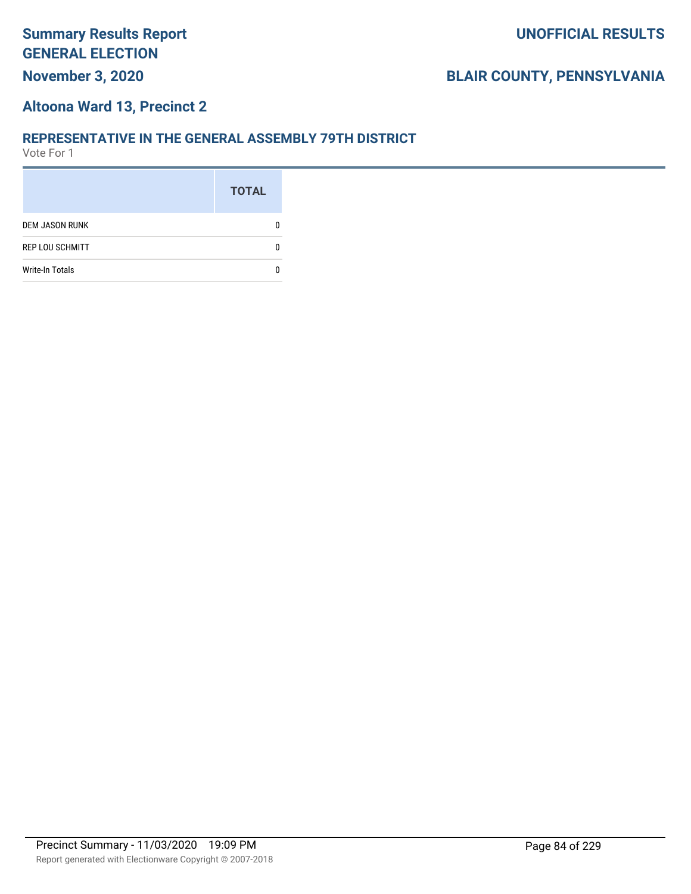# Summary Results Report
# GENERAL ELECTION
## November 3, 2020

## UNOFFICIAL RESULTS

## BLAIR COUNTY, PENNSYLVANIA

### Altoona Ward 13, Precinct 2

### REPRESENTATIVE IN THE GENERAL ASSEMBLY 79TH DISTRICT
Vote For 1

| | TOTAL |
|---|---|
| DEM JASON RUNK | 0 |
| REP LOU SCHMITT | 0 |
| Write-In Totals | 0 |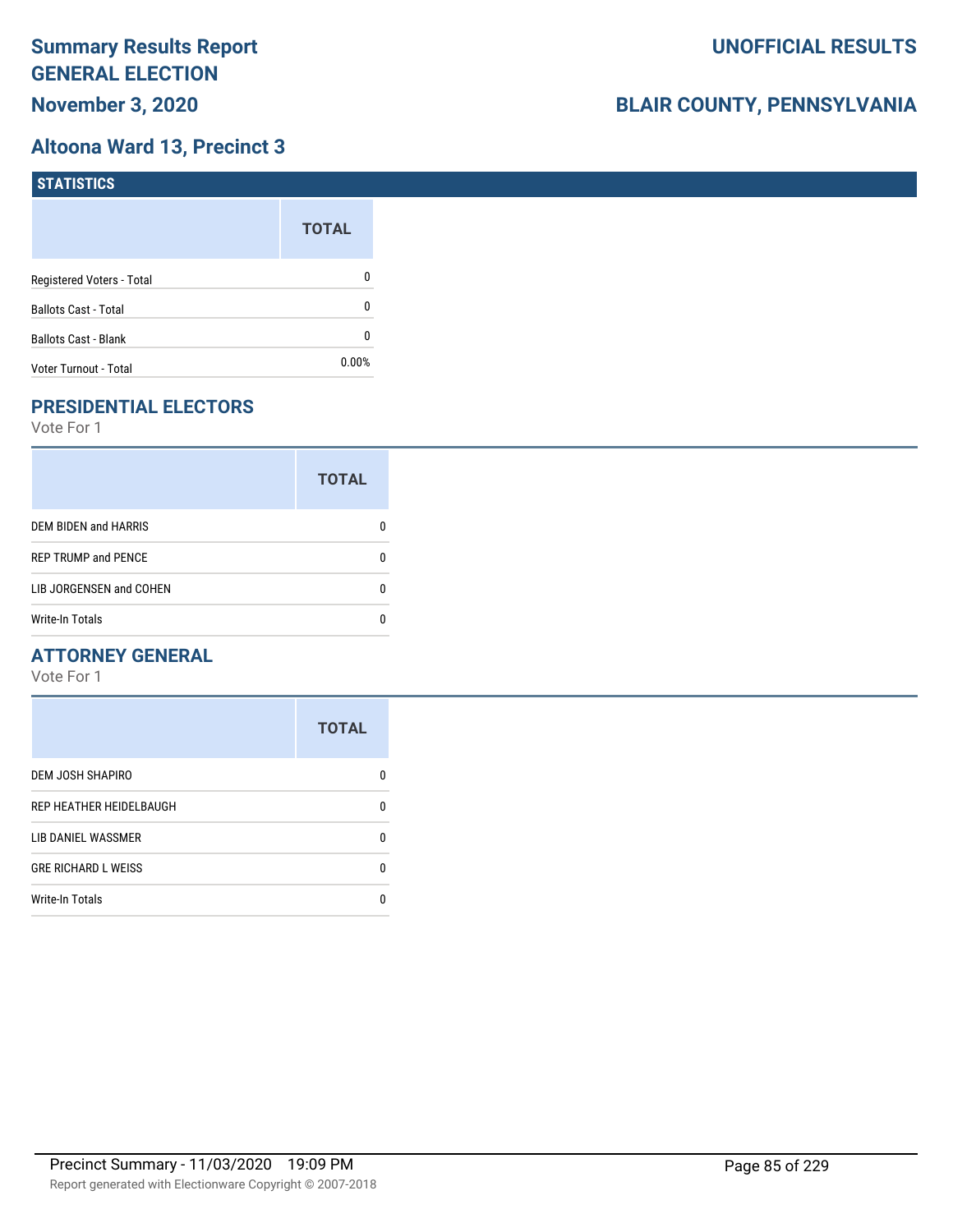# Summary Results Report GENERAL ELECTION

**November 3, 2020**

**UNOFFICIAL RESULTS**

**BLAIR COUNTY, PENNSYLVANIA**

## Altoona Ward 13, Precinct 3

### STATISTICS

| | TOTAL |
|---|---|
| Registered Voters - Total | 0 |
| Ballots Cast - Total | 0 |
| Ballots Cast - Blank | 0 |
| Voter Turnout - Total | 0.00% |

### PRESIDENTIAL ELECTORS

Vote For 1

| | TOTAL |
|---|---|
| DEM BIDEN and HARRIS | 0 |
| REP TRUMP and PENCE | 0 |
| LIB JORGENSEN and COHEN | 0 |
| Write-In Totals | 0 |

### ATTORNEY GENERAL

Vote For 1

| | TOTAL |
|---|---|
| DEM JOSH SHAPIRO | 0 |
| REP HEATHER HEIDELBAUGH | 0 |
| LIB DANIEL WASSMER | 0 |
| GRE RICHARD L WEISS | 0 |
| Write-In Totals | 0 |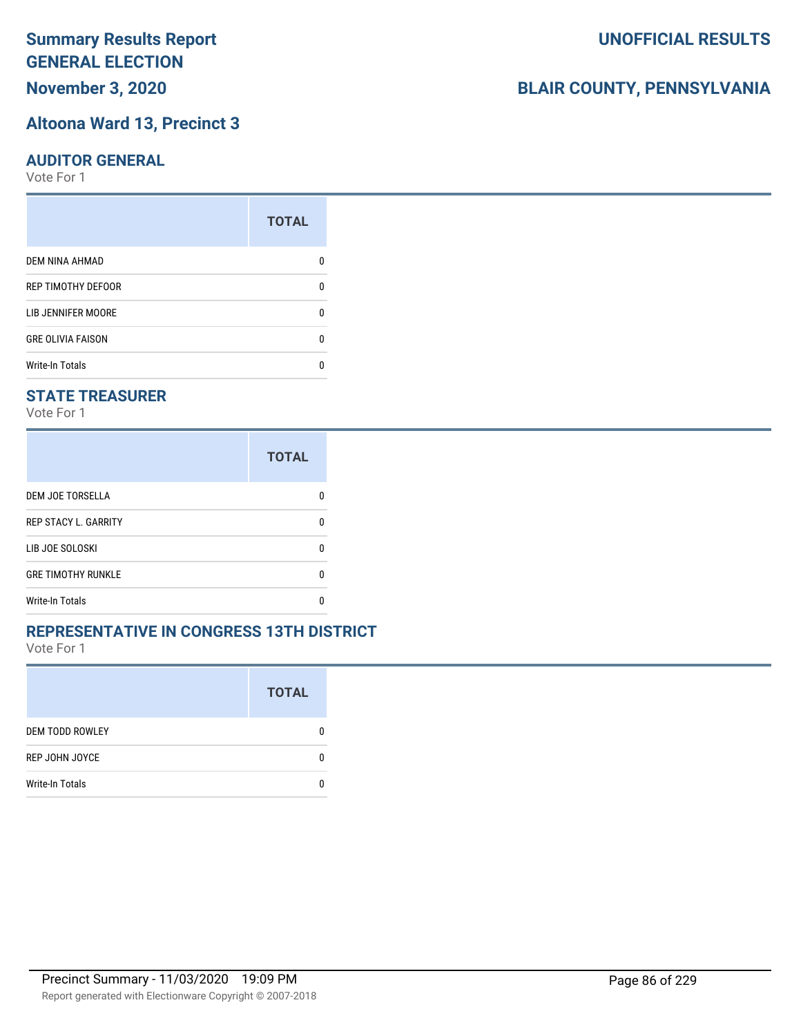# Summary Results Report
# GENERAL ELECTION
## November 3, 2020

## UNOFFICIAL RESULTS

## BLAIR COUNTY, PENNSYLVANIA

## Altoona Ward 13, Precinct 3

### AUDITOR GENERAL

Vote For 1

| | TOTAL |
|---|---|
| DEM NINA AHMAD | 0 |
| REP TIMOTHY DEFOOR | 0 |
| LIB JENNIFER MOORE | 0 |
| GRE OLIVIA FAISON | 0 |
| Write-In Totals | 0 |

### STATE TREASURER

Vote For 1

| | TOTAL |
|---|---|
| DEM JOE TORSELLA | 0 |
| REP STACY L. GARRITY | 0 |
| LIB JOE SOLOSKI | 0 |
| GRE TIMOTHY RUNKLE | 0 |
| Write-In Totals | 0 |

### REPRESENTATIVE IN CONGRESS 13TH DISTRICT

Vote For 1

| | TOTAL |
|---|---|
| DEM TODD ROWLEY | 0 |
| REP JOHN JOYCE | 0 |
| Write-In Totals | 0 |

Precinct Summary - 11/03/2020 19:09 PM

Report generated with Electionware Copyright © 2007-2018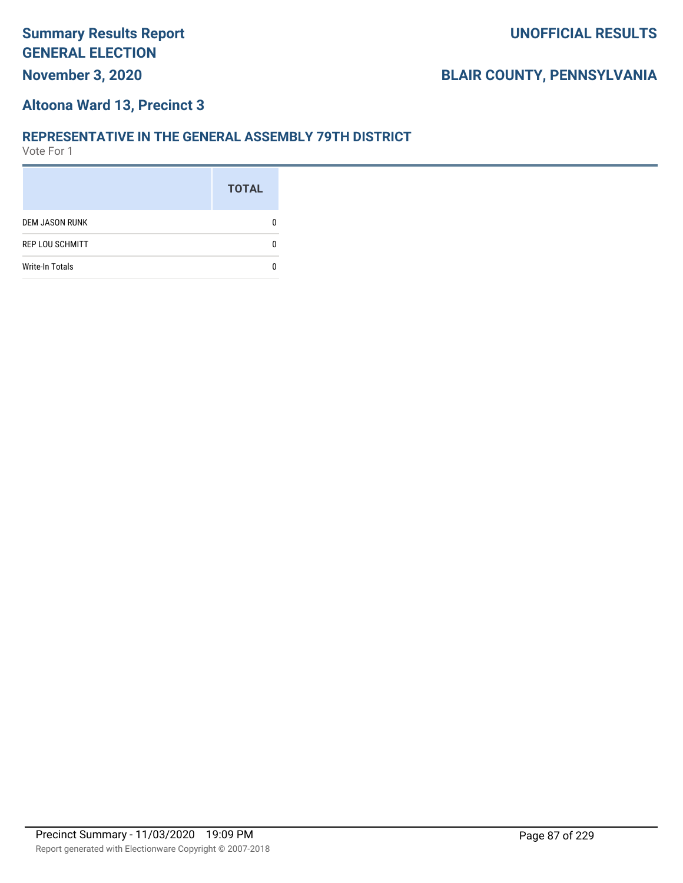# Summary Results Report
# GENERAL ELECTION
## November 3, 2020

## UNOFFICIAL RESULTS

## BLAIR COUNTY, PENNSYLVANIA

## Altoona Ward 13, Precinct 3

### REPRESENTATIVE IN THE GENERAL ASSEMBLY 79TH DISTRICT

Vote For 1

| | TOTAL |
|---|---|
| DEM JASON RUNK | 0 |
| REP LOU SCHMITT | 0 |
| Write-In Totals | 0 |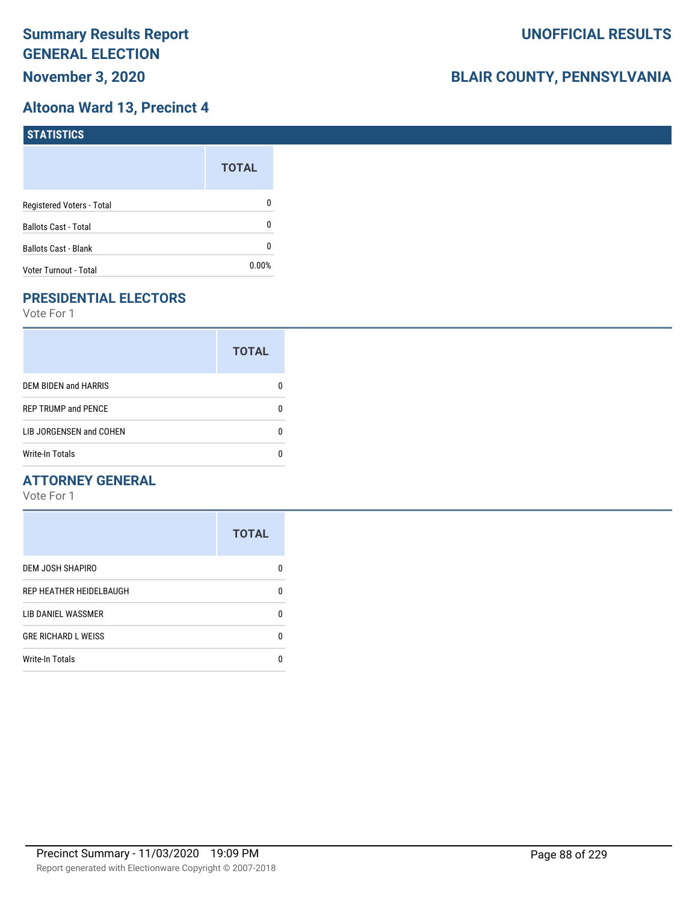# Summary Results Report
# GENERAL ELECTION
## November 3, 2020

## UNOFFICIAL RESULTS

## BLAIR COUNTY, PENNSYLVANIA

## Altoona Ward 13, Precinct 4

### STATISTICS

| | TOTAL |
|---|---|
| Registered Voters - Total | 0 |
| Ballots Cast - Total | 0 |
| Ballots Cast - Blank | 0 |
| Voter Turnout - Total | 0.00% |

## PRESIDENTIAL ELECTORS

Vote For 1

| | TOTAL |
|---|---|
| DEM BIDEN and HARRIS | 0 |
| REP TRUMP and PENCE | 0 |
| LIB JORGENSEN and COHEN | 0 |
| Write-In Totals | 0 |

## ATTORNEY GENERAL

Vote For 1

| | TOTAL |
|---|---|
| DEM JOSH SHAPIRO | 0 |
| REP HEATHER HEIDELBAUGH | 0 |
| LIB DANIEL WASSMER | 0 |
| GRE RICHARD L WEISS | 0 |
| Write-In Totals | 0 |

Precinct Summary - 11/03/2020 19:09 PM

Report generated with Electionware Copyright © 2007-2018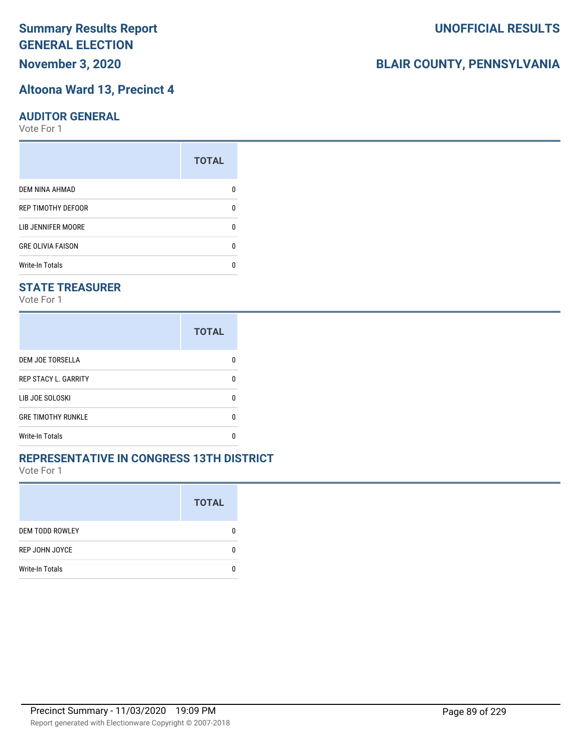# Summary Results Report
# GENERAL ELECTION
## November 3, 2020

## UNOFFICIAL RESULTS

## BLAIR COUNTY, PENNSYLVANIA

## Altoona Ward 13, Precinct 4

### AUDITOR GENERAL
Vote For 1

| | TOTAL |
|---|---|
| DEM NINA AHMAD | 0 |
| REP TIMOTHY DEFOOR | 0 |
| LIB JENNIFER MOORE | 0 |
| GRE OLIVIA FAISON | 0 |
| Write-In Totals | 0 |

### STATE TREASURER
Vote For 1

| | TOTAL |
|---|---|
| DEM JOE TORSELLA | 0 |
| REP STACY L. GARRITY | 0 |
| LIB JOE SOLOSKI | 0 |
| GRE TIMOTHY RUNKLE | 0 |
| Write-In Totals | 0 |

### REPRESENTATIVE IN CONGRESS 13TH DISTRICT
Vote For 1

| | TOTAL |
|---|---|
| DEM TODD ROWLEY | 0 |
| REP JOHN JOYCE | 0 |
| Write-In Totals | 0 |

Precinct Summary - 11/03/2020 19:09 PM

Report generated with Electionware Copyright © 2007-2018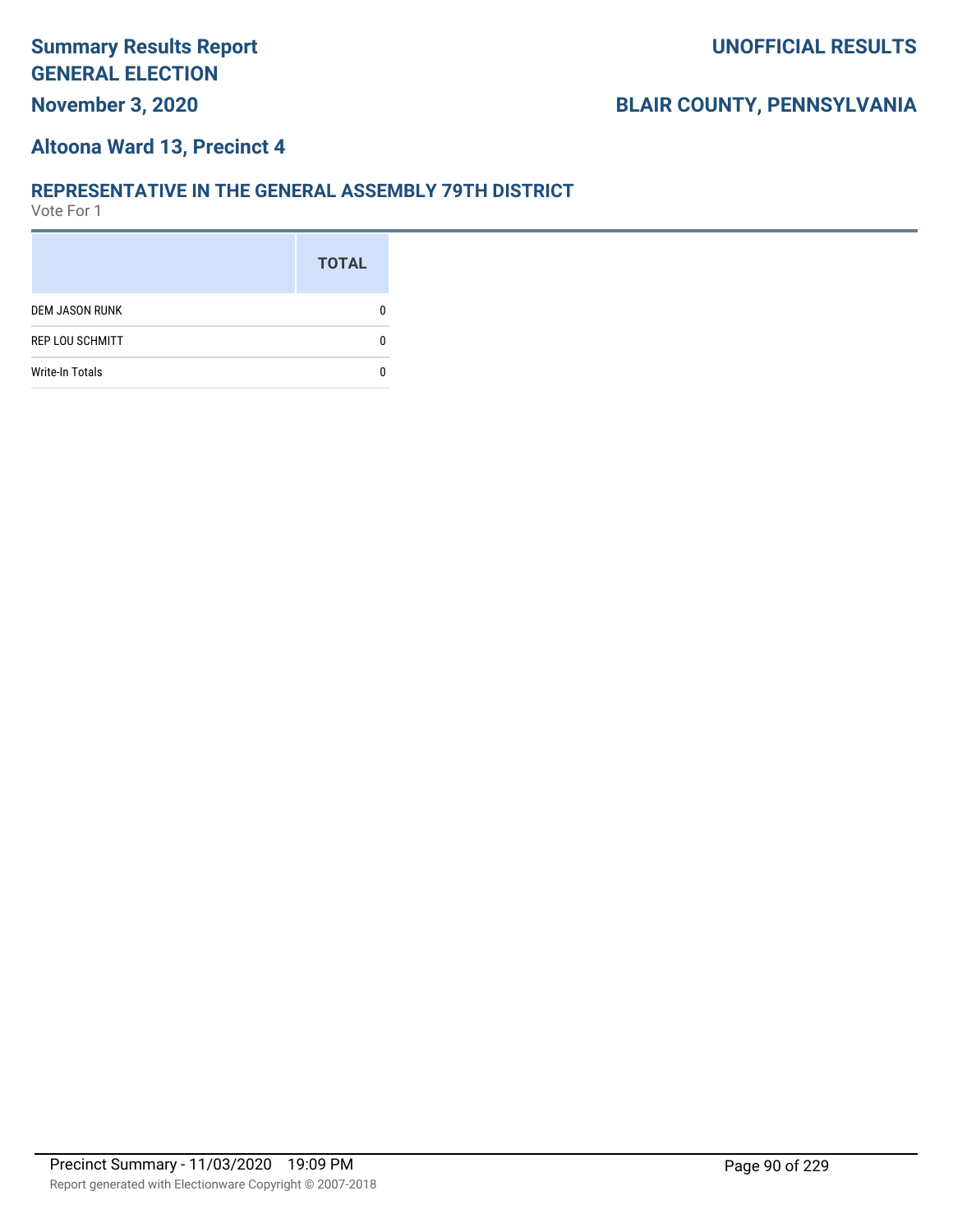## Altoona Ward 13, Precinct 4

### REPRESENTATIVE IN THE GENERAL ASSEMBLY 79TH DISTRICT

Vote For 1

| | TOTAL |
|---|---|
| DEM JASON RUNK | 0 |
| REP LOU SCHMITT | 0 |
| Write-In Totals | 0 |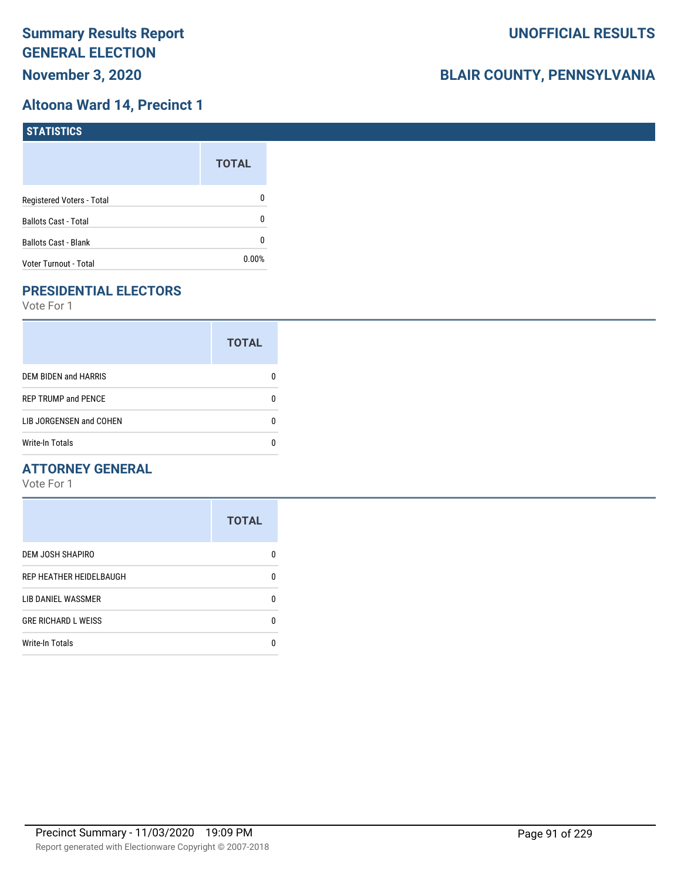# Summary Results Report
# GENERAL ELECTION
## November 3, 2020

**UNOFFICIAL RESULTS**

**BLAIR COUNTY, PENNSYLVANIA**

## Altoona Ward 14, Precinct 1

### STATISTICS

| | TOTAL |
|---|---|
| Registered Voters - Total | 0 |
| Ballots Cast - Total | 0 |
| Ballots Cast - Blank | 0 |
| Voter Turnout - Total | 0.00% |

### PRESIDENTIAL ELECTORS

Vote For 1

| | TOTAL |
|---|---|
| DEM BIDEN and HARRIS | 0 |
| REP TRUMP and PENCE | 0 |
| LIB JORGENSEN and COHEN | 0 |
| Write-In Totals | 0 |

### ATTORNEY GENERAL

Vote For 1

| | TOTAL |
|---|---|
| DEM JOSH SHAPIRO | 0 |
| REP HEATHER HEIDELBAUGH | 0 |
| LIB DANIEL WASSMER | 0 |
| GRE RICHARD L WEISS | 0 |
| Write-In Totals | 0 |

Precinct Summary - 11/03/2020 19:09 PM

Report generated with Electionware Copyright © 2007-2018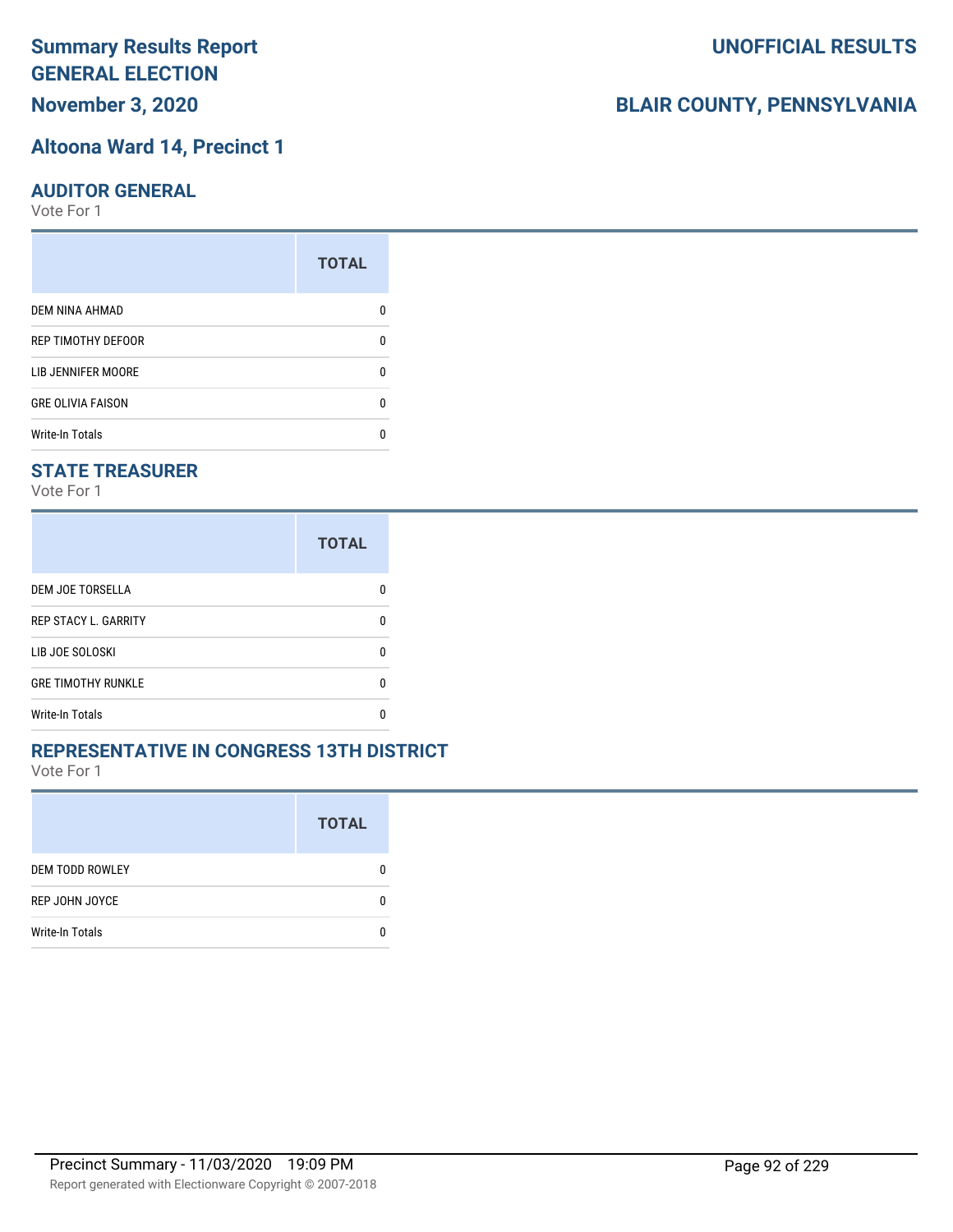# Summary Results Report
# GENERAL ELECTION
## November 3, 2020

**UNOFFICIAL RESULTS**

**BLAIR COUNTY, PENNSYLVANIA**

## Altoona Ward 14, Precinct 1

### AUDITOR GENERAL

Vote For 1

| | TOTAL |
|---|---|
| DEM NINA AHMAD | 0 |
| REP TIMOTHY DEFOOR | 0 |
| LIB JENNIFER MOORE | 0 |
| GRE OLIVIA FAISON | 0 |
| Write-In Totals | 0 |

### STATE TREASURER

Vote For 1

| | TOTAL |
|---|---|
| DEM JOE TORSELLA | 0 |
| REP STACY L. GARRITY | 0 |
| LIB JOE SOLOSKI | 0 |
| GRE TIMOTHY RUNKLE | 0 |
| Write-In Totals | 0 |

### REPRESENTATIVE IN CONGRESS 13TH DISTRICT

Vote For 1

| | TOTAL |
|---|---|
| DEM TODD ROWLEY | 0 |
| REP JOHN JOYCE | 0 |
| Write-In Totals | 0 |

Precinct Summary - 11/03/2020 19:09 PM

Report generated with Electionware Copyright © 2007-2018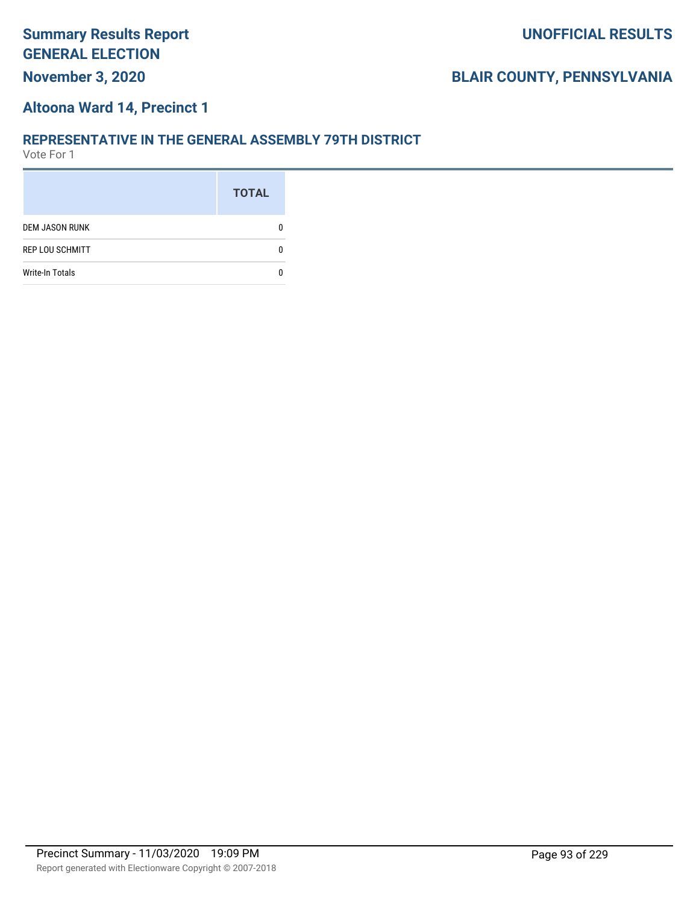# Summary Results Report
# GENERAL ELECTION

**November 3, 2020**

**UNOFFICIAL RESULTS**

**BLAIR COUNTY, PENNSYLVANIA**

## Altoona Ward 14, Precinct 1

### REPRESENTATIVE IN THE GENERAL ASSEMBLY 79TH DISTRICT

Vote For 1

| | TOTAL |
|---|---|
| DEM JASON RUNK | 0 |
| REP LOU SCHMITT | 0 |
| Write-In Totals | 0 |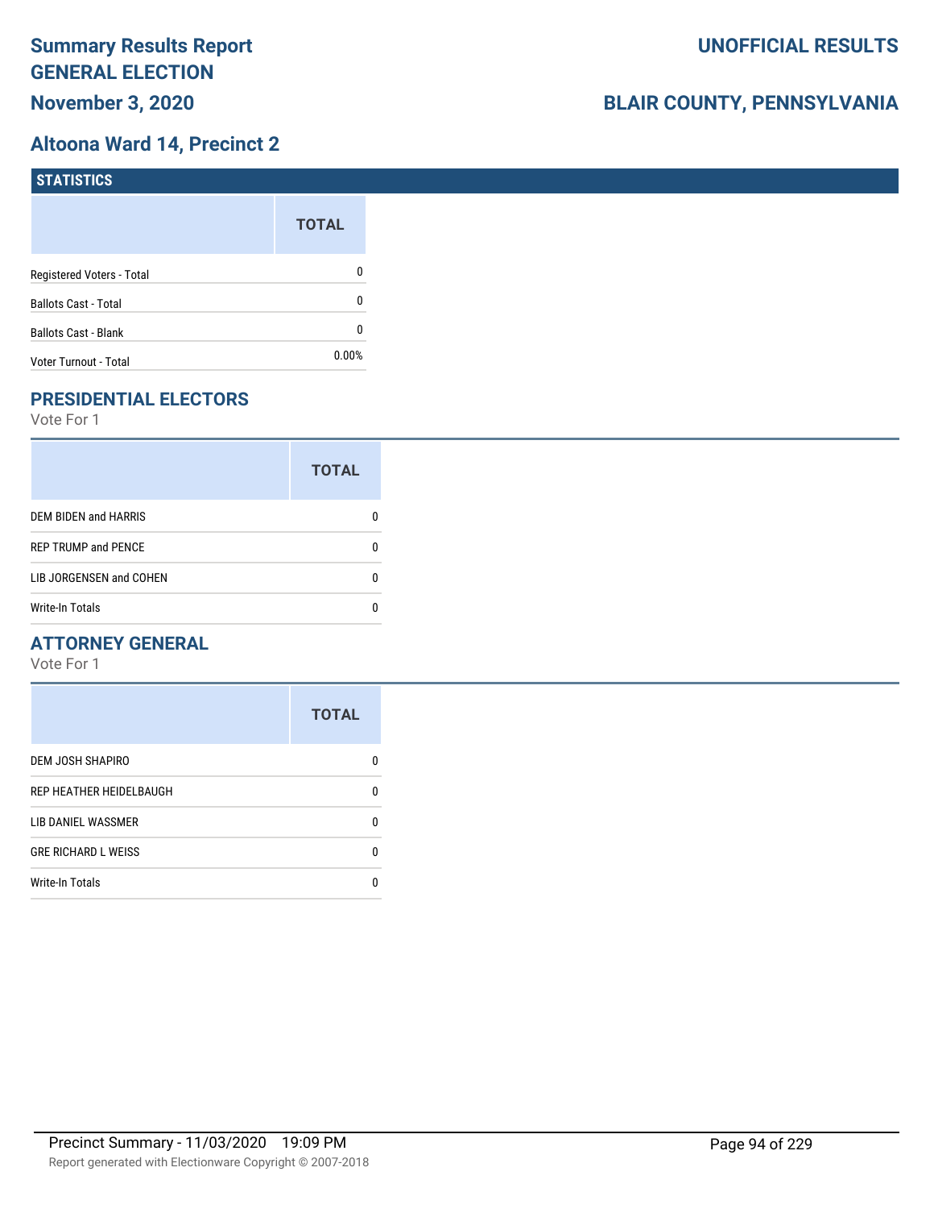# Summary Results Report
# GENERAL ELECTION
## November 3, 2020

**UNOFFICIAL RESULTS**

**BLAIR COUNTY, PENNSYLVANIA**

## Altoona Ward 14, Precinct 2

### STATISTICS

| | TOTAL |
|---|---|
| Registered Voters - Total | 0 |
| Ballots Cast - Total | 0 |
| Ballots Cast - Blank | 0 |
| Voter Turnout - Total | 0.00% |

### PRESIDENTIAL ELECTORS

Vote For 1

| | TOTAL |
|---|---|
| DEM BIDEN and HARRIS | 0 |
| REP TRUMP and PENCE | 0 |
| LIB JORGENSEN and COHEN | 0 |
| Write-In Totals | 0 |

### ATTORNEY GENERAL

Vote For 1

| | TOTAL |
|---|---|
| DEM JOSH SHAPIRO | 0 |
| REP HEATHER HEIDELBAUGH | 0 |
| LIB DANIEL WASSMER | 0 |
| GRE RICHARD L WEISS | 0 |
| Write-In Totals | 0 |

Precinct Summary - 11/03/2020 19:09 PM

Report generated with Electionware Copyright © 2007-2018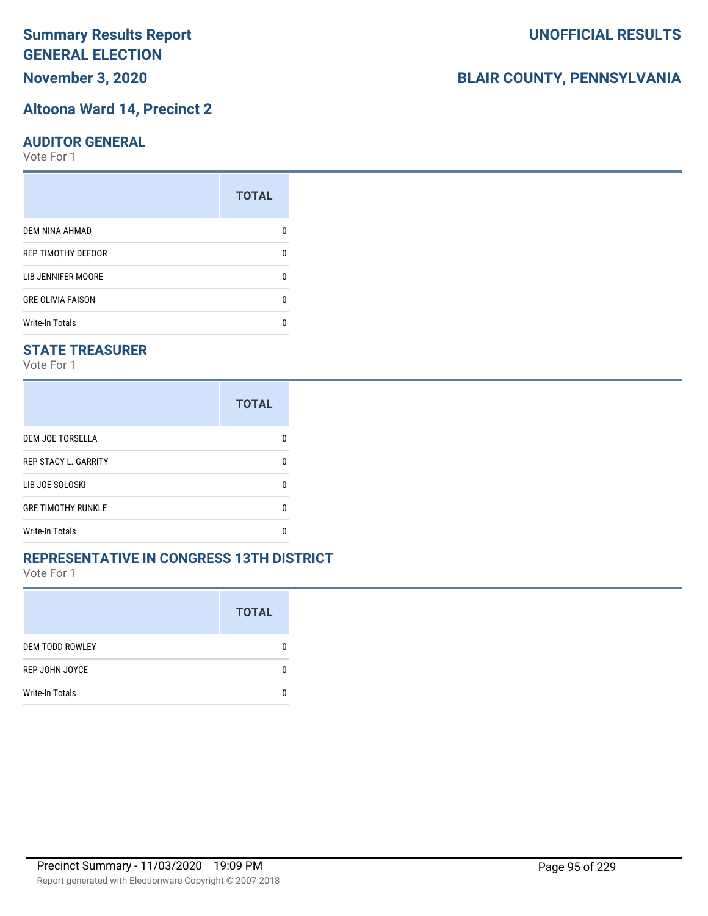# Summary Results Report GENERAL ELECTION

**November 3, 2020**

**UNOFFICIAL RESULTS**

**BLAIR COUNTY, PENNSYLVANIA**

## Altoona Ward 14, Precinct 2

### AUDITOR GENERAL

Vote For 1

| | TOTAL |
|---|---|
| DEM NINA AHMAD | 0 |
| REP TIMOTHY DEFOOR | 0 |
| LIB JENNIFER MOORE | 0 |
| GRE OLIVIA FAISON | 0 |
| Write-In Totals | 0 |

### STATE TREASURER

Vote For 1

| | TOTAL |
|---|---|
| DEM JOE TORSELLA | 0 |
| REP STACY L. GARRITY | 0 |
| LIB JOE SOLOSKI | 0 |
| GRE TIMOTHY RUNKLE | 0 |
| Write-In Totals | 0 |

### REPRESENTATIVE IN CONGRESS 13TH DISTRICT

Vote For 1

| | TOTAL |
|---|---|
| DEM TODD ROWLEY | 0 |
| REP JOHN JOYCE | 0 |
| Write-In Totals | 0 |

Precinct Summary - 11/03/2020 19:09 PM

Report generated with Electionware Copyright © 2007-2018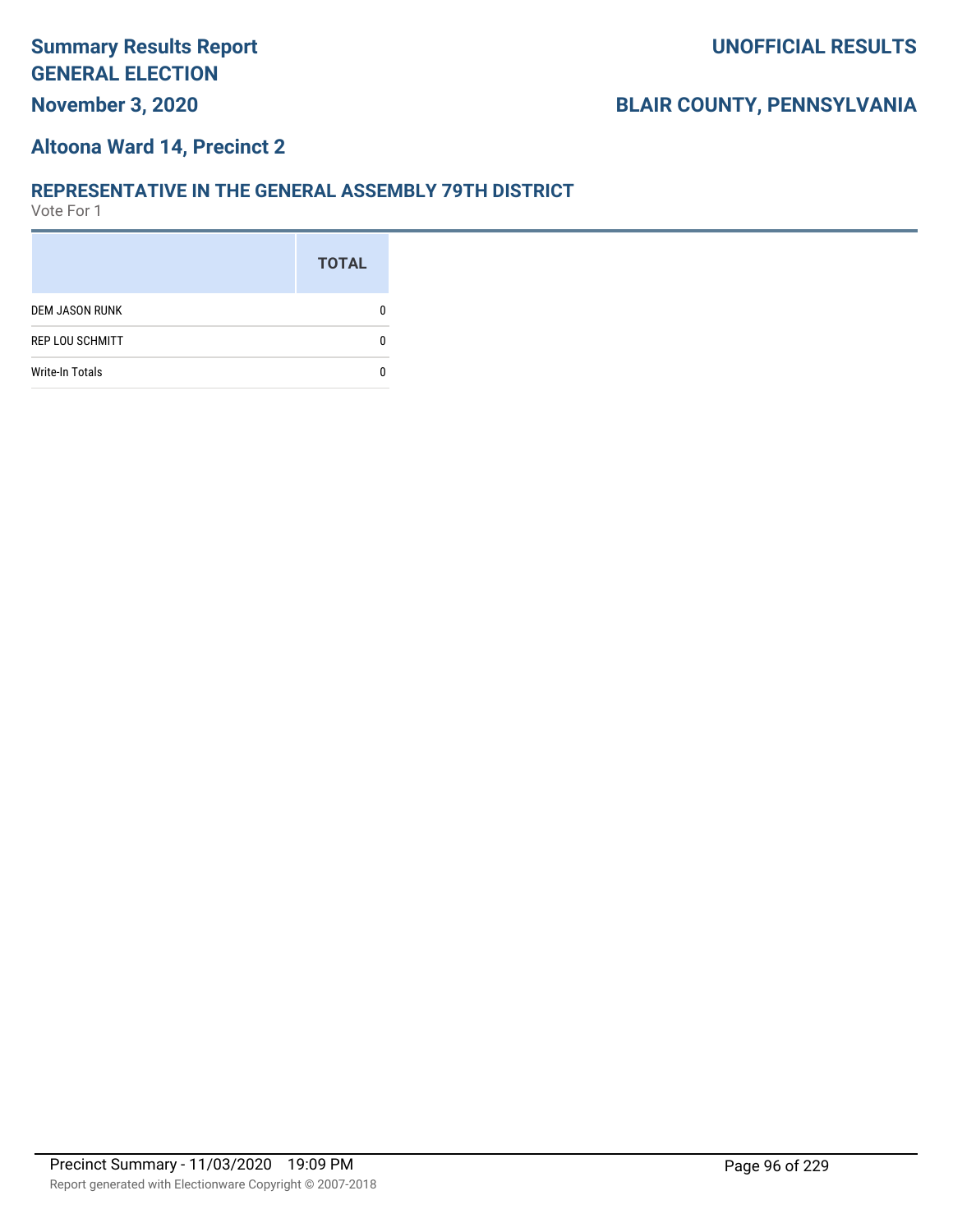## Altoona Ward 14, Precinct 2

### REPRESENTATIVE IN THE GENERAL ASSEMBLY 79TH DISTRICT

Vote For 1

| | TOTAL |
|---|---|
| DEM JASON RUNK | 0 |
| REP LOU SCHMITT | 0 |
| Write-In Totals | 0 |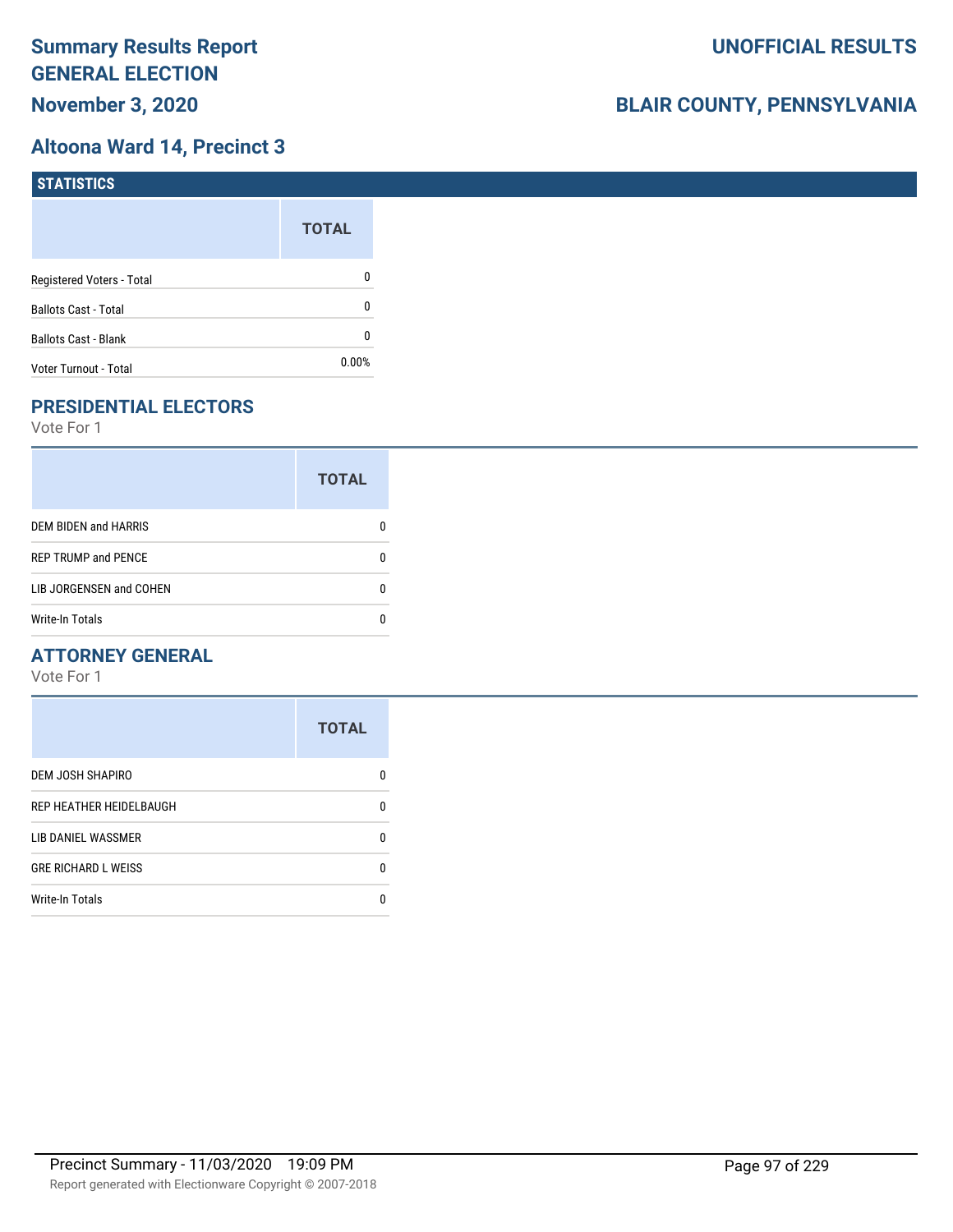# Summary Results Report GENERAL ELECTION

**November 3, 2020**

**UNOFFICIAL RESULTS**

**BLAIR COUNTY, PENNSYLVANIA**

## Altoona Ward 14, Precinct 3

### STATISTICS

| | TOTAL |
|---|---|
| Registered Voters - Total | 0 |
| Ballots Cast - Total | 0 |
| Ballots Cast - Blank | 0 |
| Voter Turnout - Total | 0.00% |

### PRESIDENTIAL ELECTORS

Vote For 1

| | TOTAL |
|---|---|
| DEM BIDEN and HARRIS | 0 |
| REP TRUMP and PENCE | 0 |
| LIB JORGENSEN and COHEN | 0 |
| Write-In Totals | 0 |

### ATTORNEY GENERAL

Vote For 1

| | TOTAL |
|---|---|
| DEM JOSH SHAPIRO | 0 |
| REP HEATHER HEIDELBAUGH | 0 |
| LIB DANIEL WASSMER | 0 |
| GRE RICHARD L WEISS | 0 |
| Write-In Totals | 0 |

Precinct Summary - 11/03/2020 19:09 PM

Report generated with Electionware Copyright © 2007-2018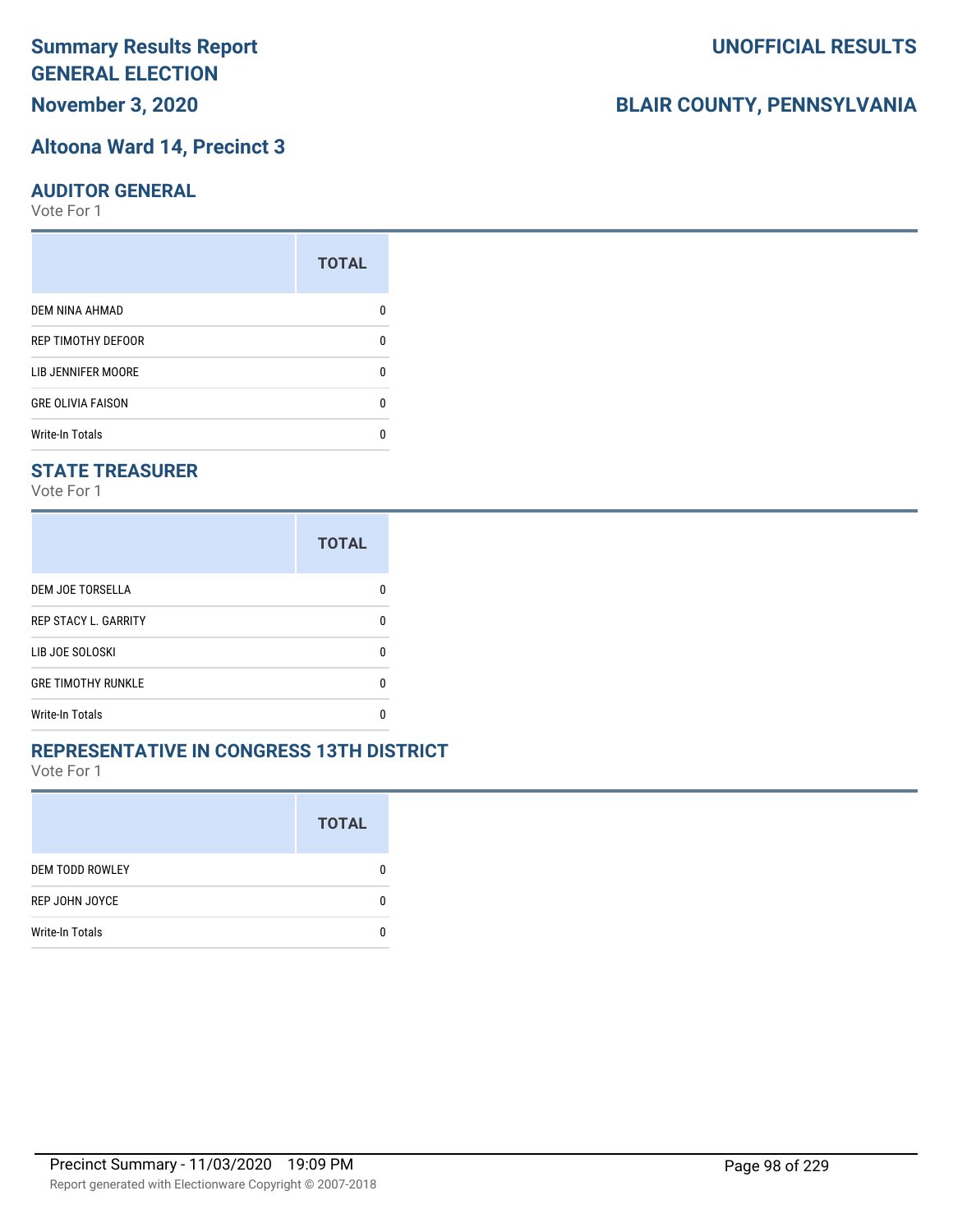# Summary Results Report
## GENERAL ELECTION
**November 3, 2020**

**UNOFFICIAL RESULTS**

**BLAIR COUNTY, PENNSYLVANIA**

## Altoona Ward 14, Precinct 3

### AUDITOR GENERAL
Vote For 1

| | TOTAL |
|---|---|
| DEM NINA AHMAD | 0 |
| REP TIMOTHY DEFOOR | 0 |
| LIB JENNIFER MOORE | 0 |
| GRE OLIVIA FAISON | 0 |
| Write-In Totals | 0 |

### STATE TREASURER
Vote For 1

| | TOTAL |
|---|---|
| DEM JOE TORSELLA | 0 |
| REP STACY L. GARRITY | 0 |
| LIB JOE SOLOSKI | 0 |
| GRE TIMOTHY RUNKLE | 0 |
| Write-In Totals | 0 |

### REPRESENTATIVE IN CONGRESS 13TH DISTRICT
Vote For 1

| | TOTAL |
|---|---|
| DEM TODD ROWLEY | 0 |
| REP JOHN JOYCE | 0 |
| Write-In Totals | 0 |

Precinct Summary - 11/03/2020 19:09 PM

Report generated with Electionware Copyright © 2007-2018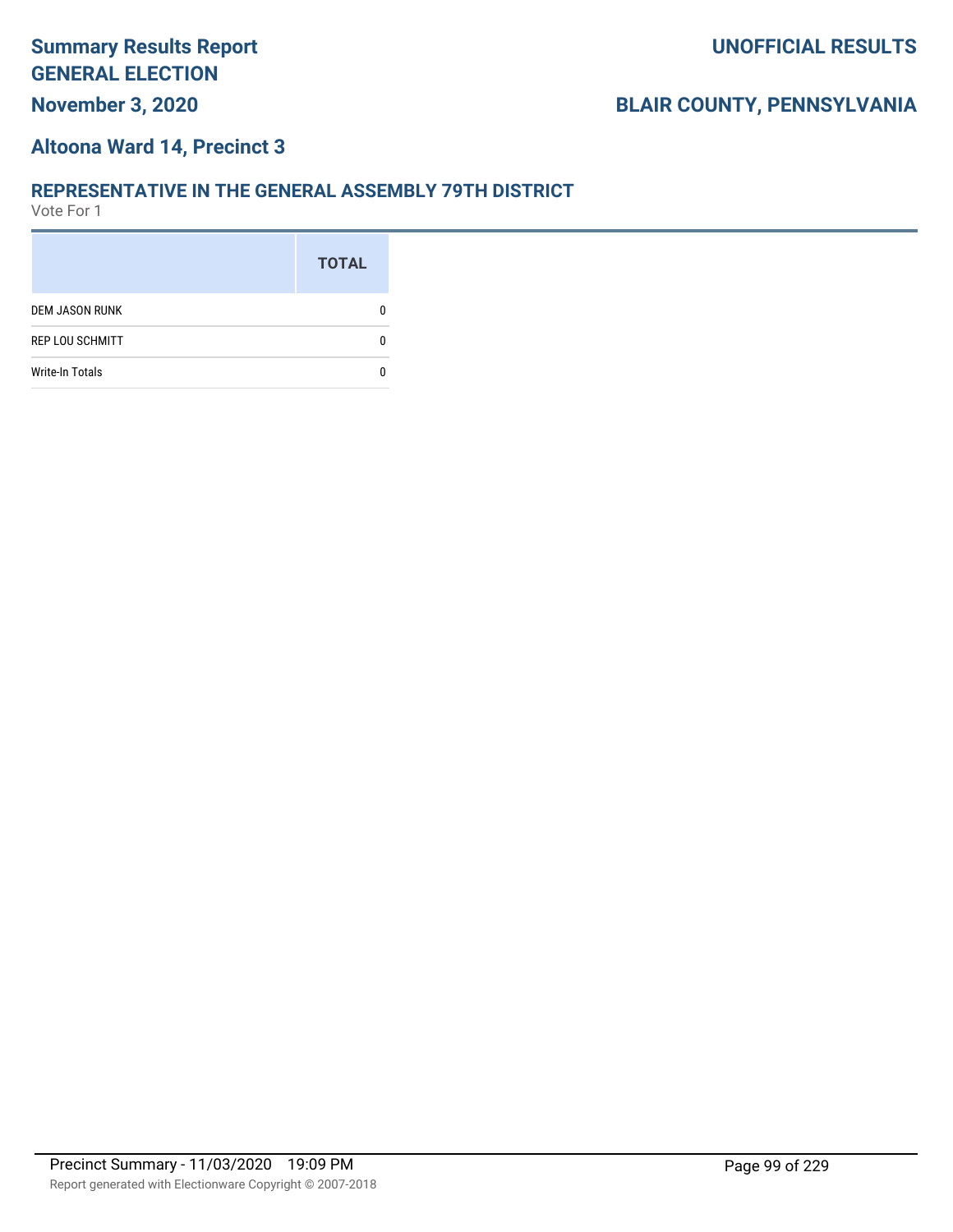# Summary Results Report
## GENERAL ELECTION
## November 3, 2020

**UNOFFICIAL RESULTS**

**BLAIR COUNTY, PENNSYLVANIA**

## Altoona Ward 14, Precinct 3

### REPRESENTATIVE IN THE GENERAL ASSEMBLY 79TH DISTRICT

Vote For 1

| | TOTAL |
|---|---|
| DEM JASON RUNK | 0 |
| REP LOU SCHMITT | 0 |
| Write-In Totals | 0 |

Precinct Summary - 11/03/2020 19:09 PM

Report generated with Electionware Copyright © 2007-2018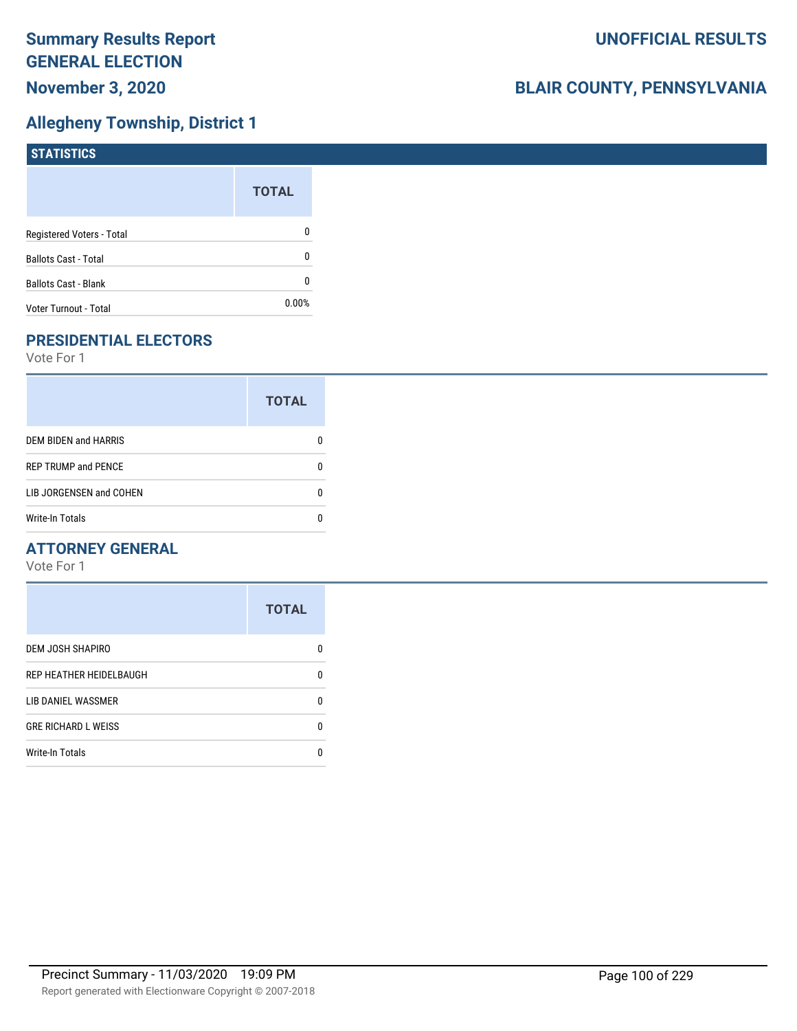# Summary Results Report
# GENERAL ELECTION
## November 3, 2020

# UNOFFICIAL RESULTS

## BLAIR COUNTY, PENNSYLVANIA

## Allegheny Township, District 1

### STATISTICS

| | TOTAL |
|---|---|
| Registered Voters - Total | 0 |
| Ballots Cast - Total | 0 |
| Ballots Cast - Blank | 0 |
| Voter Turnout - Total | 0.00% |

### PRESIDENTIAL ELECTORS

Vote For 1

| | TOTAL |
|---|---|
| DEM BIDEN and HARRIS | 0 |
| REP TRUMP and PENCE | 0 |
| LIB JORGENSEN and COHEN | 0 |
| Write-In Totals | 0 |

### ATTORNEY GENERAL

Vote For 1

| | TOTAL |
|---|---|
| DEM JOSH SHAPIRO | 0 |
| REP HEATHER HEIDELBAUGH | 0 |
| LIB DANIEL WASSMER | 0 |
| GRE RICHARD L WEISS | 0 |
| Write-In Totals | 0 |

Precinct Summary - 11/03/2020 19:09 PM

Report generated with Electionware Copyright © 2007-2018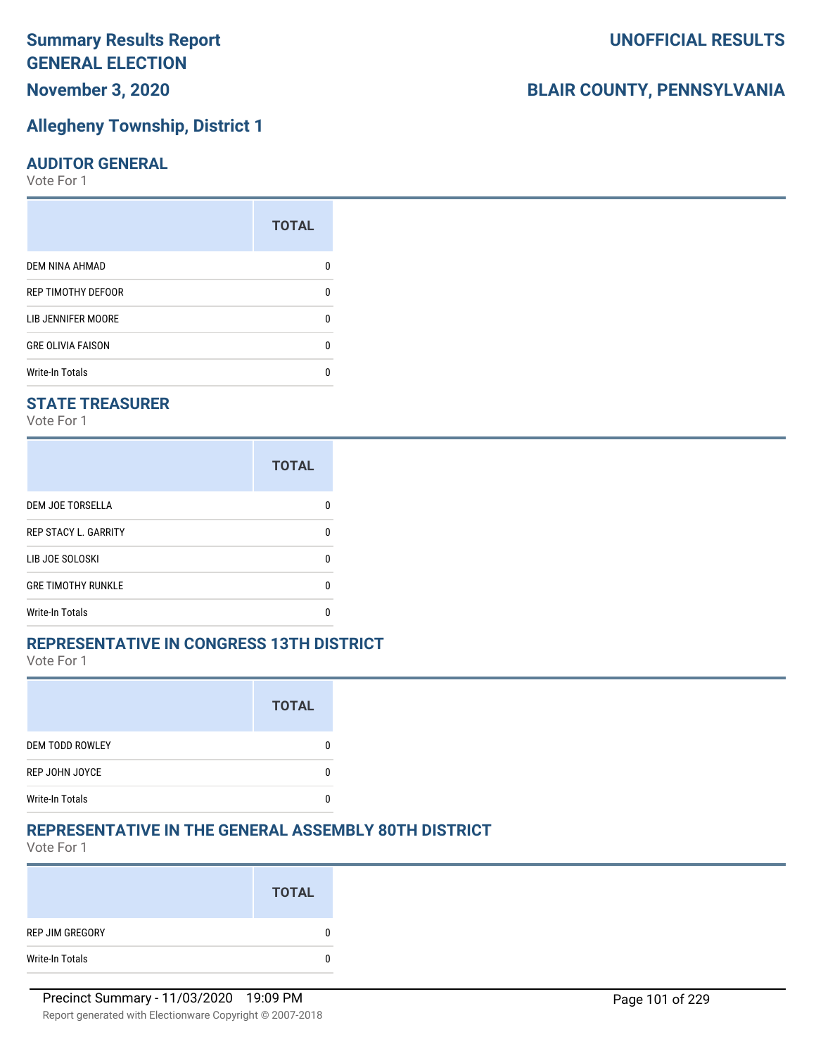# Summary Results Report
# GENERAL ELECTION
# November 3, 2020

**UNOFFICIAL RESULTS**

**BLAIR COUNTY, PENNSYLVANIA**

## Allegheny Township, District 1

### AUDITOR GENERAL

Vote For 1

| | TOTAL |
|---|---|
| DEM NINA AHMAD | 0 |
| REP TIMOTHY DEFOOR | 0 |
| LIB JENNIFER MOORE | 0 |
| GRE OLIVIA FAISON | 0 |
| Write-In Totals | 0 |

### STATE TREASURER

Vote For 1

| | TOTAL |
|---|---|
| DEM JOE TORSELLA | 0 |
| REP STACY L. GARRITY | 0 |
| LIB JOE SOLOSKI | 0 |
| GRE TIMOTHY RUNKLE | 0 |
| Write-In Totals | 0 |

### REPRESENTATIVE IN CONGRESS 13TH DISTRICT

Vote For 1

| | TOTAL |
|---|---|
| DEM TODD ROWLEY | 0 |
| REP JOHN JOYCE | 0 |
| Write-In Totals | 0 |

### REPRESENTATIVE IN THE GENERAL ASSEMBLY 80TH DISTRICT

Vote For 1

| | TOTAL |
|---|---|
| REP JIM GREGORY | 0 |
| Write-In Totals | 0 |

Precinct Summary - 11/03/2020 19:09 PM

Report generated with Electionware Copyright © 2007-2018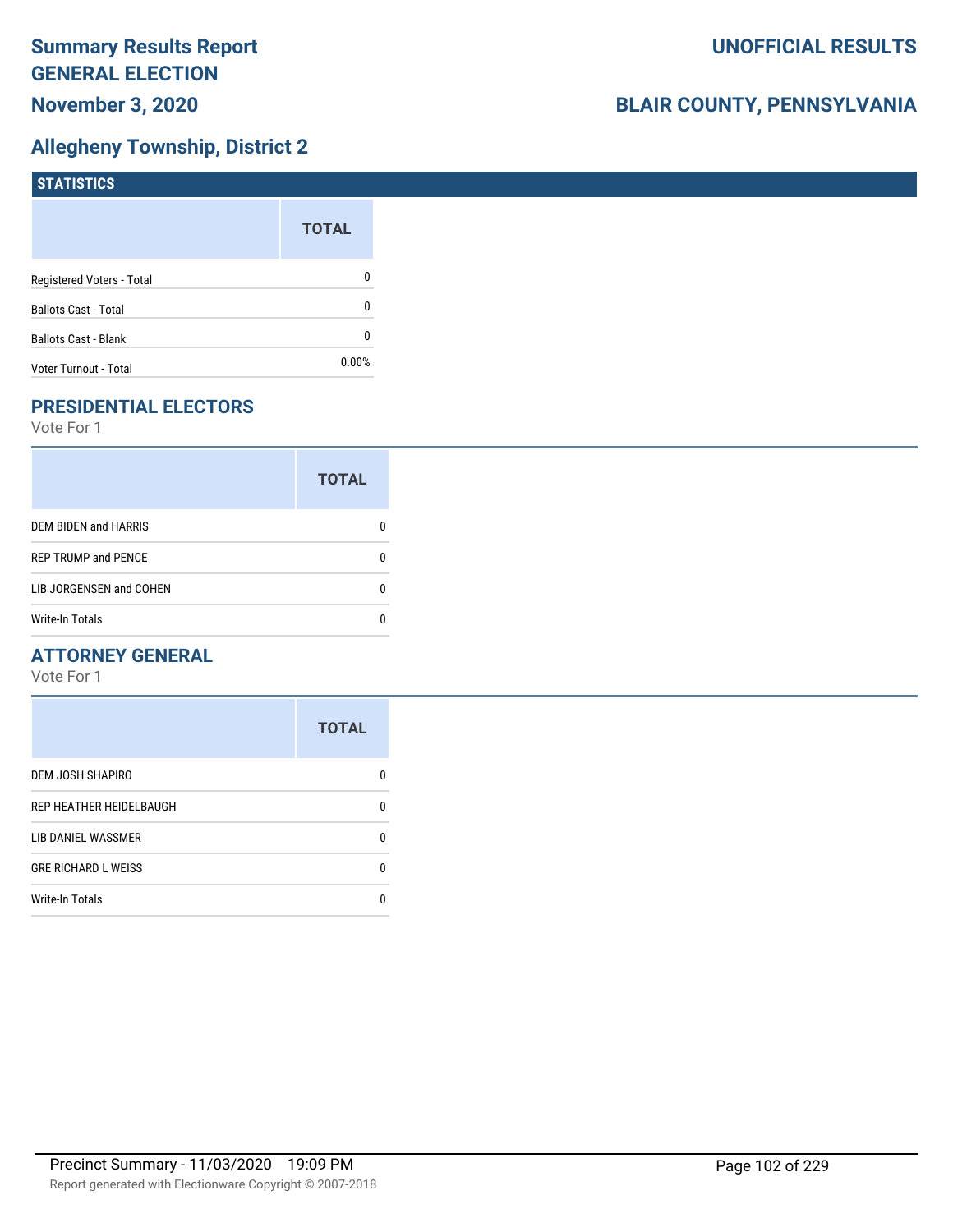# Summary Results Report
# GENERAL ELECTION
**November 3, 2020**

**UNOFFICIAL RESULTS**

**BLAIR COUNTY, PENNSYLVANIA**

## Allegheny Township, District 2

### STATISTICS

| | TOTAL |
|---|---|
| Registered Voters - Total | 0 |
| Ballots Cast - Total | 0 |
| Ballots Cast - Blank | 0 |
| Voter Turnout - Total | 0.00% |

### PRESIDENTIAL ELECTORS

Vote For 1

| | TOTAL |
|---|---|
| DEM BIDEN and HARRIS | 0 |
| REP TRUMP and PENCE | 0 |
| LIB JORGENSEN and COHEN | 0 |
| Write-In Totals | 0 |

### ATTORNEY GENERAL

Vote For 1

| | TOTAL |
|---|---|
| DEM JOSH SHAPIRO | 0 |
| REP HEATHER HEIDELBAUGH | 0 |
| LIB DANIEL WASSMER | 0 |
| GRE RICHARD L WEISS | 0 |
| Write-In Totals | 0 |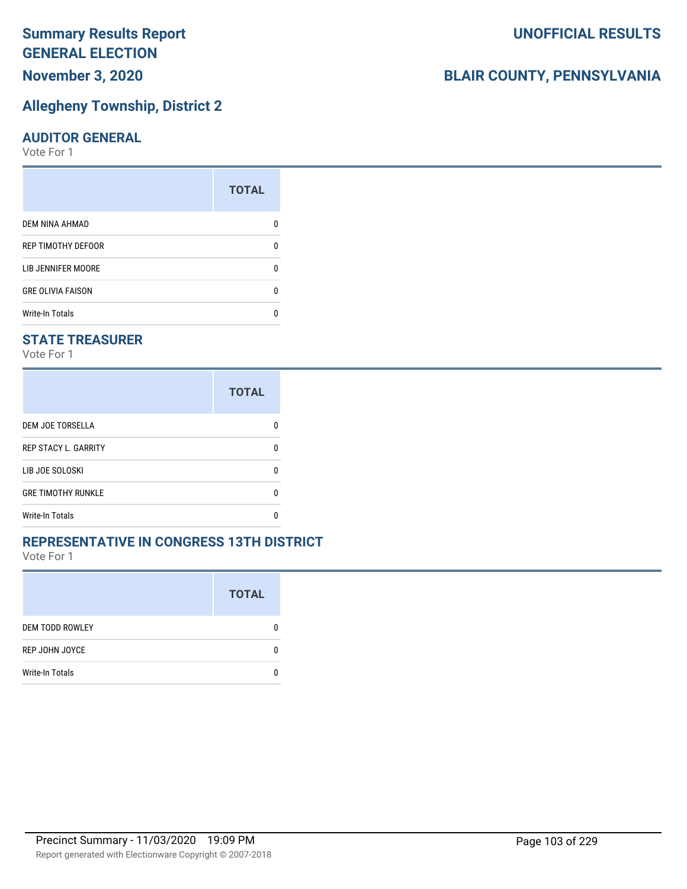# Summary Results Report
# GENERAL ELECTION
## November 3, 2020

**UNOFFICIAL RESULTS**

**BLAIR COUNTY, PENNSYLVANIA**

## Allegheny Township, District 2

### AUDITOR GENERAL
Vote For 1

| | TOTAL |
|---|---|
| DEM NINA AHMAD | 0 |
| REP TIMOTHY DEFOOR | 0 |
| LIB JENNIFER MOORE | 0 |
| GRE OLIVIA FAISON | 0 |
| Write-In Totals | 0 |

### STATE TREASURER
Vote For 1

| | TOTAL |
|---|---|
| DEM JOE TORSELLA | 0 |
| REP STACY L. GARRITY | 0 |
| LIB JOE SOLOSKI | 0 |
| GRE TIMOTHY RUNKLE | 0 |
| Write-In Totals | 0 |

### REPRESENTATIVE IN CONGRESS 13TH DISTRICT
Vote For 1

| | TOTAL |
|---|---|
| DEM TODD ROWLEY | 0 |
| REP JOHN JOYCE | 0 |
| Write-In Totals | 0 |

Precinct Summary - 11/03/2020 19:09 PM

Report generated with Electionware Copyright © 2007-2018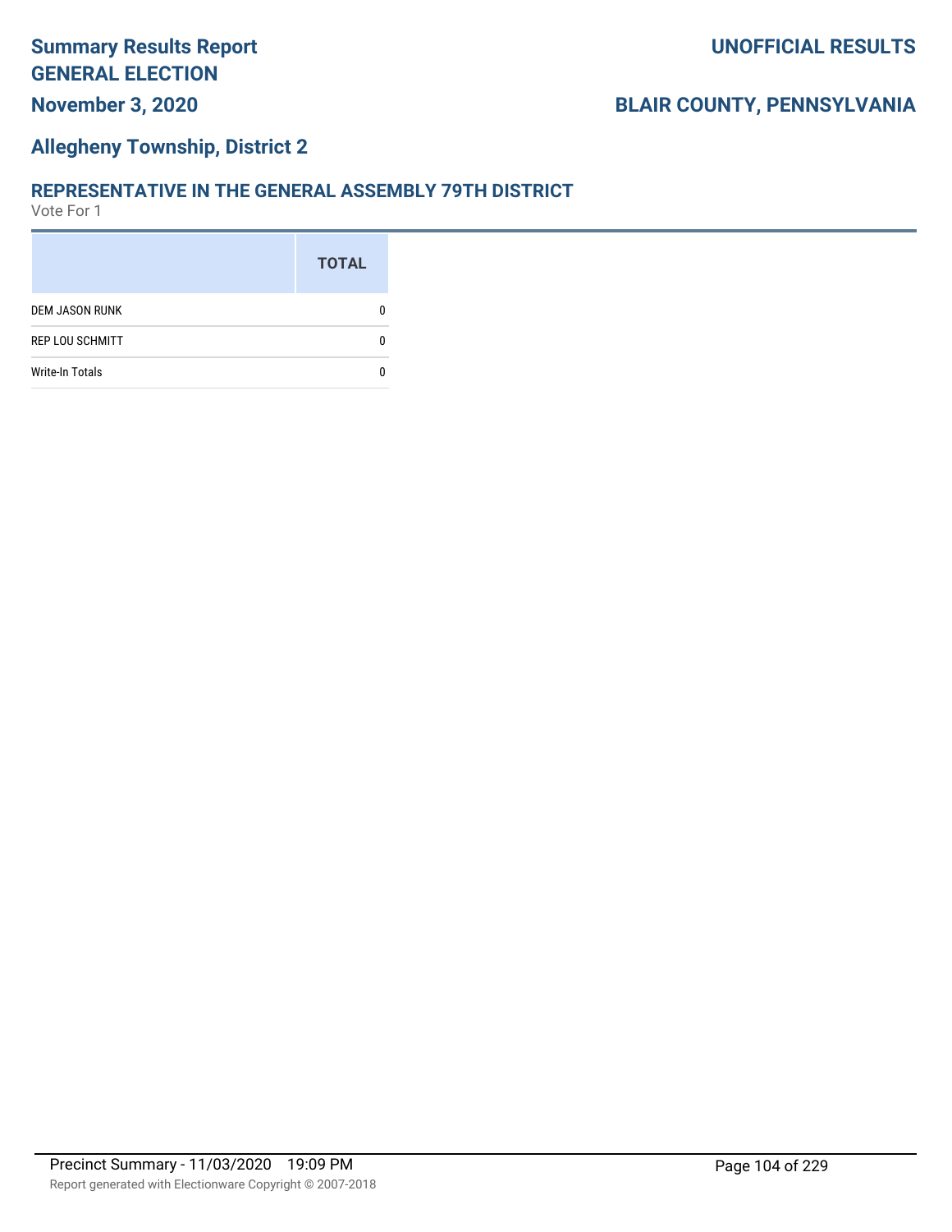# Summary Results Report GENERAL ELECTION

**November 3, 2020**

**UNOFFICIAL RESULTS**

**BLAIR COUNTY, PENNSYLVANIA**

## Allegheny Township, District 2

### REPRESENTATIVE IN THE GENERAL ASSEMBLY 79TH DISTRICT

Vote For 1

| | TOTAL |
|---|---|
| DEM JASON RUNK | 0 |
| REP LOU SCHMITT | 0 |
| Write-In Totals | 0 |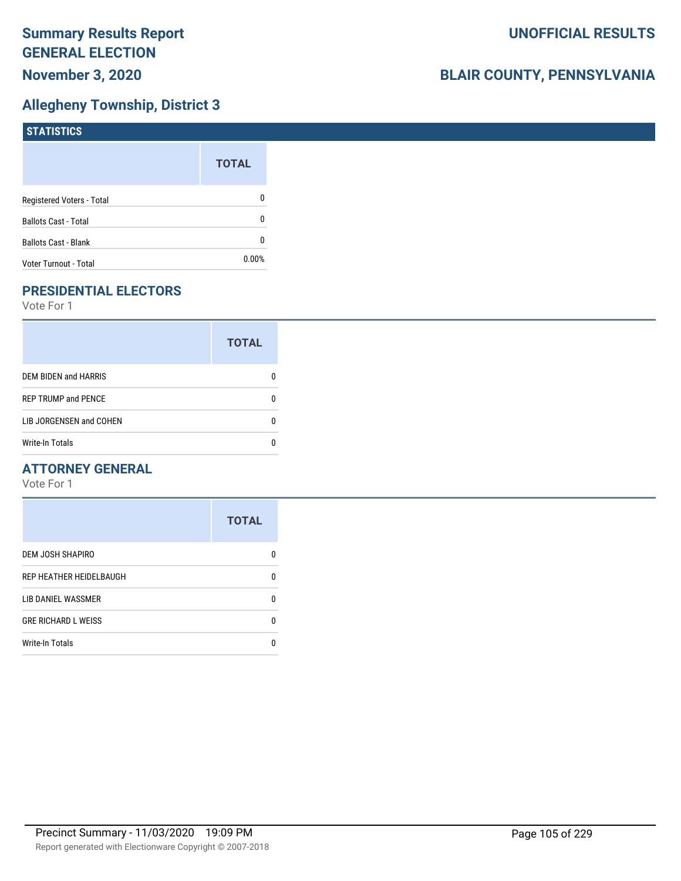# Summary Results Report GENERAL ELECTION

**November 3, 2020**

**UNOFFICIAL RESULTS**

**BLAIR COUNTY, PENNSYLVANIA**

## Allegheny Township, District 3

### STATISTICS

| | TOTAL |
|---|---|
| Registered Voters - Total | 0 |
| Ballots Cast - Total | 0 |
| Ballots Cast - Blank | 0 |
| Voter Turnout - Total | 0.00% |

### PRESIDENTIAL ELECTORS

Vote For 1

| | TOTAL |
|---|---|
| DEM BIDEN and HARRIS | 0 |
| REP TRUMP and PENCE | 0 |
| LIB JORGENSEN and COHEN | 0 |
| Write-In Totals | 0 |

### ATTORNEY GENERAL

Vote For 1

| | TOTAL |
|---|---|
| DEM JOSH SHAPIRO | 0 |
| REP HEATHER HEIDELBAUGH | 0 |
| LIB DANIEL WASSMER | 0 |
| GRE RICHARD L WEISS | 0 |
| Write-In Totals | 0 |

Precinct Summary - 11/03/2020 19:09 PM

Report generated with Electionware Copyright © 2007-2018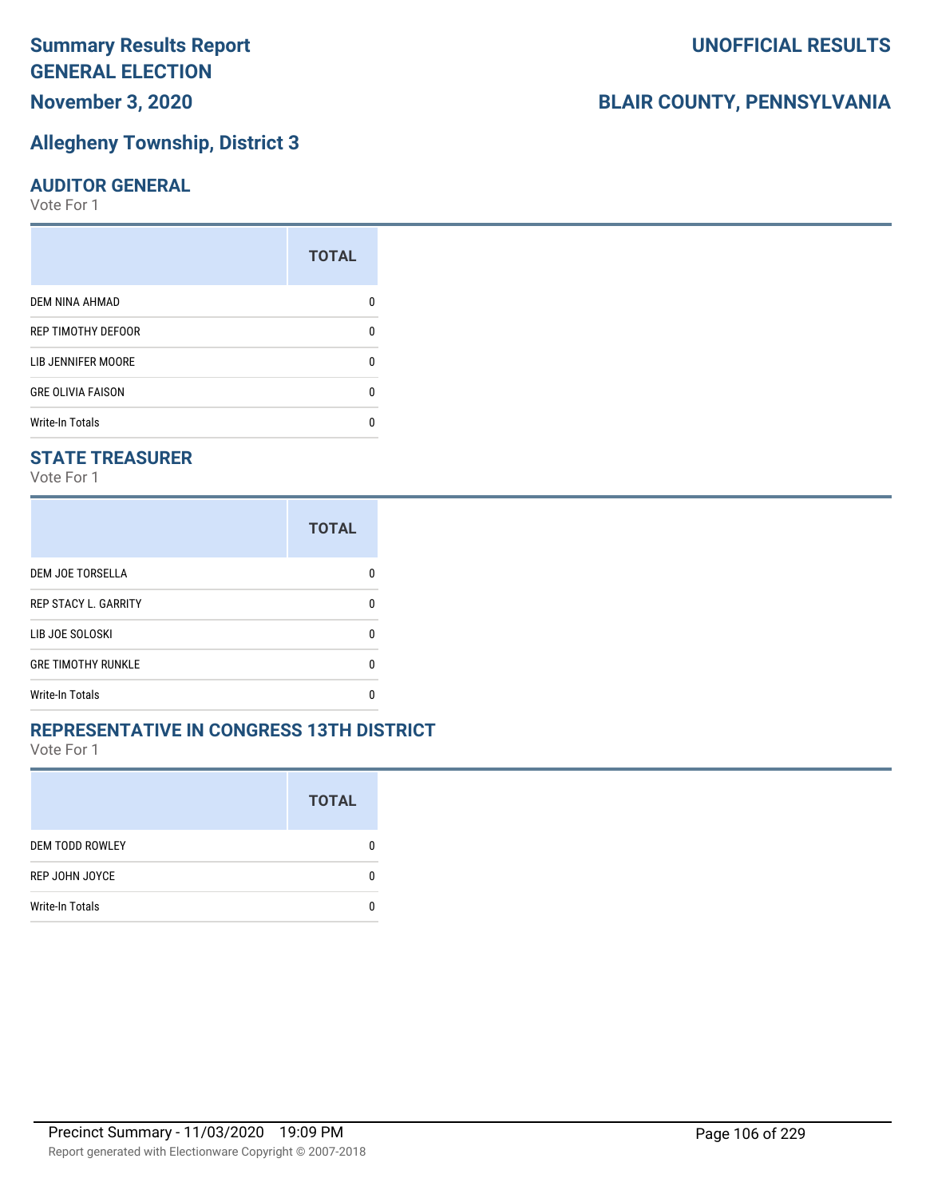# Summary Results Report
# GENERAL ELECTION
## November 3, 2020

**UNOFFICIAL RESULTS**

**BLAIR COUNTY, PENNSYLVANIA**

## Allegheny Township, District 3

### AUDITOR GENERAL

Vote For 1

| | TOTAL |
|---|---|
| DEM NINA AHMAD | 0 |
| REP TIMOTHY DEFOOR | 0 |
| LIB JENNIFER MOORE | 0 |
| GRE OLIVIA FAISON | 0 |
| Write-In Totals | 0 |

### STATE TREASURER

Vote For 1

| | TOTAL |
|---|---|
| DEM JOE TORSELLA | 0 |
| REP STACY L. GARRITY | 0 |
| LIB JOE SOLOSKI | 0 |
| GRE TIMOTHY RUNKLE | 0 |
| Write-In Totals | 0 |

### REPRESENTATIVE IN CONGRESS 13TH DISTRICT

Vote For 1

| | TOTAL |
|---|---|
| DEM TODD ROWLEY | 0 |
| REP JOHN JOYCE | 0 |
| Write-In Totals | 0 |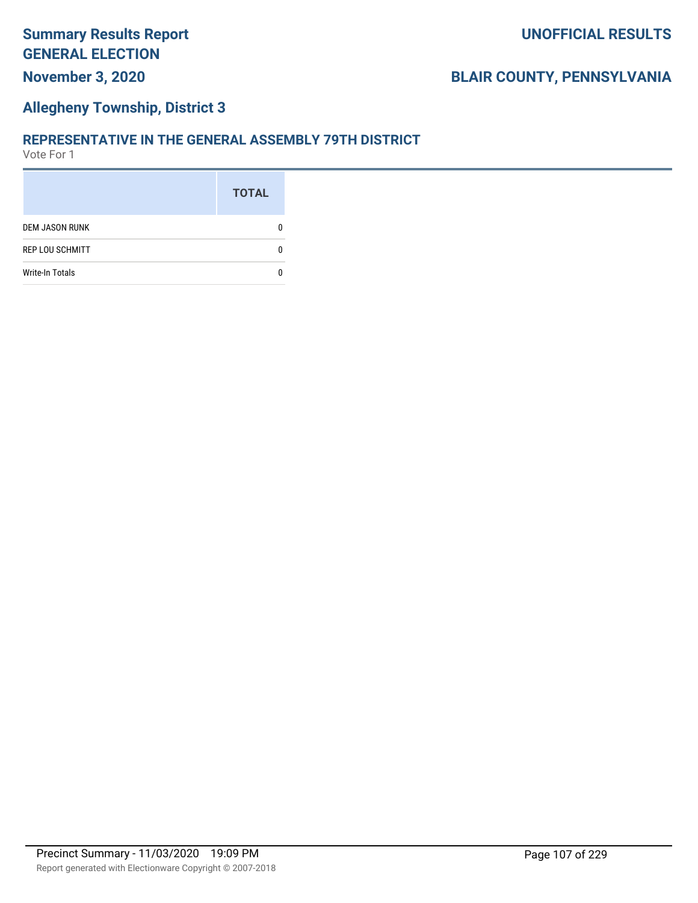# Summary Results Report
# GENERAL ELECTION
**November 3, 2020**

**UNOFFICIAL RESULTS**

**BLAIR COUNTY, PENNSYLVANIA**

## Allegheny Township, District 3

### REPRESENTATIVE IN THE GENERAL ASSEMBLY 79TH DISTRICT
Vote For 1

| | TOTAL |
|---|---|
| DEM JASON RUNK | 0 |
| REP LOU SCHMITT | 0 |
| Write-In Totals | 0 |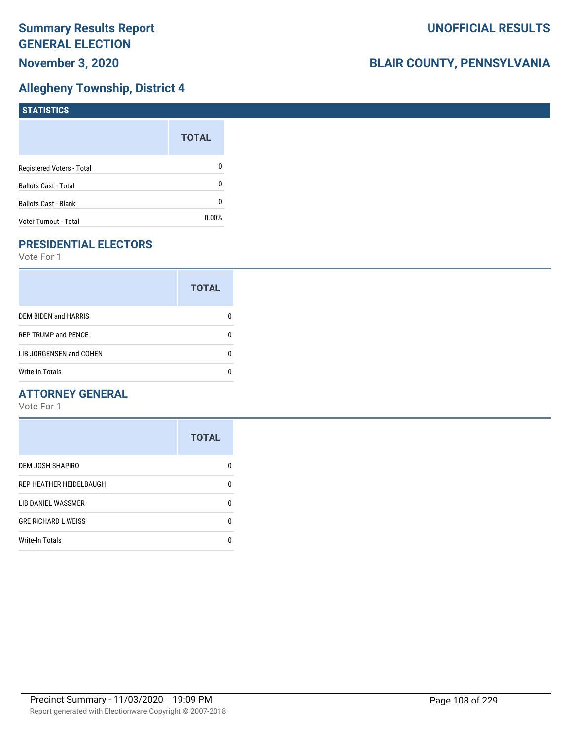# Summary Results Report
# GENERAL ELECTION
## November 3, 2020

**UNOFFICIAL RESULTS**

**BLAIR COUNTY, PENNSYLVANIA**

## Allegheny Township, District 4

### STATISTICS

| | TOTAL |
|---|---|
| Registered Voters - Total | 0 |
| Ballots Cast - Total | 0 |
| Ballots Cast - Blank | 0 |
| Voter Turnout - Total | 0.00% |

### PRESIDENTIAL ELECTORS

Vote For 1

| | TOTAL |
|---|---|
| DEM BIDEN and HARRIS | 0 |
| REP TRUMP and PENCE | 0 |
| LIB JORGENSEN and COHEN | 0 |
| Write-In Totals | 0 |

### ATTORNEY GENERAL

Vote For 1

| | TOTAL |
|---|---|
| DEM JOSH SHAPIRO | 0 |
| REP HEATHER HEIDELBAUGH | 0 |
| LIB DANIEL WASSMER | 0 |
| GRE RICHARD L WEISS | 0 |
| Write-In Totals | 0 |

Precinct Summary - 11/03/2020 19:09 PM

Report generated with Electionware Copyright © 2007-2018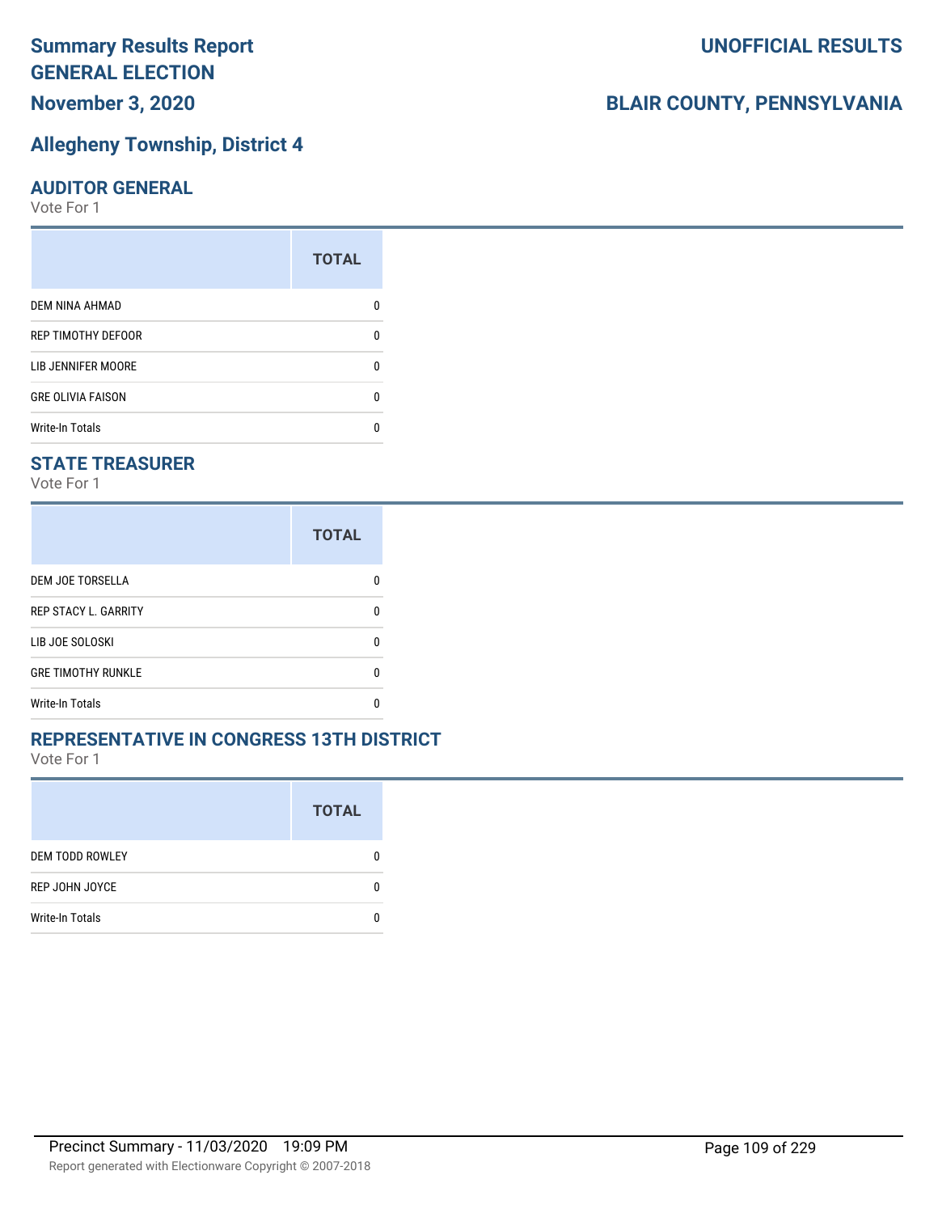# Summary Results Report GENERAL ELECTION

**November 3, 2020**

**UNOFFICIAL RESULTS**

**BLAIR COUNTY, PENNSYLVANIA**

## Allegheny Township, District 4

### AUDITOR GENERAL

Vote For 1

| | TOTAL |
|---|---|
| DEM NINA AHMAD | 0 |
| REP TIMOTHY DEFOOR | 0 |
| LIB JENNIFER MOORE | 0 |
| GRE OLIVIA FAISON | 0 |
| Write-In Totals | 0 |

### STATE TREASURER

Vote For 1

| | TOTAL |
|---|---|
| DEM JOE TORSELLA | 0 |
| REP STACY L. GARRITY | 0 |
| LIB JOE SOLOSKI | 0 |
| GRE TIMOTHY RUNKLE | 0 |
| Write-In Totals | 0 |

### REPRESENTATIVE IN CONGRESS 13TH DISTRICT

Vote For 1

| | TOTAL |
|---|---|
| DEM TODD ROWLEY | 0 |
| REP JOHN JOYCE | 0 |
| Write-In Totals | 0 |

Precinct Summary - 11/03/2020 19:09 PM

Report generated with Electionware Copyright © 2007-2018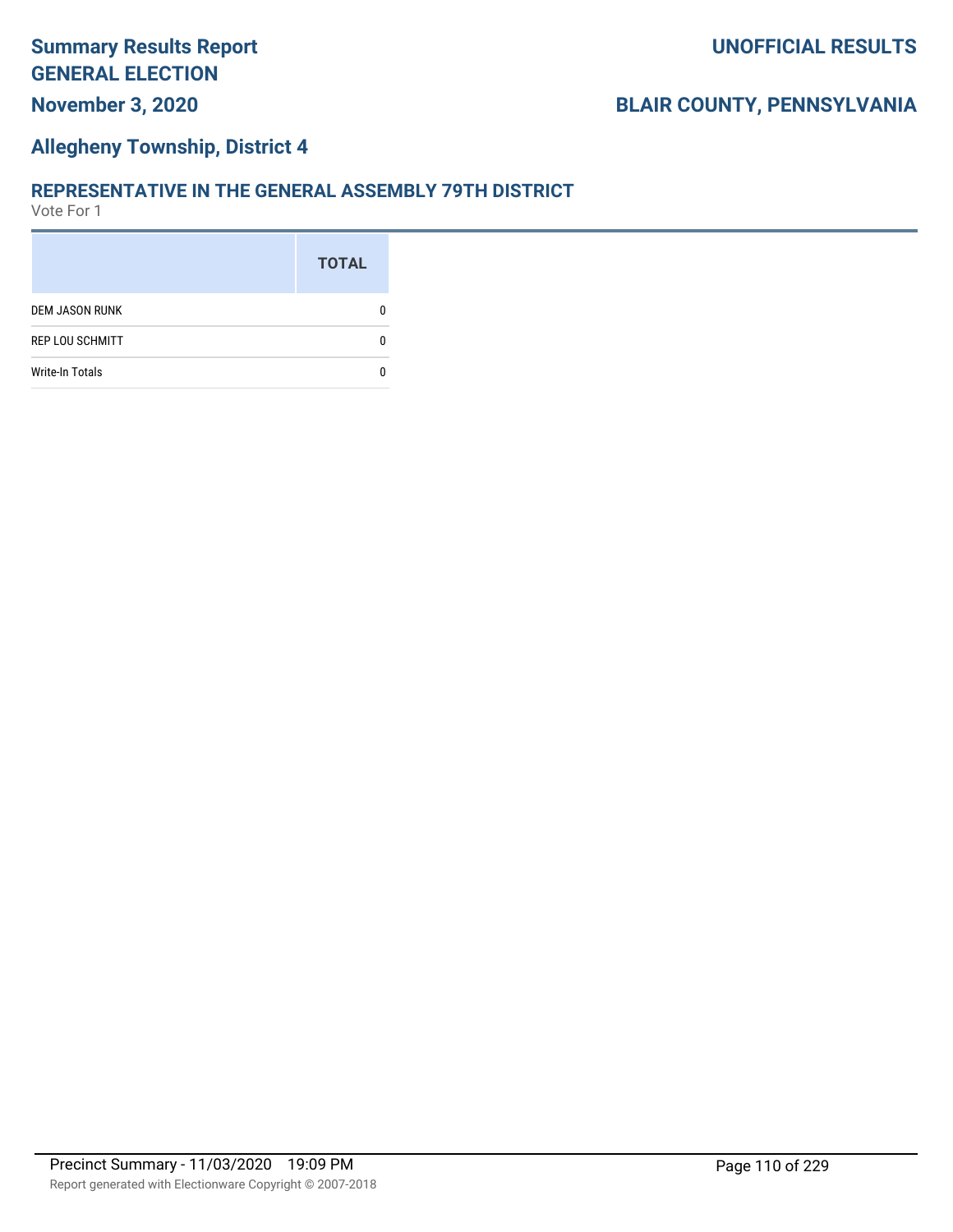# Summary Results Report
# GENERAL ELECTION
## November 3, 2020

**UNOFFICIAL RESULTS**

**BLAIR COUNTY, PENNSYLVANIA**

## Allegheny Township, District 4

### REPRESENTATIVE IN THE GENERAL ASSEMBLY 79TH DISTRICT

Vote For 1

| | TOTAL |
|---|---|
| DEM JASON RUNK | 0 |
| REP LOU SCHMITT | 0 |
| Write-In Totals | 0 |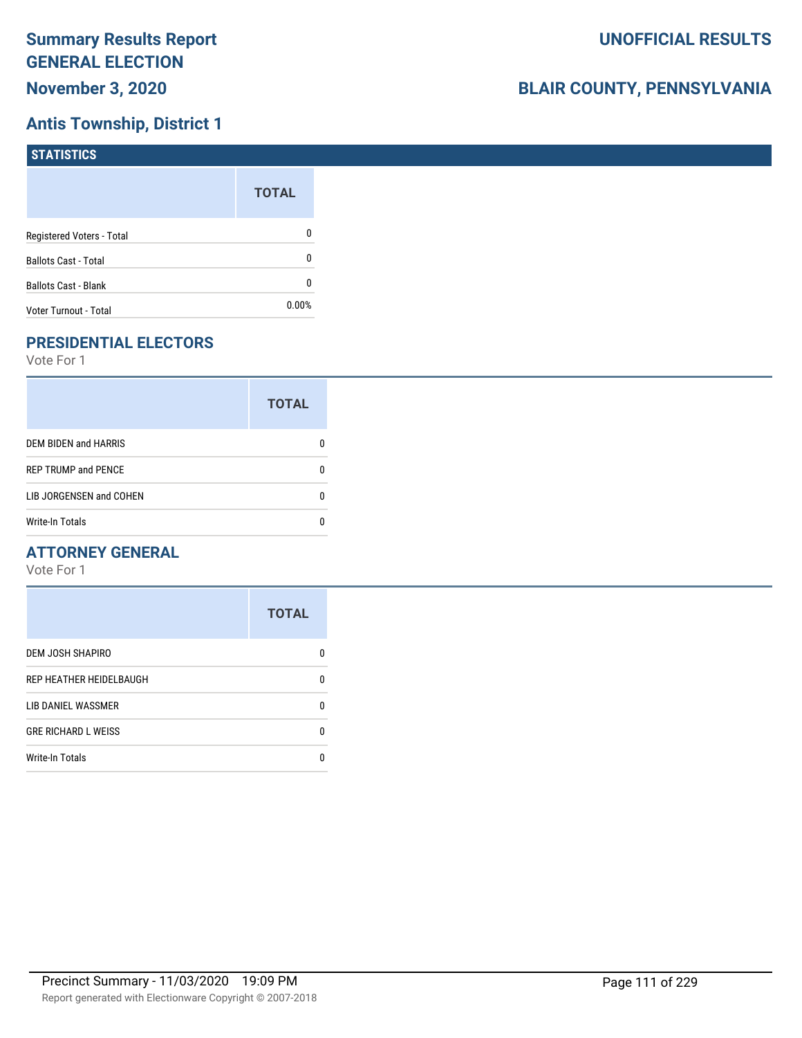# Summary Results Report GENERAL ELECTION

**November 3, 2020**

**UNOFFICIAL RESULTS**

**BLAIR COUNTY, PENNSYLVANIA**

## Antis Township, District 1

### STATISTICS

| | TOTAL |
|---|---|
| Registered Voters - Total | 0 |
| Ballots Cast - Total | 0 |
| Ballots Cast - Blank | 0 |
| Voter Turnout - Total | 0.00% |

### PRESIDENTIAL ELECTORS

Vote For 1

| | TOTAL |
|---|---|
| DEM BIDEN and HARRIS | 0 |
| REP TRUMP and PENCE | 0 |
| LIB JORGENSEN and COHEN | 0 |
| Write-In Totals | 0 |

### ATTORNEY GENERAL

Vote For 1

| | TOTAL |
|---|---|
| DEM JOSH SHAPIRO | 0 |
| REP HEATHER HEIDELBAUGH | 0 |
| LIB DANIEL WASSMER | 0 |
| GRE RICHARD L WEISS | 0 |
| Write-In Totals | 0 |

Precinct Summary - 11/03/2020 19:09 PM

Report generated with Electionware Copyright © 2007-2018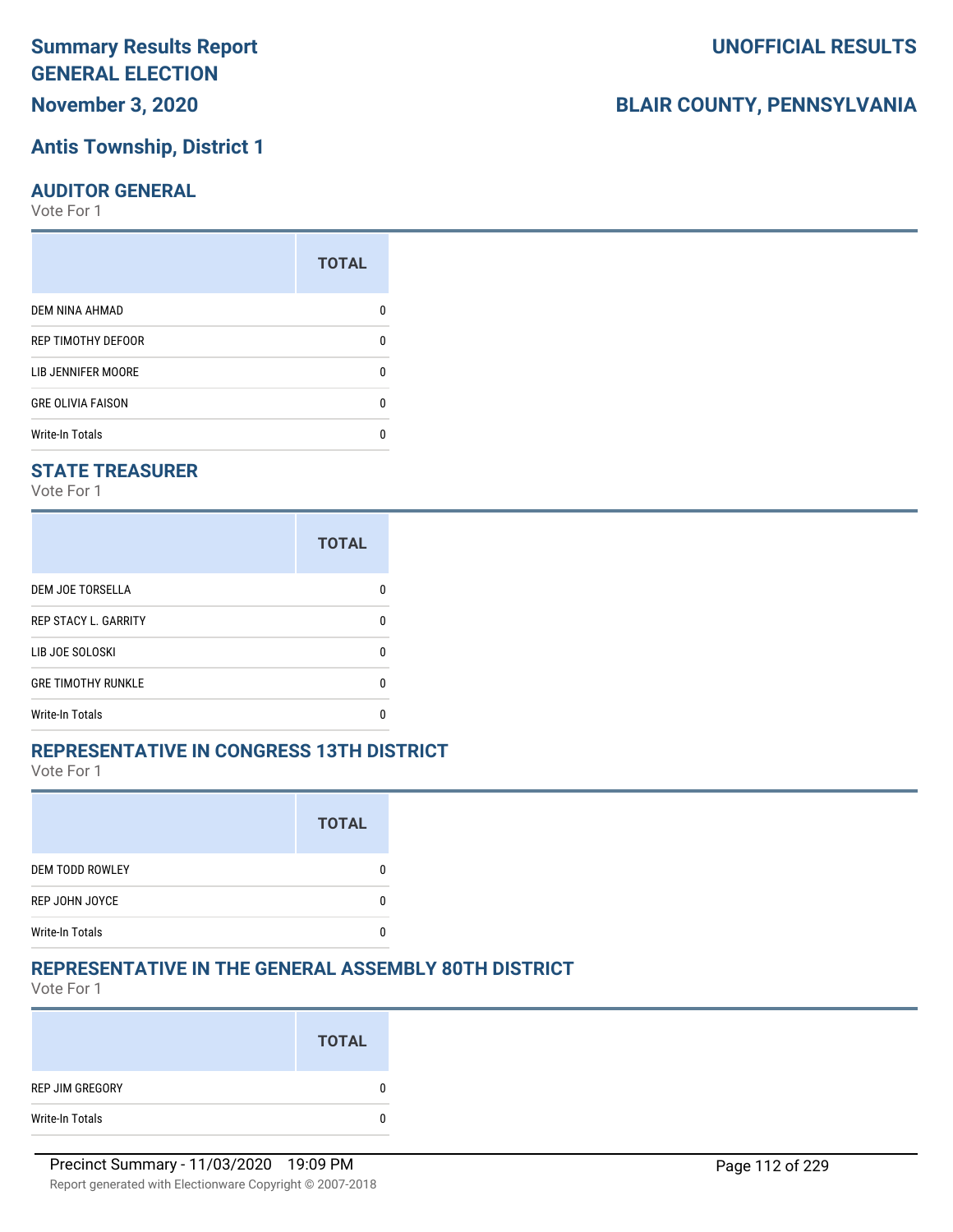# Summary Results Report GENERAL ELECTION

**November 3, 2020**

**UNOFFICIAL RESULTS**

**BLAIR COUNTY, PENNSYLVANIA**

## Antis Township, District 1

### AUDITOR GENERAL

Vote For 1

| | TOTAL |
|---|---|
| DEM NINA AHMAD | 0 |
| REP TIMOTHY DEFOOR | 0 |
| LIB JENNIFER MOORE | 0 |
| GRE OLIVIA FAISON | 0 |
| Write-In Totals | 0 |

### STATE TREASURER

Vote For 1

| | TOTAL |
|---|---|
| DEM JOE TORSELLA | 0 |
| REP STACY L. GARRITY | 0 |
| LIB JOE SOLOSKI | 0 |
| GRE TIMOTHY RUNKLE | 0 |
| Write-In Totals | 0 |

### REPRESENTATIVE IN CONGRESS 13TH DISTRICT

Vote For 1

| | TOTAL |
|---|---|
| DEM TODD ROWLEY | 0 |
| REP JOHN JOYCE | 0 |
| Write-In Totals | 0 |

### REPRESENTATIVE IN THE GENERAL ASSEMBLY 80TH DISTRICT

Vote For 1

| | TOTAL |
|---|---|
| REP JIM GREGORY | 0 |
| Write-In Totals | 0 |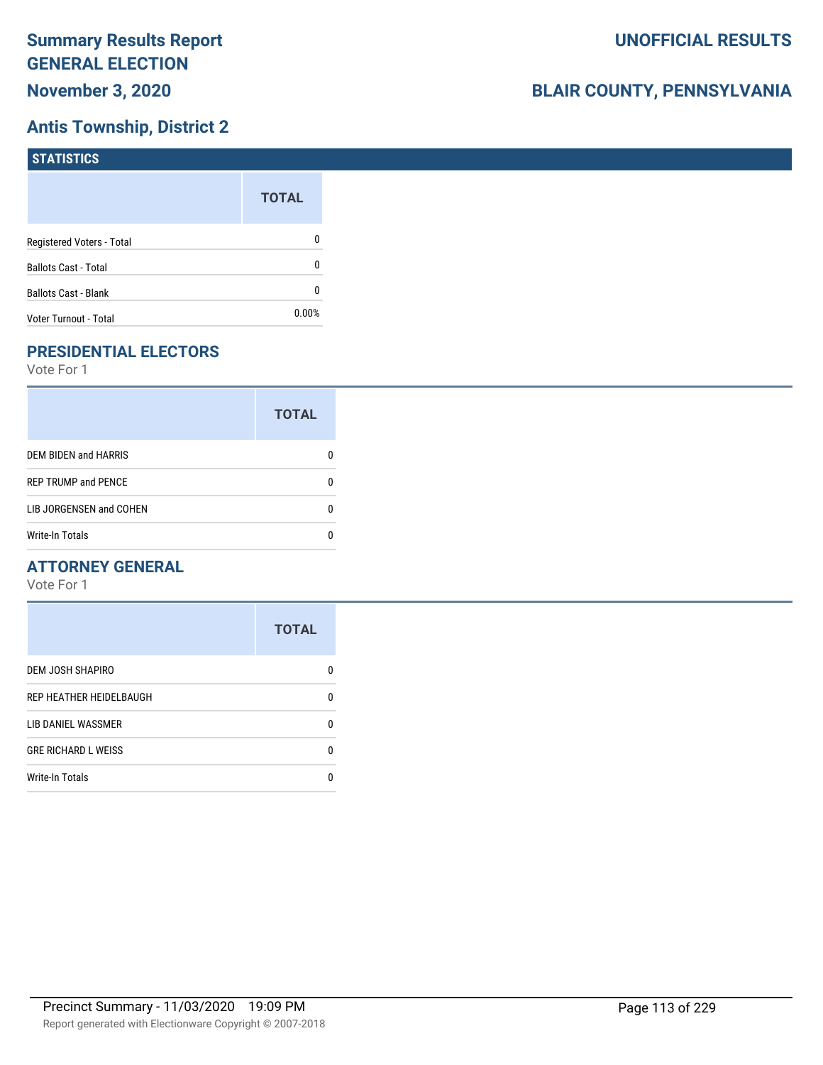# Summary Results Report GENERAL ELECTION

**November 3, 2020**

**UNOFFICIAL RESULTS**

**BLAIR COUNTY, PENNSYLVANIA**

## Antis Township, District 2

### STATISTICS

| | TOTAL |
|---|---|
| Registered Voters - Total | 0 |
| Ballots Cast - Total | 0 |
| Ballots Cast - Blank | 0 |
| Voter Turnout - Total | 0.00% |

### PRESIDENTIAL ELECTORS

Vote For 1

| | TOTAL |
|---|---|
| DEM BIDEN and HARRIS | 0 |
| REP TRUMP and PENCE | 0 |
| LIB JORGENSEN and COHEN | 0 |
| Write-In Totals | 0 |

### ATTORNEY GENERAL

Vote For 1

| | TOTAL |
|---|---|
| DEM JOSH SHAPIRO | 0 |
| REP HEATHER HEIDELBAUGH | 0 |
| LIB DANIEL WASSMER | 0 |
| GRE RICHARD L WEISS | 0 |
| Write-In Totals | 0 |

Precinct Summary - 11/03/2020 19:09 PM

Report generated with Electionware Copyright © 2007-2018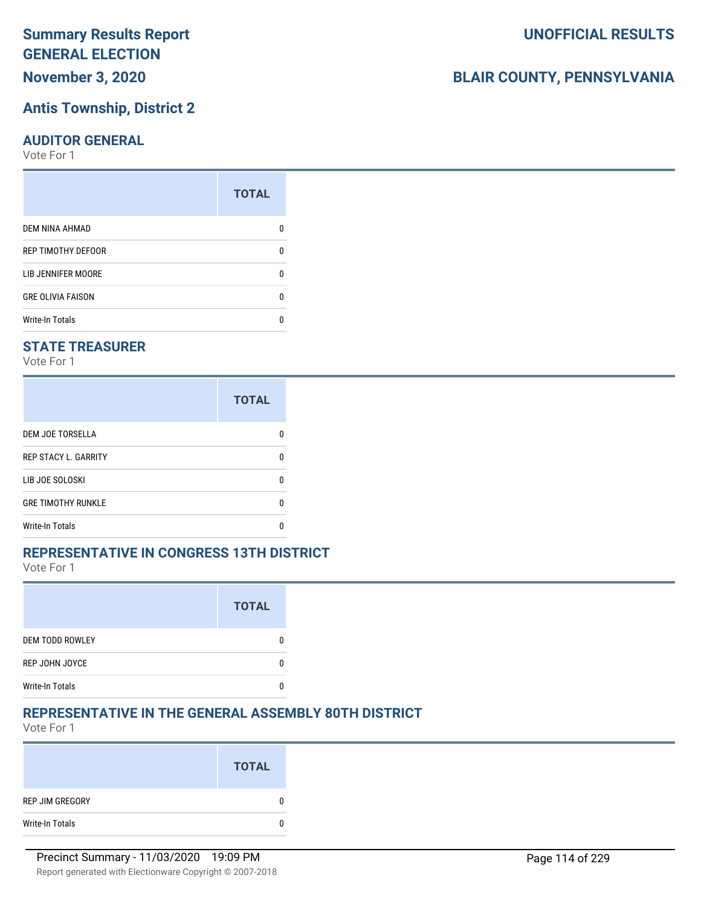# Summary Results Report
# GENERAL ELECTION
## November 3, 2020

## Antis Township, District 2

**UNOFFICIAL RESULTS**

**BLAIR COUNTY, PENNSYLVANIA**

### AUDITOR GENERAL
Vote For 1

| | TOTAL |
|---|---|
| DEM NINA AHMAD | 0 |
| REP TIMOTHY DEFOOR | 0 |
| LIB JENNIFER MOORE | 0 |
| GRE OLIVIA FAISON | 0 |
| Write-In Totals | 0 |

### STATE TREASURER
Vote For 1

| | TOTAL |
|---|---|
| DEM JOE TORSELLA | 0 |
| REP STACY L. GARRITY | 0 |
| LIB JOE SOLOSKI | 0 |
| GRE TIMOTHY RUNKLE | 0 |
| Write-In Totals | 0 |

### REPRESENTATIVE IN CONGRESS 13TH DISTRICT
Vote For 1

| | TOTAL |
|---|---|
| DEM TODD ROWLEY | 0 |
| REP JOHN JOYCE | 0 |
| Write-In Totals | 0 |

### REPRESENTATIVE IN THE GENERAL ASSEMBLY 80TH DISTRICT
Vote For 1

| | TOTAL |
|---|---|
| REP JIM GREGORY | 0 |
| Write-In Totals | 0 |

Precinct Summary - 11/03/2020 19:09 PM

Report generated with Electionware Copyright © 2007-2018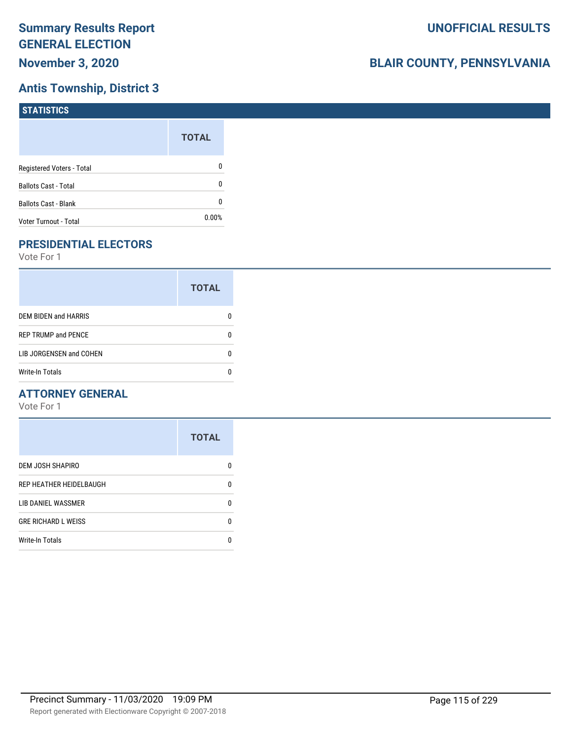# Summary Results Report GENERAL ELECTION

**November 3, 2020**

**UNOFFICIAL RESULTS**

**BLAIR COUNTY, PENNSYLVANIA**

## Antis Township, District 3

### STATISTICS

| | TOTAL |
|---|---|
| Registered Voters - Total | 0 |
| Ballots Cast - Total | 0 |
| Ballots Cast - Blank | 0 |
| Voter Turnout - Total | 0.00% |

### PRESIDENTIAL ELECTORS

Vote For 1

| | TOTAL |
|---|---|
| DEM BIDEN and HARRIS | 0 |
| REP TRUMP and PENCE | 0 |
| LIB JORGENSEN and COHEN | 0 |
| Write-In Totals | 0 |

### ATTORNEY GENERAL

Vote For 1

| | TOTAL |
|---|---|
| DEM JOSH SHAPIRO | 0 |
| REP HEATHER HEIDELBAUGH | 0 |
| LIB DANIEL WASSMER | 0 |
| GRE RICHARD L WEISS | 0 |
| Write-In Totals | 0 |

Precinct Summary - 11/03/2020 19:09 PM

Report generated with Electionware Copyright © 2007-2018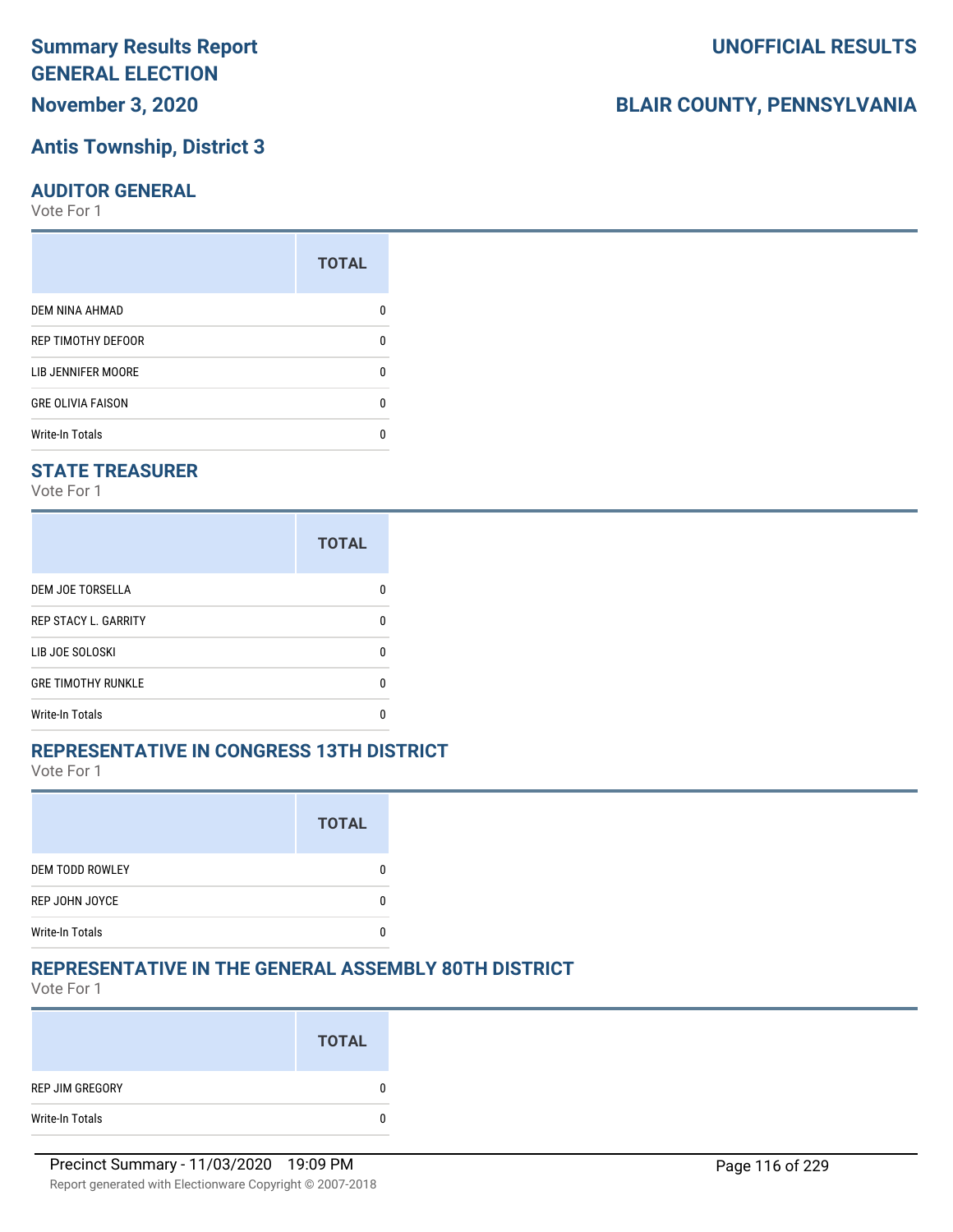# Summary Results Report
# GENERAL ELECTION
# November 3, 2020

**UNOFFICIAL RESULTS**

**BLAIR COUNTY, PENNSYLVANIA**

## Antis Township, District 3

### AUDITOR GENERAL

Vote For 1

| | TOTAL |
|---|---|
| DEM NINA AHMAD | 0 |
| REP TIMOTHY DEFOOR | 0 |
| LIB JENNIFER MOORE | 0 |
| GRE OLIVIA FAISON | 0 |
| Write-In Totals | 0 |

### STATE TREASURER

Vote For 1

| | TOTAL |
|---|---|
| DEM JOE TORSELLA | 0 |
| REP STACY L. GARRITY | 0 |
| LIB JOE SOLOSKI | 0 |
| GRE TIMOTHY RUNKLE | 0 |
| Write-In Totals | 0 |

### REPRESENTATIVE IN CONGRESS 13TH DISTRICT

Vote For 1

| | TOTAL |
|---|---|
| DEM TODD ROWLEY | 0 |
| REP JOHN JOYCE | 0 |
| Write-In Totals | 0 |

### REPRESENTATIVE IN THE GENERAL ASSEMBLY 80TH DISTRICT

Vote For 1

| | TOTAL |
|---|---|
| REP JIM GREGORY | 0 |
| Write-In Totals | 0 |

Precinct Summary - 11/03/2020 19:09 PM

Report generated with Electionware Copyright © 2007-2018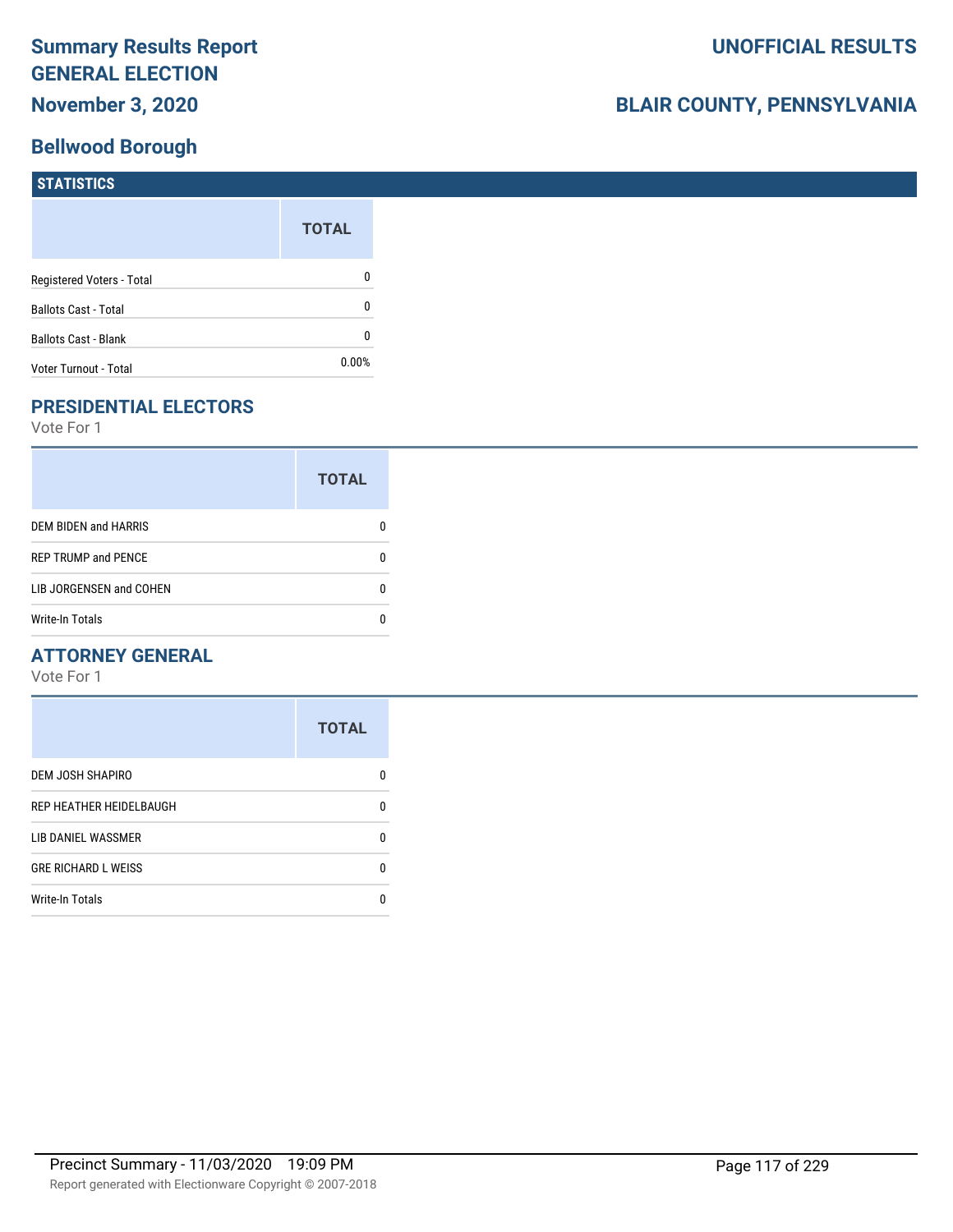# Summary Results Report GENERAL ELECTION

**November 3, 2020**

**UNOFFICIAL RESULTS**

**BLAIR COUNTY, PENNSYLVANIA**

## Bellwood Borough

### STATISTICS

| | TOTAL |
|---|---|
| Registered Voters - Total | 0 |
| Ballots Cast - Total | 0 |
| Ballots Cast - Blank | 0 |
| Voter Turnout - Total | 0.00% |

### PRESIDENTIAL ELECTORS

Vote For 1

| | TOTAL |
|---|---|
| DEM BIDEN and HARRIS | 0 |
| REP TRUMP and PENCE | 0 |
| LIB JORGENSEN and COHEN | 0 |
| Write-In Totals | 0 |

### ATTORNEY GENERAL

Vote For 1

| | TOTAL |
|---|---|
| DEM JOSH SHAPIRO | 0 |
| REP HEATHER HEIDELBAUGH | 0 |
| LIB DANIEL WASSMER | 0 |
| GRE RICHARD L WEISS | 0 |
| Write-In Totals | 0 |

Precinct Summary - 11/03/2020 19:09 PM

Report generated with Electionware Copyright © 2007-2018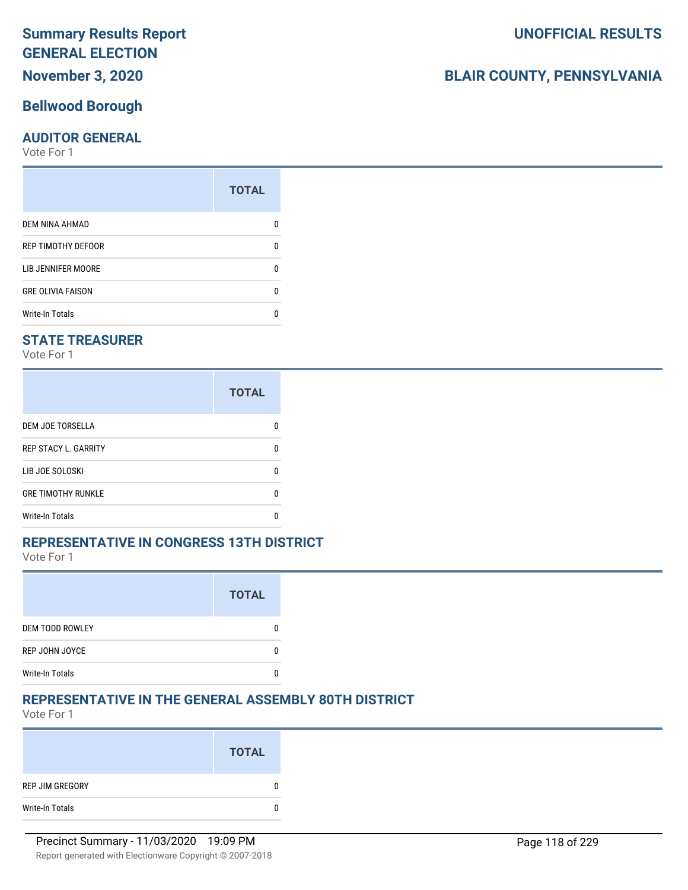**Summary Results Report**
**GENERAL ELECTION**
**November 3, 2020**

**UNOFFICIAL RESULTS**

**BLAIR COUNTY, PENNSYLVANIA**

## Bellwood Borough

### AUDITOR GENERAL

Vote For 1

| | TOTAL |
|---|---|
| DEM NINA AHMAD | 0 |
| REP TIMOTHY DEFOOR | 0 |
| LIB JENNIFER MOORE | 0 |
| GRE OLIVIA FAISON | 0 |
| Write-In Totals | 0 |

### STATE TREASURER

Vote For 1

| | TOTAL |
|---|---|
| DEM JOE TORSELLA | 0 |
| REP STACY L. GARRITY | 0 |
| LIB JOE SOLOSKI | 0 |
| GRE TIMOTHY RUNKLE | 0 |
| Write-In Totals | 0 |

### REPRESENTATIVE IN CONGRESS 13TH DISTRICT

Vote For 1

| | TOTAL |
|---|---|
| DEM TODD ROWLEY | 0 |
| REP JOHN JOYCE | 0 |
| Write-In Totals | 0 |

### REPRESENTATIVE IN THE GENERAL ASSEMBLY 80TH DISTRICT

Vote For 1

| | TOTAL |
|---|---|
| REP JIM GREGORY | 0 |
| Write-In Totals | 0 |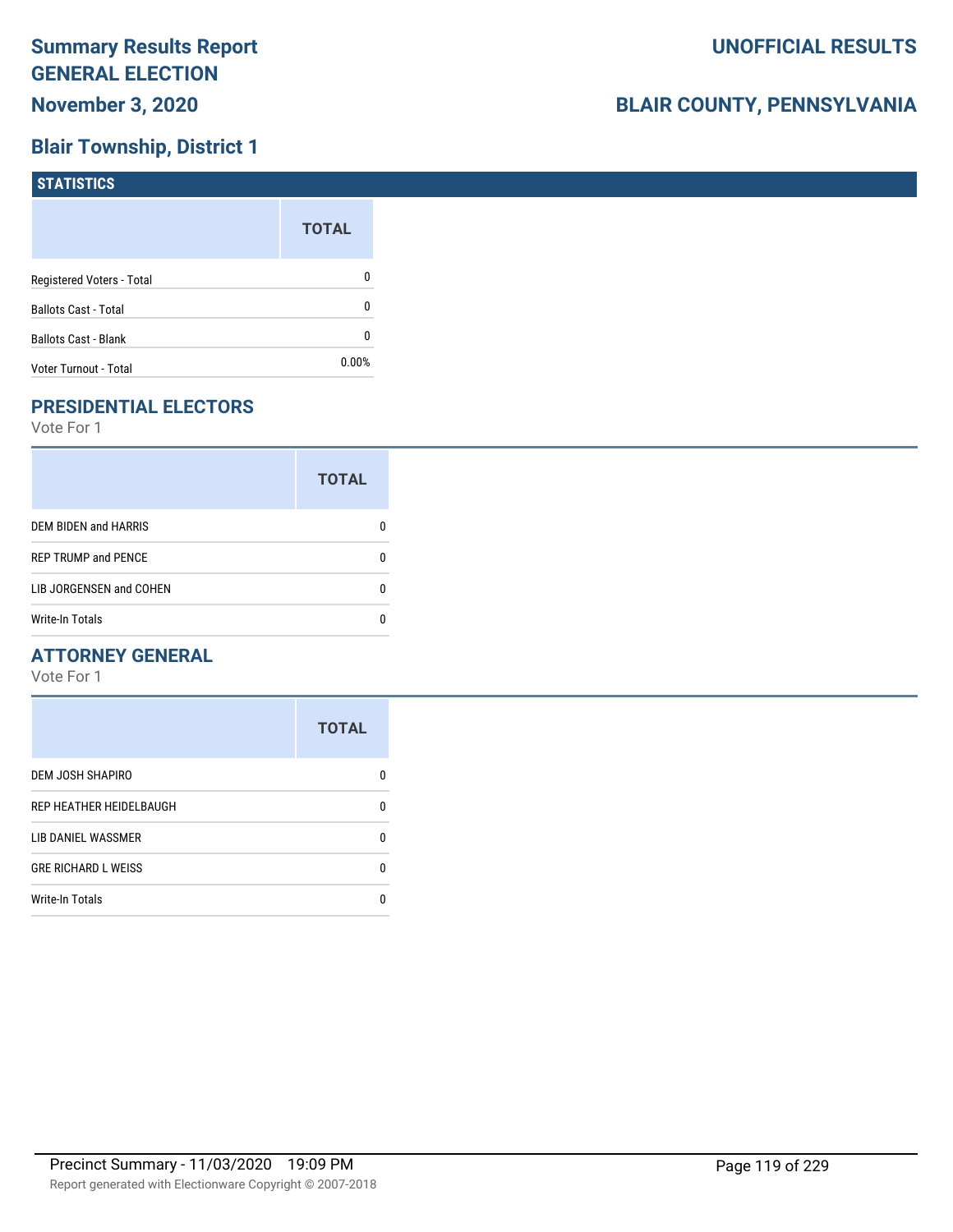# Summary Results Report GENERAL ELECTION

**November 3, 2020**

**UNOFFICIAL RESULTS**

**BLAIR COUNTY, PENNSYLVANIA**

## Blair Township, District 1

### STATISTICS

| | TOTAL |
|---|---|
| Registered Voters - Total | 0 |
| Ballots Cast - Total | 0 |
| Ballots Cast - Blank | 0 |
| Voter Turnout - Total | 0.00% |

### PRESIDENTIAL ELECTORS

Vote For 1

| | TOTAL |
|---|---|
| DEM BIDEN and HARRIS | 0 |
| REP TRUMP and PENCE | 0 |
| LIB JORGENSEN and COHEN | 0 |
| Write-In Totals | 0 |

### ATTORNEY GENERAL

Vote For 1

| | TOTAL |
|---|---|
| DEM JOSH SHAPIRO | 0 |
| REP HEATHER HEIDELBAUGH | 0 |
| LIB DANIEL WASSMER | 0 |
| GRE RICHARD L WEISS | 0 |
| Write-In Totals | 0 |

Precinct Summary - 11/03/2020 19:09 PM

Report generated with Electionware Copyright © 2007-2018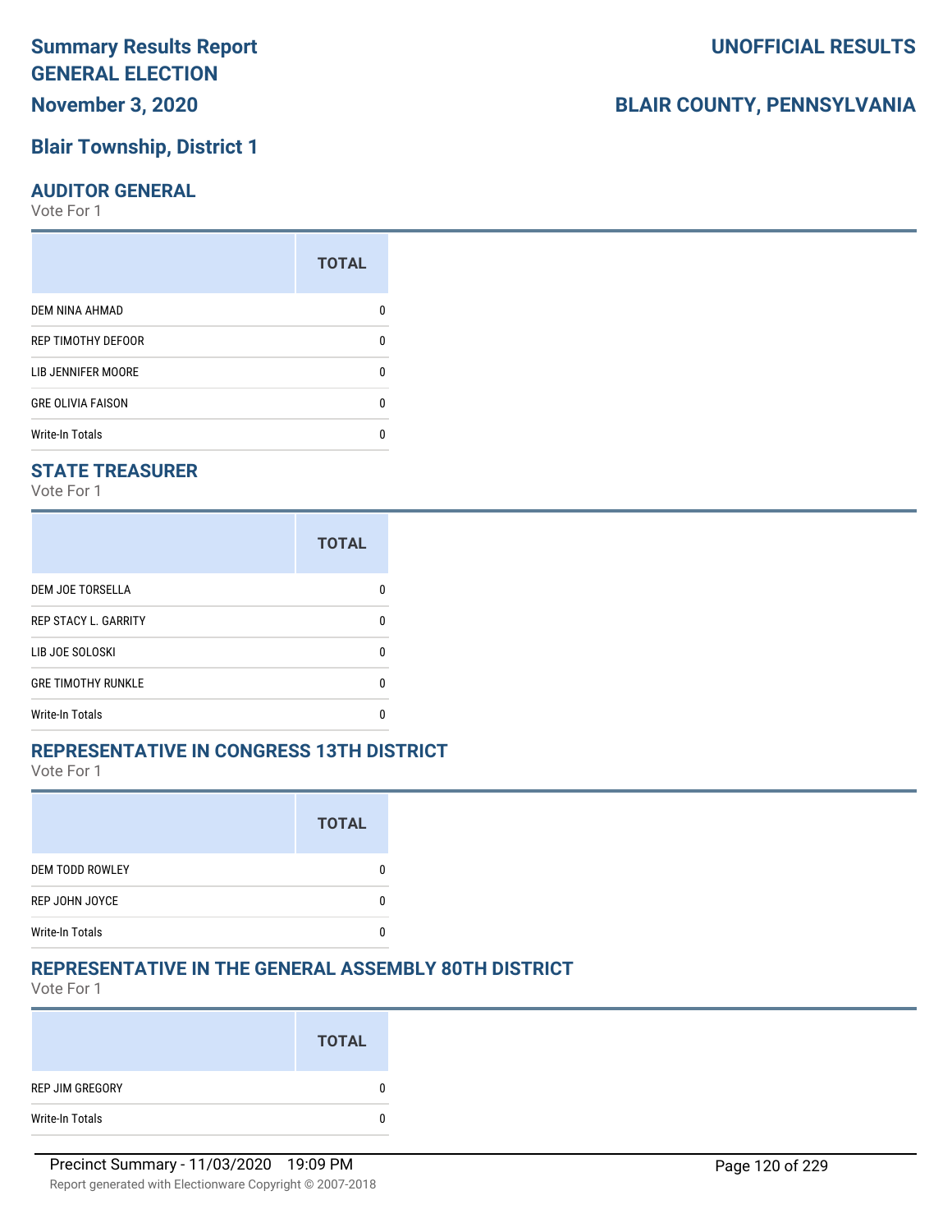# Summary Results Report

# GENERAL ELECTION

# November 3, 2020

UNOFFICIAL RESULTS

BLAIR COUNTY, PENNSYLVANIA

## Blair Township, District 1

### AUDITOR GENERAL

Vote For 1

| | TOTAL |
|---|---|
| DEM NINA AHMAD | 0 |
| REP TIMOTHY DEFOOR | 0 |
| LIB JENNIFER MOORE | 0 |
| GRE OLIVIA FAISON | 0 |
| Write-In Totals | 0 |

### STATE TREASURER

Vote For 1

| | TOTAL |
|---|---|
| DEM JOE TORSELLA | 0 |
| REP STACY L. GARRITY | 0 |
| LIB JOE SOLOSKI | 0 |
| GRE TIMOTHY RUNKLE | 0 |
| Write-In Totals | 0 |

### REPRESENTATIVE IN CONGRESS 13TH DISTRICT

Vote For 1

| | TOTAL |
|---|---|
| DEM TODD ROWLEY | 0 |
| REP JOHN JOYCE | 0 |
| Write-In Totals | 0 |

### REPRESENTATIVE IN THE GENERAL ASSEMBLY 80TH DISTRICT

Vote For 1

| | TOTAL |
|---|---|
| REP JIM GREGORY | 0 |
| Write-In Totals | 0 |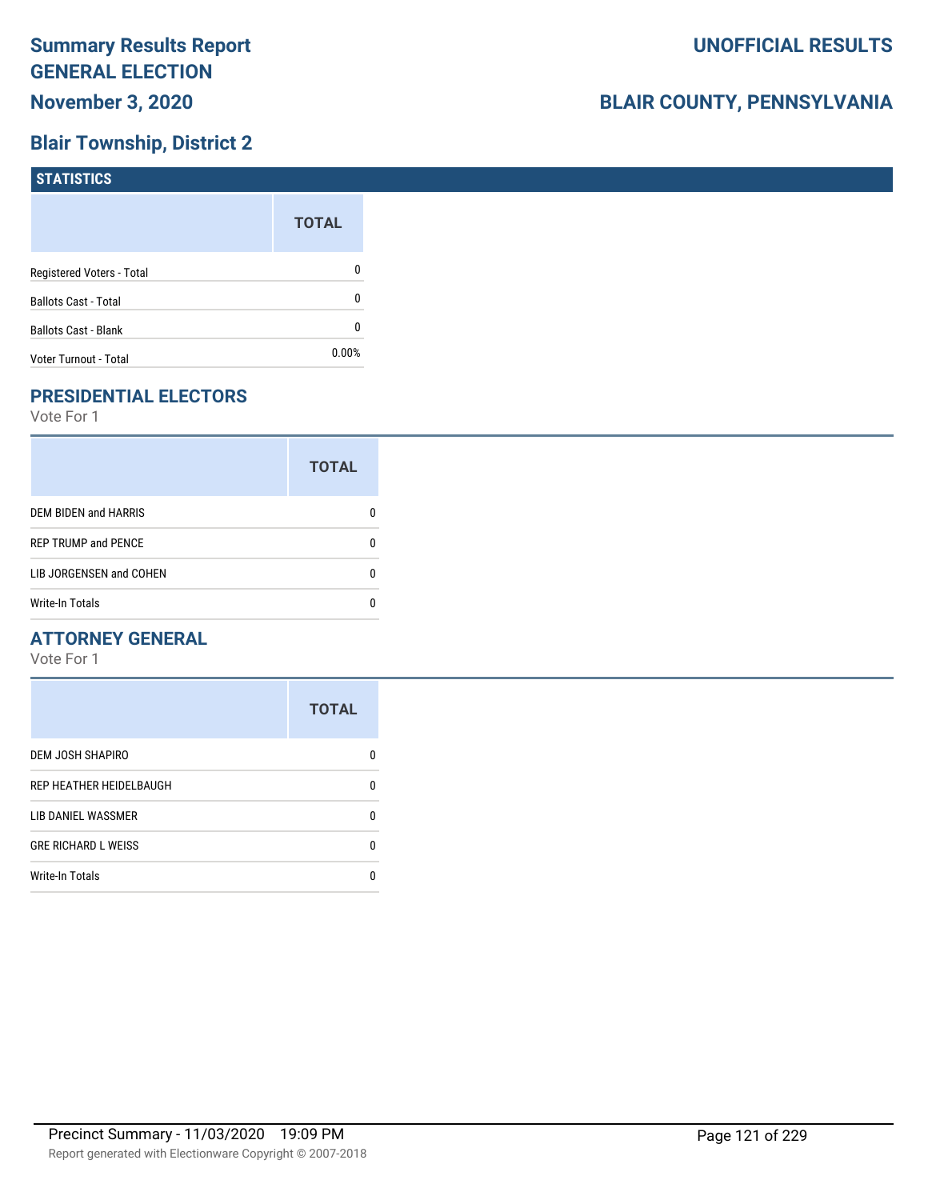# Summary Results Report
# GENERAL ELECTION
# November 3, 2020

## UNOFFICIAL RESULTS

## BLAIR COUNTY, PENNSYLVANIA

## Blair Township, District 2

### STATISTICS

| | TOTAL |
|---|---|
| Registered Voters - Total | 0 |
| Ballots Cast - Total | 0 |
| Ballots Cast - Blank | 0 |
| Voter Turnout - Total | 0.00% |

### PRESIDENTIAL ELECTORS

Vote For 1

| | TOTAL |
|---|---|
| DEM BIDEN and HARRIS | 0 |
| REP TRUMP and PENCE | 0 |
| LIB JORGENSEN and COHEN | 0 |
| Write-In Totals | 0 |

### ATTORNEY GENERAL

Vote For 1

| | TOTAL |
|---|---|
| DEM JOSH SHAPIRO | 0 |
| REP HEATHER HEIDELBAUGH | 0 |
| LIB DANIEL WASSMER | 0 |
| GRE RICHARD L WEISS | 0 |
| Write-In Totals | 0 |

Precinct Summary - 11/03/2020 19:09 PM

Report generated with Electionware Copyright © 2007-2018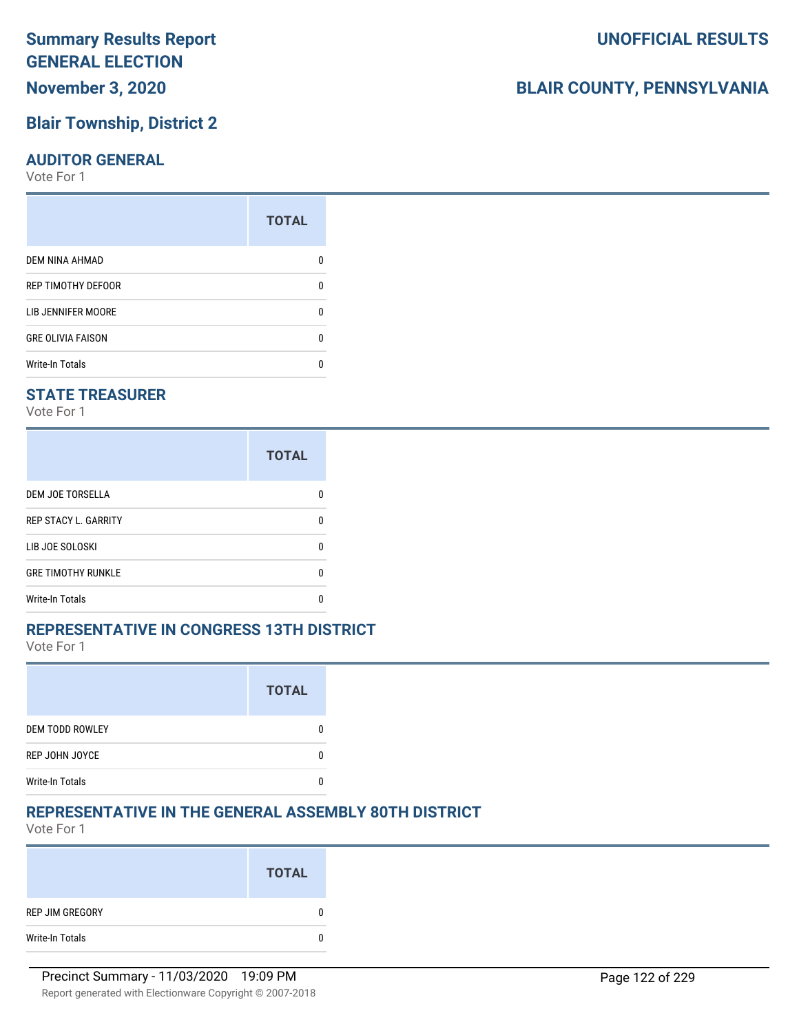**Summary Results Report**
**GENERAL ELECTION**
**November 3, 2020**

**UNOFFICIAL RESULTS**

**BLAIR COUNTY, PENNSYLVANIA**

## Blair Township, District 2

### AUDITOR GENERAL

Vote For 1

| | TOTAL |
|---|---|
| DEM NINA AHMAD | 0 |
| REP TIMOTHY DEFOOR | 0 |
| LIB JENNIFER MOORE | 0 |
| GRE OLIVIA FAISON | 0 |
| Write-In Totals | 0 |

### STATE TREASURER

Vote For 1

| | TOTAL |
|---|---|
| DEM JOE TORSELLA | 0 |
| REP STACY L. GARRITY | 0 |
| LIB JOE SOLOSKI | 0 |
| GRE TIMOTHY RUNKLE | 0 |
| Write-In Totals | 0 |

### REPRESENTATIVE IN CONGRESS 13TH DISTRICT

Vote For 1

| | TOTAL |
|---|---|
| DEM TODD ROWLEY | 0 |
| REP JOHN JOYCE | 0 |
| Write-In Totals | 0 |

### REPRESENTATIVE IN THE GENERAL ASSEMBLY 80TH DISTRICT

Vote For 1

| | TOTAL |
|---|---|
| REP JIM GREGORY | 0 |
| Write-In Totals | 0 |

Precinct Summary - 11/03/2020 19:09 PM

Report generated with Electionware Copyright © 2007-2018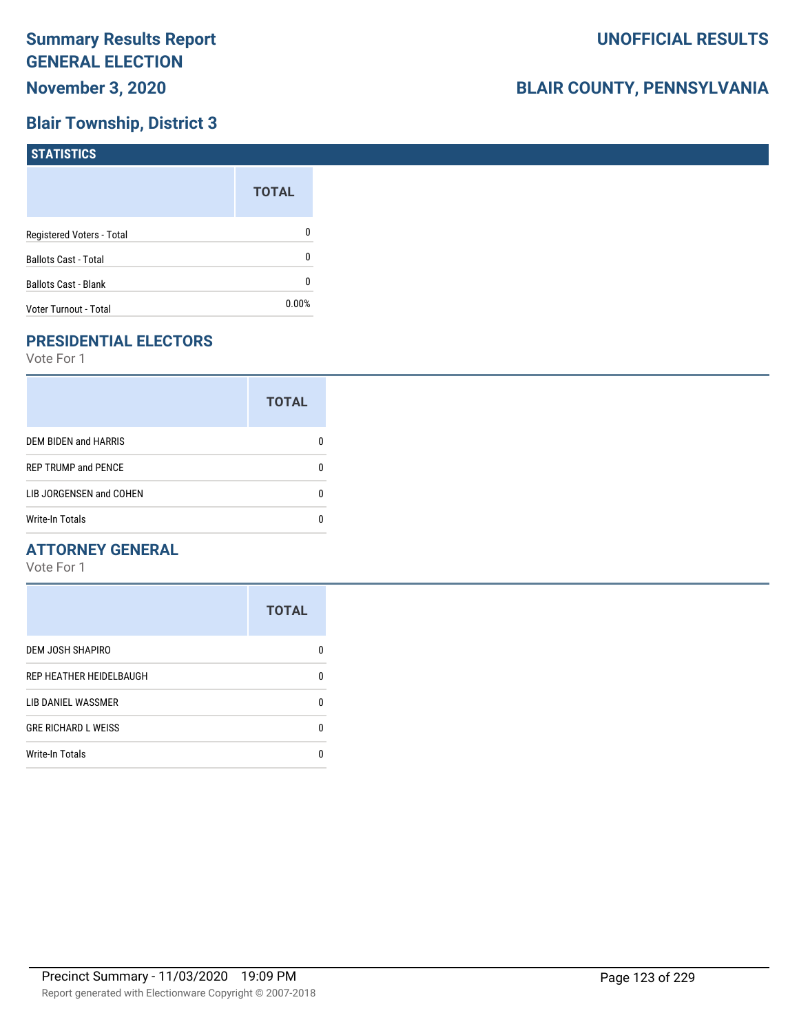# Summary Results Report
# GENERAL ELECTION
## November 3, 2020

# UNOFFICIAL RESULTS

## BLAIR COUNTY, PENNSYLVANIA

## Blair Township, District 3

### STATISTICS

| | TOTAL |
|---|---|
| Registered Voters - Total | 0 |
| Ballots Cast - Total | 0 |
| Ballots Cast - Blank | 0 |
| Voter Turnout - Total | 0.00% |

### PRESIDENTIAL ELECTORS

Vote For 1

| | TOTAL |
|---|---|
| DEM BIDEN and HARRIS | 0 |
| REP TRUMP and PENCE | 0 |
| LIB JORGENSEN and COHEN | 0 |
| Write-In Totals | 0 |

### ATTORNEY GENERAL

Vote For 1

| | TOTAL |
|---|---|
| DEM JOSH SHAPIRO | 0 |
| REP HEATHER HEIDELBAUGH | 0 |
| LIB DANIEL WASSMER | 0 |
| GRE RICHARD L WEISS | 0 |
| Write-In Totals | 0 |

Precinct Summary - 11/03/2020 19:09 PM

Report generated with Electionware Copyright © 2007-2018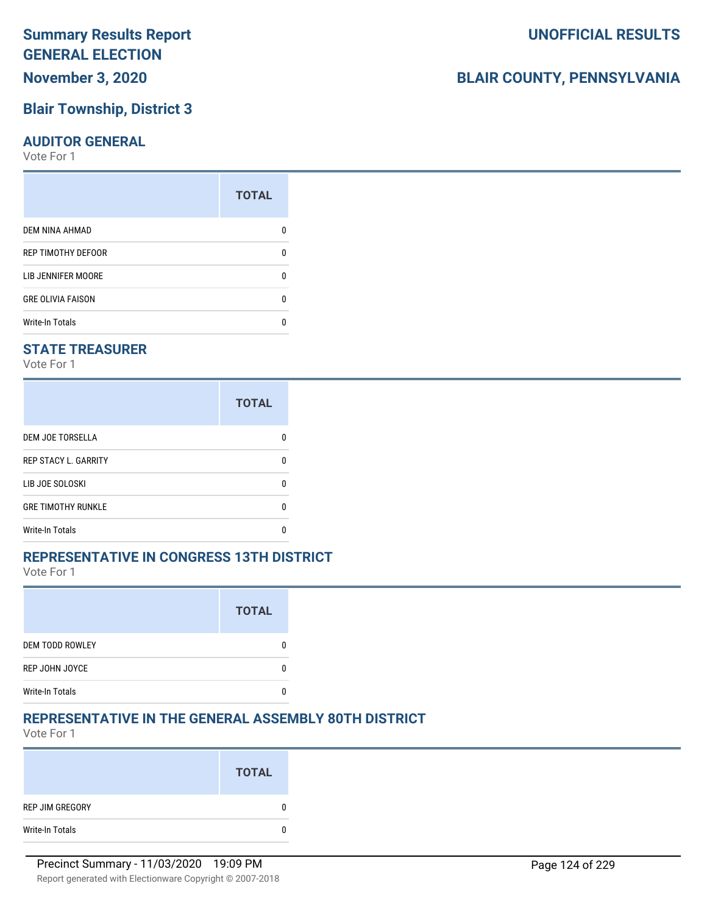# Summary Results Report
# GENERAL ELECTION
# November 3, 2020

UNOFFICIAL RESULTS

BLAIR COUNTY, PENNSYLVANIA

## Blair Township, District 3

### AUDITOR GENERAL

Vote For 1

| | TOTAL |
|---|---|
| DEM NINA AHMAD | 0 |
| REP TIMOTHY DEFOOR | 0 |
| LIB JENNIFER MOORE | 0 |
| GRE OLIVIA FAISON | 0 |
| Write-In Totals | 0 |

### STATE TREASURER

Vote For 1

| | TOTAL |
|---|---|
| DEM JOE TORSELLA | 0 |
| REP STACY L. GARRITY | 0 |
| LIB JOE SOLOSKI | 0 |
| GRE TIMOTHY RUNKLE | 0 |
| Write-In Totals | 0 |

### REPRESENTATIVE IN CONGRESS 13TH DISTRICT

Vote For 1

| | TOTAL |
|---|---|
| DEM TODD ROWLEY | 0 |
| REP JOHN JOYCE | 0 |
| Write-In Totals | 0 |

### REPRESENTATIVE IN THE GENERAL ASSEMBLY 80TH DISTRICT

Vote For 1

| | TOTAL |
|---|---|
| REP JIM GREGORY | 0 |
| Write-In Totals | 0 |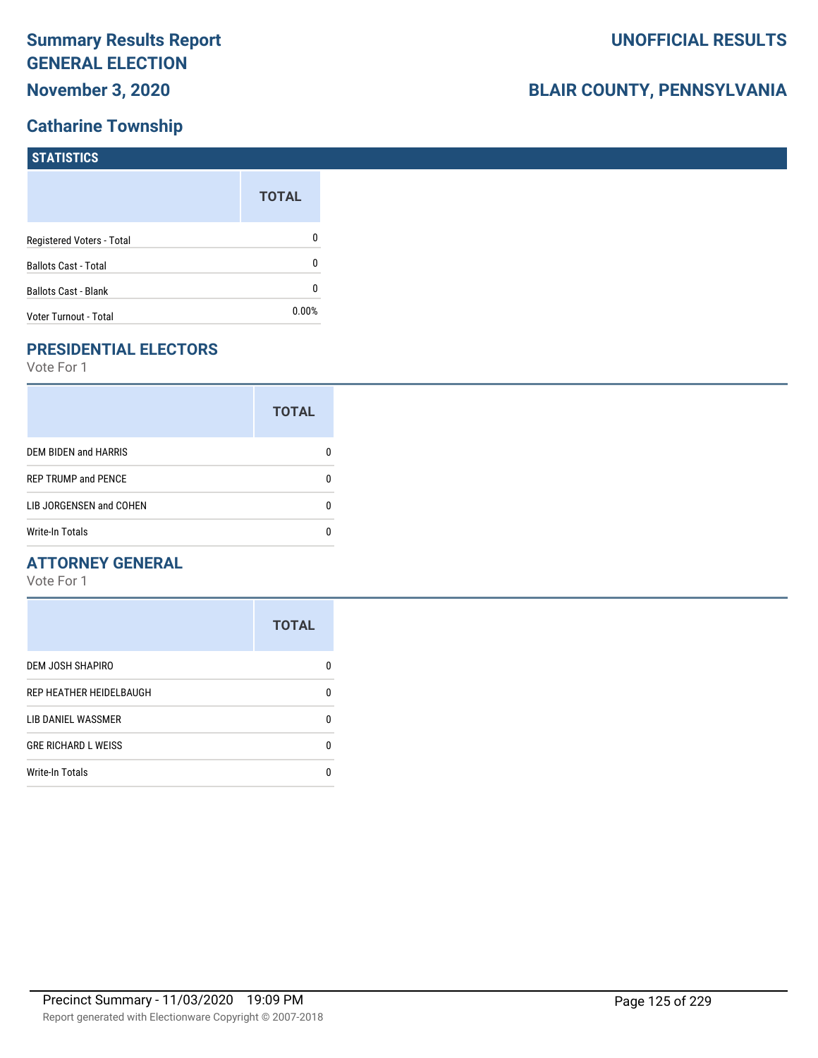# Summary Results Report GENERAL ELECTION

**November 3, 2020**

**UNOFFICIAL RESULTS**

**BLAIR COUNTY, PENNSYLVANIA**

## Catharine Township

### STATISTICS

| | TOTAL |
|---|---|
| Registered Voters - Total | 0 |
| Ballots Cast - Total | 0 |
| Ballots Cast - Blank | 0 |
| Voter Turnout - Total | 0.00% |

### PRESIDENTIAL ELECTORS

Vote For 1

| | TOTAL |
|---|---|
| DEM BIDEN and HARRIS | 0 |
| REP TRUMP and PENCE | 0 |
| LIB JORGENSEN and COHEN | 0 |
| Write-In Totals | 0 |

### ATTORNEY GENERAL

Vote For 1

| | TOTAL |
|---|---|
| DEM JOSH SHAPIRO | 0 |
| REP HEATHER HEIDELBAUGH | 0 |
| LIB DANIEL WASSMER | 0 |
| GRE RICHARD L WEISS | 0 |
| Write-In Totals | 0 |

Precinct Summary - 11/03/2020 19:09 PM

Report generated with Electionware Copyright © 2007-2018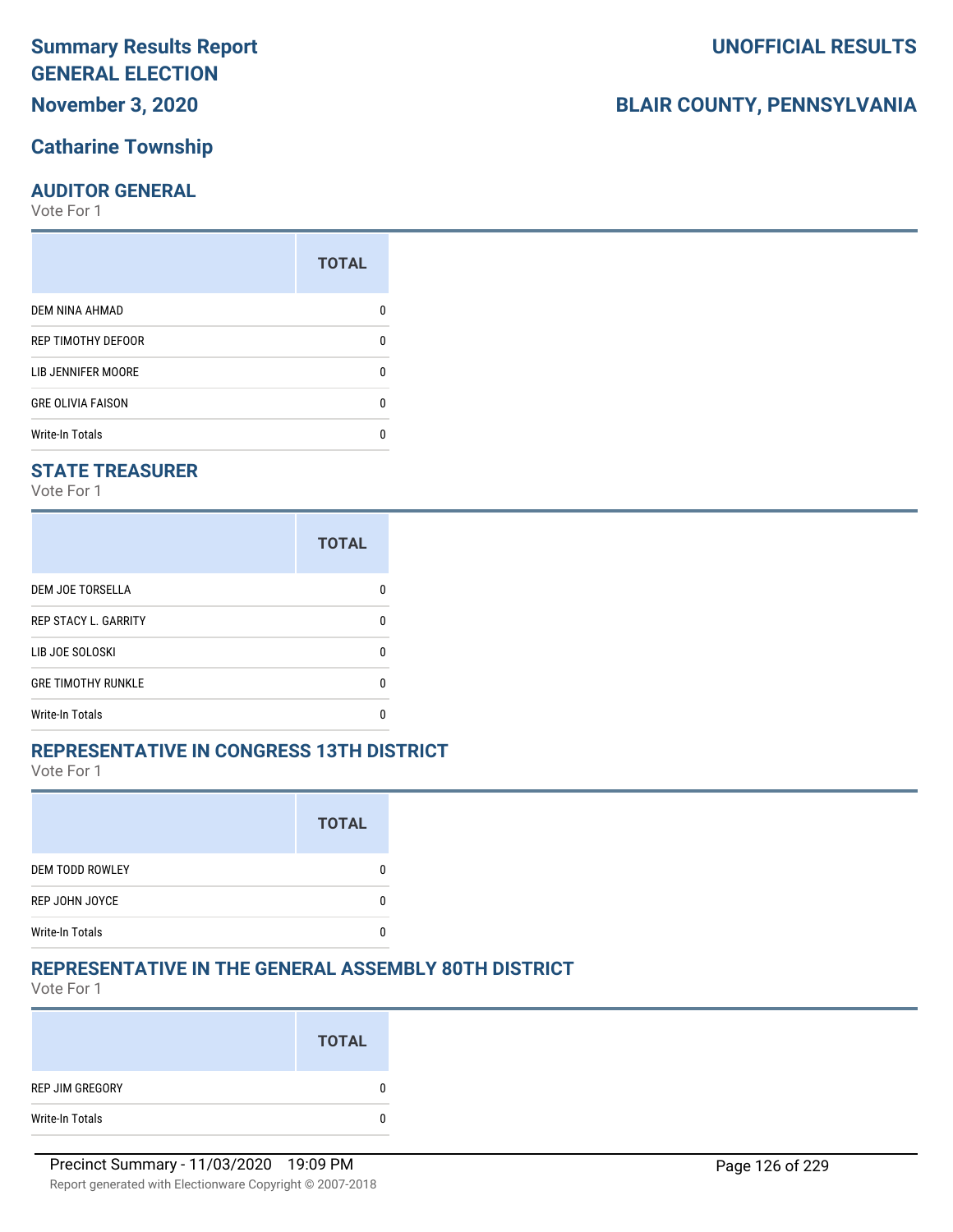# Summary Results Report
# GENERAL ELECTION
# November 3, 2020

# UNOFFICIAL RESULTS

# BLAIR COUNTY, PENNSYLVANIA

## Catharine Township

### AUDITOR GENERAL

Vote For 1

| | TOTAL |
|---|---|
| DEM NINA AHMAD | 0 |
| REP TIMOTHY DEFOOR | 0 |
| LIB JENNIFER MOORE | 0 |
| GRE OLIVIA FAISON | 0 |
| Write-In Totals | 0 |

### STATE TREASURER

Vote For 1

| | TOTAL |
|---|---|
| DEM JOE TORSELLA | 0 |
| REP STACY L. GARRITY | 0 |
| LIB JOE SOLOSKI | 0 |
| GRE TIMOTHY RUNKLE | 0 |
| Write-In Totals | 0 |

### REPRESENTATIVE IN CONGRESS 13TH DISTRICT

Vote For 1

| | TOTAL |
|---|---|
| DEM TODD ROWLEY | 0 |
| REP JOHN JOYCE | 0 |
| Write-In Totals | 0 |

### REPRESENTATIVE IN THE GENERAL ASSEMBLY 80TH DISTRICT

Vote For 1

| | TOTAL |
|---|---|
| REP JIM GREGORY | 0 |
| Write-In Totals | 0 |

Precinct Summary - 11/03/2020 19:09 PM

Report generated with Electionware Copyright © 2007-2018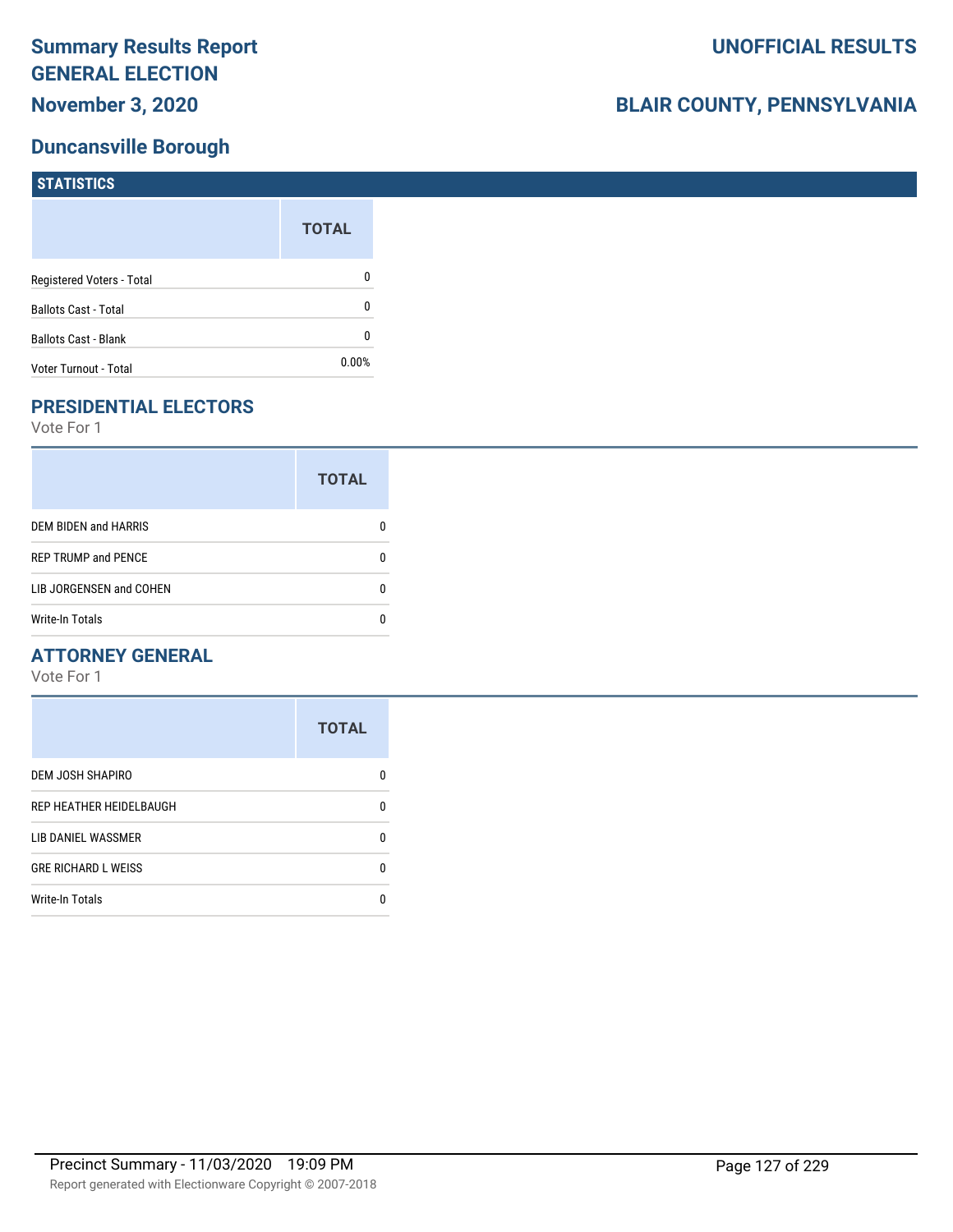# Summary Results Report
# GENERAL ELECTION
## November 3, 2020

# UNOFFICIAL RESULTS

## BLAIR COUNTY, PENNSYLVANIA

## Duncansville Borough

### STATISTICS

| | TOTAL |
|---|---|
| Registered Voters - Total | 0 |
| Ballots Cast - Total | 0 |
| Ballots Cast - Blank | 0 |
| Voter Turnout - Total | 0.00% |

### PRESIDENTIAL ELECTORS

Vote For 1

| | TOTAL |
|---|---|
| DEM BIDEN and HARRIS | 0 |
| REP TRUMP and PENCE | 0 |
| LIB JORGENSEN and COHEN | 0 |
| Write-In Totals | 0 |

### ATTORNEY GENERAL

Vote For 1

| | TOTAL |
|---|---|
| DEM JOSH SHAPIRO | 0 |
| REP HEATHER HEIDELBAUGH | 0 |
| LIB DANIEL WASSMER | 0 |
| GRE RICHARD L WEISS | 0 |
| Write-In Totals | 0 |

Precinct Summary - 11/03/2020 19:09 PM

Report generated with Electionware Copyright © 2007-2018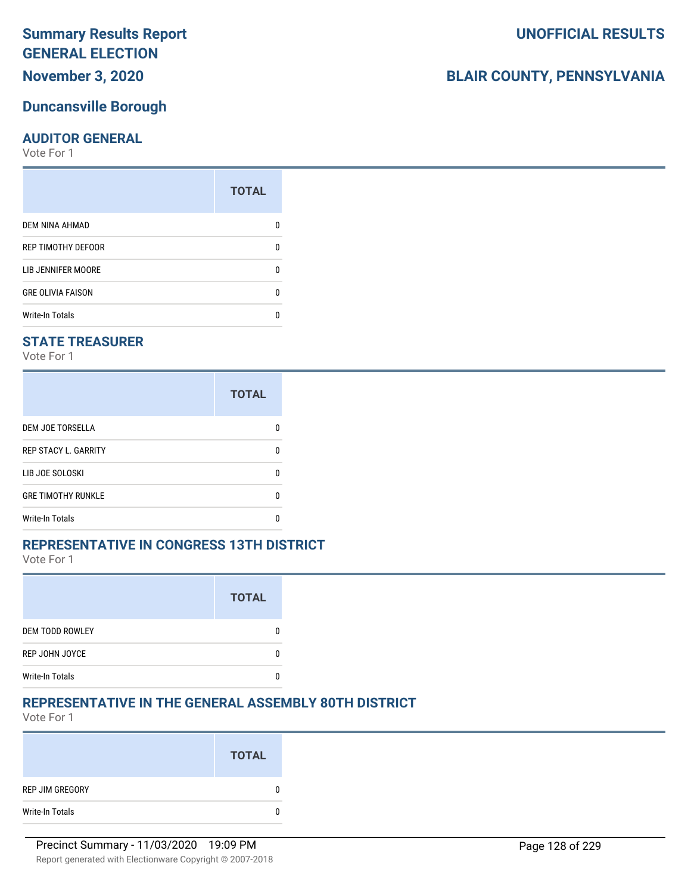# Summary Results Report GENERAL ELECTION

**UNOFFICIAL RESULTS**

**November 3, 2020**

**BLAIR COUNTY, PENNSYLVANIA**

## Duncansville Borough

### AUDITOR GENERAL

Vote For 1

| | TOTAL |
|---|---|
| DEM NINA AHMAD | 0 |
| REP TIMOTHY DEFOOR | 0 |
| LIB JENNIFER MOORE | 0 |
| GRE OLIVIA FAISON | 0 |
| Write-In Totals | 0 |

### STATE TREASURER

Vote For 1

| | TOTAL |
|---|---|
| DEM JOE TORSELLA | 0 |
| REP STACY L. GARRITY | 0 |
| LIB JOE SOLOSKI | 0 |
| GRE TIMOTHY RUNKLE | 0 |
| Write-In Totals | 0 |

### REPRESENTATIVE IN CONGRESS 13TH DISTRICT

Vote For 1

| | TOTAL |
|---|---|
| DEM TODD ROWLEY | 0 |
| REP JOHN JOYCE | 0 |
| Write-In Totals | 0 |

### REPRESENTATIVE IN THE GENERAL ASSEMBLY 80TH DISTRICT

Vote For 1

| | TOTAL |
|---|---|
| REP JIM GREGORY | 0 |
| Write-In Totals | 0 |

Precinct Summary - 11/03/2020 19:09 PM

Report generated with Electionware Copyright © 2007-2018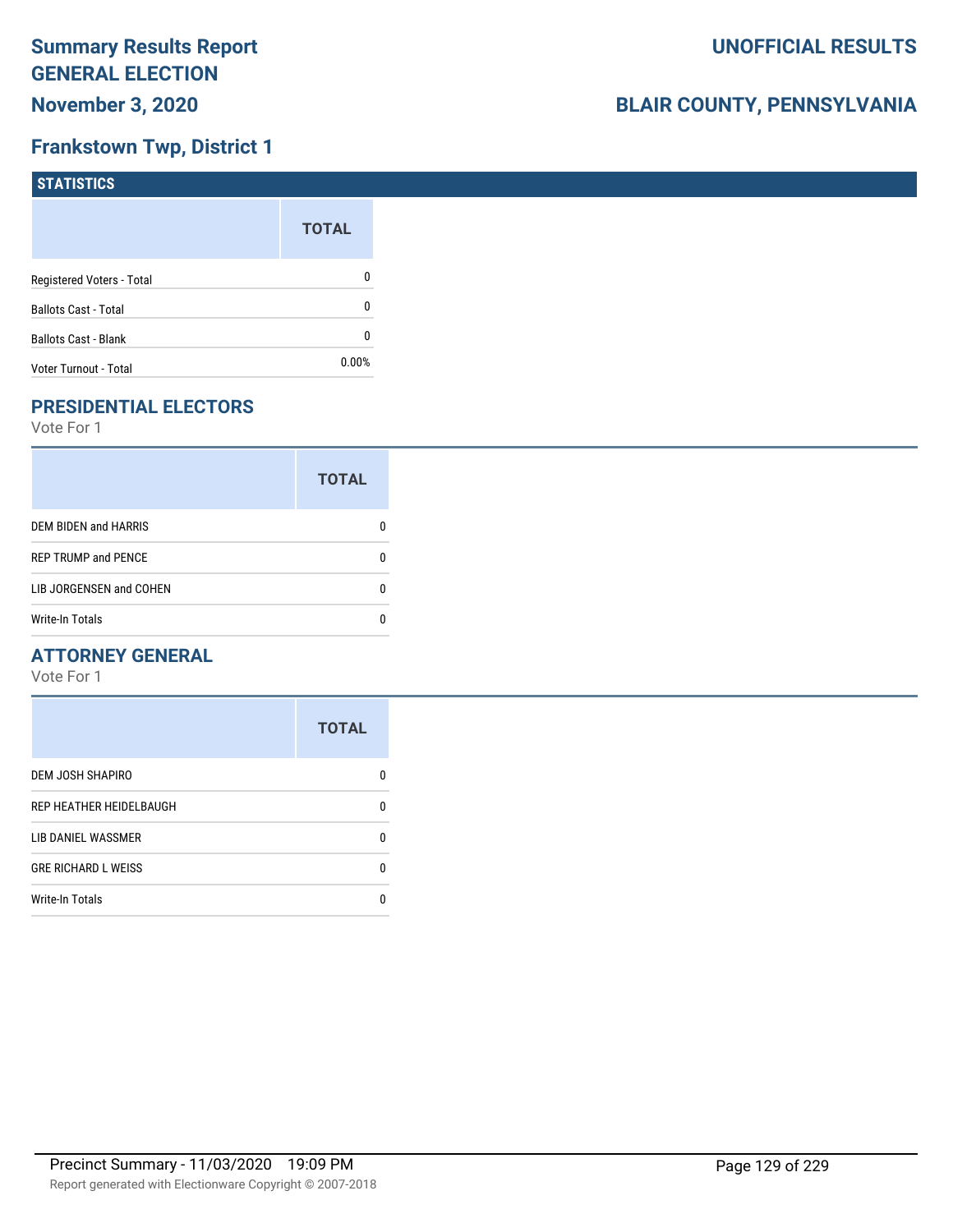# Summary Results Report
# GENERAL ELECTION
# November 3, 2020

**UNOFFICIAL RESULTS**

**BLAIR COUNTY, PENNSYLVANIA**

## Frankstown Twp, District 1

### STATISTICS

| | TOTAL |
|---|---|
| Registered Voters - Total | 0 |
| Ballots Cast - Total | 0 |
| Ballots Cast - Blank | 0 |
| Voter Turnout - Total | 0.00% |

### PRESIDENTIAL ELECTORS

Vote For 1

| | TOTAL |
|---|---|
| DEM BIDEN and HARRIS | 0 |
| REP TRUMP and PENCE | 0 |
| LIB JORGENSEN and COHEN | 0 |
| Write-In Totals | 0 |

### ATTORNEY GENERAL

Vote For 1

| | TOTAL |
|---|---|
| DEM JOSH SHAPIRO | 0 |
| REP HEATHER HEIDELBAUGH | 0 |
| LIB DANIEL WASSMER | 0 |
| GRE RICHARD L WEISS | 0 |
| Write-In Totals | 0 |

Precinct Summary - 11/03/2020 19:09 PM

Report generated with Electionware Copyright © 2007-2018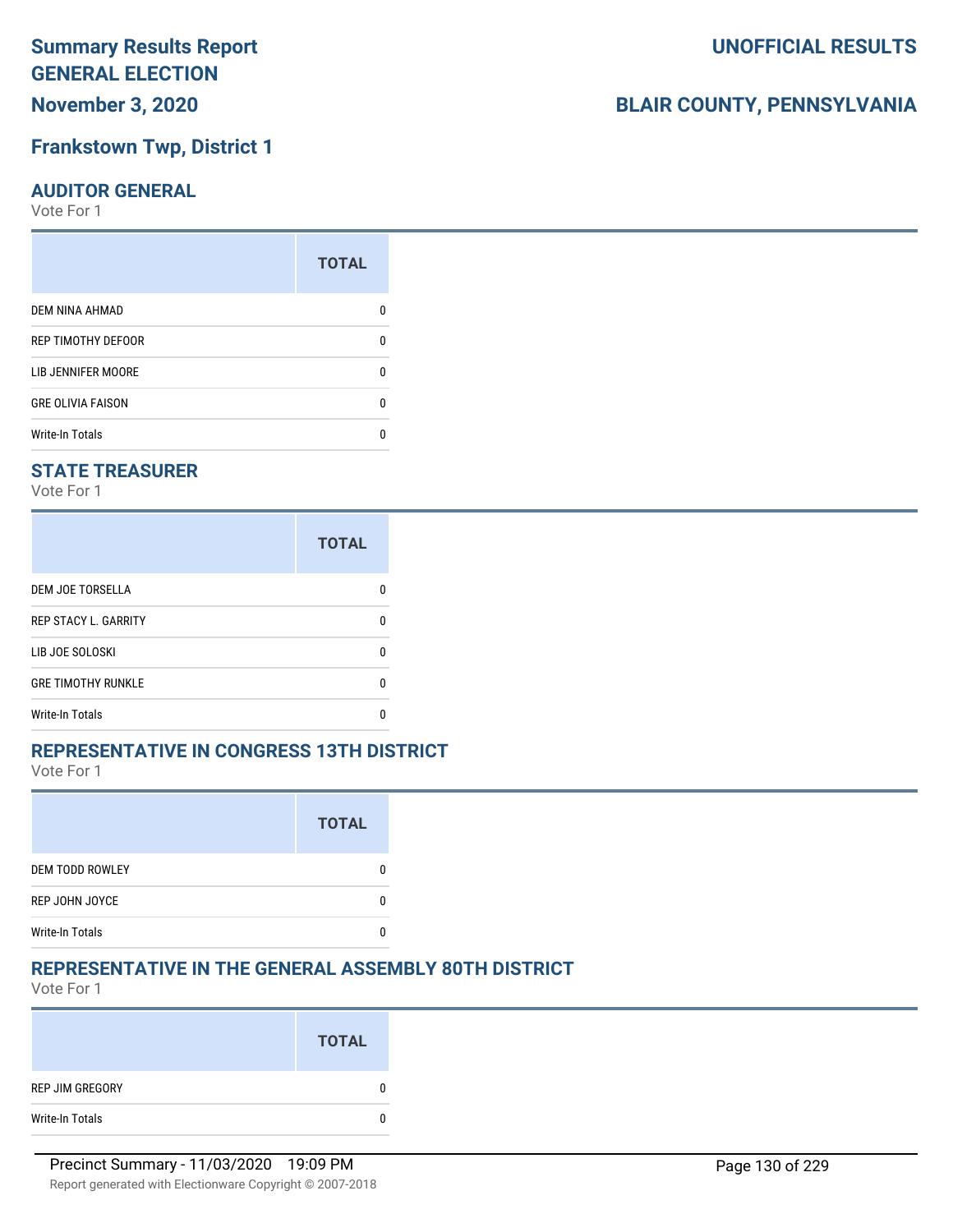# Summary Results Report GENERAL ELECTION

**November 3, 2020**

**UNOFFICIAL RESULTS**

**BLAIR COUNTY, PENNSYLVANIA**

## Frankstown Twp, District 1

### AUDITOR GENERAL

Vote For 1

| | TOTAL |
|---|---|
| DEM NINA AHMAD | 0 |
| REP TIMOTHY DEFOOR | 0 |
| LIB JENNIFER MOORE | 0 |
| GRE OLIVIA FAISON | 0 |
| Write-In Totals | 0 |

### STATE TREASURER

Vote For 1

| | TOTAL |
|---|---|
| DEM JOE TORSELLA | 0 |
| REP STACY L. GARRITY | 0 |
| LIB JOE SOLOSKI | 0 |
| GRE TIMOTHY RUNKLE | 0 |
| Write-In Totals | 0 |

### REPRESENTATIVE IN CONGRESS 13TH DISTRICT

Vote For 1

| | TOTAL |
|---|---|
| DEM TODD ROWLEY | 0 |
| REP JOHN JOYCE | 0 |
| Write-In Totals | 0 |

### REPRESENTATIVE IN THE GENERAL ASSEMBLY 80TH DISTRICT

Vote For 1

| | TOTAL |
|---|---|
| REP JIM GREGORY | 0 |
| Write-In Totals | 0 |

Precinct Summary - 11/03/2020 19:09 PM

Report generated with Electionware Copyright © 2007-2018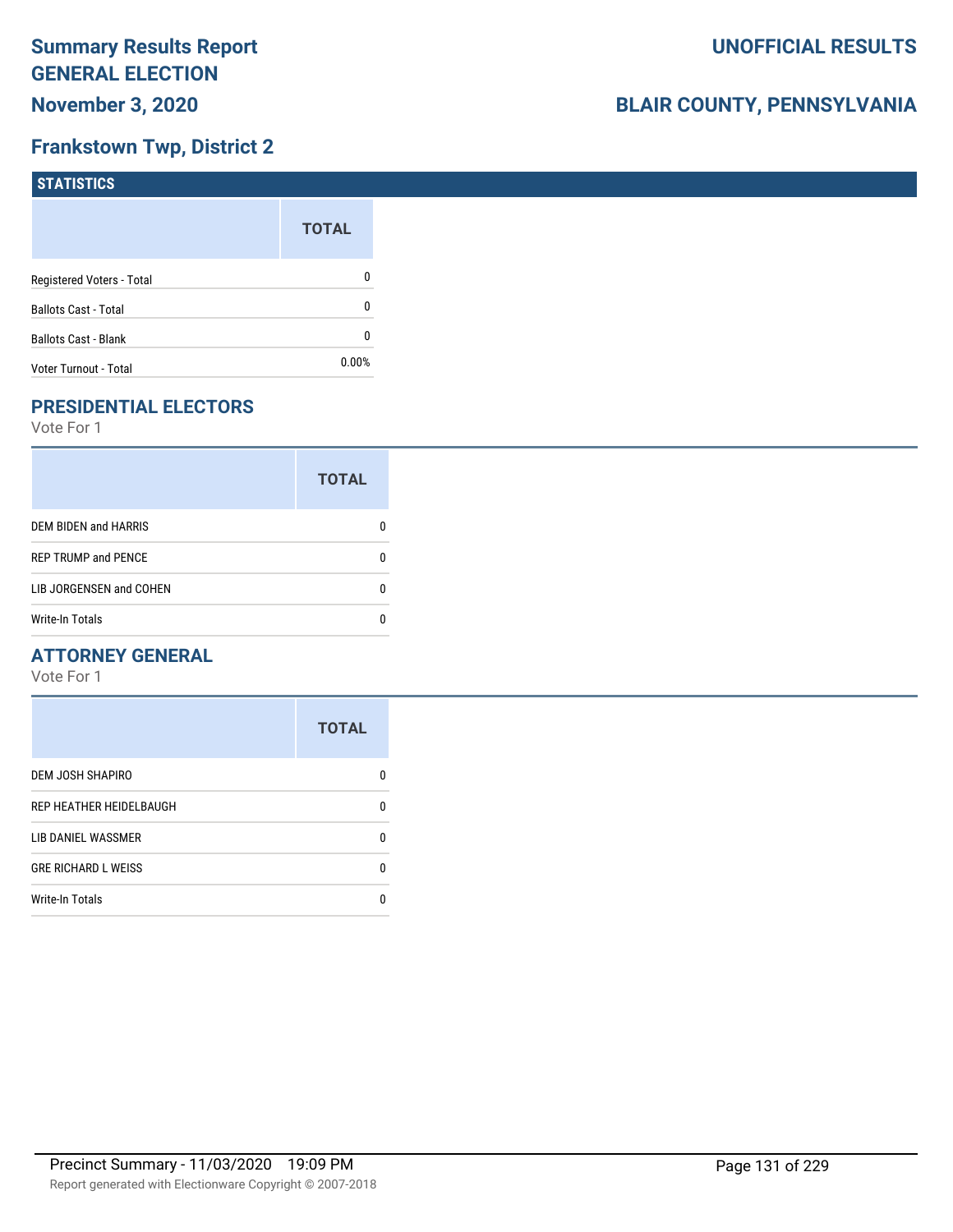# Summary Results Report
# GENERAL ELECTION
## November 3, 2020

## UNOFFICIAL RESULTS

## BLAIR COUNTY, PENNSYLVANIA

## Frankstown Twp, District 2

### STATISTICS

| | TOTAL |
|---|---|
| Registered Voters - Total | 0 |
| Ballots Cast - Total | 0 |
| Ballots Cast - Blank | 0 |
| Voter Turnout - Total | 0.00% |

### PRESIDENTIAL ELECTORS

Vote For 1

| | TOTAL |
|---|---|
| DEM BIDEN and HARRIS | 0 |
| REP TRUMP and PENCE | 0 |
| LIB JORGENSEN and COHEN | 0 |
| Write-In Totals | 0 |

### ATTORNEY GENERAL

Vote For 1

| | TOTAL |
|---|---|
| DEM JOSH SHAPIRO | 0 |
| REP HEATHER HEIDELBAUGH | 0 |
| LIB DANIEL WASSMER | 0 |
| GRE RICHARD L WEISS | 0 |
| Write-In Totals | 0 |

Precinct Summary - 11/03/2020 19:09 PM

Report generated with Electionware Copyright © 2007-2018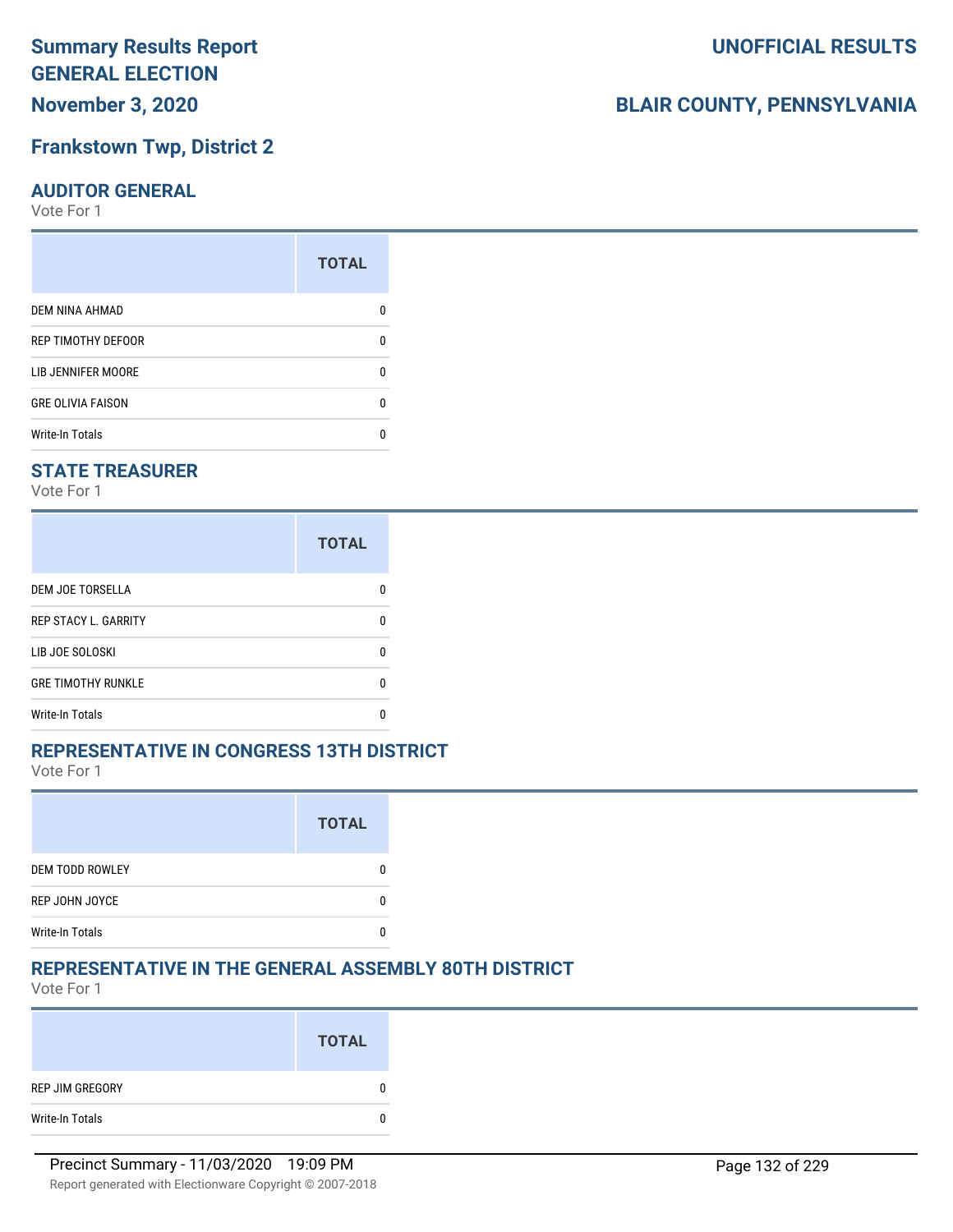**Summary Results Report**
**GENERAL ELECTION**
**November 3, 2020**

**UNOFFICIAL RESULTS**

**BLAIR COUNTY, PENNSYLVANIA**

## Frankstown Twp, District 2

### AUDITOR GENERAL

Vote For 1

| | TOTAL |
|---|---|
| DEM NINA AHMAD | 0 |
| REP TIMOTHY DEFOOR | 0 |
| LIB JENNIFER MOORE | 0 |
| GRE OLIVIA FAISON | 0 |
| Write-In Totals | 0 |

### STATE TREASURER

Vote For 1

| | TOTAL |
|---|---|
| DEM JOE TORSELLA | 0 |
| REP STACY L. GARRITY | 0 |
| LIB JOE SOLOSKI | 0 |
| GRE TIMOTHY RUNKLE | 0 |
| Write-In Totals | 0 |

### REPRESENTATIVE IN CONGRESS 13TH DISTRICT

Vote For 1

| | TOTAL |
|---|---|
| DEM TODD ROWLEY | 0 |
| REP JOHN JOYCE | 0 |
| Write-In Totals | 0 |

### REPRESENTATIVE IN THE GENERAL ASSEMBLY 80TH DISTRICT

Vote For 1

| | TOTAL |
|---|---|
| REP JIM GREGORY | 0 |
| Write-In Totals | 0 |

Precinct Summary - 11/03/2020 19:09 PM

Report generated with Electionware Copyright © 2007-2018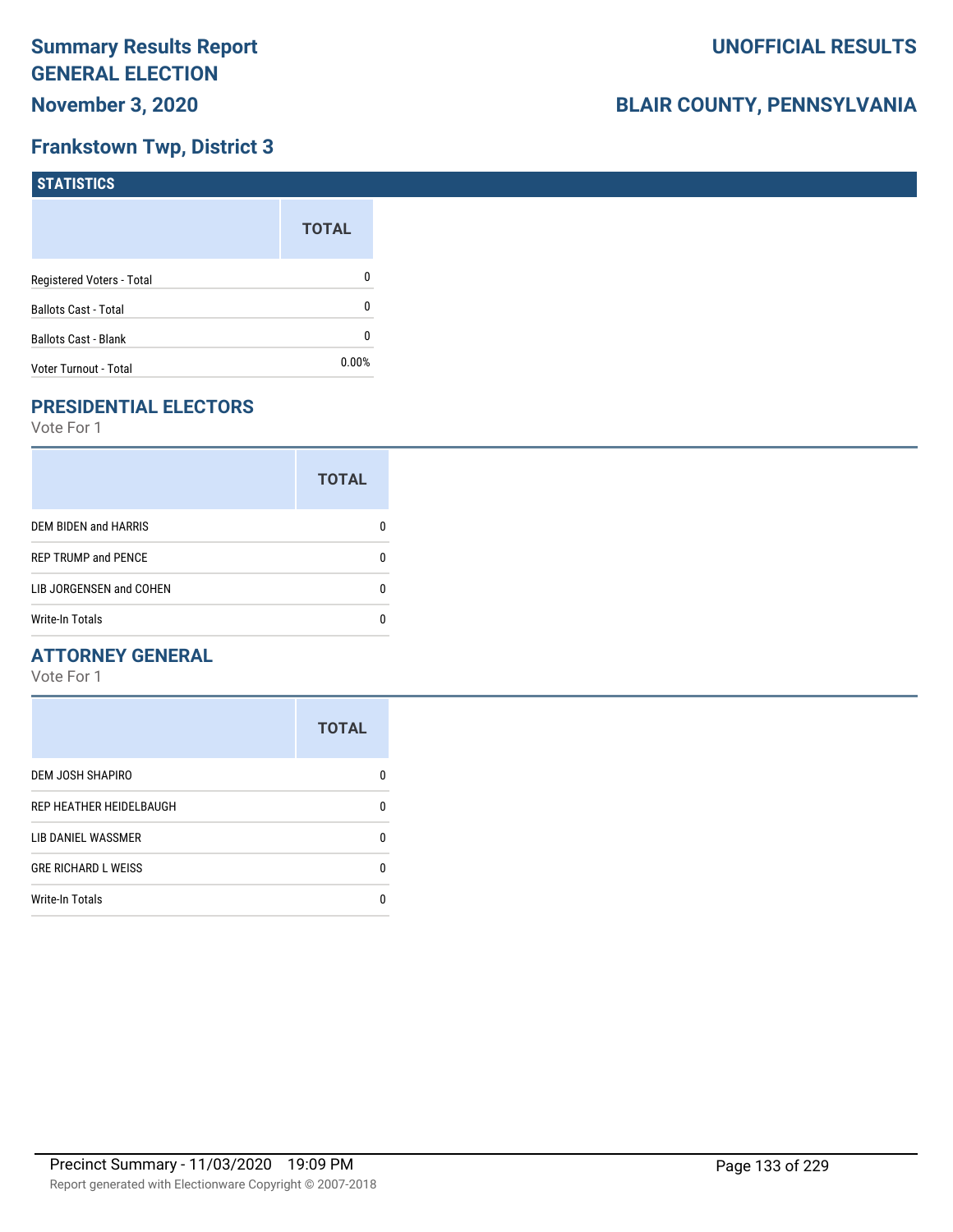# Summary Results Report GENERAL ELECTION

**November 3, 2020**

**UNOFFICIAL RESULTS**

**BLAIR COUNTY, PENNSYLVANIA**

## Frankstown Twp, District 3

### STATISTICS

| | TOTAL |
|---|---|
| Registered Voters - Total | 0 |
| Ballots Cast - Total | 0 |
| Ballots Cast - Blank | 0 |
| Voter Turnout - Total | 0.00% |

### PRESIDENTIAL ELECTORS

Vote For 1

| | TOTAL |
|---|---|
| DEM BIDEN and HARRIS | 0 |
| REP TRUMP and PENCE | 0 |
| LIB JORGENSEN and COHEN | 0 |
| Write-In Totals | 0 |

### ATTORNEY GENERAL

Vote For 1

| | TOTAL |
|---|---|
| DEM JOSH SHAPIRO | 0 |
| REP HEATHER HEIDELBAUGH | 0 |
| LIB DANIEL WASSMER | 0 |
| GRE RICHARD L WEISS | 0 |
| Write-In Totals | 0 |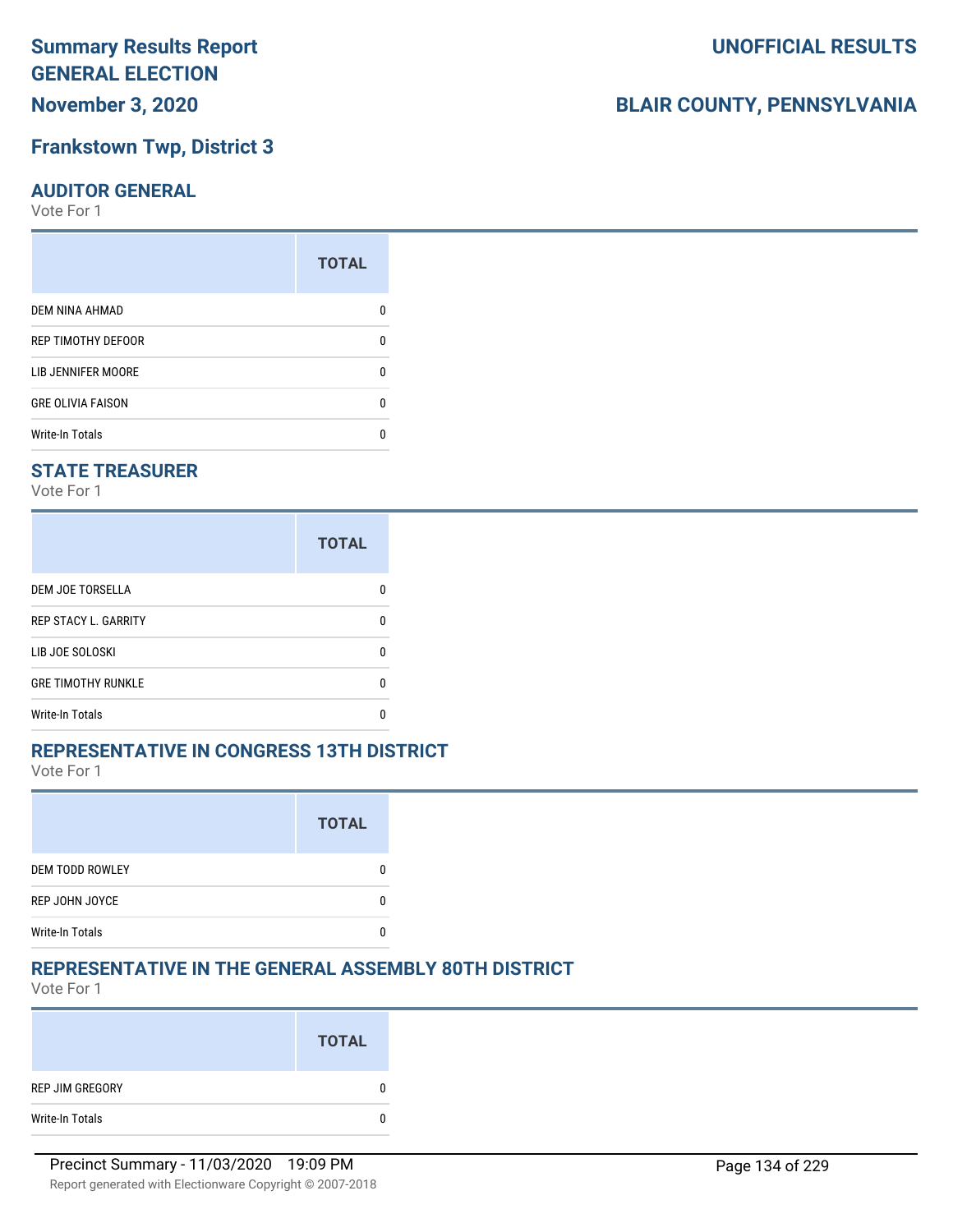# Summary Results Report
# GENERAL ELECTION
## November 3, 2020

# UNOFFICIAL RESULTS

# BLAIR COUNTY, PENNSYLVANIA

## Frankstown Twp, District 3

### AUDITOR GENERAL
Vote For 1

| | TOTAL |
|---|---|
| DEM NINA AHMAD | 0 |
| REP TIMOTHY DEFOOR | 0 |
| LIB JENNIFER MOORE | 0 |
| GRE OLIVIA FAISON | 0 |
| Write-In Totals | 0 |

### STATE TREASURER
Vote For 1

| | TOTAL |
|---|---|
| DEM JOE TORSELLA | 0 |
| REP STACY L. GARRITY | 0 |
| LIB JOE SOLOSKI | 0 |
| GRE TIMOTHY RUNKLE | 0 |
| Write-In Totals | 0 |

### REPRESENTATIVE IN CONGRESS 13TH DISTRICT
Vote For 1

| | TOTAL |
|---|---|
| DEM TODD ROWLEY | 0 |
| REP JOHN JOYCE | 0 |
| Write-In Totals | 0 |

### REPRESENTATIVE IN THE GENERAL ASSEMBLY 80TH DISTRICT
Vote For 1

| | TOTAL |
|---|---|
| REP JIM GREGORY | 0 |
| Write-In Totals | 0 |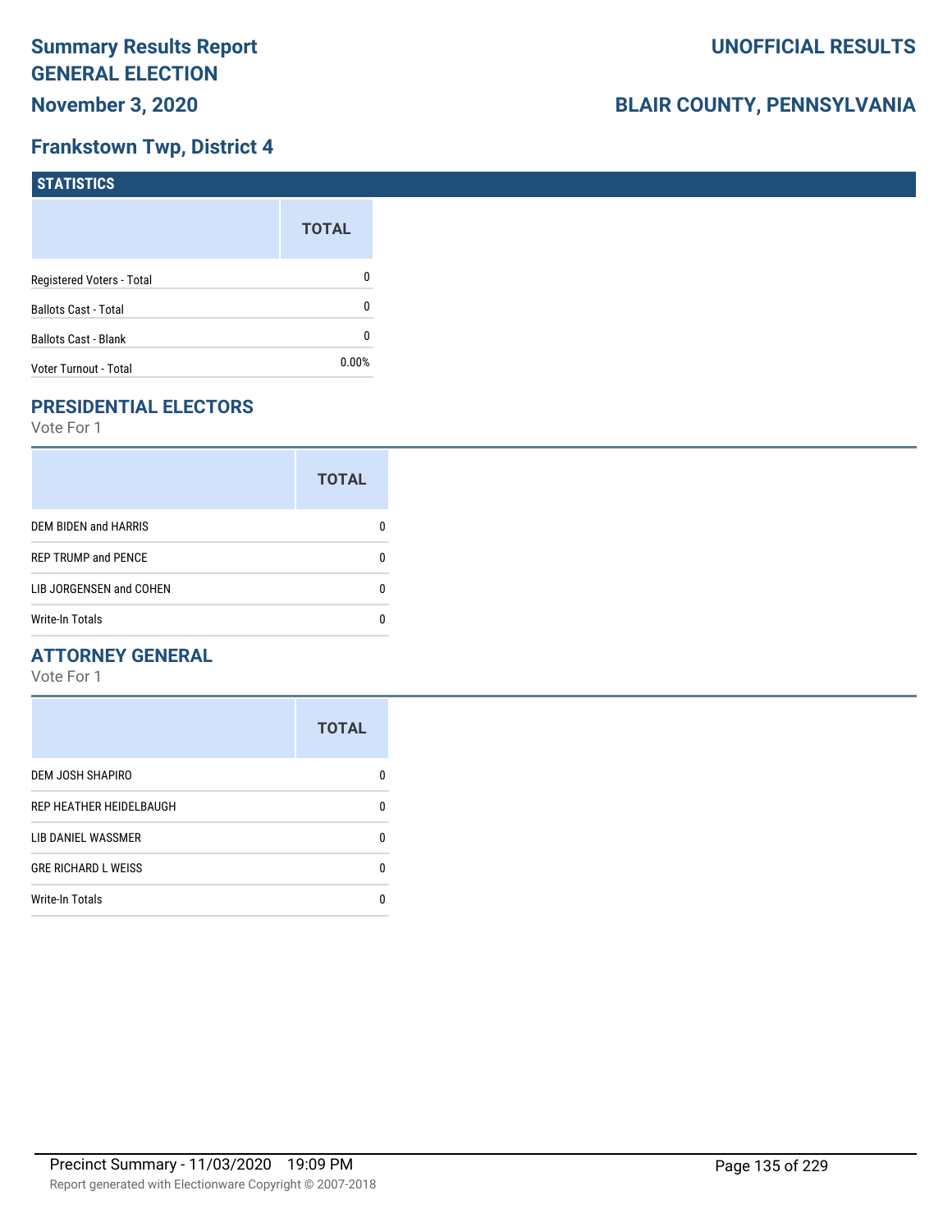# Summary Results Report
# GENERAL ELECTION
## November 3, 2020

# UNOFFICIAL RESULTS

## BLAIR COUNTY, PENNSYLVANIA

## Frankstown Twp, District 4

### STATISTICS

| | TOTAL |
|---|---|
| Registered Voters - Total | 0 |
| Ballots Cast - Total | 0 |
| Ballots Cast - Blank | 0 |
| Voter Turnout - Total | 0.00% |

### PRESIDENTIAL ELECTORS

Vote For 1

| | TOTAL |
|---|---|
| DEM BIDEN and HARRIS | 0 |
| REP TRUMP and PENCE | 0 |
| LIB JORGENSEN and COHEN | 0 |
| Write-In Totals | 0 |

### ATTORNEY GENERAL

Vote For 1

| | TOTAL |
|---|---|
| DEM JOSH SHAPIRO | 0 |
| REP HEATHER HEIDELBAUGH | 0 |
| LIB DANIEL WASSMER | 0 |
| GRE RICHARD L WEISS | 0 |
| Write-In Totals | 0 |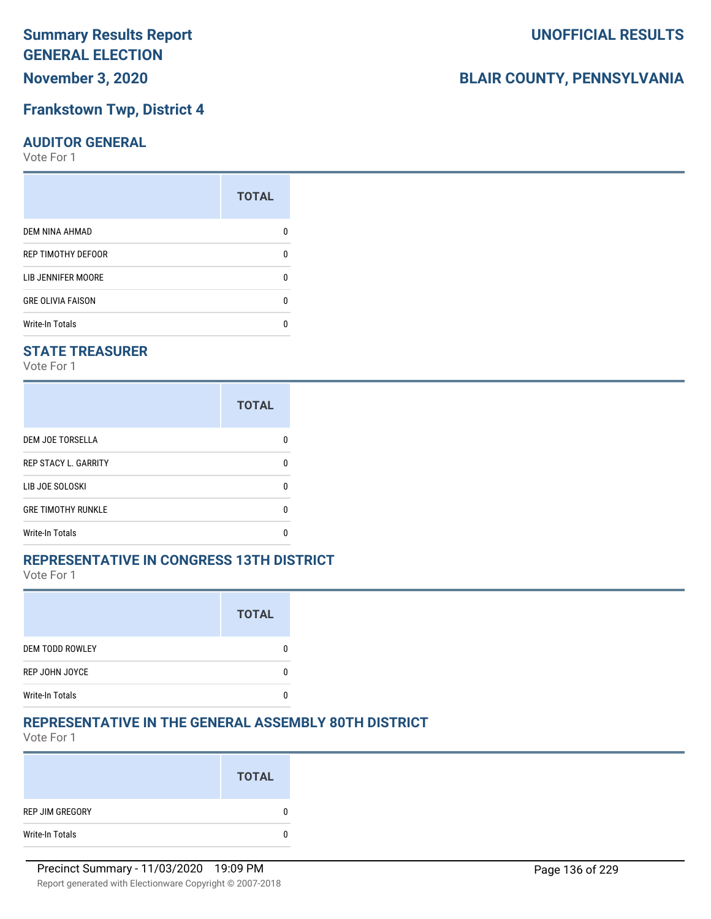# Summary Results Report
# GENERAL ELECTION
# November 3, 2020

# UNOFFICIAL RESULTS

# BLAIR COUNTY, PENNSYLVANIA

## Frankstown Twp, District 4

### AUDITOR GENERAL

Vote For 1

| | TOTAL |
|---|---|
| DEM NINA AHMAD | 0 |
| REP TIMOTHY DEFOOR | 0 |
| LIB JENNIFER MOORE | 0 |
| GRE OLIVIA FAISON | 0 |
| Write-In Totals | 0 |

### STATE TREASURER

Vote For 1

| | TOTAL |
|---|---|
| DEM JOE TORSELLA | 0 |
| REP STACY L. GARRITY | 0 |
| LIB JOE SOLOSKI | 0 |
| GRE TIMOTHY RUNKLE | 0 |
| Write-In Totals | 0 |

### REPRESENTATIVE IN CONGRESS 13TH DISTRICT

Vote For 1

| | TOTAL |
|---|---|
| DEM TODD ROWLEY | 0 |
| REP JOHN JOYCE | 0 |
| Write-In Totals | 0 |

### REPRESENTATIVE IN THE GENERAL ASSEMBLY 80TH DISTRICT

Vote For 1

| | TOTAL |
|---|---|
| REP JIM GREGORY | 0 |
| Write-In Totals | 0 |

Precinct Summary - 11/03/2020 19:09 PM

Report generated with Electionware Copyright © 2007-2018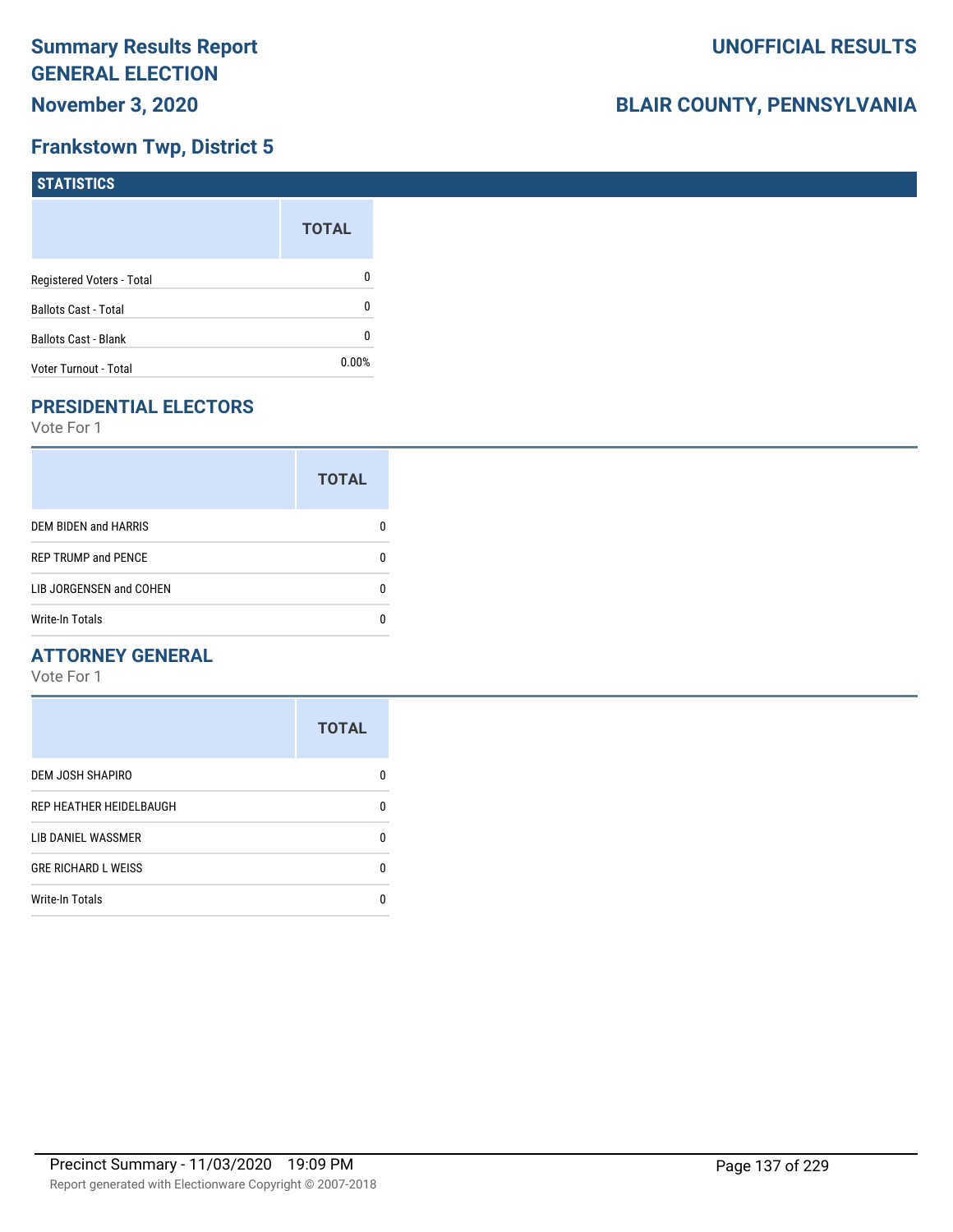# Summary Results Report
# GENERAL ELECTION
## November 3, 2020

## UNOFFICIAL RESULTS

## BLAIR COUNTY, PENNSYLVANIA

## Frankstown Twp, District 5

### STATISTICS

| | TOTAL |
|---|---|
| Registered Voters - Total | 0 |
| Ballots Cast - Total | 0 |
| Ballots Cast - Blank | 0 |
| Voter Turnout - Total | 0.00% |

### PRESIDENTIAL ELECTORS

Vote For 1

| | TOTAL |
|---|---|
| DEM BIDEN and HARRIS | 0 |
| REP TRUMP and PENCE | 0 |
| LIB JORGENSEN and COHEN | 0 |
| Write-In Totals | 0 |

### ATTORNEY GENERAL

Vote For 1

| | TOTAL |
|---|---|
| DEM JOSH SHAPIRO | 0 |
| REP HEATHER HEIDELBAUGH | 0 |
| LIB DANIEL WASSMER | 0 |
| GRE RICHARD L WEISS | 0 |
| Write-In Totals | 0 |

Precinct Summary - 11/03/2020 19:09 PM

Report generated with Electionware Copyright © 2007-2018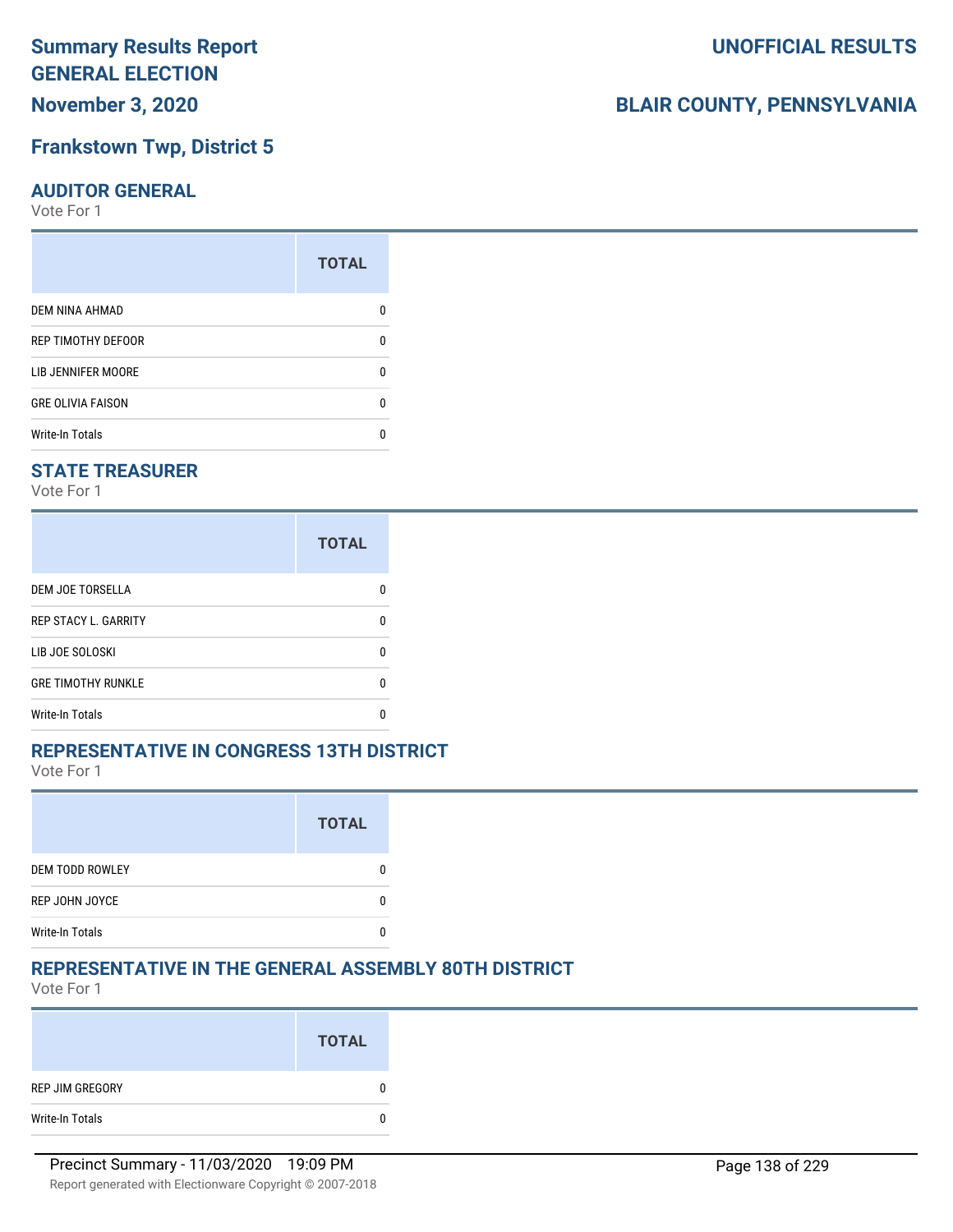# Summary Results Report

## GENERAL ELECTION

**November 3, 2020**

**UNOFFICIAL RESULTS**

**BLAIR COUNTY, PENNSYLVANIA**

## Frankstown Twp, District 5

### AUDITOR GENERAL

Vote For 1

| | TOTAL |
|---|---|
| DEM NINA AHMAD | 0 |
| REP TIMOTHY DEFOOR | 0 |
| LIB JENNIFER MOORE | 0 |
| GRE OLIVIA FAISON | 0 |
| Write-In Totals | 0 |

### STATE TREASURER

Vote For 1

| | TOTAL |
|---|---|
| DEM JOE TORSELLA | 0 |
| REP STACY L. GARRITY | 0 |
| LIB JOE SOLOSKI | 0 |
| GRE TIMOTHY RUNKLE | 0 |
| Write-In Totals | 0 |

### REPRESENTATIVE IN CONGRESS 13TH DISTRICT

Vote For 1

| | TOTAL |
|---|---|
| DEM TODD ROWLEY | 0 |
| REP JOHN JOYCE | 0 |
| Write-In Totals | 0 |

### REPRESENTATIVE IN THE GENERAL ASSEMBLY 80TH DISTRICT

Vote For 1

| | TOTAL |
|---|---|
| REP JIM GREGORY | 0 |
| Write-In Totals | 0 |

Precinct Summary - 11/03/2020 19:09 PM

Report generated with Electionware Copyright © 2007-2018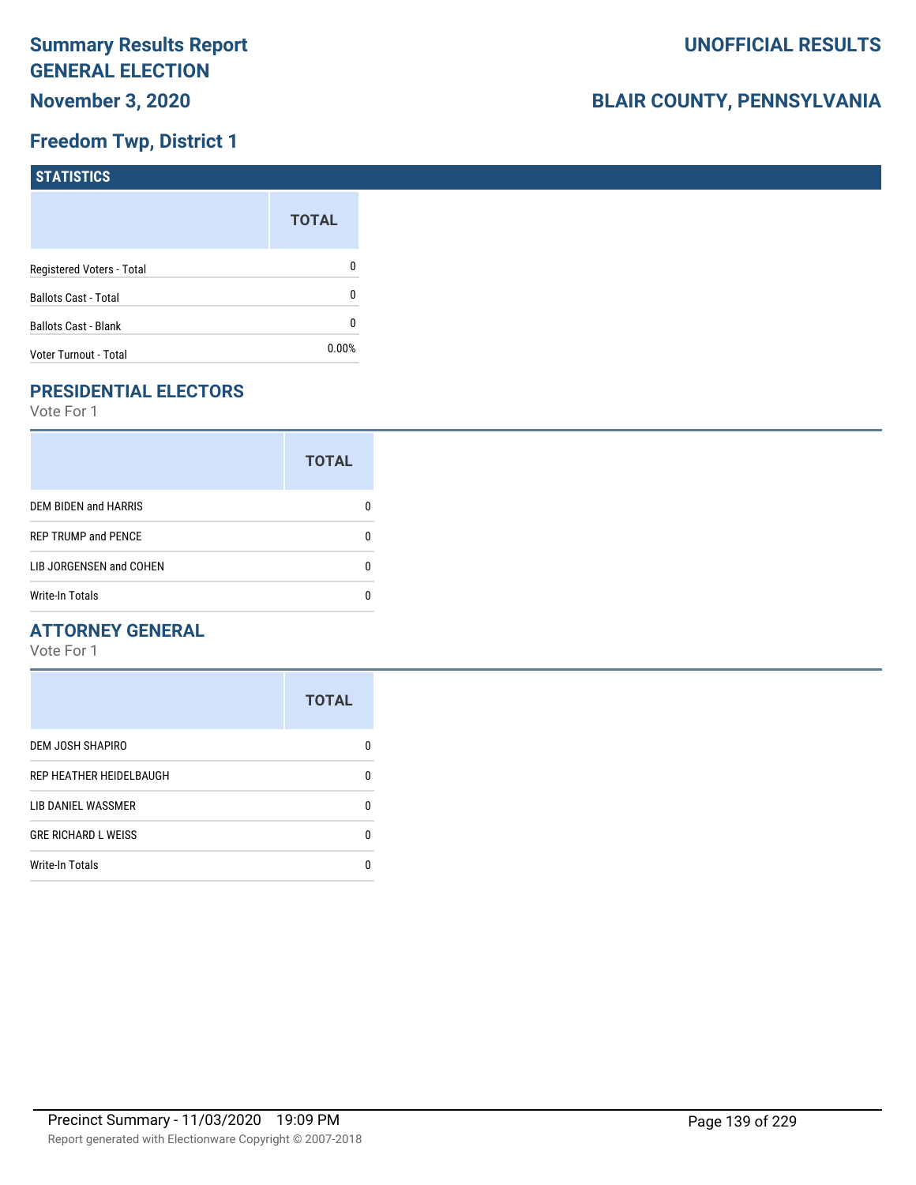# Summary Results Report
## GENERAL ELECTION
## November 3, 2020

**UNOFFICIAL RESULTS**

**BLAIR COUNTY, PENNSYLVANIA**

## Freedom Twp, District 1

### STATISTICS

| | TOTAL |
|---|---|
| Registered Voters - Total | 0 |
| Ballots Cast - Total | 0 |
| Ballots Cast - Blank | 0 |
| Voter Turnout - Total | 0.00% |

### PRESIDENTIAL ELECTORS

Vote For 1

| | TOTAL |
|---|---|
| DEM BIDEN and HARRIS | 0 |
| REP TRUMP and PENCE | 0 |
| LIB JORGENSEN and COHEN | 0 |
| Write-In Totals | 0 |

### ATTORNEY GENERAL

Vote For 1

| | TOTAL |
|---|---|
| DEM JOSH SHAPIRO | 0 |
| REP HEATHER HEIDELBAUGH | 0 |
| LIB DANIEL WASSMER | 0 |
| GRE RICHARD L WEISS | 0 |
| Write-In Totals | 0 |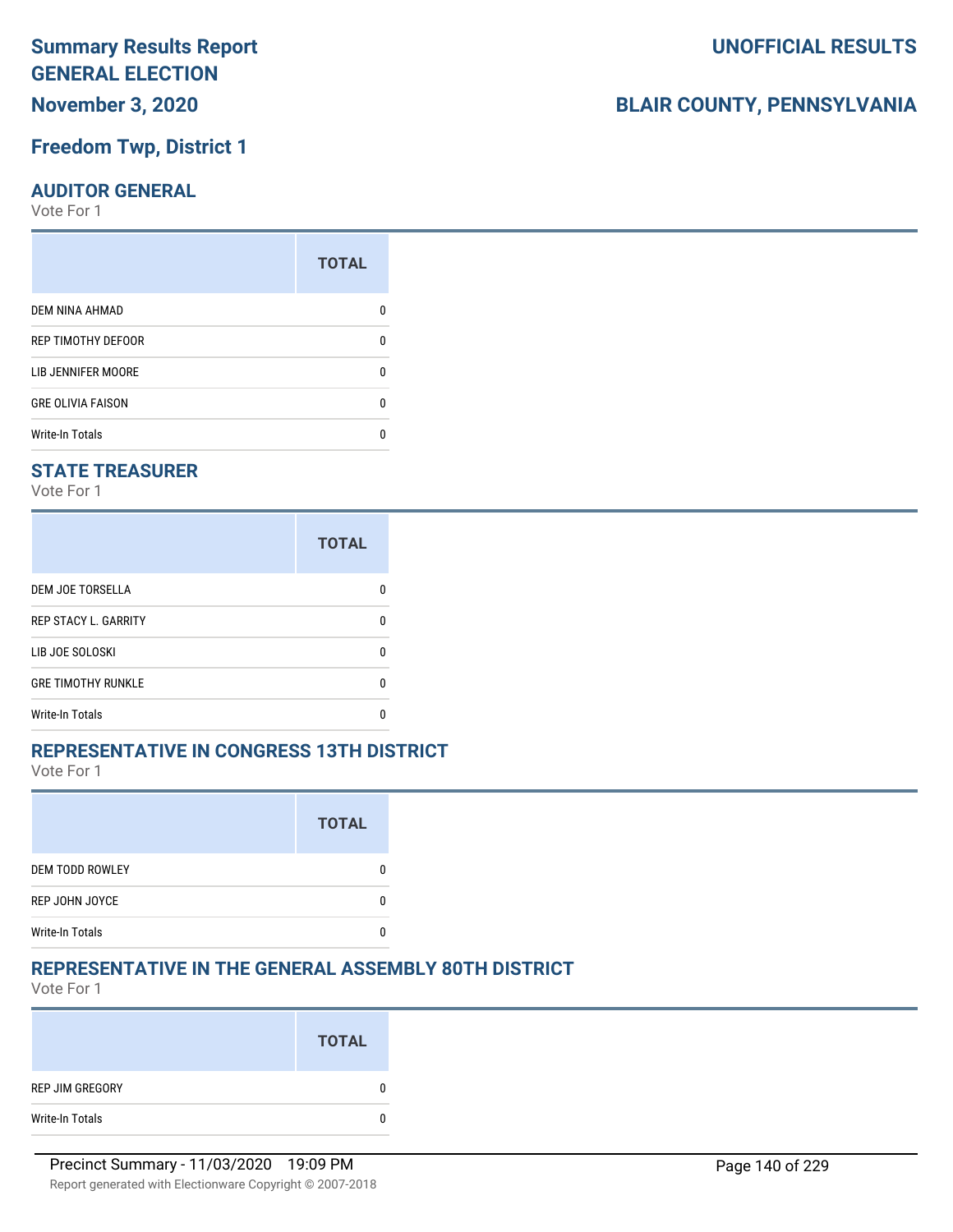# Summary Results Report
# GENERAL ELECTION
# November 3, 2020

**UNOFFICIAL RESULTS**

**BLAIR COUNTY, PENNSYLVANIA**

## Freedom Twp, District 1

### AUDITOR GENERAL
Vote For 1

| | TOTAL |
|---|---|
| DEM NINA AHMAD | 0 |
| REP TIMOTHY DEFOOR | 0 |
| LIB JENNIFER MOORE | 0 |
| GRE OLIVIA FAISON | 0 |
| Write-In Totals | 0 |

### STATE TREASURER
Vote For 1

| | TOTAL |
|---|---|
| DEM JOE TORSELLA | 0 |
| REP STACY L. GARRITY | 0 |
| LIB JOE SOLOSKI | 0 |
| GRE TIMOTHY RUNKLE | 0 |
| Write-In Totals | 0 |

### REPRESENTATIVE IN CONGRESS 13TH DISTRICT
Vote For 1

| | TOTAL |
|---|---|
| DEM TODD ROWLEY | 0 |
| REP JOHN JOYCE | 0 |
| Write-In Totals | 0 |

### REPRESENTATIVE IN THE GENERAL ASSEMBLY 80TH DISTRICT
Vote For 1

| | TOTAL |
|---|---|
| REP JIM GREGORY | 0 |
| Write-In Totals | 0 |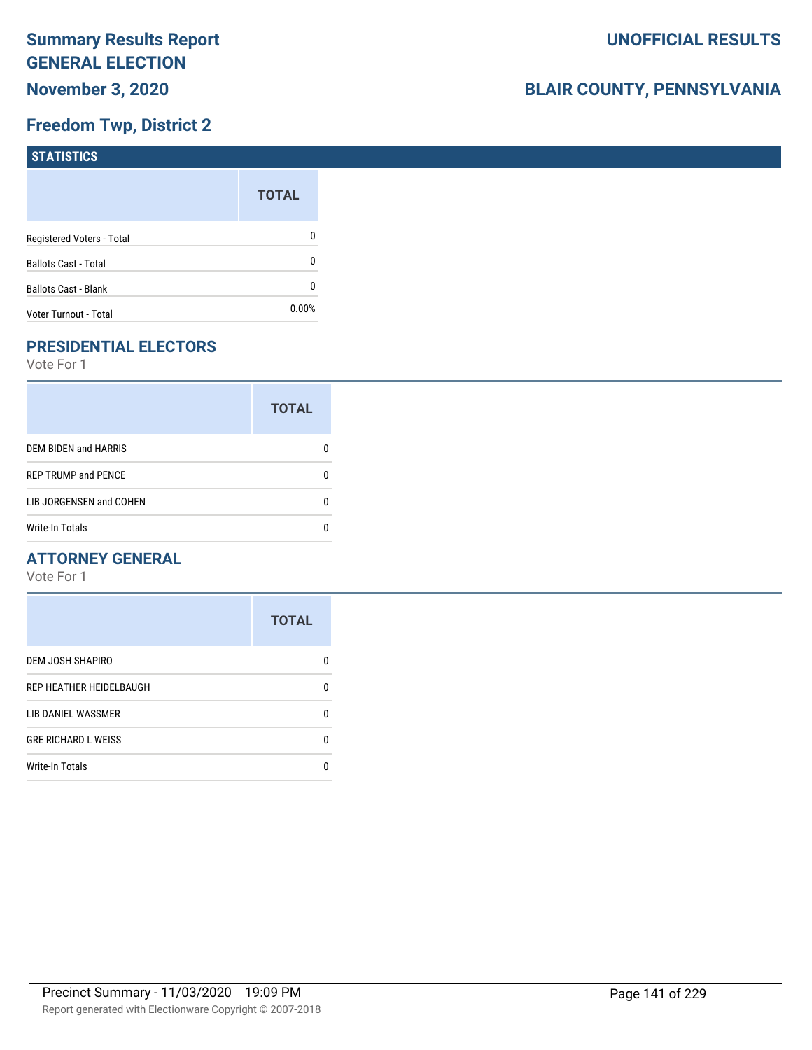# Summary Results Report
# GENERAL ELECTION
## November 3, 2020

## UNOFFICIAL RESULTS

## BLAIR COUNTY, PENNSYLVANIA

## Freedom Twp, District 2

### STATISTICS

| | TOTAL |
|---|---|
| Registered Voters - Total | 0 |
| Ballots Cast - Total | 0 |
| Ballots Cast - Blank | 0 |
| Voter Turnout - Total | 0.00% |

### PRESIDENTIAL ELECTORS

Vote For 1

| | TOTAL |
|---|---|
| DEM BIDEN and HARRIS | 0 |
| REP TRUMP and PENCE | 0 |
| LIB JORGENSEN and COHEN | 0 |
| Write-In Totals | 0 |

### ATTORNEY GENERAL

Vote For 1

| | TOTAL |
|---|---|
| DEM JOSH SHAPIRO | 0 |
| REP HEATHER HEIDELBAUGH | 0 |
| LIB DANIEL WASSMER | 0 |
| GRE RICHARD L WEISS | 0 |
| Write-In Totals | 0 |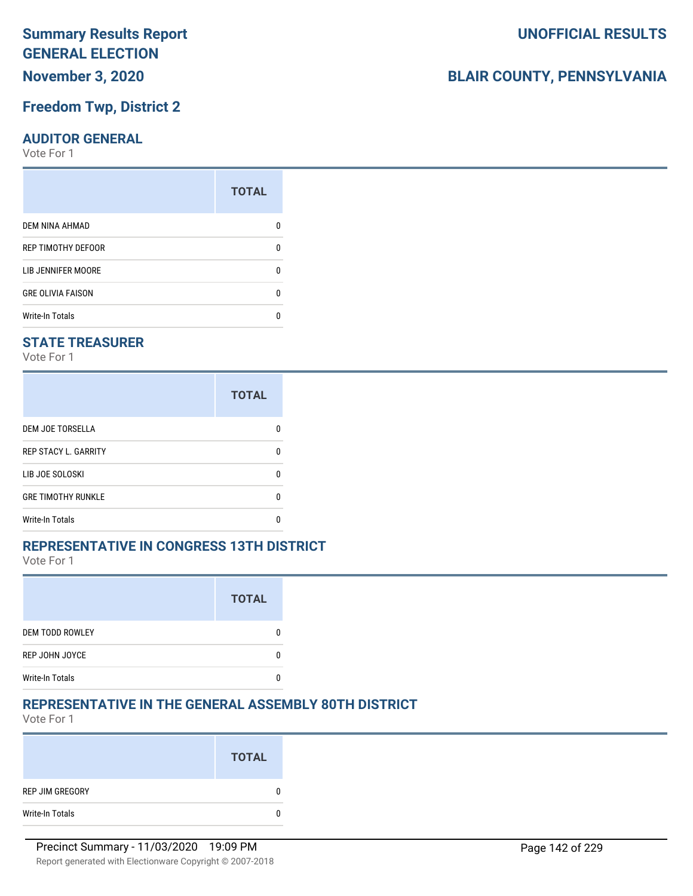# Summary Results Report
# GENERAL ELECTION
**November 3, 2020**

**UNOFFICIAL RESULTS**

**BLAIR COUNTY, PENNSYLVANIA**

## Freedom Twp, District 2

### AUDITOR GENERAL
Vote For 1

| | TOTAL |
|---|---|
| DEM NINA AHMAD | 0 |
| REP TIMOTHY DEFOOR | 0 |
| LIB JENNIFER MOORE | 0 |
| GRE OLIVIA FAISON | 0 |
| Write-In Totals | 0 |

### STATE TREASURER
Vote For 1

| | TOTAL |
|---|---|
| DEM JOE TORSELLA | 0 |
| REP STACY L. GARRITY | 0 |
| LIB JOE SOLOSKI | 0 |
| GRE TIMOTHY RUNKLE | 0 |
| Write-In Totals | 0 |

### REPRESENTATIVE IN CONGRESS 13TH DISTRICT
Vote For 1

| | TOTAL |
|---|---|
| DEM TODD ROWLEY | 0 |
| REP JOHN JOYCE | 0 |
| Write-In Totals | 0 |

### REPRESENTATIVE IN THE GENERAL ASSEMBLY 80TH DISTRICT
Vote For 1

| | TOTAL |
|---|---|
| REP JIM GREGORY | 0 |
| Write-In Totals | 0 |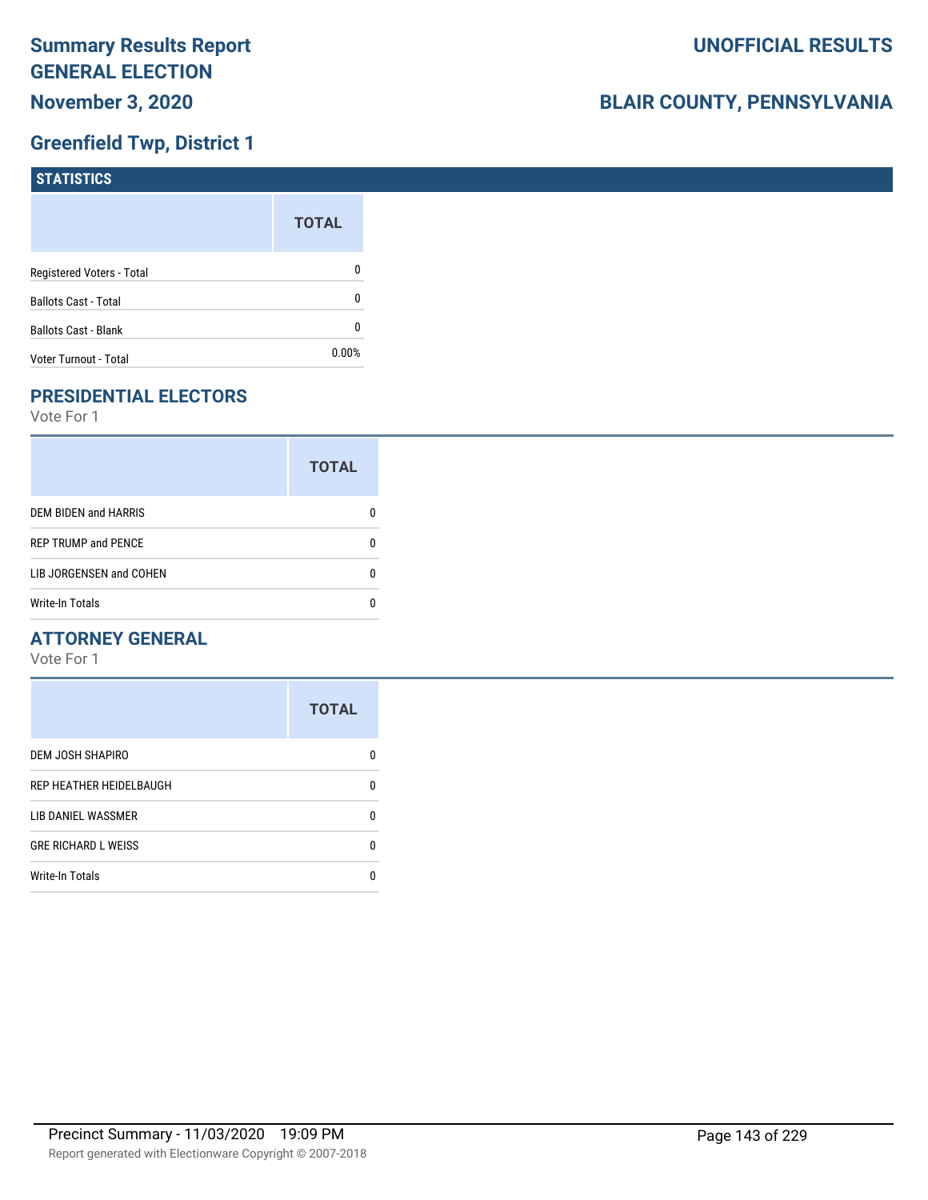# Summary Results Report
## GENERAL ELECTION
### November 3, 2020

**UNOFFICIAL RESULTS**

**BLAIR COUNTY, PENNSYLVANIA**

## Greenfield Twp, District 1

### STATISTICS

| | TOTAL |
|---|---|
| Registered Voters - Total | 0 |
| Ballots Cast - Total | 0 |
| Ballots Cast - Blank | 0 |
| Voter Turnout - Total | 0.00% |

### PRESIDENTIAL ELECTORS

Vote For 1

| | TOTAL |
|---|---|
| DEM BIDEN and HARRIS | 0 |
| REP TRUMP and PENCE | 0 |
| LIB JORGENSEN and COHEN | 0 |
| Write-In Totals | 0 |

### ATTORNEY GENERAL

Vote For 1

| | TOTAL |
|---|---|
| DEM JOSH SHAPIRO | 0 |
| REP HEATHER HEIDELBAUGH | 0 |
| LIB DANIEL WASSMER | 0 |
| GRE RICHARD L WEISS | 0 |
| Write-In Totals | 0 |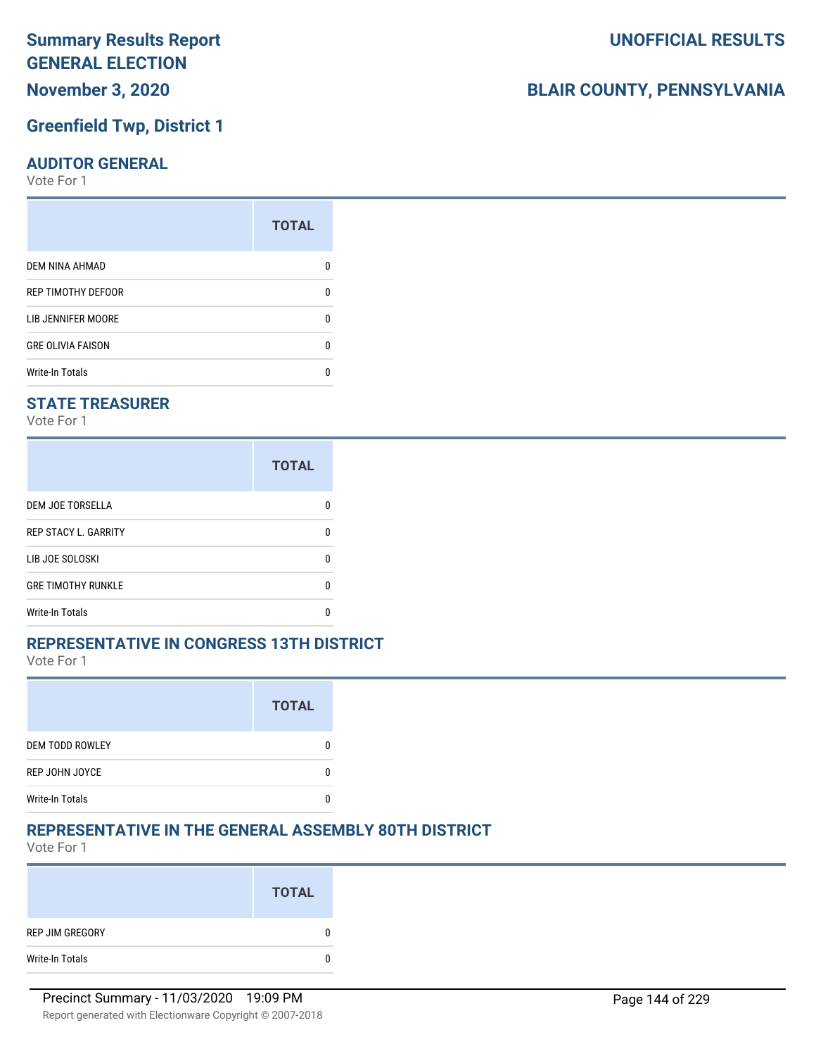# Summary Results Report
# GENERAL ELECTION
## November 3, 2020

**UNOFFICIAL RESULTS**

**BLAIR COUNTY, PENNSYLVANIA**

## Greenfield Twp, District 1

### AUDITOR GENERAL

Vote For 1

| | TOTAL |
|---|---|
| DEM NINA AHMAD | 0 |
| REP TIMOTHY DEFOOR | 0 |
| LIB JENNIFER MOORE | 0 |
| GRE OLIVIA FAISON | 0 |
| Write-In Totals | 0 |

### STATE TREASURER

Vote For 1

| | TOTAL |
|---|---|
| DEM JOE TORSELLA | 0 |
| REP STACY L. GARRITY | 0 |
| LIB JOE SOLOSKI | 0 |
| GRE TIMOTHY RUNKLE | 0 |
| Write-In Totals | 0 |

### REPRESENTATIVE IN CONGRESS 13TH DISTRICT

Vote For 1

| | TOTAL |
|---|---|
| DEM TODD ROWLEY | 0 |
| REP JOHN JOYCE | 0 |
| Write-In Totals | 0 |

### REPRESENTATIVE IN THE GENERAL ASSEMBLY 80TH DISTRICT

Vote For 1

| | TOTAL |
|---|---|
| REP JIM GREGORY | 0 |
| Write-In Totals | 0 |

Precinct Summary - 11/03/2020 19:09 PM

Report generated with Electionware Copyright © 2007-2018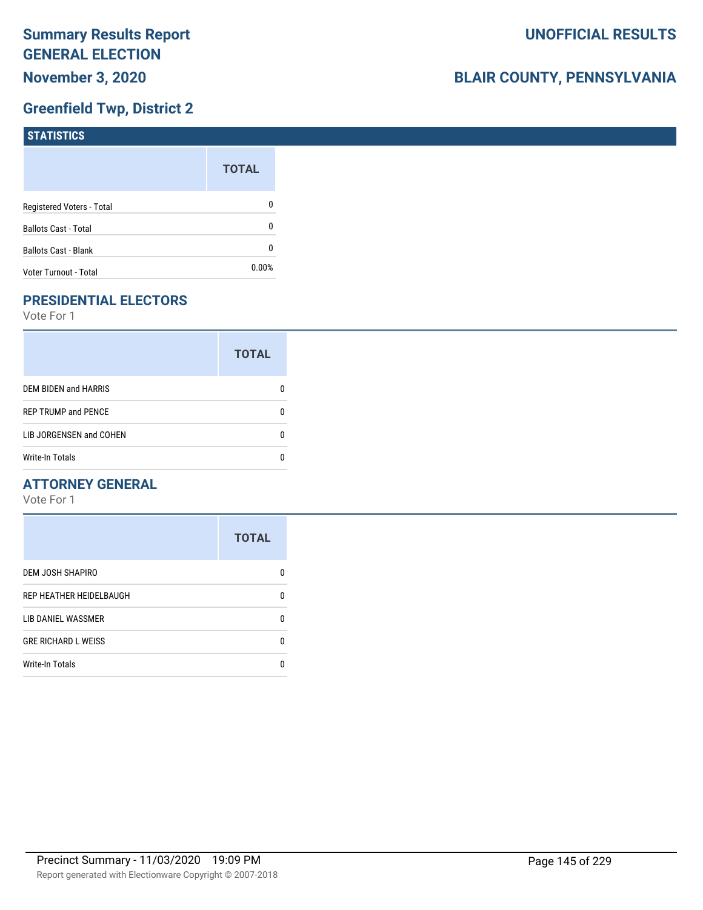# Summary Results Report GENERAL ELECTION

## November 3, 2020

## UNOFFICIAL RESULTS

## BLAIR COUNTY, PENNSYLVANIA

## Greenfield Twp, District 2

### STATISTICS

| | TOTAL |
|---|---|
| Registered Voters - Total | 0 |
| Ballots Cast - Total | 0 |
| Ballots Cast - Blank | 0 |
| Voter Turnout - Total | 0.00% |

### PRESIDENTIAL ELECTORS

Vote For 1

| | TOTAL |
|---|---|
| DEM BIDEN and HARRIS | 0 |
| REP TRUMP and PENCE | 0 |
| LIB JORGENSEN and COHEN | 0 |
| Write-In Totals | 0 |

### ATTORNEY GENERAL

Vote For 1

| | TOTAL |
|---|---|
| DEM JOSH SHAPIRO | 0 |
| REP HEATHER HEIDELBAUGH | 0 |
| LIB DANIEL WASSMER | 0 |
| GRE RICHARD L WEISS | 0 |
| Write-In Totals | 0 |

Precinct Summary - 11/03/2020 19:09 PM

Report generated with Electionware Copyright © 2007-2018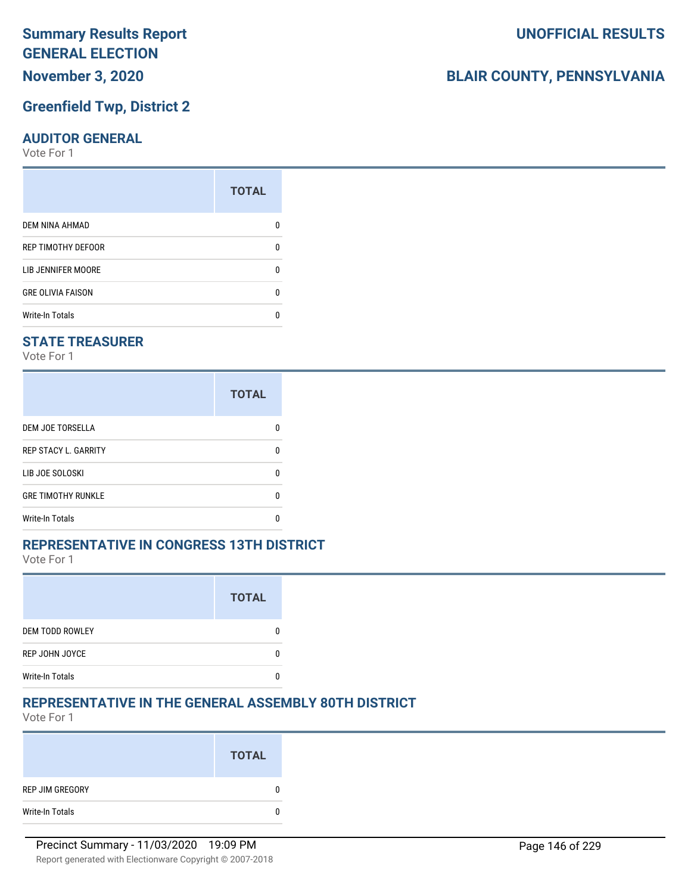# Summary Results Report GENERAL ELECTION

**November 3, 2020**

**UNOFFICIAL RESULTS**

**BLAIR COUNTY, PENNSYLVANIA**

## Greenfield Twp, District 2

### AUDITOR GENERAL

Vote For 1

| | TOTAL |
|---|---|
| DEM NINA AHMAD | 0 |
| REP TIMOTHY DEFOOR | 0 |
| LIB JENNIFER MOORE | 0 |
| GRE OLIVIA FAISON | 0 |
| Write-In Totals | 0 |

### STATE TREASURER

Vote For 1

| | TOTAL |
|---|---|
| DEM JOE TORSELLA | 0 |
| REP STACY L. GARRITY | 0 |
| LIB JOE SOLOSKI | 0 |
| GRE TIMOTHY RUNKLE | 0 |
| Write-In Totals | 0 |

### REPRESENTATIVE IN CONGRESS 13TH DISTRICT

Vote For 1

| | TOTAL |
|---|---|
| DEM TODD ROWLEY | 0 |
| REP JOHN JOYCE | 0 |
| Write-In Totals | 0 |

### REPRESENTATIVE IN THE GENERAL ASSEMBLY 80TH DISTRICT

Vote For 1

| | TOTAL |
|---|---|
| REP JIM GREGORY | 0 |
| Write-In Totals | 0 |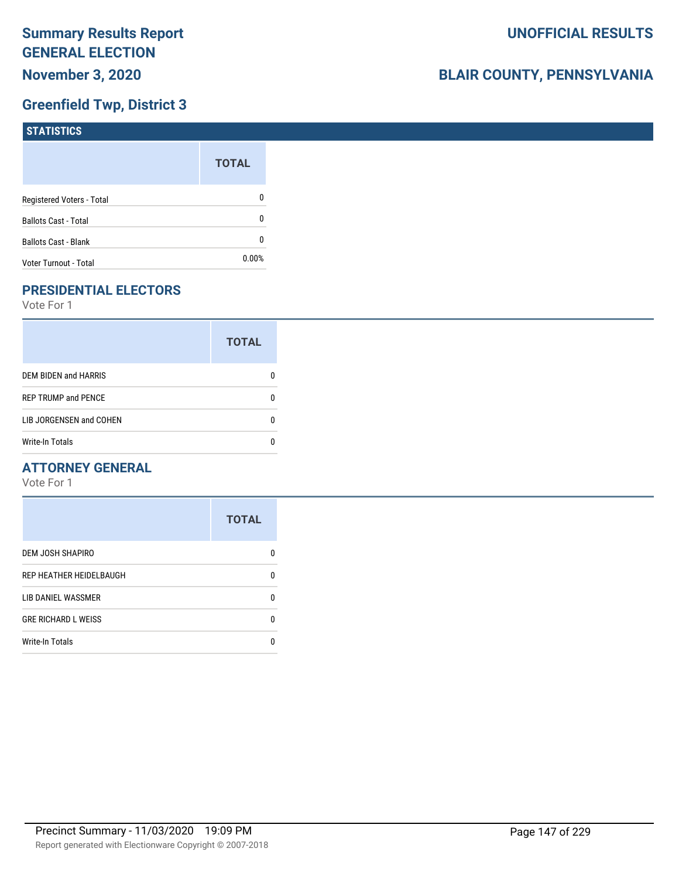# Summary Results Report
# GENERAL ELECTION
# November 3, 2020

# UNOFFICIAL RESULTS

# BLAIR COUNTY, PENNSYLVANIA

## Greenfield Twp, District 3

### STATISTICS

| | TOTAL |
|---|---|
| Registered Voters - Total | 0 |
| Ballots Cast - Total | 0 |
| Ballots Cast - Blank | 0 |
| Voter Turnout - Total | 0.00% |

### PRESIDENTIAL ELECTORS

Vote For 1

| | TOTAL |
|---|---|
| DEM BIDEN and HARRIS | 0 |
| REP TRUMP and PENCE | 0 |
| LIB JORGENSEN and COHEN | 0 |
| Write-In Totals | 0 |

### ATTORNEY GENERAL

Vote For 1

| | TOTAL |
|---|---|
| DEM JOSH SHAPIRO | 0 |
| REP HEATHER HEIDELBAUGH | 0 |
| LIB DANIEL WASSMER | 0 |
| GRE RICHARD L WEISS | 0 |
| Write-In Totals | 0 |

Precinct Summary - 11/03/2020 19:09 PM

Report generated with Electionware Copyright © 2007-2018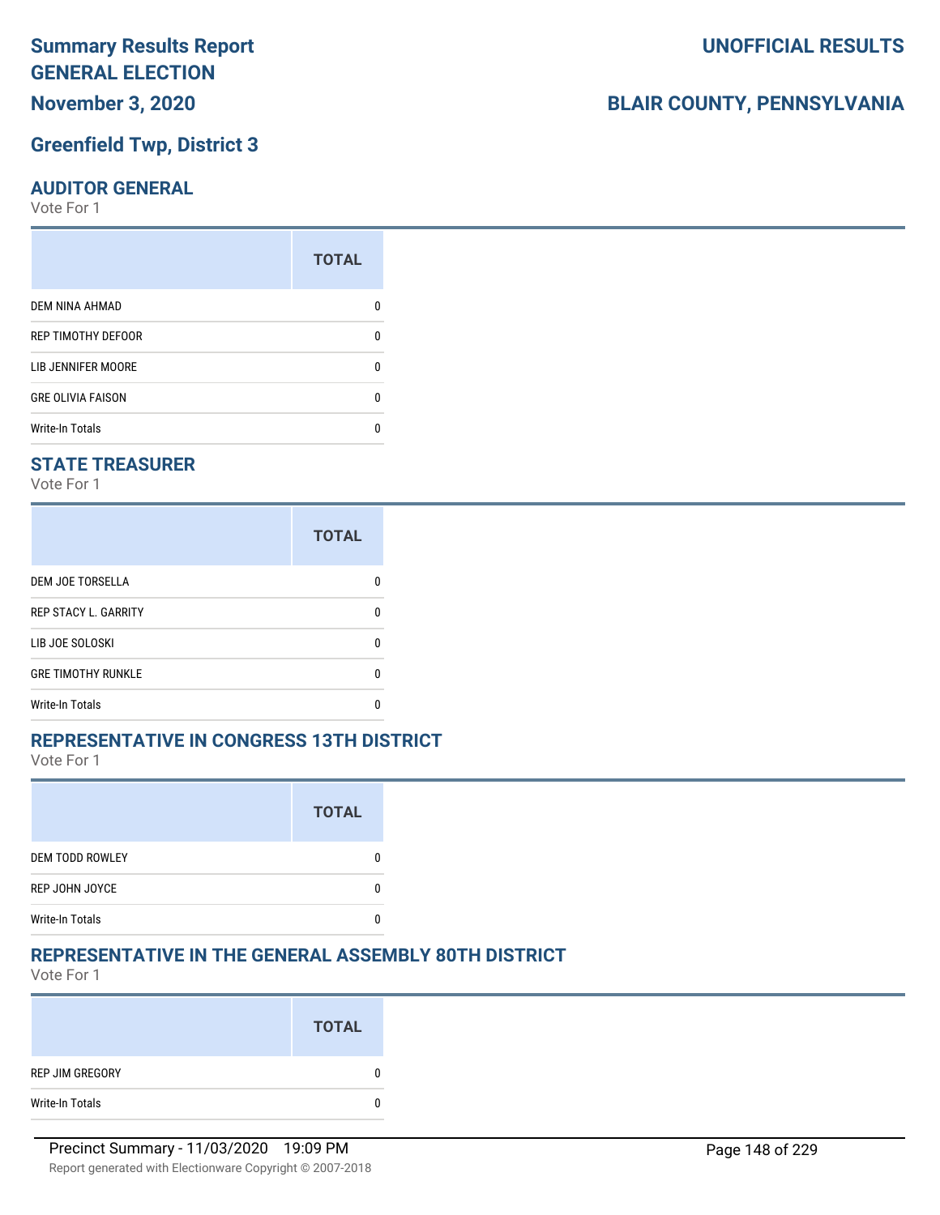# Summary Results Report
# GENERAL ELECTION

**UNOFFICIAL RESULTS**

**November 3, 2020**

**BLAIR COUNTY, PENNSYLVANIA**

## Greenfield Twp, District 3

### AUDITOR GENERAL

Vote For 1

| | TOTAL |
|---|---|
| DEM NINA AHMAD | 0 |
| REP TIMOTHY DEFOOR | 0 |
| LIB JENNIFER MOORE | 0 |
| GRE OLIVIA FAISON | 0 |
| Write-In Totals | 0 |

### STATE TREASURER

Vote For 1

| | TOTAL |
|---|---|
| DEM JOE TORSELLA | 0 |
| REP STACY L. GARRITY | 0 |
| LIB JOE SOLOSKI | 0 |
| GRE TIMOTHY RUNKLE | 0 |
| Write-In Totals | 0 |

### REPRESENTATIVE IN CONGRESS 13TH DISTRICT

Vote For 1

| | TOTAL |
|---|---|
| DEM TODD ROWLEY | 0 |
| REP JOHN JOYCE | 0 |
| Write-In Totals | 0 |

### REPRESENTATIVE IN THE GENERAL ASSEMBLY 80TH DISTRICT

Vote For 1

| | TOTAL |
|---|---|
| REP JIM GREGORY | 0 |
| Write-In Totals | 0 |

Precinct Summary - 11/03/2020 19:09 PM

Report generated with Electionware Copyright © 2007-2018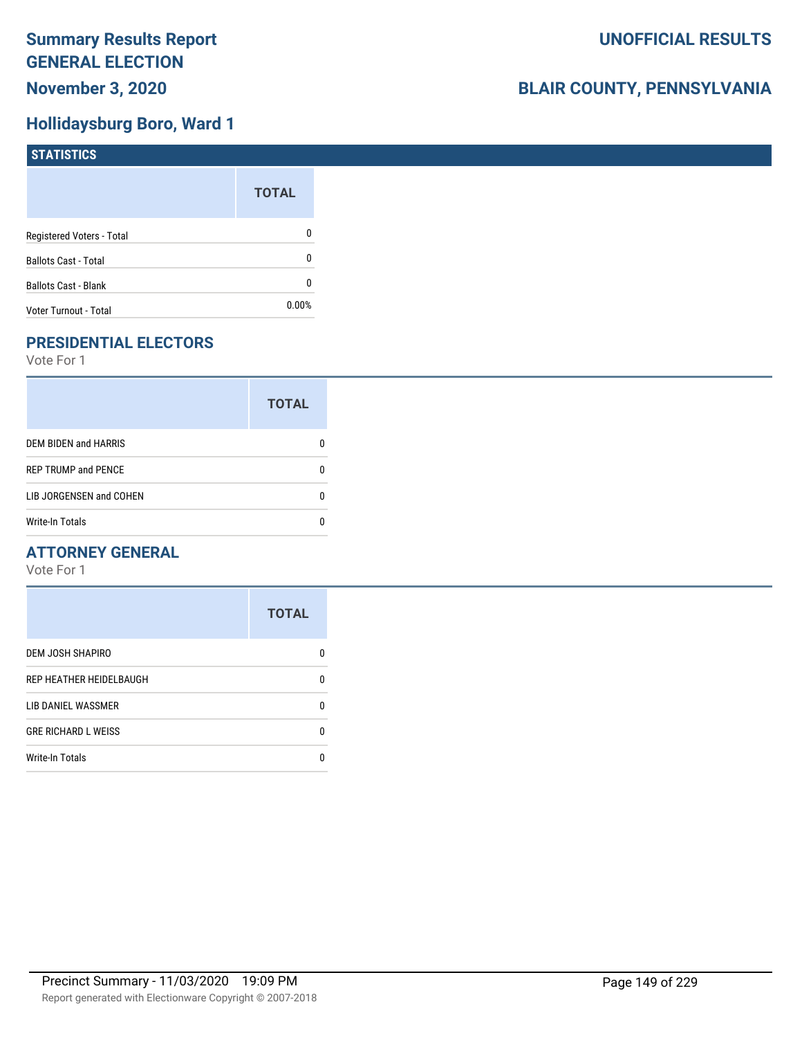# Summary Results Report GENERAL ELECTION

**November 3, 2020**

**UNOFFICIAL RESULTS**

**BLAIR COUNTY, PENNSYLVANIA**

## Hollidaysburg Boro, Ward 1

### STATISTICS

| | TOTAL |
|---|---|
| Registered Voters - Total | 0 |
| Ballots Cast - Total | 0 |
| Ballots Cast - Blank | 0 |
| Voter Turnout - Total | 0.00% |

## PRESIDENTIAL ELECTORS

Vote For 1

| | TOTAL |
|---|---|
| DEM BIDEN and HARRIS | 0 |
| REP TRUMP and PENCE | 0 |
| LIB JORGENSEN and COHEN | 0 |
| Write-In Totals | 0 |

## ATTORNEY GENERAL

Vote For 1

| | TOTAL |
|---|---|
| DEM JOSH SHAPIRO | 0 |
| REP HEATHER HEIDELBAUGH | 0 |
| LIB DANIEL WASSMER | 0 |
| GRE RICHARD L WEISS | 0 |
| Write-In Totals | 0 |

Precinct Summary - 11/03/2020 19:09 PM

Report generated with Electionware Copyright © 2007-2018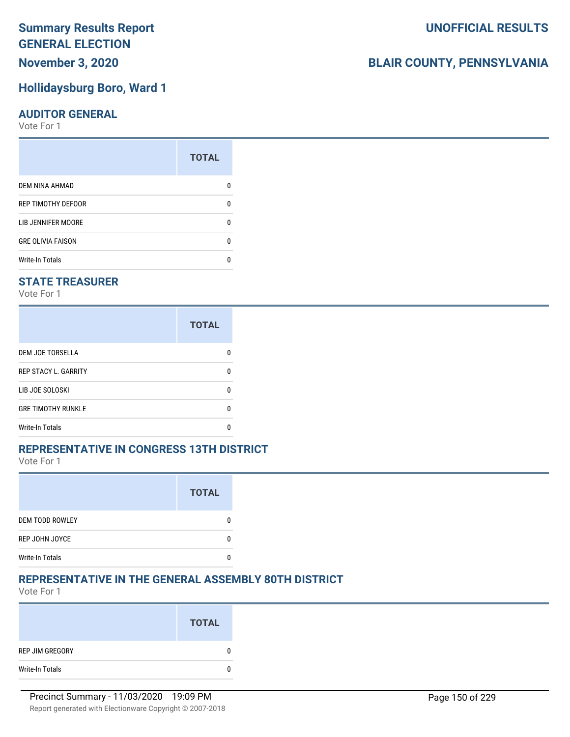# Summary Results Report
# GENERAL ELECTION

**November 3, 2020**

**UNOFFICIAL RESULTS**

**BLAIR COUNTY, PENNSYLVANIA**

## Hollidaysburg Boro, Ward 1

### AUDITOR GENERAL

Vote For 1

| | TOTAL |
|---|---|
| DEM NINA AHMAD | 0 |
| REP TIMOTHY DEFOOR | 0 |
| LIB JENNIFER MOORE | 0 |
| GRE OLIVIA FAISON | 0 |
| Write-In Totals | 0 |

### STATE TREASURER

Vote For 1

| | TOTAL |
|---|---|
| DEM JOE TORSELLA | 0 |
| REP STACY L. GARRITY | 0 |
| LIB JOE SOLOSKI | 0 |
| GRE TIMOTHY RUNKLE | 0 |
| Write-In Totals | 0 |

### REPRESENTATIVE IN CONGRESS 13TH DISTRICT

Vote For 1

| | TOTAL |
|---|---|
| DEM TODD ROWLEY | 0 |
| REP JOHN JOYCE | 0 |
| Write-In Totals | 0 |

### REPRESENTATIVE IN THE GENERAL ASSEMBLY 80TH DISTRICT

Vote For 1

| | TOTAL |
|---|---|
| REP JIM GREGORY | 0 |
| Write-In Totals | 0 |

Precinct Summary - 11/03/2020 19:09 PM

Report generated with Electionware Copyright © 2007-2018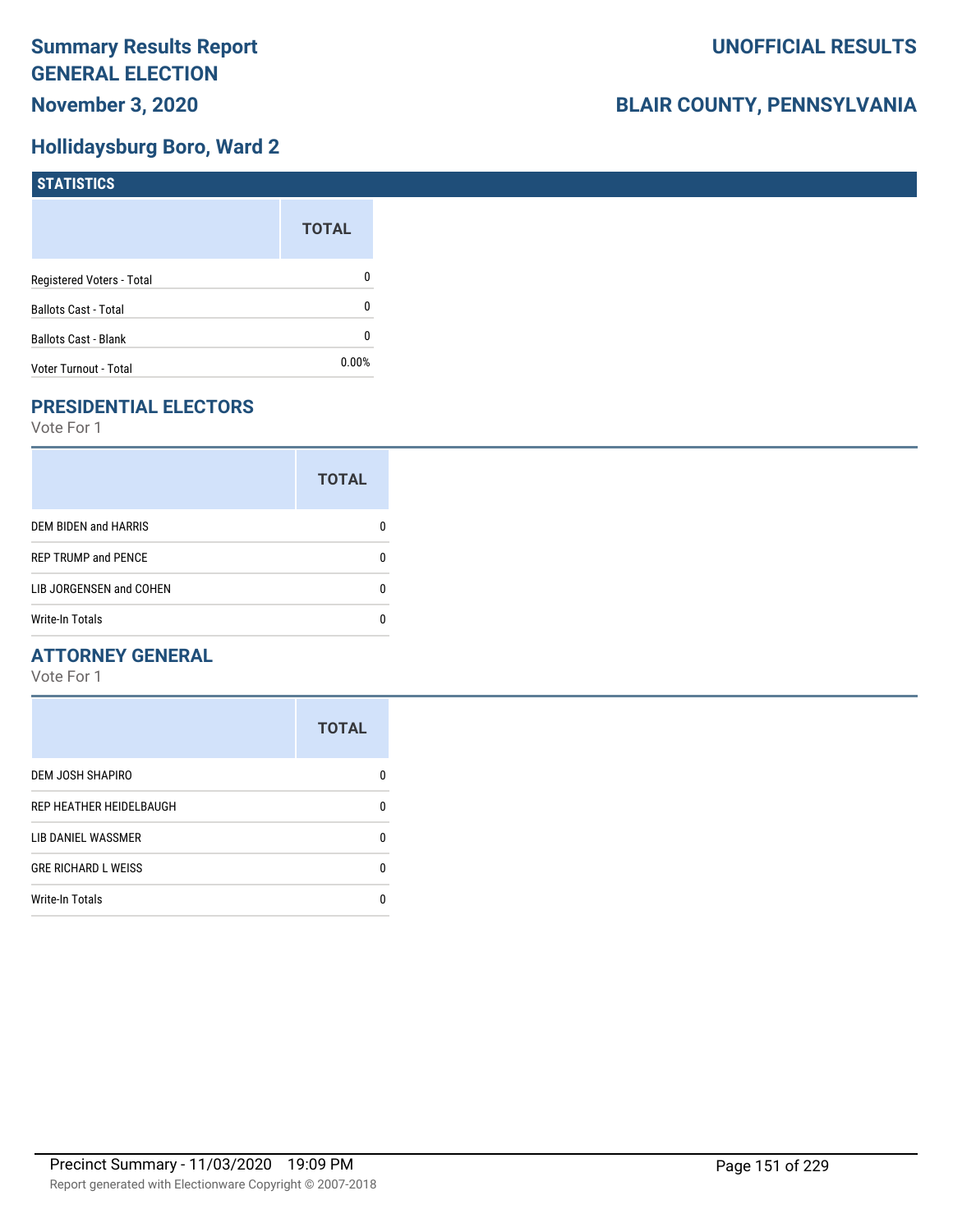# Summary Results Report
# GENERAL ELECTION
# November 3, 2020

# UNOFFICIAL RESULTS

# BLAIR COUNTY, PENNSYLVANIA

## Hollidaysburg Boro, Ward 2

### STATISTICS

| | TOTAL |
|---|---|
| Registered Voters - Total | 0 |
| Ballots Cast - Total | 0 |
| Ballots Cast - Blank | 0 |
| Voter Turnout - Total | 0.00% |

### PRESIDENTIAL ELECTORS

Vote For 1

| | TOTAL |
|---|---|
| DEM BIDEN and HARRIS | 0 |
| REP TRUMP and PENCE | 0 |
| LIB JORGENSEN and COHEN | 0 |
| Write-In Totals | 0 |

### ATTORNEY GENERAL

Vote For 1

| | TOTAL |
|---|---|
| DEM JOSH SHAPIRO | 0 |
| REP HEATHER HEIDELBAUGH | 0 |
| LIB DANIEL WASSMER | 0 |
| GRE RICHARD L WEISS | 0 |
| Write-In Totals | 0 |

Precinct Summary - 11/03/2020 19:09 PM

Report generated with Electionware Copyright © 2007-2018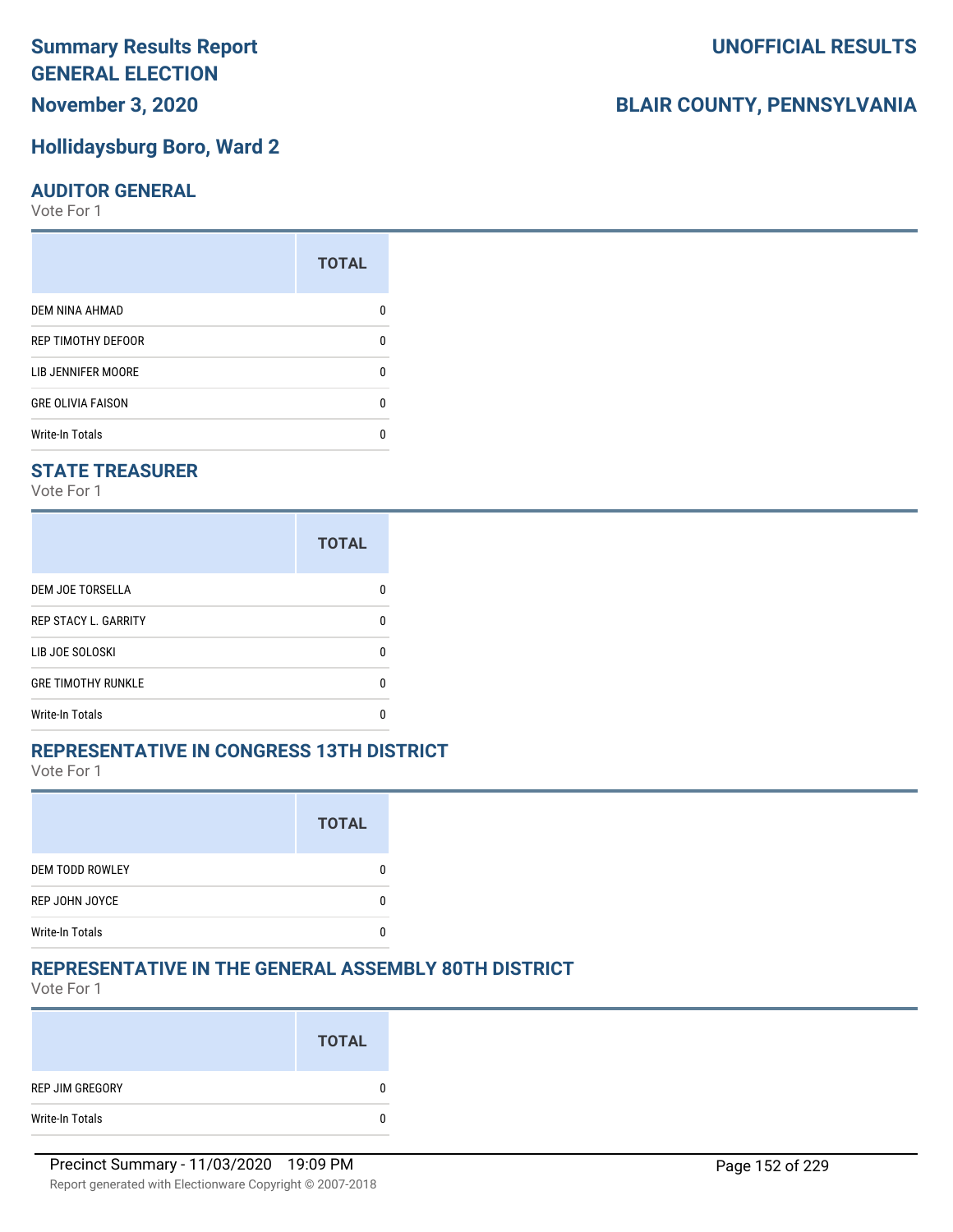# Summary Results Report
# GENERAL ELECTION
# November 3, 2020

**UNOFFICIAL RESULTS**

**BLAIR COUNTY, PENNSYLVANIA**

## Hollidaysburg Boro, Ward 2

### AUDITOR GENERAL

Vote For 1

| | TOTAL |
|---|---|
| DEM NINA AHMAD | 0 |
| REP TIMOTHY DEFOOR | 0 |
| LIB JENNIFER MOORE | 0 |
| GRE OLIVIA FAISON | 0 |
| Write-In Totals | 0 |

### STATE TREASURER

Vote For 1

| | TOTAL |
|---|---|
| DEM JOE TORSELLA | 0 |
| REP STACY L. GARRITY | 0 |
| LIB JOE SOLOSKI | 0 |
| GRE TIMOTHY RUNKLE | 0 |
| Write-In Totals | 0 |

### REPRESENTATIVE IN CONGRESS 13TH DISTRICT

Vote For 1

| | TOTAL |
|---|---|
| DEM TODD ROWLEY | 0 |
| REP JOHN JOYCE | 0 |
| Write-In Totals | 0 |

### REPRESENTATIVE IN THE GENERAL ASSEMBLY 80TH DISTRICT

Vote For 1

| | TOTAL |
|---|---|
| REP JIM GREGORY | 0 |
| Write-In Totals | 0 |

Precinct Summary - 11/03/2020 19:09 PM

Report generated with Electionware Copyright © 2007-2018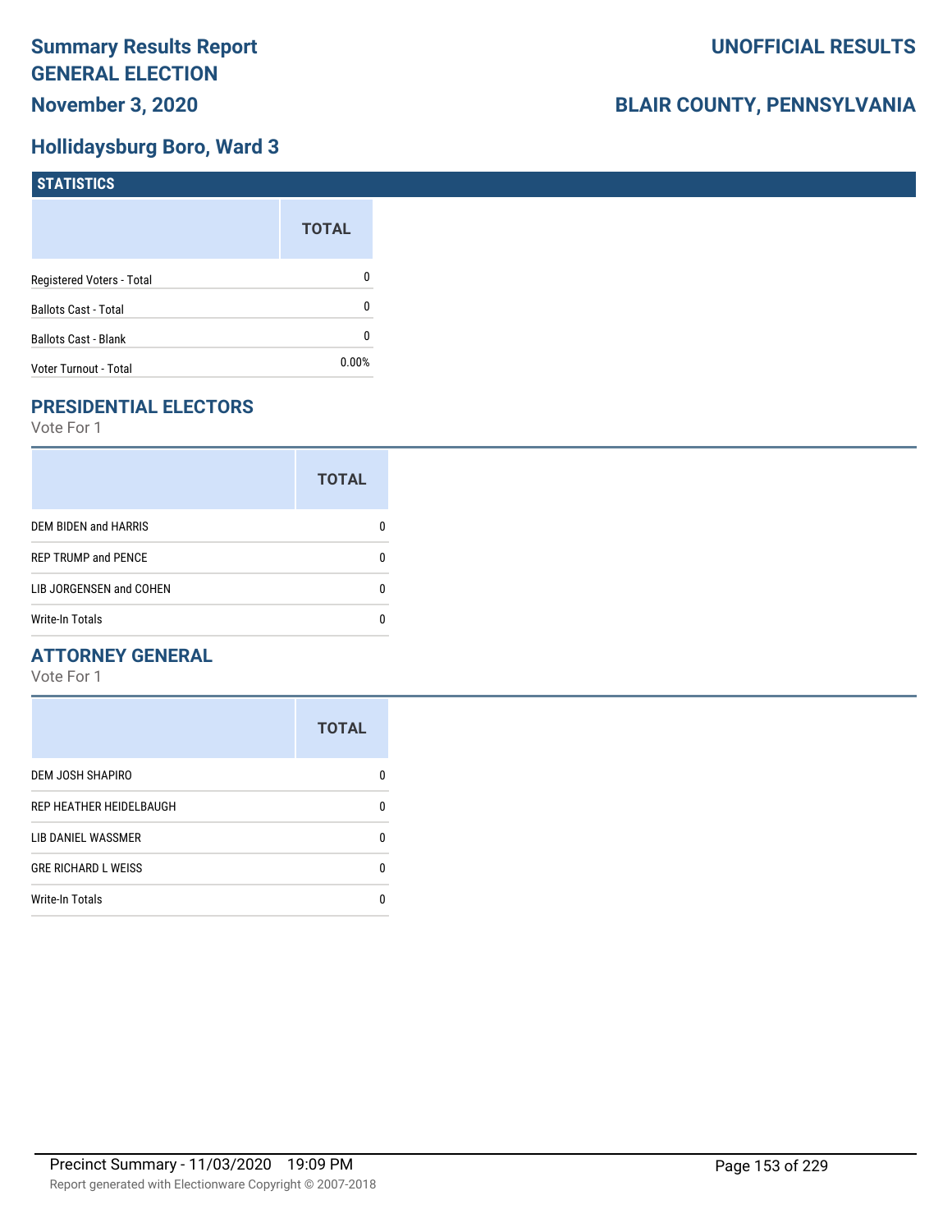# Summary Results Report GENERAL ELECTION

**November 3, 2020**

**UNOFFICIAL RESULTS**

**BLAIR COUNTY, PENNSYLVANIA**

## Hollidaysburg Boro, Ward 3

### STATISTICS

| | TOTAL |
|---|---|
| Registered Voters - Total | 0 |
| Ballots Cast - Total | 0 |
| Ballots Cast - Blank | 0 |
| Voter Turnout - Total | 0.00% |

### PRESIDENTIAL ELECTORS

Vote For 1

| | TOTAL |
|---|---|
| DEM BIDEN and HARRIS | 0 |
| REP TRUMP and PENCE | 0 |
| LIB JORGENSEN and COHEN | 0 |
| Write-In Totals | 0 |

### ATTORNEY GENERAL

Vote For 1

| | TOTAL |
|---|---|
| DEM JOSH SHAPIRO | 0 |
| REP HEATHER HEIDELBAUGH | 0 |
| LIB DANIEL WASSMER | 0 |
| GRE RICHARD L WEISS | 0 |
| Write-In Totals | 0 |

Precinct Summary - 11/03/2020 19:09 PM

Report generated with Electionware Copyright © 2007-2018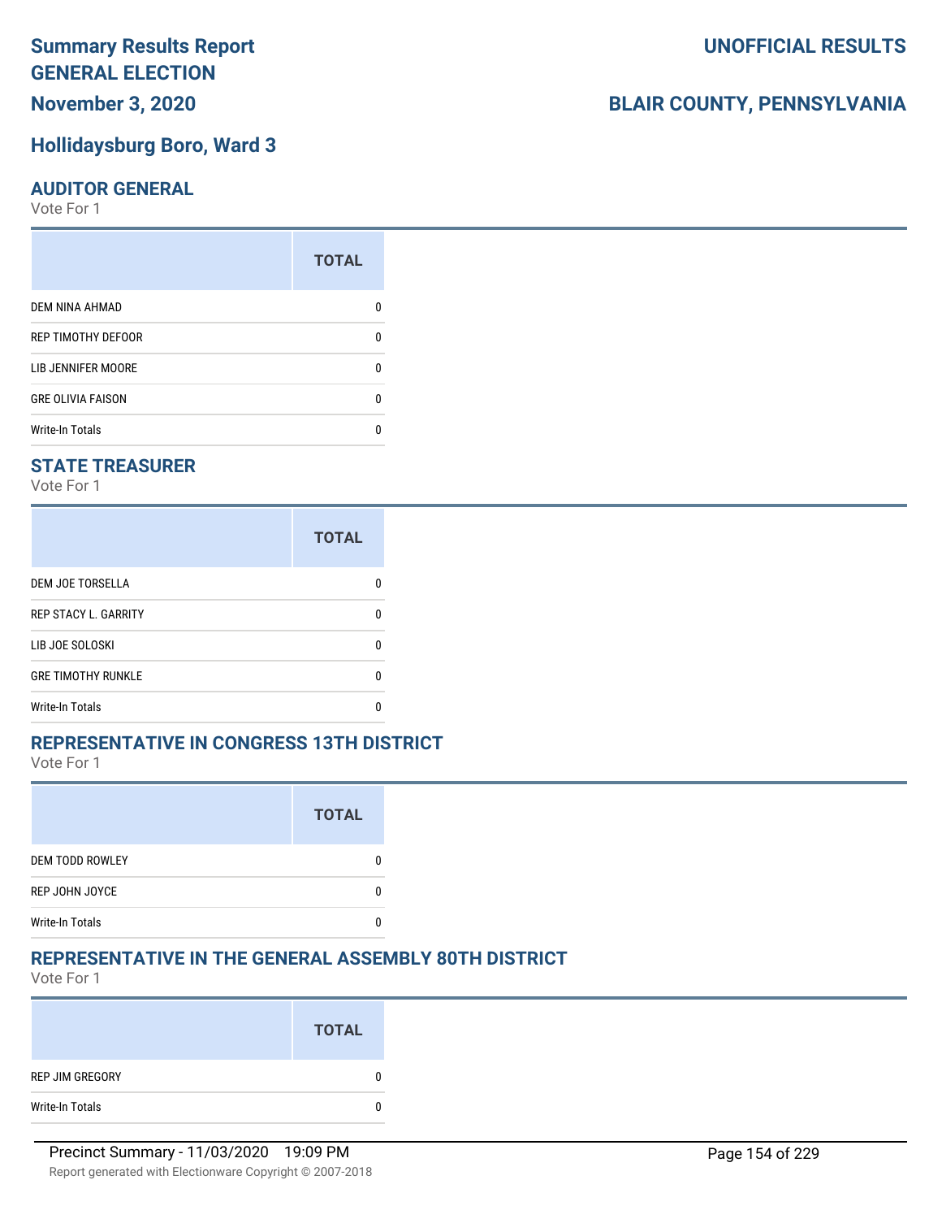# Summary Results Report
# GENERAL ELECTION
## November 3, 2020

# UNOFFICIAL RESULTS

# BLAIR COUNTY, PENNSYLVANIA

## Hollidaysburg Boro, Ward 3

### AUDITOR GENERAL
Vote For 1

| | TOTAL |
|---|---|
| DEM NINA AHMAD | 0 |
| REP TIMOTHY DEFOOR | 0 |
| LIB JENNIFER MOORE | 0 |
| GRE OLIVIA FAISON | 0 |
| Write-In Totals | 0 |

### STATE TREASURER
Vote For 1

| | TOTAL |
|---|---|
| DEM JOE TORSELLA | 0 |
| REP STACY L. GARRITY | 0 |
| LIB JOE SOLOSKI | 0 |
| GRE TIMOTHY RUNKLE | 0 |
| Write-In Totals | 0 |

### REPRESENTATIVE IN CONGRESS 13TH DISTRICT
Vote For 1

| | TOTAL |
|---|---|
| DEM TODD ROWLEY | 0 |
| REP JOHN JOYCE | 0 |
| Write-In Totals | 0 |

### REPRESENTATIVE IN THE GENERAL ASSEMBLY 80TH DISTRICT
Vote For 1

| | TOTAL |
|---|---|
| REP JIM GREGORY | 0 |
| Write-In Totals | 0 |

Precinct Summary - 11/03/2020 19:09 PM

Report generated with Electionware Copyright © 2007-2018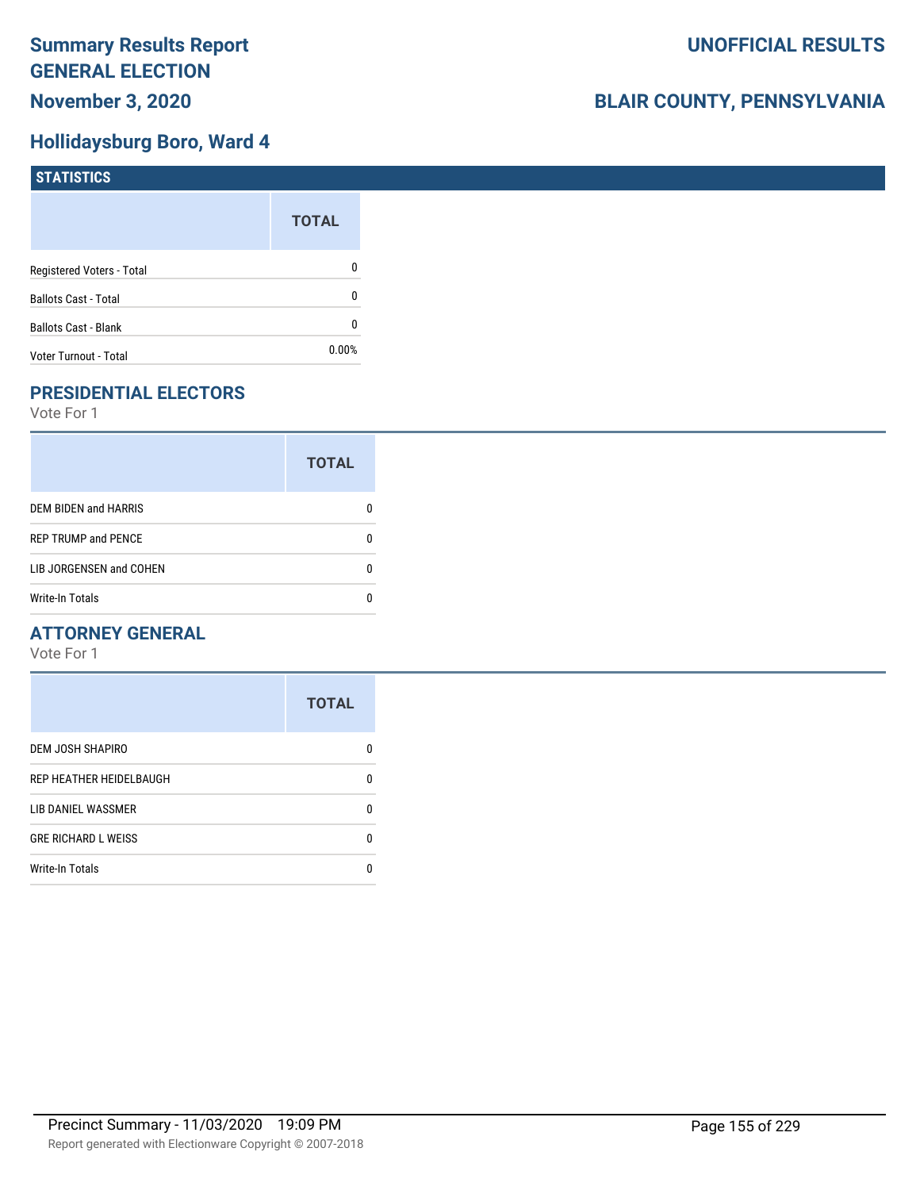# Summary Results Report
# GENERAL ELECTION
## November 3, 2020

**UNOFFICIAL RESULTS**

**BLAIR COUNTY, PENNSYLVANIA**

## Hollidaysburg Boro, Ward 4

### STATISTICS

| | TOTAL |
|---|---|
| Registered Voters - Total | 0 |
| Ballots Cast - Total | 0 |
| Ballots Cast - Blank | 0 |
| Voter Turnout - Total | 0.00% |

### PRESIDENTIAL ELECTORS

Vote For 1

| | TOTAL |
|---|---|
| DEM BIDEN and HARRIS | 0 |
| REP TRUMP and PENCE | 0 |
| LIB JORGENSEN and COHEN | 0 |
| Write-In Totals | 0 |

### ATTORNEY GENERAL

Vote For 1

| | TOTAL |
|---|---|
| DEM JOSH SHAPIRO | 0 |
| REP HEATHER HEIDELBAUGH | 0 |
| LIB DANIEL WASSMER | 0 |
| GRE RICHARD L WEISS | 0 |
| Write-In Totals | 0 |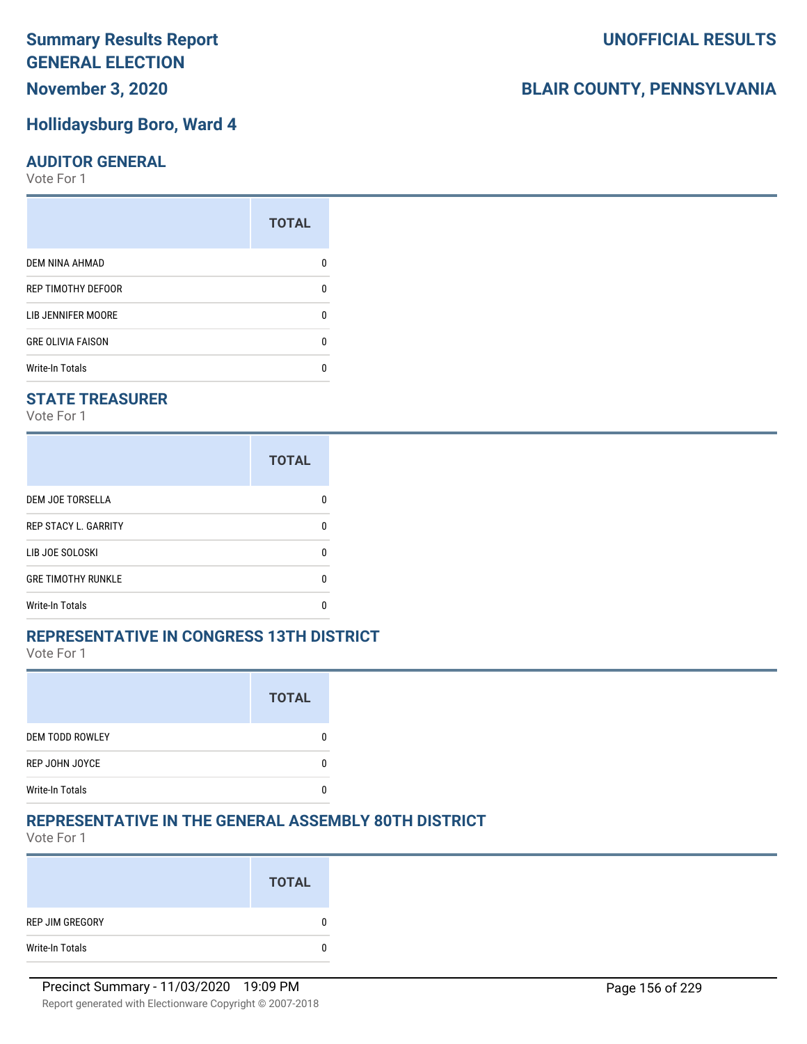# Summary Results Report
# GENERAL ELECTION
## November 3, 2020

# UNOFFICIAL RESULTS

## BLAIR COUNTY, PENNSYLVANIA

## Hollidaysburg Boro, Ward 4

### AUDITOR GENERAL

Vote For 1

| | TOTAL |
|---|---|
| DEM NINA AHMAD | 0 |
| REP TIMOTHY DEFOOR | 0 |
| LIB JENNIFER MOORE | 0 |
| GRE OLIVIA FAISON | 0 |
| Write-In Totals | 0 |

### STATE TREASURER

Vote For 1

| | TOTAL |
|---|---|
| DEM JOE TORSELLA | 0 |
| REP STACY L. GARRITY | 0 |
| LIB JOE SOLOSKI | 0 |
| GRE TIMOTHY RUNKLE | 0 |
| Write-In Totals | 0 |

### REPRESENTATIVE IN CONGRESS 13TH DISTRICT

Vote For 1

| | TOTAL |
|---|---|
| DEM TODD ROWLEY | 0 |
| REP JOHN JOYCE | 0 |
| Write-In Totals | 0 |

### REPRESENTATIVE IN THE GENERAL ASSEMBLY 80TH DISTRICT

Vote For 1

| | TOTAL |
|---|---|
| REP JIM GREGORY | 0 |
| Write-In Totals | 0 |

Precinct Summary - 11/03/2020 19:09 PM

Report generated with Electionware Copyright © 2007-2018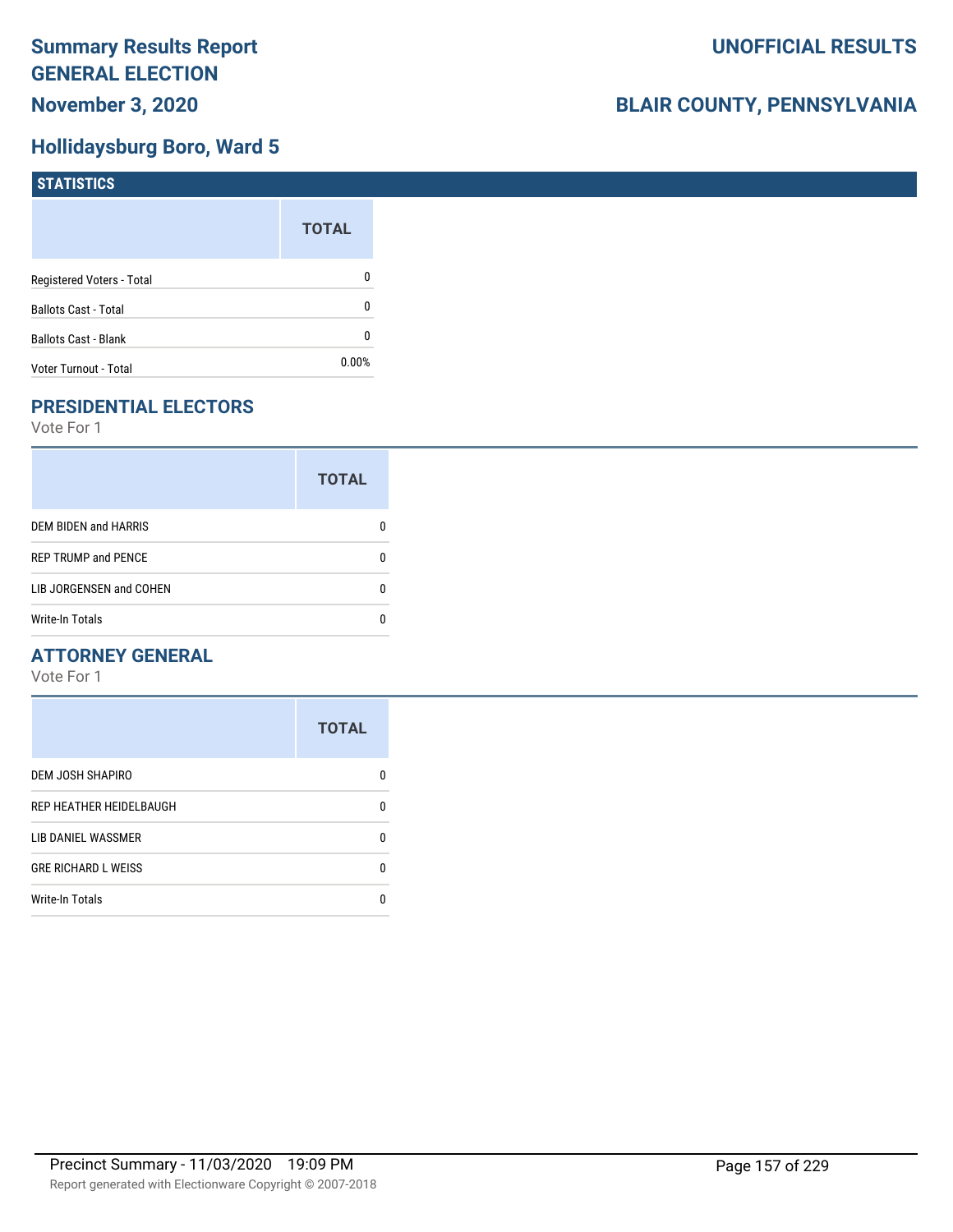# Summary Results Report
# GENERAL ELECTION
## November 3, 2020

**UNOFFICIAL RESULTS**

**BLAIR COUNTY, PENNSYLVANIA**

## Hollidaysburg Boro, Ward 5

### STATISTICS

| | TOTAL |
|---|---|
| Registered Voters - Total | 0 |
| Ballots Cast - Total | 0 |
| Ballots Cast - Blank | 0 |
| Voter Turnout - Total | 0.00% |

### PRESIDENTIAL ELECTORS

Vote For 1

| | TOTAL |
|---|---|
| DEM BIDEN and HARRIS | 0 |
| REP TRUMP and PENCE | 0 |
| LIB JORGENSEN and COHEN | 0 |
| Write-In Totals | 0 |

### ATTORNEY GENERAL

Vote For 1

| | TOTAL |
|---|---|
| DEM JOSH SHAPIRO | 0 |
| REP HEATHER HEIDELBAUGH | 0 |
| LIB DANIEL WASSMER | 0 |
| GRE RICHARD L WEISS | 0 |
| Write-In Totals | 0 |

Precinct Summary - 11/03/2020 19:09 PM

Report generated with Electionware Copyright © 2007-2018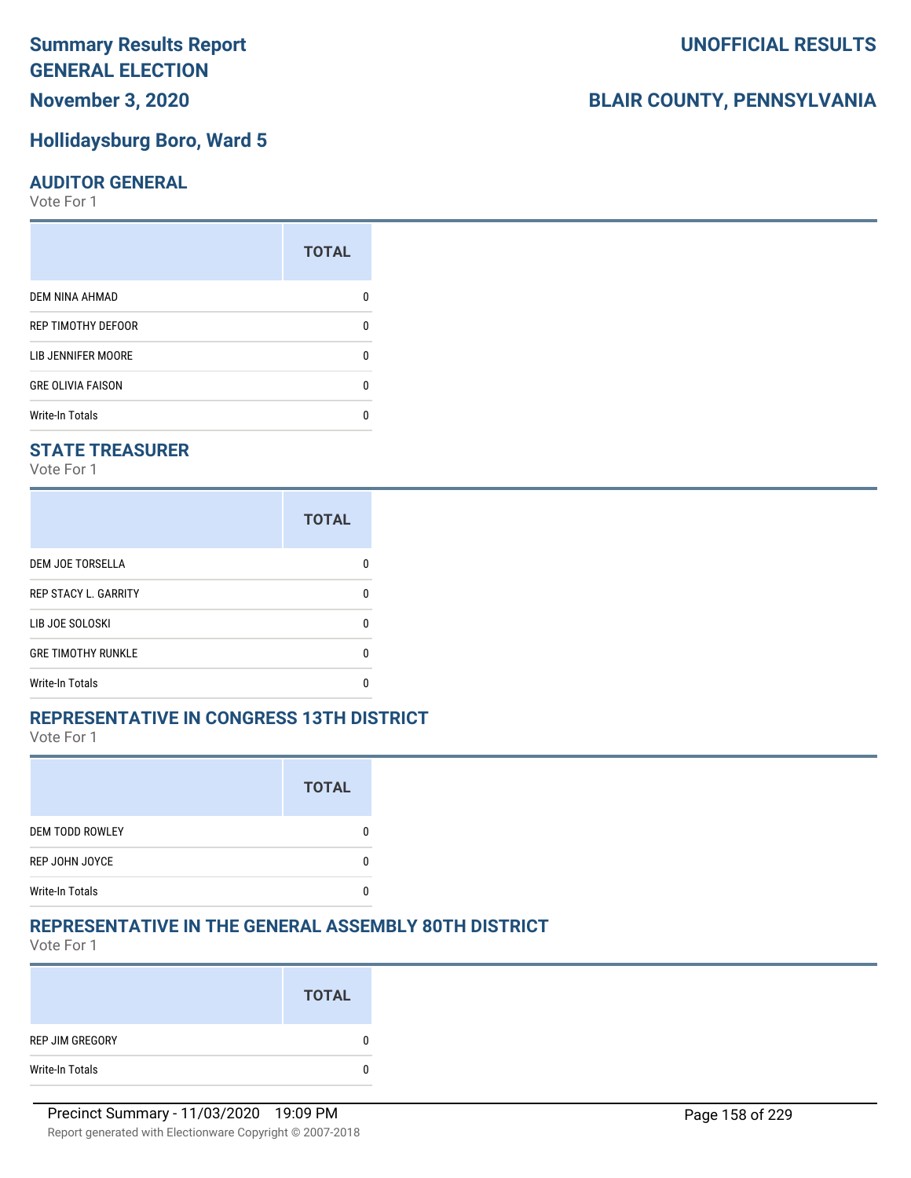# Summary Results Report
# GENERAL ELECTION
# November 3, 2020

**UNOFFICIAL RESULTS**

**BLAIR COUNTY, PENNSYLVANIA**

## Hollidaysburg Boro, Ward 5

### AUDITOR GENERAL
Vote For 1

| | TOTAL |
|---|---|
| DEM NINA AHMAD | 0 |
| REP TIMOTHY DEFOOR | 0 |
| LIB JENNIFER MOORE | 0 |
| GRE OLIVIA FAISON | 0 |
| Write-In Totals | 0 |

### STATE TREASURER
Vote For 1

| | TOTAL |
|---|---|
| DEM JOE TORSELLA | 0 |
| REP STACY L. GARRITY | 0 |
| LIB JOE SOLOSKI | 0 |
| GRE TIMOTHY RUNKLE | 0 |
| Write-In Totals | 0 |

### REPRESENTATIVE IN CONGRESS 13TH DISTRICT
Vote For 1

| | TOTAL |
|---|---|
| DEM TODD ROWLEY | 0 |
| REP JOHN JOYCE | 0 |
| Write-In Totals | 0 |

### REPRESENTATIVE IN THE GENERAL ASSEMBLY 80TH DISTRICT
Vote For 1

| | TOTAL |
|---|---|
| REP JIM GREGORY | 0 |
| Write-In Totals | 0 |

Precinct Summary - 11/03/2020 19:09 PM

Report generated with Electionware Copyright © 2007-2018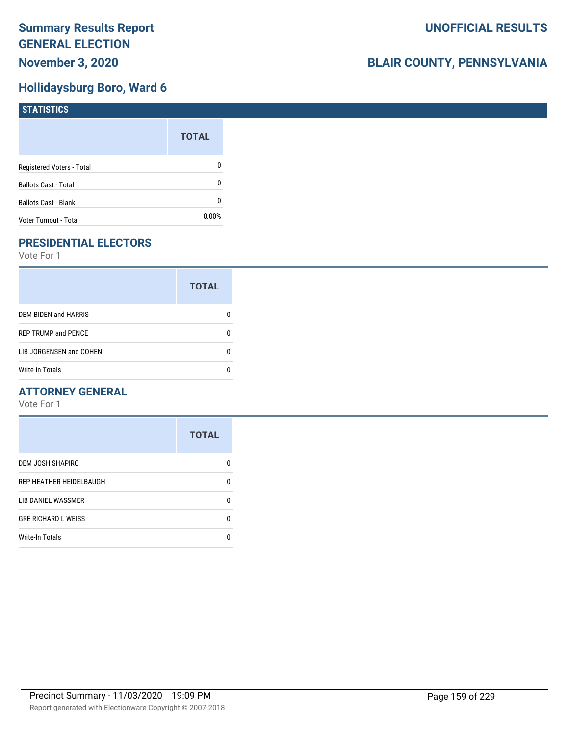# Summary Results Report GENERAL ELECTION

**November 3, 2020**

**UNOFFICIAL RESULTS**

**BLAIR COUNTY, PENNSYLVANIA**

## Hollidaysburg Boro, Ward 6

### STATISTICS

| | TOTAL |
|---|---|
| Registered Voters - Total | 0 |
| Ballots Cast - Total | 0 |
| Ballots Cast - Blank | 0 |
| Voter Turnout - Total | 0.00% |

## PRESIDENTIAL ELECTORS

Vote For 1

| | TOTAL |
|---|---|
| DEM BIDEN and HARRIS | 0 |
| REP TRUMP and PENCE | 0 |
| LIB JORGENSEN and COHEN | 0 |
| Write-In Totals | 0 |

## ATTORNEY GENERAL

Vote For 1

| | TOTAL |
|---|---|
| DEM JOSH SHAPIRO | 0 |
| REP HEATHER HEIDELBAUGH | 0 |
| LIB DANIEL WASSMER | 0 |
| GRE RICHARD L WEISS | 0 |
| Write-In Totals | 0 |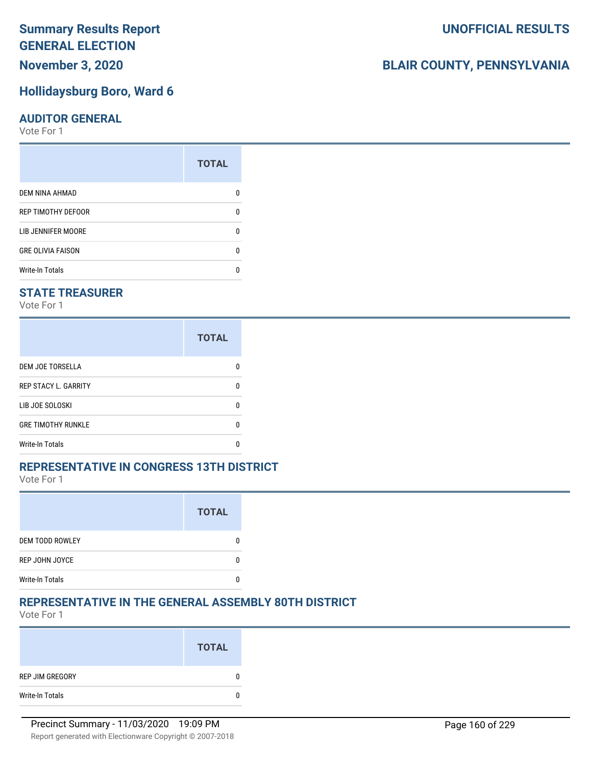# Summary Results Report
# GENERAL ELECTION
# November 3, 2020

# UNOFFICIAL RESULTS

# BLAIR COUNTY, PENNSYLVANIA

## Hollidaysburg Boro, Ward 6

### AUDITOR GENERAL

Vote For 1

| | TOTAL |
|---|---|
| DEM NINA AHMAD | 0 |
| REP TIMOTHY DEFOOR | 0 |
| LIB JENNIFER MOORE | 0 |
| GRE OLIVIA FAISON | 0 |
| Write-In Totals | 0 |

### STATE TREASURER

Vote For 1

| | TOTAL |
|---|---|
| DEM JOE TORSELLA | 0 |
| REP STACY L. GARRITY | 0 |
| LIB JOE SOLOSKI | 0 |
| GRE TIMOTHY RUNKLE | 0 |
| Write-In Totals | 0 |

### REPRESENTATIVE IN CONGRESS 13TH DISTRICT

Vote For 1

| | TOTAL |
|---|---|
| DEM TODD ROWLEY | 0 |
| REP JOHN JOYCE | 0 |
| Write-In Totals | 0 |

### REPRESENTATIVE IN THE GENERAL ASSEMBLY 80TH DISTRICT

Vote For 1

| | TOTAL |
|---|---|
| REP JIM GREGORY | 0 |
| Write-In Totals | 0 |

Precinct Summary - 11/03/2020 19:09 PM

Report generated with Electionware Copyright © 2007-2018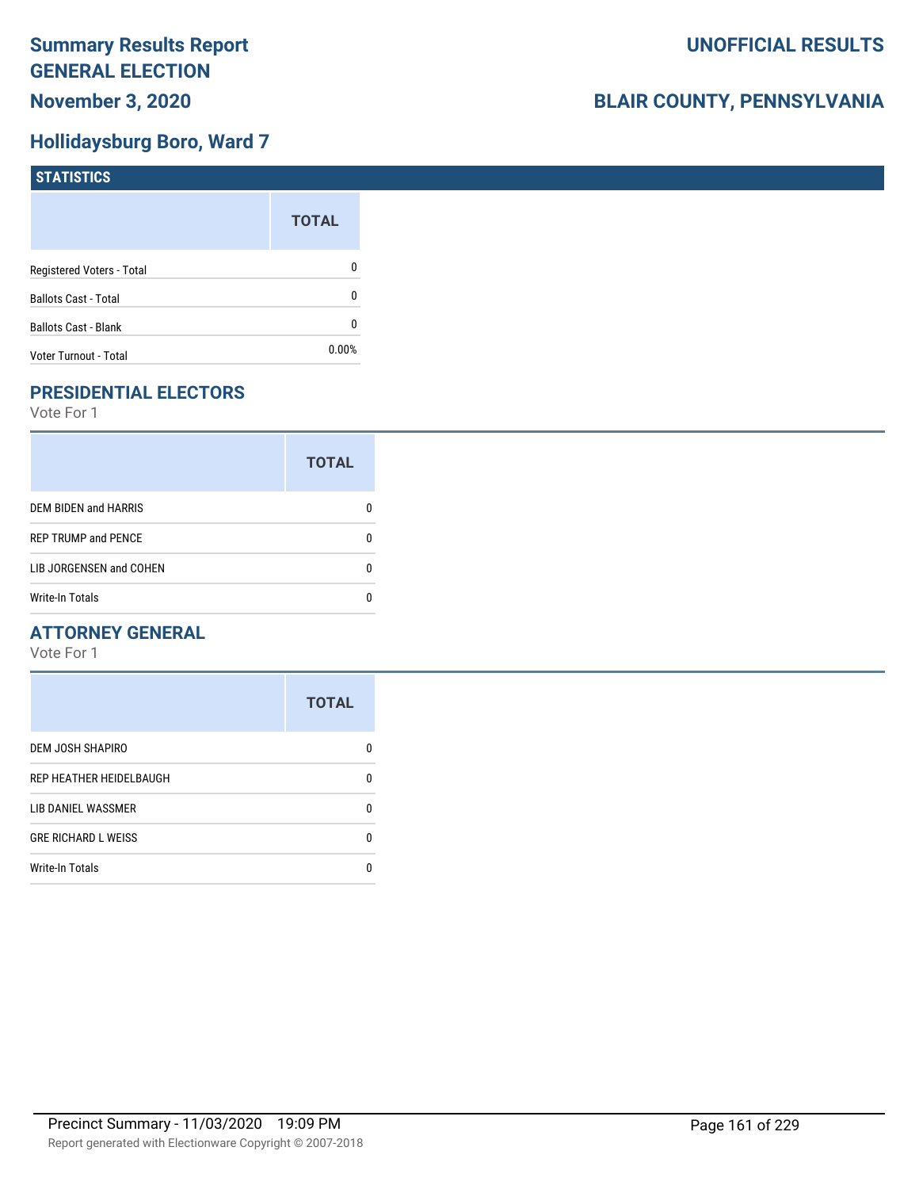# Summary Results Report
# GENERAL ELECTION
## November 3, 2020

**UNOFFICIAL RESULTS**

**BLAIR COUNTY, PENNSYLVANIA**

## Hollidaysburg Boro, Ward 7

### STATISTICS

| | TOTAL |
|---|---|
| Registered Voters - Total | 0 |
| Ballots Cast - Total | 0 |
| Ballots Cast - Blank | 0 |
| Voter Turnout - Total | 0.00% |

### PRESIDENTIAL ELECTORS

Vote For 1

| | TOTAL |
|---|---|
| DEM BIDEN and HARRIS | 0 |
| REP TRUMP and PENCE | 0 |
| LIB JORGENSEN and COHEN | 0 |
| Write-In Totals | 0 |

### ATTORNEY GENERAL

Vote For 1

| | TOTAL |
|---|---|
| DEM JOSH SHAPIRO | 0 |
| REP HEATHER HEIDELBAUGH | 0 |
| LIB DANIEL WASSMER | 0 |
| GRE RICHARD L WEISS | 0 |
| Write-In Totals | 0 |

Precinct Summary - 11/03/2020 19:09 PM

Report generated with Electionware Copyright © 2007-2018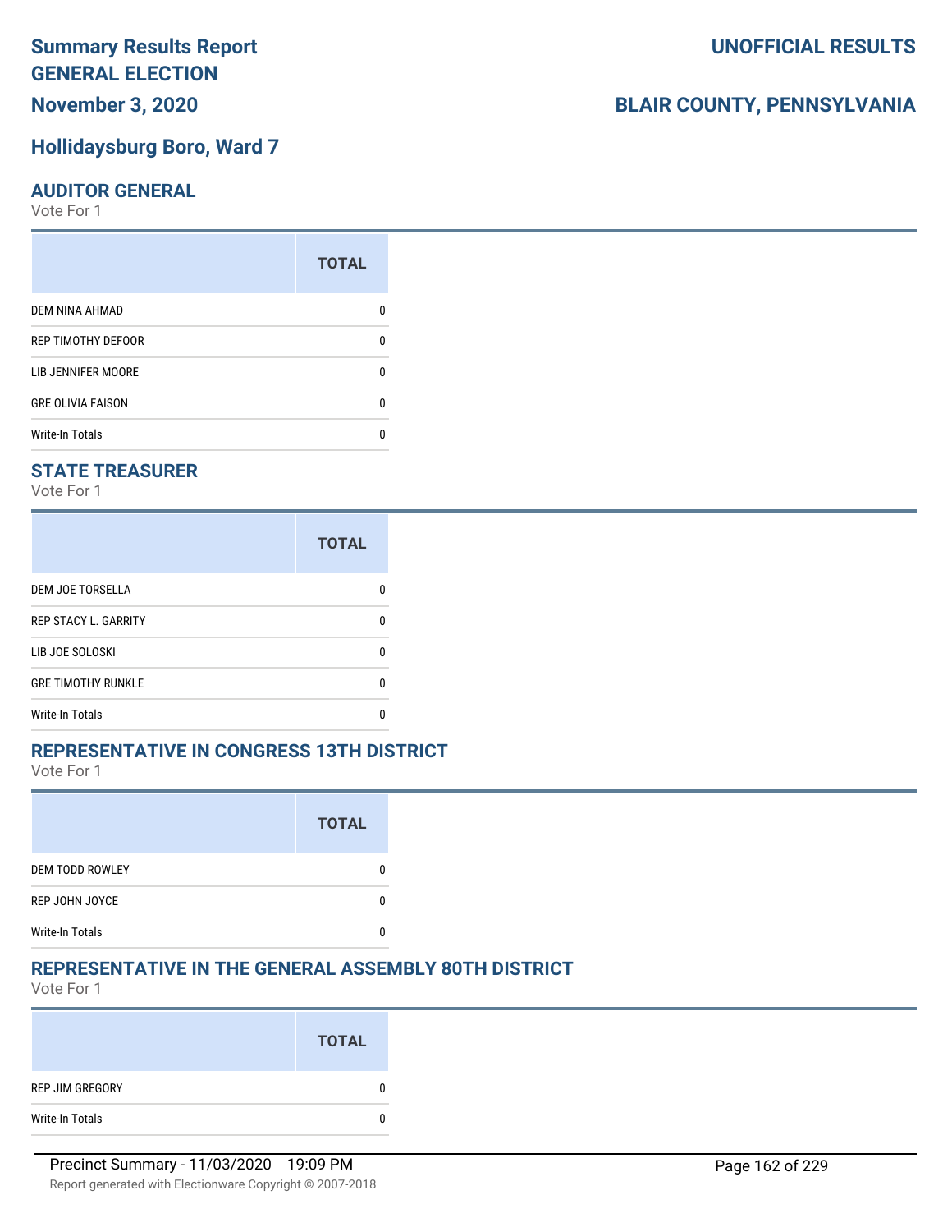# Summary Results Report
# GENERAL ELECTION
## November 3, 2020

**UNOFFICIAL RESULTS**

**BLAIR COUNTY, PENNSYLVANIA**

## Hollidaysburg Boro, Ward 7

### AUDITOR GENERAL
Vote For 1

| | TOTAL |
|---|---|
| DEM NINA AHMAD | 0 |
| REP TIMOTHY DEFOOR | 0 |
| LIB JENNIFER MOORE | 0 |
| GRE OLIVIA FAISON | 0 |
| Write-In Totals | 0 |

### STATE TREASURER
Vote For 1

| | TOTAL |
|---|---|
| DEM JOE TORSELLA | 0 |
| REP STACY L. GARRITY | 0 |
| LIB JOE SOLOSKI | 0 |
| GRE TIMOTHY RUNKLE | 0 |
| Write-In Totals | 0 |

### REPRESENTATIVE IN CONGRESS 13TH DISTRICT
Vote For 1

| | TOTAL |
|---|---|
| DEM TODD ROWLEY | 0 |
| REP JOHN JOYCE | 0 |
| Write-In Totals | 0 |

### REPRESENTATIVE IN THE GENERAL ASSEMBLY 80TH DISTRICT
Vote For 1

| | TOTAL |
|---|---|
| REP JIM GREGORY | 0 |
| Write-In Totals | 0 |

Precinct Summary - 11/03/2020 19:09 PM

Report generated with Electionware Copyright © 2007-2018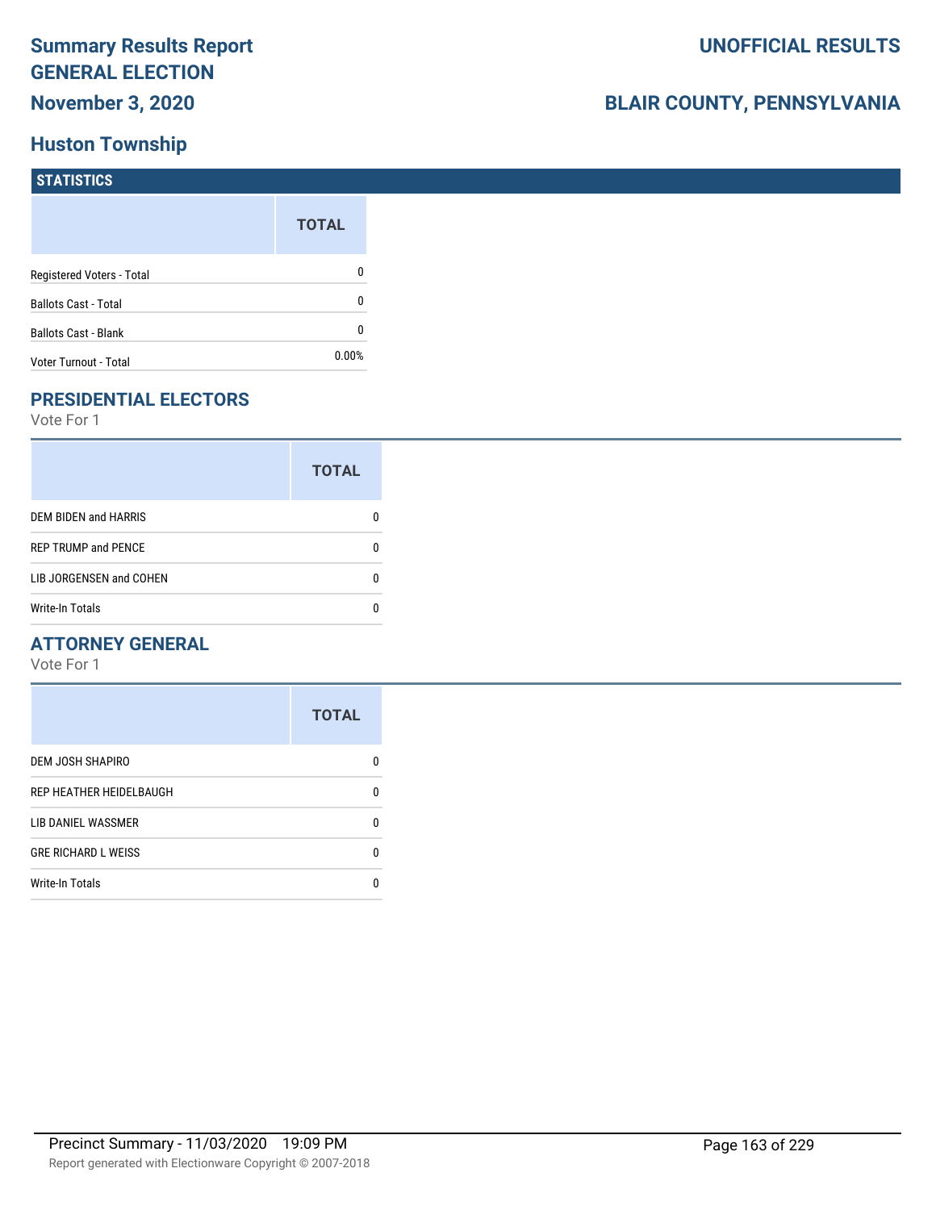# Summary Results Report GENERAL ELECTION

**UNOFFICIAL RESULTS**

**November 3, 2020**

**BLAIR COUNTY, PENNSYLVANIA**

## Huston Township

### STATISTICS

| | TOTAL |
|---|---|
| Registered Voters - Total | 0 |
| Ballots Cast - Total | 0 |
| Ballots Cast - Blank | 0 |
| Voter Turnout - Total | 0.00% |

### PRESIDENTIAL ELECTORS

Vote For 1

| | TOTAL |
|---|---|
| DEM BIDEN and HARRIS | 0 |
| REP TRUMP and PENCE | 0 |
| LIB JORGENSEN and COHEN | 0 |
| Write-In Totals | 0 |

### ATTORNEY GENERAL

Vote For 1

| | TOTAL |
|---|---|
| DEM JOSH SHAPIRO | 0 |
| REP HEATHER HEIDELBAUGH | 0 |
| LIB DANIEL WASSMER | 0 |
| GRE RICHARD L WEISS | 0 |
| Write-In Totals | 0 |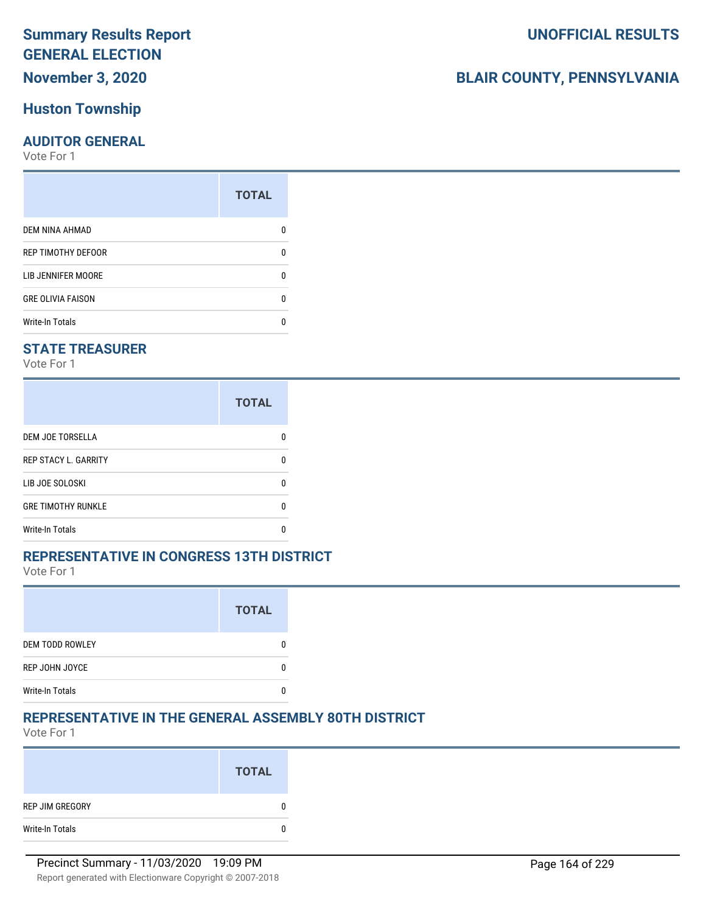# Summary Results Report
# GENERAL ELECTION
# November 3, 2020

**UNOFFICIAL RESULTS**

**BLAIR COUNTY, PENNSYLVANIA**

## Huston Township

### AUDITOR GENERAL
Vote For 1

| | TOTAL |
|---|---|
| DEM NINA AHMAD | 0 |
| REP TIMOTHY DEFOOR | 0 |
| LIB JENNIFER MOORE | 0 |
| GRE OLIVIA FAISON | 0 |
| Write-In Totals | 0 |

### STATE TREASURER
Vote For 1

| | TOTAL |
|---|---|
| DEM JOE TORSELLA | 0 |
| REP STACY L. GARRITY | 0 |
| LIB JOE SOLOSKI | 0 |
| GRE TIMOTHY RUNKLE | 0 |
| Write-In Totals | 0 |

### REPRESENTATIVE IN CONGRESS 13TH DISTRICT
Vote For 1

| | TOTAL |
|---|---|
| DEM TODD ROWLEY | 0 |
| REP JOHN JOYCE | 0 |
| Write-In Totals | 0 |

### REPRESENTATIVE IN THE GENERAL ASSEMBLY 80TH DISTRICT
Vote For 1

| | TOTAL |
|---|---|
| REP JIM GREGORY | 0 |
| Write-In Totals | 0 |

Precinct Summary - 11/03/2020 19:09 PM

Report generated with Electionware Copyright © 2007-2018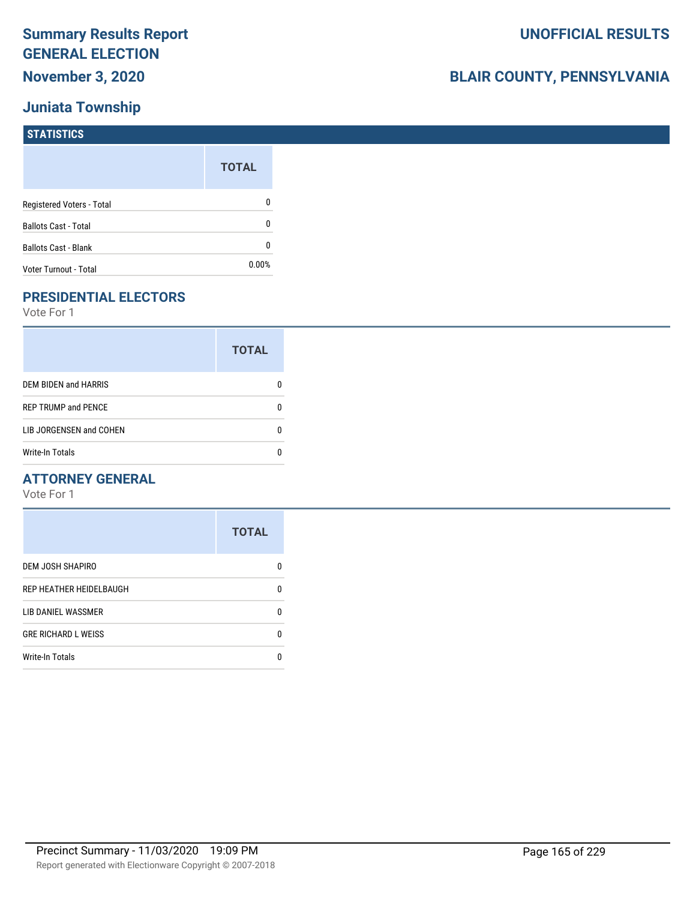# Summary Results Report GENERAL ELECTION

**November 3, 2020**

**UNOFFICIAL RESULTS**

**BLAIR COUNTY, PENNSYLVANIA**

## Juniata Township

### STATISTICS

| | TOTAL |
|---|---|
| Registered Voters - Total | 0 |
| Ballots Cast - Total | 0 |
| Ballots Cast - Blank | 0 |
| Voter Turnout - Total | 0.00% |

### PRESIDENTIAL ELECTORS

Vote For 1

| | TOTAL |
|---|---|
| DEM BIDEN and HARRIS | 0 |
| REP TRUMP and PENCE | 0 |
| LIB JORGENSEN and COHEN | 0 |
| Write-In Totals | 0 |

### ATTORNEY GENERAL

Vote For 1

| | TOTAL |
|---|---|
| DEM JOSH SHAPIRO | 0 |
| REP HEATHER HEIDELBAUGH | 0 |
| LIB DANIEL WASSMER | 0 |
| GRE RICHARD L WEISS | 0 |
| Write-In Totals | 0 |

Precinct Summary - 11/03/2020 19:09 PM

Report generated with Electionware Copyright © 2007-2018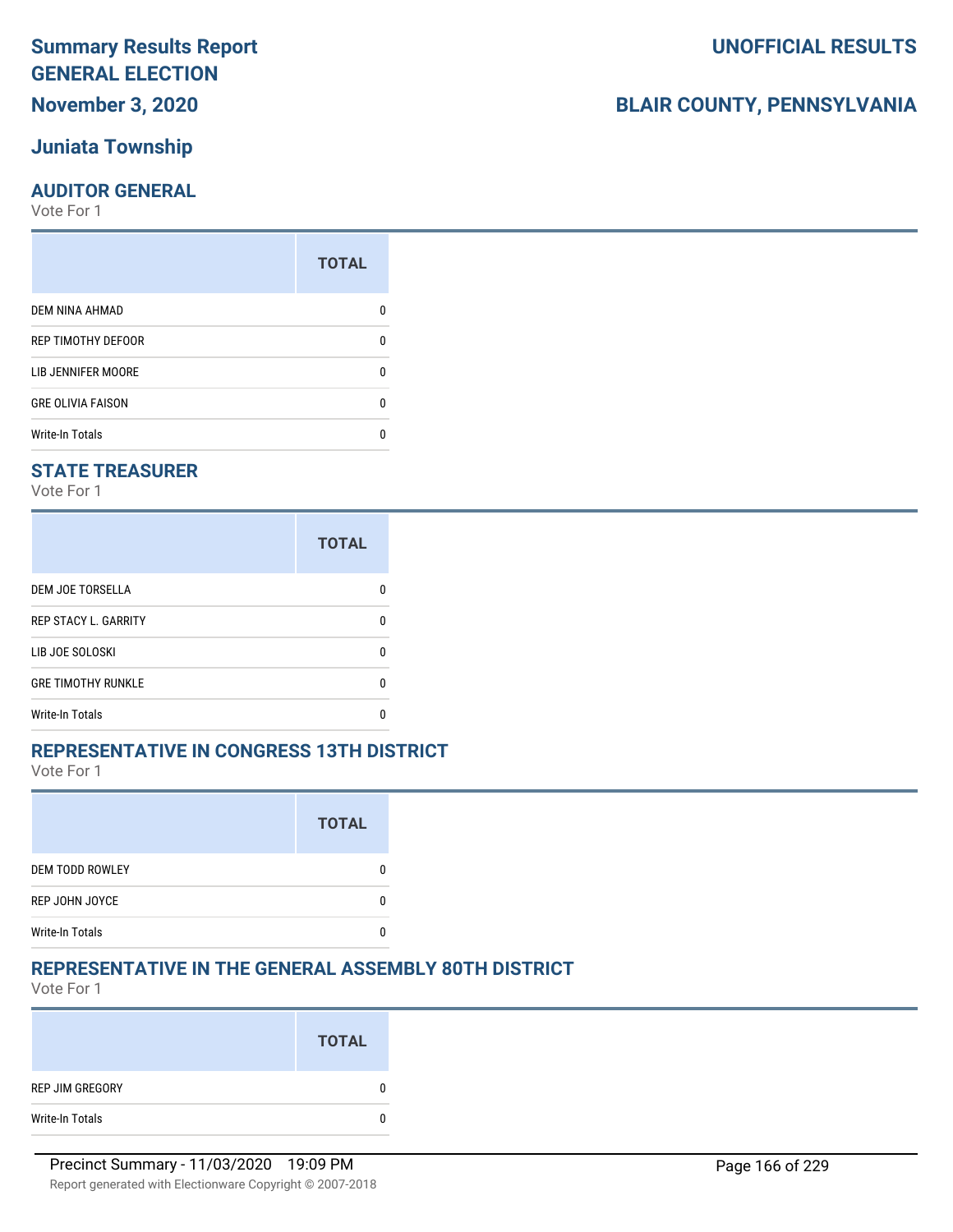# Summary Results Report GENERAL ELECTION

**UNOFFICIAL RESULTS**

**November 3, 2020**

**BLAIR COUNTY, PENNSYLVANIA**

## Juniata Township

### AUDITOR GENERAL

Vote For 1

| | TOTAL |
|---|---|
| DEM NINA AHMAD | 0 |
| REP TIMOTHY DEFOOR | 0 |
| LIB JENNIFER MOORE | 0 |
| GRE OLIVIA FAISON | 0 |
| Write-In Totals | 0 |

### STATE TREASURER

Vote For 1

| | TOTAL |
|---|---|
| DEM JOE TORSELLA | 0 |
| REP STACY L. GARRITY | 0 |
| LIB JOE SOLOSKI | 0 |
| GRE TIMOTHY RUNKLE | 0 |
| Write-In Totals | 0 |

### REPRESENTATIVE IN CONGRESS 13TH DISTRICT

Vote For 1

| | TOTAL |
|---|---|
| DEM TODD ROWLEY | 0 |
| REP JOHN JOYCE | 0 |
| Write-In Totals | 0 |

### REPRESENTATIVE IN THE GENERAL ASSEMBLY 80TH DISTRICT

Vote For 1

| | TOTAL |
|---|---|
| REP JIM GREGORY | 0 |
| Write-In Totals | 0 |

Precinct Summary - 11/03/2020 19:09 PM

Report generated with Electionware Copyright © 2007-2018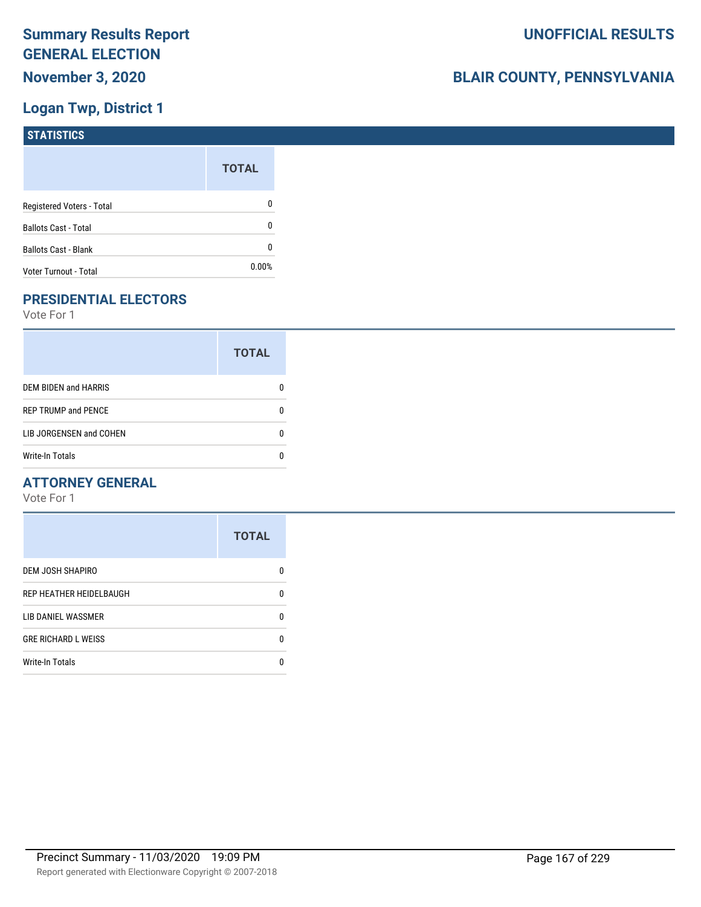# Summary Results Report GENERAL ELECTION

**November 3, 2020**

**UNOFFICIAL RESULTS**

**BLAIR COUNTY, PENNSYLVANIA**

## Logan Twp, District 1

### STATISTICS

| | TOTAL |
|---|---|
| Registered Voters - Total | 0 |
| Ballots Cast - Total | 0 |
| Ballots Cast - Blank | 0 |
| Voter Turnout - Total | 0.00% |

### PRESIDENTIAL ELECTORS

Vote For 1

| | TOTAL |
|---|---|
| DEM BIDEN and HARRIS | 0 |
| REP TRUMP and PENCE | 0 |
| LIB JORGENSEN and COHEN | 0 |
| Write-In Totals | 0 |

### ATTORNEY GENERAL

Vote For 1

| | TOTAL |
|---|---|
| DEM JOSH SHAPIRO | 0 |
| REP HEATHER HEIDELBAUGH | 0 |
| LIB DANIEL WASSMER | 0 |
| GRE RICHARD L WEISS | 0 |
| Write-In Totals | 0 |

Precinct Summary - 11/03/2020 19:09 PM

Report generated with Electionware Copyright © 2007-2018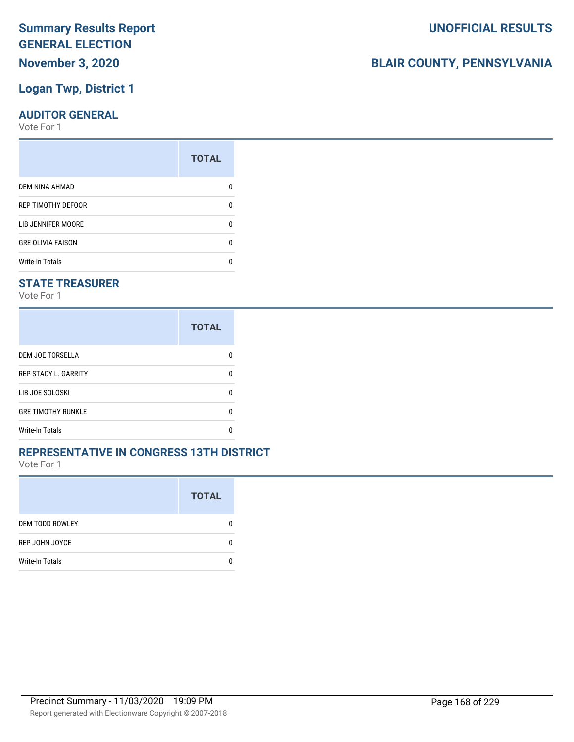# Summary Results Report GENERAL ELECTION

**November 3, 2020**

**UNOFFICIAL RESULTS**

**BLAIR COUNTY, PENNSYLVANIA**

## Logan Twp, District 1

### AUDITOR GENERAL

Vote For 1

| | TOTAL |
|---|---|
| DEM NINA AHMAD | 0 |
| REP TIMOTHY DEFOOR | 0 |
| LIB JENNIFER MOORE | 0 |
| GRE OLIVIA FAISON | 0 |
| Write-In Totals | 0 |

### STATE TREASURER

Vote For 1

| | TOTAL |
|---|---|
| DEM JOE TORSELLA | 0 |
| REP STACY L. GARRITY | 0 |
| LIB JOE SOLOSKI | 0 |
| GRE TIMOTHY RUNKLE | 0 |
| Write-In Totals | 0 |

### REPRESENTATIVE IN CONGRESS 13TH DISTRICT

Vote For 1

| | TOTAL |
|---|---|
| DEM TODD ROWLEY | 0 |
| REP JOHN JOYCE | 0 |
| Write-In Totals | 0 |

Precinct Summary - 11/03/2020 19:09 PM

Report generated with Electionware Copyright © 2007-2018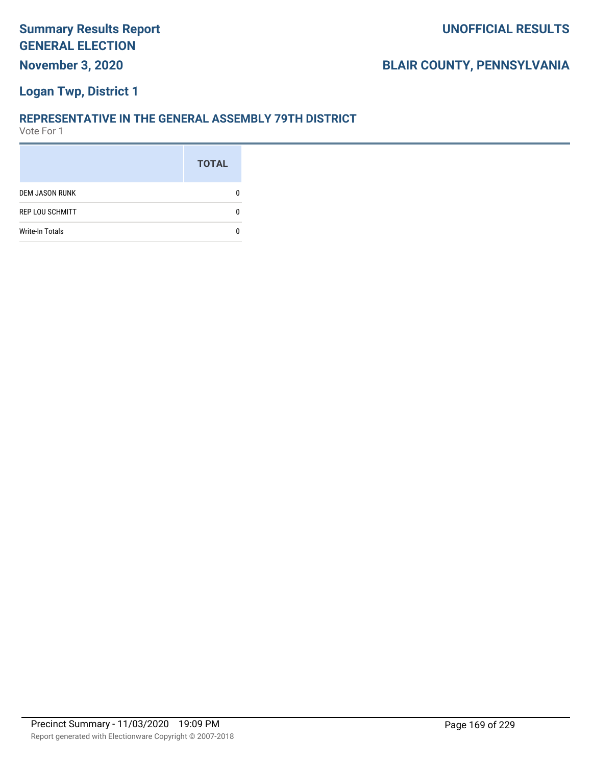# Summary Results Report GENERAL ELECTION

**November 3, 2020**

**UNOFFICIAL RESULTS**

**BLAIR COUNTY, PENNSYLVANIA**

## Logan Twp, District 1

### REPRESENTATIVE IN THE GENERAL ASSEMBLY 79TH DISTRICT

Vote For 1

| | TOTAL |
|---|---|
| DEM JASON RUNK | 0 |
| REP LOU SCHMITT | 0 |
| Write-In Totals | 0 |

Precinct Summary - 11/03/2020 19:09 PM

Report generated with Electionware Copyright © 2007-2018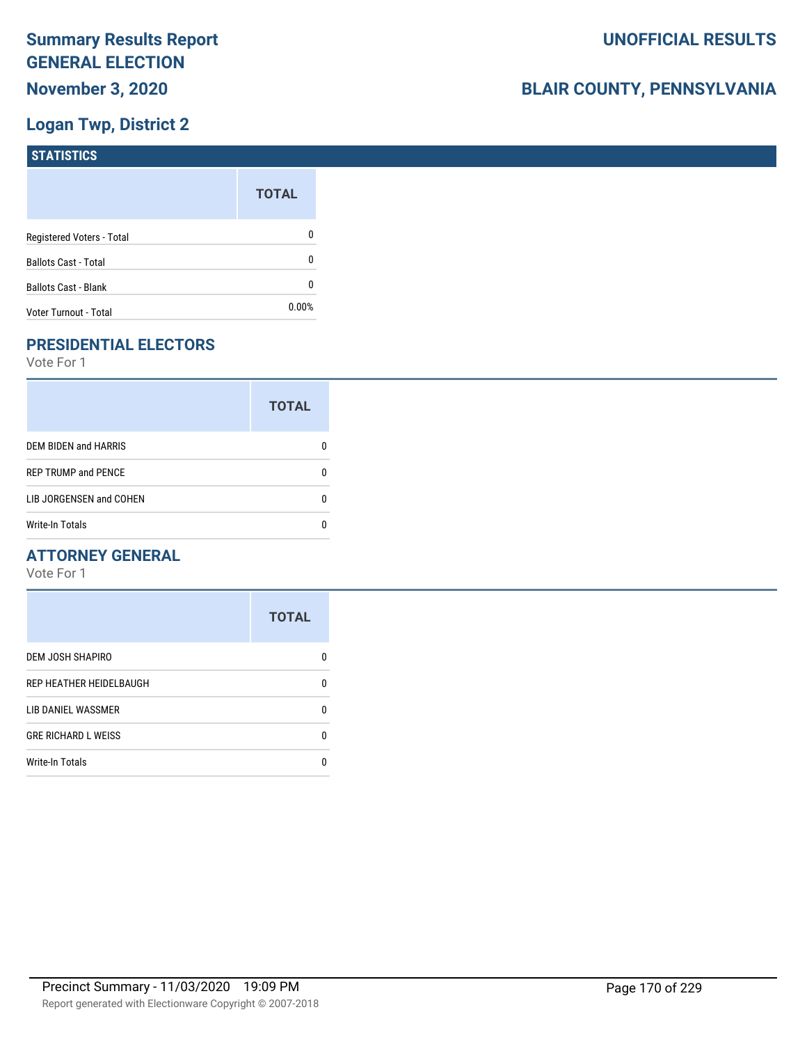# Summary Results Report GENERAL ELECTION

**November 3, 2020**

**UNOFFICIAL RESULTS**

**BLAIR COUNTY, PENNSYLVANIA**

## Logan Twp, District 2

### STATISTICS

| | TOTAL |
|---|---|
| Registered Voters - Total | 0 |
| Ballots Cast - Total | 0 |
| Ballots Cast - Blank | 0 |
| Voter Turnout - Total | 0.00% |

### PRESIDENTIAL ELECTORS

Vote For 1

| | TOTAL |
|---|---|
| DEM BIDEN and HARRIS | 0 |
| REP TRUMP and PENCE | 0 |
| LIB JORGENSEN and COHEN | 0 |
| Write-In Totals | 0 |

### ATTORNEY GENERAL

Vote For 1

| | TOTAL |
|---|---|
| DEM JOSH SHAPIRO | 0 |
| REP HEATHER HEIDELBAUGH | 0 |
| LIB DANIEL WASSMER | 0 |
| GRE RICHARD L WEISS | 0 |
| Write-In Totals | 0 |

Precinct Summary - 11/03/2020 19:09 PM

Report generated with Electionware Copyright © 2007-2018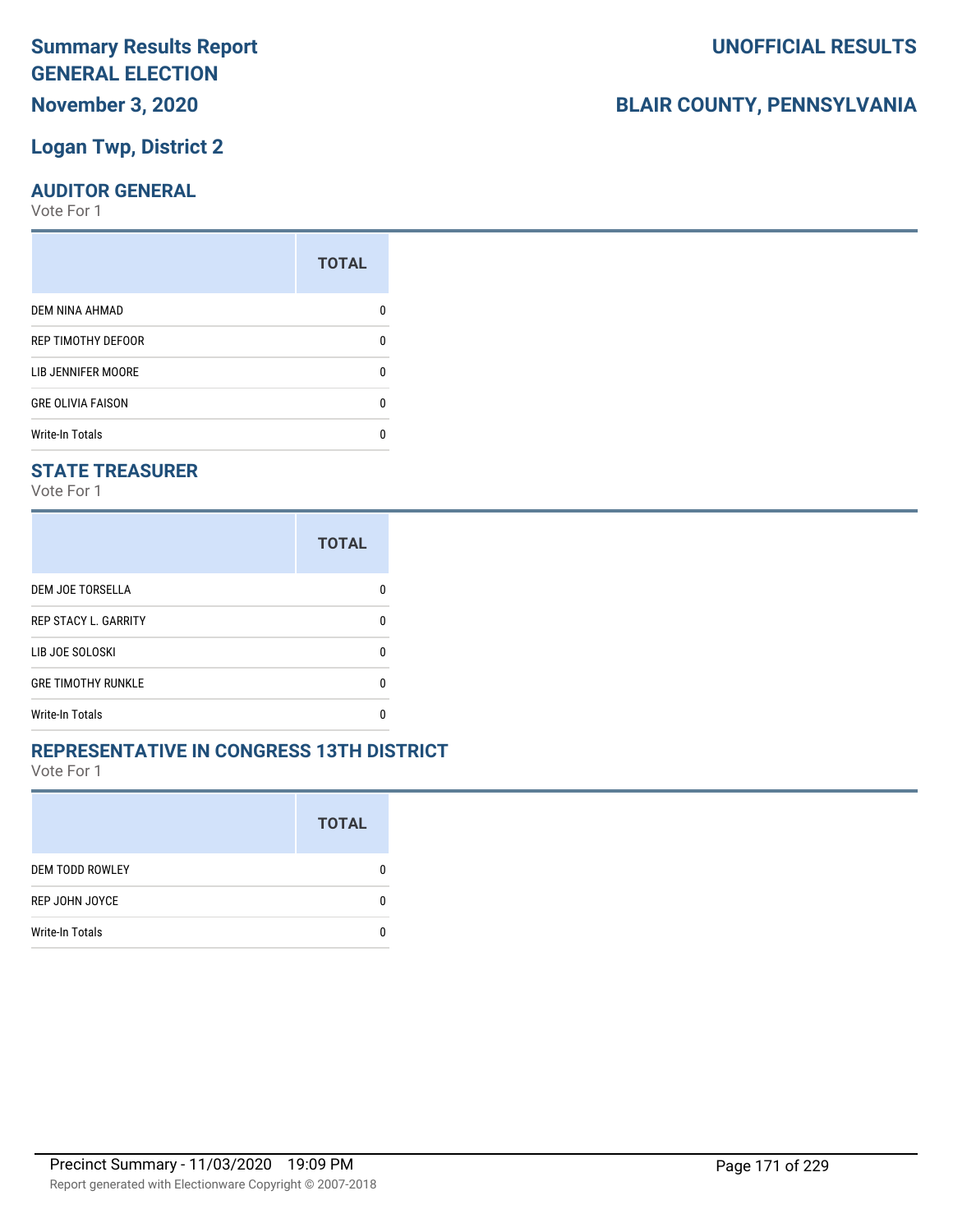# Summary Results Report GENERAL ELECTION

**November 3, 2020**

**UNOFFICIAL RESULTS**

**BLAIR COUNTY, PENNSYLVANIA**

## Logan Twp, District 2

### AUDITOR GENERAL

Vote For 1

| | TOTAL |
|---|---|
| DEM NINA AHMAD | 0 |
| REP TIMOTHY DEFOOR | 0 |
| LIB JENNIFER MOORE | 0 |
| GRE OLIVIA FAISON | 0 |
| Write-In Totals | 0 |

### STATE TREASURER

Vote For 1

| | TOTAL |
|---|---|
| DEM JOE TORSELLA | 0 |
| REP STACY L. GARRITY | 0 |
| LIB JOE SOLOSKI | 0 |
| GRE TIMOTHY RUNKLE | 0 |
| Write-In Totals | 0 |

### REPRESENTATIVE IN CONGRESS 13TH DISTRICT

Vote For 1

| | TOTAL |
|---|---|
| DEM TODD ROWLEY | 0 |
| REP JOHN JOYCE | 0 |
| Write-In Totals | 0 |

Precinct Summary - 11/03/2020 19:09 PM

Report generated with Electionware Copyright © 2007-2018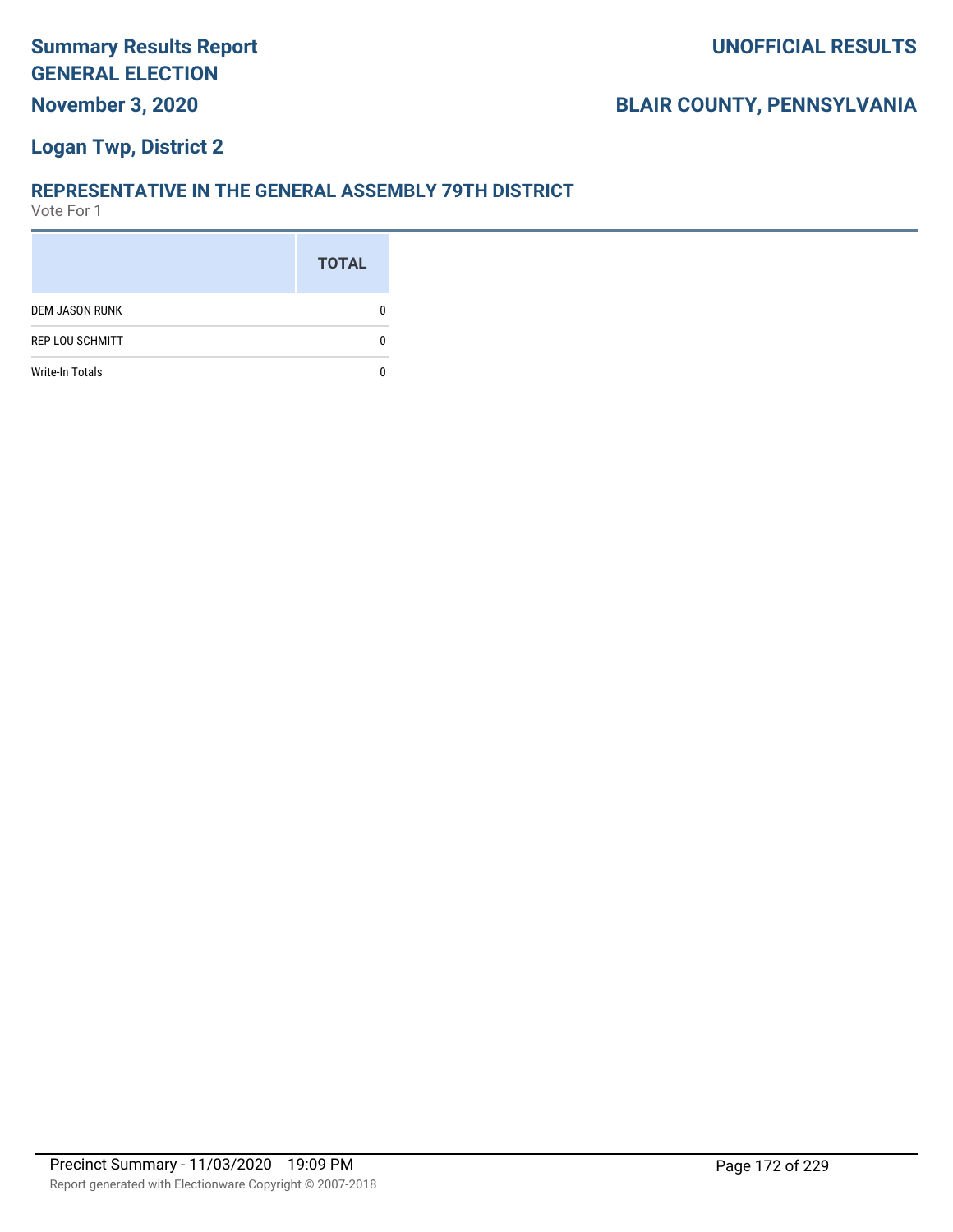# Summary Results Report
# GENERAL ELECTION
**November 3, 2020**

**UNOFFICIAL RESULTS**

**BLAIR COUNTY, PENNSYLVANIA**

**Logan Twp, District 2**

## REPRESENTATIVE IN THE GENERAL ASSEMBLY 79TH DISTRICT

Vote For 1

| | TOTAL |
|---|---|
| DEM JASON RUNK | 0 |
| REP LOU SCHMITT | 0 |
| Write-In Totals | 0 |

Precinct Summary - 11/03/2020 19:09 PM

Report generated with Electionware Copyright © 2007-2018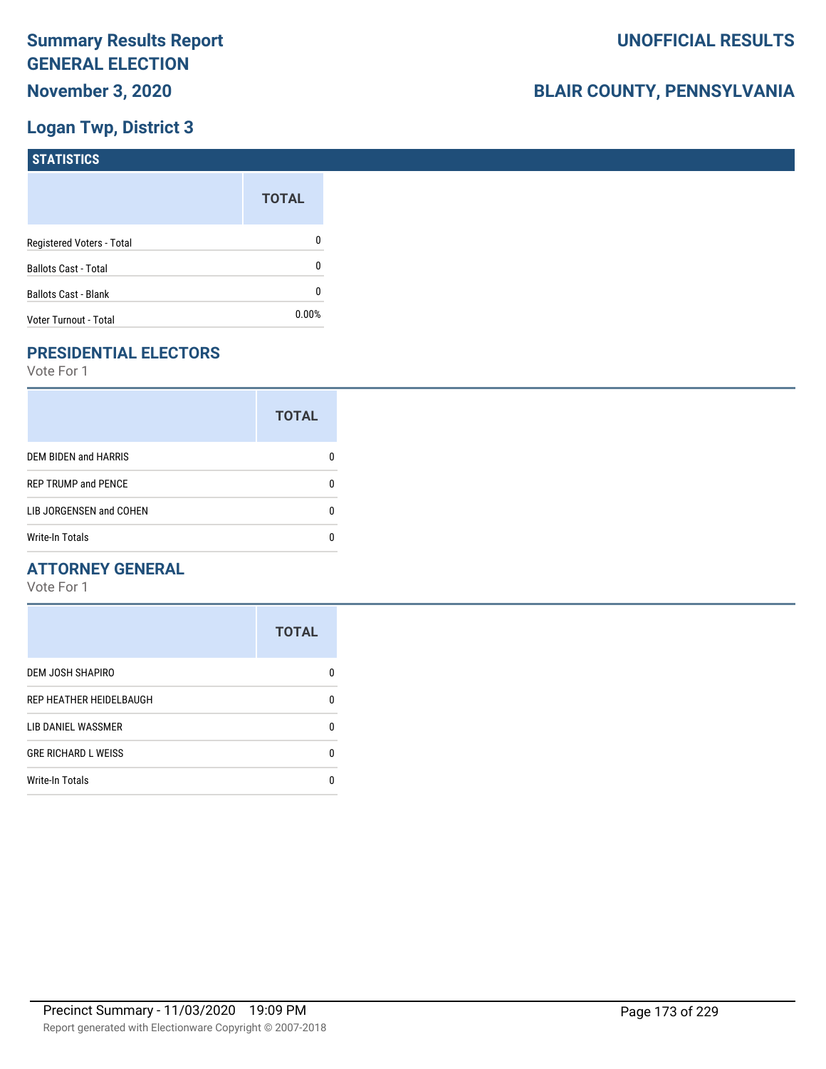# Summary Results Report GENERAL ELECTION

**November 3, 2020**

**UNOFFICIAL RESULTS**

**BLAIR COUNTY, PENNSYLVANIA**

## Logan Twp, District 3

### STATISTICS

| | TOTAL |
|---|---|
| Registered Voters - Total | 0 |
| Ballots Cast - Total | 0 |
| Ballots Cast - Blank | 0 |
| Voter Turnout - Total | 0.00% |

### PRESIDENTIAL ELECTORS

Vote For 1

| | TOTAL |
|---|---|
| DEM BIDEN and HARRIS | 0 |
| REP TRUMP and PENCE | 0 |
| LIB JORGENSEN and COHEN | 0 |
| Write-In Totals | 0 |

### ATTORNEY GENERAL

Vote For 1

| | TOTAL |
|---|---|
| DEM JOSH SHAPIRO | 0 |
| REP HEATHER HEIDELBAUGH | 0 |
| LIB DANIEL WASSMER | 0 |
| GRE RICHARD L WEISS | 0 |
| Write-In Totals | 0 |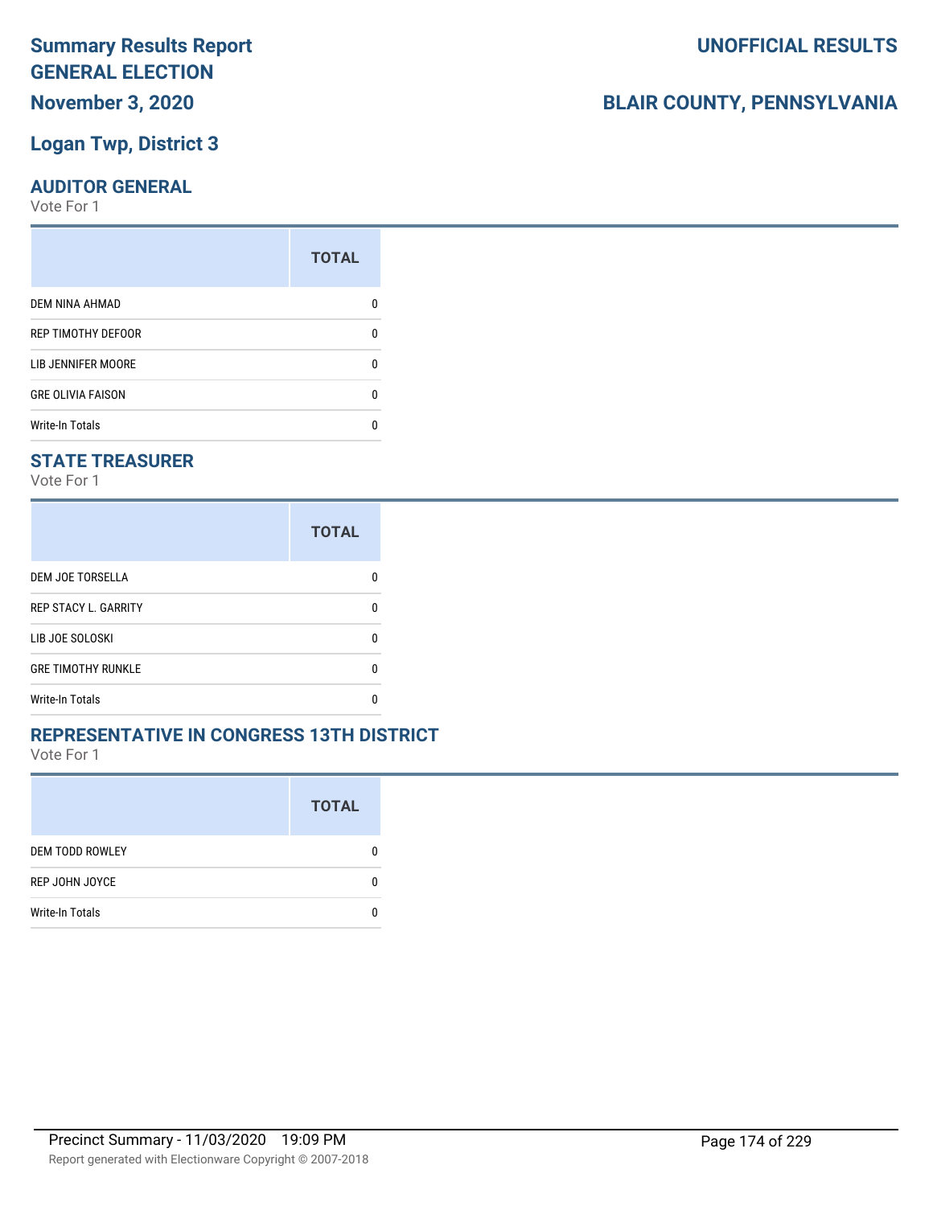# Summary Results Report GENERAL ELECTION

**November 3, 2020**

**UNOFFICIAL RESULTS**

**BLAIR COUNTY, PENNSYLVANIA**

## Logan Twp, District 3

### AUDITOR GENERAL

Vote For 1

| | TOTAL |
|---|---|
| DEM NINA AHMAD | 0 |
| REP TIMOTHY DEFOOR | 0 |
| LIB JENNIFER MOORE | 0 |
| GRE OLIVIA FAISON | 0 |
| Write-In Totals | 0 |

### STATE TREASURER

Vote For 1

| | TOTAL |
|---|---|
| DEM JOE TORSELLA | 0 |
| REP STACY L. GARRITY | 0 |
| LIB JOE SOLOSKI | 0 |
| GRE TIMOTHY RUNKLE | 0 |
| Write-In Totals | 0 |

### REPRESENTATIVE IN CONGRESS 13TH DISTRICT

Vote For 1

| | TOTAL |
|---|---|
| DEM TODD ROWLEY | 0 |
| REP JOHN JOYCE | 0 |
| Write-In Totals | 0 |

Precinct Summary - 11/03/2020 19:09 PM

Report generated with Electionware Copyright © 2007-2018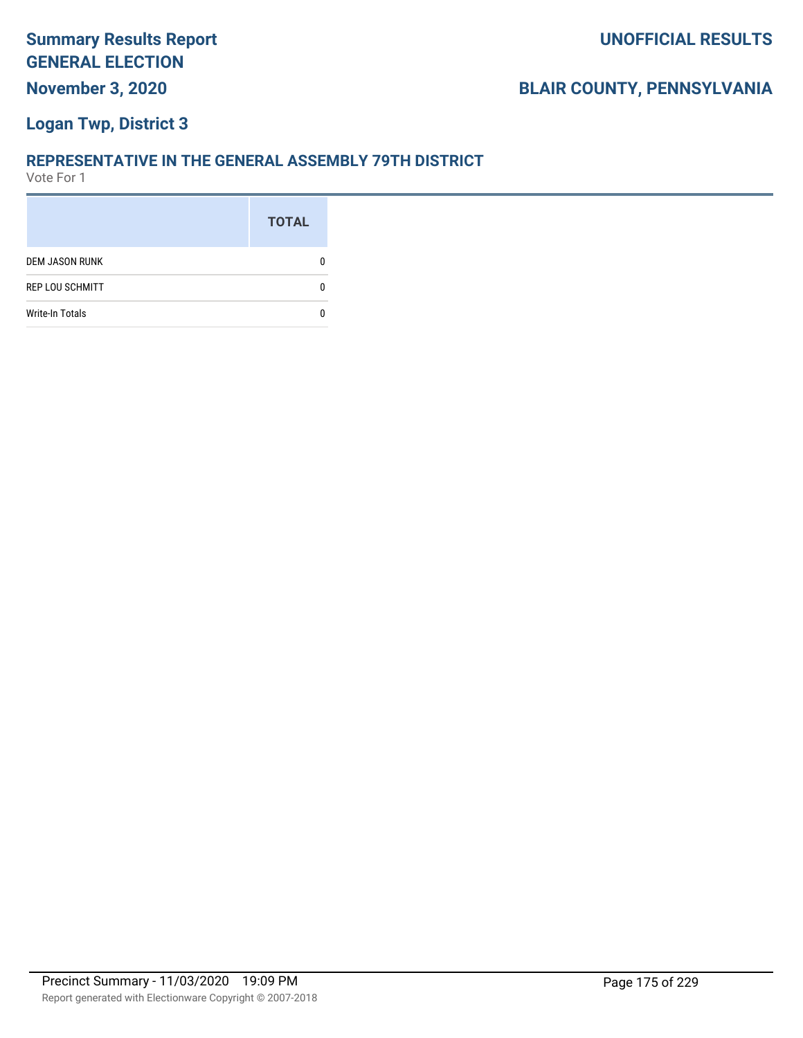# Logan Twp, District 3

## REPRESENTATIVE IN THE GENERAL ASSEMBLY 79TH DISTRICT

Vote For 1

| | TOTAL |
|---|---|
| DEM JASON RUNK | 0 |
| REP LOU SCHMITT | 0 |
| Write-In Totals | 0 |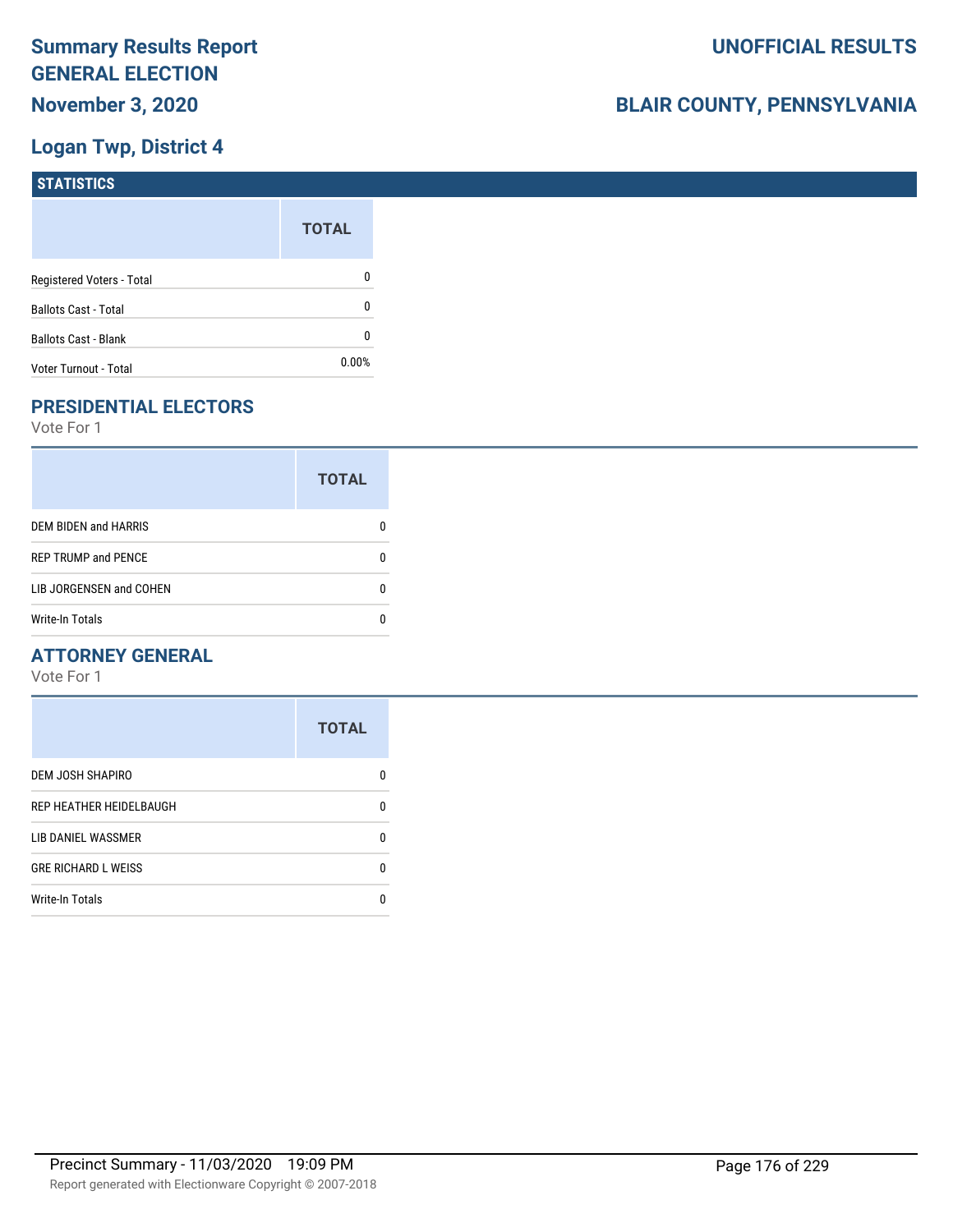# Summary Results Report GENERAL ELECTION

**November 3, 2020**

**UNOFFICIAL RESULTS**

**BLAIR COUNTY, PENNSYLVANIA**

## Logan Twp, District 4

### STATISTICS

| | TOTAL |
|---|---|
| Registered Voters - Total | 0 |
| Ballots Cast - Total | 0 |
| Ballots Cast - Blank | 0 |
| Voter Turnout - Total | 0.00% |

### PRESIDENTIAL ELECTORS

Vote For 1

| | TOTAL |
|---|---|
| DEM BIDEN and HARRIS | 0 |
| REP TRUMP and PENCE | 0 |
| LIB JORGENSEN and COHEN | 0 |
| Write-In Totals | 0 |

### ATTORNEY GENERAL

Vote For 1

| | TOTAL |
|---|---|
| DEM JOSH SHAPIRO | 0 |
| REP HEATHER HEIDELBAUGH | 0 |
| LIB DANIEL WASSMER | 0 |
| GRE RICHARD L WEISS | 0 |
| Write-In Totals | 0 |

Precinct Summary - 11/03/2020 19:09 PM

Report generated with Electionware Copyright © 2007-2018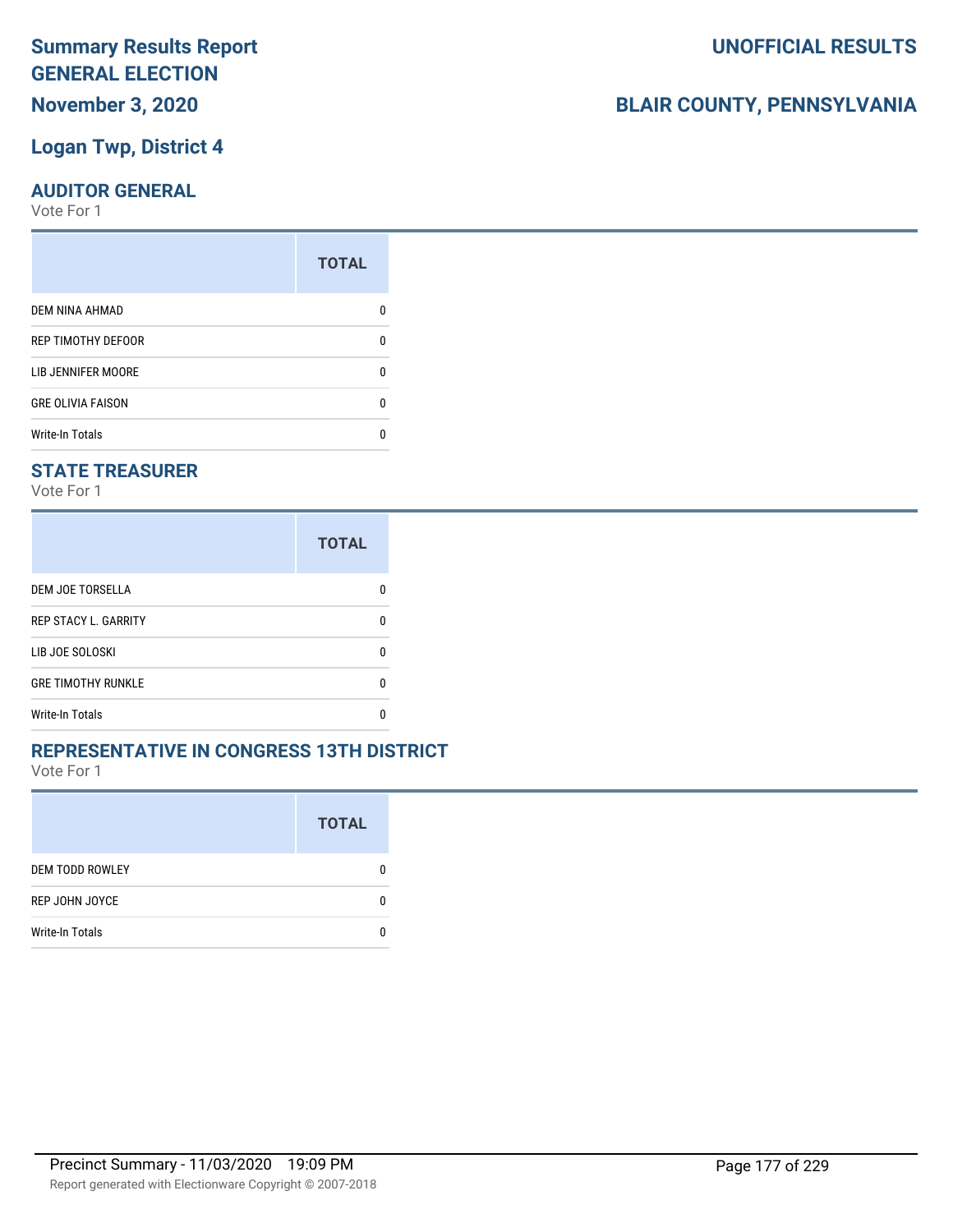# Summary Results Report

## GENERAL ELECTION

**November 3, 2020**

**UNOFFICIAL RESULTS**

**BLAIR COUNTY, PENNSYLVANIA**

## Logan Twp, District 4

### AUDITOR GENERAL

Vote For 1

| | TOTAL |
|---|---|
| DEM NINA AHMAD | 0 |
| REP TIMOTHY DEFOOR | 0 |
| LIB JENNIFER MOORE | 0 |
| GRE OLIVIA FAISON | 0 |
| Write-In Totals | 0 |

### STATE TREASURER

Vote For 1

| | TOTAL |
|---|---|
| DEM JOE TORSELLA | 0 |
| REP STACY L. GARRITY | 0 |
| LIB JOE SOLOSKI | 0 |
| GRE TIMOTHY RUNKLE | 0 |
| Write-In Totals | 0 |

### REPRESENTATIVE IN CONGRESS 13TH DISTRICT

Vote For 1

| | TOTAL |
|---|---|
| DEM TODD ROWLEY | 0 |
| REP JOHN JOYCE | 0 |
| Write-In Totals | 0 |

Precinct Summary - 11/03/2020 19:09 PM

Report generated with Electionware Copyright © 2007-2018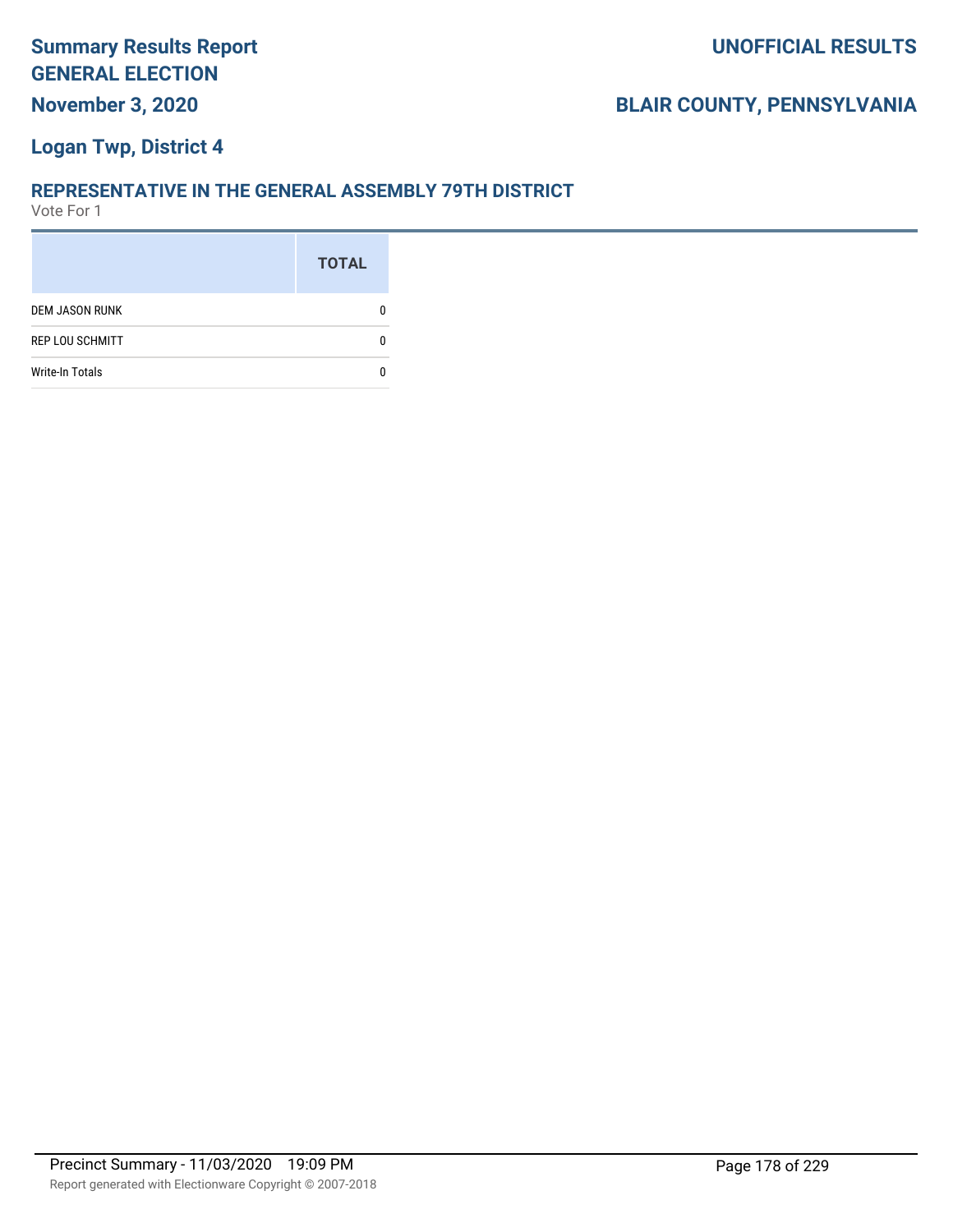# Summary Results Report GENERAL ELECTION

**November 3, 2020**

**UNOFFICIAL RESULTS**

**BLAIR COUNTY, PENNSYLVANIA**

## Logan Twp, District 4

### REPRESENTATIVE IN THE GENERAL ASSEMBLY 79TH DISTRICT

Vote For 1

| | TOTAL |
|---|---|
| DEM JASON RUNK | 0 |
| REP LOU SCHMITT | 0 |
| Write-In Totals | 0 |

Precinct Summary - 11/03/2020 19:09 PM

Report generated with Electionware Copyright © 2007-2018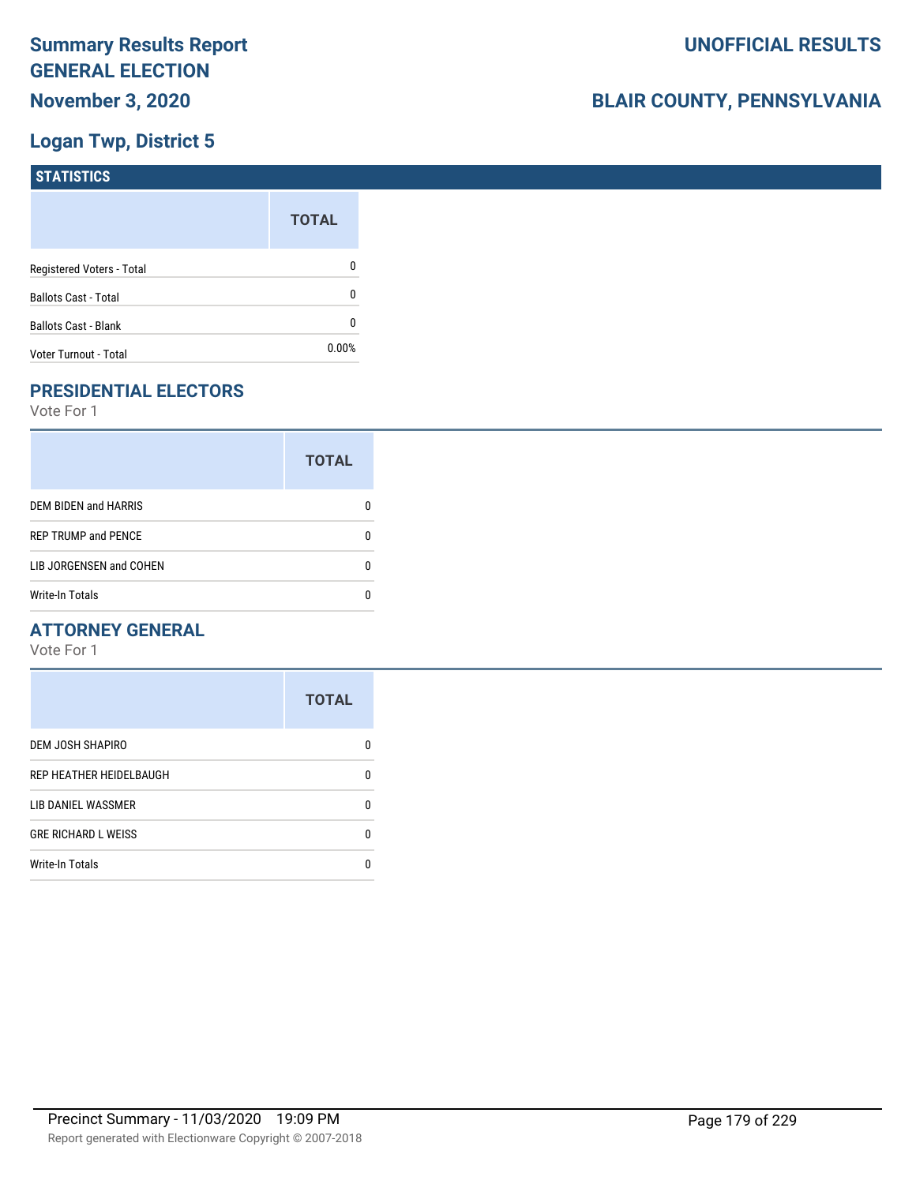# Summary Results Report
# GENERAL ELECTION
**November 3, 2020**

**UNOFFICIAL RESULTS**

**BLAIR COUNTY, PENNSYLVANIA**

## Logan Twp, District 5

### STATISTICS

| | TOTAL |
|---|---|
| Registered Voters - Total | 0 |
| Ballots Cast - Total | 0 |
| Ballots Cast - Blank | 0 |
| Voter Turnout - Total | 0.00% |

### PRESIDENTIAL ELECTORS

Vote For 1

| | TOTAL |
|---|---|
| DEM BIDEN and HARRIS | 0 |
| REP TRUMP and PENCE | 0 |
| LIB JORGENSEN and COHEN | 0 |
| Write-In Totals | 0 |

### ATTORNEY GENERAL

Vote For 1

| | TOTAL |
|---|---|
| DEM JOSH SHAPIRO | 0 |
| REP HEATHER HEIDELBAUGH | 0 |
| LIB DANIEL WASSMER | 0 |
| GRE RICHARD L WEISS | 0 |
| Write-In Totals | 0 |

Precinct Summary - 11/03/2020 19:09 PM

Report generated with Electionware Copyright © 2007-2018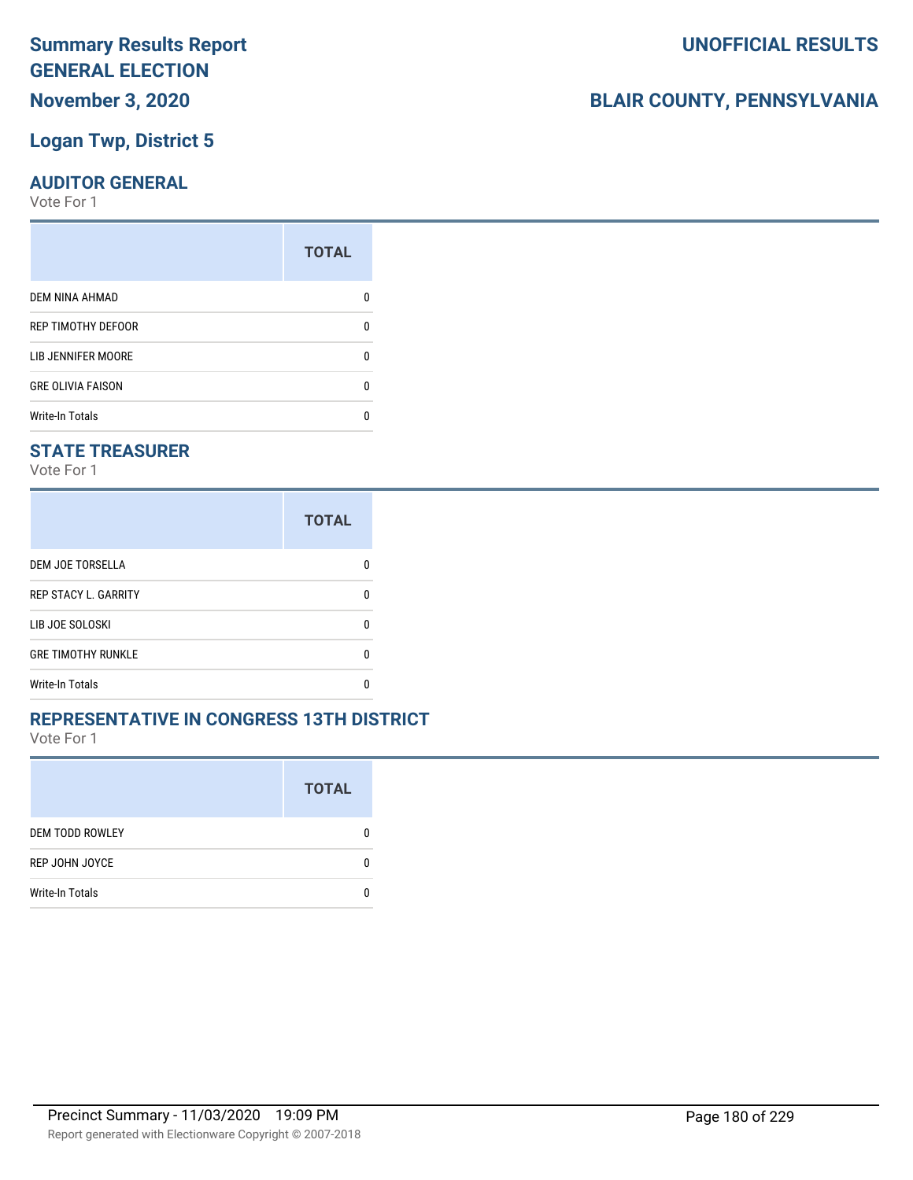# Summary Results Report
# GENERAL ELECTION
## November 3, 2020

**UNOFFICIAL RESULTS**

**BLAIR COUNTY, PENNSYLVANIA**

## Logan Twp, District 5

### AUDITOR GENERAL

Vote For 1

| | TOTAL |
|---|---|
| DEM NINA AHMAD | 0 |
| REP TIMOTHY DEFOOR | 0 |
| LIB JENNIFER MOORE | 0 |
| GRE OLIVIA FAISON | 0 |
| Write-In Totals | 0 |

### STATE TREASURER

Vote For 1

| | TOTAL |
|---|---|
| DEM JOE TORSELLA | 0 |
| REP STACY L. GARRITY | 0 |
| LIB JOE SOLOSKI | 0 |
| GRE TIMOTHY RUNKLE | 0 |
| Write-In Totals | 0 |

### REPRESENTATIVE IN CONGRESS 13TH DISTRICT

Vote For 1

| | TOTAL |
|---|---|
| DEM TODD ROWLEY | 0 |
| REP JOHN JOYCE | 0 |
| Write-In Totals | 0 |

Precinct Summary - 11/03/2020 19:09 PM

Report generated with Electionware Copyright © 2007-2018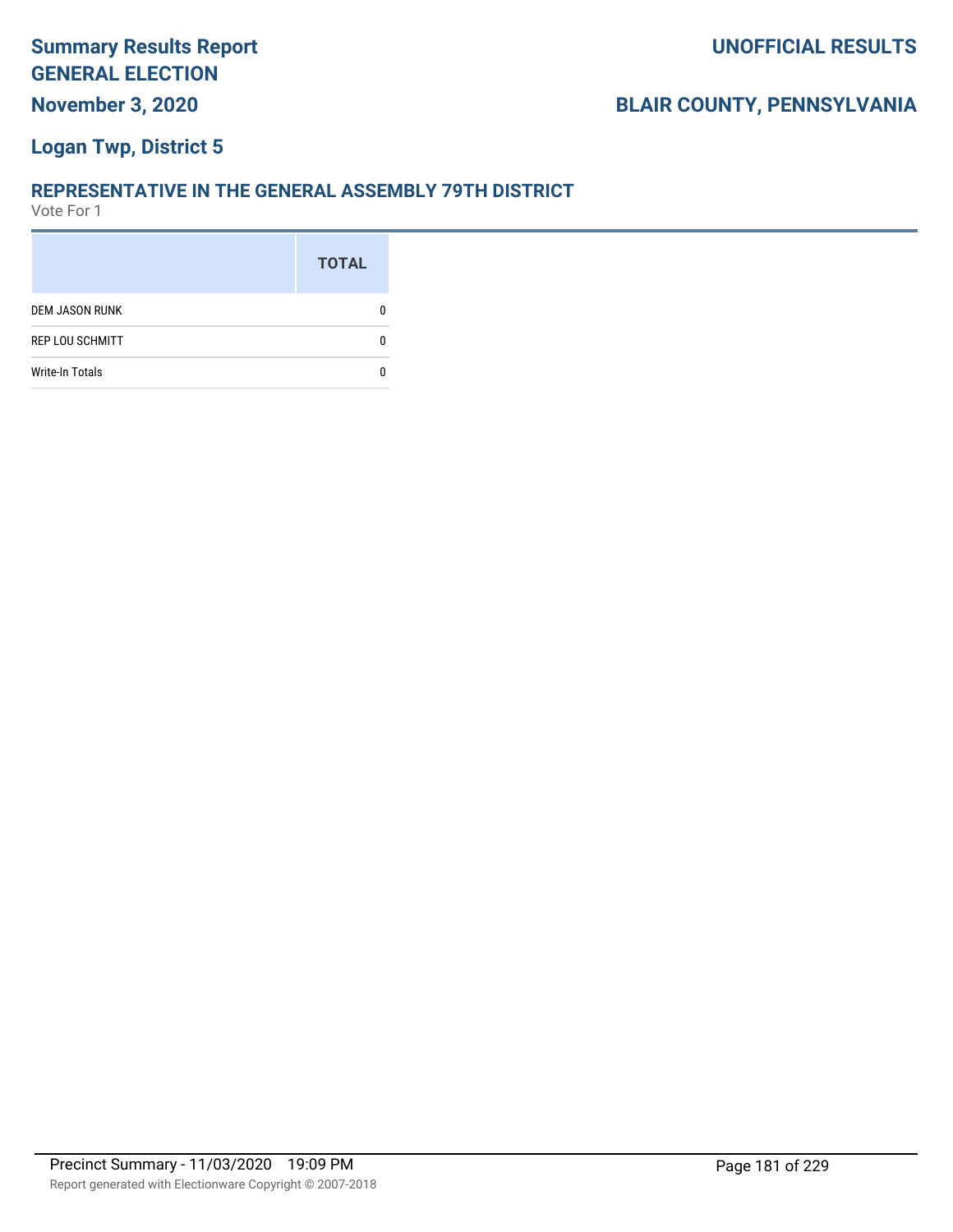# Summary Results Report
# GENERAL ELECTION
**November 3, 2020**

**UNOFFICIAL RESULTS**

**BLAIR COUNTY, PENNSYLVANIA**

## Logan Twp, District 5

### REPRESENTATIVE IN THE GENERAL ASSEMBLY 79TH DISTRICT
Vote For 1

| | TOTAL |
|---|---|
| DEM JASON RUNK | 0 |
| REP LOU SCHMITT | 0 |
| Write-In Totals | 0 |

Precinct Summary - 11/03/2020 19:09 PM

Report generated with Electionware Copyright © 2007-2018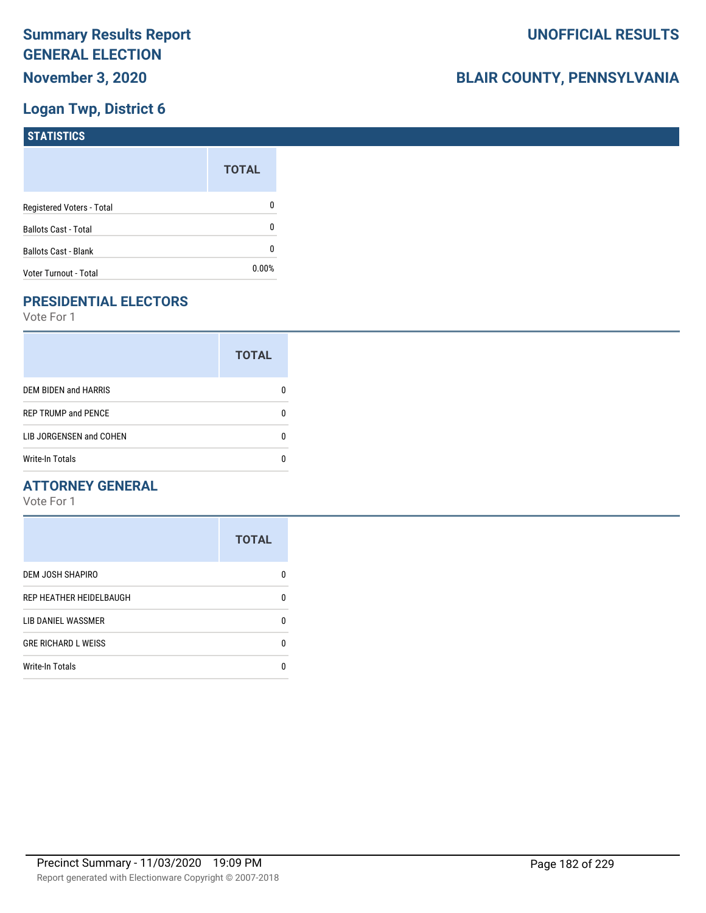# Summary Results Report

## GENERAL ELECTION

**November 3, 2020**

**UNOFFICIAL RESULTS**

**BLAIR COUNTY, PENNSYLVANIA**

## Logan Twp, District 6

### STATISTICS

| | TOTAL |
|---|---|
| Registered Voters - Total | 0 |
| Ballots Cast - Total | 0 |
| Ballots Cast - Blank | 0 |
| Voter Turnout - Total | 0.00% |

### PRESIDENTIAL ELECTORS

Vote For 1

| | TOTAL |
|---|---|
| DEM BIDEN and HARRIS | 0 |
| REP TRUMP and PENCE | 0 |
| LIB JORGENSEN and COHEN | 0 |
| Write-In Totals | 0 |

### ATTORNEY GENERAL

Vote For 1

| | TOTAL |
|---|---|
| DEM JOSH SHAPIRO | 0 |
| REP HEATHER HEIDELBAUGH | 0 |
| LIB DANIEL WASSMER | 0 |
| GRE RICHARD L WEISS | 0 |
| Write-In Totals | 0 |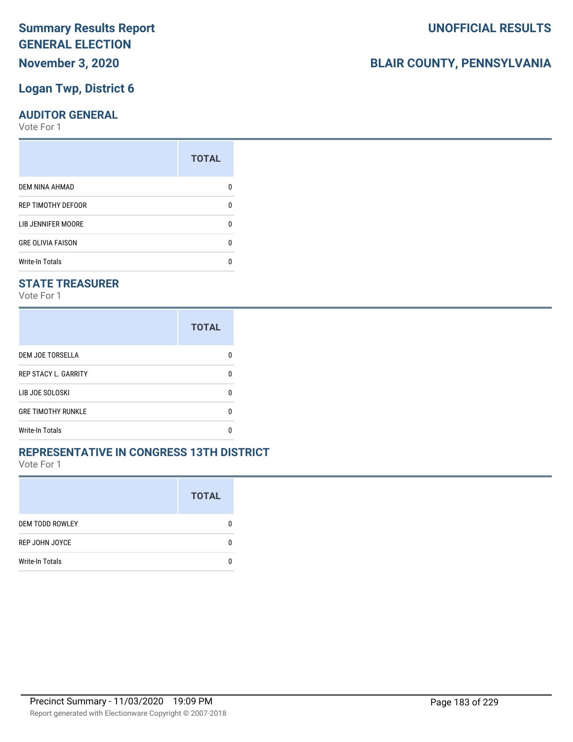# Summary Results Report GENERAL ELECTION

**November 3, 2020**

**UNOFFICIAL RESULTS**

**BLAIR COUNTY, PENNSYLVANIA**

## Logan Twp, District 6

### AUDITOR GENERAL

Vote For 1

| | TOTAL |
|---|---|
| DEM NINA AHMAD | 0 |
| REP TIMOTHY DEFOOR | 0 |
| LIB JENNIFER MOORE | 0 |
| GRE OLIVIA FAISON | 0 |
| Write-In Totals | 0 |

### STATE TREASURER

Vote For 1

| | TOTAL |
|---|---|
| DEM JOE TORSELLA | 0 |
| REP STACY L. GARRITY | 0 |
| LIB JOE SOLOSKI | 0 |
| GRE TIMOTHY RUNKLE | 0 |
| Write-In Totals | 0 |

### REPRESENTATIVE IN CONGRESS 13TH DISTRICT

Vote For 1

| | TOTAL |
|---|---|
| DEM TODD ROWLEY | 0 |
| REP JOHN JOYCE | 0 |
| Write-In Totals | 0 |

Precinct Summary - 11/03/2020 19:09 PM

Report generated with Electionware Copyright © 2007-2018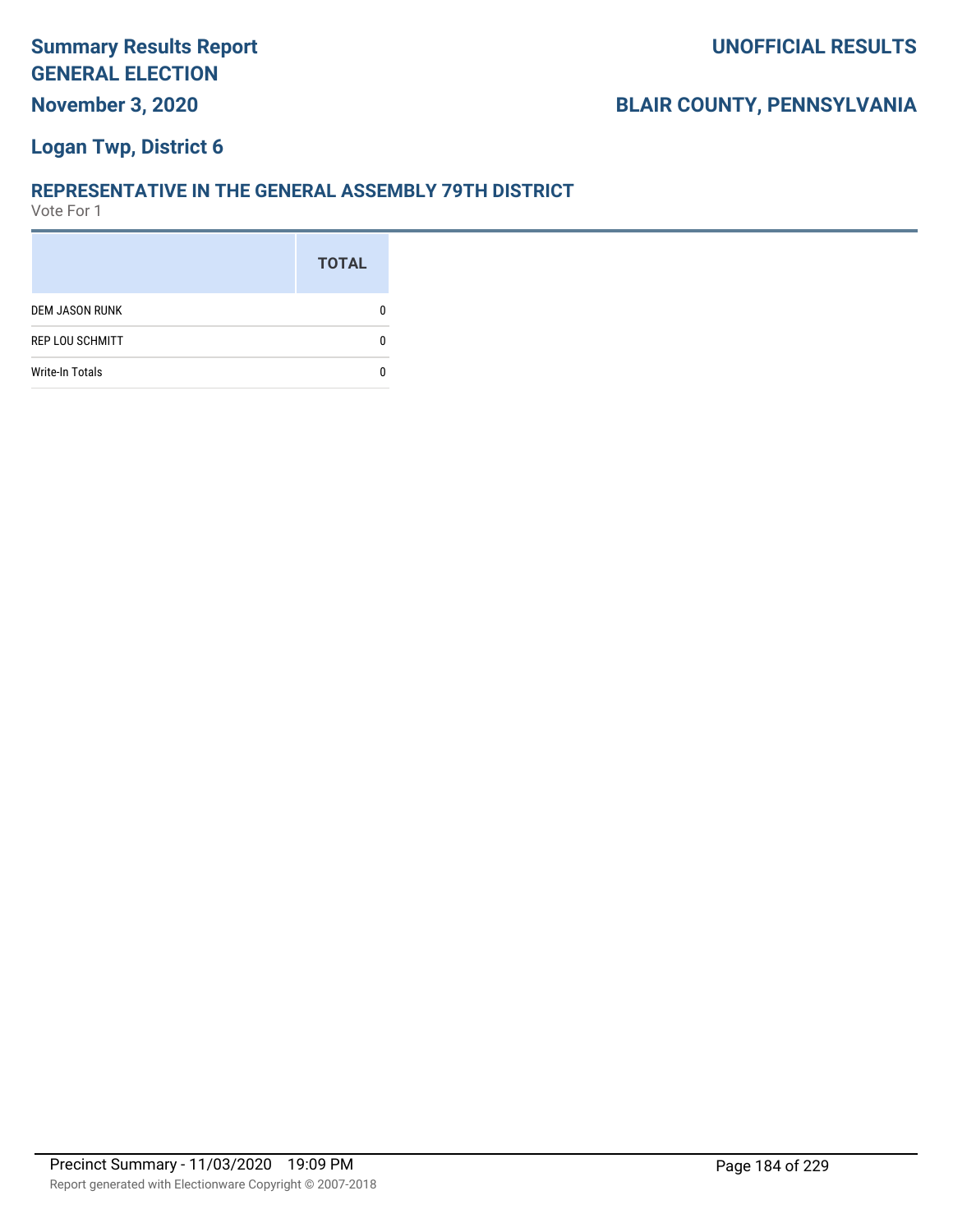# Summary Results Report GENERAL ELECTION

**November 3, 2020**

**UNOFFICIAL RESULTS**

**BLAIR COUNTY, PENNSYLVANIA**

## Logan Twp, District 6

### REPRESENTATIVE IN THE GENERAL ASSEMBLY 79TH DISTRICT

Vote For 1

| | TOTAL |
|---|---|
| DEM JASON RUNK | 0 |
| REP LOU SCHMITT | 0 |
| Write-In Totals | 0 |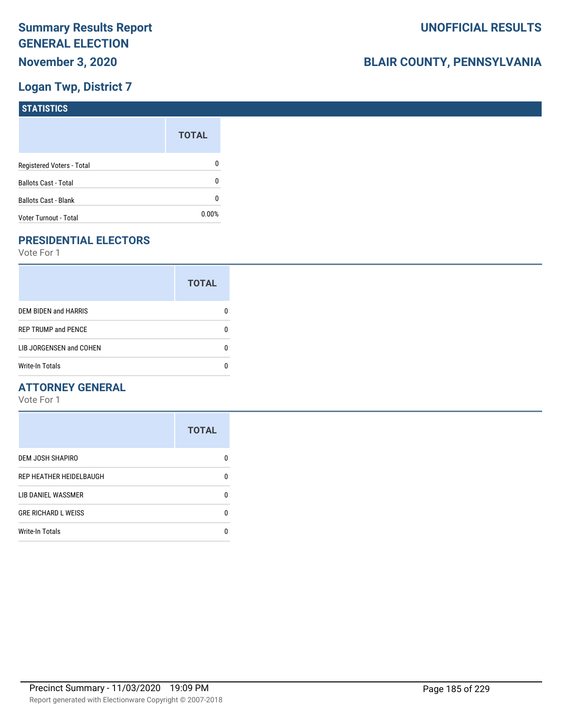# Summary Results Report
# GENERAL ELECTION
## November 3, 2020

**UNOFFICIAL RESULTS**

**BLAIR COUNTY, PENNSYLVANIA**

## Logan Twp, District 7

### STATISTICS

| | TOTAL |
|---|---|
| Registered Voters - Total | 0 |
| Ballots Cast - Total | 0 |
| Ballots Cast - Blank | 0 |
| Voter Turnout - Total | 0.00% |

### PRESIDENTIAL ELECTORS

Vote For 1

| | TOTAL |
|---|---|
| DEM BIDEN and HARRIS | 0 |
| REP TRUMP and PENCE | 0 |
| LIB JORGENSEN and COHEN | 0 |
| Write-In Totals | 0 |

### ATTORNEY GENERAL

Vote For 1

| | TOTAL |
|---|---|
| DEM JOSH SHAPIRO | 0 |
| REP HEATHER HEIDELBAUGH | 0 |
| LIB DANIEL WASSMER | 0 |
| GRE RICHARD L WEISS | 0 |
| Write-In Totals | 0 |

Precinct Summary - 11/03/2020 19:09 PM

Report generated with Electionware Copyright © 2007-2018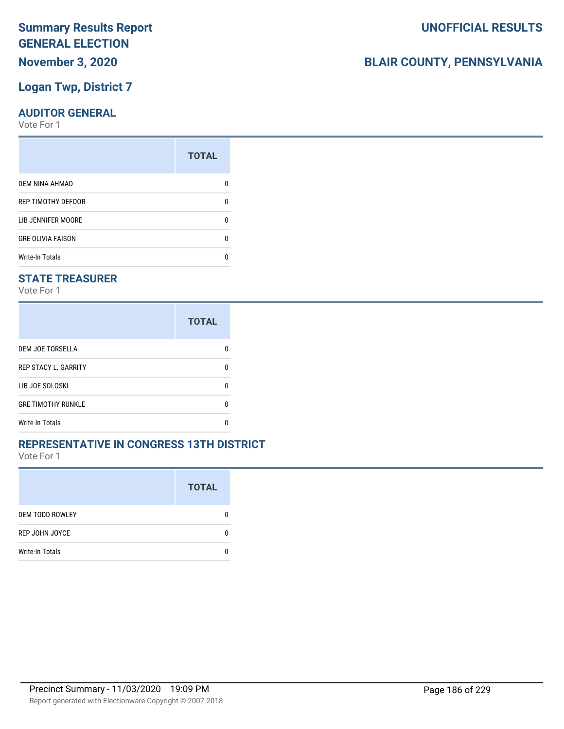# Summary Results Report
# GENERAL ELECTION
## November 3, 2020

**UNOFFICIAL RESULTS**

**BLAIR COUNTY, PENNSYLVANIA**

## Logan Twp, District 7

### AUDITOR GENERAL

Vote For 1

| | TOTAL |
|---|---|
| DEM NINA AHMAD | 0 |
| REP TIMOTHY DEFOOR | 0 |
| LIB JENNIFER MOORE | 0 |
| GRE OLIVIA FAISON | 0 |
| Write-In Totals | 0 |

### STATE TREASURER

Vote For 1

| | TOTAL |
|---|---|
| DEM JOE TORSELLA | 0 |
| REP STACY L. GARRITY | 0 |
| LIB JOE SOLOSKI | 0 |
| GRE TIMOTHY RUNKLE | 0 |
| Write-In Totals | 0 |

### REPRESENTATIVE IN CONGRESS 13TH DISTRICT

Vote For 1

| | TOTAL |
|---|---|
| DEM TODD ROWLEY | 0 |
| REP JOHN JOYCE | 0 |
| Write-In Totals | 0 |

Precinct Summary - 11/03/2020 19:09 PM

Report generated with Electionware Copyright © 2007-2018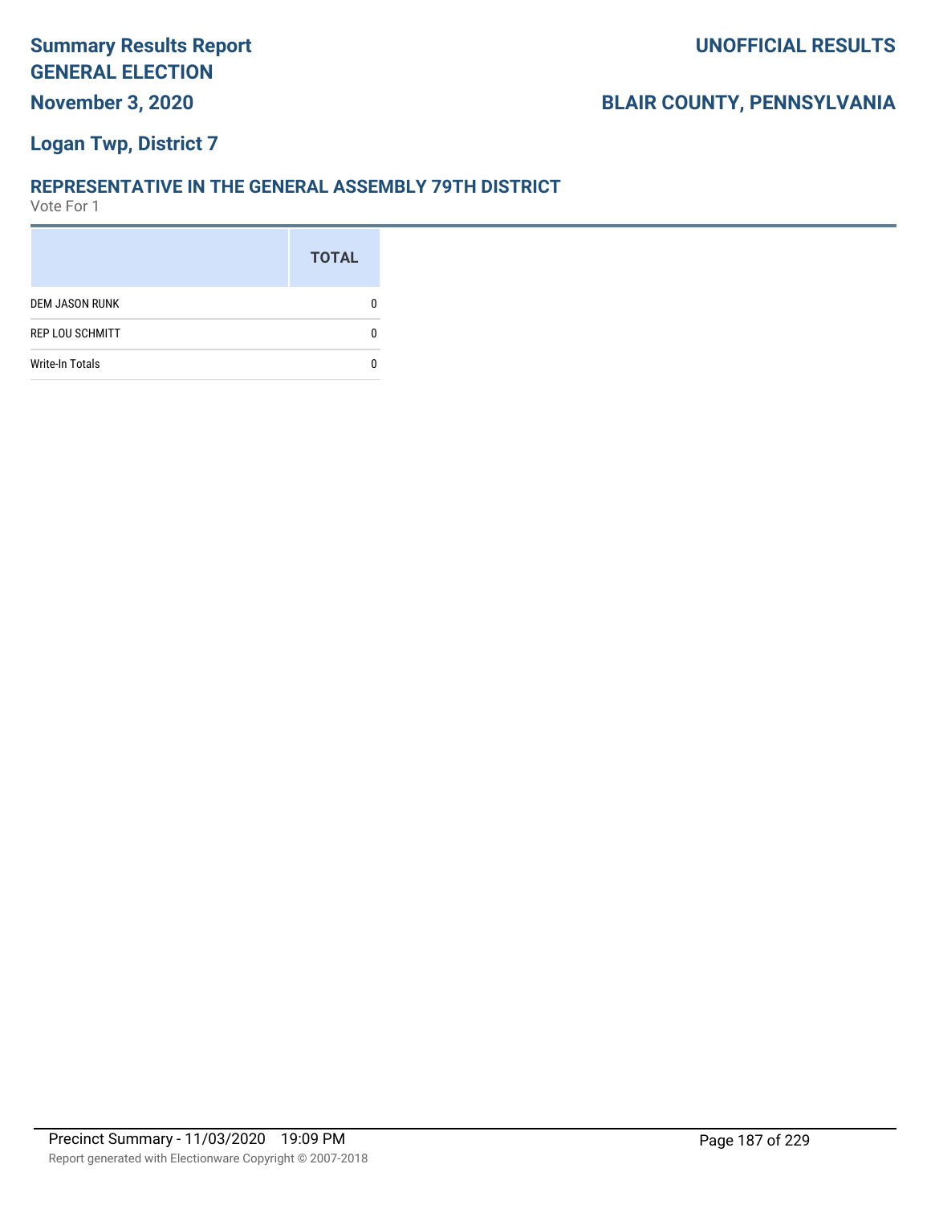**Summary Results Report**
**GENERAL ELECTION**
**November 3, 2020**

**UNOFFICIAL RESULTS**

**BLAIR COUNTY, PENNSYLVANIA**

**Logan Twp, District 7**

## REPRESENTATIVE IN THE GENERAL ASSEMBLY 79TH DISTRICT

Vote For 1

| | TOTAL |
|---|---|
| DEM JASON RUNK | 0 |
| REP LOU SCHMITT | 0 |
| Write-In Totals | 0 |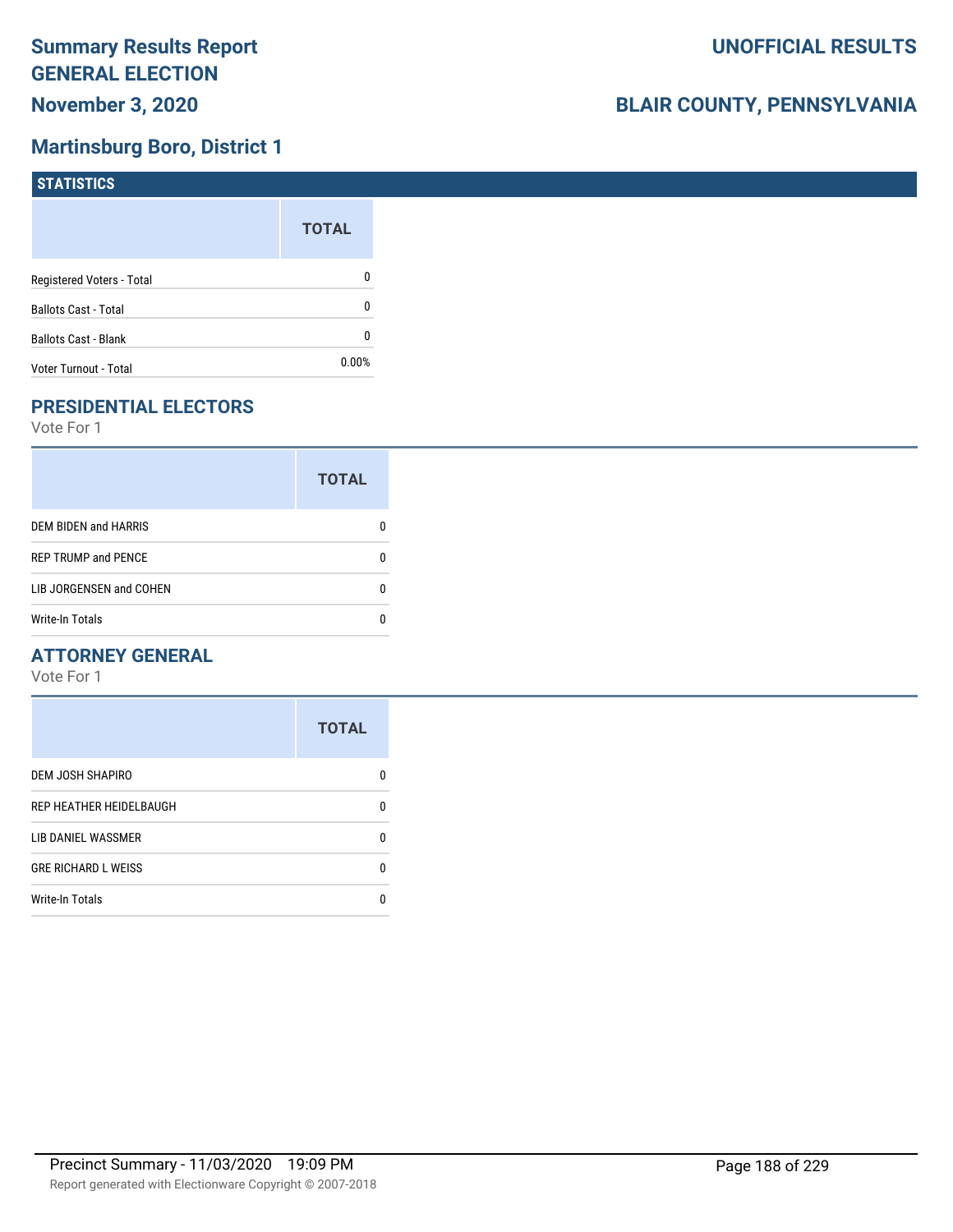# Summary Results Report GENERAL ELECTION

**UNOFFICIAL RESULTS**

**November 3, 2020**

**BLAIR COUNTY, PENNSYLVANIA**

## Martinsburg Boro, District 1

### STATISTICS

| | TOTAL |
|---|---|
| Registered Voters - Total | 0 |
| Ballots Cast - Total | 0 |
| Ballots Cast - Blank | 0 |
| Voter Turnout - Total | 0.00% |

### PRESIDENTIAL ELECTORS

Vote For 1

| | TOTAL |
|---|---|
| DEM BIDEN and HARRIS | 0 |
| REP TRUMP and PENCE | 0 |
| LIB JORGENSEN and COHEN | 0 |
| Write-In Totals | 0 |

### ATTORNEY GENERAL

Vote For 1

| | TOTAL |
|---|---|
| DEM JOSH SHAPIRO | 0 |
| REP HEATHER HEIDELBAUGH | 0 |
| LIB DANIEL WASSMER | 0 |
| GRE RICHARD L WEISS | 0 |
| Write-In Totals | 0 |

Precinct Summary - 11/03/2020 19:09 PM

Report generated with Electionware Copyright © 2007-2018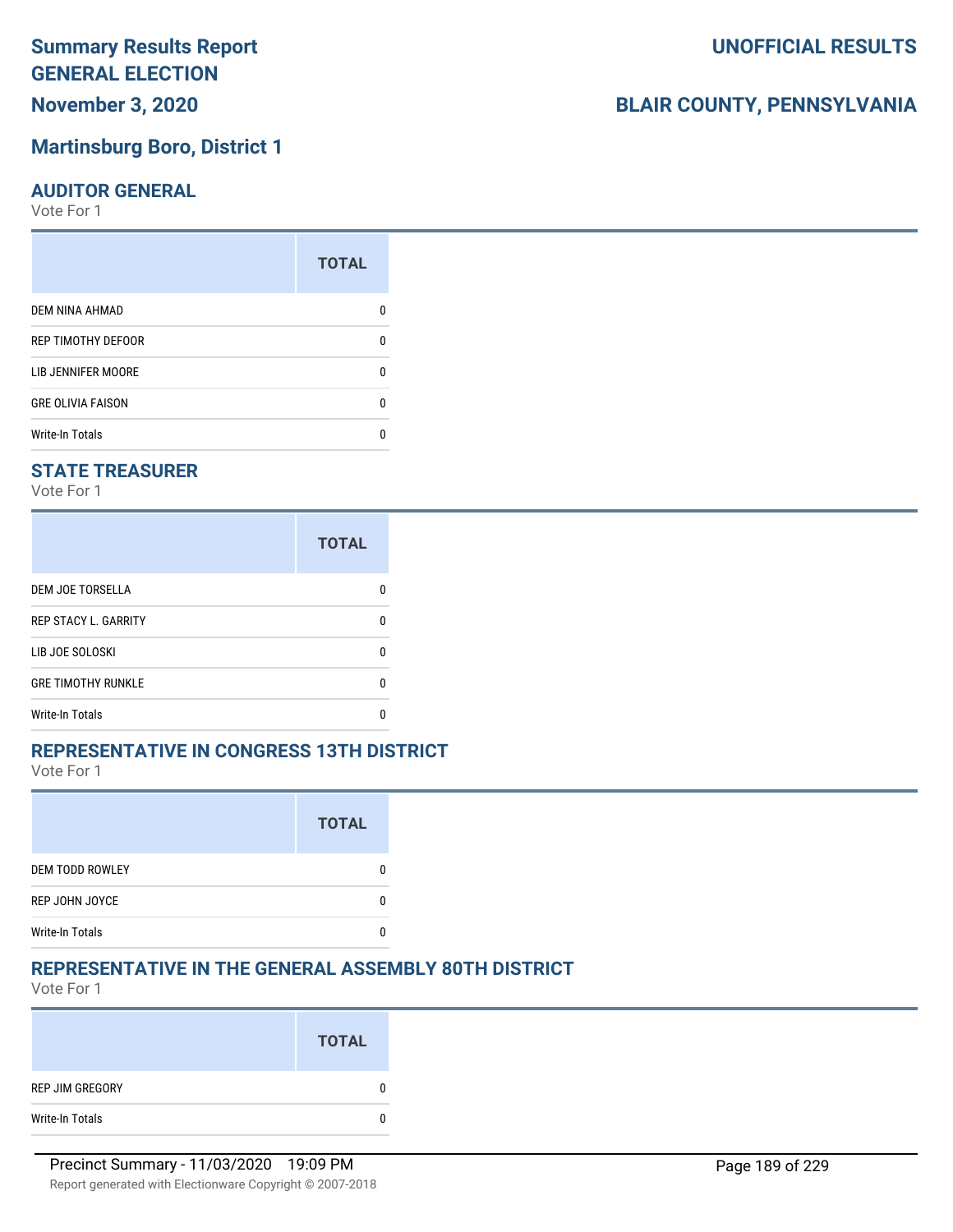# Summary Results Report GENERAL ELECTION

**November 3, 2020**

**UNOFFICIAL RESULTS**

**BLAIR COUNTY, PENNSYLVANIA**

## Martinsburg Boro, District 1

### AUDITOR GENERAL

Vote For 1

| | TOTAL |
|---|---|
| DEM NINA AHMAD | 0 |
| REP TIMOTHY DEFOOR | 0 |
| LIB JENNIFER MOORE | 0 |
| GRE OLIVIA FAISON | 0 |
| Write-In Totals | 0 |

### STATE TREASURER

Vote For 1

| | TOTAL |
|---|---|
| DEM JOE TORSELLA | 0 |
| REP STACY L. GARRITY | 0 |
| LIB JOE SOLOSKI | 0 |
| GRE TIMOTHY RUNKLE | 0 |
| Write-In Totals | 0 |

### REPRESENTATIVE IN CONGRESS 13TH DISTRICT

Vote For 1

| | TOTAL |
|---|---|
| DEM TODD ROWLEY | 0 |
| REP JOHN JOYCE | 0 |
| Write-In Totals | 0 |

### REPRESENTATIVE IN THE GENERAL ASSEMBLY 80TH DISTRICT

Vote For 1

| | TOTAL |
|---|---|
| REP JIM GREGORY | 0 |
| Write-In Totals | 0 |

Precinct Summary - 11/03/2020 19:09 PM

Report generated with Electionware Copyright © 2007-2018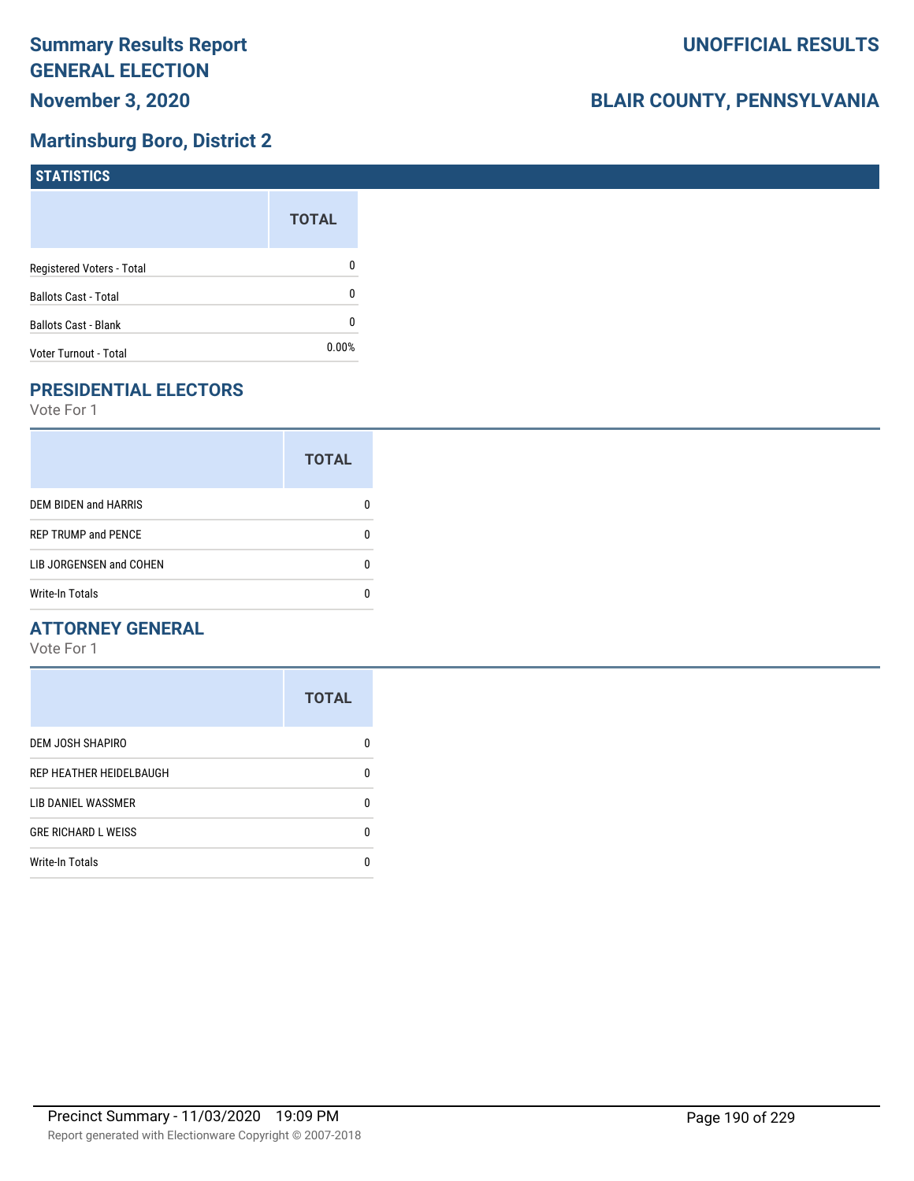# Summary Results Report GENERAL ELECTION

**November 3, 2020**

**UNOFFICIAL RESULTS**

**BLAIR COUNTY, PENNSYLVANIA**

## Martinsburg Boro, District 2

### STATISTICS

| | TOTAL |
|---|---|
| Registered Voters - Total | 0 |
| Ballots Cast - Total | 0 |
| Ballots Cast - Blank | 0 |
| Voter Turnout - Total | 0.00% |

### PRESIDENTIAL ELECTORS

Vote For 1

| | TOTAL |
|---|---|
| DEM BIDEN and HARRIS | 0 |
| REP TRUMP and PENCE | 0 |
| LIB JORGENSEN and COHEN | 0 |
| Write-In Totals | 0 |

### ATTORNEY GENERAL

Vote For 1

| | TOTAL |
|---|---|
| DEM JOSH SHAPIRO | 0 |
| REP HEATHER HEIDELBAUGH | 0 |
| LIB DANIEL WASSMER | 0 |
| GRE RICHARD L WEISS | 0 |
| Write-In Totals | 0 |

Precinct Summary - 11/03/2020 19:09 PM

Report generated with Electionware Copyright © 2007-2018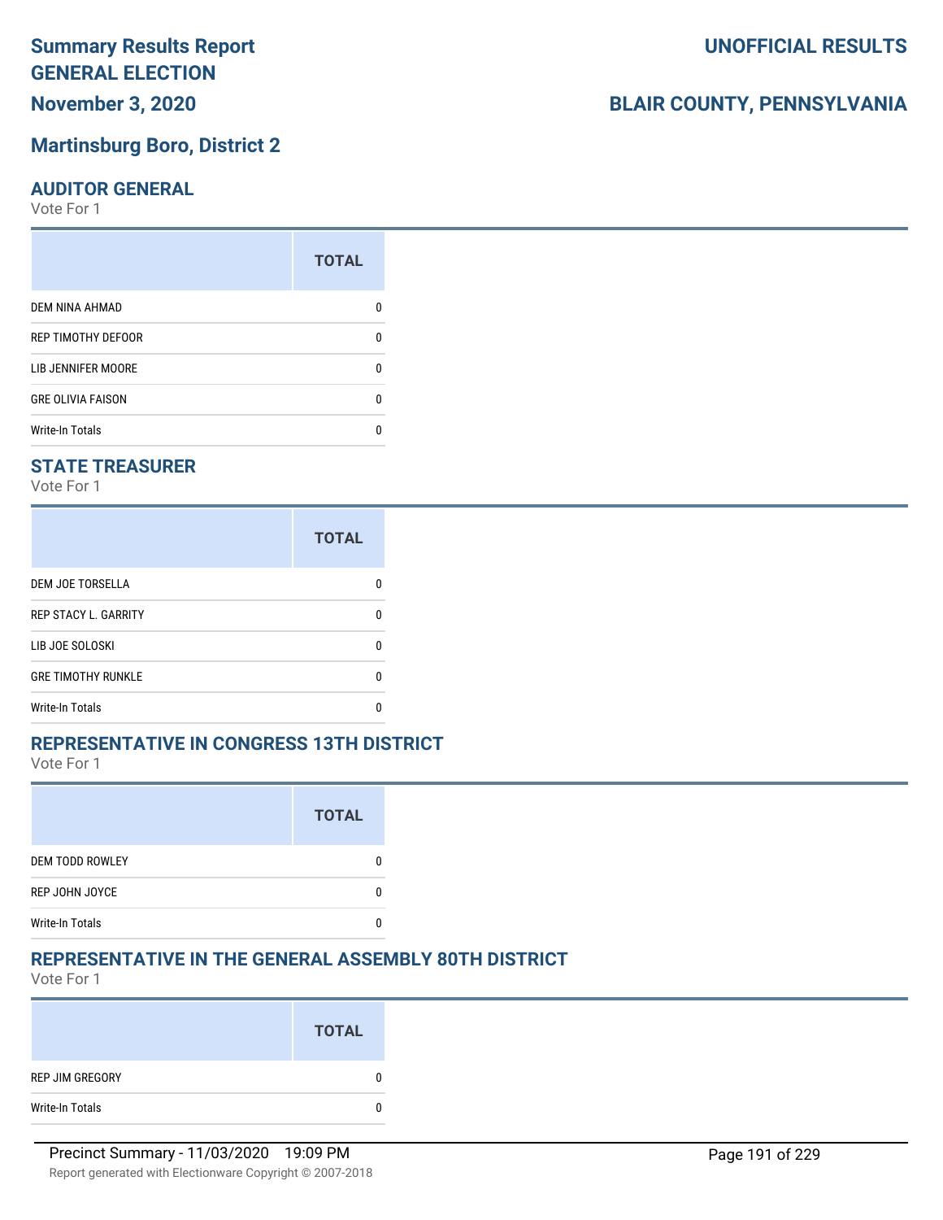# Summary Results Report
# GENERAL ELECTION
# November 3, 2020

# UNOFFICIAL RESULTS

# BLAIR COUNTY, PENNSYLVANIA

## Martinsburg Boro, District 2

### AUDITOR GENERAL

Vote For 1

| | TOTAL |
|---|---|
| DEM NINA AHMAD | 0 |
| REP TIMOTHY DEFOOR | 0 |
| LIB JENNIFER MOORE | 0 |
| GRE OLIVIA FAISON | 0 |
| Write-In Totals | 0 |

### STATE TREASURER

Vote For 1

| | TOTAL |
|---|---|
| DEM JOE TORSELLA | 0 |
| REP STACY L. GARRITY | 0 |
| LIB JOE SOLOSKI | 0 |
| GRE TIMOTHY RUNKLE | 0 |
| Write-In Totals | 0 |

### REPRESENTATIVE IN CONGRESS 13TH DISTRICT

Vote For 1

| | TOTAL |
|---|---|
| DEM TODD ROWLEY | 0 |
| REP JOHN JOYCE | 0 |
| Write-In Totals | 0 |

### REPRESENTATIVE IN THE GENERAL ASSEMBLY 80TH DISTRICT

Vote For 1

| | TOTAL |
|---|---|
| REP JIM GREGORY | 0 |
| Write-In Totals | 0 |

Precinct Summary - 11/03/2020 19:09 PM

Report generated with Electionware Copyright © 2007-2018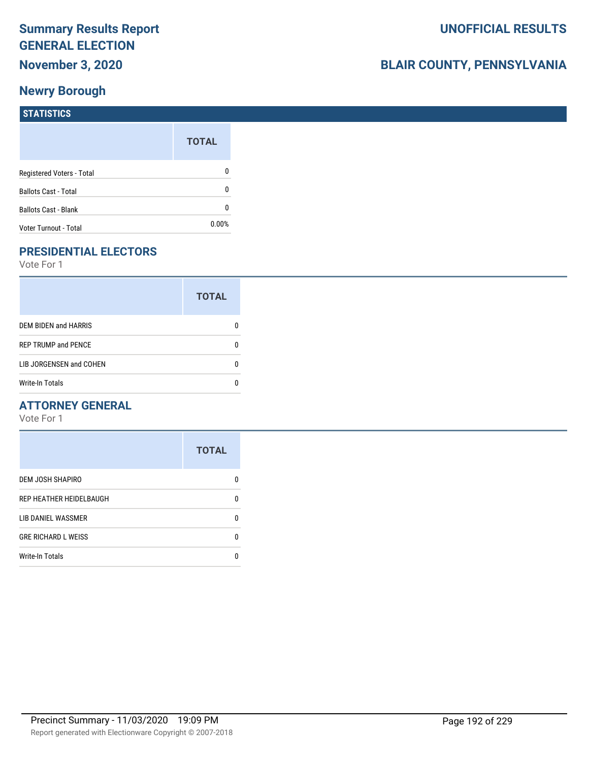# Summary Results Report
# GENERAL ELECTION
## November 3, 2020

## UNOFFICIAL RESULTS

## BLAIR COUNTY, PENNSYLVANIA

## Newry Borough

### STATISTICS

| | TOTAL |
|---|---|
| Registered Voters - Total | 0 |
| Ballots Cast - Total | 0 |
| Ballots Cast - Blank | 0 |
| Voter Turnout - Total | 0.00% |

### PRESIDENTIAL ELECTORS

Vote For 1

| | TOTAL |
|---|---|
| DEM BIDEN and HARRIS | 0 |
| REP TRUMP and PENCE | 0 |
| LIB JORGENSEN and COHEN | 0 |
| Write-In Totals | 0 |

### ATTORNEY GENERAL

Vote For 1

| | TOTAL |
|---|---|
| DEM JOSH SHAPIRO | 0 |
| REP HEATHER HEIDELBAUGH | 0 |
| LIB DANIEL WASSMER | 0 |
| GRE RICHARD L WEISS | 0 |
| Write-In Totals | 0 |

Precinct Summary - 11/03/2020 19:09 PM

Report generated with Electionware Copyright © 2007-2018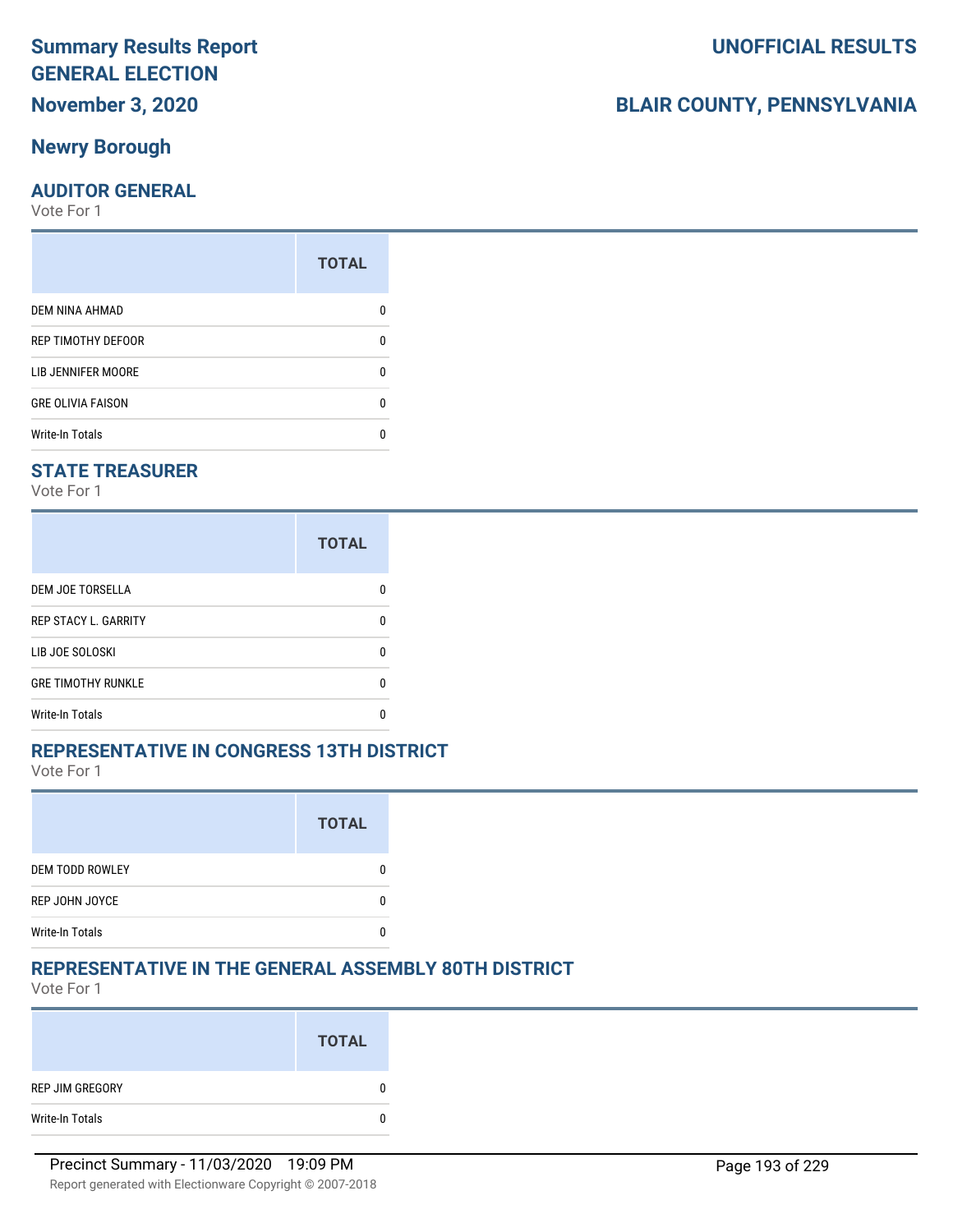# Summary Results Report
# GENERAL ELECTION
## November 3, 2020

**UNOFFICIAL RESULTS**

**BLAIR COUNTY, PENNSYLVANIA**

## Newry Borough

### AUDITOR GENERAL
Vote For 1

| | TOTAL |
|---|---|
| DEM NINA AHMAD | 0 |
| REP TIMOTHY DEFOOR | 0 |
| LIB JENNIFER MOORE | 0 |
| GRE OLIVIA FAISON | 0 |
| Write-In Totals | 0 |

### STATE TREASURER
Vote For 1

| | TOTAL |
|---|---|
| DEM JOE TORSELLA | 0 |
| REP STACY L. GARRITY | 0 |
| LIB JOE SOLOSKI | 0 |
| GRE TIMOTHY RUNKLE | 0 |
| Write-In Totals | 0 |

### REPRESENTATIVE IN CONGRESS 13TH DISTRICT
Vote For 1

| | TOTAL |
|---|---|
| DEM TODD ROWLEY | 0 |
| REP JOHN JOYCE | 0 |
| Write-In Totals | 0 |

### REPRESENTATIVE IN THE GENERAL ASSEMBLY 80TH DISTRICT
Vote For 1

| | TOTAL |
|---|---|
| REP JIM GREGORY | 0 |
| Write-In Totals | 0 |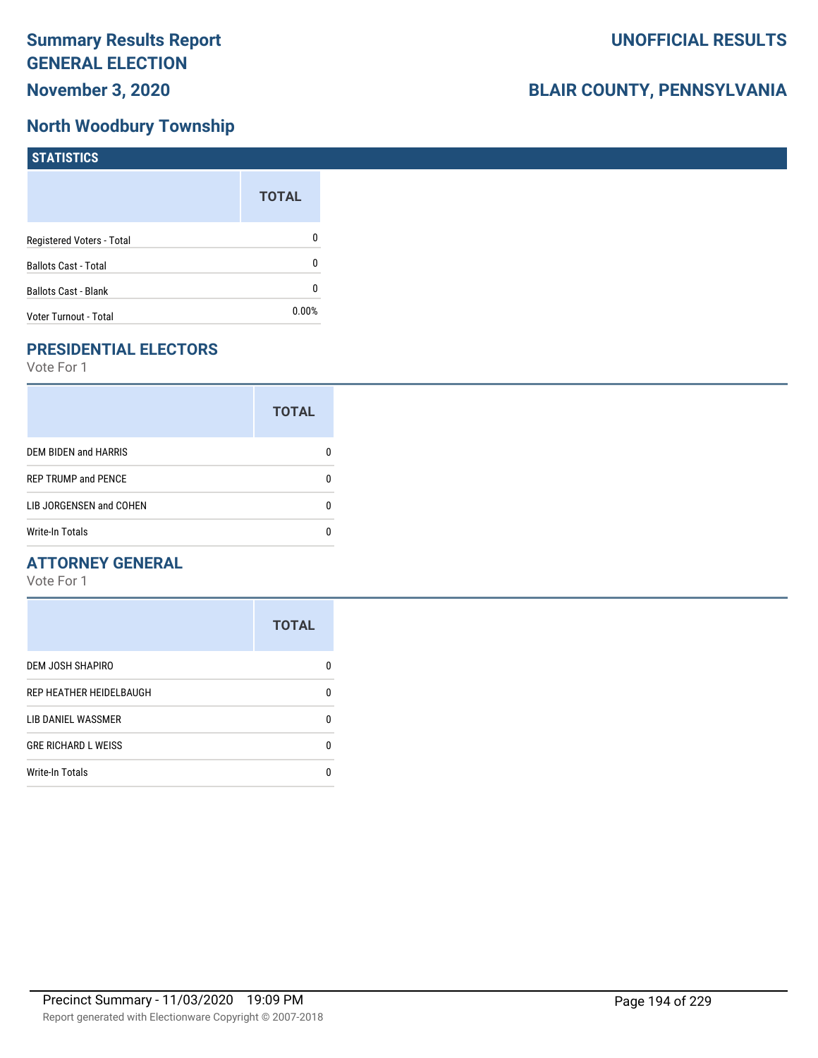# Summary Results Report
# GENERAL ELECTION
## November 3, 2020

**UNOFFICIAL RESULTS**

**BLAIR COUNTY, PENNSYLVANIA**

## North Woodbury Township

### STATISTICS

| | TOTAL |
|---|---|
| Registered Voters - Total | 0 |
| Ballots Cast - Total | 0 |
| Ballots Cast - Blank | 0 |
| Voter Turnout - Total | 0.00% |

### PRESIDENTIAL ELECTORS

Vote For 1

| | TOTAL |
|---|---|
| DEM BIDEN and HARRIS | 0 |
| REP TRUMP and PENCE | 0 |
| LIB JORGENSEN and COHEN | 0 |
| Write-In Totals | 0 |

### ATTORNEY GENERAL

Vote For 1

| | TOTAL |
|---|---|
| DEM JOSH SHAPIRO | 0 |
| REP HEATHER HEIDELBAUGH | 0 |
| LIB DANIEL WASSMER | 0 |
| GRE RICHARD L WEISS | 0 |
| Write-In Totals | 0 |

Precinct Summary - 11/03/2020 19:09 PM

Report generated with Electionware Copyright © 2007-2018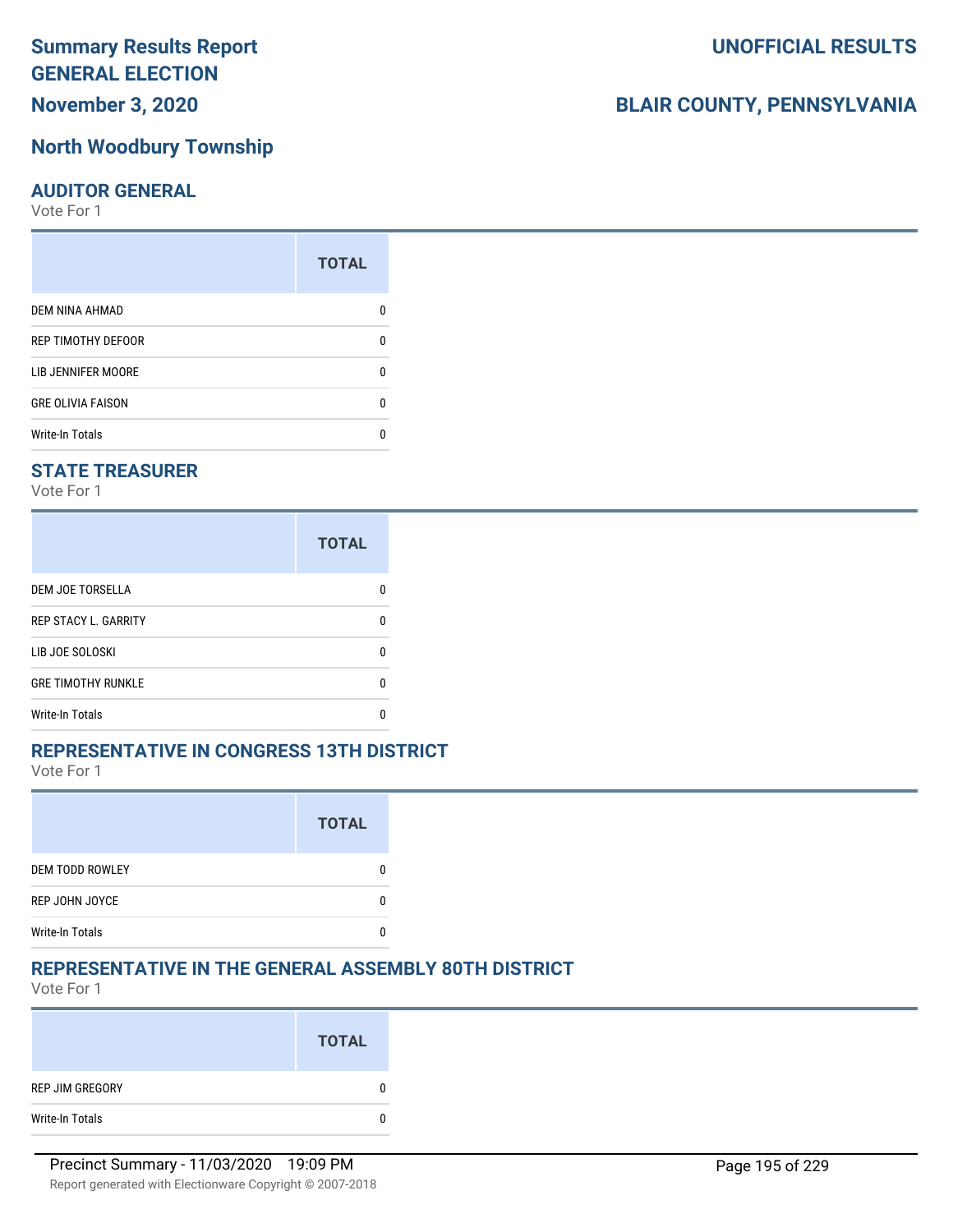# Summary Results Report
# GENERAL ELECTION
## November 3, 2020

**UNOFFICIAL RESULTS**

**BLAIR COUNTY, PENNSYLVANIA**

## North Woodbury Township

### AUDITOR GENERAL
Vote For 1

| | TOTAL |
|---|---|
| DEM NINA AHMAD | 0 |
| REP TIMOTHY DEFOOR | 0 |
| LIB JENNIFER MOORE | 0 |
| GRE OLIVIA FAISON | 0 |
| Write-In Totals | 0 |

### STATE TREASURER
Vote For 1

| | TOTAL |
|---|---|
| DEM JOE TORSELLA | 0 |
| REP STACY L. GARRITY | 0 |
| LIB JOE SOLOSKI | 0 |
| GRE TIMOTHY RUNKLE | 0 |
| Write-In Totals | 0 |

### REPRESENTATIVE IN CONGRESS 13TH DISTRICT
Vote For 1

| | TOTAL |
|---|---|
| DEM TODD ROWLEY | 0 |
| REP JOHN JOYCE | 0 |
| Write-In Totals | 0 |

### REPRESENTATIVE IN THE GENERAL ASSEMBLY 80TH DISTRICT
Vote For 1

| | TOTAL |
|---|---|
| REP JIM GREGORY | 0 |
| Write-In Totals | 0 |

Precinct Summary - 11/03/2020 19:09 PM

Report generated with Electionware Copyright © 2007-2018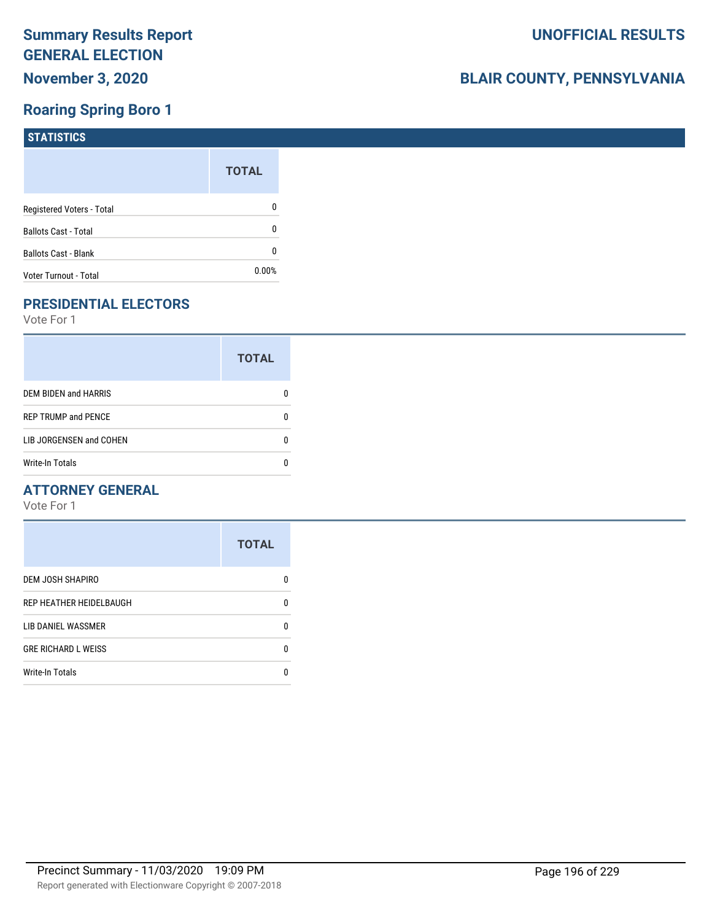# Summary Results Report
# GENERAL ELECTION
# November 3, 2020

**UNOFFICIAL RESULTS**

**BLAIR COUNTY, PENNSYLVANIA**

## Roaring Spring Boro 1

### STATISTICS

| | TOTAL |
|---|---|
| Registered Voters - Total | 0 |
| Ballots Cast - Total | 0 |
| Ballots Cast - Blank | 0 |
| Voter Turnout - Total | 0.00% |

### PRESIDENTIAL ELECTORS

Vote For 1

| | TOTAL |
|---|---|
| DEM BIDEN and HARRIS | 0 |
| REP TRUMP and PENCE | 0 |
| LIB JORGENSEN and COHEN | 0 |
| Write-In Totals | 0 |

### ATTORNEY GENERAL

Vote For 1

| | TOTAL |
|---|---|
| DEM JOSH SHAPIRO | 0 |
| REP HEATHER HEIDELBAUGH | 0 |
| LIB DANIEL WASSMER | 0 |
| GRE RICHARD L WEISS | 0 |
| Write-In Totals | 0 |

Precinct Summary - 11/03/2020 19:09 PM

Report generated with Electionware Copyright © 2007-2018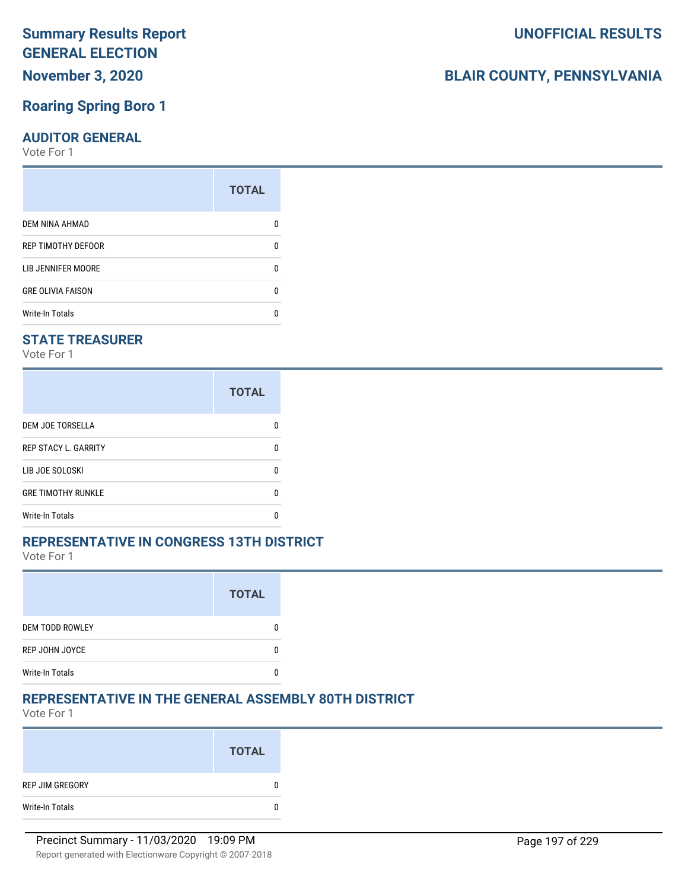# Summary Results Report
# GENERAL ELECTION
# November 3, 2020

**UNOFFICIAL RESULTS**

**BLAIR COUNTY, PENNSYLVANIA**

## Roaring Spring Boro 1

### AUDITOR GENERAL
Vote For 1

| | TOTAL |
|---|---|
| DEM NINA AHMAD | 0 |
| REP TIMOTHY DEFOOR | 0 |
| LIB JENNIFER MOORE | 0 |
| GRE OLIVIA FAISON | 0 |
| Write-In Totals | 0 |

### STATE TREASURER
Vote For 1

| | TOTAL |
|---|---|
| DEM JOE TORSELLA | 0 |
| REP STACY L. GARRITY | 0 |
| LIB JOE SOLOSKI | 0 |
| GRE TIMOTHY RUNKLE | 0 |
| Write-In Totals | 0 |

### REPRESENTATIVE IN CONGRESS 13TH DISTRICT
Vote For 1

| | TOTAL |
|---|---|
| DEM TODD ROWLEY | 0 |
| REP JOHN JOYCE | 0 |
| Write-In Totals | 0 |

### REPRESENTATIVE IN THE GENERAL ASSEMBLY 80TH DISTRICT
Vote For 1

| | TOTAL |
|---|---|
| REP JIM GREGORY | 0 |
| Write-In Totals | 0 |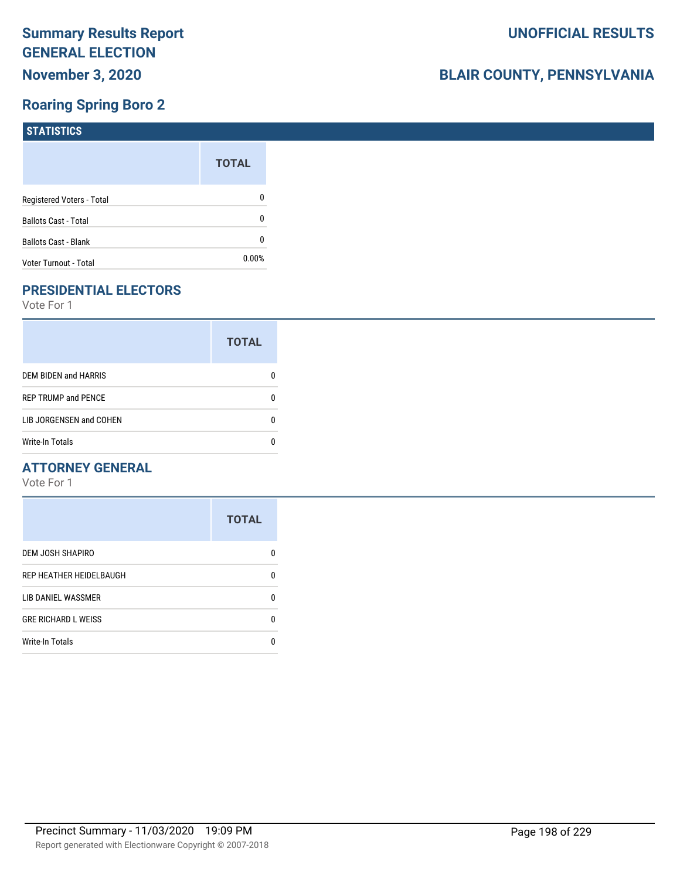# Summary Results Report
# GENERAL ELECTION
## November 3, 2020

**UNOFFICIAL RESULTS**

**BLAIR COUNTY, PENNSYLVANIA**

## Roaring Spring Boro 2

### STATISTICS

| | TOTAL |
|---|---|
| Registered Voters - Total | 0 |
| Ballots Cast - Total | 0 |
| Ballots Cast - Blank | 0 |
| Voter Turnout - Total | 0.00% |

### PRESIDENTIAL ELECTORS

Vote For 1

| | TOTAL |
|---|---|
| DEM BIDEN and HARRIS | 0 |
| REP TRUMP and PENCE | 0 |
| LIB JORGENSEN and COHEN | 0 |
| Write-In Totals | 0 |

### ATTORNEY GENERAL

Vote For 1

| | TOTAL |
|---|---|
| DEM JOSH SHAPIRO | 0 |
| REP HEATHER HEIDELBAUGH | 0 |
| LIB DANIEL WASSMER | 0 |
| GRE RICHARD L WEISS | 0 |
| Write-In Totals | 0 |

Precinct Summary - 11/03/2020 19:09 PM

Report generated with Electionware Copyright © 2007-2018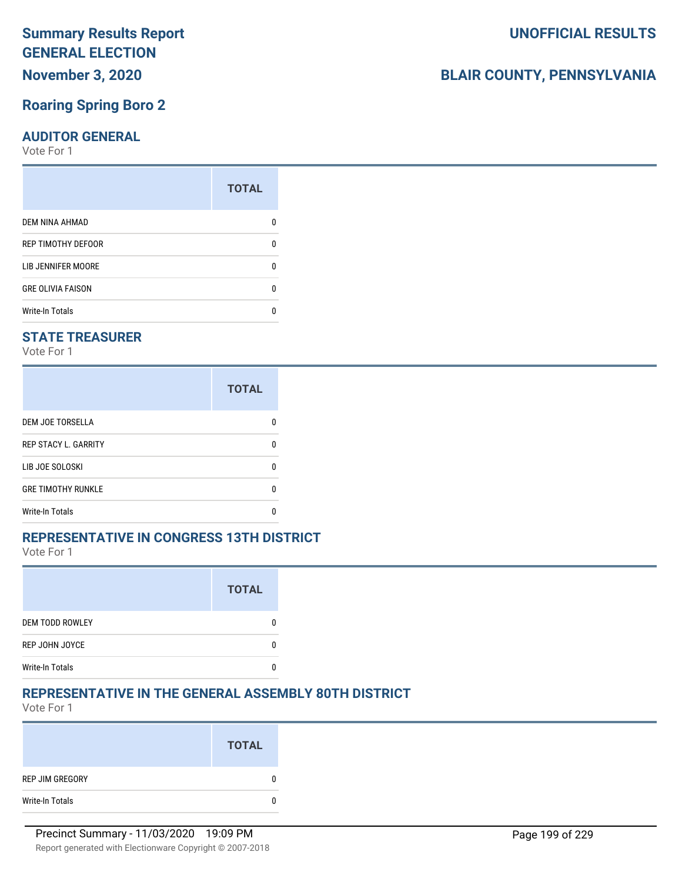# Summary Results Report
# GENERAL ELECTION
# November 3, 2020

**UNOFFICIAL RESULTS**

**BLAIR COUNTY, PENNSYLVANIA**

## Roaring Spring Boro 2

### AUDITOR GENERAL

Vote For 1

| | TOTAL |
|---|---|
| DEM NINA AHMAD | 0 |
| REP TIMOTHY DEFOOR | 0 |
| LIB JENNIFER MOORE | 0 |
| GRE OLIVIA FAISON | 0 |
| Write-In Totals | 0 |

### STATE TREASURER

Vote For 1

| | TOTAL |
|---|---|
| DEM JOE TORSELLA | 0 |
| REP STACY L. GARRITY | 0 |
| LIB JOE SOLOSKI | 0 |
| GRE TIMOTHY RUNKLE | 0 |
| Write-In Totals | 0 |

### REPRESENTATIVE IN CONGRESS 13TH DISTRICT

Vote For 1

| | TOTAL |
|---|---|
| DEM TODD ROWLEY | 0 |
| REP JOHN JOYCE | 0 |
| Write-In Totals | 0 |

### REPRESENTATIVE IN THE GENERAL ASSEMBLY 80TH DISTRICT

Vote For 1

| | TOTAL |
|---|---|
| REP JIM GREGORY | 0 |
| Write-In Totals | 0 |

Precinct Summary - 11/03/2020 19:09 PM

Report generated with Electionware Copyright © 2007-2018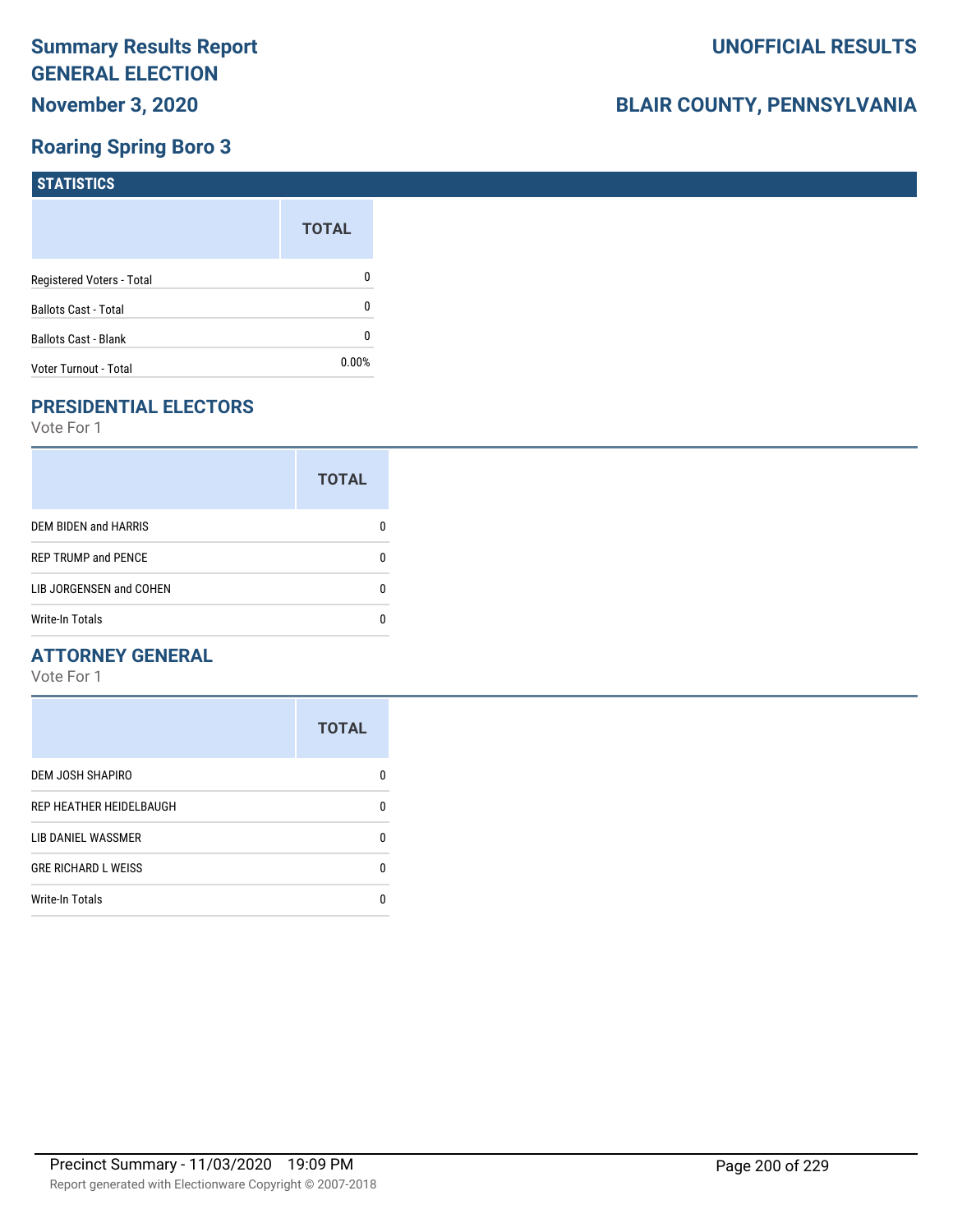# Summary Results Report
# GENERAL ELECTION
## November 3, 2020

# UNOFFICIAL RESULTS

# BLAIR COUNTY, PENNSYLVANIA

## Roaring Spring Boro 3

### STATISTICS

| | TOTAL |
|---|---|
| Registered Voters - Total | 0 |
| Ballots Cast - Total | 0 |
| Ballots Cast - Blank | 0 |
| Voter Turnout - Total | 0.00% |

### PRESIDENTIAL ELECTORS

Vote For 1

| | TOTAL |
|---|---|
| DEM BIDEN and HARRIS | 0 |
| REP TRUMP and PENCE | 0 |
| LIB JORGENSEN and COHEN | 0 |
| Write-In Totals | 0 |

### ATTORNEY GENERAL

Vote For 1

| | TOTAL |
|---|---|
| DEM JOSH SHAPIRO | 0 |
| REP HEATHER HEIDELBAUGH | 0 |
| LIB DANIEL WASSMER | 0 |
| GRE RICHARD L WEISS | 0 |
| Write-In Totals | 0 |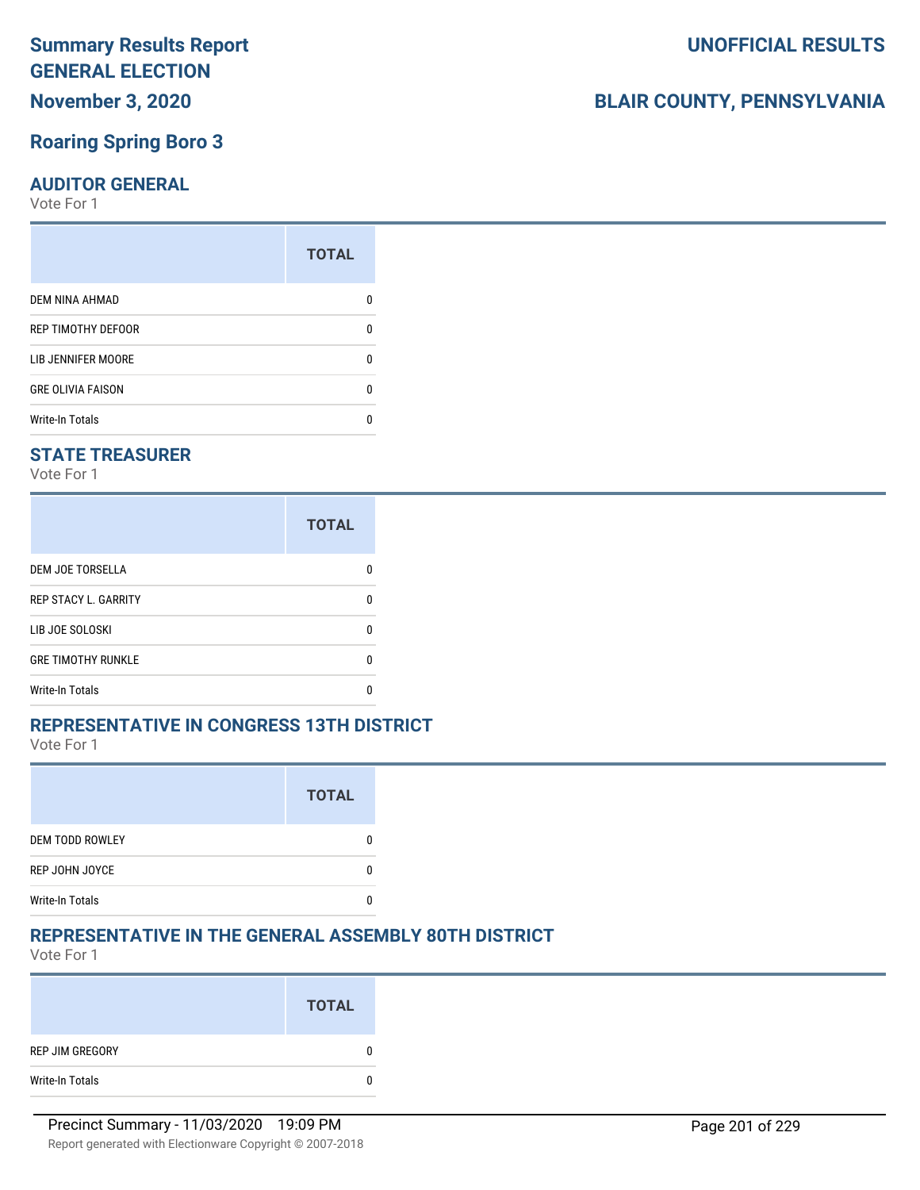# Summary Results Report GENERAL ELECTION

**November 3, 2020**

**UNOFFICIAL RESULTS**

**BLAIR COUNTY, PENNSYLVANIA**

## Roaring Spring Boro 3

### AUDITOR GENERAL

Vote For 1

| | TOTAL |
|---|---|
| DEM NINA AHMAD | 0 |
| REP TIMOTHY DEFOOR | 0 |
| LIB JENNIFER MOORE | 0 |
| GRE OLIVIA FAISON | 0 |
| Write-In Totals | 0 |

### STATE TREASURER

Vote For 1

| | TOTAL |
|---|---|
| DEM JOE TORSELLA | 0 |
| REP STACY L. GARRITY | 0 |
| LIB JOE SOLOSKI | 0 |
| GRE TIMOTHY RUNKLE | 0 |
| Write-In Totals | 0 |

### REPRESENTATIVE IN CONGRESS 13TH DISTRICT

Vote For 1

| | TOTAL |
|---|---|
| DEM TODD ROWLEY | 0 |
| REP JOHN JOYCE | 0 |
| Write-In Totals | 0 |

### REPRESENTATIVE IN THE GENERAL ASSEMBLY 80TH DISTRICT

Vote For 1

| | TOTAL |
|---|---|
| REP JIM GREGORY | 0 |
| Write-In Totals | 0 |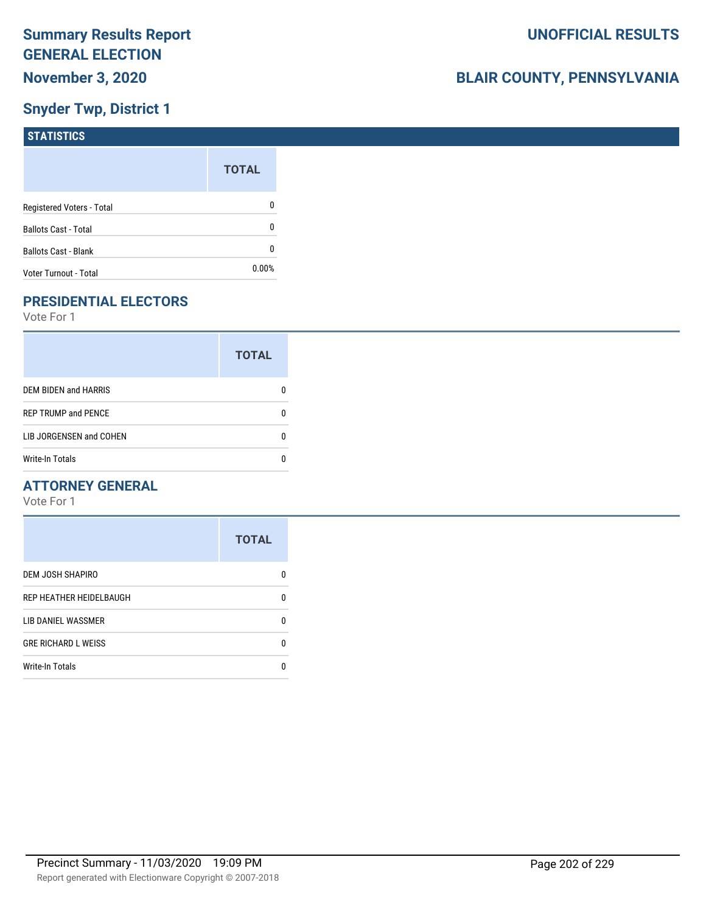# Summary Results Report
# GENERAL ELECTION
## November 3, 2020

## UNOFFICIAL RESULTS

## BLAIR COUNTY, PENNSYLVANIA

## Snyder Twp, District 1

### STATISTICS

| | TOTAL |
|---|---|
| Registered Voters - Total | 0 |
| Ballots Cast - Total | 0 |
| Ballots Cast - Blank | 0 |
| Voter Turnout - Total | 0.00% |

### PRESIDENTIAL ELECTORS

Vote For 1

| | TOTAL |
|---|---|
| DEM BIDEN and HARRIS | 0 |
| REP TRUMP and PENCE | 0 |
| LIB JORGENSEN and COHEN | 0 |
| Write-In Totals | 0 |

### ATTORNEY GENERAL

Vote For 1

| | TOTAL |
|---|---|
| DEM JOSH SHAPIRO | 0 |
| REP HEATHER HEIDELBAUGH | 0 |
| LIB DANIEL WASSMER | 0 |
| GRE RICHARD L WEISS | 0 |
| Write-In Totals | 0 |

Precinct Summary - 11/03/2020 19:09 PM

Report generated with Electionware Copyright © 2007-2018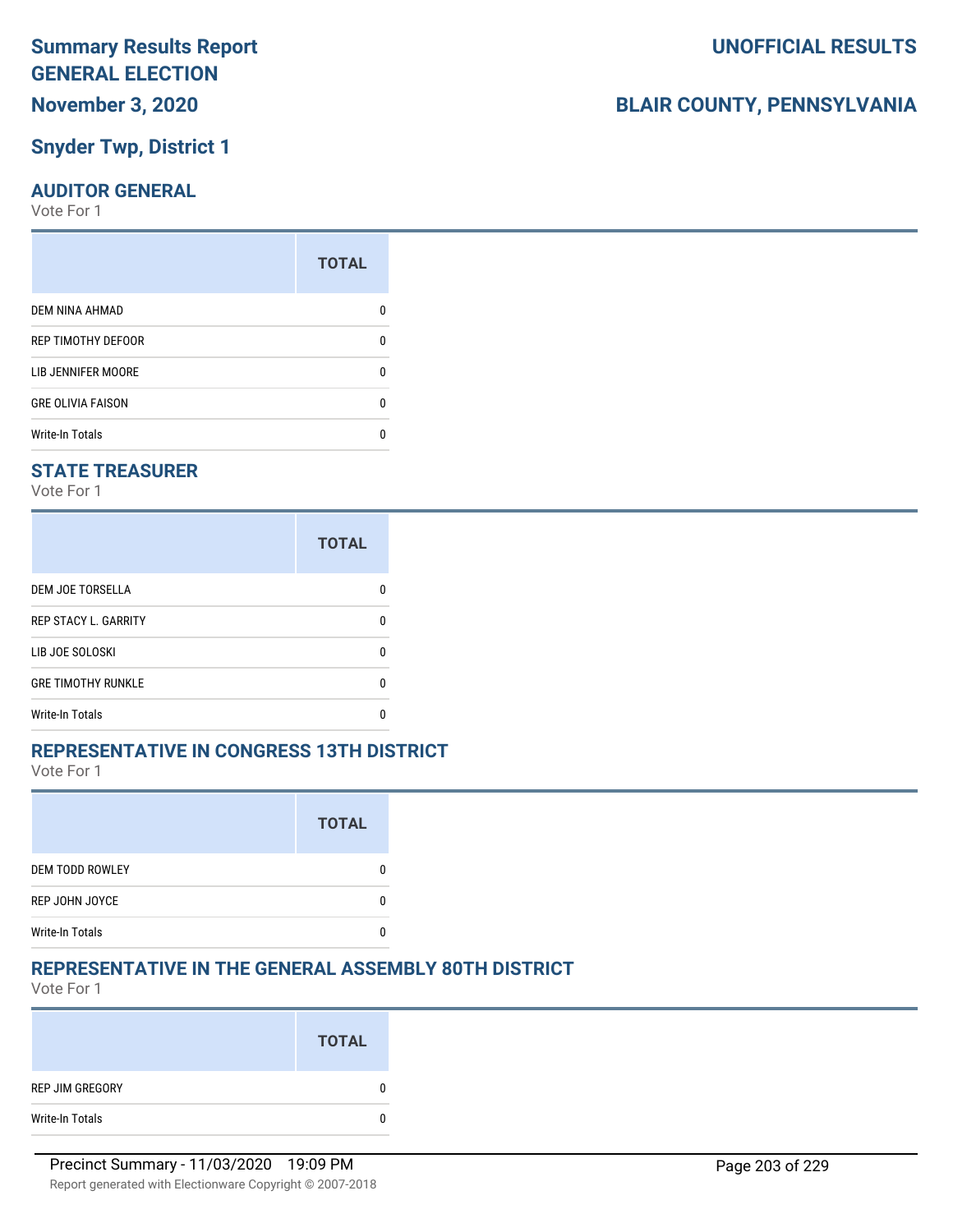# Summary Results Report GENERAL ELECTION

**UNOFFICIAL RESULTS**

**November 3, 2020**

**BLAIR COUNTY, PENNSYLVANIA**

## Snyder Twp, District 1

### AUDITOR GENERAL

Vote For 1

| | TOTAL |
|---|---|
| DEM NINA AHMAD | 0 |
| REP TIMOTHY DEFOOR | 0 |
| LIB JENNIFER MOORE | 0 |
| GRE OLIVIA FAISON | 0 |
| Write-In Totals | 0 |

### STATE TREASURER

Vote For 1

| | TOTAL |
|---|---|
| DEM JOE TORSELLA | 0 |
| REP STACY L. GARRITY | 0 |
| LIB JOE SOLOSKI | 0 |
| GRE TIMOTHY RUNKLE | 0 |
| Write-In Totals | 0 |

### REPRESENTATIVE IN CONGRESS 13TH DISTRICT

Vote For 1

| | TOTAL |
|---|---|
| DEM TODD ROWLEY | 0 |
| REP JOHN JOYCE | 0 |
| Write-In Totals | 0 |

### REPRESENTATIVE IN THE GENERAL ASSEMBLY 80TH DISTRICT

Vote For 1

| | TOTAL |
|---|---|
| REP JIM GREGORY | 0 |
| Write-In Totals | 0 |

Precinct Summary - 11/03/2020 19:09 PM

Report generated with Electionware Copyright © 2007-2018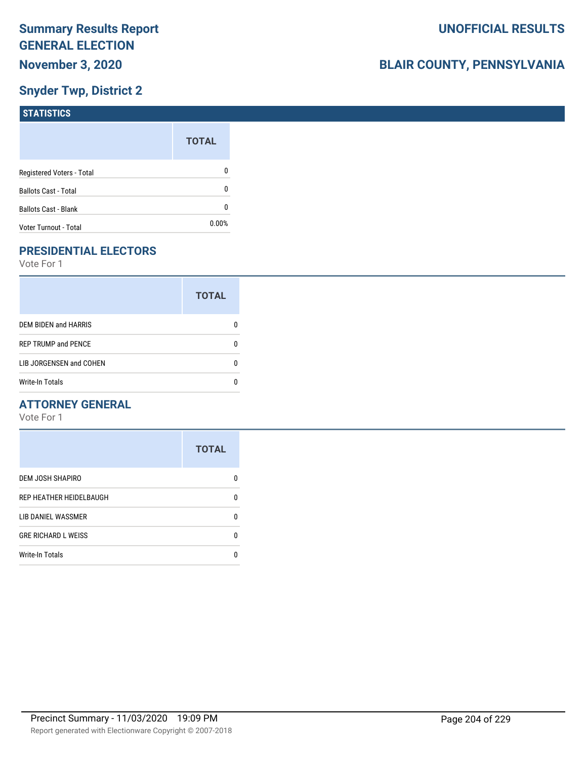# Summary Results Report GENERAL ELECTION

## November 3, 2020

**UNOFFICIAL RESULTS**

**BLAIR COUNTY, PENNSYLVANIA**

## Snyder Twp, District 2

### STATISTICS

| | TOTAL |
|---|---|
| Registered Voters - Total | 0 |
| Ballots Cast - Total | 0 |
| Ballots Cast - Blank | 0 |
| Voter Turnout - Total | 0.00% |

### PRESIDENTIAL ELECTORS

Vote For 1

| | TOTAL |
|---|---|
| DEM BIDEN and HARRIS | 0 |
| REP TRUMP and PENCE | 0 |
| LIB JORGENSEN and COHEN | 0 |
| Write-In Totals | 0 |

### ATTORNEY GENERAL

Vote For 1

| | TOTAL |
|---|---|
| DEM JOSH SHAPIRO | 0 |
| REP HEATHER HEIDELBAUGH | 0 |
| LIB DANIEL WASSMER | 0 |
| GRE RICHARD L WEISS | 0 |
| Write-In Totals | 0 |

Precinct Summary - 11/03/2020 19:09 PM

Report generated with Electionware Copyright © 2007-2018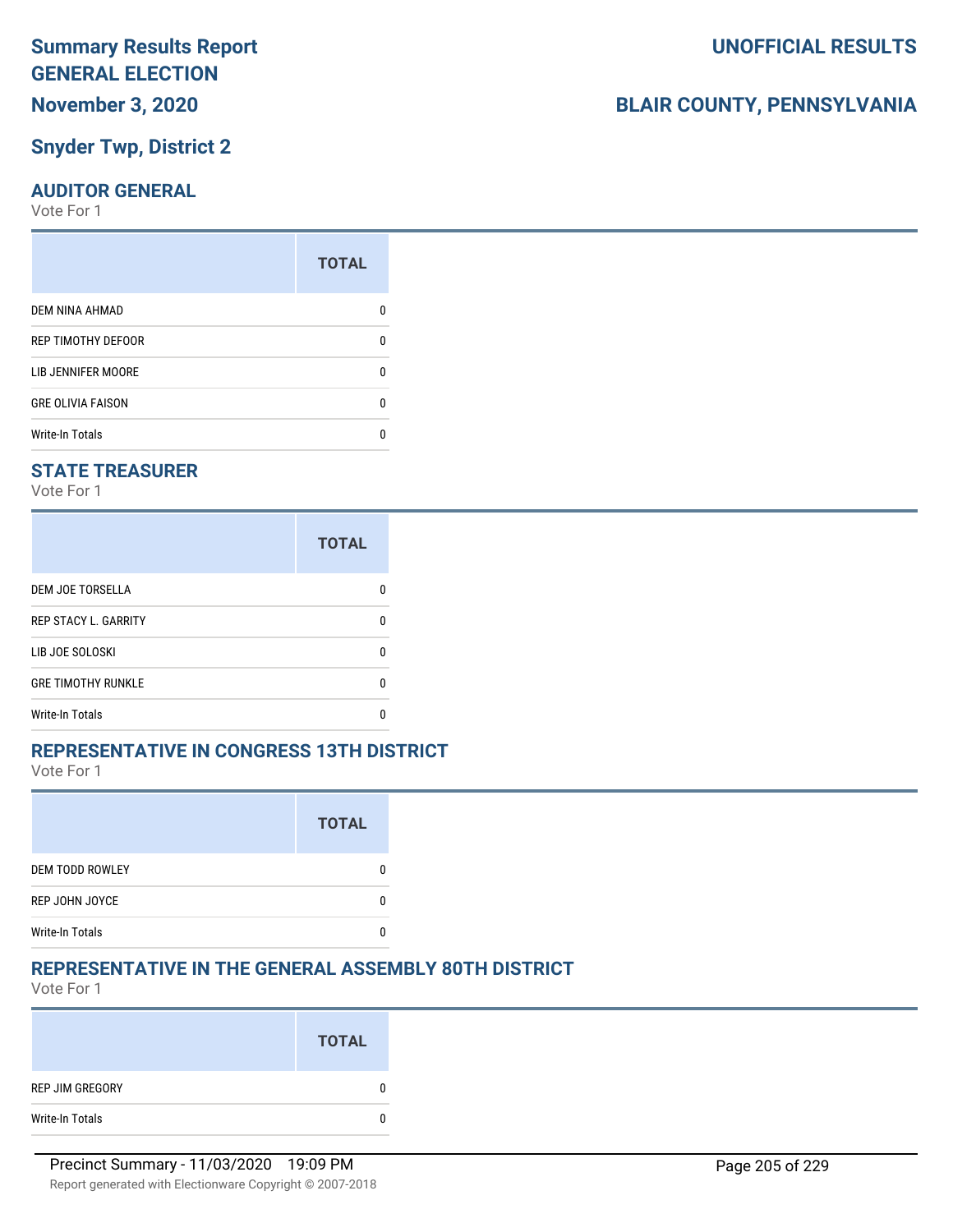# Summary Results Report GENERAL ELECTION

**UNOFFICIAL RESULTS**

**November 3, 2020**

**BLAIR COUNTY, PENNSYLVANIA**

## Snyder Twp, District 2

### AUDITOR GENERAL

Vote For 1

| | TOTAL |
|---|---|
| DEM NINA AHMAD | 0 |
| REP TIMOTHY DEFOOR | 0 |
| LIB JENNIFER MOORE | 0 |
| GRE OLIVIA FAISON | 0 |
| Write-In Totals | 0 |

### STATE TREASURER

Vote For 1

| | TOTAL |
|---|---|
| DEM JOE TORSELLA | 0 |
| REP STACY L. GARRITY | 0 |
| LIB JOE SOLOSKI | 0 |
| GRE TIMOTHY RUNKLE | 0 |
| Write-In Totals | 0 |

### REPRESENTATIVE IN CONGRESS 13TH DISTRICT

Vote For 1

| | TOTAL |
|---|---|
| DEM TODD ROWLEY | 0 |
| REP JOHN JOYCE | 0 |
| Write-In Totals | 0 |

### REPRESENTATIVE IN THE GENERAL ASSEMBLY 80TH DISTRICT

Vote For 1

| | TOTAL |
|---|---|
| REP JIM GREGORY | 0 |
| Write-In Totals | 0 |

Precinct Summary - 11/03/2020 19:09 PM

Report generated with Electionware Copyright © 2007-2018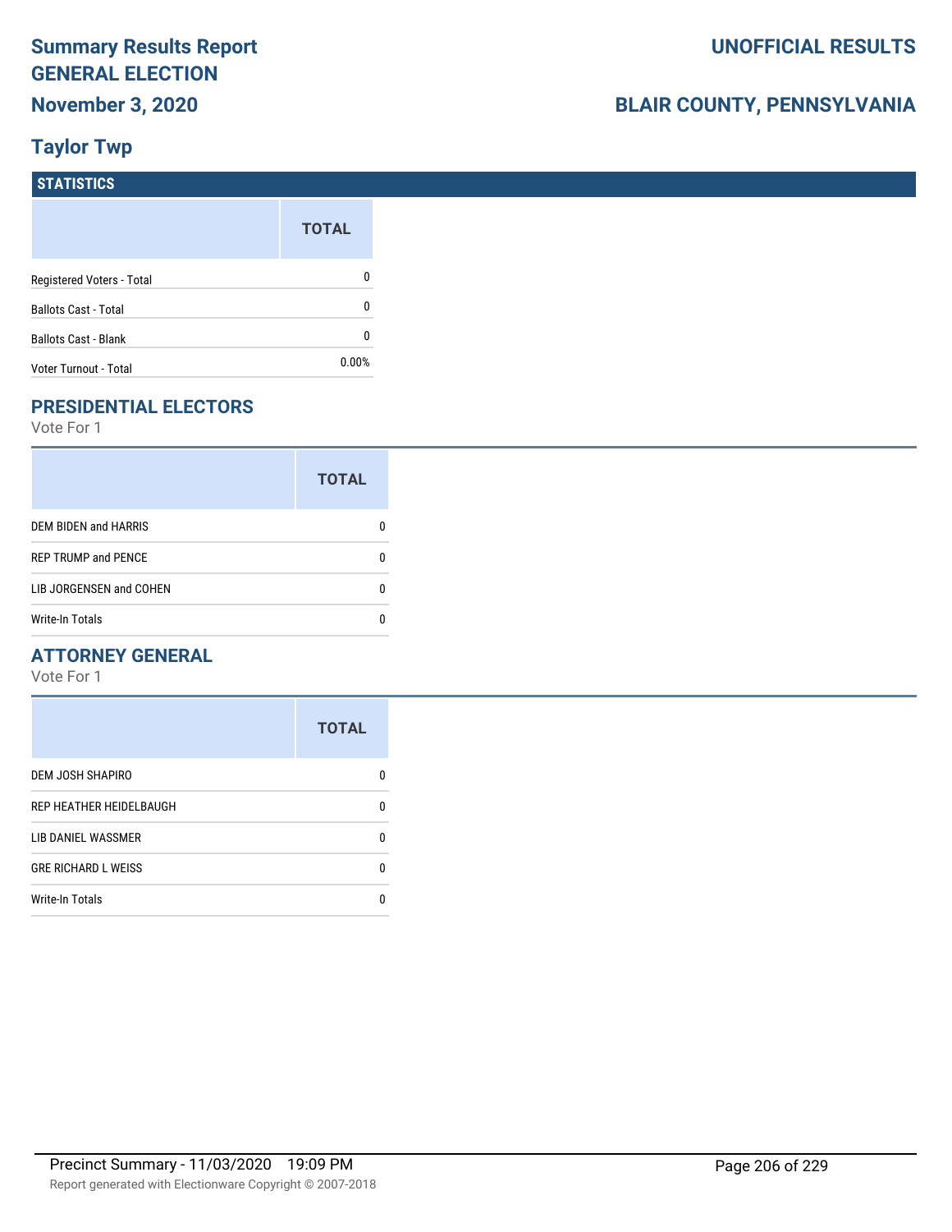# Summary Results Report
# GENERAL ELECTION
## November 3, 2020

**UNOFFICIAL RESULTS**

## BLAIR COUNTY, PENNSYLVANIA

## Taylor Twp

### STATISTICS

| | TOTAL |
|---|---|
| Registered Voters - Total | 0 |
| Ballots Cast - Total | 0 |
| Ballots Cast - Blank | 0 |
| Voter Turnout - Total | 0.00% |

### PRESIDENTIAL ELECTORS

Vote For 1

| | TOTAL |
|---|---|
| DEM BIDEN and HARRIS | 0 |
| REP TRUMP and PENCE | 0 |
| LIB JORGENSEN and COHEN | 0 |
| Write-In Totals | 0 |

### ATTORNEY GENERAL

Vote For 1

| | TOTAL |
|---|---|
| DEM JOSH SHAPIRO | 0 |
| REP HEATHER HEIDELBAUGH | 0 |
| LIB DANIEL WASSMER | 0 |
| GRE RICHARD L WEISS | 0 |
| Write-In Totals | 0 |

Precinct Summary - 11/03/2020 19:09 PM

Report generated with Electionware Copyright © 2007-2018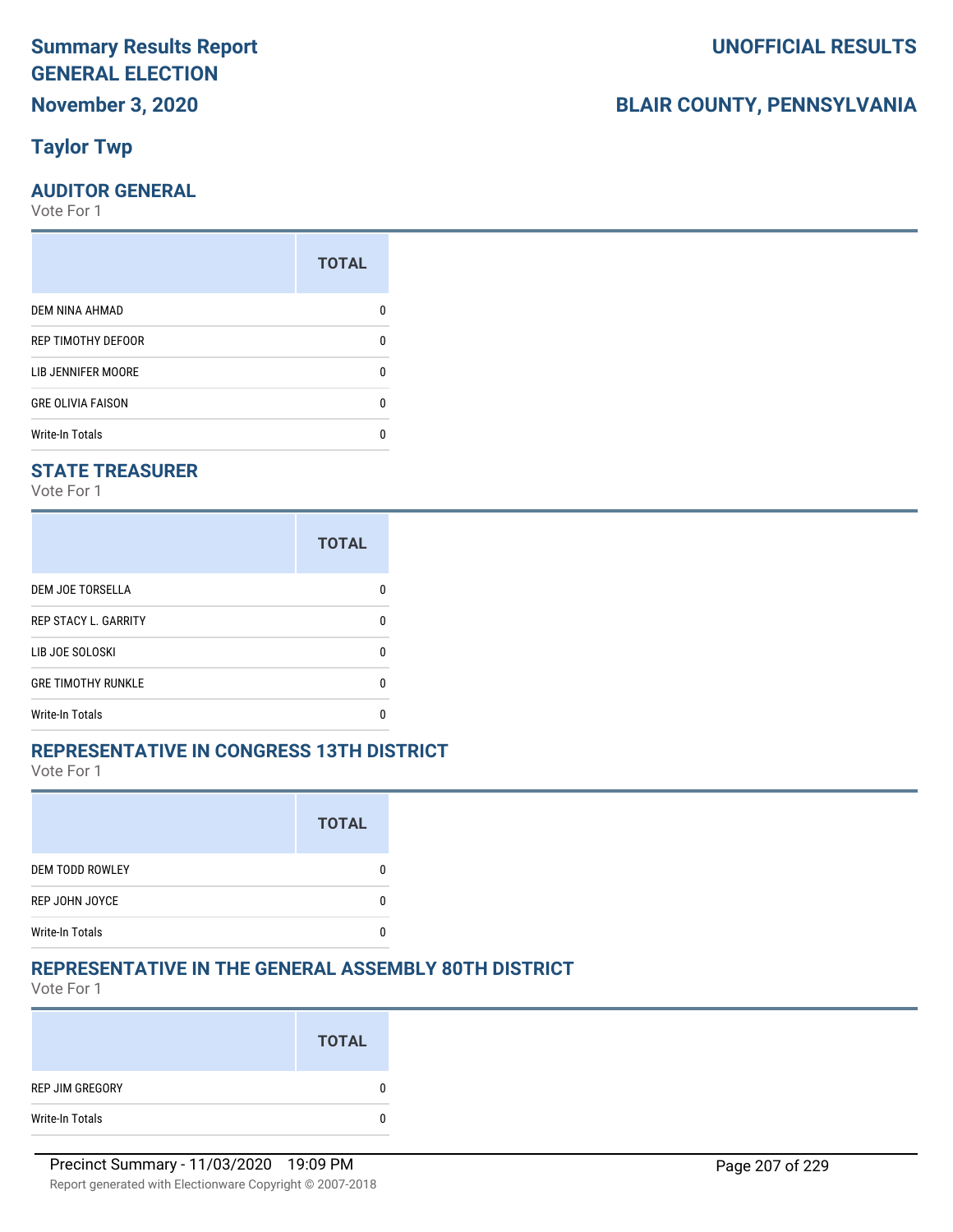# Summary Results Report
# GENERAL ELECTION
## November 3, 2020

**UNOFFICIAL RESULTS**

**BLAIR COUNTY, PENNSYLVANIA**

## Taylor Twp

### AUDITOR GENERAL
Vote For 1

| | TOTAL |
|---|---|
| DEM NINA AHMAD | 0 |
| REP TIMOTHY DEFOOR | 0 |
| LIB JENNIFER MOORE | 0 |
| GRE OLIVIA FAISON | 0 |
| Write-In Totals | 0 |

### STATE TREASURER
Vote For 1

| | TOTAL |
|---|---|
| DEM JOE TORSELLA | 0 |
| REP STACY L. GARRITY | 0 |
| LIB JOE SOLOSKI | 0 |
| GRE TIMOTHY RUNKLE | 0 |
| Write-In Totals | 0 |

### REPRESENTATIVE IN CONGRESS 13TH DISTRICT
Vote For 1

| | TOTAL |
|---|---|
| DEM TODD ROWLEY | 0 |
| REP JOHN JOYCE | 0 |
| Write-In Totals | 0 |

### REPRESENTATIVE IN THE GENERAL ASSEMBLY 80TH DISTRICT
Vote For 1

| | TOTAL |
|---|---|
| REP JIM GREGORY | 0 |
| Write-In Totals | 0 |

Precinct Summary - 11/03/2020 19:09 PM

Report generated with Electionware Copyright © 2007-2018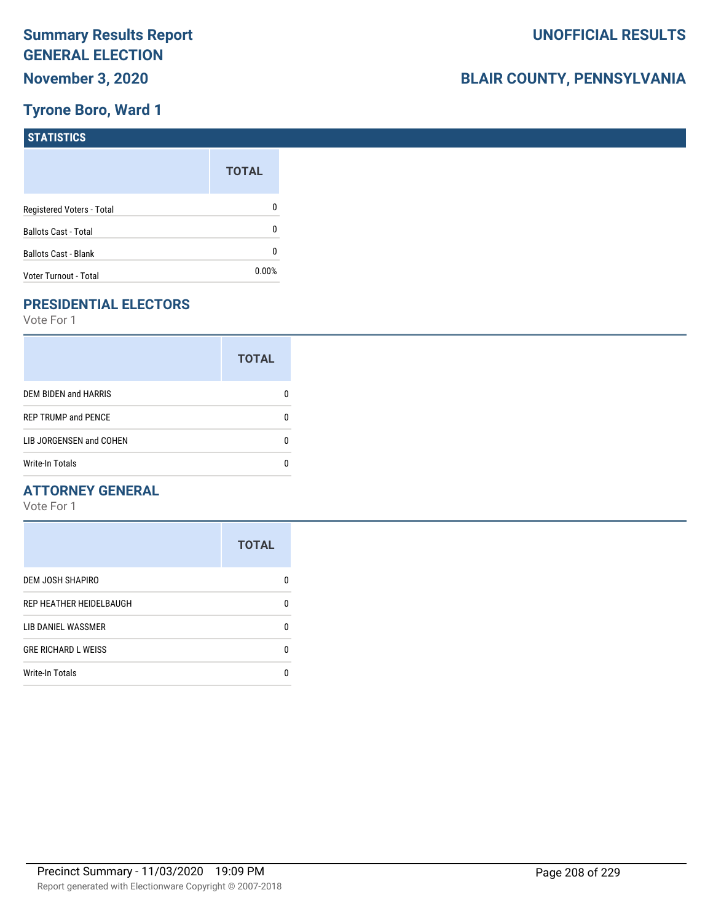# Summary Results Report
# GENERAL ELECTION
# November 3, 2020

# UNOFFICIAL RESULTS

# BLAIR COUNTY, PENNSYLVANIA

## Tyrone Boro, Ward 1

### STATISTICS

| | TOTAL |
|---|---|
| Registered Voters - Total | 0 |
| Ballots Cast - Total | 0 |
| Ballots Cast - Blank | 0 |
| Voter Turnout - Total | 0.00% |

## PRESIDENTIAL ELECTORS

Vote For 1

| | TOTAL |
|---|---|
| DEM BIDEN and HARRIS | 0 |
| REP TRUMP and PENCE | 0 |
| LIB JORGENSEN and COHEN | 0 |
| Write-In Totals | 0 |

## ATTORNEY GENERAL

Vote For 1

| | TOTAL |
|---|---|
| DEM JOSH SHAPIRO | 0 |
| REP HEATHER HEIDELBAUGH | 0 |
| LIB DANIEL WASSMER | 0 |
| GRE RICHARD L WEISS | 0 |
| Write-In Totals | 0 |

Precinct Summary - 11/03/2020 19:09 PM

Report generated with Electionware Copyright © 2007-2018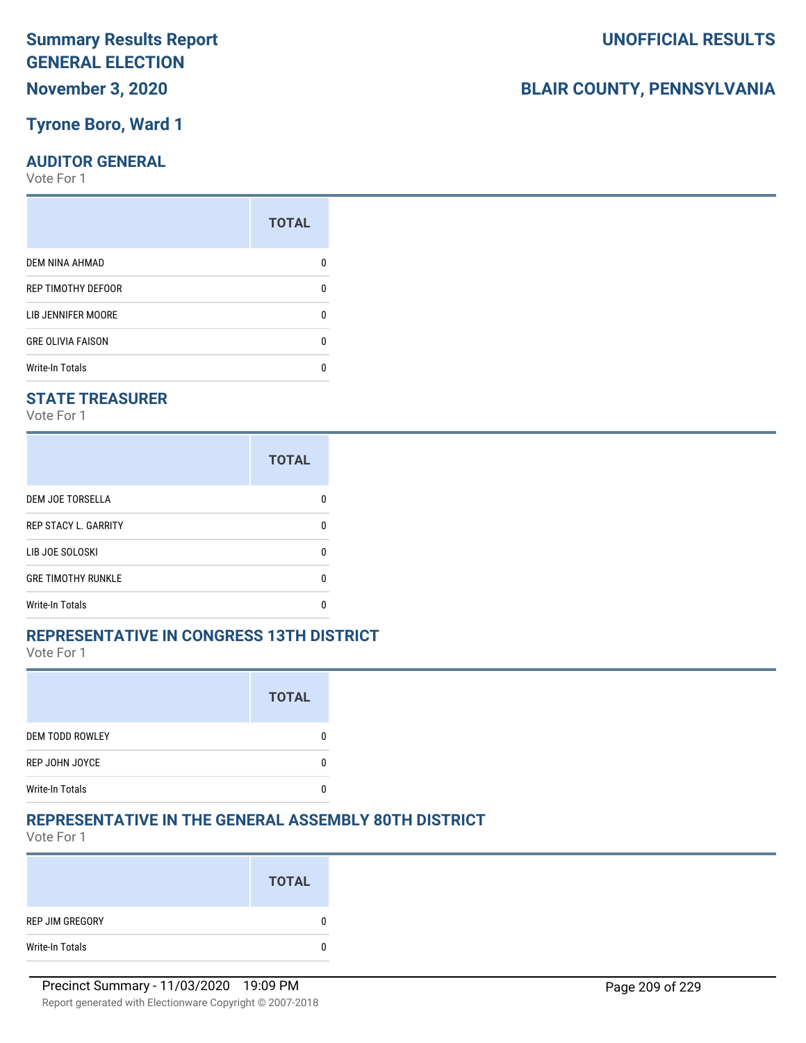# Summary Results Report GENERAL ELECTION

**November 3, 2020**

**UNOFFICIAL RESULTS**

**BLAIR COUNTY, PENNSYLVANIA**

## Tyrone Boro, Ward 1

### AUDITOR GENERAL

Vote For 1

| | TOTAL |
|---|---|
| DEM NINA AHMAD | 0 |
| REP TIMOTHY DEFOOR | 0 |
| LIB JENNIFER MOORE | 0 |
| GRE OLIVIA FAISON | 0 |
| Write-In Totals | 0 |

### STATE TREASURER

Vote For 1

| | TOTAL |
|---|---|
| DEM JOE TORSELLA | 0 |
| REP STACY L. GARRITY | 0 |
| LIB JOE SOLOSKI | 0 |
| GRE TIMOTHY RUNKLE | 0 |
| Write-In Totals | 0 |

### REPRESENTATIVE IN CONGRESS 13TH DISTRICT

Vote For 1

| | TOTAL |
|---|---|
| DEM TODD ROWLEY | 0 |
| REP JOHN JOYCE | 0 |
| Write-In Totals | 0 |

### REPRESENTATIVE IN THE GENERAL ASSEMBLY 80TH DISTRICT

Vote For 1

| | TOTAL |
|---|---|
| REP JIM GREGORY | 0 |
| Write-In Totals | 0 |

Precinct Summary - 11/03/2020 19:09 PM

Report generated with Electionware Copyright © 2007-2018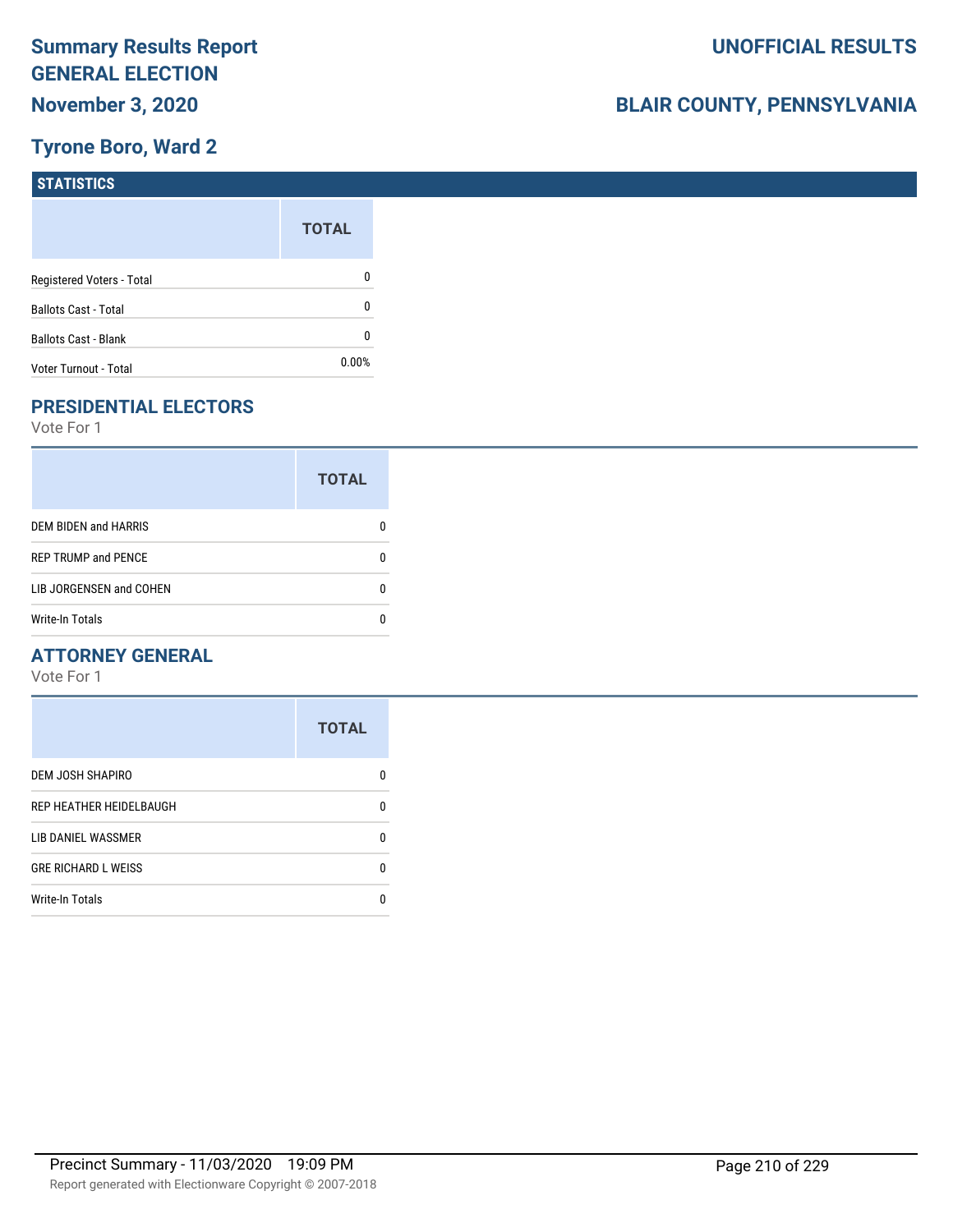# Summary Results Report
# GENERAL ELECTION
# November 3, 2020

# UNOFFICIAL RESULTS

# BLAIR COUNTY, PENNSYLVANIA

## Tyrone Boro, Ward 2

### STATISTICS

| | TOTAL |
|---|---|
| Registered Voters - Total | 0 |
| Ballots Cast - Total | 0 |
| Ballots Cast - Blank | 0 |
| Voter Turnout - Total | 0.00% |

### PRESIDENTIAL ELECTORS

Vote For 1

| | TOTAL |
|---|---|
| DEM BIDEN and HARRIS | 0 |
| REP TRUMP and PENCE | 0 |
| LIB JORGENSEN and COHEN | 0 |
| Write-In Totals | 0 |

### ATTORNEY GENERAL

Vote For 1

| | TOTAL |
|---|---|
| DEM JOSH SHAPIRO | 0 |
| REP HEATHER HEIDELBAUGH | 0 |
| LIB DANIEL WASSMER | 0 |
| GRE RICHARD L WEISS | 0 |
| Write-In Totals | 0 |

Precinct Summary - 11/03/2020 19:09 PM

Report generated with Electionware Copyright © 2007-2018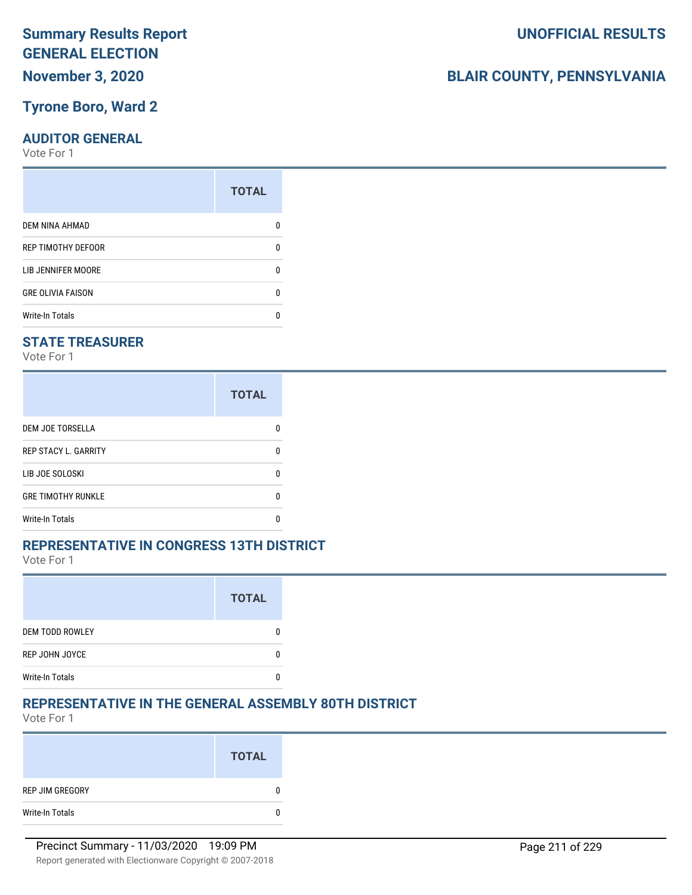# Summary Results Report GENERAL ELECTION

**November 3, 2020**

**UNOFFICIAL RESULTS**

**BLAIR COUNTY, PENNSYLVANIA**

## Tyrone Boro, Ward 2

### AUDITOR GENERAL

Vote For 1

| | TOTAL |
|---|---|
| DEM NINA AHMAD | 0 |
| REP TIMOTHY DEFOOR | 0 |
| LIB JENNIFER MOORE | 0 |
| GRE OLIVIA FAISON | 0 |
| Write-In Totals | 0 |

### STATE TREASURER

Vote For 1

| | TOTAL |
|---|---|
| DEM JOE TORSELLA | 0 |
| REP STACY L. GARRITY | 0 |
| LIB JOE SOLOSKI | 0 |
| GRE TIMOTHY RUNKLE | 0 |
| Write-In Totals | 0 |

### REPRESENTATIVE IN CONGRESS 13TH DISTRICT

Vote For 1

| | TOTAL |
|---|---|
| DEM TODD ROWLEY | 0 |
| REP JOHN JOYCE | 0 |
| Write-In Totals | 0 |

### REPRESENTATIVE IN THE GENERAL ASSEMBLY 80TH DISTRICT

Vote For 1

| | TOTAL |
|---|---|
| REP JIM GREGORY | 0 |
| Write-In Totals | 0 |

Precinct Summary - 11/03/2020 19:09 PM

Report generated with Electionware Copyright © 2007-2018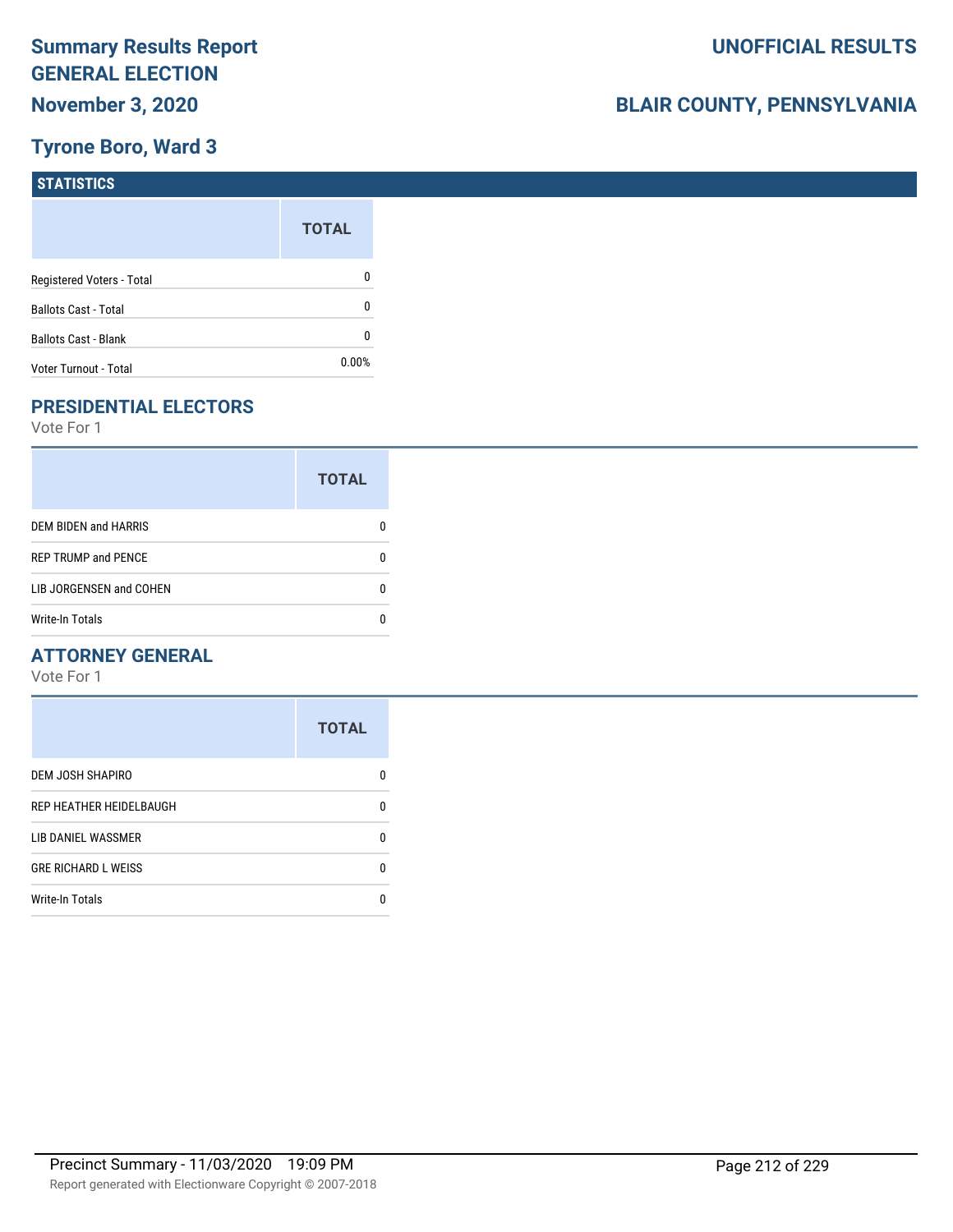# Summary Results Report
# GENERAL ELECTION
## November 3, 2020

## UNOFFICIAL RESULTS

## BLAIR COUNTY, PENNSYLVANIA

## Tyrone Boro, Ward 3

### STATISTICS

| | TOTAL |
|---|---|
| Registered Voters - Total | 0 |
| Ballots Cast - Total | 0 |
| Ballots Cast - Blank | 0 |
| Voter Turnout - Total | 0.00% |

### PRESIDENTIAL ELECTORS

Vote For 1

| | TOTAL |
|---|---|
| DEM BIDEN and HARRIS | 0 |
| REP TRUMP and PENCE | 0 |
| LIB JORGENSEN and COHEN | 0 |
| Write-In Totals | 0 |

### ATTORNEY GENERAL

Vote For 1

| | TOTAL |
|---|---|
| DEM JOSH SHAPIRO | 0 |
| REP HEATHER HEIDELBAUGH | 0 |
| LIB DANIEL WASSMER | 0 |
| GRE RICHARD L WEISS | 0 |
| Write-In Totals | 0 |

Precinct Summary - 11/03/2020 19:09 PM

Report generated with Electionware Copyright © 2007-2018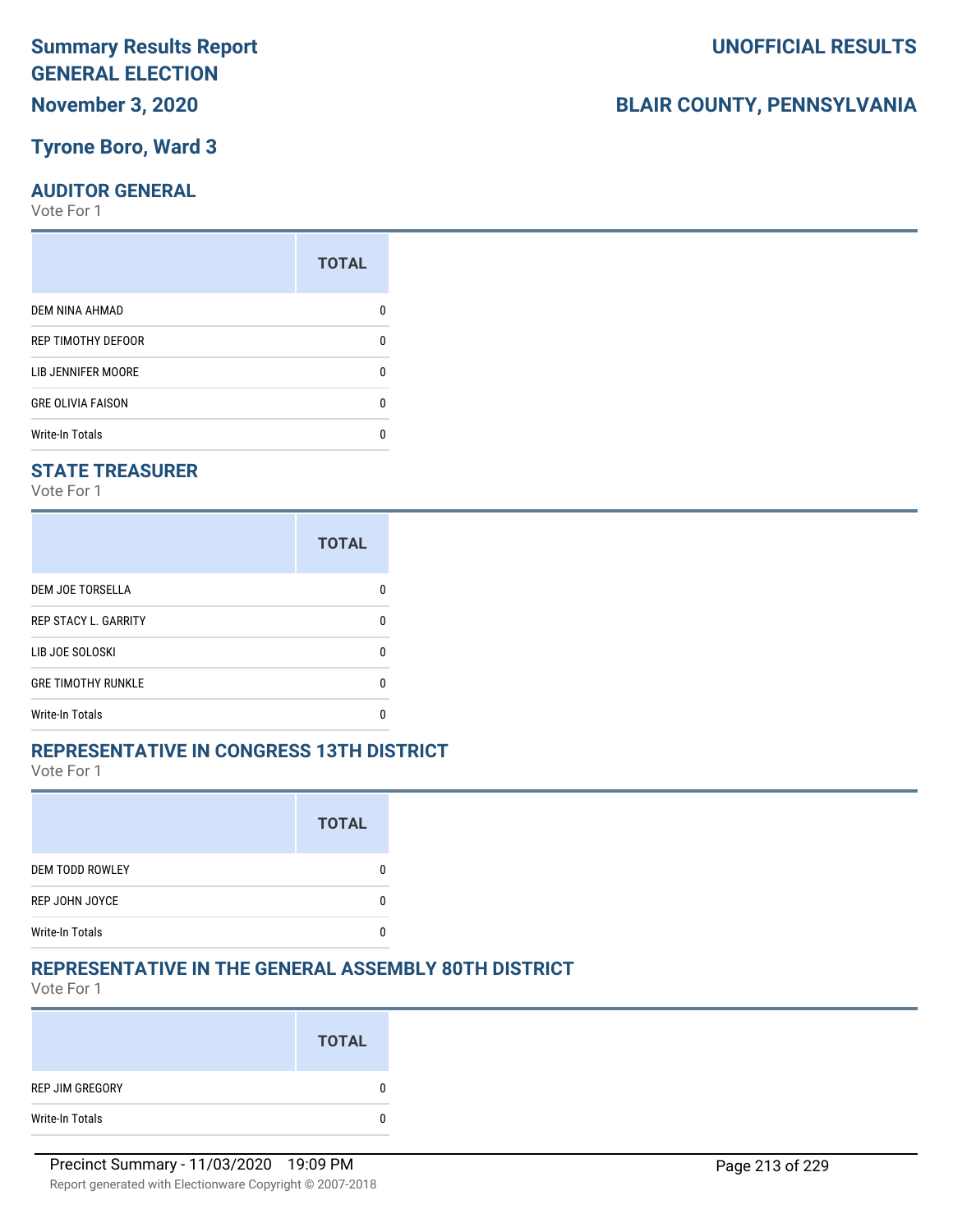# Summary Results Report GENERAL ELECTION

**November 3, 2020**

**UNOFFICIAL RESULTS**

**BLAIR COUNTY, PENNSYLVANIA**

## Tyrone Boro, Ward 3

### AUDITOR GENERAL

Vote For 1

| | TOTAL |
|---|---|
| DEM NINA AHMAD | 0 |
| REP TIMOTHY DEFOOR | 0 |
| LIB JENNIFER MOORE | 0 |
| GRE OLIVIA FAISON | 0 |
| Write-In Totals | 0 |

### STATE TREASURER

Vote For 1

| | TOTAL |
|---|---|
| DEM JOE TORSELLA | 0 |
| REP STACY L. GARRITY | 0 |
| LIB JOE SOLOSKI | 0 |
| GRE TIMOTHY RUNKLE | 0 |
| Write-In Totals | 0 |

### REPRESENTATIVE IN CONGRESS 13TH DISTRICT

Vote For 1

| | TOTAL |
|---|---|
| DEM TODD ROWLEY | 0 |
| REP JOHN JOYCE | 0 |
| Write-In Totals | 0 |

### REPRESENTATIVE IN THE GENERAL ASSEMBLY 80TH DISTRICT

Vote For 1

| | TOTAL |
|---|---|
| REP JIM GREGORY | 0 |
| Write-In Totals | 0 |

Precinct Summary - 11/03/2020 19:09 PM

Report generated with Electionware Copyright © 2007-2018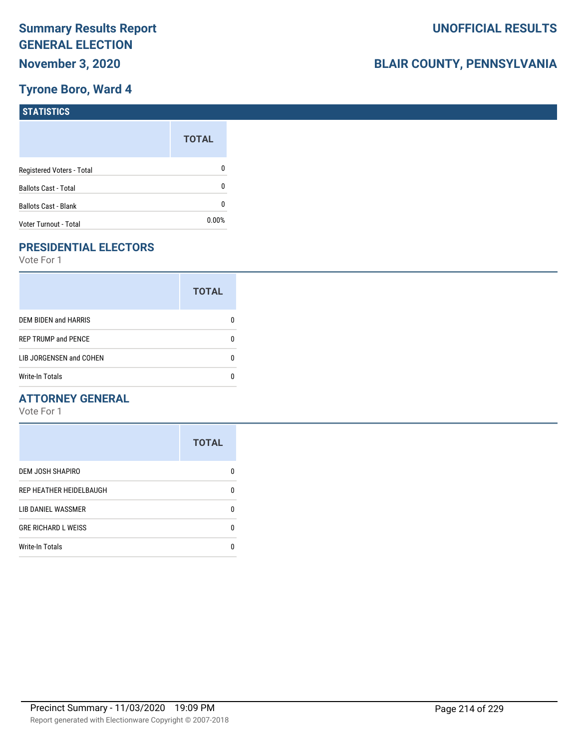# Summary Results Report
# GENERAL ELECTION
## November 3, 2020

**UNOFFICIAL RESULTS**

**BLAIR COUNTY, PENNSYLVANIA**

## Tyrone Boro, Ward 4

### STATISTICS

| | TOTAL |
|---|---|
| Registered Voters - Total | 0 |
| Ballots Cast - Total | 0 |
| Ballots Cast - Blank | 0 |
| Voter Turnout - Total | 0.00% |

### PRESIDENTIAL ELECTORS

Vote For 1

| | TOTAL |
|---|---|
| DEM BIDEN and HARRIS | 0 |
| REP TRUMP and PENCE | 0 |
| LIB JORGENSEN and COHEN | 0 |
| Write-In Totals | 0 |

### ATTORNEY GENERAL

Vote For 1

| | TOTAL |
|---|---|
| DEM JOSH SHAPIRO | 0 |
| REP HEATHER HEIDELBAUGH | 0 |
| LIB DANIEL WASSMER | 0 |
| GRE RICHARD L WEISS | 0 |
| Write-In Totals | 0 |

Precinct Summary - 11/03/2020 19:09 PM

Report generated with Electionware Copyright © 2007-2018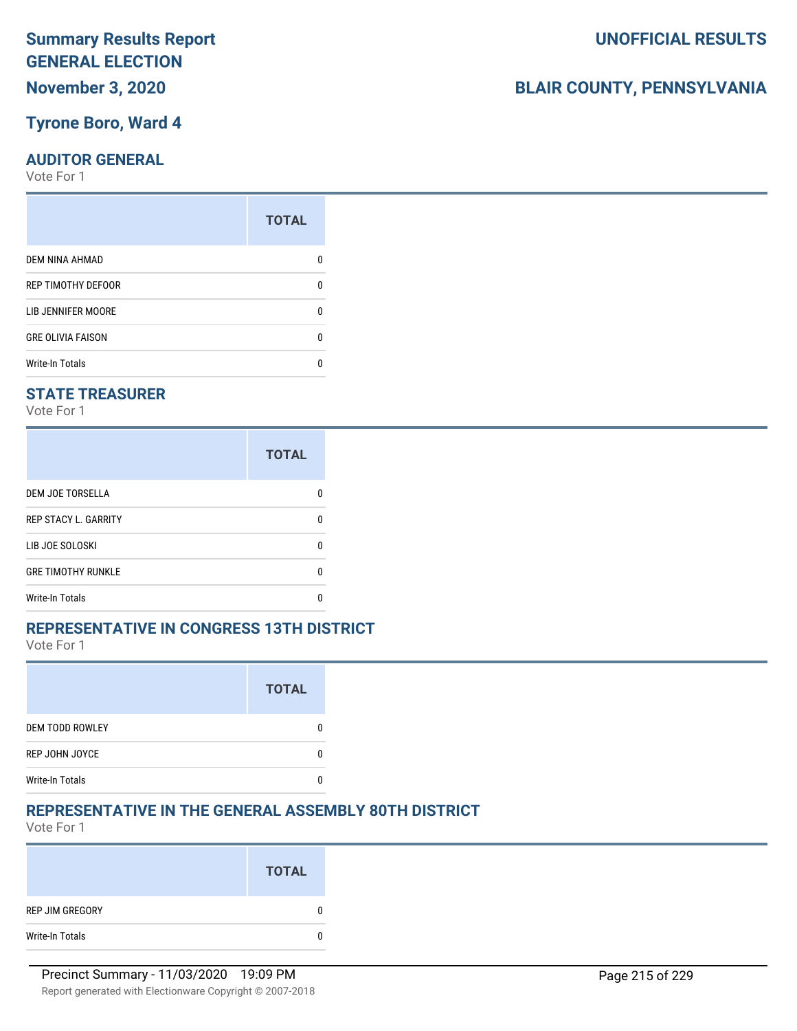# Summary Results Report GENERAL ELECTION

**UNOFFICIAL RESULTS**

**November 3, 2020**

**BLAIR COUNTY, PENNSYLVANIA**

## Tyrone Boro, Ward 4

### AUDITOR GENERAL

Vote For 1

| | TOTAL |
|---|---|
| DEM NINA AHMAD | 0 |
| REP TIMOTHY DEFOOR | 0 |
| LIB JENNIFER MOORE | 0 |
| GRE OLIVIA FAISON | 0 |
| Write-In Totals | 0 |

### STATE TREASURER

Vote For 1

| | TOTAL |
|---|---|
| DEM JOE TORSELLA | 0 |
| REP STACY L. GARRITY | 0 |
| LIB JOE SOLOSKI | 0 |
| GRE TIMOTHY RUNKLE | 0 |
| Write-In Totals | 0 |

### REPRESENTATIVE IN CONGRESS 13TH DISTRICT

Vote For 1

| | TOTAL |
|---|---|
| DEM TODD ROWLEY | 0 |
| REP JOHN JOYCE | 0 |
| Write-In Totals | 0 |

### REPRESENTATIVE IN THE GENERAL ASSEMBLY 80TH DISTRICT

Vote For 1

| | TOTAL |
|---|---|
| REP JIM GREGORY | 0 |
| Write-In Totals | 0 |

Precinct Summary - 11/03/2020 19:09 PM

Report generated with Electionware Copyright © 2007-2018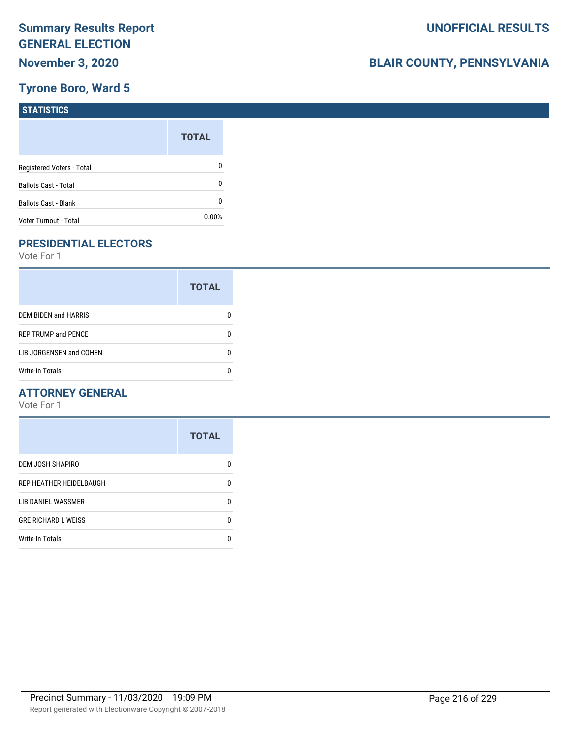# Summary Results Report
# GENERAL ELECTION
## November 3, 2020

## UNOFFICIAL RESULTS
## BLAIR COUNTY, PENNSYLVANIA

## Tyrone Boro, Ward 5

### STATISTICS

| | TOTAL |
|---|---|
| Registered Voters - Total | 0 |
| Ballots Cast - Total | 0 |
| Ballots Cast - Blank | 0 |
| Voter Turnout - Total | 0.00% |

### PRESIDENTIAL ELECTORS

Vote For 1

| | TOTAL |
|---|---|
| DEM BIDEN and HARRIS | 0 |
| REP TRUMP and PENCE | 0 |
| LIB JORGENSEN and COHEN | 0 |
| Write-In Totals | 0 |

### ATTORNEY GENERAL

Vote For 1

| | TOTAL |
|---|---|
| DEM JOSH SHAPIRO | 0 |
| REP HEATHER HEIDELBAUGH | 0 |
| LIB DANIEL WASSMER | 0 |
| GRE RICHARD L WEISS | 0 |
| Write-In Totals | 0 |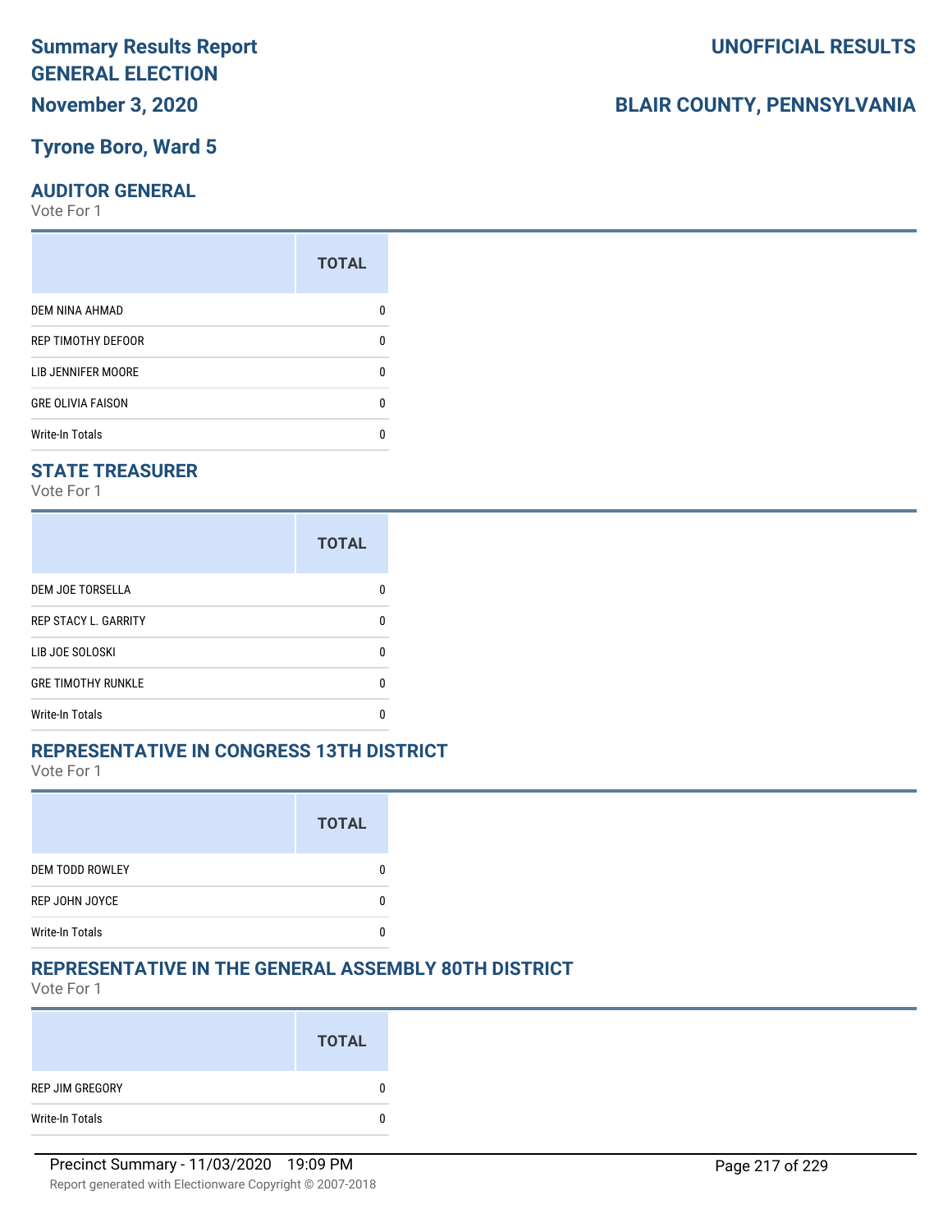# Summary Results Report
# GENERAL ELECTION
## November 3, 2020

**UNOFFICIAL RESULTS**

**BLAIR COUNTY, PENNSYLVANIA**

## Tyrone Boro, Ward 5

### AUDITOR GENERAL

Vote For 1

| | TOTAL |
|---|---|
| DEM NINA AHMAD | 0 |
| REP TIMOTHY DEFOOR | 0 |
| LIB JENNIFER MOORE | 0 |
| GRE OLIVIA FAISON | 0 |
| Write-In Totals | 0 |

### STATE TREASURER

Vote For 1

| | TOTAL |
|---|---|
| DEM JOE TORSELLA | 0 |
| REP STACY L. GARRITY | 0 |
| LIB JOE SOLOSKI | 0 |
| GRE TIMOTHY RUNKLE | 0 |
| Write-In Totals | 0 |

### REPRESENTATIVE IN CONGRESS 13TH DISTRICT

Vote For 1

| | TOTAL |
|---|---|
| DEM TODD ROWLEY | 0 |
| REP JOHN JOYCE | 0 |
| Write-In Totals | 0 |

### REPRESENTATIVE IN THE GENERAL ASSEMBLY 80TH DISTRICT

Vote For 1

| | TOTAL |
|---|---|
| REP JIM GREGORY | 0 |
| Write-In Totals | 0 |

Precinct Summary - 11/03/2020 19:09 PM

Report generated with Electionware Copyright © 2007-2018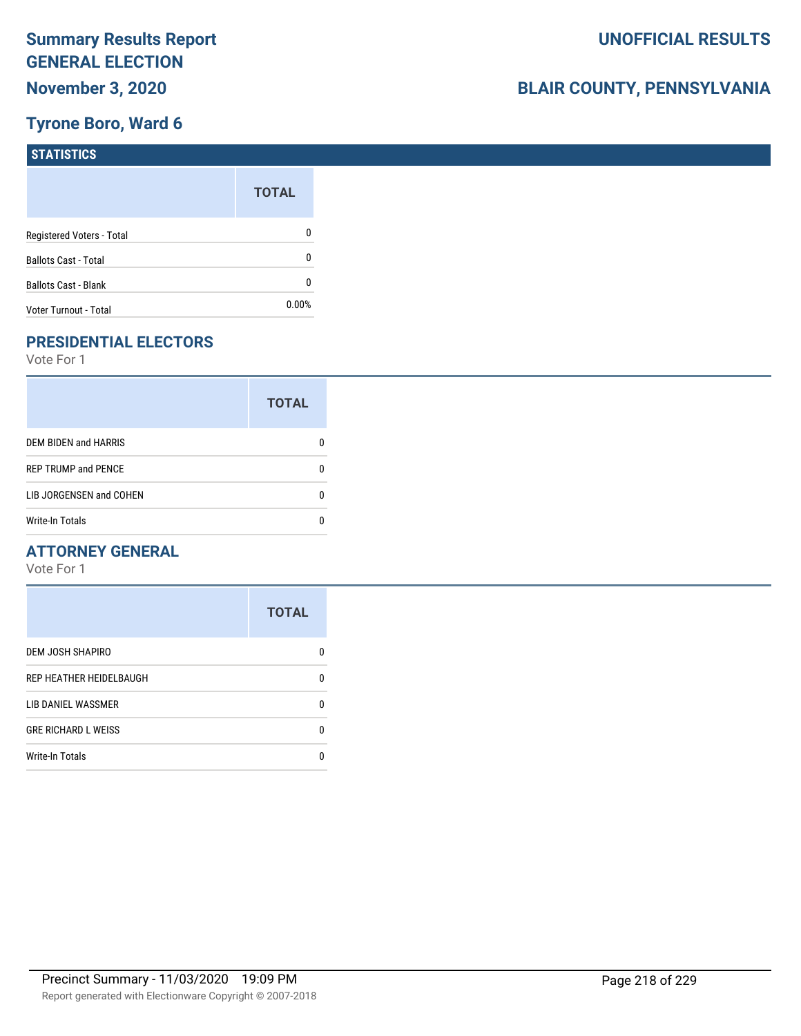# Summary Results Report
# GENERAL ELECTION
## November 3, 2020

## UNOFFICIAL RESULTS

## BLAIR COUNTY, PENNSYLVANIA

## Tyrone Boro, Ward 6

### STATISTICS

| | TOTAL |
|---|---|
| Registered Voters - Total | 0 |
| Ballots Cast - Total | 0 |
| Ballots Cast - Blank | 0 |
| Voter Turnout - Total | 0.00% |

### PRESIDENTIAL ELECTORS

Vote For 1

| | TOTAL |
|---|---|
| DEM BIDEN and HARRIS | 0 |
| REP TRUMP and PENCE | 0 |
| LIB JORGENSEN and COHEN | 0 |
| Write-In Totals | 0 |

### ATTORNEY GENERAL

Vote For 1

| | TOTAL |
|---|---|
| DEM JOSH SHAPIRO | 0 |
| REP HEATHER HEIDELBAUGH | 0 |
| LIB DANIEL WASSMER | 0 |
| GRE RICHARD L WEISS | 0 |
| Write-In Totals | 0 |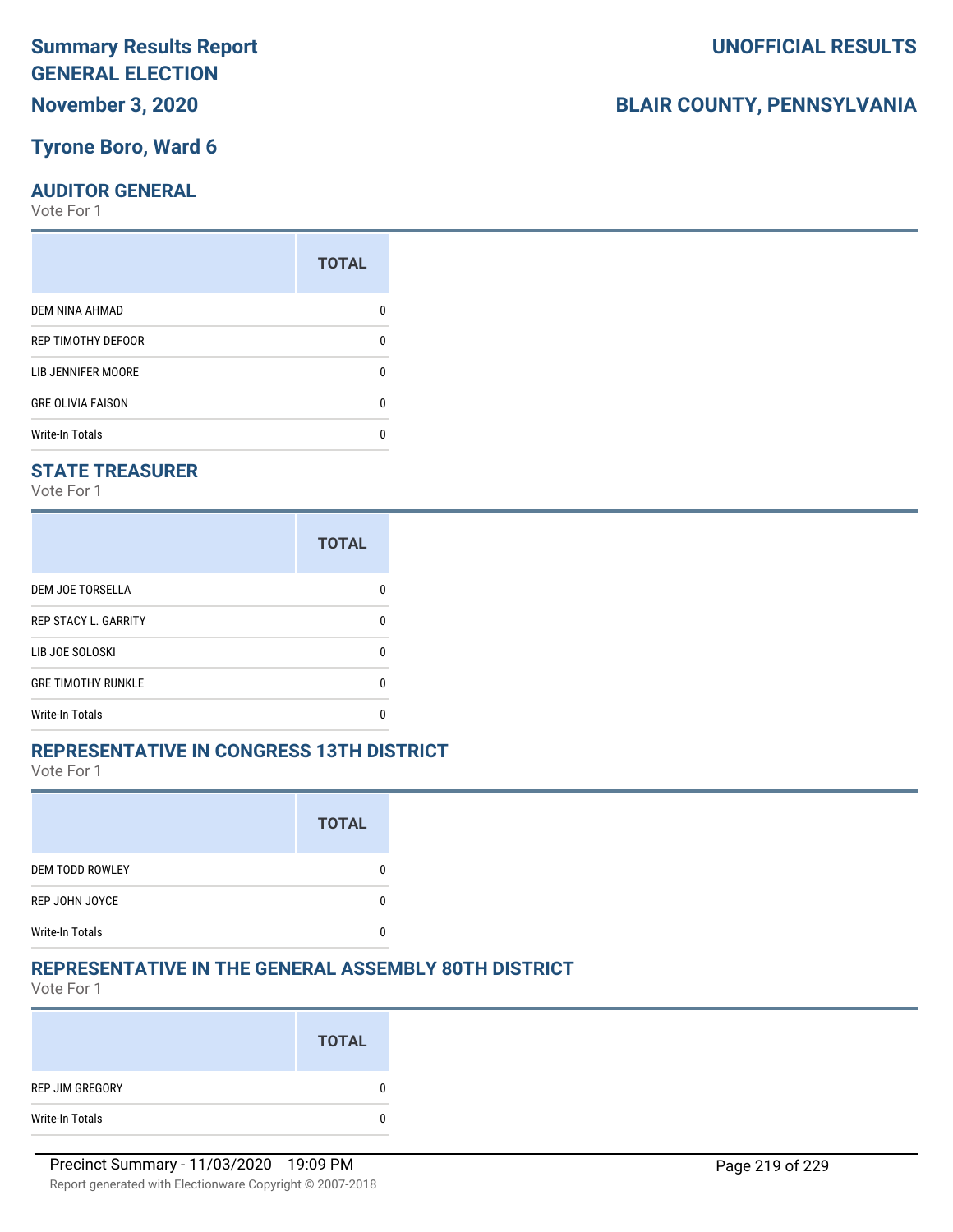# Summary Results Report
# GENERAL ELECTION
## November 3, 2020

**UNOFFICIAL RESULTS**

**BLAIR COUNTY, PENNSYLVANIA**

## Tyrone Boro, Ward 6

### AUDITOR GENERAL
Vote For 1

| | TOTAL |
|---|---|
| DEM NINA AHMAD | 0 |
| REP TIMOTHY DEFOOR | 0 |
| LIB JENNIFER MOORE | 0 |
| GRE OLIVIA FAISON | 0 |
| Write-In Totals | 0 |

### STATE TREASURER
Vote For 1

| | TOTAL |
|---|---|
| DEM JOE TORSELLA | 0 |
| REP STACY L. GARRITY | 0 |
| LIB JOE SOLOSKI | 0 |
| GRE TIMOTHY RUNKLE | 0 |
| Write-In Totals | 0 |

### REPRESENTATIVE IN CONGRESS 13TH DISTRICT
Vote For 1

| | TOTAL |
|---|---|
| DEM TODD ROWLEY | 0 |
| REP JOHN JOYCE | 0 |
| Write-In Totals | 0 |

### REPRESENTATIVE IN THE GENERAL ASSEMBLY 80TH DISTRICT
Vote For 1

| | TOTAL |
|---|---|
| REP JIM GREGORY | 0 |
| Write-In Totals | 0 |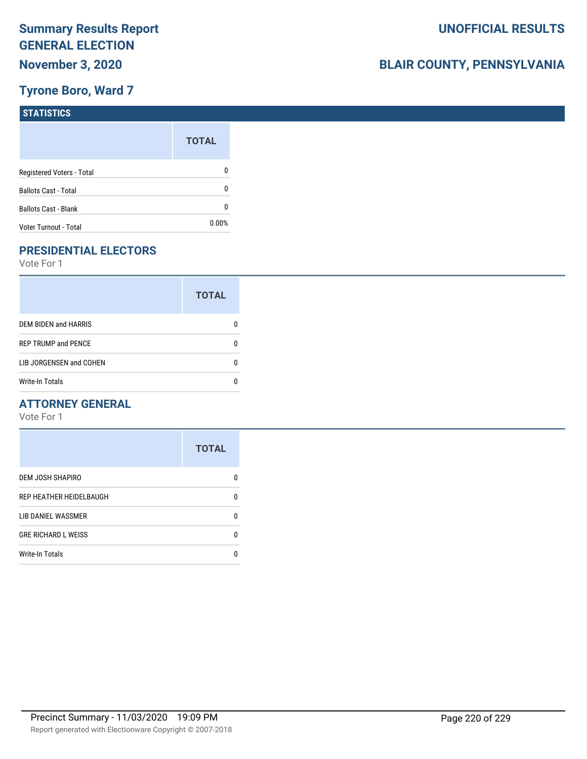# Summary Results Report GENERAL ELECTION

**November 3, 2020**

**UNOFFICIAL RESULTS**

**BLAIR COUNTY, PENNSYLVANIA**

## Tyrone Boro, Ward 7

### STATISTICS

| | TOTAL |
|---|---|
| Registered Voters - Total | 0 |
| Ballots Cast - Total | 0 |
| Ballots Cast - Blank | 0 |
| Voter Turnout - Total | 0.00% |

### PRESIDENTIAL ELECTORS

Vote For 1

| | TOTAL |
|---|---|
| DEM BIDEN and HARRIS | 0 |
| REP TRUMP and PENCE | 0 |
| LIB JORGENSEN and COHEN | 0 |
| Write-In Totals | 0 |

### ATTORNEY GENERAL

Vote For 1

| | TOTAL |
|---|---|
| DEM JOSH SHAPIRO | 0 |
| REP HEATHER HEIDELBAUGH | 0 |
| LIB DANIEL WASSMER | 0 |
| GRE RICHARD L WEISS | 0 |
| Write-In Totals | 0 |

Precinct Summary - 11/03/2020 19:09 PM

Report generated with Electionware Copyright © 2007-2018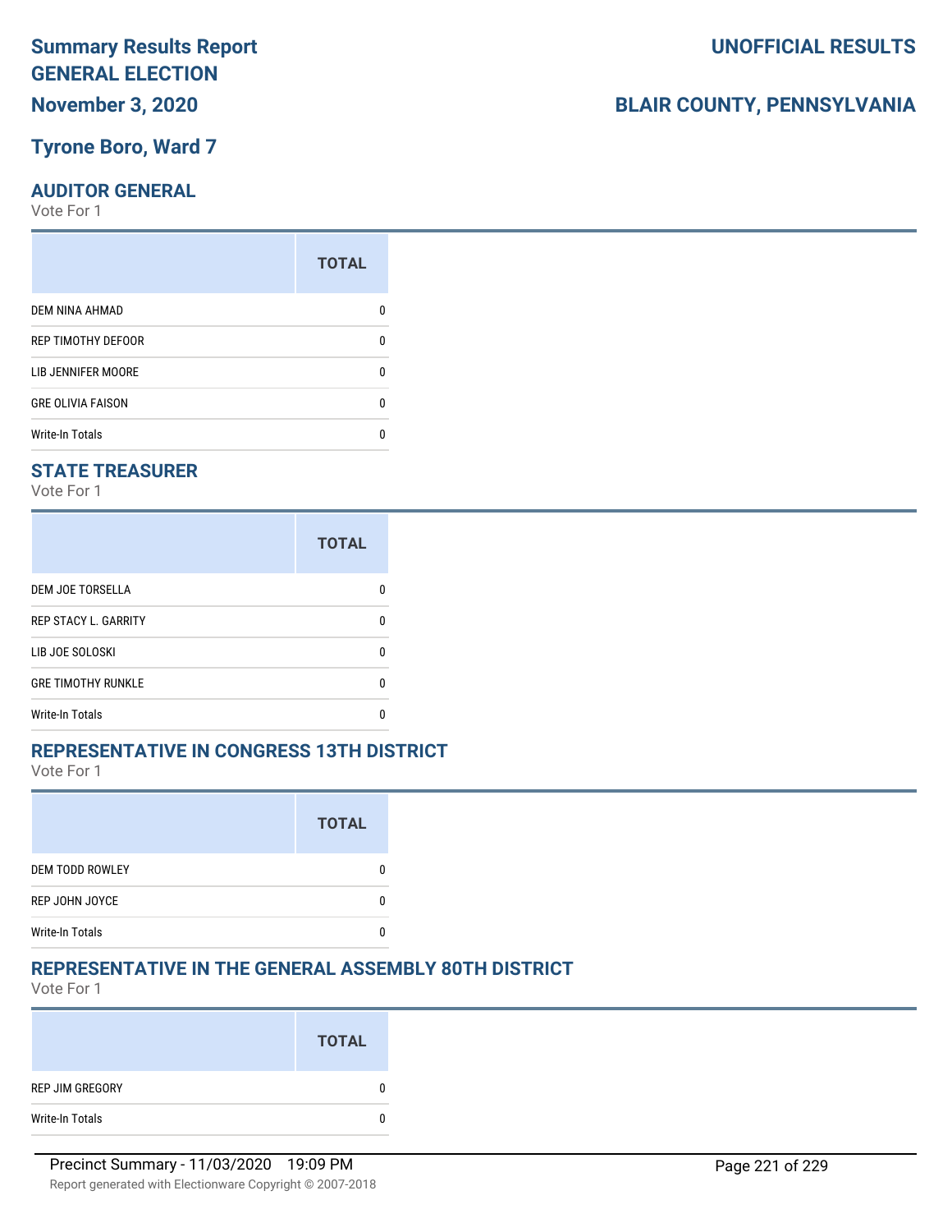# Summary Results Report
# GENERAL ELECTION
## November 3, 2020

**UNOFFICIAL RESULTS**

**BLAIR COUNTY, PENNSYLVANIA**

## Tyrone Boro, Ward 7

### AUDITOR GENERAL
Vote For 1

| | TOTAL |
|---|---|
| DEM NINA AHMAD | 0 |
| REP TIMOTHY DEFOOR | 0 |
| LIB JENNIFER MOORE | 0 |
| GRE OLIVIA FAISON | 0 |
| Write-In Totals | 0 |

### STATE TREASURER
Vote For 1

| | TOTAL |
|---|---|
| DEM JOE TORSELLA | 0 |
| REP STACY L. GARRITY | 0 |
| LIB JOE SOLOSKI | 0 |
| GRE TIMOTHY RUNKLE | 0 |
| Write-In Totals | 0 |

### REPRESENTATIVE IN CONGRESS 13TH DISTRICT
Vote For 1

| | TOTAL |
|---|---|
| DEM TODD ROWLEY | 0 |
| REP JOHN JOYCE | 0 |
| Write-In Totals | 0 |

### REPRESENTATIVE IN THE GENERAL ASSEMBLY 80TH DISTRICT
Vote For 1

| | TOTAL |
|---|---|
| REP JIM GREGORY | 0 |
| Write-In Totals | 0 |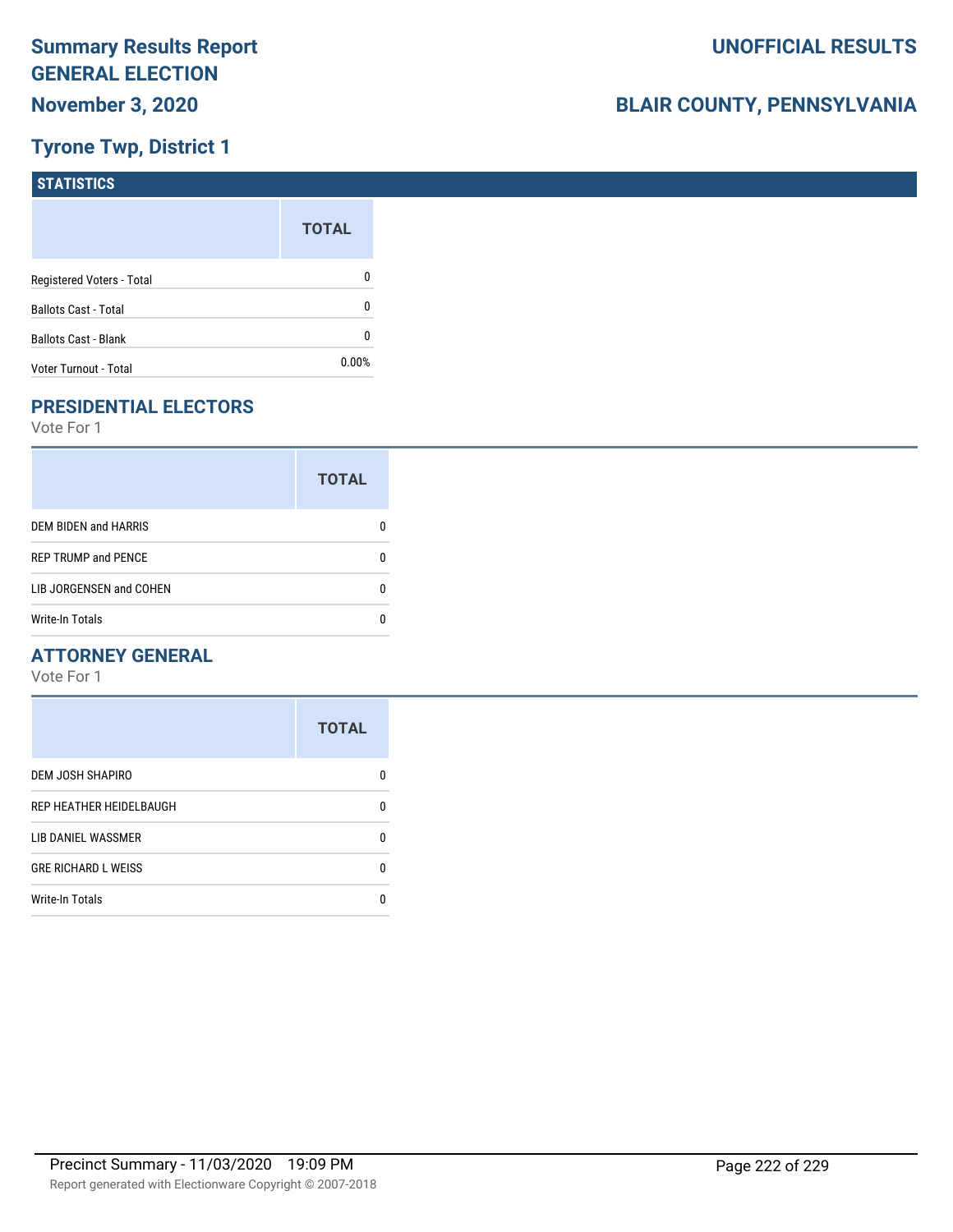# Summary Results Report
## GENERAL ELECTION
### November 3, 2020

**UNOFFICIAL RESULTS**

**BLAIR COUNTY, PENNSYLVANIA**

### Tyrone Twp, District 1

## STATISTICS

| | TOTAL |
|---|---|
| Registered Voters - Total | 0 |
| Ballots Cast - Total | 0 |
| Ballots Cast - Blank | 0 |
| Voter Turnout - Total | 0.00% |

## PRESIDENTIAL ELECTORS

Vote For 1

| | TOTAL |
|---|---|
| DEM BIDEN and HARRIS | 0 |
| REP TRUMP and PENCE | 0 |
| LIB JORGENSEN and COHEN | 0 |
| Write-In Totals | 0 |

## ATTORNEY GENERAL

Vote For 1

| | TOTAL |
|---|---|
| DEM JOSH SHAPIRO | 0 |
| REP HEATHER HEIDELBAUGH | 0 |
| LIB DANIEL WASSMER | 0 |
| GRE RICHARD L WEISS | 0 |
| Write-In Totals | 0 |

Precinct Summary - 11/03/2020 19:09 PM

Report generated with Electionware Copyright © 2007-2018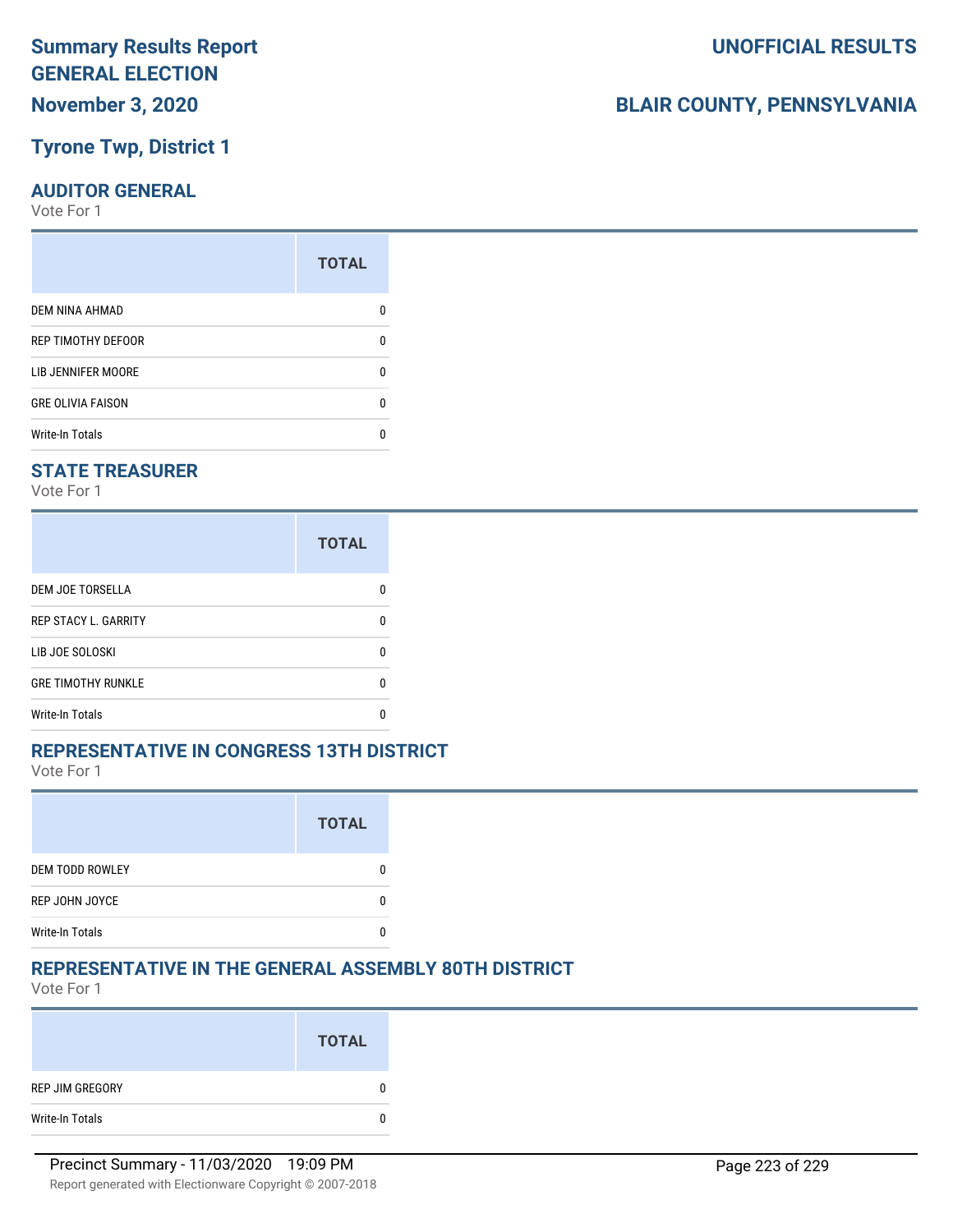# Summary Results Report
# GENERAL ELECTION
## November 3, 2020

**UNOFFICIAL RESULTS**

**BLAIR COUNTY, PENNSYLVANIA**

## Tyrone Twp, District 1

### AUDITOR GENERAL

Vote For 1

| | TOTAL |
|---|---|
| DEM NINA AHMAD | 0 |
| REP TIMOTHY DEFOOR | 0 |
| LIB JENNIFER MOORE | 0 |
| GRE OLIVIA FAISON | 0 |
| Write-In Totals | 0 |

### STATE TREASURER

Vote For 1

| | TOTAL |
|---|---|
| DEM JOE TORSELLA | 0 |
| REP STACY L. GARRITY | 0 |
| LIB JOE SOLOSKI | 0 |
| GRE TIMOTHY RUNKLE | 0 |
| Write-In Totals | 0 |

### REPRESENTATIVE IN CONGRESS 13TH DISTRICT

Vote For 1

| | TOTAL |
|---|---|
| DEM TODD ROWLEY | 0 |
| REP JOHN JOYCE | 0 |
| Write-In Totals | 0 |

### REPRESENTATIVE IN THE GENERAL ASSEMBLY 80TH DISTRICT

Vote For 1

| | TOTAL |
|---|---|
| REP JIM GREGORY | 0 |
| Write-In Totals | 0 |

Precinct Summary - 11/03/2020 19:09 PM

Report generated with Electionware Copyright © 2007-2018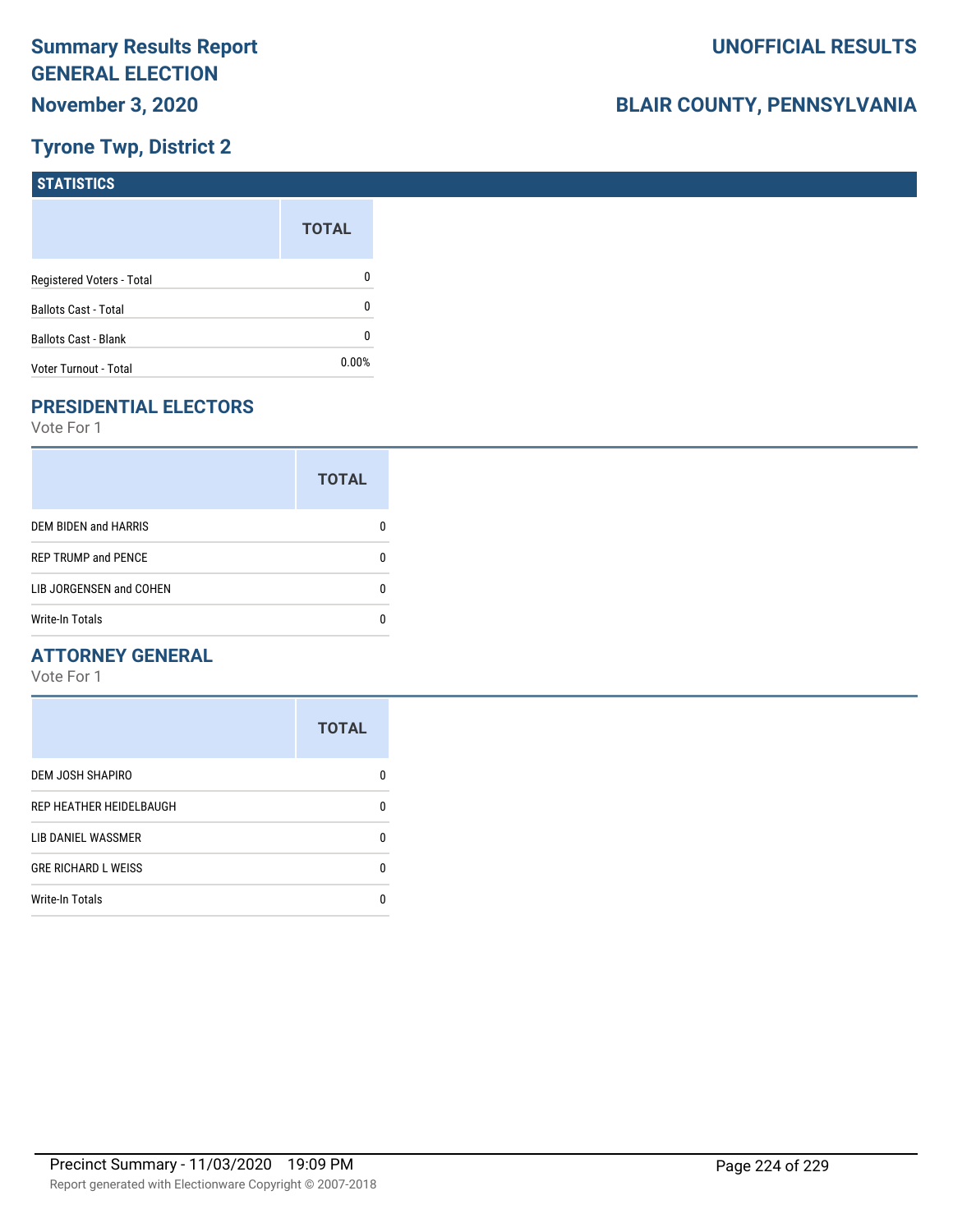# Summary Results Report
## GENERAL ELECTION
## November 3, 2020

## UNOFFICIAL RESULTS

## BLAIR COUNTY, PENNSYLVANIA

## Tyrone Twp, District 2

### STATISTICS

| | TOTAL |
|---|---|
| Registered Voters - Total | 0 |
| Ballots Cast - Total | 0 |
| Ballots Cast - Blank | 0 |
| Voter Turnout - Total | 0.00% |

### PRESIDENTIAL ELECTORS

Vote For 1

| | TOTAL |
|---|---|
| DEM BIDEN and HARRIS | 0 |
| REP TRUMP and PENCE | 0 |
| LIB JORGENSEN and COHEN | 0 |
| Write-In Totals | 0 |

### ATTORNEY GENERAL

Vote For 1

| | TOTAL |
|---|---|
| DEM JOSH SHAPIRO | 0 |
| REP HEATHER HEIDELBAUGH | 0 |
| LIB DANIEL WASSMER | 0 |
| GRE RICHARD L WEISS | 0 |
| Write-In Totals | 0 |

Precinct Summary - 11/03/2020 19:09 PM

Report generated with Electionware Copyright © 2007-2018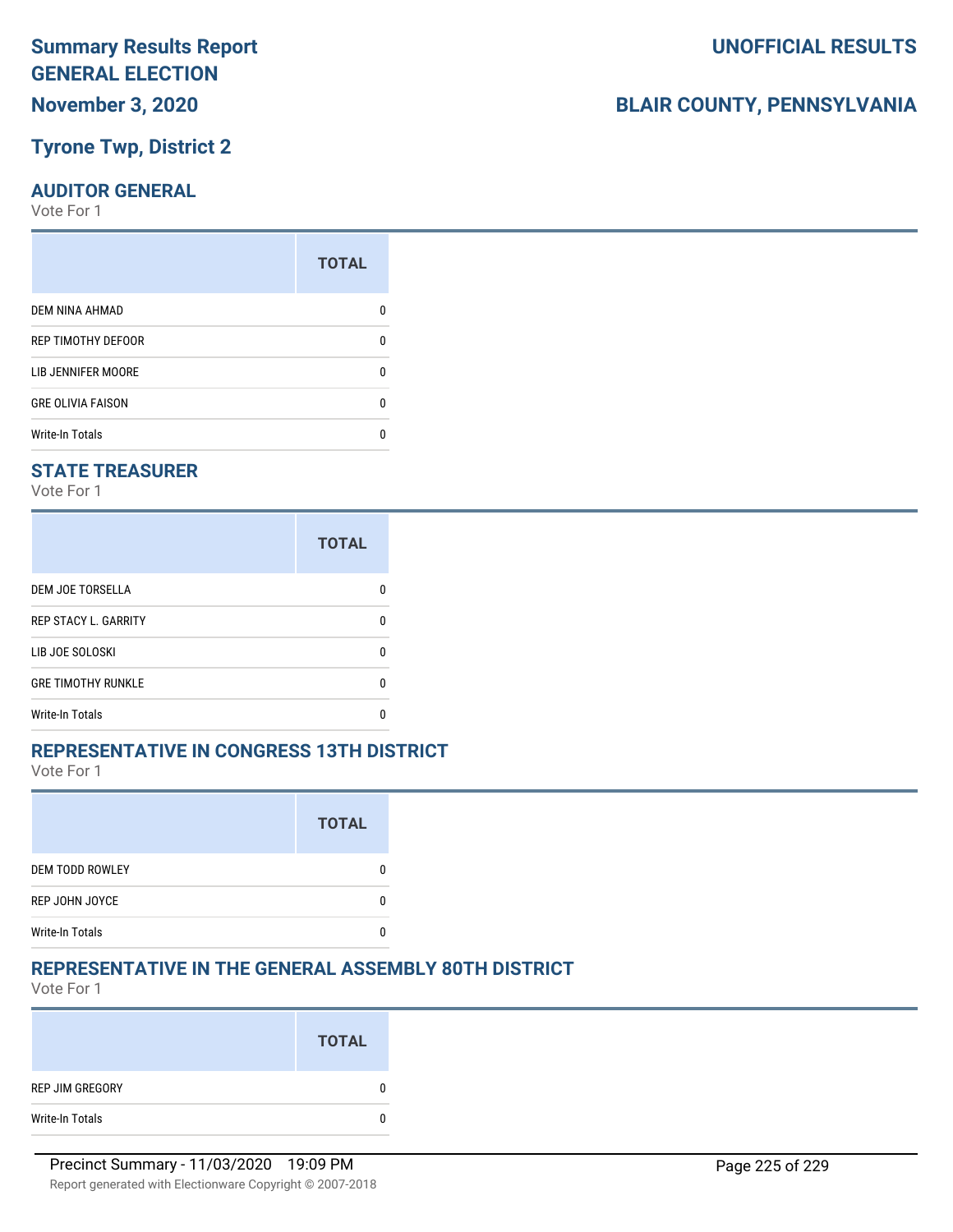# Summary Results Report GENERAL ELECTION

**November 3, 2020**

**UNOFFICIAL RESULTS**

**BLAIR COUNTY, PENNSYLVANIA**

## Tyrone Twp, District 2

### AUDITOR GENERAL

Vote For 1

| | TOTAL |
|---|---|
| DEM NINA AHMAD | 0 |
| REP TIMOTHY DEFOOR | 0 |
| LIB JENNIFER MOORE | 0 |
| GRE OLIVIA FAISON | 0 |
| Write-In Totals | 0 |

### STATE TREASURER

Vote For 1

| | TOTAL |
|---|---|
| DEM JOE TORSELLA | 0 |
| REP STACY L. GARRITY | 0 |
| LIB JOE SOLOSKI | 0 |
| GRE TIMOTHY RUNKLE | 0 |
| Write-In Totals | 0 |

### REPRESENTATIVE IN CONGRESS 13TH DISTRICT

Vote For 1

| | TOTAL |
|---|---|
| DEM TODD ROWLEY | 0 |
| REP JOHN JOYCE | 0 |
| Write-In Totals | 0 |

### REPRESENTATIVE IN THE GENERAL ASSEMBLY 80TH DISTRICT

Vote For 1

| | TOTAL |
|---|---|
| REP JIM GREGORY | 0 |
| Write-In Totals | 0 |

Precinct Summary - 11/03/2020 19:09 PM

Report generated with Electionware Copyright © 2007-2018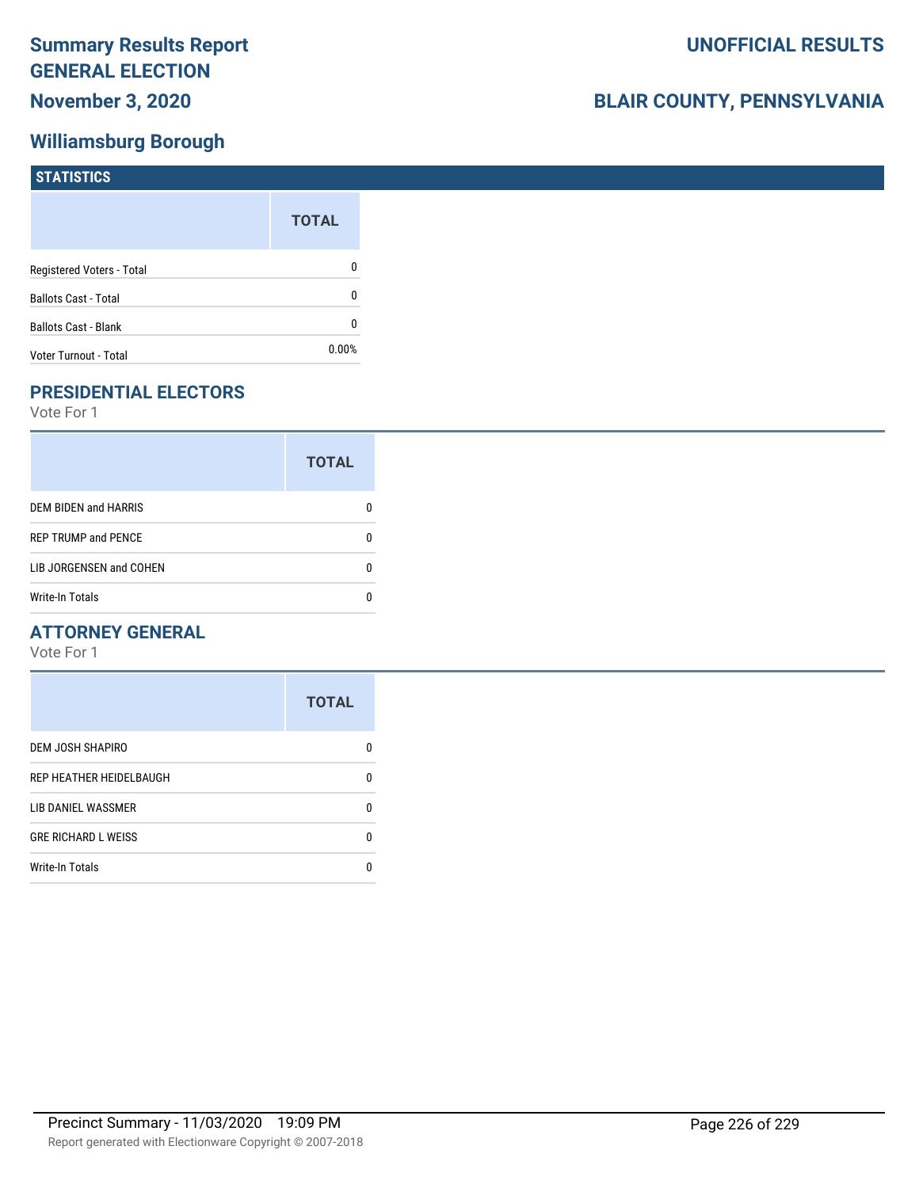# Summary Results Report GENERAL ELECTION

**November 3, 2020**

**UNOFFICIAL RESULTS**

**BLAIR COUNTY, PENNSYLVANIA**

## Williamsburg Borough

### STATISTICS

| | TOTAL |
|---|---|
| Registered Voters - Total | 0 |
| Ballots Cast - Total | 0 |
| Ballots Cast - Blank | 0 |
| Voter Turnout - Total | 0.00% |

### PRESIDENTIAL ELECTORS

Vote For 1

| | TOTAL |
|---|---|
| DEM BIDEN and HARRIS | 0 |
| REP TRUMP and PENCE | 0 |
| LIB JORGENSEN and COHEN | 0 |
| Write-In Totals | 0 |

### ATTORNEY GENERAL

Vote For 1

| | TOTAL |
|---|---|
| DEM JOSH SHAPIRO | 0 |
| REP HEATHER HEIDELBAUGH | 0 |
| LIB DANIEL WASSMER | 0 |
| GRE RICHARD L WEISS | 0 |
| Write-In Totals | 0 |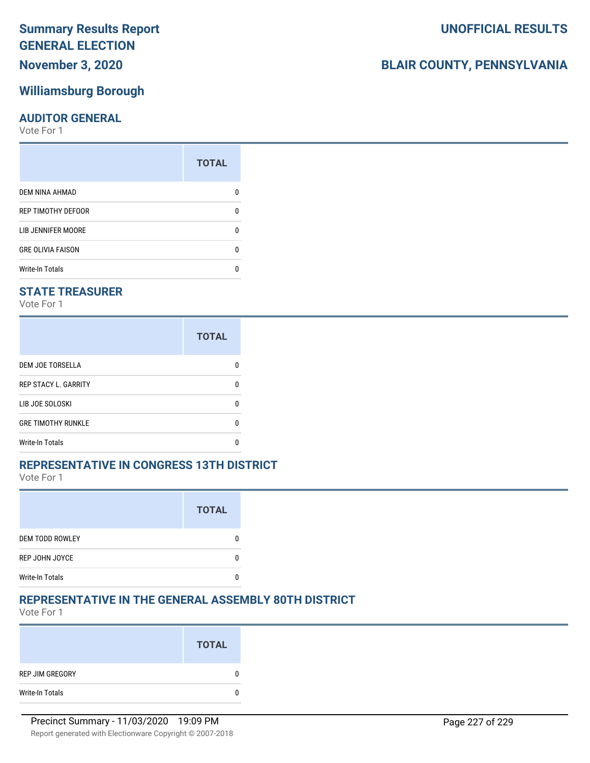# Summary Results Report
# GENERAL ELECTION
# November 3, 2020

**UNOFFICIAL RESULTS**

**BLAIR COUNTY, PENNSYLVANIA**

## Williamsburg Borough

### AUDITOR GENERAL

Vote For 1

| | TOTAL |
|---|---|
| DEM NINA AHMAD | 0 |
| REP TIMOTHY DEFOOR | 0 |
| LIB JENNIFER MOORE | 0 |
| GRE OLIVIA FAISON | 0 |
| Write-In Totals | 0 |

### STATE TREASURER

Vote For 1

| | TOTAL |
|---|---|
| DEM JOE TORSELLA | 0 |
| REP STACY L. GARRITY | 0 |
| LIB JOE SOLOSKI | 0 |
| GRE TIMOTHY RUNKLE | 0 |
| Write-In Totals | 0 |

### REPRESENTATIVE IN CONGRESS 13TH DISTRICT

Vote For 1

| | TOTAL |
|---|---|
| DEM TODD ROWLEY | 0 |
| REP JOHN JOYCE | 0 |
| Write-In Totals | 0 |

### REPRESENTATIVE IN THE GENERAL ASSEMBLY 80TH DISTRICT

Vote For 1

| | TOTAL |
|---|---|
| REP JIM GREGORY | 0 |
| Write-In Totals | 0 |

Precinct Summary - 11/03/2020 19:09 PM

Report generated with Electionware Copyright © 2007-2018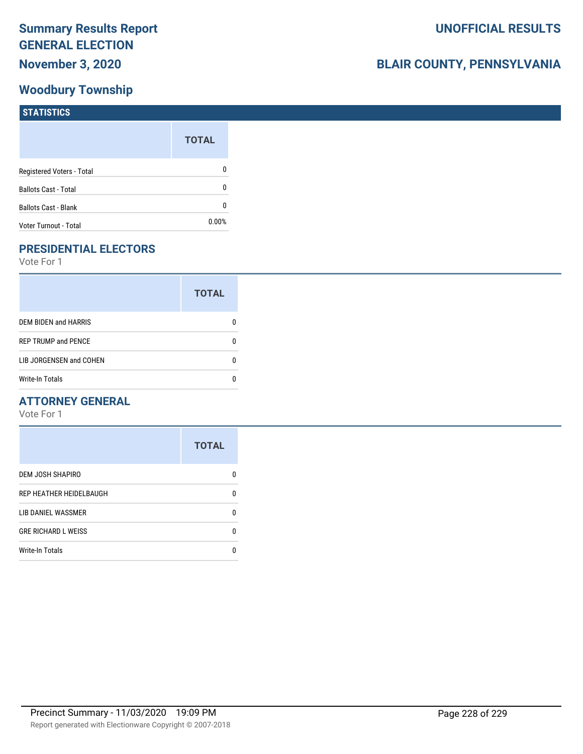# Summary Results Report
# GENERAL ELECTION
## November 3, 2020

# UNOFFICIAL RESULTS

## BLAIR COUNTY, PENNSYLVANIA

## Woodbury Township

### STATISTICS

| | TOTAL |
|---|---|
| Registered Voters - Total | 0 |
| Ballots Cast - Total | 0 |
| Ballots Cast - Blank | 0 |
| Voter Turnout - Total | 0.00% |

### PRESIDENTIAL ELECTORS

Vote For 1

| | TOTAL |
|---|---|
| DEM BIDEN and HARRIS | 0 |
| REP TRUMP and PENCE | 0 |
| LIB JORGENSEN and COHEN | 0 |
| Write-In Totals | 0 |

### ATTORNEY GENERAL

Vote For 1

| | TOTAL |
|---|---|
| DEM JOSH SHAPIRO | 0 |
| REP HEATHER HEIDELBAUGH | 0 |
| LIB DANIEL WASSMER | 0 |
| GRE RICHARD L WEISS | 0 |
| Write-In Totals | 0 |

Precinct Summary - 11/03/2020 19:09 PM

Report generated with Electionware Copyright © 2007-2018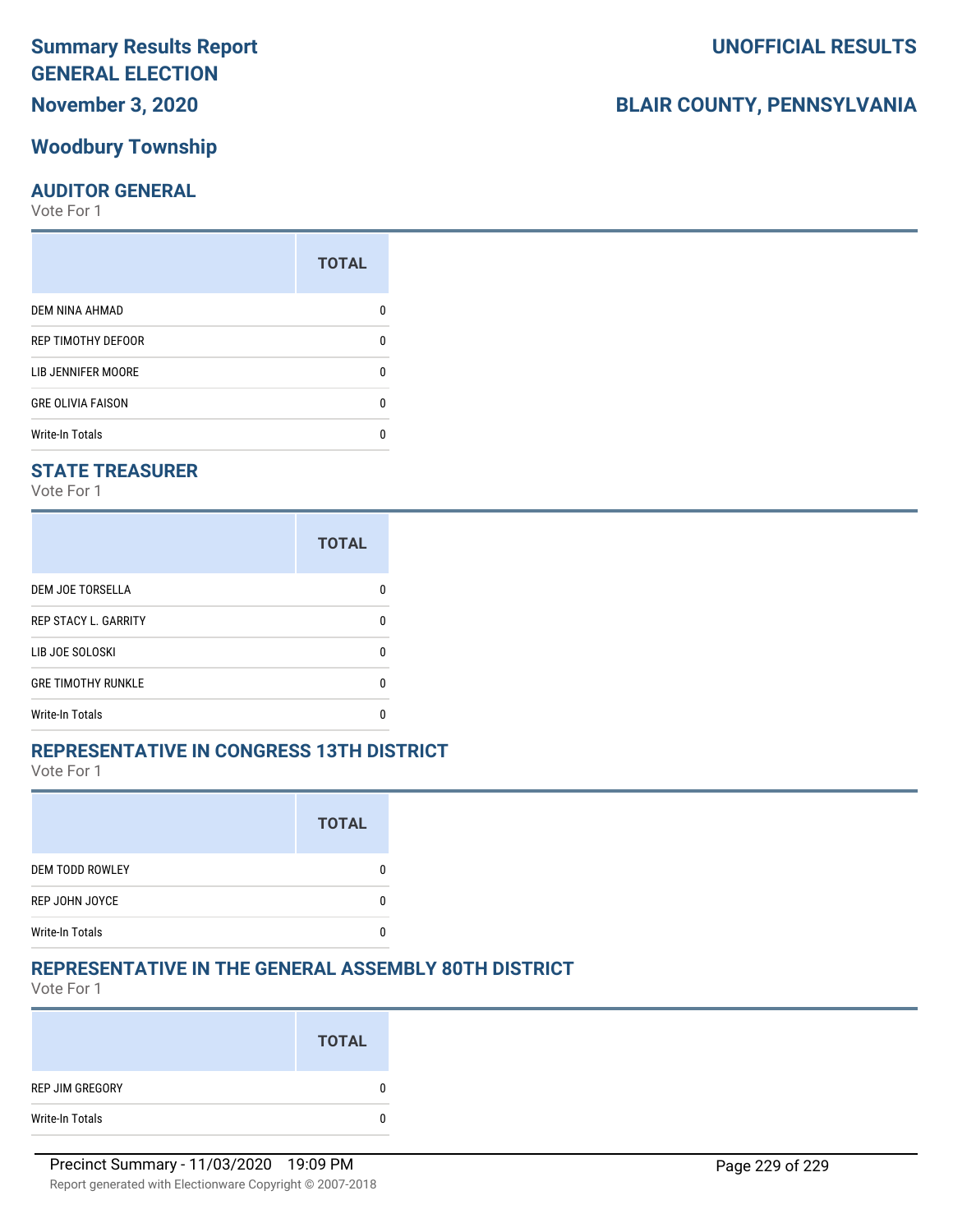# Summary Results Report
# GENERAL ELECTION
# November 3, 2020

**UNOFFICIAL RESULTS**

**BLAIR COUNTY, PENNSYLVANIA**

## Woodbury Township

### AUDITOR GENERAL

Vote For 1

| | TOTAL |
|---|---|
| DEM NINA AHMAD | 0 |
| REP TIMOTHY DEFOOR | 0 |
| LIB JENNIFER MOORE | 0 |
| GRE OLIVIA FAISON | 0 |
| Write-In Totals | 0 |

### STATE TREASURER

Vote For 1

| | TOTAL |
|---|---|
| DEM JOE TORSELLA | 0 |
| REP STACY L. GARRITY | 0 |
| LIB JOE SOLOSKI | 0 |
| GRE TIMOTHY RUNKLE | 0 |
| Write-In Totals | 0 |

### REPRESENTATIVE IN CONGRESS 13TH DISTRICT

Vote For 1

| | TOTAL |
|---|---|
| DEM TODD ROWLEY | 0 |
| REP JOHN JOYCE | 0 |
| Write-In Totals | 0 |

### REPRESENTATIVE IN THE GENERAL ASSEMBLY 80TH DISTRICT

Vote For 1

| | TOTAL |
|---|---|
| REP JIM GREGORY | 0 |
| Write-In Totals | 0 |

Precinct Summary - 11/03/2020 19:09 PM

Report generated with Electionware Copyright © 2007-2018